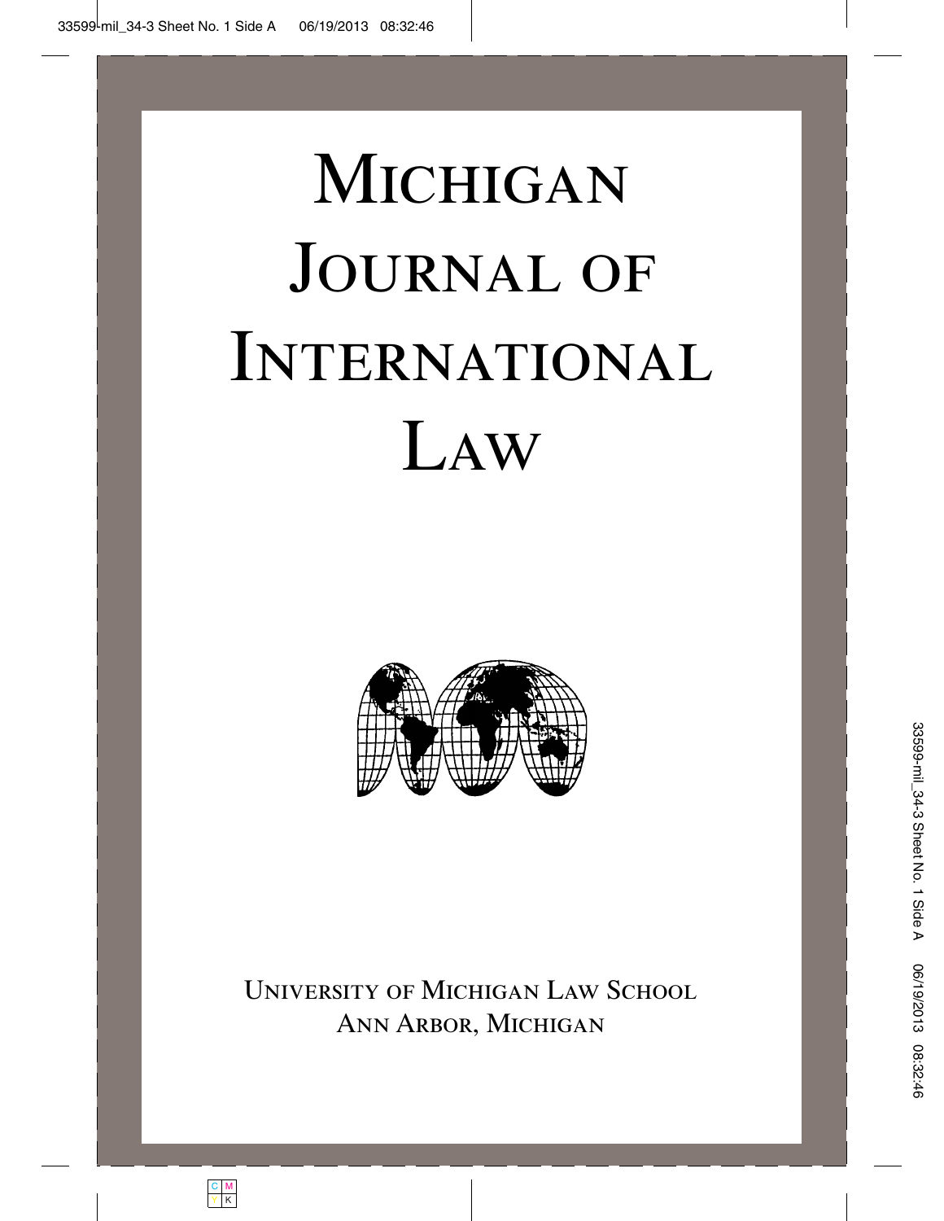# Michigan Journal of International Law

University of Michigan Law School
Ann Arbor, Michigan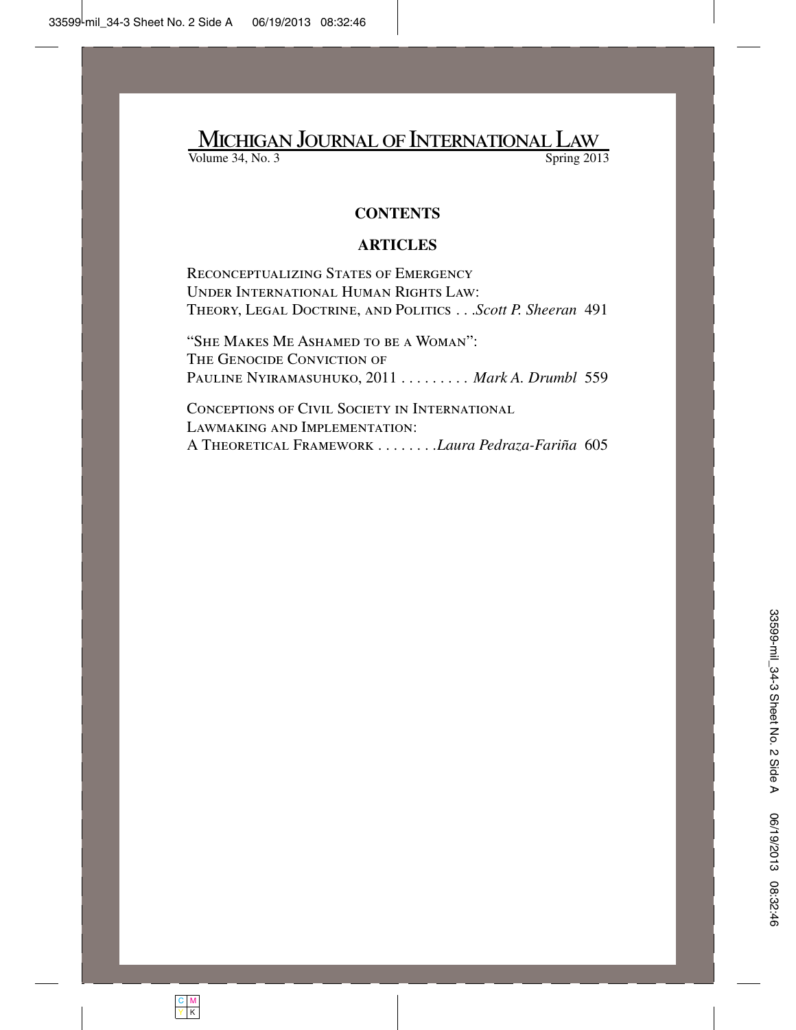# Michigan Journal of International Law

Volume 34, No. 3 Spring 2013

## CONTENTS

### ARTICLES

Reconceptualizing States of Emergency Under International Human Rights Law: Theory, Legal Doctrine, and Politics . . . *Scott P. Sheeran* 491

"She Makes Me Ashamed to be a Woman": The Genocide Conviction of Pauline Nyiramasuhuko, 2011 . . . . . . . . . *Mark A. Drumbl* 559

Conceptions of Civil Society in International Lawmaking and Implementation: A Theoretical Framework . . . . . . . . *Laura Pedraza-Fariña* 605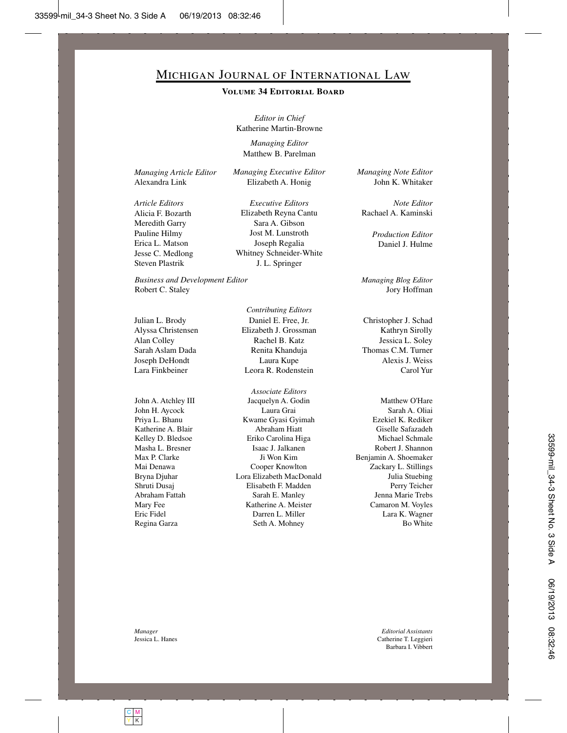# Michigan Journal of International Law

## Volume 34 Editorial Board

*Editor in Chief*
Katherine Martin-Browne

*Managing Editor*
Matthew B. Parelman

*Managing Article Editor*
Alexandra Link

*Managing Executive Editor*
Elizabeth A. Honig

*Managing Note Editor*
John K. Whitaker

*Article Editors*
Alicia F. Bozarth
Meredith Garry
Pauline Hilmy
Erica L. Matson
Jesse C. Medlong
Steven Plastrik

*Executive Editors*
Elizabeth Reyna Cantu
Sara A. Gibson
Jost M. Lunstroth
Joseph Regalia
Whitney Schneider-White
J. L. Springer

*Note Editor*
Rachael A. Kaminski

*Production Editor*
Daniel J. Hulme

*Business and Development Editor*
Robert C. Staley

*Managing Blog Editor*
Jory Hoffman

*Contributing Editors*

Julian L. Brody
Alyssa Christensen
Alan Colley
Sarah Aslam Dada
Joseph DeHondt
Lara Finkbeiner
Daniel E. Free, Jr.
Elizabeth J. Grossman
Rachel B. Katz
Renita Khanduja
Laura Kupe
Leora R. Rodenstein
Christopher J. Schad
Kathryn Sirolly
Jessica L. Soley
Thomas C.M. Turner
Alexis J. Weiss
Carol Yur

*Associate Editors*

John A. Atchley III
John H. Aycock
Priya L. Bhanu
Katherine A. Blair
Kelley D. Bledsoe
Masha L. Bresner
Max P. Clarke
Mai Denawa
Bryna Djuhar
Shruti Dusaj
Abraham Fattah
Mary Fee
Eric Fidel
Regina Garza
Jacquelyn A. Godin
Laura Grai
Kwame Gyasi Gyimah
Abraham Hiatt
Eriko Carolina Higa
Isaac J. Jalkanen
Ji Won Kim
Cooper Knowlton
Lora Elizabeth MacDonald
Elisabeth F. Madden
Sarah E. Manley
Katherine A. Meister
Darren L. Miller
Seth A. Mohney
Matthew O'Hare
Sarah A. Oliai
Ezekiel K. Rediker
Giselle Safazadeh
Michael Schmale
Robert J. Shannon
Benjamin A. Shoemaker
Zackary L. Stillings
Julia Stuebing
Perry Teicher
Jenna Marie Trebs
Camaron M. Voyles
Lara K. Wagner
Bo White

*Manager*
Jessica L. Hanes

*Editorial Assistants*
Catherine T. Leggieri
Barbara I. Vibbert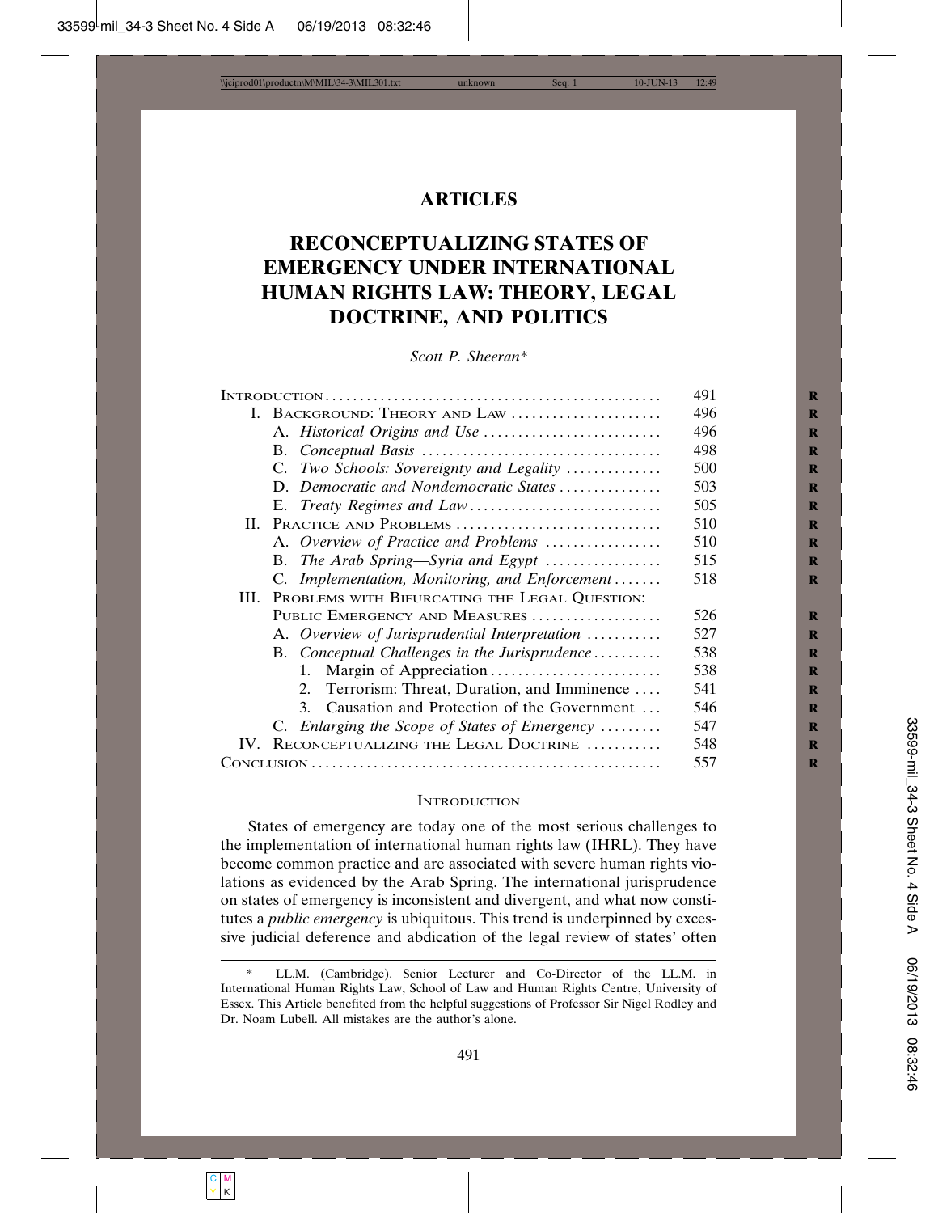# ARTICLES

# RECONCEPTUALIZING STATES OF EMERGENCY UNDER INTERNATIONAL HUMAN RIGHTS LAW: THEORY, LEGAL DOCTRINE, AND POLITICS

*Scott P. Sheeran*\*

| | |
|---|---|
| INTRODUCTION | 491 |
| I. BACKGROUND: THEORY AND LAW | 496 |
| A. *Historical Origins and Use* | 496 |
| B. *Conceptual Basis* | 498 |
| C. *Two Schools: Sovereignty and Legality* | 500 |
| D. *Democratic and Nondemocratic States* | 503 |
| E. *Treaty Regimes and Law* | 505 |
| II. PRACTICE AND PROBLEMS | 510 |
| A. *Overview of Practice and Problems* | 510 |
| B. *The Arab Spring—Syria and Egypt* | 515 |
| C. *Implementation, Monitoring, and Enforcement* | 518 |
| III. PROBLEMS WITH BIFURCATING THE LEGAL QUESTION: PUBLIC EMERGENCY AND MEASURES | 526 |
| A. *Overview of Jurisprudential Interpretation* | 527 |
| B. *Conceptual Challenges in the Jurisprudence* | 538 |
| 1. Margin of Appreciation | 538 |
| 2. Terrorism: Threat, Duration, and Imminence | 541 |
| 3. Causation and Protection of the Government | 546 |
| C. *Enlarging the Scope of States of Emergency* | 547 |
| IV. RECONCEPTUALIZING THE LEGAL DOCTRINE | 548 |
| CONCLUSION | 557 |

## INTRODUCTION

States of emergency are today one of the most serious challenges to the implementation of international human rights law (IHRL). They have become common practice and are associated with severe human rights violations as evidenced by the Arab Spring. The international jurisprudence on states of emergency is inconsistent and divergent, and what now constitutes a *public emergency* is ubiquitous. This trend is underpinned by excessive judicial deference and abdication of the legal review of states' often

---

\* LL.M. (Cambridge). Senior Lecturer and Co-Director of the LL.M. in International Human Rights Law, School of Law and Human Rights Centre, University of Essex. This Article benefited from the helpful suggestions of Professor Sir Nigel Rodley and Dr. Noam Lubell. All mistakes are the author's alone.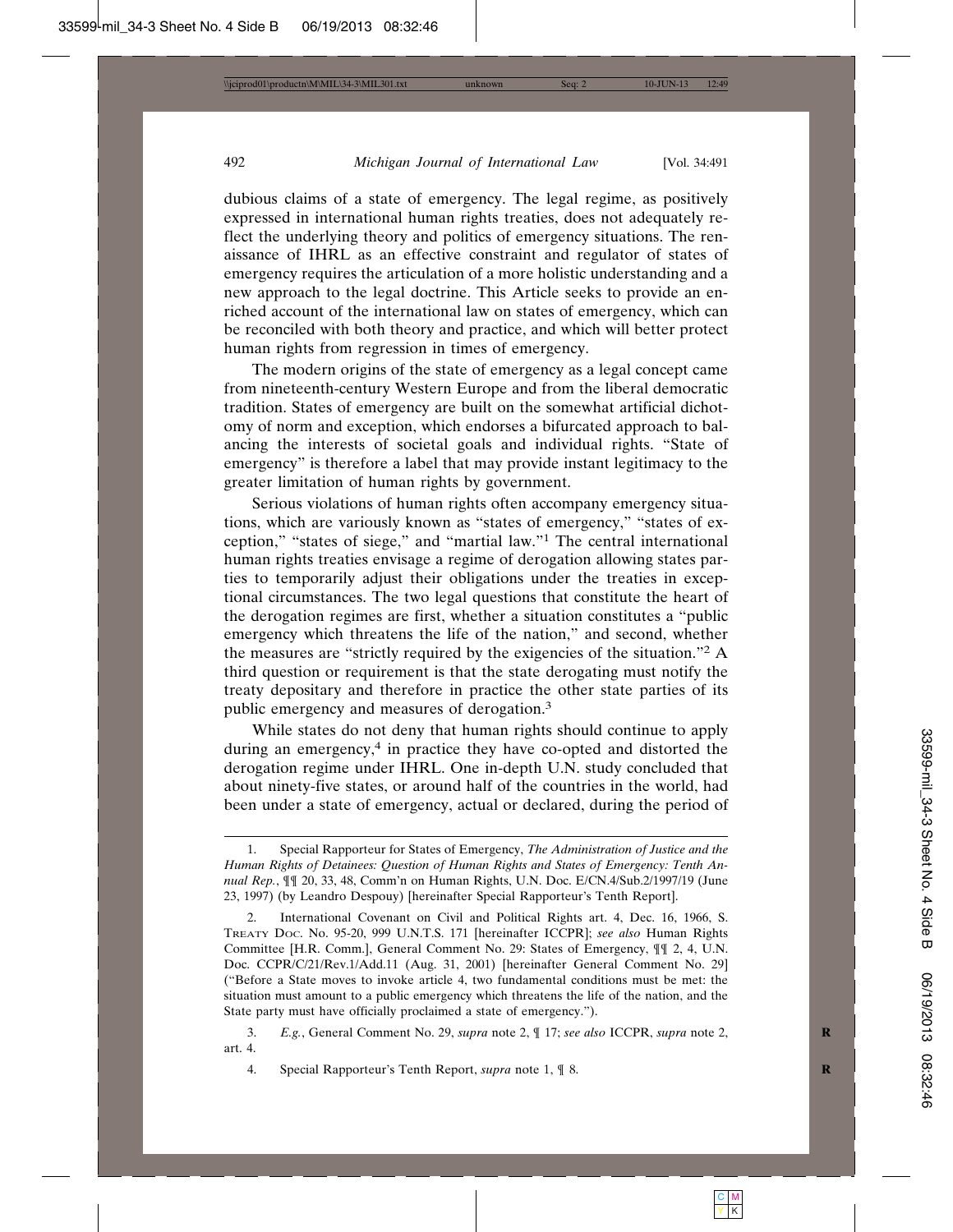dubious claims of a state of emergency. The legal regime, as positively expressed in international human rights treaties, does not adequately reflect the underlying theory and politics of emergency situations. The renaissance of IHRL as an effective constraint and regulator of states of emergency requires the articulation of a more holistic understanding and a new approach to the legal doctrine. This Article seeks to provide an enriched account of the international law on states of emergency, which can be reconciled with both theory and practice, and which will better protect human rights from regression in times of emergency.

The modern origins of the state of emergency as a legal concept came from nineteenth-century Western Europe and from the liberal democratic tradition. States of emergency are built on the somewhat artificial dichotomy of norm and exception, which endorses a bifurcated approach to balancing the interests of societal goals and individual rights. "State of emergency" is therefore a label that may provide instant legitimacy to the greater limitation of human rights by government.

Serious violations of human rights often accompany emergency situations, which are variously known as "states of emergency," "states of exception," "states of siege," and "martial law."[1] The central international human rights treaties envisage a regime of derogation allowing states parties to temporarily adjust their obligations under the treaties in exceptional circumstances. The two legal questions that constitute the heart of the derogation regimes are first, whether a situation constitutes a "public emergency which threatens the life of the nation," and second, whether the measures are "strictly required by the exigencies of the situation."[2] A third question or requirement is that the state derogating must notify the treaty depositary and therefore in practice the other state parties of its public emergency and measures of derogation.[3]

While states do not deny that human rights should continue to apply during an emergency,[4] in practice they have co-opted and distorted the derogation regime under IHRL. One in-depth U.N. study concluded that about ninety-five states, or around half of the countries in the world, had been under a state of emergency, actual or declared, during the period of

---

1. Special Rapporteur for States of Emergency, *The Administration of Justice and the Human Rights of Detainees: Question of Human Rights and States of Emergency: Tenth Annual Rep.*, ¶¶ 20, 33, 48, Comm'n on Human Rights, U.N. Doc. E/CN.4/Sub.2/1997/19 (June 23, 1997) (by Leandro Despouy) [hereinafter Special Rapporteur's Tenth Report].

2. International Covenant on Civil and Political Rights art. 4, Dec. 16, 1966, S. Treaty Doc. No. 95-20, 999 U.N.T.S. 171 [hereinafter ICCPR]; *see also* Human Rights Committee [H.R. Comm.], General Comment No. 29: States of Emergency, ¶¶ 2, 4, U.N. Doc. CCPR/C/21/Rev.1/Add.11 (Aug. 31, 2001) [hereinafter General Comment No. 29] ("Before a State moves to invoke article 4, two fundamental conditions must be met: the situation must amount to a public emergency which threatens the life of the nation, and the State party must have officially proclaimed a state of emergency.").

3. *E.g.*, General Comment No. 29, *supra* note 2, ¶ 17; *see also* ICCPR, *supra* note 2, art. 4.

4. Special Rapporteur's Tenth Report, *supra* note 1, ¶ 8.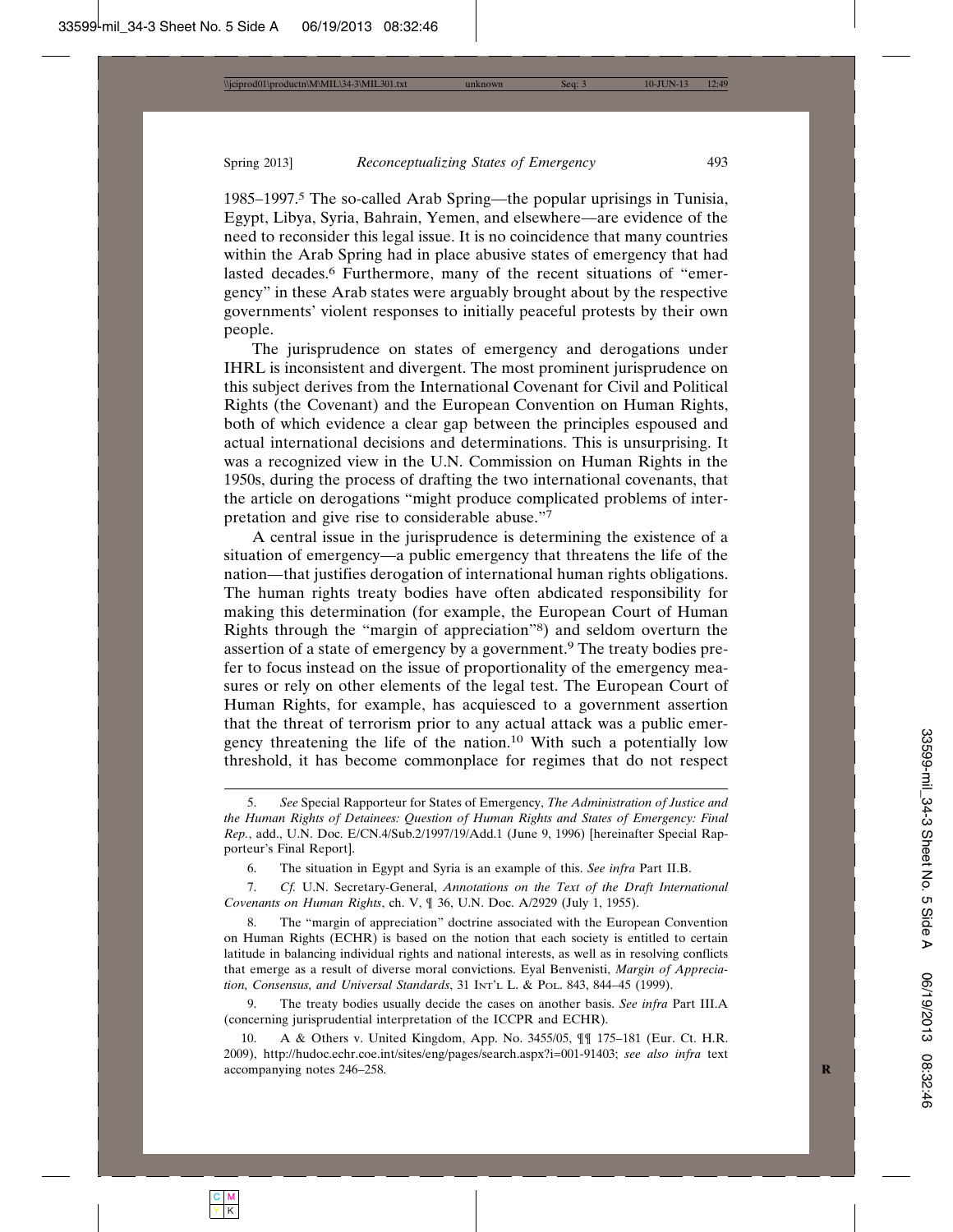1985–1997.[5] The so-called Arab Spring—the popular uprisings in Tunisia, Egypt, Libya, Syria, Bahrain, Yemen, and elsewhere—are evidence of the need to reconsider this legal issue. It is no coincidence that many countries within the Arab Spring had in place abusive states of emergency that had lasted decades.[6] Furthermore, many of the recent situations of "emergency" in these Arab states were arguably brought about by the respective governments' violent responses to initially peaceful protests by their own people.

The jurisprudence on states of emergency and derogations under IHRL is inconsistent and divergent. The most prominent jurisprudence on this subject derives from the International Covenant for Civil and Political Rights (the Covenant) and the European Convention on Human Rights, both of which evidence a clear gap between the principles espoused and actual international decisions and determinations. This is unsurprising. It was a recognized view in the U.N. Commission on Human Rights in the 1950s, during the process of drafting the two international covenants, that the article on derogations "might produce complicated problems of interpretation and give rise to considerable abuse."[7]

A central issue in the jurisprudence is determining the existence of a situation of emergency—a public emergency that threatens the life of the nation—that justifies derogation of international human rights obligations. The human rights treaty bodies have often abdicated responsibility for making this determination (for example, the European Court of Human Rights through the "margin of appreciation"[8]) and seldom overturn the assertion of a state of emergency by a government.[9] The treaty bodies prefer to focus instead on the issue of proportionality of the emergency measures or rely on other elements of the legal test. The European Court of Human Rights, for example, has acquiesced to a government assertion that the threat of terrorism prior to any actual attack was a public emergency threatening the life of the nation.[10] With such a potentially low threshold, it has become commonplace for regimes that do not respect

---

5. *See* Special Rapporteur for States of Emergency, *The Administration of Justice and the Human Rights of Detainees: Question of Human Rights and States of Emergency: Final Rep.*, add., U.N. Doc. E/CN.4/Sub.2/1997/19/Add.1 (June 9, 1996) [hereinafter Special Rapporteur's Final Report].

6. The situation in Egypt and Syria is an example of this. *See infra* Part II.B.

7. *Cf.* U.N. Secretary-General, *Annotations on the Text of the Draft International Covenants on Human Rights*, ch. V, ¶ 36, U.N. Doc. A/2929 (July 1, 1955).

8. The "margin of appreciation" doctrine associated with the European Convention on Human Rights (ECHR) is based on the notion that each society is entitled to certain latitude in balancing individual rights and national interests, as well as in resolving conflicts that emerge as a result of diverse moral convictions. Eyal Benvenisti, *Margin of Appreciation, Consensus, and Universal Standards*, 31 INT'L L. & POL. 843, 844–45 (1999).

9. The treaty bodies usually decide the cases on another basis. *See infra* Part III.A (concerning jurisprudential interpretation of the ICCPR and ECHR).

10. A & Others v. United Kingdom, App. No. 3455/05, ¶¶ 175–181 (Eur. Ct. H.R. 2009), http://hudoc.echr.coe.int/sites/eng/pages/search.aspx?i=001-91403; *see also infra* text accompanying notes 246–258.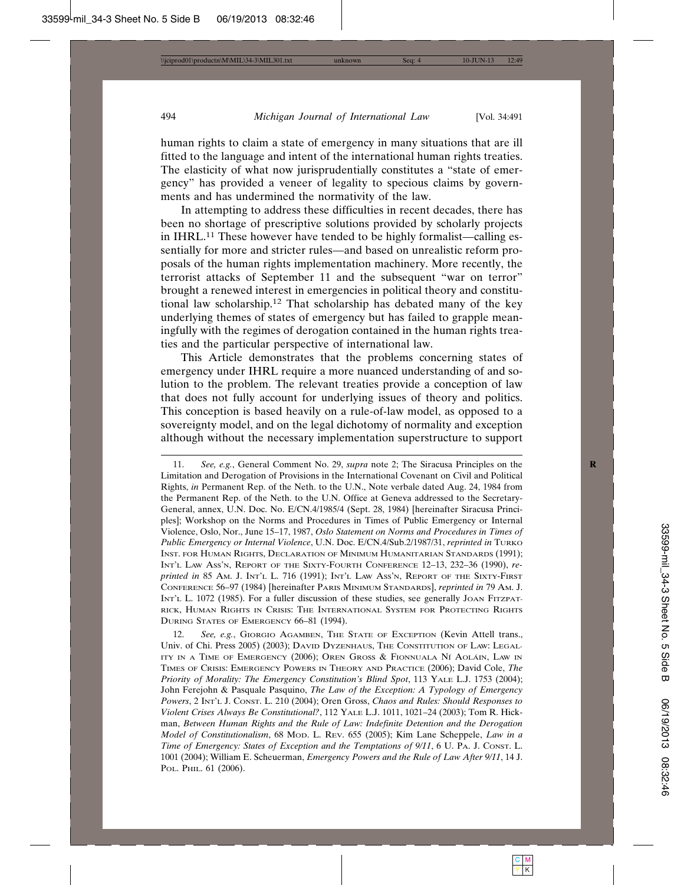human rights to claim a state of emergency in many situations that are ill fitted to the language and intent of the international human rights treaties. The elasticity of what now jurisprudentially constitutes a "state of emergency" has provided a veneer of legality to specious claims by governments and has undermined the normativity of the law.

In attempting to address these difficulties in recent decades, there has been no shortage of prescriptive solutions provided by scholarly projects in IHRL.[11] These however have tended to be highly formalist—calling essentially for more and stricter rules—and based on unrealistic reform proposals of the human rights implementation machinery. More recently, the terrorist attacks of September 11 and the subsequent "war on terror" brought a renewed interest in emergencies in political theory and constitutional law scholarship.[12] That scholarship has debated many of the key underlying themes of states of emergency but has failed to grapple meaningfully with the regimes of derogation contained in the human rights treaties and the particular perspective of international law.

This Article demonstrates that the problems concerning states of emergency under IHRL require a more nuanced understanding of and solution to the problem. The relevant treaties provide a conception of law that does not fully account for underlying issues of theory and politics. This conception is based heavily on a rule-of-law model, as opposed to a sovereignty model, and on the legal dichotomy of normality and exception although without the necessary implementation superstructure to support

---

11. *See, e.g.*, General Comment No. 29, *supra* note 2; The Siracusa Principles on the Limitation and Derogation of Provisions in the International Covenant on Civil and Political Rights, *in* Permanent Rep. of the Neth. to the U.N., Note verbale dated Aug. 24, 1984 from the Permanent Rep. of the Neth. to the U.N. Office at Geneva addressed to the Secretary-General, annex, U.N. Doc. No. E/CN.4/1985/4 (Sept. 28, 1984) [hereinafter Siracusa Principles]; Workshop on the Norms and Procedures in Times of Public Emergency or Internal Violence, Oslo, Nor., June 15–17, 1987, *Oslo Statement on Norms and Procedures in Times of Public Emergency or Internal Violence*, U.N. Doc. E/CN.4/Sub.2/1987/31, *reprinted in* Turko Inst. for Human Rights, Declaration of Minimum Humanitarian Standards (1991); Int'l Law Ass'n, Report of the Sixty-Fourth Conference 12–13, 232–36 (1990), *reprinted in* 85 Am. J. Int'l L. 716 (1991); Int'l Law Ass'n, Report of the Sixty-First Conference 56–97 (1984) [hereinafter Paris Minimum Standards], *reprinted in* 79 Am. J. Int'l L. 1072 (1985). For a fuller discussion of these studies, see generally Joan Fitzpatrick, Human Rights in Crisis: The International System for Protecting Rights During States of Emergency 66–81 (1994).

12. *See, e.g.*, Giorgio Agamben, The State of Exception (Kevin Attell trans., Univ. of Chi. Press 2005) (2003); David Dyzenhaus, The Constitution of Law: Legality in a Time of Emergency (2006); Oren Gross & Fionnuala Ní Aoláin, Law in Times of Crisis: Emergency Powers in Theory and Practice (2006); David Cole, *The Priority of Morality: The Emergency Constitution's Blind Spot*, 113 Yale L.J. 1753 (2004); John Ferejohn & Pasquale Pasquino, *The Law of the Exception: A Typology of Emergency Powers*, 2 Int'l J. Const. L. 210 (2004); Oren Gross, *Chaos and Rules: Should Responses to Violent Crises Always Be Constitutional?*, 112 Yale L.J. 1011, 1021–24 (2003); Tom R. Hickman, *Between Human Rights and the Rule of Law: Indefinite Detention and the Derogation Model of Constitutionalism*, 68 Mod. L. Rev. 655 (2005); Kim Lane Scheppele, *Law in a Time of Emergency: States of Exception and the Temptations of 9/11*, 6 U. Pa. J. Const. L. 1001 (2004); William E. Scheuerman, *Emergency Powers and the Rule of Law After 9/11*, 14 J. Pol. Phil. 61 (2006).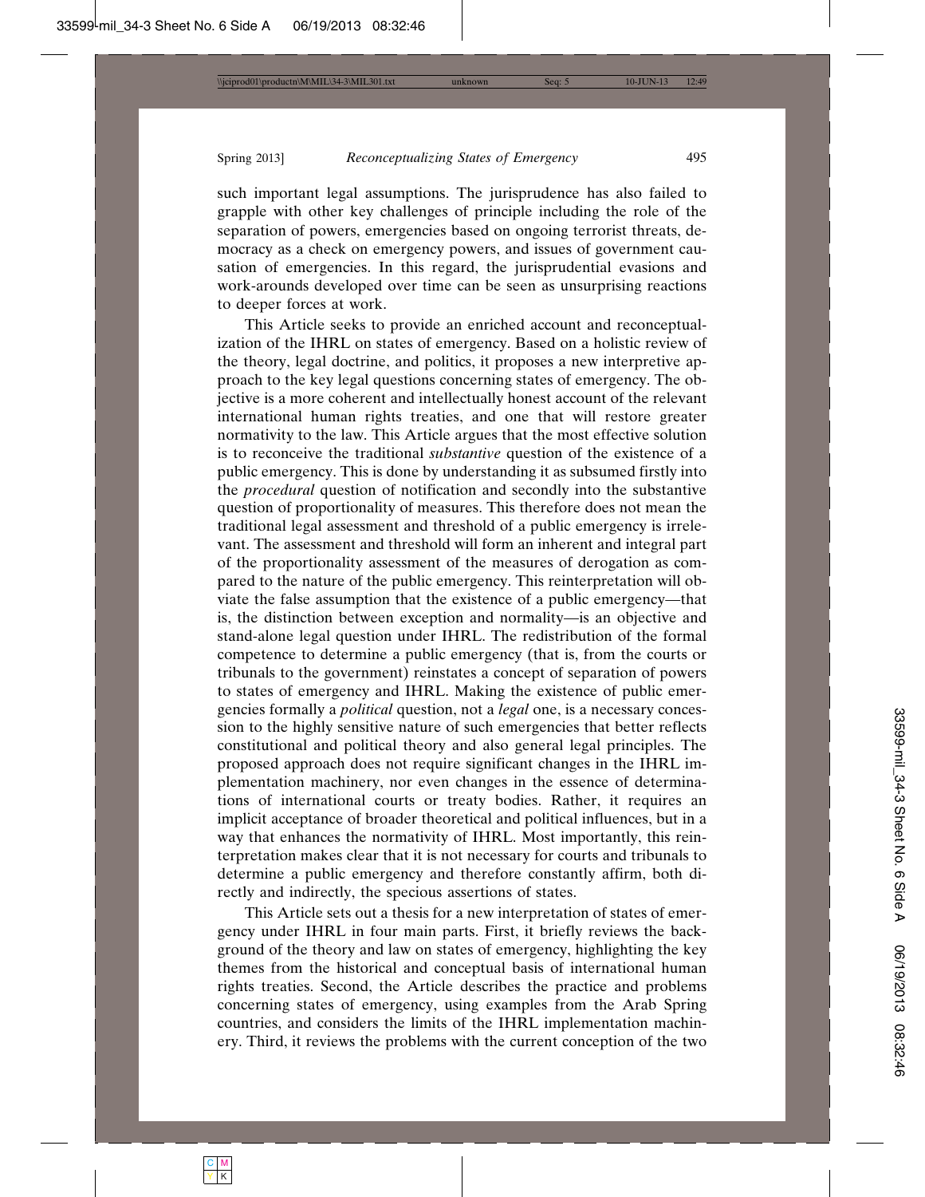such important legal assumptions. The jurisprudence has also failed to grapple with other key challenges of principle including the role of the separation of powers, emergencies based on ongoing terrorist threats, democracy as a check on emergency powers, and issues of government causation of emergencies. In this regard, the jurisprudential evasions and work-arounds developed over time can be seen as unsurprising reactions to deeper forces at work.

This Article seeks to provide an enriched account and reconceptualization of the IHRL on states of emergency. Based on a holistic review of the theory, legal doctrine, and politics, it proposes a new interpretive approach to the key legal questions concerning states of emergency. The objective is a more coherent and intellectually honest account of the relevant international human rights treaties, and one that will restore greater normativity to the law. This Article argues that the most effective solution is to reconceive the traditional *substantive* question of the existence of a public emergency. This is done by understanding it as subsumed firstly into the *procedural* question of notification and secondly into the substantive question of proportionality of measures. This therefore does not mean the traditional legal assessment and threshold of a public emergency is irrelevant. The assessment and threshold will form an inherent and integral part of the proportionality assessment of the measures of derogation as compared to the nature of the public emergency. This reinterpretation will obviate the false assumption that the existence of a public emergency—that is, the distinction between exception and normality—is an objective and stand-alone legal question under IHRL. The redistribution of the formal competence to determine a public emergency (that is, from the courts or tribunals to the government) reinstates a concept of separation of powers to states of emergency and IHRL. Making the existence of public emergencies formally a *political* question, not a *legal* one, is a necessary concession to the highly sensitive nature of such emergencies that better reflects constitutional and political theory and also general legal principles. The proposed approach does not require significant changes in the IHRL implementation machinery, nor even changes in the essence of determinations of international courts or treaty bodies. Rather, it requires an implicit acceptance of broader theoretical and political influences, but in a way that enhances the normativity of IHRL. Most importantly, this reinterpretation makes clear that it is not necessary for courts and tribunals to determine a public emergency and therefore constantly affirm, both directly and indirectly, the specious assertions of states.

This Article sets out a thesis for a new interpretation of states of emergency under IHRL in four main parts. First, it briefly reviews the background of the theory and law on states of emergency, highlighting the key themes from the historical and conceptual basis of international human rights treaties. Second, the Article describes the practice and problems concerning states of emergency, using examples from the Arab Spring countries, and considers the limits of the IHRL implementation machinery. Third, it reviews the problems with the current conception of the two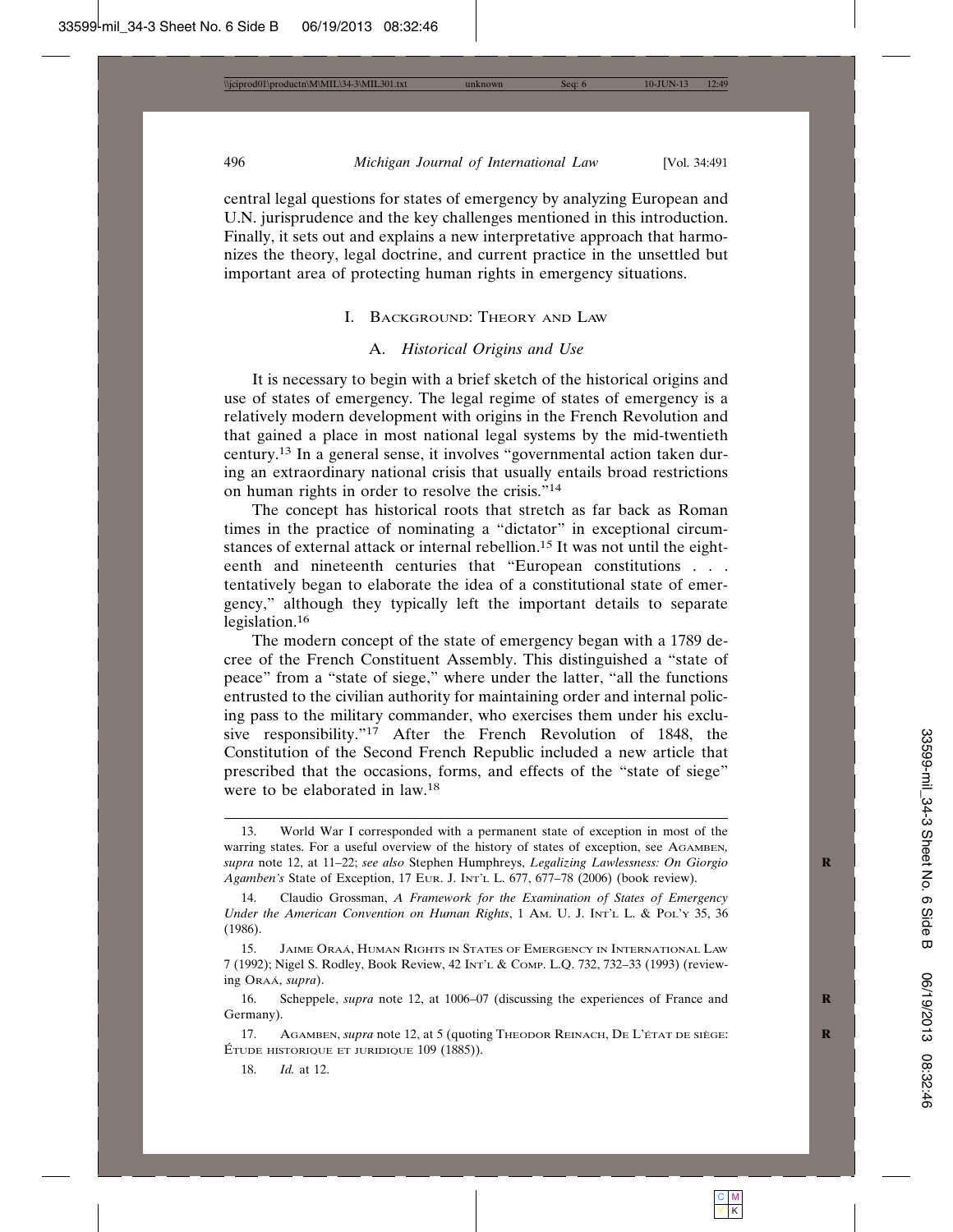central legal questions for states of emergency by analyzing European and U.N. jurisprudence and the key challenges mentioned in this introduction. Finally, it sets out and explains a new interpretative approach that harmonizes the theory, legal doctrine, and current practice in the unsettled but important area of protecting human rights in emergency situations.

## I. Background: Theory and Law

### A. *Historical Origins and Use*

It is necessary to begin with a brief sketch of the historical origins and use of states of emergency. The legal regime of states of emergency is a relatively modern development with origins in the French Revolution and that gained a place in most national legal systems by the mid-twentieth century.[13] In a general sense, it involves "governmental action taken during an extraordinary national crisis that usually entails broad restrictions on human rights in order to resolve the crisis."[14]

The concept has historical roots that stretch as far back as Roman times in the practice of nominating a "dictator" in exceptional circumstances of external attack or internal rebellion.[15] It was not until the eighteenth and nineteenth centuries that "European constitutions . . . tentatively began to elaborate the idea of a constitutional state of emergency," although they typically left the important details to separate legislation.[16]

The modern concept of the state of emergency began with a 1789 decree of the French Constituent Assembly. This distinguished a "state of peace" from a "state of siege," where under the latter, "all the functions entrusted to the civilian authority for maintaining order and internal policing pass to the military commander, who exercises them under his exclusive responsibility."[17] After the French Revolution of 1848, the Constitution of the Second French Republic included a new article that prescribed that the occasions, forms, and effects of the "state of siege" were to be elaborated in law.[18]

---

13. World War I corresponded with a permanent state of exception in most of the warring states. For a useful overview of the history of states of exception, see Agamben, *supra* note 12, at 11–22; *see also* Stephen Humphreys, *Legalizing Lawlessness: On Giorgio Agamben's* State of Exception, 17 Eur. J. Int'l L. 677, 677–78 (2006) (book review).

14. Claudio Grossman, *A Framework for the Examination of States of Emergency Under the American Convention on Human Rights*, 1 Am. U. J. Int'l L. & Pol'y 35, 36 (1986).

15. Jaime Oraá, Human Rights in States of Emergency in International Law 7 (1992); Nigel S. Rodley, Book Review, 42 Int'l & Comp. L.Q. 732, 732–33 (1993) (reviewing Oraá, *supra*).

16. Scheppele, *supra* note 12, at 1006–07 (discussing the experiences of France and Germany).

17. Agamben, *supra* note 12, at 5 (quoting Theodor Reinach, De l'état de siège: Étude historique et juridique 109 (1885)).

18. *Id.* at 12.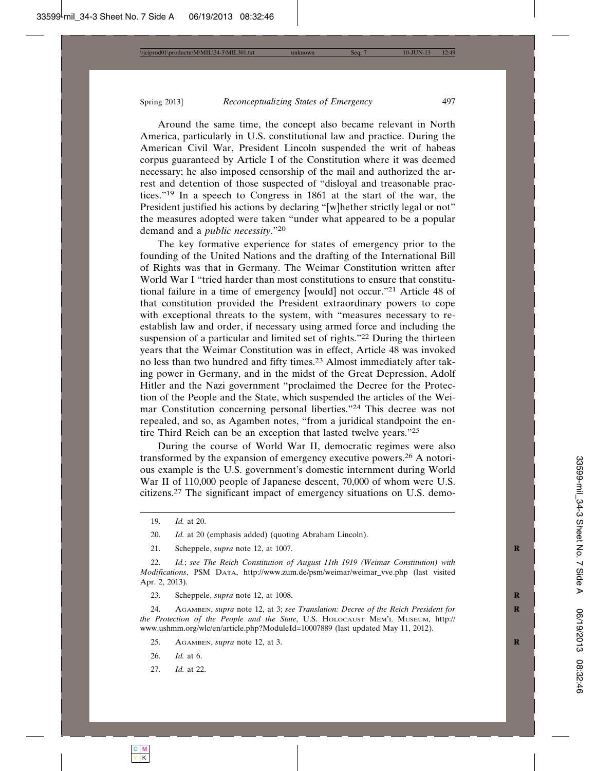Around the same time, the concept also became relevant in North America, particularly in U.S. constitutional law and practice. During the American Civil War, President Lincoln suspended the writ of habeas corpus guaranteed by Article I of the Constitution where it was deemed necessary; he also imposed censorship of the mail and authorized the arrest and detention of those suspected of "disloyal and treasonable practices."[19] In a speech to Congress in 1861 at the start of the war, the President justified his actions by declaring "[w]hether strictly legal or not" the measures adopted were taken "under what appeared to be a popular demand and a *public necessity*."[20]

The key formative experience for states of emergency prior to the founding of the United Nations and the drafting of the International Bill of Rights was that in Germany. The Weimar Constitution written after World War I "tried harder than most constitutions to ensure that constitutional failure in a time of emergency [would] not occur."[21] Article 48 of that constitution provided the President extraordinary powers to cope with exceptional threats to the system, with "measures necessary to re-establish law and order, if necessary using armed force and including the suspension of a particular and limited set of rights."[22] During the thirteen years that the Weimar Constitution was in effect, Article 48 was invoked no less than two hundred and fifty times.[23] Almost immediately after taking power in Germany, and in the midst of the Great Depression, Adolf Hitler and the Nazi government "proclaimed the Decree for the Protection of the People and the State, which suspended the articles of the Weimar Constitution concerning personal liberties."[24] This decree was not repealed, and so, as Agamben notes, "from a juridical standpoint the entire Third Reich can be an exception that lasted twelve years."[25]

During the course of World War II, democratic regimes were also transformed by the expansion of emergency executive powers.[26] A notorious example is the U.S. government's domestic internment during World War II of 110,000 people of Japanese descent, 70,000 of whom were U.S. citizens.[27] The significant impact of emergency situations on U.S. demo-

---

19. *Id.* at 20.

20. *Id.* at 20 (emphasis added) (quoting Abraham Lincoln).

21. Scheppele, *supra* note 12, at 1007.

22. *Id.*; *see The Reich Constitution of August 11th 1919 (Weimar Constitution) with Modifications*, PSM DATA, http://www.zum.de/psm/weimar/weimar_vve.php (last visited Apr. 2, 2013).

23. Scheppele, *supra* note 12, at 1008.

24. AGAMBEN, *supra* note 12, at 3; *see Translation: Decree of the Reich President for the Protection of the People and the State*, U.S. HOLOCAUST MEM'L MUSEUM, http://www.ushmm.org/wlc/en/article.php?ModuleId=10007889 (last updated May 11, 2012).

25. AGAMBEN, *supra* note 12, at 3.

26. *Id.* at 6.

27. *Id.* at 22.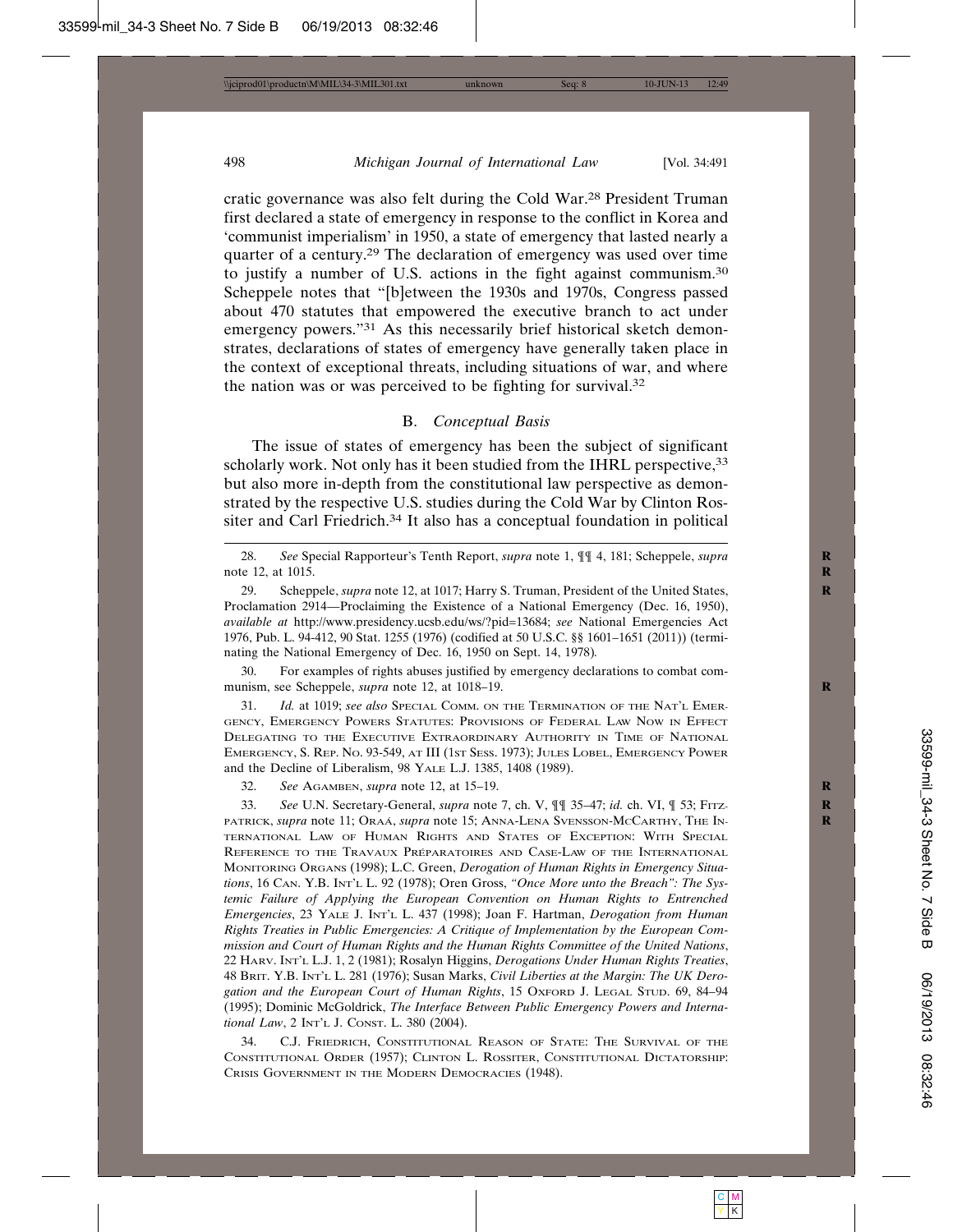cratic governance was also felt during the Cold War.[28] President Truman first declared a state of emergency in response to the conflict in Korea and 'communist imperialism' in 1950, a state of emergency that lasted nearly a quarter of a century.[29] The declaration of emergency was used over time to justify a number of U.S. actions in the fight against communism.[30] Scheppele notes that "[b]etween the 1930s and 1970s, Congress passed about 470 statutes that empowered the executive branch to act under emergency powers."[31] As this necessarily brief historical sketch demonstrates, declarations of states of emergency have generally taken place in the context of exceptional threats, including situations of war, and where the nation was or was perceived to be fighting for survival.[32]

### B. *Conceptual Basis*

The issue of states of emergency has been the subject of significant scholarly work. Not only has it been studied from the IHRL perspective,[33] but also more in-depth from the constitutional law perspective as demonstrated by the respective U.S. studies during the Cold War by Clinton Rossiter and Carl Friedrich.[34] It also has a conceptual foundation in political

---

28. *See* Special Rapporteur's Tenth Report, *supra* note 1, ¶¶ 4, 181; Scheppele, *supra* note 12, at 1015.

29. Scheppele, *supra* note 12, at 1017; Harry S. Truman, President of the United States, Proclamation 2914—Proclaiming the Existence of a National Emergency (Dec. 16, 1950), *available at* http://www.presidency.ucsb.edu/ws/?pid=13684; *see* National Emergencies Act 1976, Pub. L. 94-412, 90 Stat. 1255 (1976) (codified at 50 U.S.C. §§ 1601–1651 (2011)) (terminating the National Emergency of Dec. 16, 1950 on Sept. 14, 1978).

30. For examples of rights abuses justified by emergency declarations to combat communism, see Scheppele, *supra* note 12, at 1018–19.

31. *Id.* at 1019; *see also* Special Comm. on the Termination of the Nat'l Emergency, Emergency Powers Statutes: Provisions of Federal Law Now in Effect Delegating to the Executive Extraordinary Authority in Time of National Emergency, S. Rep. No. 93-549, at III (1st Sess. 1973); Jules Lobel, Emergency Power and the Decline of Liberalism, 98 Yale L.J. 1385, 1408 (1989).

32. *See* Agamben, *supra* note 12, at 15–19.

33. *See* U.N. Secretary-General, *supra* note 7, ch. V, ¶¶ 35–47; *id.* ch. VI, ¶ 53; Fitzpatrick, *supra* note 11; Oraá, *supra* note 15; Anna-Lena Svensson-McCarthy, The International Law of Human Rights and States of Exception: With Special Reference to the Travaux Préparatoires and Case-Law of the International Monitoring Organs (1998); L.C. Green, *Derogation of Human Rights in Emergency Situations*, 16 Can. Y.B. Int'l L. 92 (1978); Oren Gross, *"Once More unto the Breach": The Systemic Failure of Applying the European Convention on Human Rights to Entrenched Emergencies*, 23 Yale J. Int'l L. 437 (1998); Joan F. Hartman, *Derogation from Human Rights Treaties in Public Emergencies: A Critique of Implementation by the European Commission and Court of Human Rights and the Human Rights Committee of the United Nations*, 22 Harv. Int'l L.J. 1, 2 (1981); Rosalyn Higgins, *Derogations Under Human Rights Treaties*, 48 Brit. Y.B. Int'l L. 281 (1976); Susan Marks, *Civil Liberties at the Margin: The UK Derogation and the European Court of Human Rights*, 15 Oxford J. Legal Stud. 69, 84–94 (1995); Dominic McGoldrick, *The Interface Between Public Emergency Powers and International Law*, 2 Int'l J. Const. L. 380 (2004).

34. C.J. Friedrich, Constitutional Reason of State: The Survival of the Constitutional Order (1957); Clinton L. Rossiter, Constitutional Dictatorship: Crisis Government in the Modern Democracies (1948).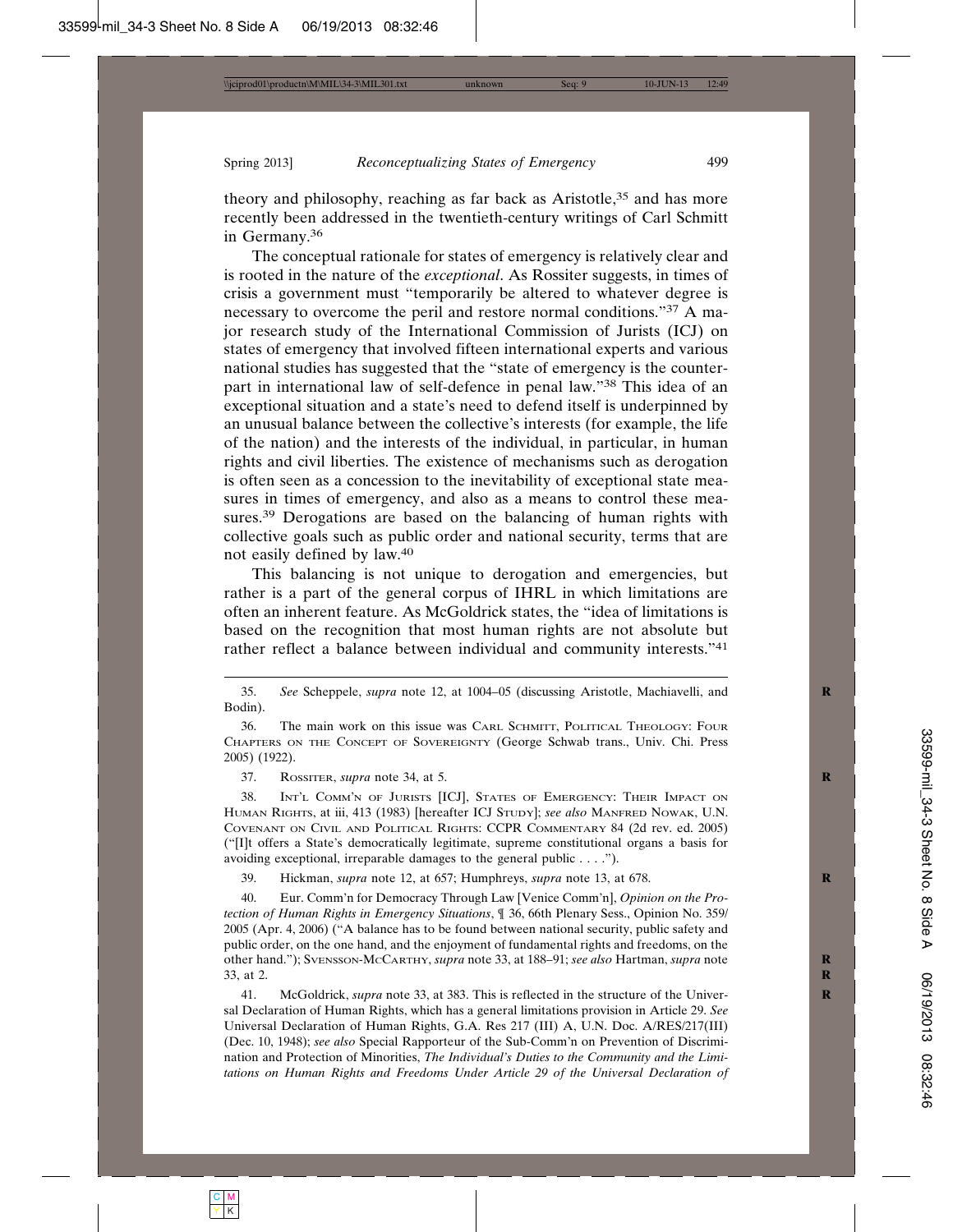theory and philosophy, reaching as far back as Aristotle,[35] and has more recently been addressed in the twentieth-century writings of Carl Schmitt in Germany.[36]

The conceptual rationale for states of emergency is relatively clear and is rooted in the nature of the *exceptional*. As Rossiter suggests, in times of crisis a government must "temporarily be altered to whatever degree is necessary to overcome the peril and restore normal conditions."[37] A major research study of the International Commission of Jurists (ICJ) on states of emergency that involved fifteen international experts and various national studies has suggested that the "state of emergency is the counterpart in international law of self-defence in penal law."[38] This idea of an exceptional situation and a state's need to defend itself is underpinned by an unusual balance between the collective's interests (for example, the life of the nation) and the interests of the individual, in particular, in human rights and civil liberties. The existence of mechanisms such as derogation is often seen as a concession to the inevitability of exceptional state measures in times of emergency, and also as a means to control these measures.[39] Derogations are based on the balancing of human rights with collective goals such as public order and national security, terms that are not easily defined by law.[40]

This balancing is not unique to derogation and emergencies, but rather is a part of the general corpus of IHRL in which limitations are often an inherent feature. As McGoldrick states, the "idea of limitations is based on the recognition that most human rights are not absolute but rather reflect a balance between individual and community interests."[41]

---

35. *See* Scheppele, *supra* note 12, at 1004–05 (discussing Aristotle, Machiavelli, and Bodin).

36. The main work on this issue was Carl Schmitt, Political Theology: Four Chapters on the Concept of Sovereignty (George Schwab trans., Univ. Chi. Press 2005) (1922).

37. Rossiter, *supra* note 34, at 5.

38. Int'l Comm'n of Jurists [ICJ], States of Emergency: Their Impact on Human Rights, at iii, 413 (1983) [hereafter ICJ Study]; *see also* Manfred Nowak, U.N. Covenant on Civil and Political Rights: CCPR Commentary 84 (2d rev. ed. 2005) ("[I]t offers a State's democratically legitimate, supreme constitutional organs a basis for avoiding exceptional, irreparable damages to the general public . . . .").

39. Hickman, *supra* note 12, at 657; Humphreys, *supra* note 13, at 678.

40. Eur. Comm'n for Democracy Through Law [Venice Comm'n], *Opinion on the Protection of Human Rights in Emergency Situations*, ¶ 36, 66th Plenary Sess., Opinion No. 359/2005 (Apr. 4, 2006) ("A balance has to be found between national security, public safety and public order, on the one hand, and the enjoyment of fundamental rights and freedoms, on the other hand."); Svensson-McCarthy, *supra* note 33, at 188–91; *see also* Hartman, *supra* note 33, at 2.

41. McGoldrick, *supra* note 33, at 383. This is reflected in the structure of the Universal Declaration of Human Rights, which has a general limitations provision in Article 29. *See* Universal Declaration of Human Rights, G.A. Res 217 (III) A, U.N. Doc. A/RES/217(III) (Dec. 10, 1948); *see also* Special Rapporteur of the Sub-Comm'n on Prevention of Discrimination and Protection of Minorities, *The Individual's Duties to the Community and the Limitations on Human Rights and Freedoms Under Article 29 of the Universal Declaration of*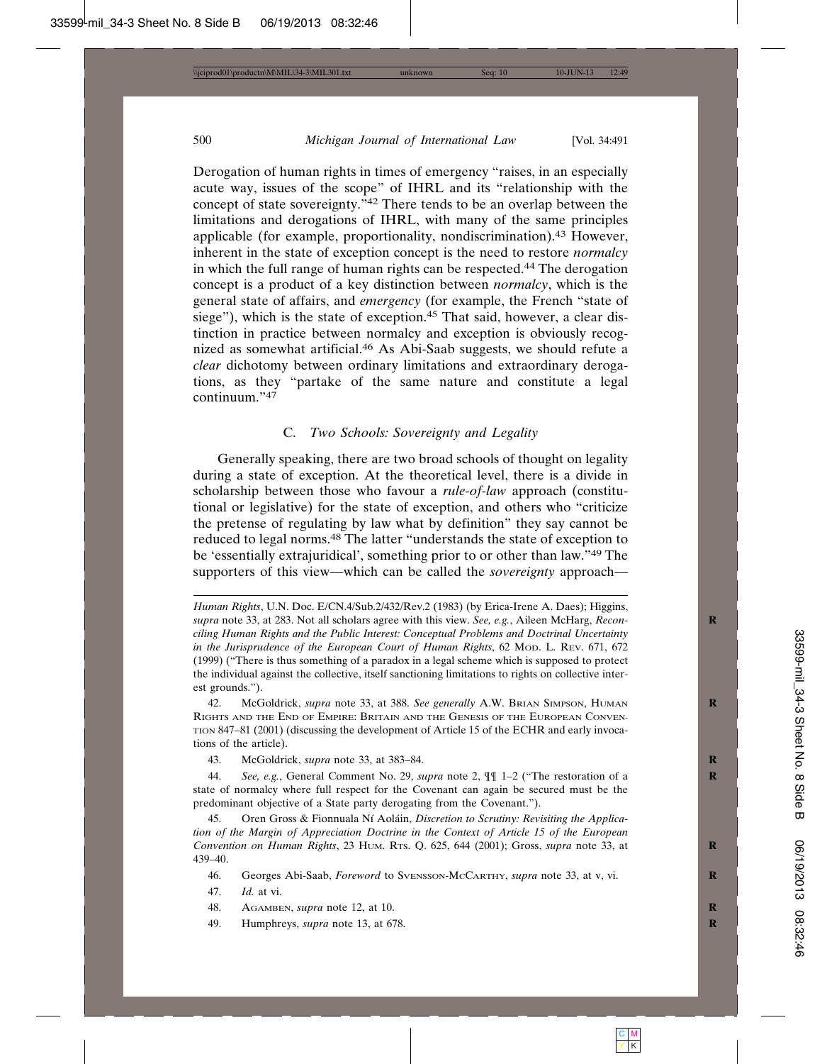Derogation of human rights in times of emergency "raises, in an especially acute way, issues of the scope" of IHRL and its "relationship with the concept of state sovereignty."[42] There tends to be an overlap between the limitations and derogations of IHRL, with many of the same principles applicable (for example, proportionality, nondiscrimination).[43] However, inherent in the state of exception concept is the need to restore *normalcy* in which the full range of human rights can be respected.[44] The derogation concept is a product of a key distinction between *normalcy*, which is the general state of affairs, and *emergency* (for example, the French "state of siege"), which is the state of exception.[45] That said, however, a clear distinction in practice between normalcy and exception is obviously recognized as somewhat artificial.[46] As Abi-Saab suggests, we should refute a *clear* dichotomy between ordinary limitations and extraordinary derogations, as they "partake of the same nature and constitute a legal continuum."[47]

### C. *Two Schools: Sovereignty and Legality*

Generally speaking, there are two broad schools of thought on legality during a state of exception. At the theoretical level, there is a divide in scholarship between those who favour a *rule-of-law* approach (constitutional or legislative) for the state of exception, and others who "criticize the pretense of regulating by law what by definition" they say cannot be reduced to legal norms.[48] The latter "understands the state of exception to be 'essentially extrajuridical', something prior to or other than law."[49] The supporters of this view—which can be called the *sovereignty* approach—

---

*Human Rights*, U.N. Doc. E/CN.4/Sub.2/432/Rev.2 (1983) (by Erica-Irene A. Daes); Higgins, *supra* note 33, at 283. Not all scholars agree with this view. *See, e.g.*, Aileen McHarg, *Reconciling Human Rights and the Public Interest: Conceptual Problems and Doctrinal Uncertainty in the Jurisprudence of the European Court of Human Rights*, 62 Mod. L. Rev. 671, 672 (1999) ("There is thus something of a paradox in a legal scheme which is supposed to protect the individual against the collective, itself sanctioning limitations to rights on collective interest grounds.").

42. McGoldrick, *supra* note 33, at 388. *See generally* A.W. Brian Simpson, Human Rights and the End of Empire: Britain and the Genesis of the European Convention 847–81 (2001) (discussing the development of Article 15 of the ECHR and early invocations of the article).

43. McGoldrick, *supra* note 33, at 383–84.

44. *See, e.g.*, General Comment No. 29, *supra* note 2, ¶¶ 1–2 ("The restoration of a state of normalcy where full respect for the Covenant can again be secured must be the predominant objective of a State party derogating from the Covenant.").

45. Oren Gross & Fionnuala Ní Aoláin, *Discretion to Scrutiny: Revisiting the Application of the Margin of Appreciation Doctrine in the Context of Article 15 of the European Convention on Human Rights*, 23 Hum. Rts. Q. 625, 644 (2001); Gross, *supra* note 33, at 439–40.

46. Georges Abi-Saab, *Foreword* to Svensson-McCarthy, *supra* note 33, at v, vi.

47. *Id.* at vi.

48. Agamben, *supra* note 12, at 10.

49. Humphreys, *supra* note 13, at 678.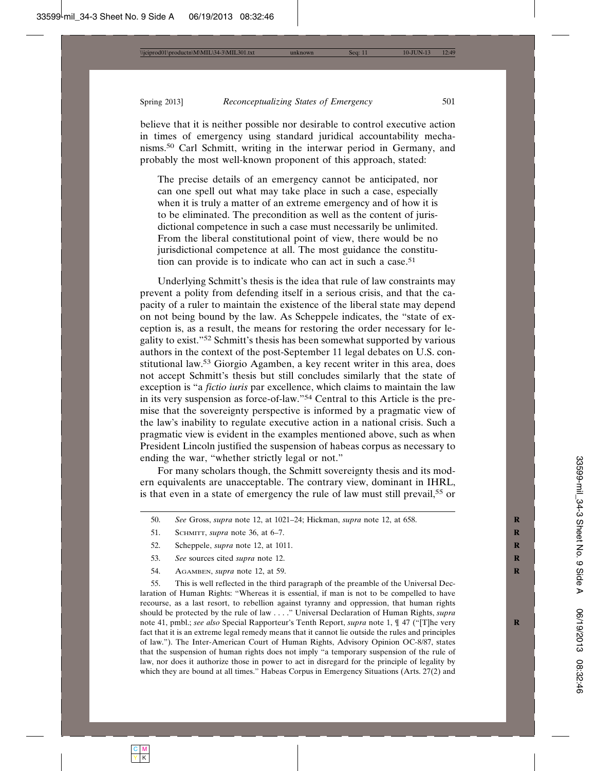believe that it is neither possible nor desirable to control executive action in times of emergency using standard juridical accountability mechanisms.[50] Carl Schmitt, writing in the interwar period in Germany, and probably the most well-known proponent of this approach, stated:

> The precise details of an emergency cannot be anticipated, nor can one spell out what may take place in such a case, especially when it is truly a matter of an extreme emergency and of how it is to be eliminated. The precondition as well as the content of jurisdictional competence in such a case must necessarily be unlimited. From the liberal constitutional point of view, there would be no jurisdictional competence at all. The most guidance the constitution can provide is to indicate who can act in such a case.[51]

Underlying Schmitt's thesis is the idea that rule of law constraints may prevent a polity from defending itself in a serious crisis, and that the capacity of a ruler to maintain the existence of the liberal state may depend on not being bound by the law. As Scheppele indicates, the "state of exception is, as a result, the means for restoring the order necessary for legality to exist."[52] Schmitt's thesis has been somewhat supported by various authors in the context of the post-September 11 legal debates on U.S. constitutional law.[53] Giorgio Agamben, a key recent writer in this area, does not accept Schmitt's thesis but still concludes similarly that the state of exception is "a *fictio iuris* par excellence, which claims to maintain the law in its very suspension as force-of-law."[54] Central to this Article is the premise that the sovereignty perspective is informed by a pragmatic view of the law's inability to regulate executive action in a national crisis. Such a pragmatic view is evident in the examples mentioned above, such as when President Lincoln justified the suspension of habeas corpus as necessary to ending the war, "whether strictly legal or not."

For many scholars though, the Schmitt sovereignty thesis and its modern equivalents are unacceptable. The contrary view, dominant in IHRL, is that even in a state of emergency the rule of law must still prevail,[55] or

---

50. *See* Gross, *supra* note 12, at 1021–24; Hickman, *supra* note 12, at 658.

51. Schmitt, *supra* note 36, at 6–7.

52. Scheppele, *supra* note 12, at 1011.

53. *See* sources cited *supra* note 12.

54. Agamben, *supra* note 12, at 59.

55. This is well reflected in the third paragraph of the preamble of the Universal Declaration of Human Rights: "Whereas it is essential, if man is not to be compelled to have recourse, as a last resort, to rebellion against tyranny and oppression, that human rights should be protected by the rule of law . . . ." Universal Declaration of Human Rights, *supra* note 41, pmbl.; *see also* Special Rapporteur's Tenth Report, *supra* note 1, ¶ 47 ("[T]he very fact that it is an extreme legal remedy means that it cannot lie outside the rules and principles of law."). The Inter-American Court of Human Rights, Advisory Opinion OC-8/87, states that the suspension of human rights does not imply "a temporary suspension of the rule of law, nor does it authorize those in power to act in disregard for the principle of legality by which they are bound at all times." Habeas Corpus in Emergency Situations (Arts. 27(2) and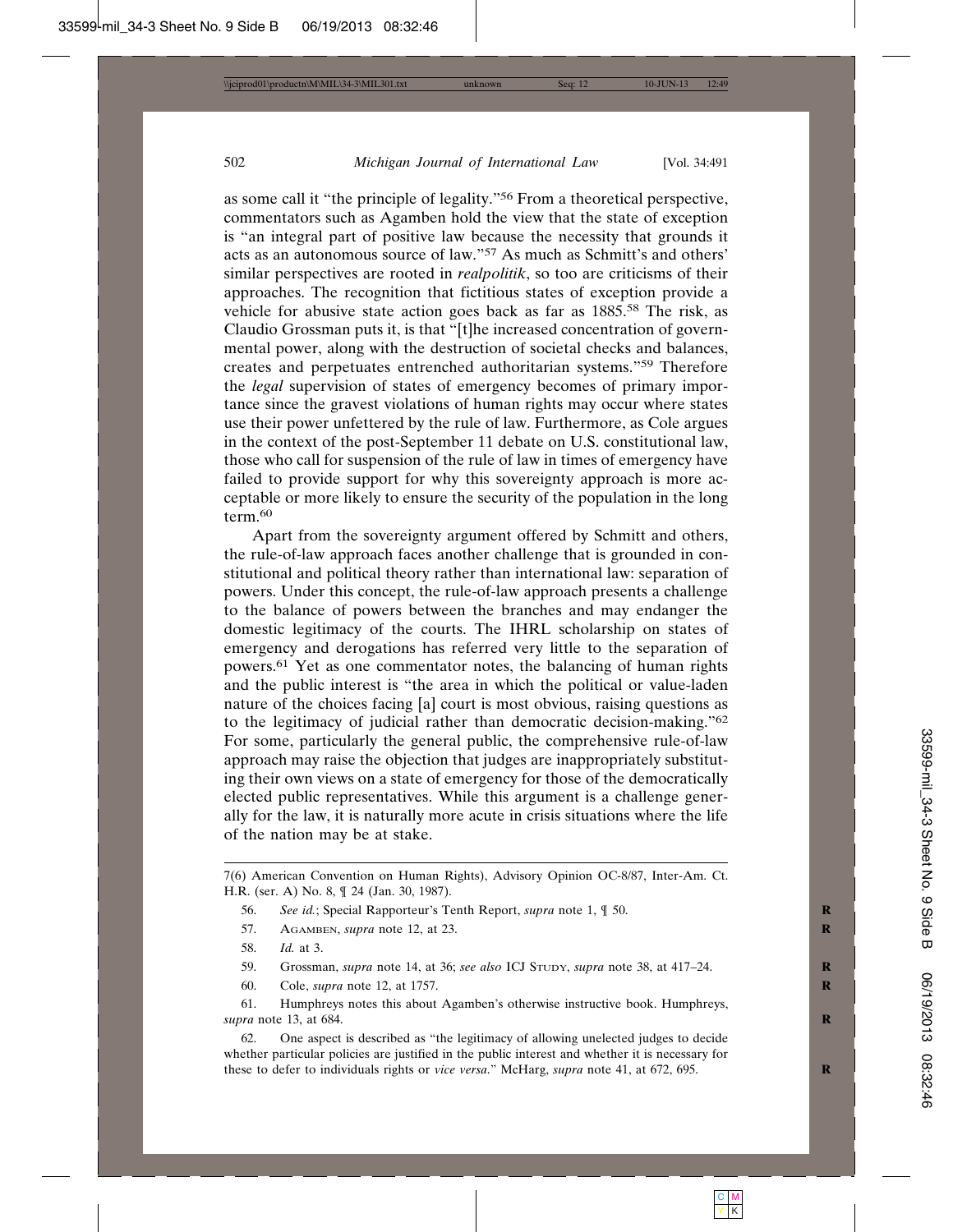as some call it "the principle of legality."[56] From a theoretical perspective, commentators such as Agamben hold the view that the state of exception is "an integral part of positive law because the necessity that grounds it acts as an autonomous source of law."[57] As much as Schmitt's and others' similar perspectives are rooted in *realpolitik*, so too are criticisms of their approaches. The recognition that fictitious states of exception provide a vehicle for abusive state action goes back as far as 1885.[58] The risk, as Claudio Grossman puts it, is that "[t]he increased concentration of governmental power, along with the destruction of societal checks and balances, creates and perpetuates entrenched authoritarian systems."[59] Therefore the *legal* supervision of states of emergency becomes of primary importance since the gravest violations of human rights may occur where states use their power unfettered by the rule of law. Furthermore, as Cole argues in the context of the post-September 11 debate on U.S. constitutional law, those who call for suspension of the rule of law in times of emergency have failed to provide support for why this sovereignty approach is more acceptable or more likely to ensure the security of the population in the long term.[60]

Apart from the sovereignty argument offered by Schmitt and others, the rule-of-law approach faces another challenge that is grounded in constitutional and political theory rather than international law: separation of powers. Under this concept, the rule-of-law approach presents a challenge to the balance of powers between the branches and may endanger the domestic legitimacy of the courts. The IHRL scholarship on states of emergency and derogations has referred very little to the separation of powers.[61] Yet as one commentator notes, the balancing of human rights and the public interest is "the area in which the political or value-laden nature of the choices facing [a] court is most obvious, raising questions as to the legitimacy of judicial rather than democratic decision-making."[62] For some, particularly the general public, the comprehensive rule-of-law approach may raise the objection that judges are inappropriately substituting their own views on a state of emergency for those of the democratically elected public representatives. While this argument is a challenge generally for the law, it is naturally more acute in crisis situations where the life of the nation may be at stake.

---

7(6) American Convention on Human Rights), Advisory Opinion OC-8/87, Inter-Am. Ct. H.R. (ser. A) No. 8, ¶ 24 (Jan. 30, 1987).

56. *See id.*; Special Rapporteur's Tenth Report, *supra* note 1, ¶ 50.

57. Agamben, *supra* note 12, at 23.

58. *Id.* at 3.

59. Grossman, *supra* note 14, at 36; *see also* ICJ Study, *supra* note 38, at 417–24.

60. Cole, *supra* note 12, at 1757.

61. Humphreys notes this about Agamben's otherwise instructive book. Humphreys, *supra* note 13, at 684.

62. One aspect is described as "the legitimacy of allowing unelected judges to decide whether particular policies are justified in the public interest and whether it is necessary for these to defer to individuals rights or *vice versa*." McHarg, *supra* note 41, at 672, 695.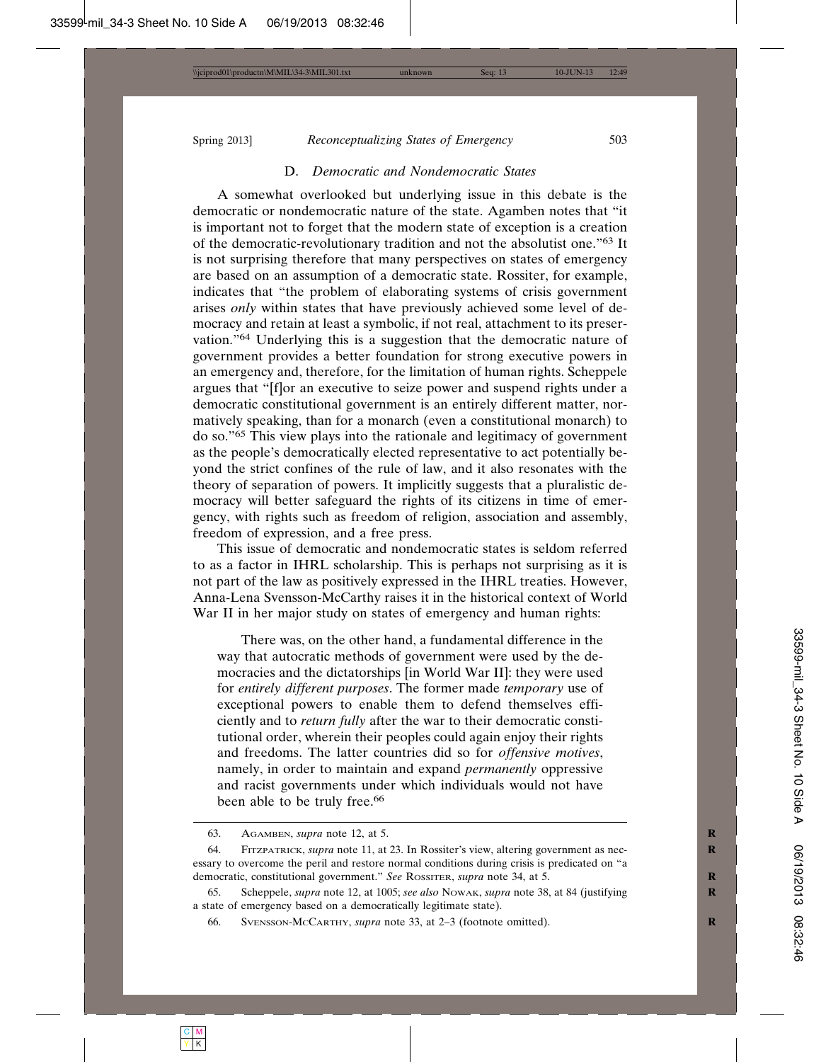### D. *Democratic and Nondemocratic States*

A somewhat overlooked but underlying issue in this debate is the democratic or nondemocratic nature of the state. Agamben notes that "it is important not to forget that the modern state of exception is a creation of the democratic-revolutionary tradition and not the absolutist one."[63] It is not surprising therefore that many perspectives on states of emergency are based on an assumption of a democratic state. Rossiter, for example, indicates that "the problem of elaborating systems of crisis government arises *only* within states that have previously achieved some level of democracy and retain at least a symbolic, if not real, attachment to its preservation."[64] Underlying this is a suggestion that the democratic nature of government provides a better foundation for strong executive powers in an emergency and, therefore, for the limitation of human rights. Scheppele argues that "[f]or an executive to seize power and suspend rights under a democratic constitutional government is an entirely different matter, normatively speaking, than for a monarch (even a constitutional monarch) to do so."[65] This view plays into the rationale and legitimacy of government as the people's democratically elected representative to act potentially beyond the strict confines of the rule of law, and it also resonates with the theory of separation of powers. It implicitly suggests that a pluralistic democracy will better safeguard the rights of its citizens in time of emergency, with rights such as freedom of religion, association and assembly, freedom of expression, and a free press.

This issue of democratic and nondemocratic states is seldom referred to as a factor in IHRL scholarship. This is perhaps not surprising as it is not part of the law as positively expressed in the IHRL treaties. However, Anna-Lena Svensson-McCarthy raises it in the historical context of World War II in her major study on states of emergency and human rights:

> There was, on the other hand, a fundamental difference in the way that autocratic methods of government were used by the democracies and the dictatorships [in World War II]: they were used for *entirely different purposes*. The former made *temporary* use of exceptional powers to enable them to defend themselves efficiently and to *return fully* after the war to their democratic constitutional order, wherein their peoples could again enjoy their rights and freedoms. The latter countries did so for *offensive motives*, namely, in order to maintain and expand *permanently* oppressive and racist governments under which individuals would not have been able to be truly free.[66]

---

63. Agamben, *supra* note 12, at 5.

64. Fitzpatrick, *supra* note 11, at 23. In Rossiter's view, altering government as necessary to overcome the peril and restore normal conditions during crisis is predicated on "a democratic, constitutional government." *See* Rossiter, *supra* note 34, at 5.

65. Scheppele, *supra* note 12, at 1005; *see also* Nowak, *supra* note 38, at 84 (justifying a state of emergency based on a democratically legitimate state).

66. Svensson-McCarthy, *supra* note 33, at 2–3 (footnote omitted).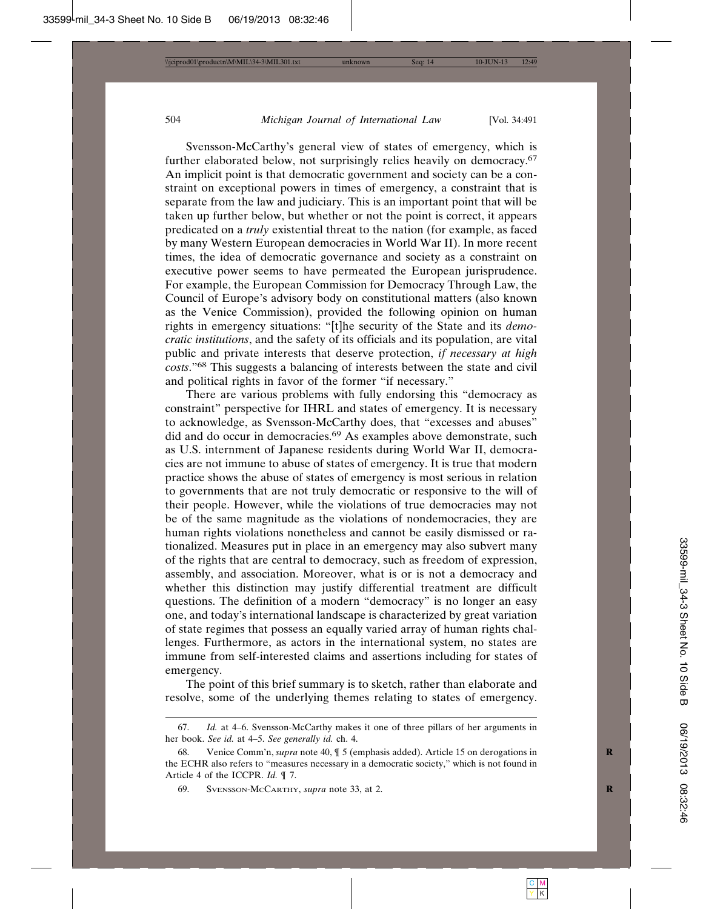Svensson-McCarthy's general view of states of emergency, which is further elaborated below, not surprisingly relies heavily on democracy.[67] An implicit point is that democratic government and society can be a constraint on exceptional powers in times of emergency, a constraint that is separate from the law and judiciary. This is an important point that will be taken up further below, but whether or not the point is correct, it appears predicated on a *truly* existential threat to the nation (for example, as faced by many Western European democracies in World War II). In more recent times, the idea of democratic governance and society as a constraint on executive power seems to have permeated the European jurisprudence. For example, the European Commission for Democracy Through Law, the Council of Europe's advisory body on constitutional matters (also known as the Venice Commission), provided the following opinion on human rights in emergency situations: "[t]he security of the State and its *democratic institutions*, and the safety of its officials and its population, are vital public and private interests that deserve protection, *if necessary at high costs*."[68] This suggests a balancing of interests between the state and civil and political rights in favor of the former "if necessary."

There are various problems with fully endorsing this "democracy as constraint" perspective for IHRL and states of emergency. It is necessary to acknowledge, as Svensson-McCarthy does, that "excesses and abuses" did and do occur in democracies.[69] As examples above demonstrate, such as U.S. internment of Japanese residents during World War II, democracies are not immune to abuse of states of emergency. It is true that modern practice shows the abuse of states of emergency is most serious in relation to governments that are not truly democratic or responsive to the will of their people. However, while the violations of true democracies may not be of the same magnitude as the violations of nondemocracies, they are human rights violations nonetheless and cannot be easily dismissed or rationalized. Measures put in place in an emergency may also subvert many of the rights that are central to democracy, such as freedom of expression, assembly, and association. Moreover, what is or is not a democracy and whether this distinction may justify differential treatment are difficult questions. The definition of a modern "democracy" is no longer an easy one, and today's international landscape is characterized by great variation of state regimes that possess an equally varied array of human rights challenges. Furthermore, as actors in the international system, no states are immune from self-interested claims and assertions including for states of emergency.

The point of this brief summary is to sketch, rather than elaborate and resolve, some of the underlying themes relating to states of emergency.

---

67. *Id.* at 4–6. Svensson-McCarthy makes it one of three pillars of her arguments in her book. *See id.* at 4–5. *See generally id.* ch. 4.

68. Venice Comm'n, *supra* note 40, ¶ 5 (emphasis added). Article 15 on derogations in the ECHR also refers to "measures necessary in a democratic society," which is not found in Article 4 of the ICCPR. *Id.* ¶ 7.

69. Svensson-McCarthy, *supra* note 33, at 2.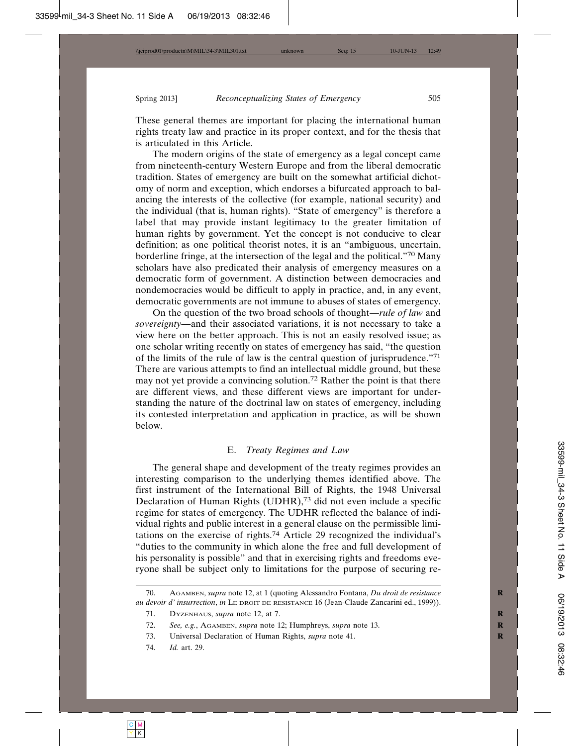These general themes are important for placing the international human rights treaty law and practice in its proper context, and for the thesis that is articulated in this Article.

The modern origins of the state of emergency as a legal concept came from nineteenth-century Western Europe and from the liberal democratic tradition. States of emergency are built on the somewhat artificial dichotomy of norm and exception, which endorses a bifurcated approach to balancing the interests of the collective (for example, national security) and the individual (that is, human rights). "State of emergency" is therefore a label that may provide instant legitimacy to the greater limitation of human rights by government. Yet the concept is not conducive to clear definition; as one political theorist notes, it is an "ambiguous, uncertain, borderline fringe, at the intersection of the legal and the political."[70] Many scholars have also predicated their analysis of emergency measures on a democratic form of government. A distinction between democracies and nondemocracies would be difficult to apply in practice, and, in any event, democratic governments are not immune to abuses of states of emergency.

On the question of the two broad schools of thought—*rule of law* and *sovereignty*—and their associated variations, it is not necessary to take a view here on the better approach. This is not an easily resolved issue; as one scholar writing recently on states of emergency has said, "the question of the limits of the rule of law is the central question of jurisprudence."[71] There are various attempts to find an intellectual middle ground, but these may not yet provide a convincing solution.[72] Rather the point is that there are different views, and these different views are important for understanding the nature of the doctrinal law on states of emergency, including its contested interpretation and application in practice, as will be shown below.

### E. *Treaty Regimes and Law*

The general shape and development of the treaty regimes provides an interesting comparison to the underlying themes identified above. The first instrument of the International Bill of Rights, the 1948 Universal Declaration of Human Rights (UDHR),[73] did not even include a specific regime for states of emergency. The UDHR reflected the balance of individual rights and public interest in a general clause on the permissible limitations on the exercise of rights.[74] Article 29 recognized the individual's "duties to the community in which alone the free and full development of his personality is possible" and that in exercising rights and freedoms everyone shall be subject only to limitations for the purpose of securing re-

---

70. AGAMBEN, *supra* note 12, at 1 (quoting Alessandro Fontana, *Du droit de resistance au devoir d' insurrection*, *in* LE DROIT DE RESISTANCE 16 (Jean-Claude Zancarini ed., 1999)).

71. DYZENHAUS, *supra* note 12, at 7.

72. *See, e.g.*, AGAMBEN, *supra* note 12; Humphreys, *supra* note 13.

73. Universal Declaration of Human Rights, *supra* note 41.

74. *Id.* art. 29.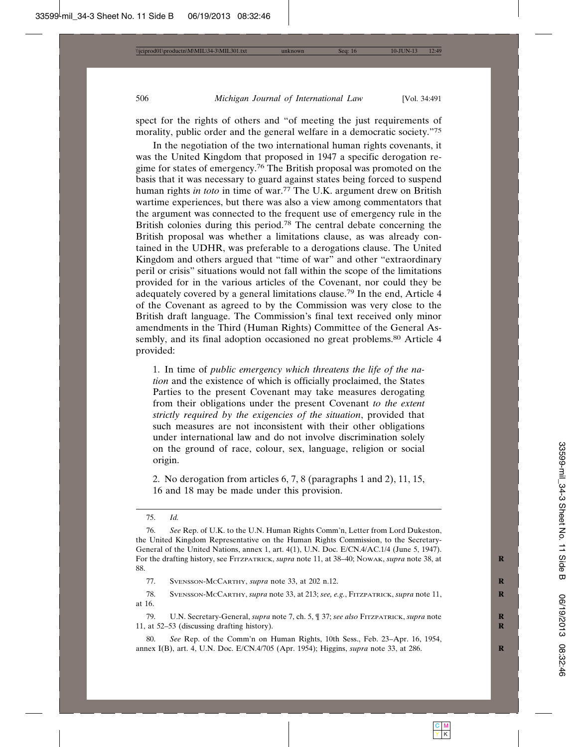spect for the rights of others and "of meeting the just requirements of morality, public order and the general welfare in a democratic society."[75]

In the negotiation of the two international human rights covenants, it was the United Kingdom that proposed in 1947 a specific derogation regime for states of emergency.[76] The British proposal was promoted on the basis that it was necessary to guard against states being forced to suspend human rights *in toto* in time of war.[77] The U.K. argument drew on British wartime experiences, but there was also a view among commentators that the argument was connected to the frequent use of emergency rule in the British colonies during this period.[78] The central debate concerning the British proposal was whether a limitations clause, as was already contained in the UDHR, was preferable to a derogations clause. The United Kingdom and others argued that "time of war" and other "extraordinary peril or crisis" situations would not fall within the scope of the limitations provided for in the various articles of the Covenant, nor could they be adequately covered by a general limitations clause.[79] In the end, Article 4 of the Covenant as agreed to by the Commission was very close to the British draft language. The Commission's final text received only minor amendments in the Third (Human Rights) Committee of the General Assembly, and its final adoption occasioned no great problems.[80] Article 4 provided:

> 1. In time of *public emergency which threatens the life of the nation* and the existence of which is officially proclaimed, the States Parties to the present Covenant may take measures derogating from their obligations under the present Covenant *to the extent strictly required by the exigencies of the situation*, provided that such measures are not inconsistent with their other obligations under international law and do not involve discrimination solely on the ground of race, colour, sex, language, religion or social origin.
>
> 2. No derogation from articles 6, 7, 8 (paragraphs 1 and 2), 11, 15, 16 and 18 may be made under this provision.

---

75. *Id.*

76. *See* Rep. of U.K. to the U.N. Human Rights Comm'n, Letter from Lord Dukeston, the United Kingdom Representative on the Human Rights Commission, to the Secretary-General of the United Nations, annex 1, art. 4(1), U.N. Doc. E/CN.4/AC.1/4 (June 5, 1947). For the drafting history, see Fitzpatrick, *supra* note 11, at 38–40; Nowak, *supra* note 38, at 88.

77. Svensson-McCarthy, *supra* note 33, at 202 n.12.

78. Svensson-McCarthy, *supra* note 33, at 213; *see, e.g.*, Fitzpatrick, *supra* note 11, at 16.

79. U.N. Secretary-General, *supra* note 7, ch. 5, ¶ 37; *see also* Fitzpatrick, *supra* note 11, at 52–53 (discussing drafting history).

80. *See* Rep. of the Comm'n on Human Rights, 10th Sess., Feb. 23–Apr. 16, 1954, annex I(B), art. 4, U.N. Doc. E/CN.4/705 (Apr. 1954); Higgins, *supra* note 33, at 286.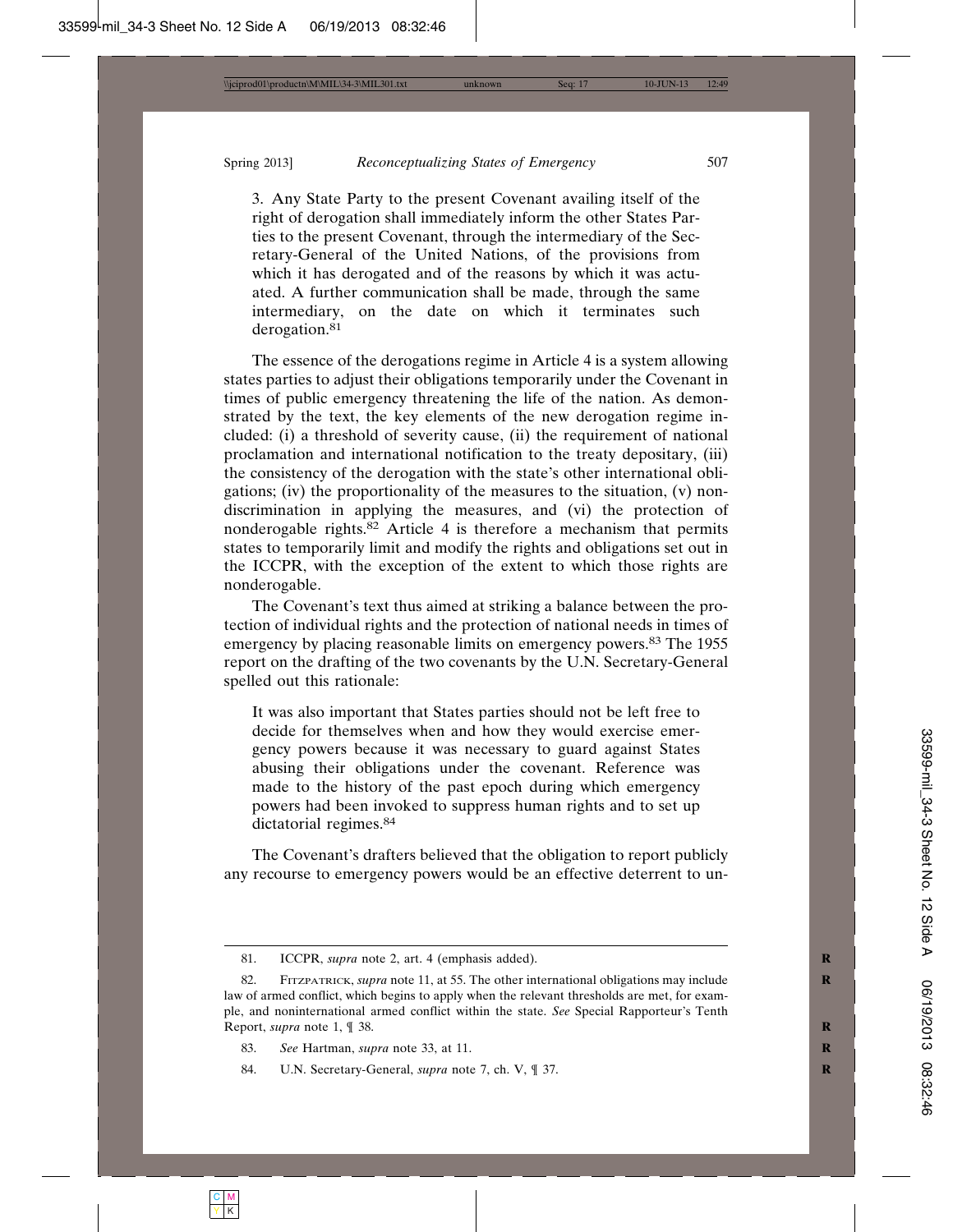> 3. Any State Party to the present Covenant availing itself of the right of derogation shall immediately inform the other States Parties to the present Covenant, through the intermediary of the Secretary-General of the United Nations, of the provisions from which it has derogated and of the reasons by which it was actuated. A further communication shall be made, through the same intermediary, on the date on which it terminates such derogation.[81]

The essence of the derogations regime in Article 4 is a system allowing states parties to adjust their obligations temporarily under the Covenant in times of public emergency threatening the life of the nation. As demonstrated by the text, the key elements of the new derogation regime included: (i) a threshold of severity cause, (ii) the requirement of national proclamation and international notification to the treaty depositary, (iii) the consistency of the derogation with the state's other international obligations; (iv) the proportionality of the measures to the situation, (v) nondiscrimination in applying the measures, and (vi) the protection of nonderogable rights.[82] Article 4 is therefore a mechanism that permits states to temporarily limit and modify the rights and obligations set out in the ICCPR, with the exception of the extent to which those rights are nonderogable.

The Covenant's text thus aimed at striking a balance between the protection of individual rights and the protection of national needs in times of emergency by placing reasonable limits on emergency powers.[83] The 1955 report on the drafting of the two covenants by the U.N. Secretary-General spelled out this rationale:

> It was also important that States parties should not be left free to decide for themselves when and how they would exercise emergency powers because it was necessary to guard against States abusing their obligations under the covenant. Reference was made to the history of the past epoch during which emergency powers had been invoked to suppress human rights and to set up dictatorial regimes.[84]

The Covenant's drafters believed that the obligation to report publicly any recourse to emergency powers would be an effective deterrent to un-

---

81. ICCPR, *supra* note 2, art. 4 (emphasis added).

82. Fitzpatrick, *supra* note 11, at 55. The other international obligations may include law of armed conflict, which begins to apply when the relevant thresholds are met, for example, and noninternational armed conflict within the state. *See* Special Rapporteur's Tenth Report, *supra* note 1, ¶ 38.

83. *See* Hartman, *supra* note 33, at 11.

84. U.N. Secretary-General, *supra* note 7, ch. V, ¶ 37.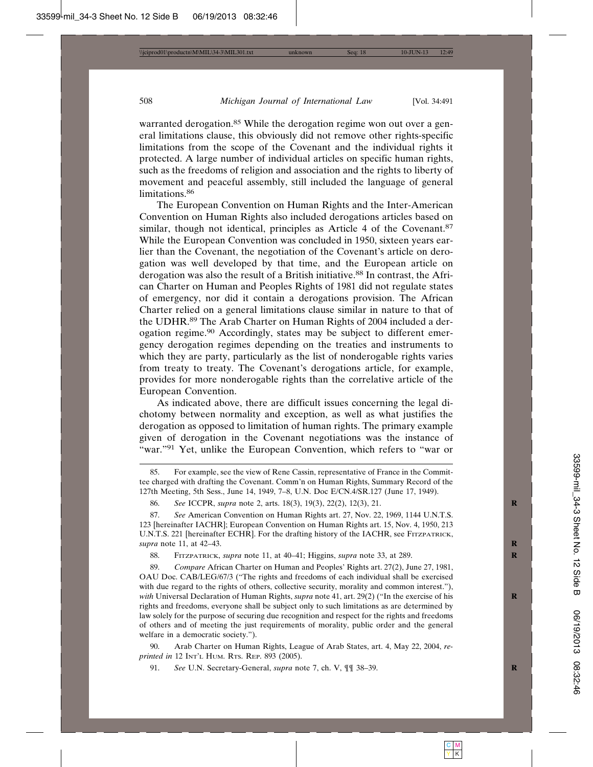warranted derogation.[85] While the derogation regime won out over a general limitations clause, this obviously did not remove other rights-specific limitations from the scope of the Covenant and the individual rights it protected. A large number of individual articles on specific human rights, such as the freedoms of religion and association and the rights to liberty of movement and peaceful assembly, still included the language of general limitations.[86]

The European Convention on Human Rights and the Inter-American Convention on Human Rights also included derogations articles based on similar, though not identical, principles as Article 4 of the Covenant.[87] While the European Convention was concluded in 1950, sixteen years earlier than the Covenant, the negotiation of the Covenant's article on derogation was well developed by that time, and the European article on derogation was also the result of a British initiative.[88] In contrast, the African Charter on Human and Peoples Rights of 1981 did not regulate states of emergency, nor did it contain a derogations provision. The African Charter relied on a general limitations clause similar in nature to that of the UDHR.[89] The Arab Charter on Human Rights of 2004 included a derogation regime.[90] Accordingly, states may be subject to different emergency derogation regimes depending on the treaties and instruments to which they are party, particularly as the list of nonderogable rights varies from treaty to treaty. The Covenant's derogations article, for example, provides for more nonderogable rights than the correlative article of the European Convention.

As indicated above, there are difficult issues concerning the legal dichotomy between normality and exception, as well as what justifies the derogation as opposed to limitation of human rights. The primary example given of derogation in the Covenant negotiations was the instance of "war."[91] Yet, unlike the European Convention, which refers to "war or

---

85. For example, see the view of Rene Cassin, representative of France in the Committee charged with drafting the Covenant. Comm'n on Human Rights, Summary Record of the 127th Meeting, 5th Sess., June 14, 1949, 7–8, U.N. Doc E/CN.4/SR.127 (June 17, 1949).

86. *See* ICCPR, *supra* note 2, arts. 18(3), 19(3), 22(2), 12(3), 21.

87. *See* American Convention on Human Rights art. 27, Nov. 22, 1969, 1144 U.N.T.S. 123 [hereinafter IACHR]; European Convention on Human Rights art. 15, Nov. 4, 1950, 213 U.N.T.S. 221 [hereinafter ECHR]. For the drafting history of the IACHR, see Fitzpatrick, *supra* note 11, at 42–43.

88. Fitzpatrick, *supra* note 11, at 40–41; Higgins, *supra* note 33, at 289.

89. *Compare* African Charter on Human and Peoples' Rights art. 27(2), June 27, 1981, OAU Doc. CAB/LEG/67/3 ("The rights and freedoms of each individual shall be exercised with due regard to the rights of others, collective security, morality and common interest."), *with* Universal Declaration of Human Rights, *supra* note 41, art. 29(2) ("In the exercise of his rights and freedoms, everyone shall be subject only to such limitations as are determined by law solely for the purpose of securing due recognition and respect for the rights and freedoms of others and of meeting the just requirements of morality, public order and the general welfare in a democratic society.").

90. Arab Charter on Human Rights, League of Arab States, art. 4, May 22, 2004, *reprinted in* 12 Int'l Hum. Rts. Rep. 893 (2005).

91. *See* U.N. Secretary-General, *supra* note 7, ch. V, ¶¶ 38–39.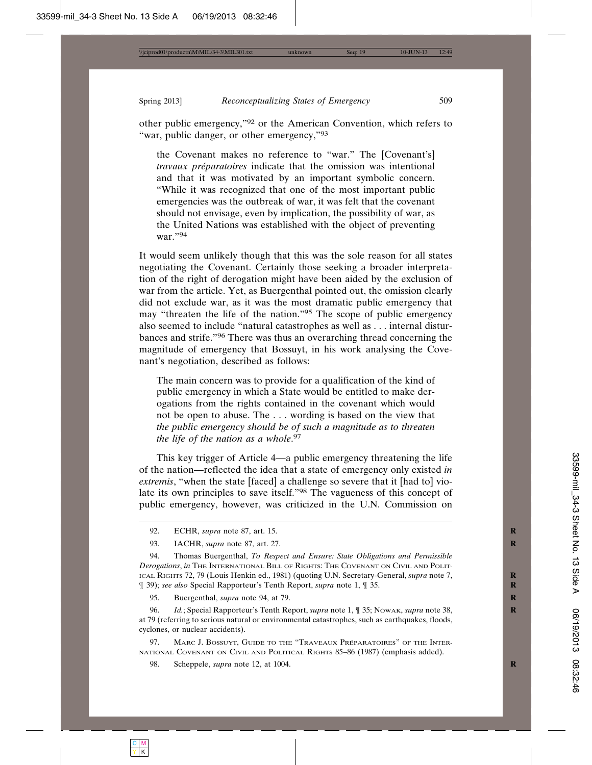other public emergency,"[92] or the American Convention, which refers to "war, public danger, or other emergency,"[93]

> the Covenant makes no reference to "war." The [Covenant's] *travaux préparatoires* indicate that the omission was intentional and that it was motivated by an important symbolic concern. "While it was recognized that one of the most important public emergencies was the outbreak of war, it was felt that the covenant should not envisage, even by implication, the possibility of war, as the United Nations was established with the object of preventing war."[94]

It would seem unlikely though that this was the sole reason for all states negotiating the Covenant. Certainly those seeking a broader interpretation of the right of derogation might have been aided by the exclusion of war from the article. Yet, as Buergenthal pointed out, the omission clearly did not exclude war, as it was the most dramatic public emergency that may "threaten the life of the nation."[95] The scope of public emergency also seemed to include "natural catastrophes as well as . . . internal disturbances and strife."[96] There was thus an overarching thread concerning the magnitude of emergency that Bossuyt, in his work analysing the Covenant's negotiation, described as follows:

> The main concern was to provide for a qualification of the kind of public emergency in which a State would be entitled to make derogations from the rights contained in the covenant which would not be open to abuse. The . . . wording is based on the view that *the public emergency should be of such a magnitude as to threaten the life of the nation as a whole*.[97]

This key trigger of Article 4—a public emergency threatening the life of the nation—reflected the idea that a state of emergency only existed *in extremis*, "when the state [faced] a challenge so severe that it [had to] violate its own principles to save itself."[98] The vagueness of this concept of public emergency, however, was criticized in the U.N. Commission on

---

92. ECHR, *supra* note 87, art. 15.

93. IACHR, *supra* note 87, art. 27.

94. Thomas Buergenthal, *To Respect and Ensure: State Obligations and Permissible Derogations*, *in* THE INTERNATIONAL BILL OF RIGHTS: THE COVENANT ON CIVIL AND POLITICAL RIGHTS 72, 79 (Louis Henkin ed., 1981) (quoting U.N. Secretary-General, *supra* note 7, ¶ 39); *see also* Special Rapporteur's Tenth Report, *supra* note 1, ¶ 35.

95. Buergenthal, *supra* note 94, at 79.

96. *Id.*; Special Rapporteur's Tenth Report, *supra* note 1, ¶ 35; NOWAK, *supra* note 38, at 79 (referring to serious natural or environmental catastrophes, such as earthquakes, floods, cyclones, or nuclear accidents).

97. MARC J. BOSSUYT, GUIDE TO THE "TRAVAUX PRÉPARATOIRES" OF THE INTERNATIONAL COVENANT ON CIVIL AND POLITICAL RIGHTS 85–86 (1987) (emphasis added).

98. Scheppele, *supra* note 12, at 1004.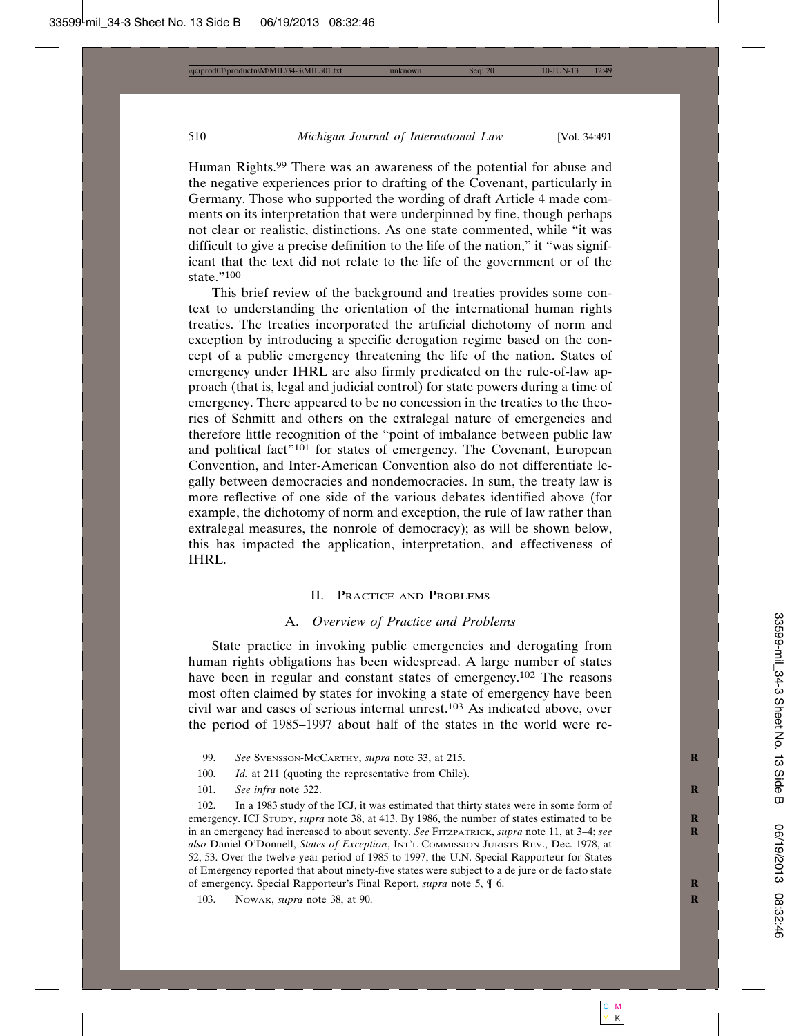Human Rights.[99] There was an awareness of the potential for abuse and the negative experiences prior to drafting of the Covenant, particularly in Germany. Those who supported the wording of draft Article 4 made comments on its interpretation that were underpinned by fine, though perhaps not clear or realistic, distinctions. As one state commented, while "it was difficult to give a precise definition to the life of the nation," it "was significant that the text did not relate to the life of the government or of the state."[100]

This brief review of the background and treaties provides some context to understanding the orientation of the international human rights treaties. The treaties incorporated the artificial dichotomy of norm and exception by introducing a specific derogation regime based on the concept of a public emergency threatening the life of the nation. States of emergency under IHRL are also firmly predicated on the rule-of-law approach (that is, legal and judicial control) for state powers during a time of emergency. There appeared to be no concession in the treaties to the theories of Schmitt and others on the extralegal nature of emergencies and therefore little recognition of the "point of imbalance between public law and political fact"[101] for states of emergency. The Covenant, European Convention, and Inter-American Convention also do not differentiate legally between democracies and nondemocracies. In sum, the treaty law is more reflective of one side of the various debates identified above (for example, the dichotomy of norm and exception, the rule of law rather than extralegal measures, the nonrole of democracy); as will be shown below, this has impacted the application, interpretation, and effectiveness of IHRL.

## II. Practice and Problems

### A. *Overview of Practice and Problems*

State practice in invoking public emergencies and derogating from human rights obligations has been widespread. A large number of states have been in regular and constant states of emergency.[102] The reasons most often claimed by states for invoking a state of emergency have been civil war and cases of serious internal unrest.[103] As indicated above, over the period of 1985–1997 about half of the states in the world were re-

---

99. *See* Svensson-McCarthy, *supra* note 33, at 215.

100. *Id.* at 211 (quoting the representative from Chile).

101. *See infra* note 322.

102. In a 1983 study of the ICJ, it was estimated that thirty states were in some form of emergency. ICJ Study, *supra* note 38, at 413. By 1986, the number of states estimated to be in an emergency had increased to about seventy. *See* Fitzpatrick, *supra* note 11, at 3–4; *see also* Daniel O'Donnell, *States of Exception*, Int'l Commission Jurists Rev., Dec. 1978, at 52, 53. Over the twelve-year period of 1985 to 1997, the U.N. Special Rapporteur for States of Emergency reported that about ninety-five states were subject to a de jure or de facto state of emergency. Special Rapporteur's Final Report, *supra* note 5, ¶ 6.

103. Nowak, *supra* note 38, at 90.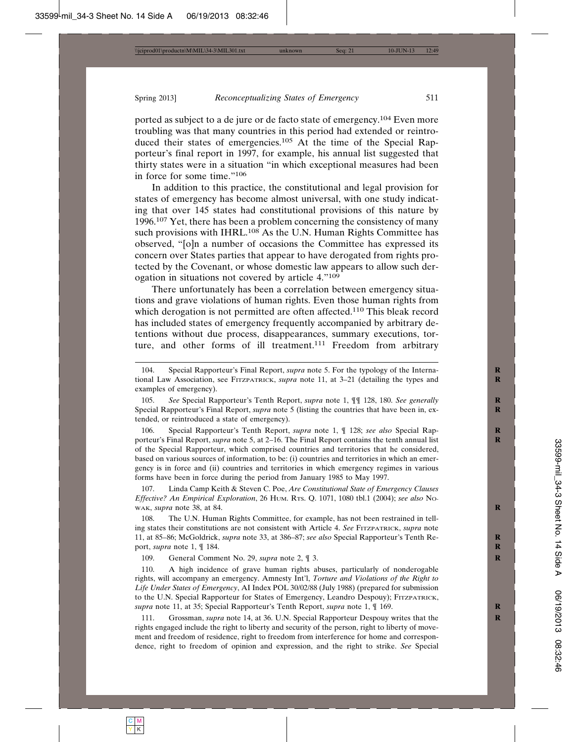ported as subject to a de jure or de facto state of emergency.[104] Even more troubling was that many countries in this period had extended or reintroduced their states of emergencies.[105] At the time of the Special Rapporteur's final report in 1997, for example, his annual list suggested that thirty states were in a situation "in which exceptional measures had been in force for some time."[106]

In addition to this practice, the constitutional and legal provision for states of emergency has become almost universal, with one study indicating that over 145 states had constitutional provisions of this nature by 1996.[107] Yet, there has been a problem concerning the consistency of many such provisions with IHRL.[108] As the U.N. Human Rights Committee has observed, "[o]n a number of occasions the Committee has expressed its concern over States parties that appear to have derogated from rights protected by the Covenant, or whose domestic law appears to allow such derogation in situations not covered by article 4."[109]

There unfortunately has been a correlation between emergency situations and grave violations of human rights. Even those human rights from which derogation is not permitted are often affected.[110] This bleak record has included states of emergency frequently accompanied by arbitrary detentions without due process, disappearances, summary executions, torture, and other forms of ill treatment.[111] Freedom from arbitrary

---

104. Special Rapporteur's Final Report, *supra* note 5. For the typology of the International Law Association, see FITZPATRICK, *supra* note 11, at 3–21 (detailing the types and examples of emergency).

105. *See* Special Rapporteur's Tenth Report, *supra* note 1, ¶¶ 128, 180. *See generally* Special Rapporteur's Final Report, *supra* note 5 (listing the countries that have been in, extended, or reintroduced a state of emergency).

106. Special Rapporteur's Tenth Report, *supra* note 1, ¶ 128; *see also* Special Rapporteur's Final Report, *supra* note 5, at 2–16. The Final Report contains the tenth annual list of the Special Rapporteur, which comprised countries and territories that he considered, based on various sources of information, to be: (i) countries and territories in which an emergency is in force and (ii) countries and territories in which emergency regimes in various forms have been in force during the period from January 1985 to May 1997.

107. Linda Camp Keith & Steven C. Poe, *Are Constitutional State of Emergency Clauses Effective? An Empirical Exploration*, 26 HUM. RTS. Q. 1071, 1080 tbl.1 (2004); *see also* NOWAK, *supra* note 38, at 84.

108. The U.N. Human Rights Committee, for example, has not been restrained in telling states their constitutions are not consistent with Article 4. *See* FITZPATRICK, *supra* note 11, at 85–86; McGoldrick, *supra* note 33, at 386–87; *see also* Special Rapporteur's Tenth Report, *supra* note 1, ¶ 184.

109. General Comment No. 29, *supra* note 2, ¶ 3.

110. A high incidence of grave human rights abuses, particularly of nonderogable rights, will accompany an emergency. Amnesty Int'l, *Torture and Violations of the Right to Life Under States of Emergency*, AI Index POL 30/02/88 (July 1988) (prepared for submission to the U.N. Special Rapporteur for States of Emergency, Leandro Despouy); FITZPATRICK, *supra* note 11, at 35; Special Rapporteur's Tenth Report, *supra* note 1, ¶ 169.

111. Grossman, *supra* note 14, at 36. U.N. Special Rapporteur Despouy writes that the rights engaged include the right to liberty and security of the person, right to liberty of movement and freedom of residence, right to freedom from interference for home and correspondence, right to freedom of opinion and expression, and the right to strike. *See* Special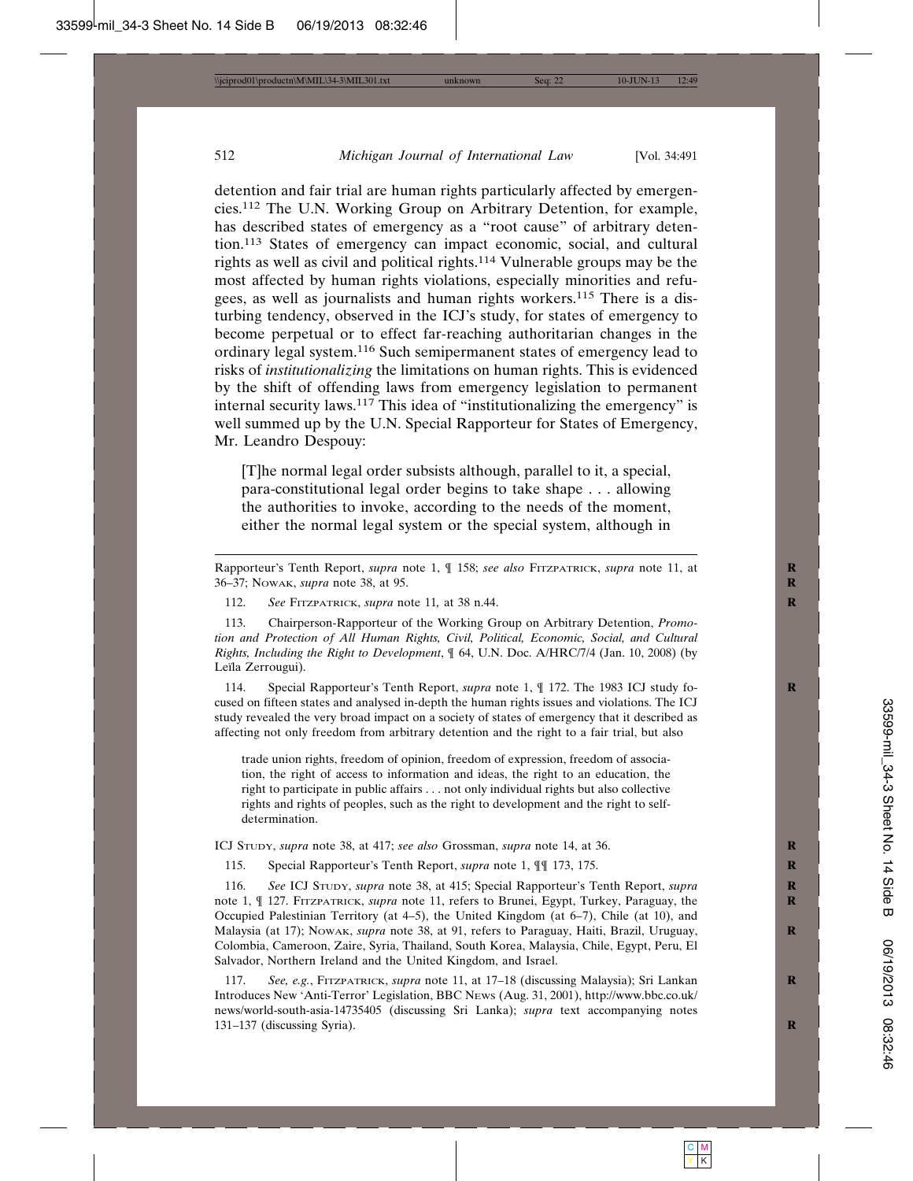detention and fair trial are human rights particularly affected by emergencies.[112] The U.N. Working Group on Arbitrary Detention, for example, has described states of emergency as a "root cause" of arbitrary detention.[113] States of emergency can impact economic, social, and cultural rights as well as civil and political rights.[114] Vulnerable groups may be the most affected by human rights violations, especially minorities and refugees, as well as journalists and human rights workers.[115] There is a disturbing tendency, observed in the ICJ's study, for states of emergency to become perpetual or to effect far-reaching authoritarian changes in the ordinary legal system.[116] Such semipermanent states of emergency lead to risks of *institutionalizing* the limitations on human rights. This is evidenced by the shift of offending laws from emergency legislation to permanent internal security laws.[117] This idea of "institutionalizing the emergency" is well summed up by the U.N. Special Rapporteur for States of Emergency, Mr. Leandro Despouy:

> [T]he normal legal order subsists although, parallel to it, a special, para-constitutional legal order begins to take shape . . . allowing the authorities to invoke, according to the needs of the moment, either the normal legal system or the special system, although in

---

Rapporteur's Tenth Report, *supra* note 1, ¶ 158; *see also* FITZPATRICK, *supra* note 11, at 36–37; NOWAK, *supra* note 38, at 95.

112. *See* FITZPATRICK, *supra* note 11, at 38 n.44.

113. Chairperson-Rapporteur of the Working Group on Arbitrary Detention, *Promotion and Protection of All Human Rights, Civil, Political, Economic, Social, and Cultural Rights, Including the Right to Development*, ¶ 64, U.N. Doc. A/HRC/7/4 (Jan. 10, 2008) (by Leïla Zerrougui).

114. Special Rapporteur's Tenth Report, *supra* note 1, ¶ 172. The 1983 ICJ study focused on fifteen states and analysed in-depth the human rights issues and violations. The ICJ study revealed the very broad impact on a society of states of emergency that it described as affecting not only freedom from arbitrary detention and the right to a fair trial, but also

> trade union rights, freedom of opinion, freedom of expression, freedom of association, the right of access to information and ideas, the right to an education, the right to participate in public affairs . . . not only individual rights but also collective rights and rights of peoples, such as the right to development and the right to self-determination.

ICJ STUDY, *supra* note 38, at 417; *see also* Grossman, *supra* note 14, at 36.

115. Special Rapporteur's Tenth Report, *supra* note 1, ¶¶ 173, 175.

116. *See* ICJ STUDY, *supra* note 38, at 415; Special Rapporteur's Tenth Report, *supra* note 1, ¶ 127. FITZPATRICK, *supra* note 11, refers to Brunei, Egypt, Turkey, Paraguay, the Occupied Palestinian Territory (at 4–5), the United Kingdom (at 6–7), Chile (at 10), and Malaysia (at 17); NOWAK, *supra* note 38, at 91, refers to Paraguay, Haiti, Brazil, Uruguay, Colombia, Cameroon, Zaire, Syria, Thailand, South Korea, Malaysia, Chile, Egypt, Peru, El Salvador, Northern Ireland and the United Kingdom, and Israel.

117. *See, e.g.*, FITZPATRICK, *supra* note 11, at 17–18 (discussing Malaysia); Sri Lankan Introduces New 'Anti-Terror' Legislation, BBC NEWS (Aug. 31, 2001), http://www.bbc.co.uk/news/world-south-asia-14735405 (discussing Sri Lanka); *supra* text accompanying notes 131–137 (discussing Syria).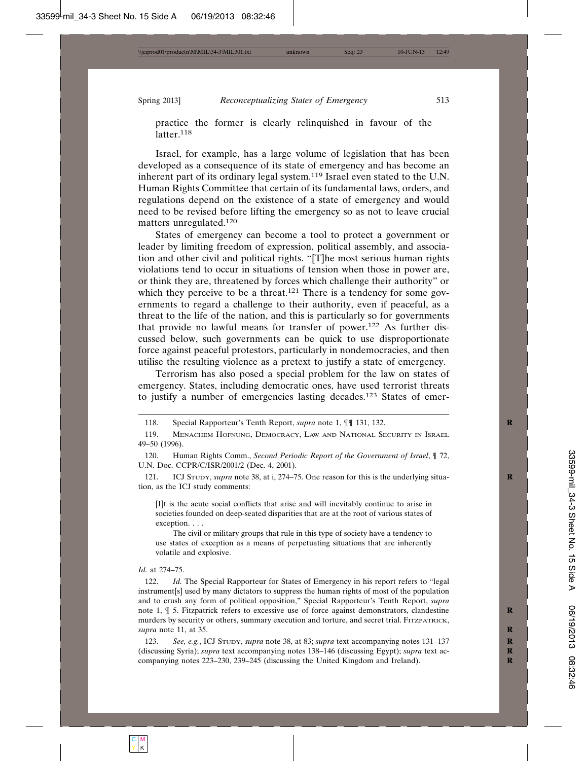practice the former is clearly relinquished in favour of the latter.[118]

Israel, for example, has a large volume of legislation that has been developed as a consequence of its state of emergency and has become an inherent part of its ordinary legal system.[119] Israel even stated to the U.N. Human Rights Committee that certain of its fundamental laws, orders, and regulations depend on the existence of a state of emergency and would need to be revised before lifting the emergency so as not to leave crucial matters unregulated.[120]

States of emergency can become a tool to protect a government or leader by limiting freedom of expression, political assembly, and association and other civil and political rights. "[T]he most serious human rights violations tend to occur in situations of tension when those in power are, or think they are, threatened by forces which challenge their authority" or which they perceive to be a threat.[121] There is a tendency for some governments to regard a challenge to their authority, even if peaceful, as a threat to the life of the nation, and this is particularly so for governments that provide no lawful means for transfer of power.[122] As further discussed below, such governments can be quick to use disproportionate force against peaceful protestors, particularly in nondemocracies, and then utilise the resulting violence as a pretext to justify a state of emergency.

Terrorism has also posed a special problem for the law on states of emergency. States, including democratic ones, have used terrorist threats to justify a number of emergencies lasting decades.[123] States of emer-

---

118. Special Rapporteur's Tenth Report, *supra* note 1, ¶¶ 131, 132.

119. Menachem Hofnung, Democracy, Law and National Security in Israel 49–50 (1996).

120. Human Rights Comm., *Second Periodic Report of the Government of Israel*, ¶ 72, U.N. Doc. CCPR/C/ISR/2001/2 (Dec. 4, 2001).

121. ICJ Study, *supra* note 38, at i, 274–75. One reason for this is the underlying situation, as the ICJ study comments:

> [I]t is the acute social conflicts that arise and will inevitably continue to arise in societies founded on deep-seated disparities that are at the root of various states of exception. . . .
>
> The civil or military groups that rule in this type of society have a tendency to use states of exception as a means of perpetuating situations that are inherently volatile and explosive.

*Id.* at 274–75.

122. *Id.* The Special Rapporteur for States of Emergency in his report refers to "legal instrument[s] used by many dictators to suppress the human rights of most of the population and to crush any form of political opposition," Special Rapporteur's Tenth Report, *supra* note 1, ¶ 5. Fitzpatrick refers to excessive use of force against demonstrators, clandestine murders by security or others, summary execution and torture, and secret trial. Fitzpatrick, *supra* note 11, at 35.

123. *See, e.g.*, ICJ Study, *supra* note 38, at 83; *supra* text accompanying notes 131–137 (discussing Syria); *supra* text accompanying notes 138–146 (discussing Egypt); *supra* text accompanying notes 223–230, 239–245 (discussing the United Kingdom and Ireland).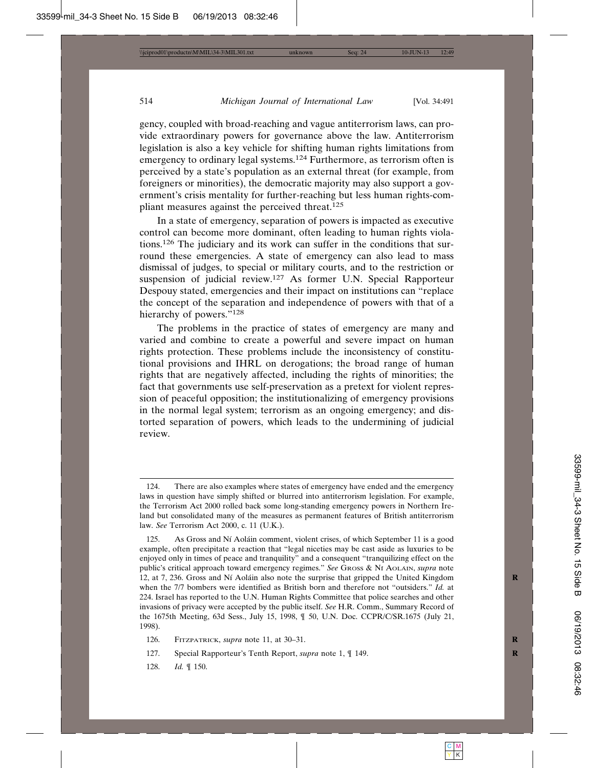gency, coupled with broad-reaching and vague antiterrorism laws, can provide extraordinary powers for governance above the law. Antiterrorism legislation is also a key vehicle for shifting human rights limitations from emergency to ordinary legal systems.[124] Furthermore, as terrorism often is perceived by a state's population as an external threat (for example, from foreigners or minorities), the democratic majority may also support a government's crisis mentality for further-reaching but less human rights-compliant measures against the perceived threat.[125]

In a state of emergency, separation of powers is impacted as executive control can become more dominant, often leading to human rights violations.[126] The judiciary and its work can suffer in the conditions that surround these emergencies. A state of emergency can also lead to mass dismissal of judges, to special or military courts, and to the restriction or suspension of judicial review.[127] As former U.N. Special Rapporteur Despouy stated, emergencies and their impact on institutions can "replace the concept of the separation and independence of powers with that of a hierarchy of powers."[128]

The problems in the practice of states of emergency are many and varied and combine to create a powerful and severe impact on human rights protection. These problems include the inconsistency of constitutional provisions and IHRL on derogations; the broad range of human rights that are negatively affected, including the rights of minorities; the fact that governments use self-preservation as a pretext for violent repression of peaceful opposition; the institutionalizing of emergency provisions in the normal legal system; terrorism as an ongoing emergency; and distorted separation of powers, which leads to the undermining of judicial review.

---

124. There are also examples where states of emergency have ended and the emergency laws in question have simply shifted or blurred into antiterrorism legislation. For example, the Terrorism Act 2000 rolled back some long-standing emergency powers in Northern Ireland but consolidated many of the measures as permanent features of British antiterrorism law. *See* Terrorism Act 2000, c. 11 (U.K.).

125. As Gross and Ní Aoláin comment, violent crises, of which September 11 is a good example, often precipitate a reaction that "legal niceties may be cast aside as luxuries to be enjoyed only in times of peace and tranquility" and a consequent "tranquilizing effect on the public's critical approach toward emergency regimes." *See* Gross & Ní Aolain, *supra* note 12, at 7, 236. Gross and Ní Aoláin also note the surprise that gripped the United Kingdom when the 7/7 bombers were identified as British born and therefore not "outsiders." *Id.* at 224. Israel has reported to the U.N. Human Rights Committee that police searches and other invasions of privacy were accepted by the public itself. *See* H.R. Comm., Summary Record of the 1675th Meeting, 63d Sess., July 15, 1998, ¶ 50, U.N. Doc. CCPR/C/SR.1675 (July 21, 1998).

126. Fitzpatrick, *supra* note 11, at 30–31.

127. Special Rapporteur's Tenth Report, *supra* note 1, ¶ 149.

128. *Id.* ¶ 150.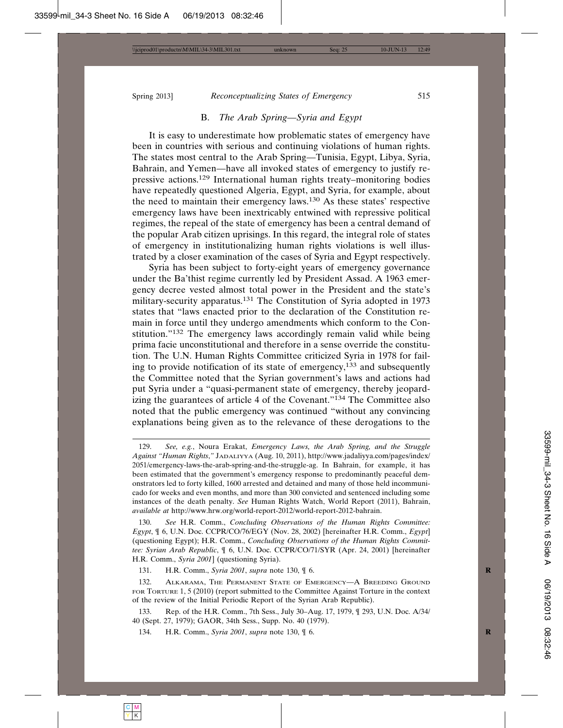### B. *The Arab Spring—Syria and Egypt*

It is easy to underestimate how problematic states of emergency have been in countries with serious and continuing violations of human rights. The states most central to the Arab Spring—Tunisia, Egypt, Libya, Syria, Bahrain, and Yemen—have all invoked states of emergency to justify repressive actions.[129] International human rights treaty–monitoring bodies have repeatedly questioned Algeria, Egypt, and Syria, for example, about the need to maintain their emergency laws.[130] As these states' respective emergency laws have been inextricably entwined with repressive political regimes, the repeal of the state of emergency has been a central demand of the popular Arab citizen uprisings. In this regard, the integral role of states of emergency in institutionalizing human rights violations is well illustrated by a closer examination of the cases of Syria and Egypt respectively.

Syria has been subject to forty-eight years of emergency governance under the Ba'thist regime currently led by President Assad. A 1963 emergency decree vested almost total power in the President and the state's military-security apparatus.[131] The Constitution of Syria adopted in 1973 states that "laws enacted prior to the declaration of the Constitution remain in force until they undergo amendments which conform to the Constitution."[132] The emergency laws accordingly remain valid while being prima facie unconstitutional and therefore in a sense override the constitution. The U.N. Human Rights Committee criticized Syria in 1978 for failing to provide notification of its state of emergency,[133] and subsequently the Committee noted that the Syrian government's laws and actions had put Syria under a "quasi-permanent state of emergency, thereby jeopardizing the guarantees of article 4 of the Covenant."[134] The Committee also noted that the public emergency was continued "without any convincing explanations being given as to the relevance of these derogations to the

---

129. *See, e.g.*, Noura Erakat, *Emergency Laws, the Arab Spring, and the Struggle Against "Human Rights*,*"* Jadaliyya (Aug. 10, 2011), http://www.jadaliyya.com/pages/index/2051/emergency-laws-the-arab-spring-and-the-struggle-ag. In Bahrain, for example, it has been estimated that the government's emergency response to predominantly peaceful demonstrators led to forty killed, 1600 arrested and detained and many of those held incommunicado for weeks and even months, and more than 300 convicted and sentenced including some instances of the death penalty. *See* Human Rights Watch, World Report (2011), Bahrain, *available at* http://www.hrw.org/world-report-2012/world-report-2012-bahrain.

130. *See* H.R. Comm., *Concluding Observations of the Human Rights Committee: Egypt*, ¶ 6, U.N. Doc. CCPR/CO/76/EGY (Nov. 28, 2002) [hereinafter H.R. Comm., *Egypt*] (questioning Egypt); H.R. Comm., *Concluding Observations of the Human Rights Committee: Syrian Arab Republic*, ¶ 6, U.N. Doc. CCPR/CO/71/SYR (Apr. 24, 2001) [hereinafter H.R. Comm., *Syria 2001*] (questioning Syria).

131. H.R. Comm., *Syria 2001*, *supra* note 130, ¶ 6.

132. Alkarama, The Permanent State of Emergency—A Breeding Ground for Torture 1, 5 (2010) (report submitted to the Committee Against Torture in the context of the review of the Initial Periodic Report of the Syrian Arab Republic).

133. Rep. of the H.R. Comm., 7th Sess., July 30–Aug. 17, 1979, ¶ 293, U.N. Doc. A/34/40 (Sept. 27, 1979); GAOR, 34th Sess., Supp. No. 40 (1979).

134. H.R. Comm., *Syria 2001*, *supra* note 130, ¶ 6.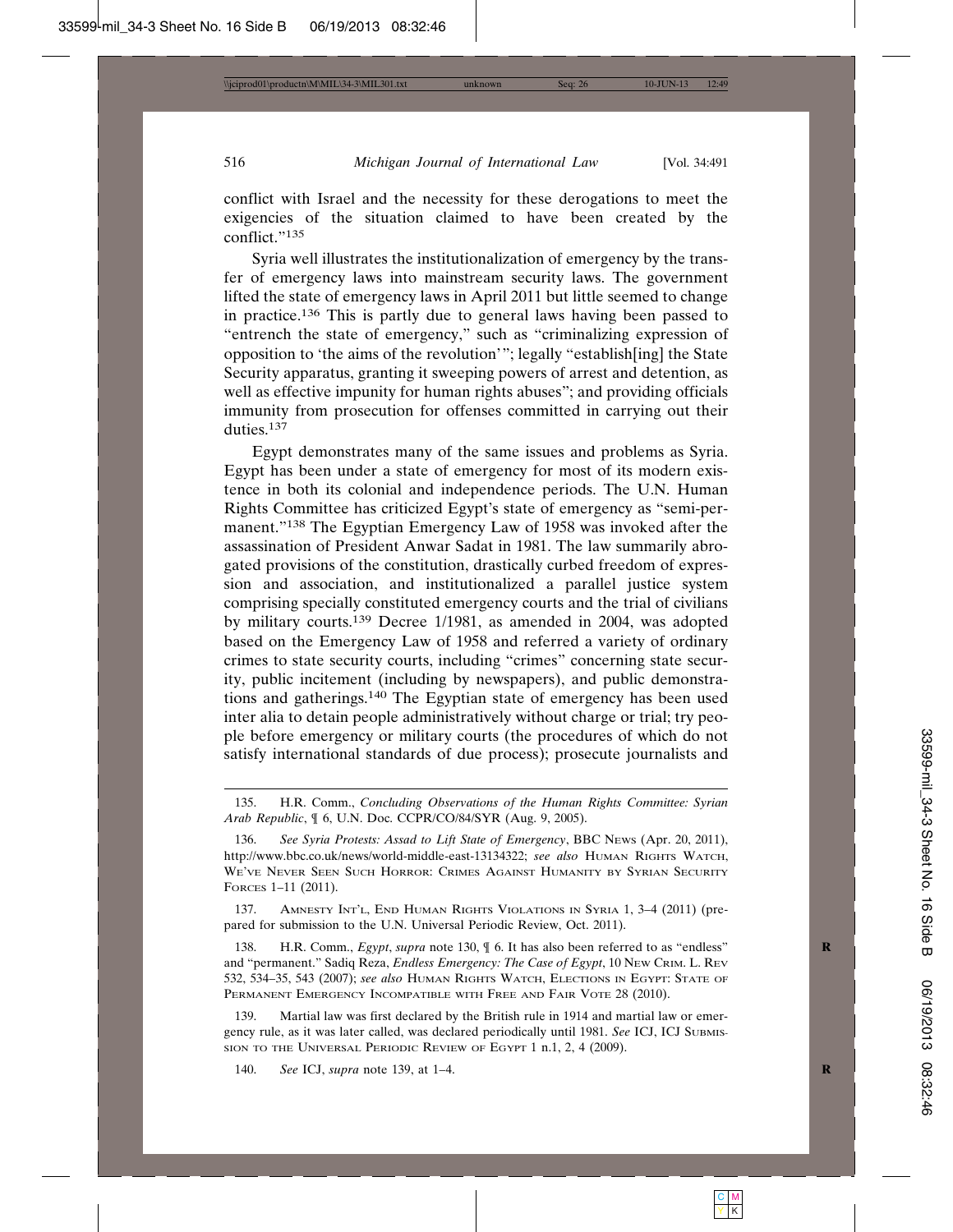conflict with Israel and the necessity for these derogations to meet the exigencies of the situation claimed to have been created by the conflict."[135]

Syria well illustrates the institutionalization of emergency by the transfer of emergency laws into mainstream security laws. The government lifted the state of emergency laws in April 2011 but little seemed to change in practice.[136] This is partly due to general laws having been passed to "entrench the state of emergency," such as "criminalizing expression of opposition to 'the aims of the revolution'"; legally "establish[ing] the State Security apparatus, granting it sweeping powers of arrest and detention, as well as effective impunity for human rights abuses"; and providing officials immunity from prosecution for offenses committed in carrying out their duties.[137]

Egypt demonstrates many of the same issues and problems as Syria. Egypt has been under a state of emergency for most of its modern existence in both its colonial and independence periods. The U.N. Human Rights Committee has criticized Egypt's state of emergency as "semi-permanent."[138] The Egyptian Emergency Law of 1958 was invoked after the assassination of President Anwar Sadat in 1981. The law summarily abrogated provisions of the constitution, drastically curbed freedom of expression and association, and institutionalized a parallel justice system comprising specially constituted emergency courts and the trial of civilians by military courts.[139] Decree 1/1981, as amended in 2004, was adopted based on the Emergency Law of 1958 and referred a variety of ordinary crimes to state security courts, including "crimes" concerning state security, public incitement (including by newspapers), and public demonstrations and gatherings.[140] The Egyptian state of emergency has been used inter alia to detain people administratively without charge or trial; try people before emergency or military courts (the procedures of which do not satisfy international standards of due process); prosecute journalists and

---

135. H.R. Comm., *Concluding Observations of the Human Rights Committee: Syrian Arab Republic*, ¶ 6, U.N. Doc. CCPR/CO/84/SYR (Aug. 9, 2005).

136. *See Syria Protests: Assad to Lift State of Emergency*, BBC NEWS (Apr. 20, 2011), http://www.bbc.co.uk/news/world-middle-east-13134322; *see also* HUMAN RIGHTS WATCH, WE'VE NEVER SEEN SUCH HORROR: CRIMES AGAINST HUMANITY BY SYRIAN SECURITY FORCES 1–11 (2011).

137. AMNESTY INT'L, END HUMAN RIGHTS VIOLATIONS IN SYRIA 1, 3–4 (2011) (prepared for submission to the U.N. Universal Periodic Review, Oct. 2011).

138. H.R. Comm., *Egypt*, *supra* note 130, ¶ 6. It has also been referred to as "endless" and "permanent." Sadiq Reza, *Endless Emergency: The Case of Egypt*, 10 NEW CRIM. L. REV 532, 534–35, 543 (2007); *see also* HUMAN RIGHTS WATCH, ELECTIONS IN EGYPT: STATE OF PERMANENT EMERGENCY INCOMPATIBLE WITH FREE AND FAIR VOTE 28 (2010).

139. Martial law was first declared by the British rule in 1914 and martial law or emergency rule, as it was later called, was declared periodically until 1981. *See* ICJ, ICJ SUBMISSION TO THE UNIVERSAL PERIODIC REVIEW OF EGYPT 1 n.1, 2, 4 (2009).

140. *See* ICJ, *supra* note 139, at 1–4.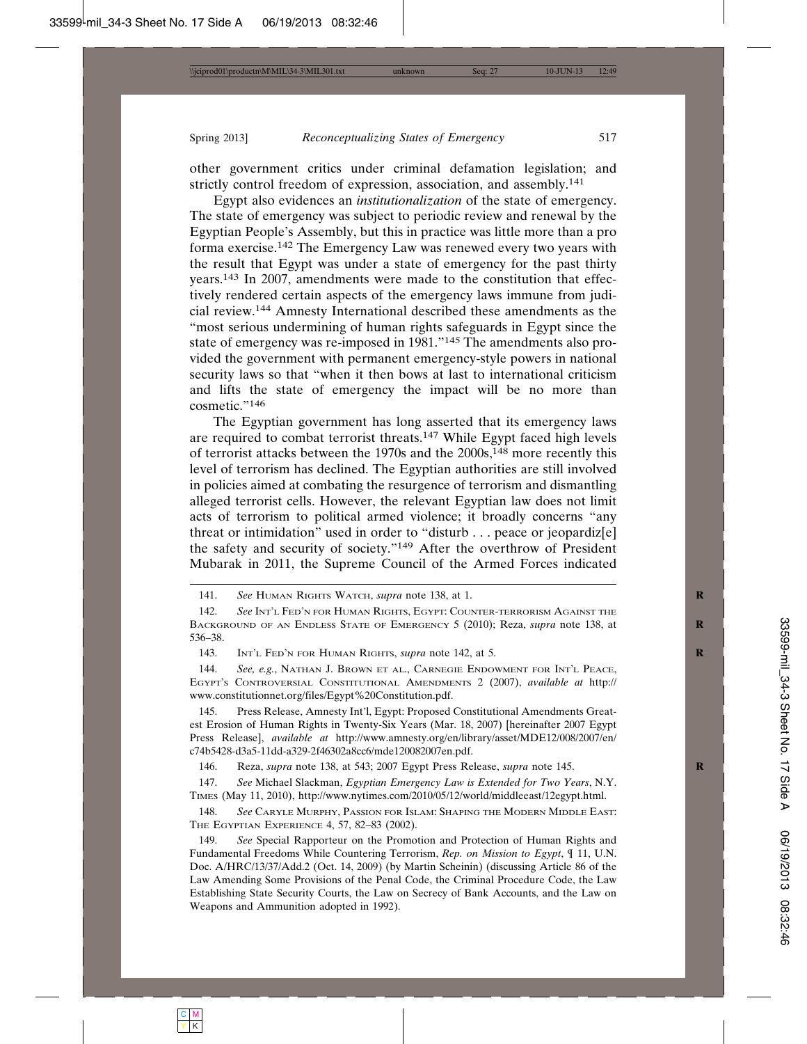other government critics under criminal defamation legislation; and strictly control freedom of expression, association, and assembly.[141]

Egypt also evidences an *institutionalization* of the state of emergency. The state of emergency was subject to periodic review and renewal by the Egyptian People's Assembly, but this in practice was little more than a pro forma exercise.[142] The Emergency Law was renewed every two years with the result that Egypt was under a state of emergency for the past thirty years.[143] In 2007, amendments were made to the constitution that effectively rendered certain aspects of the emergency laws immune from judicial review.[144] Amnesty International described these amendments as the "most serious undermining of human rights safeguards in Egypt since the state of emergency was re-imposed in 1981."[145] The amendments also provided the government with permanent emergency-style powers in national security laws so that "when it then bows at last to international criticism and lifts the state of emergency the impact will be no more than cosmetic."[146]

The Egyptian government has long asserted that its emergency laws are required to combat terrorist threats.[147] While Egypt faced high levels of terrorist attacks between the 1970s and the 2000s,[148] more recently this level of terrorism has declined. The Egyptian authorities are still involved in policies aimed at combating the resurgence of terrorism and dismantling alleged terrorist cells. However, the relevant Egyptian law does not limit acts of terrorism to political armed violence; it broadly concerns "any threat or intimidation" used in order to "disturb . . . peace or jeopardiz[e] the safety and security of society."[149] After the overthrow of President Mubarak in 2011, the Supreme Council of the Armed Forces indicated

---

141. *See* Human Rights Watch, *supra* note 138, at 1.

142. *See* Int'l Fed'n for Human Rights, Egypt: Counter-terrorism Against the Background of an Endless State of Emergency 5 (2010); Reza, *supra* note 138, at 536–38.

143. Int'l Fed'n for Human Rights, *supra* note 142, at 5.

144. *See, e.g.*, Nathan J. Brown et al., Carnegie Endowment for Int'l Peace, Egypt's Controversial Constitutional Amendments 2 (2007), *available at* http://www.constitutionnet.org/files/Egypt%20Constitution.pdf.

145. Press Release, Amnesty Int'l, Egypt: Proposed Constitutional Amendments Greatest Erosion of Human Rights in Twenty-Six Years (Mar. 18, 2007) [hereinafter 2007 Egypt Press Release], *available at* http://www.amnesty.org/en/library/asset/MDE12/008/2007/en/c74b5428-d3a5-11dd-a329-2f46302a8cc6/mde120082007en.pdf.

146. Reza, *supra* note 138, at 543; 2007 Egypt Press Release, *supra* note 145.

147. *See* Michael Slackman, *Egyptian Emergency Law is Extended for Two Years*, N.Y. Times (May 11, 2010), http://www.nytimes.com/2010/05/12/world/middleeast/12egypt.html.

148. *See* Caryle Murphy, Passion for Islam: Shaping the Modern Middle East: The Egyptian Experience 4, 57, 82–83 (2002).

149. *See* Special Rapporteur on the Promotion and Protection of Human Rights and Fundamental Freedoms While Countering Terrorism, *Rep. on Mission to Egypt*, ¶ 11, U.N. Doc. A/HRC/13/37/Add.2 (Oct. 14, 2009) (by Martin Scheinin) (discussing Article 86 of the Law Amending Some Provisions of the Penal Code, the Criminal Procedure Code, the Law Establishing State Security Courts, the Law on Secrecy of Bank Accounts, and the Law on Weapons and Ammunition adopted in 1992).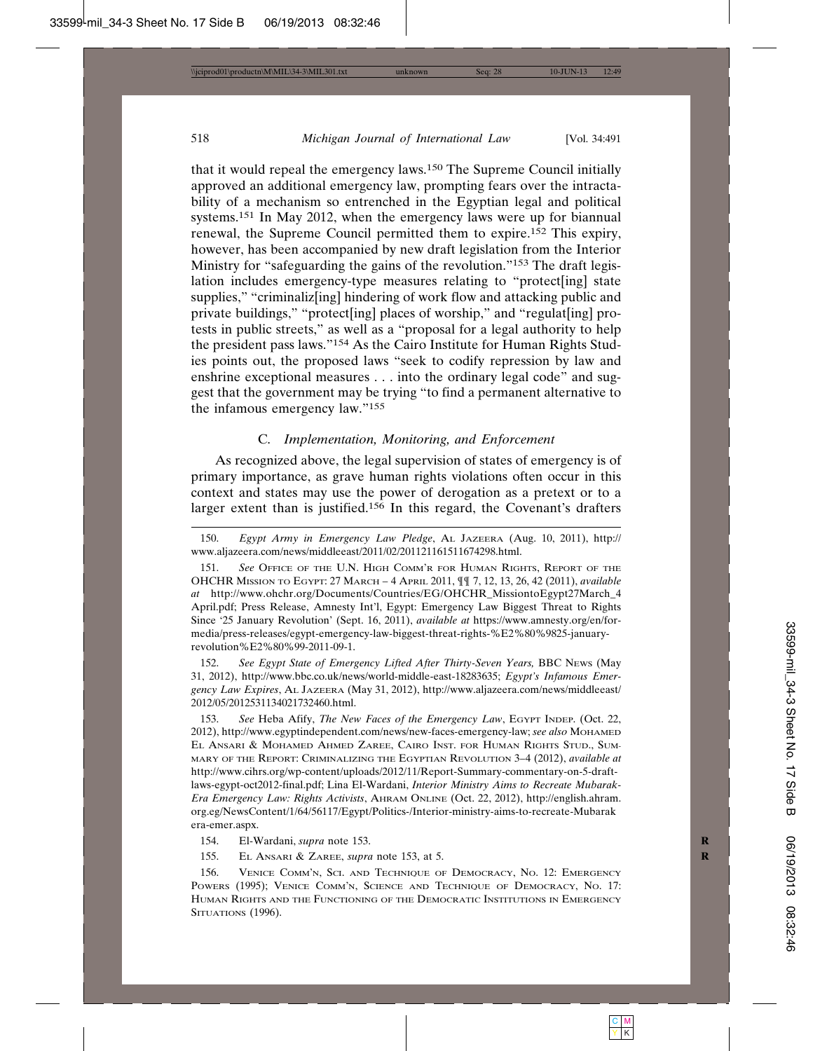that it would repeal the emergency laws.[150] The Supreme Council initially approved an additional emergency law, prompting fears over the intractability of a mechanism so entrenched in the Egyptian legal and political systems.[151] In May 2012, when the emergency laws were up for biannual renewal, the Supreme Council permitted them to expire.[152] This expiry, however, has been accompanied by new draft legislation from the Interior Ministry for "safeguarding the gains of the revolution."[153] The draft legislation includes emergency-type measures relating to "protect[ing] state supplies," "criminaliz[ing] hindering of work flow and attacking public and private buildings," "protect[ing] places of worship," and "regulat[ing] protests in public streets," as well as a "proposal for a legal authority to help the president pass laws."[154] As the Cairo Institute for Human Rights Studies points out, the proposed laws "seek to codify repression by law and enshrine exceptional measures . . . into the ordinary legal code" and suggest that the government may be trying "to find a permanent alternative to the infamous emergency law."[155]

### C. *Implementation, Monitoring, and Enforcement*

As recognized above, the legal supervision of states of emergency is of primary importance, as grave human rights violations often occur in this context and states may use the power of derogation as a pretext or to a larger extent than is justified.[156] In this regard, the Covenant's drafters

---

150. *Egypt Army in Emergency Law Pledge*, Al Jazeera (Aug. 10, 2011), http://www.aljazeera.com/news/middleeast/2011/02/201121161511674298.html.

151. *See* Office of the U.N. High Comm'r for Human Rights, Report of the OHCHR Mission to Egypt: 27 March – 4 April 2011, ¶¶ 7, 12, 13, 26, 42 (2011), *available at* http://www.ohchr.org/Documents/Countries/EG/OHCHR_MissiontoEgypt27March_4 April.pdf; Press Release, Amnesty Int'l, Egypt: Emergency Law Biggest Threat to Rights Since '25 January Revolution' (Sept. 16, 2011), *available at* https://www.amnesty.org/en/for-media/press-releases/egypt-emergency-law-biggest-threat-rights-%E2%80%9825-january-revolution%E2%80%99-2011-09-1.

152. *See Egypt State of Emergency Lifted After Thirty-Seven Years,* BBC News (May 31, 2012), http://www.bbc.co.uk/news/world-middle-east-18283635; *Egypt's Infamous Emergency Law Expires*, Al Jazeera (May 31, 2012), http://www.aljazeera.com/news/middleeast/2012/05/2012531134021732460.html.

153. *See* Heba Afify, *The New Faces of the Emergency Law*, Egypt Indep. (Oct. 22, 2012), http://www.egyptindependent.com/news/new-faces-emergency-law; *see also* Mohamed El Ansari & Mohamed Ahmed Zaree, Cairo Inst. for Human Rights Stud., Summary of the Report: Criminalizing the Egyptian Revolution 3–4 (2012), *available at* http://www.cihrs.org/wp-content/uploads/2012/11/Report-Summary-commentary-on-5-draft-laws-egypt-oct2012-final.pdf; Lina El-Wardani, *Interior Ministry Aims to Recreate Mubarak-Era Emergency Law: Rights Activists*, Ahram Online (Oct. 22, 2012), http://english.ahram.org.eg/NewsContent/1/64/56117/Egypt/Politics-/Interior-ministry-aims-to-recreate-Mubarak era-emer.aspx.

154. El-Wardani, *supra* note 153.

155. El Ansari & Zaree, *supra* note 153, at 5.

156. Venice Comm'n, Sci. and Technique of Democracy, No. 12: Emergency Powers (1995); Venice Comm'n, Science and Technique of Democracy, No. 17: Human Rights and the Functioning of the Democratic Institutions in Emergency Situations (1996).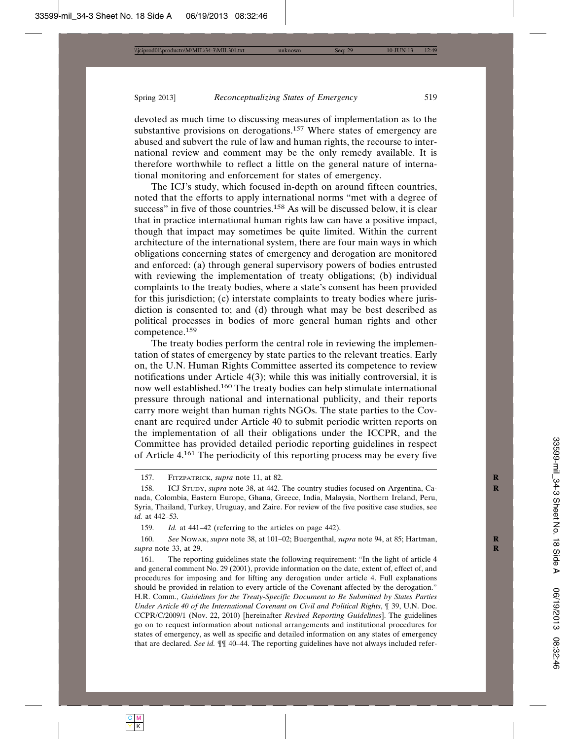devoted as much time to discussing measures of implementation as to the substantive provisions on derogations.[157] Where states of emergency are abused and subvert the rule of law and human rights, the recourse to international review and comment may be the only remedy available. It is therefore worthwhile to reflect a little on the general nature of international monitoring and enforcement for states of emergency.

The ICJ's study, which focused in-depth on around fifteen countries, noted that the efforts to apply international norms "met with a degree of success" in five of those countries.[158] As will be discussed below, it is clear that in practice international human rights law can have a positive impact, though that impact may sometimes be quite limited. Within the current architecture of the international system, there are four main ways in which obligations concerning states of emergency and derogation are monitored and enforced: (a) through general supervisory powers of bodies entrusted with reviewing the implementation of treaty obligations; (b) individual complaints to the treaty bodies, where a state's consent has been provided for this jurisdiction; (c) interstate complaints to treaty bodies where jurisdiction is consented to; and (d) through what may be best described as political processes in bodies of more general human rights and other competence.[159]

The treaty bodies perform the central role in reviewing the implementation of states of emergency by state parties to the relevant treaties. Early on, the U.N. Human Rights Committee asserted its competence to review notifications under Article 4(3); while this was initially controversial, it is now well established.[160] The treaty bodies can help stimulate international pressure through national and international publicity, and their reports carry more weight than human rights NGOs. The state parties to the Covenant are required under Article 40 to submit periodic written reports on the implementation of all their obligations under the ICCPR, and the Committee has provided detailed periodic reporting guidelines in respect of Article 4.[161] The periodicity of this reporting process may be every five

---

157. Fitzpatrick, *supra* note 11, at 82.

158. ICJ Study, *supra* note 38, at 442. The country studies focused on Argentina, Canada, Colombia, Eastern Europe, Ghana, Greece, India, Malaysia, Northern Ireland, Peru, Syria, Thailand, Turkey, Uruguay, and Zaire. For review of the five positive case studies, see *id.* at 442–53.

159. *Id.* at 441–42 (referring to the articles on page 442).

160. *See* Nowak, *supra* note 38, at 101–02; Buergenthal, *supra* note 94, at 85; Hartman, *supra* note 33, at 29.

161. The reporting guidelines state the following requirement: "In the light of article 4 and general comment No. 29 (2001), provide information on the date, extent of, effect of, and procedures for imposing and for lifting any derogation under article 4. Full explanations should be provided in relation to every article of the Covenant affected by the derogation." H.R. Comm., *Guidelines for the Treaty-Specific Document to Be Submitted by States Parties Under Article 40 of the International Covenant on Civil and Political Rights*, ¶ 39, U.N. Doc. CCPR/C/2009/1 (Nov. 22, 2010) [hereinafter *Revised Reporting Guidelines*]. The guidelines go on to request information about national arrangements and institutional procedures for states of emergency, as well as specific and detailed information on any states of emergency that are declared. *See id.* ¶¶ 40–44. The reporting guidelines have not always included refer-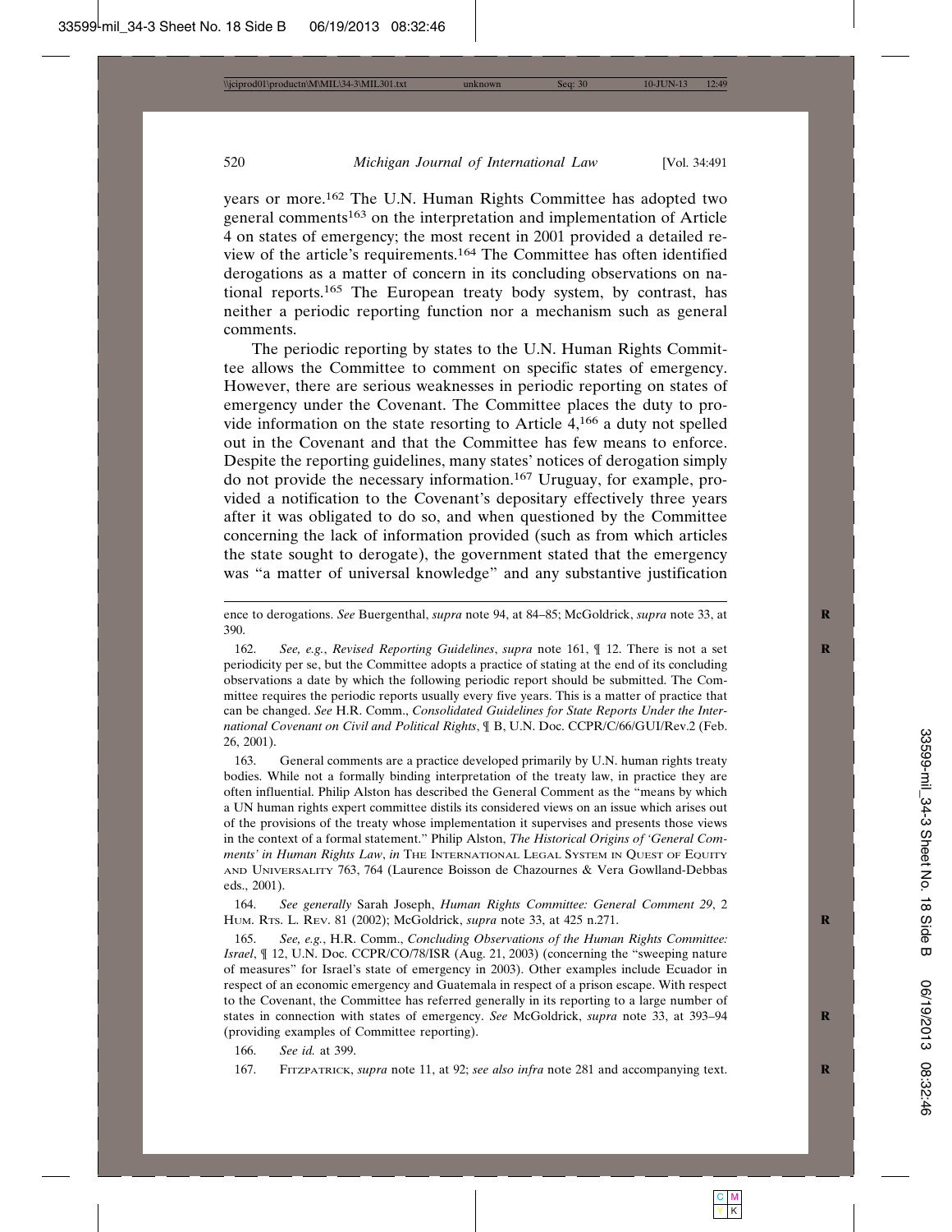years or more.[162] The U.N. Human Rights Committee has adopted two general comments[163] on the interpretation and implementation of Article 4 on states of emergency; the most recent in 2001 provided a detailed review of the article's requirements.[164] The Committee has often identified derogations as a matter of concern in its concluding observations on national reports.[165] The European treaty body system, by contrast, has neither a periodic reporting function nor a mechanism such as general comments.

The periodic reporting by states to the U.N. Human Rights Committee allows the Committee to comment on specific states of emergency. However, there are serious weaknesses in periodic reporting on states of emergency under the Covenant. The Committee places the duty to provide information on the state resorting to Article 4,[166] a duty not spelled out in the Covenant and that the Committee has few means to enforce. Despite the reporting guidelines, many states' notices of derogation simply do not provide the necessary information.[167] Uruguay, for example, provided a notification to the Covenant's depositary effectively three years after it was obligated to do so, and when questioned by the Committee concerning the lack of information provided (such as from which articles the state sought to derogate), the government stated that the emergency was "a matter of universal knowledge" and any substantive justification

---

ence to derogations. *See* Buergenthal, *supra* note 94, at 84–85; McGoldrick, *supra* note 33, at 390.

162. *See, e.g.*, *Revised Reporting Guidelines*, *supra* note 161, ¶ 12. There is not a set periodicity per se, but the Committee adopts a practice of stating at the end of its concluding observations a date by which the following periodic report should be submitted. The Committee requires the periodic reports usually every five years. This is a matter of practice that can be changed. *See* H.R. Comm., *Consolidated Guidelines for State Reports Under the International Covenant on Civil and Political Rights*, ¶ B, U.N. Doc. CCPR/C/66/GUI/Rev.2 (Feb. 26, 2001).

163. General comments are a practice developed primarily by U.N. human rights treaty bodies. While not a formally binding interpretation of the treaty law, in practice they are often influential. Philip Alston has described the General Comment as the "means by which a UN human rights expert committee distils its considered views on an issue which arises out of the provisions of the treaty whose implementation it supervises and presents those views in the context of a formal statement." Philip Alston, *The Historical Origins of 'General Comments' in Human Rights Law*, *in* The International Legal System in Quest of Equity and Universality 763, 764 (Laurence Boisson de Chazournes & Vera Gowlland-Debbas eds., 2001).

164. *See generally* Sarah Joseph, *Human Rights Committee: General Comment 29*, 2 Hum. Rts. L. Rev. 81 (2002); McGoldrick, *supra* note 33, at 425 n.271.

165. *See, e.g.*, H.R. Comm., *Concluding Observations of the Human Rights Committee: Israel*, ¶ 12, U.N. Doc. CCPR/CO/78/ISR (Aug. 21, 2003) (concerning the "sweeping nature of measures" for Israel's state of emergency in 2003). Other examples include Ecuador in respect of an economic emergency and Guatemala in respect of a prison escape. With respect to the Covenant, the Committee has referred generally in its reporting to a large number of states in connection with states of emergency. *See* McGoldrick, *supra* note 33, at 393–94 (providing examples of Committee reporting).

166. *See id.* at 399.

167. Fitzpatrick, *supra* note 11, at 92; *see also infra* note 281 and accompanying text.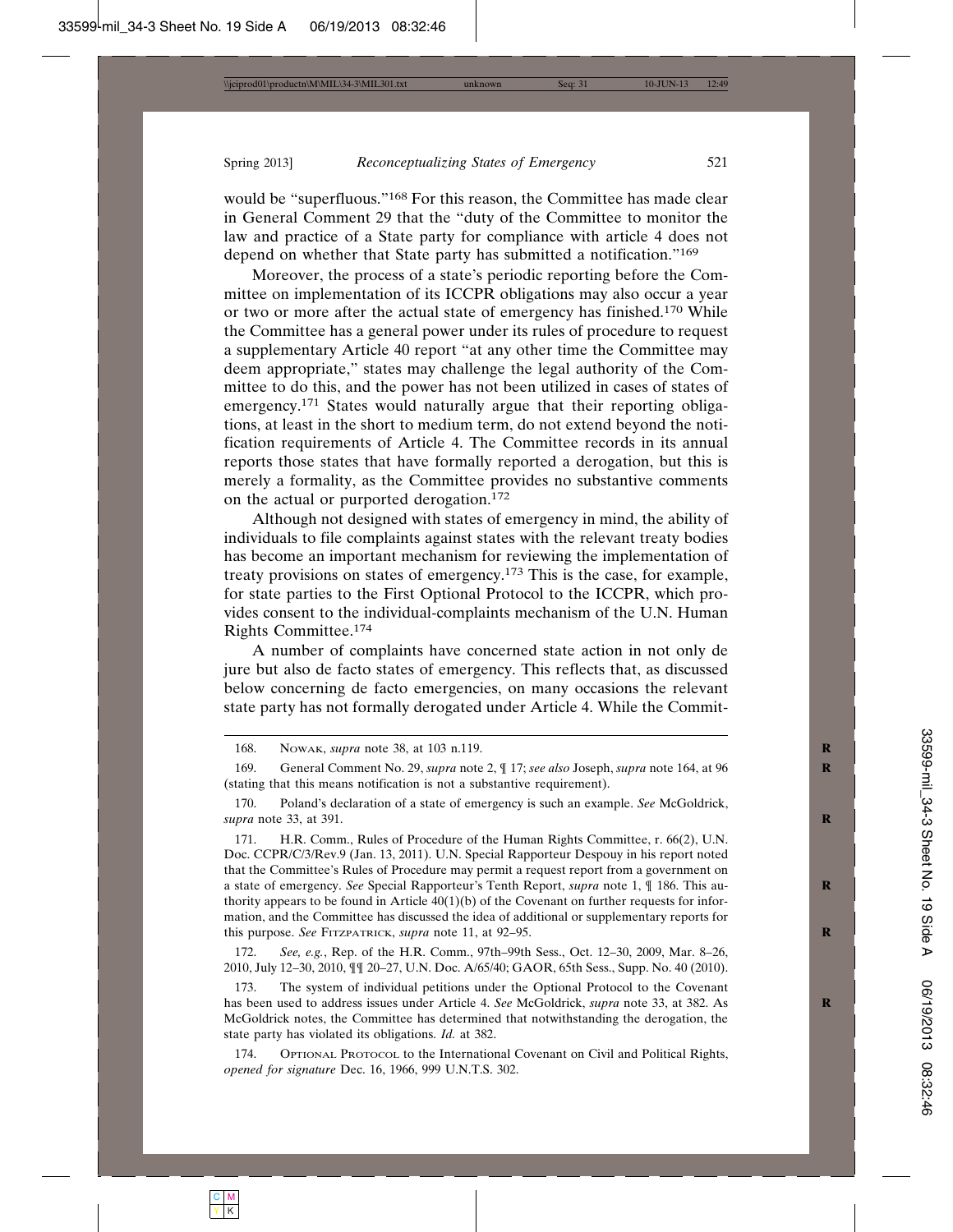would be "superfluous."[168] For this reason, the Committee has made clear in General Comment 29 that the "duty of the Committee to monitor the law and practice of a State party for compliance with article 4 does not depend on whether that State party has submitted a notification."[169]

Moreover, the process of a state's periodic reporting before the Committee on implementation of its ICCPR obligations may also occur a year or two or more after the actual state of emergency has finished.[170] While the Committee has a general power under its rules of procedure to request a supplementary Article 40 report "at any other time the Committee may deem appropriate," states may challenge the legal authority of the Committee to do this, and the power has not been utilized in cases of states of emergency.[171] States would naturally argue that their reporting obligations, at least in the short to medium term, do not extend beyond the notification requirements of Article 4. The Committee records in its annual reports those states that have formally reported a derogation, but this is merely a formality, as the Committee provides no substantive comments on the actual or purported derogation.[172]

Although not designed with states of emergency in mind, the ability of individuals to file complaints against states with the relevant treaty bodies has become an important mechanism for reviewing the implementation of treaty provisions on states of emergency.[173] This is the case, for example, for state parties to the First Optional Protocol to the ICCPR, which provides consent to the individual-complaints mechanism of the U.N. Human Rights Committee.[174]

A number of complaints have concerned state action in not only de jure but also de facto states of emergency. This reflects that, as discussed below concerning de facto emergencies, on many occasions the relevant state party has not formally derogated under Article 4. While the Commit-

---

168. Nowak, *supra* note 38, at 103 n.119.

169. General Comment No. 29, *supra* note 2, ¶ 17; *see also* Joseph, *supra* note 164, at 96 (stating that this means notification is not a substantive requirement).

170. Poland's declaration of a state of emergency is such an example. *See* McGoldrick, *supra* note 33, at 391.

171. H.R. Comm., Rules of Procedure of the Human Rights Committee, r. 66(2), U.N. Doc. CCPR/C/3/Rev.9 (Jan. 13, 2011). U.N. Special Rapporteur Despouy in his report noted that the Committee's Rules of Procedure may permit a request report from a government on a state of emergency. *See* Special Rapporteur's Tenth Report, *supra* note 1, ¶ 186. This authority appears to be found in Article 40(1)(b) of the Covenant on further requests for information, and the Committee has discussed the idea of additional or supplementary reports for this purpose. *See* Fitzpatrick, *supra* note 11, at 92–95.

172. *See, e.g.*, Rep. of the H.R. Comm., 97th–99th Sess., Oct. 12–30, 2009, Mar. 8–26, 2010, July 12–30, 2010, ¶¶ 20–27, U.N. Doc. A/65/40; GAOR, 65th Sess., Supp. No. 40 (2010).

173. The system of individual petitions under the Optional Protocol to the Covenant has been used to address issues under Article 4. *See* McGoldrick, *supra* note 33, at 382. As McGoldrick notes, the Committee has determined that notwithstanding the derogation, the state party has violated its obligations. *Id.* at 382.

174. Optional Protocol to the International Covenant on Civil and Political Rights, *opened for signature* Dec. 16, 1966, 999 U.N.T.S. 302.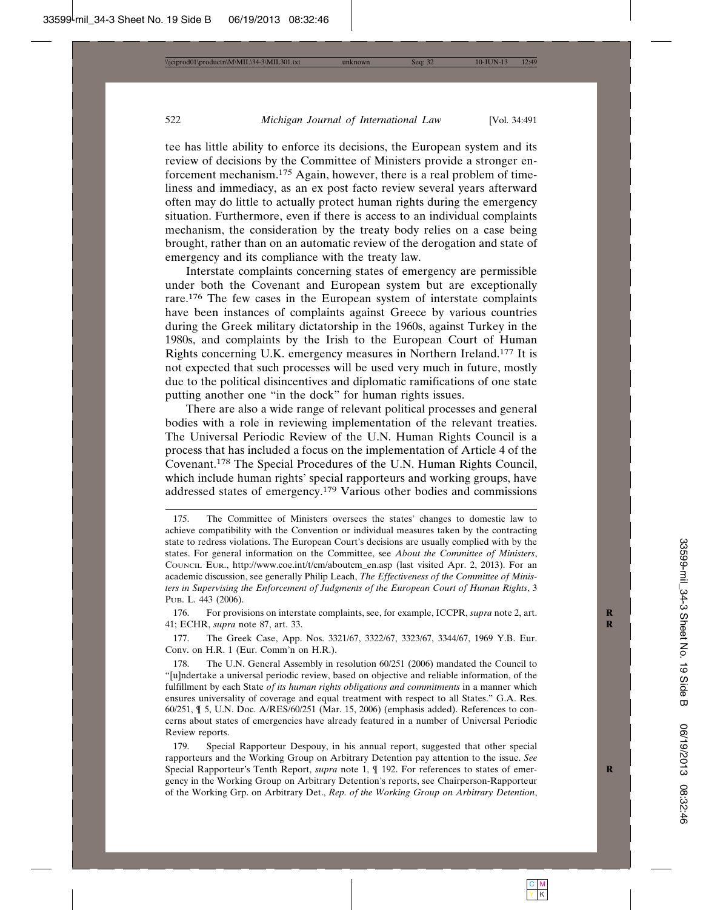tee has little ability to enforce its decisions, the European system and its review of decisions by the Committee of Ministers provide a stronger enforcement mechanism.[175] Again, however, there is a real problem of timeliness and immediacy, as an ex post facto review several years afterward often may do little to actually protect human rights during the emergency situation. Furthermore, even if there is access to an individual complaints mechanism, the consideration by the treaty body relies on a case being brought, rather than on an automatic review of the derogation and state of emergency and its compliance with the treaty law.

Interstate complaints concerning states of emergency are permissible under both the Covenant and European system but are exceptionally rare.[176] The few cases in the European system of interstate complaints have been instances of complaints against Greece by various countries during the Greek military dictatorship in the 1960s, against Turkey in the 1980s, and complaints by the Irish to the European Court of Human Rights concerning U.K. emergency measures in Northern Ireland.[177] It is not expected that such processes will be used very much in future, mostly due to the political disincentives and diplomatic ramifications of one state putting another one "in the dock" for human rights issues.

There are also a wide range of relevant political processes and general bodies with a role in reviewing implementation of the relevant treaties. The Universal Periodic Review of the U.N. Human Rights Council is a process that has included a focus on the implementation of Article 4 of the Covenant.[178] The Special Procedures of the U.N. Human Rights Council, which include human rights' special rapporteurs and working groups, have addressed states of emergency.[179] Various other bodies and commissions

---

175. The Committee of Ministers oversees the states' changes to domestic law to achieve compatibility with the Convention or individual measures taken by the contracting state to redress violations. The European Court's decisions are usually complied with by the states. For general information on the Committee, see *About the Committee of Ministers*, COUNCIL EUR., http://www.coe.int/t/cm/aboutcm_en.asp (last visited Apr. 2, 2013). For an academic discussion, see generally Philip Leach, *The Effectiveness of the Committee of Ministers in Supervising the Enforcement of Judgments of the European Court of Human Rights*, 3 PUB. L. 443 (2006).

176. For provisions on interstate complaints, see, for example, ICCPR, *supra* note 2, art. 41; ECHR, *supra* note 87, art. 33.

177. The Greek Case, App. Nos. 3321/67, 3322/67, 3323/67, 3344/67, 1969 Y.B. Eur. Conv. on H.R. 1 (Eur. Comm'n on H.R.).

178. The U.N. General Assembly in resolution 60/251 (2006) mandated the Council to "[u]ndertake a universal periodic review, based on objective and reliable information, of the fulfillment by each State *of its human rights obligations and commitments* in a manner which ensures universality of coverage and equal treatment with respect to all States." G.A. Res. 60/251, ¶ 5, U.N. Doc. A/RES/60/251 (Mar. 15, 2006) (emphasis added). References to concerns about states of emergencies have already featured in a number of Universal Periodic Review reports.

179. Special Rapporteur Despouy, in his annual report, suggested that other special rapporteurs and the Working Group on Arbitrary Detention pay attention to the issue. *See* Special Rapporteur's Tenth Report, *supra* note 1, ¶ 192. For references to states of emergency in the Working Group on Arbitrary Detention's reports, see Chairperson-Rapporteur of the Working Grp. on Arbitrary Det., *Rep. of the Working Group on Arbitrary Detention*,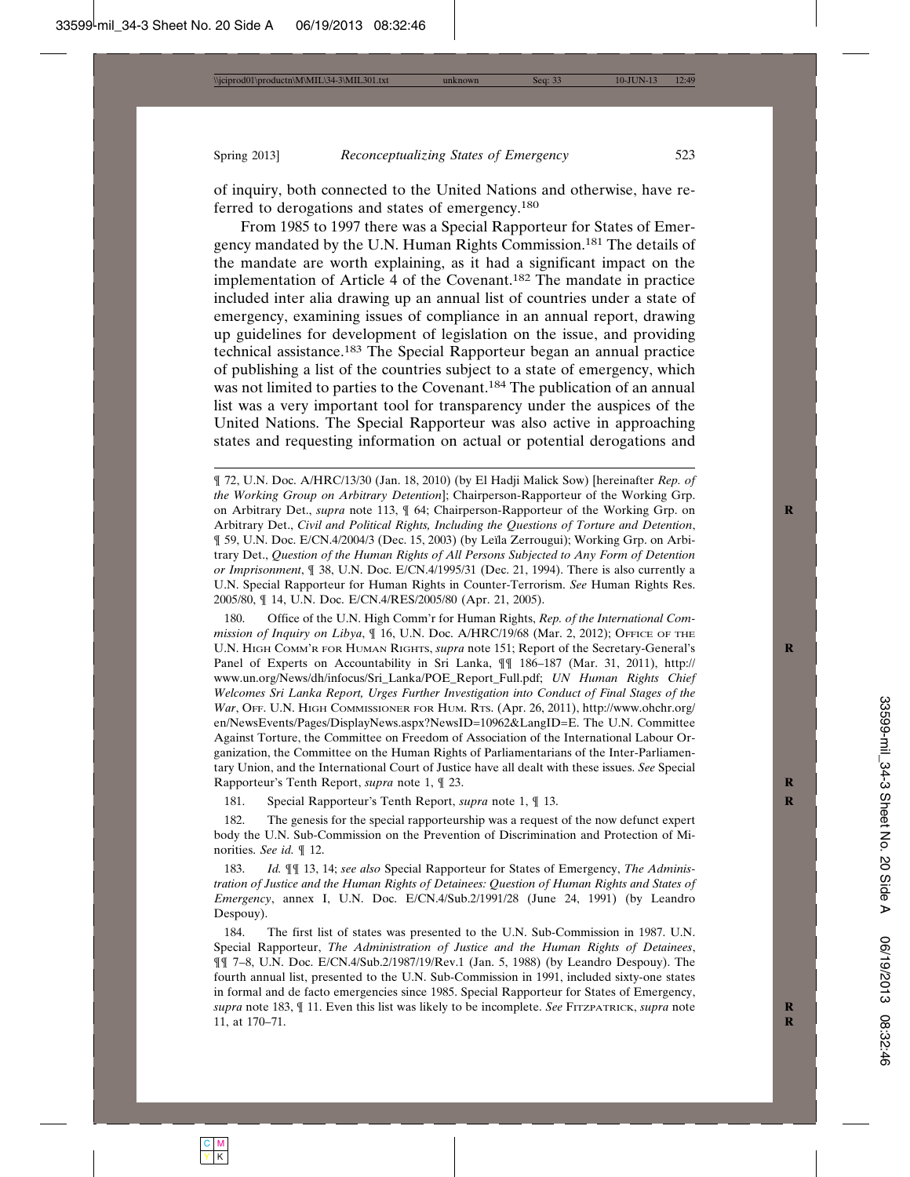of inquiry, both connected to the United Nations and otherwise, have referred to derogations and states of emergency.[180]

From 1985 to 1997 there was a Special Rapporteur for States of Emergency mandated by the U.N. Human Rights Commission.[181] The details of the mandate are worth explaining, as it had a significant impact on the implementation of Article 4 of the Covenant.[182] The mandate in practice included inter alia drawing up an annual list of countries under a state of emergency, examining issues of compliance in an annual report, drawing up guidelines for development of legislation on the issue, and providing technical assistance.[183] The Special Rapporteur began an annual practice of publishing a list of the countries subject to a state of emergency, which was not limited to parties to the Covenant.[184] The publication of an annual list was a very important tool for transparency under the auspices of the United Nations. The Special Rapporteur was also active in approaching states and requesting information on actual or potential derogations and

---

¶ 72, U.N. Doc. A/HRC/13/30 (Jan. 18, 2010) (by El Hadji Malick Sow) [hereinafter *Rep. of the Working Group on Arbitrary Detention*]; Chairperson-Rapporteur of the Working Grp. on Arbitrary Det., *supra* note 113, ¶ 64; Chairperson-Rapporteur of the Working Grp. on Arbitrary Det., *Civil and Political Rights, Including the Questions of Torture and Detention*, ¶ 59, U.N. Doc. E/CN.4/2004/3 (Dec. 15, 2003) (by Leïla Zerrougui); Working Grp. on Arbitrary Det., *Question of the Human Rights of All Persons Subjected to Any Form of Detention or Imprisonment*, ¶ 38, U.N. Doc. E/CN.4/1995/31 (Dec. 21, 1994). There is also currently a U.N. Special Rapporteur for Human Rights in Counter-Terrorism. *See* Human Rights Res. 2005/80, ¶ 14, U.N. Doc. E/CN.4/RES/2005/80 (Apr. 21, 2005).

180. Office of the U.N. High Comm'r for Human Rights, *Rep. of the International Commission of Inquiry on Libya*, ¶ 16, U.N. Doc. A/HRC/19/68 (Mar. 2, 2012); Office of the U.N. High Comm'r for Human Rights, *supra* note 151; Report of the Secretary-General's Panel of Experts on Accountability in Sri Lanka, ¶¶ 186–187 (Mar. 31, 2011), http://www.un.org/News/dh/infocus/Sri_Lanka/POE_Report_Full.pdf; *UN Human Rights Chief Welcomes Sri Lanka Report, Urges Further Investigation into Conduct of Final Stages of the War*, Off. U.N. High Commissioner for Hum. Rts. (Apr. 26, 2011), http://www.ohchr.org/en/NewsEvents/Pages/DisplayNews.aspx?NewsID=10962&LangID=E. The U.N. Committee Against Torture, the Committee on Freedom of Association of the International Labour Organization, the Committee on the Human Rights of Parliamentarians of the Inter-Parliamentary Union, and the International Court of Justice have all dealt with these issues. *See* Special Rapporteur's Tenth Report, *supra* note 1, ¶ 23.

181. Special Rapporteur's Tenth Report, *supra* note 1, ¶ 13.

182. The genesis for the special rapporteurship was a request of the now defunct expert body the U.N. Sub-Commission on the Prevention of Discrimination and Protection of Minorities. *See id.* ¶ 12.

183. *Id.* ¶¶ 13, 14; *see also* Special Rapporteur for States of Emergency, *The Administration of Justice and the Human Rights of Detainees: Question of Human Rights and States of Emergency*, annex I, U.N. Doc. E/CN.4/Sub.2/1991/28 (June 24, 1991) (by Leandro Despouy).

184. The first list of states was presented to the U.N. Sub-Commission in 1987. U.N. Special Rapporteur, *The Administration of Justice and the Human Rights of Detainees*, ¶¶ 7–8, U.N. Doc. E/CN.4/Sub.2/1987/19/Rev.1 (Jan. 5, 1988) (by Leandro Despouy). The fourth annual list, presented to the U.N. Sub-Commission in 1991, included sixty-one states in formal and de facto emergencies since 1985. Special Rapporteur for States of Emergency, *supra* note 183, ¶ 11. Even this list was likely to be incomplete. *See* Fitzpatrick, *supra* note 11, at 170–71.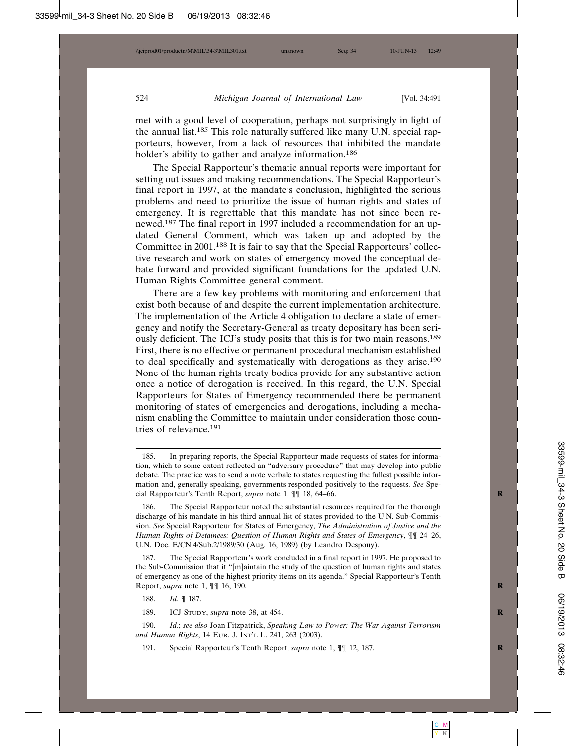met with a good level of cooperation, perhaps not surprisingly in light of the annual list.[185] This role naturally suffered like many U.N. special rapporteurs, however, from a lack of resources that inhibited the mandate holder's ability to gather and analyze information.[186]

The Special Rapporteur's thematic annual reports were important for setting out issues and making recommendations. The Special Rapporteur's final report in 1997, at the mandate's conclusion, highlighted the serious problems and need to prioritize the issue of human rights and states of emergency. It is regrettable that this mandate has not since been renewed.[187] The final report in 1997 included a recommendation for an updated General Comment, which was taken up and adopted by the Committee in 2001.[188] It is fair to say that the Special Rapporteurs' collective research and work on states of emergency moved the conceptual debate forward and provided significant foundations for the updated U.N. Human Rights Committee general comment.

There are a few key problems with monitoring and enforcement that exist both because of and despite the current implementation architecture. The implementation of the Article 4 obligation to declare a state of emergency and notify the Secretary-General as treaty depositary has been seriously deficient. The ICJ's study posits that this is for two main reasons.[189] First, there is no effective or permanent procedural mechanism established to deal specifically and systematically with derogations as they arise.[190] None of the human rights treaty bodies provide for any substantive action once a notice of derogation is received. In this regard, the U.N. Special Rapporteurs for States of Emergency recommended there be permanent monitoring of states of emergencies and derogations, including a mechanism enabling the Committee to maintain under consideration those countries of relevance.[191]

---

185. In preparing reports, the Special Rapporteur made requests of states for information, which to some extent reflected an "adversary procedure" that may develop into public debate. The practice was to send a note verbale to states requesting the fullest possible information and, generally speaking, governments responded positively to the requests. *See* Special Rapporteur's Tenth Report, *supra* note 1, ¶¶ 18, 64–66.

186. The Special Rapporteur noted the substantial resources required for the thorough discharge of his mandate in his third annual list of states provided to the U.N. Sub-Commission. *See* Special Rapporteur for States of Emergency, *The Administration of Justice and the Human Rights of Detainees: Question of Human Rights and States of Emergency*, ¶¶ 24–26, U.N. Doc. E/CN.4/Sub.2/1989/30 (Aug. 16, 1989) (by Leandro Despouy).

187. The Special Rapporteur's work concluded in a final report in 1997. He proposed to the Sub-Commission that it "[m]aintain the study of the question of human rights and states of emergency as one of the highest priority items on its agenda." Special Rapporteur's Tenth Report, *supra* note 1, ¶¶ 16, 190.

188. *Id.* ¶ 187.

189. ICJ Study, *supra* note 38, at 454.

190. *Id.*; *see also* Joan Fitzpatrick, *Speaking Law to Power: The War Against Terrorism and Human Rights*, 14 Eur. J. Int'l L. 241, 263 (2003).

191. Special Rapporteur's Tenth Report, *supra* note 1, ¶¶ 12, 187.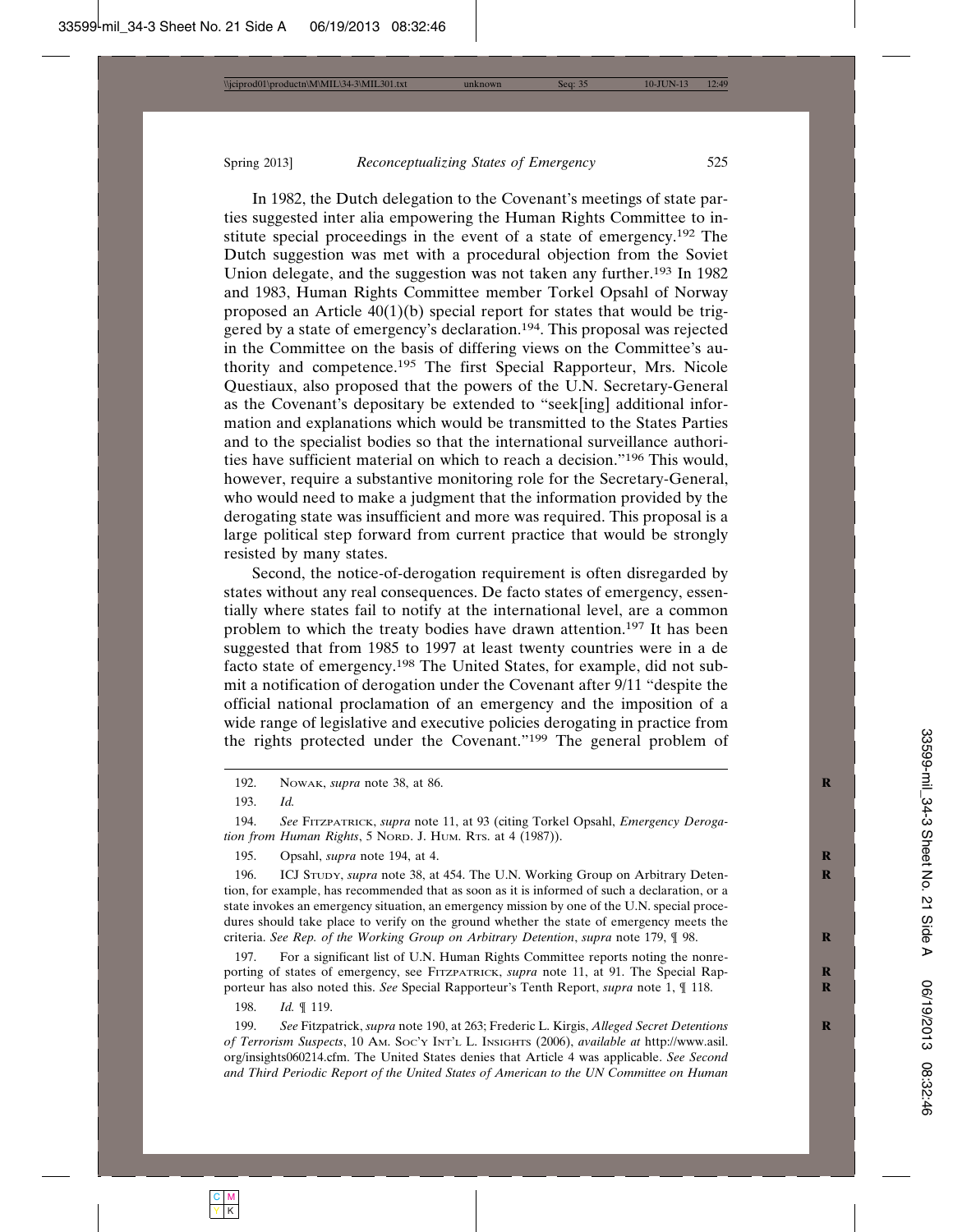In 1982, the Dutch delegation to the Covenant's meetings of state parties suggested inter alia empowering the Human Rights Committee to institute special proceedings in the event of a state of emergency.[192] The Dutch suggestion was met with a procedural objection from the Soviet Union delegate, and the suggestion was not taken any further.[193] In 1982 and 1983, Human Rights Committee member Torkel Opsahl of Norway proposed an Article 40(1)(b) special report for states that would be triggered by a state of emergency's declaration.[194]. This proposal was rejected in the Committee on the basis of differing views on the Committee's authority and competence.[195] The first Special Rapporteur, Mrs. Nicole Questiaux, also proposed that the powers of the U.N. Secretary-General as the Covenant's depositary be extended to "seek[ing] additional information and explanations which would be transmitted to the States Parties and to the specialist bodies so that the international surveillance authorities have sufficient material on which to reach a decision."[196] This would, however, require a substantive monitoring role for the Secretary-General, who would need to make a judgment that the information provided by the derogating state was insufficient and more was required. This proposal is a large political step forward from current practice that would be strongly resisted by many states.

Second, the notice-of-derogation requirement is often disregarded by states without any real consequences. De facto states of emergency, essentially where states fail to notify at the international level, are a common problem to which the treaty bodies have drawn attention.[197] It has been suggested that from 1985 to 1997 at least twenty countries were in a de facto state of emergency.[198] The United States, for example, did not submit a notification of derogation under the Covenant after 9/11 "despite the official national proclamation of an emergency and the imposition of a wide range of legislative and executive policies derogating in practice from the rights protected under the Covenant."[199] The general problem of

---

192. Nowak, *supra* note 38, at 86.

193. *Id.*

194. *See* Fitzpatrick, *supra* note 11, at 93 (citing Torkel Opsahl, *Emergency Derogation from Human Rights*, 5 Nord. J. Hum. Rts. at 4 (1987)).

195. Opsahl, *supra* note 194, at 4.

196. ICJ Study, *supra* note 38, at 454. The U.N. Working Group on Arbitrary Detention, for example, has recommended that as soon as it is informed of such a declaration, or a state invokes an emergency situation, an emergency mission by one of the U.N. special procedures should take place to verify on the ground whether the state of emergency meets the criteria. *See Rep. of the Working Group on Arbitrary Detention*, *supra* note 179, ¶ 98.

197. For a significant list of U.N. Human Rights Committee reports noting the nonreporting of states of emergency, see Fitzpatrick, *supra* note 11, at 91. The Special Rapporteur has also noted this. *See* Special Rapporteur's Tenth Report, *supra* note 1, ¶ 118.

198. *Id.* ¶ 119.

199. *See* Fitzpatrick, *supra* note 190, at 263; Frederic L. Kirgis, *Alleged Secret Detentions of Terrorism Suspects*, 10 Am. Soc'y Int'l L. Insights (2006), *available at* http://www.asil.org/insights060214.cfm. The United States denies that Article 4 was applicable. *See Second and Third Periodic Report of the United States of American to the UN Committee on Human*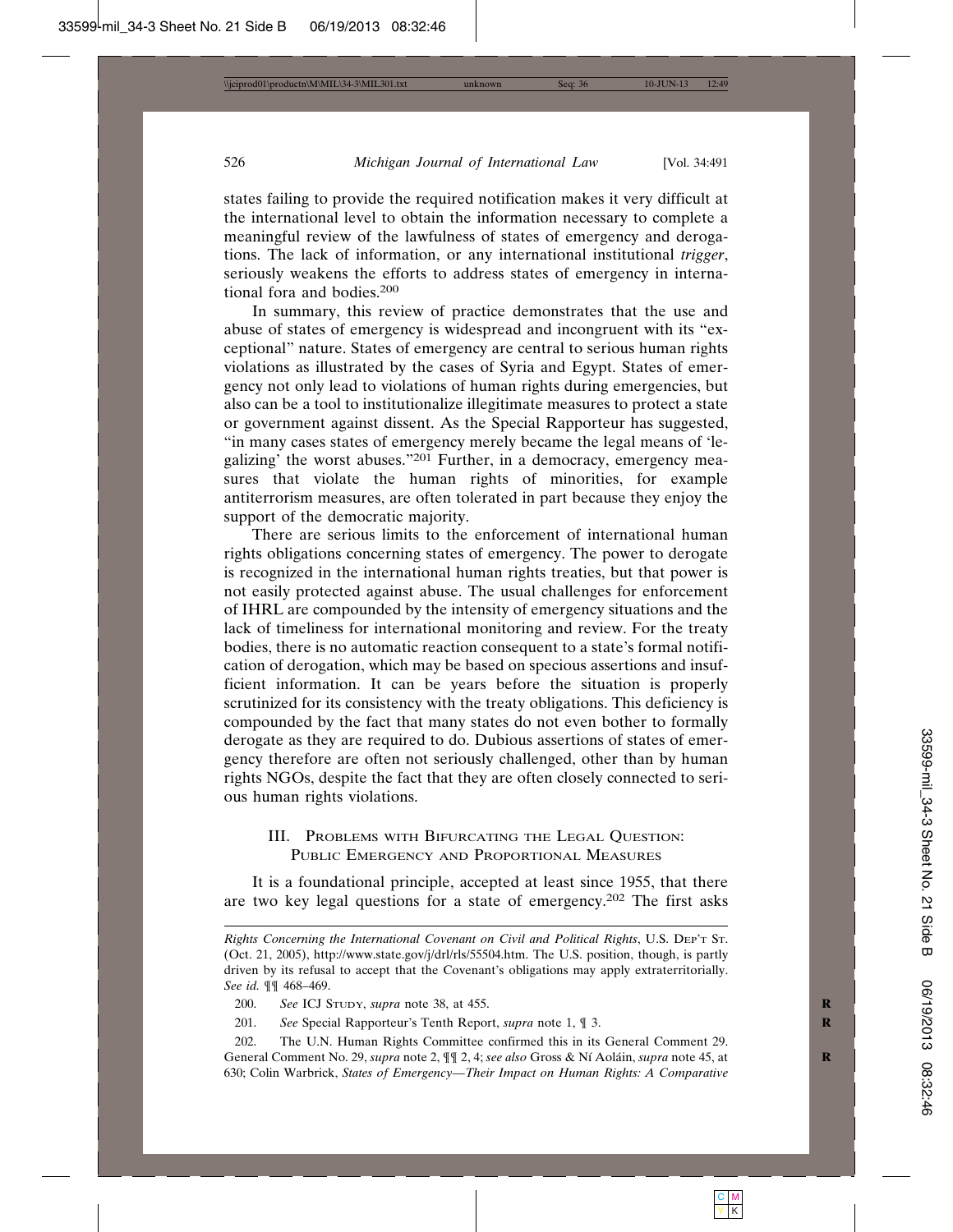states failing to provide the required notification makes it very difficult at the international level to obtain the information necessary to complete a meaningful review of the lawfulness of states of emergency and derogations. The lack of information, or any international institutional *trigger*, seriously weakens the efforts to address states of emergency in international fora and bodies.[200]

In summary, this review of practice demonstrates that the use and abuse of states of emergency is widespread and incongruent with its "exceptional" nature. States of emergency are central to serious human rights violations as illustrated by the cases of Syria and Egypt. States of emergency not only lead to violations of human rights during emergencies, but also can be a tool to institutionalize illegitimate measures to protect a state or government against dissent. As the Special Rapporteur has suggested, "in many cases states of emergency merely became the legal means of 'legalizing' the worst abuses."[201] Further, in a democracy, emergency measures that violate the human rights of minorities, for example antiterrorism measures, are often tolerated in part because they enjoy the support of the democratic majority.

There are serious limits to the enforcement of international human rights obligations concerning states of emergency. The power to derogate is recognized in the international human rights treaties, but that power is not easily protected against abuse. The usual challenges for enforcement of IHRL are compounded by the intensity of emergency situations and the lack of timeliness for international monitoring and review. For the treaty bodies, there is no automatic reaction consequent to a state's formal notification of derogation, which may be based on specious assertions and insufficient information. It can be years before the situation is properly scrutinized for its consistency with the treaty obligations. This deficiency is compounded by the fact that many states do not even bother to formally derogate as they are required to do. Dubious assertions of states of emergency therefore are often not seriously challenged, other than by human rights NGOs, despite the fact that they are often closely connected to serious human rights violations.

## III. Problems with Bifurcating the Legal Question: Public Emergency and Proportional Measures

It is a foundational principle, accepted at least since 1955, that there are two key legal questions for a state of emergency.[202] The first asks

---

*Rights Concerning the International Covenant on Civil and Political Rights*, U.S. Dep't St. (Oct. 21, 2005), http://www.state.gov/j/drl/rls/55504.htm. The U.S. position, though, is partly driven by its refusal to accept that the Covenant's obligations may apply extraterritorially. *See id.* ¶¶ 468–469.

200. *See* ICJ Study, *supra* note 38, at 455.

201. *See* Special Rapporteur's Tenth Report, *supra* note 1, ¶ 3.

202. The U.N. Human Rights Committee confirmed this in its General Comment 29. General Comment No. 29, *supra* note 2, ¶¶ 2, 4; *see also* Gross & Ní Aoláin, *supra* note 45, at 630; Colin Warbrick, *States of Emergency—Their Impact on Human Rights: A Comparative*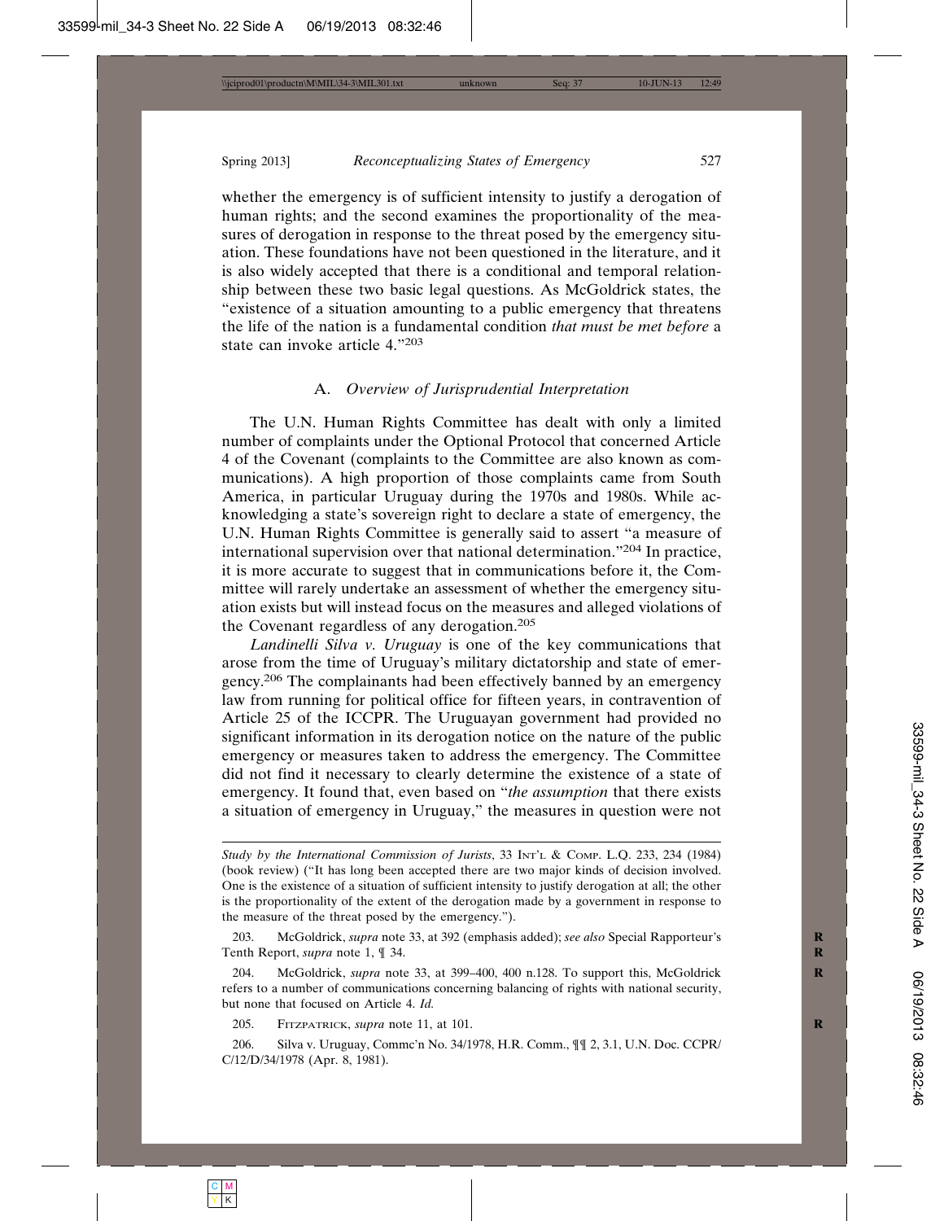whether the emergency is of sufficient intensity to justify a derogation of human rights; and the second examines the proportionality of the measures of derogation in response to the threat posed by the emergency situation. These foundations have not been questioned in the literature, and it is also widely accepted that there is a conditional and temporal relationship between these two basic legal questions. As McGoldrick states, the "existence of a situation amounting to a public emergency that threatens the life of the nation is a fundamental condition *that must be met before* a state can invoke article 4."[203]

### A. *Overview of Jurisprudential Interpretation*

The U.N. Human Rights Committee has dealt with only a limited number of complaints under the Optional Protocol that concerned Article 4 of the Covenant (complaints to the Committee are also known as communications). A high proportion of those complaints came from South America, in particular Uruguay during the 1970s and 1980s. While acknowledging a state's sovereign right to declare a state of emergency, the U.N. Human Rights Committee is generally said to assert "a measure of international supervision over that national determination."[204] In practice, it is more accurate to suggest that in communications before it, the Committee will rarely undertake an assessment of whether the emergency situation exists but will instead focus on the measures and alleged violations of the Covenant regardless of any derogation.[205]

*Landinelli Silva v. Uruguay* is one of the key communications that arose from the time of Uruguay's military dictatorship and state of emergency.[206] The complainants had been effectively banned by an emergency law from running for political office for fifteen years, in contravention of Article 25 of the ICCPR. The Uruguayan government had provided no significant information in its derogation notice on the nature of the public emergency or measures taken to address the emergency. The Committee did not find it necessary to clearly determine the existence of a state of emergency. It found that, even based on "*the assumption* that there exists a situation of emergency in Uruguay," the measures in question were not

---

*Study by the International Commission of Jurists*, 33 Int'l & Comp. L.Q. 233, 234 (1984) (book review) ("It has long been accepted there are two major kinds of decision involved. One is the existence of a situation of sufficient intensity to justify derogation at all; the other is the proportionality of the extent of the derogation made by a government in response to the measure of the threat posed by the emergency.").

203. McGoldrick, *supra* note 33, at 392 (emphasis added); *see also* Special Rapporteur's Tenth Report, *supra* note 1, ¶ 34.

204. McGoldrick, *supra* note 33, at 399–400, 400 n.128. To support this, McGoldrick refers to a number of communications concerning balancing of rights with national security, but none that focused on Article 4. *Id.*

205. Fitzpatrick, *supra* note 11, at 101.

206. Silva v. Uruguay, Commc'n No. 34/1978, H.R. Comm., ¶¶ 2, 3.1, U.N. Doc. CCPR/C/12/D/34/1978 (Apr. 8, 1981).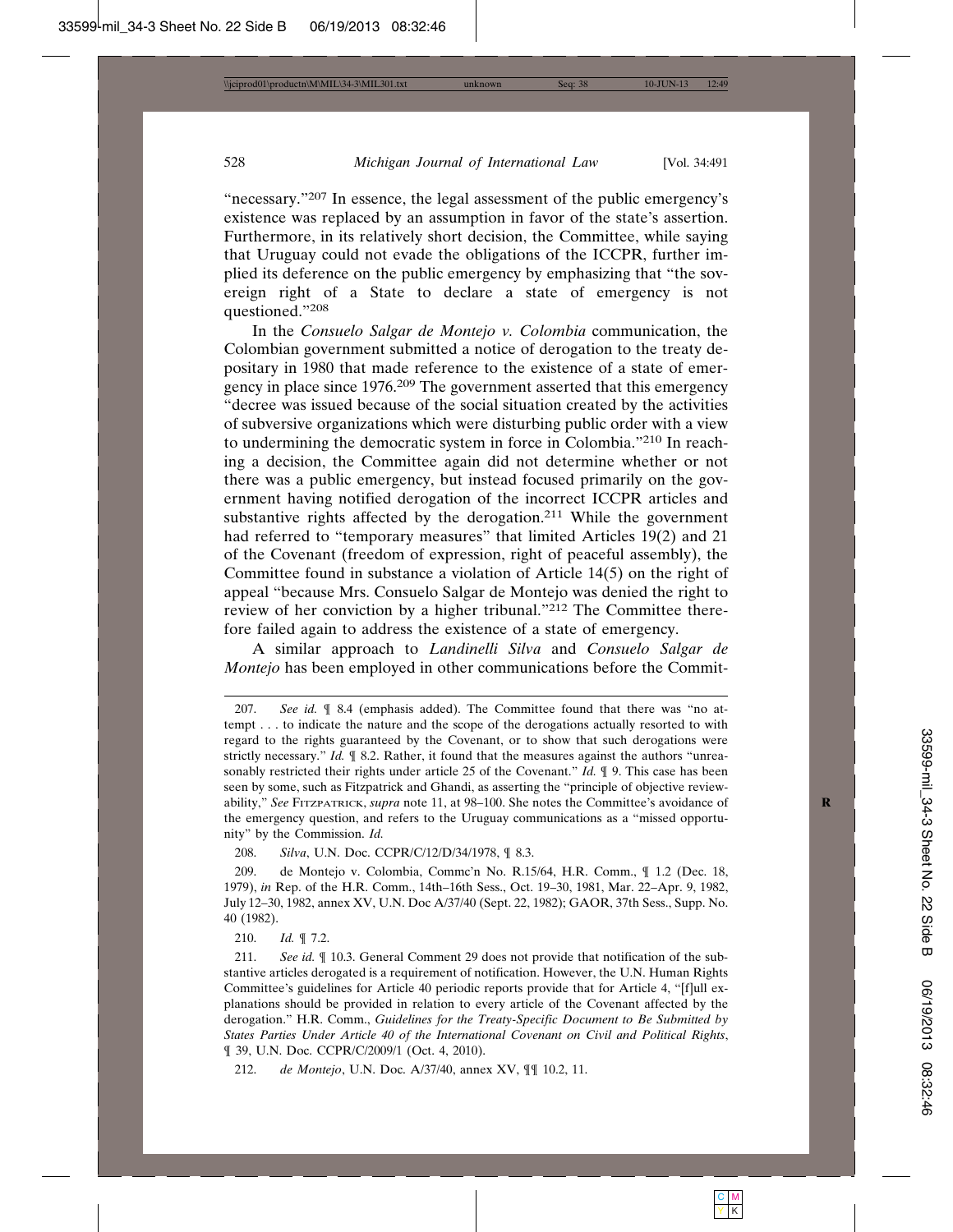"necessary."[207] In essence, the legal assessment of the public emergency's existence was replaced by an assumption in favor of the state's assertion. Furthermore, in its relatively short decision, the Committee, while saying that Uruguay could not evade the obligations of the ICCPR, further implied its deference on the public emergency by emphasizing that "the sovereign right of a State to declare a state of emergency is not questioned."[208]

In the *Consuelo Salgar de Montejo v. Colombia* communication, the Colombian government submitted a notice of derogation to the treaty depositary in 1980 that made reference to the existence of a state of emergency in place since 1976.[209] The government asserted that this emergency "decree was issued because of the social situation created by the activities of subversive organizations which were disturbing public order with a view to undermining the democratic system in force in Colombia."[210] In reaching a decision, the Committee again did not determine whether or not there was a public emergency, but instead focused primarily on the government having notified derogation of the incorrect ICCPR articles and substantive rights affected by the derogation.[211] While the government had referred to "temporary measures" that limited Articles 19(2) and 21 of the Covenant (freedom of expression, right of peaceful assembly), the Committee found in substance a violation of Article 14(5) on the right of appeal "because Mrs. Consuelo Salgar de Montejo was denied the right to review of her conviction by a higher tribunal."[212] The Committee therefore failed again to address the existence of a state of emergency.

A similar approach to *Landinelli Silva* and *Consuelo Salgar de Montejo* has been employed in other communications before the Commit-

---

207. *See id.* ¶ 8.4 (emphasis added). The Committee found that there was "no attempt . . . to indicate the nature and the scope of the derogations actually resorted to with regard to the rights guaranteed by the Covenant, or to show that such derogations were strictly necessary." *Id.* ¶ 8.2. Rather, it found that the measures against the authors "unreasonably restricted their rights under article 25 of the Covenant." *Id.* ¶ 9. This case has been seen by some, such as Fitzpatrick and Ghandi, as asserting the "principle of objective reviewability," *See* FITZPATRICK, *supra* note 11, at 98–100. She notes the Committee's avoidance of the emergency question, and refers to the Uruguay communications as a "missed opportunity" by the Commission. *Id.*

208. *Silva*, U.N. Doc. CCPR/C/12/D/34/1978, ¶ 8.3.

209. de Montejo v. Colombia, Commc'n No. R.15/64, H.R. Comm., ¶ 1.2 (Dec. 18, 1979), *in* Rep. of the H.R. Comm., 14th–16th Sess., Oct. 19–30, 1981, Mar. 22–Apr. 9, 1982, July 12–30, 1982, annex XV, U.N. Doc A/37/40 (Sept. 22, 1982); GAOR, 37th Sess., Supp. No. 40 (1982).

210. *Id.* ¶ 7.2.

211. *See id.* ¶ 10.3. General Comment 29 does not provide that notification of the substantive articles derogated is a requirement of notification. However, the U.N. Human Rights Committee's guidelines for Article 40 periodic reports provide that for Article 4, "[f]ull explanations should be provided in relation to every article of the Covenant affected by the derogation." H.R. Comm., *Guidelines for the Treaty-Specific Document to Be Submitted by States Parties Under Article 40 of the International Covenant on Civil and Political Rights*, ¶ 39, U.N. Doc. CCPR/C/2009/1 (Oct. 4, 2010).

212. *de Montejo*, U.N. Doc. A/37/40, annex XV, ¶¶ 10.2, 11.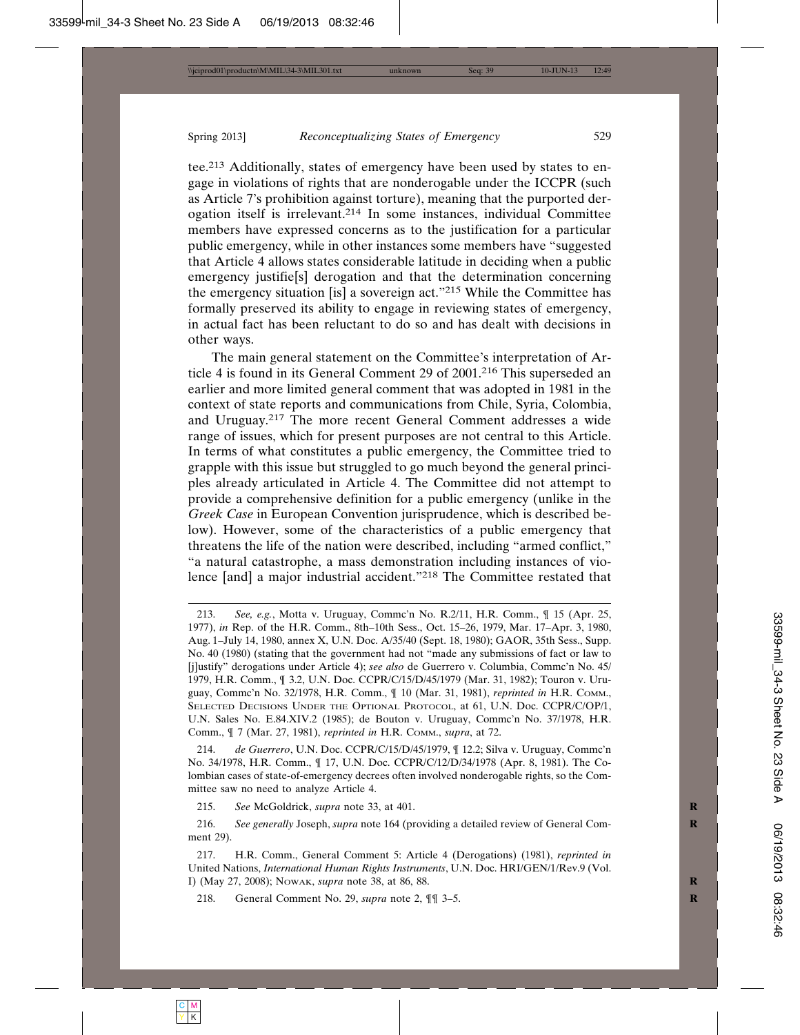tee.[213] Additionally, states of emergency have been used by states to engage in violations of rights that are nonderogable under the ICCPR (such as Article 7's prohibition against torture), meaning that the purported derogation itself is irrelevant.[214] In some instances, individual Committee members have expressed concerns as to the justification for a particular public emergency, while in other instances some members have "suggested that Article 4 allows states considerable latitude in deciding when a public emergency justifie[s] derogation and that the determination concerning the emergency situation [is] a sovereign act."[215] While the Committee has formally preserved its ability to engage in reviewing states of emergency, in actual fact has been reluctant to do so and has dealt with decisions in other ways.

The main general statement on the Committee's interpretation of Article 4 is found in its General Comment 29 of 2001.[216] This superseded an earlier and more limited general comment that was adopted in 1981 in the context of state reports and communications from Chile, Syria, Colombia, and Uruguay.[217] The more recent General Comment addresses a wide range of issues, which for present purposes are not central to this Article. In terms of what constitutes a public emergency, the Committee tried to grapple with this issue but struggled to go much beyond the general principles already articulated in Article 4. The Committee did not attempt to provide a comprehensive definition for a public emergency (unlike in the *Greek Case* in European Convention jurisprudence, which is described below). However, some of the characteristics of a public emergency that threatens the life of the nation were described, including "armed conflict," "a natural catastrophe, a mass demonstration including instances of violence [and] a major industrial accident."[218] The Committee restated that

---

213. *See, e.g.*, Motta v. Uruguay, Commc'n No. R.2/11, H.R. Comm., ¶ 15 (Apr. 25, 1977), *in* Rep. of the H.R. Comm., 8th–10th Sess., Oct. 15–26, 1979, Mar. 17–Apr. 3, 1980, Aug. 1–July 14, 1980, annex X, U.N. Doc. A/35/40 (Sept. 18, 1980); GAOR, 35th Sess., Supp. No. 40 (1980) (stating that the government had not "made any submissions of fact or law to [j]ustify" derogations under Article 4); *see also* de Guerrero v. Columbia, Commc'n No. 45/1979, H.R. Comm., ¶ 3.2, U.N. Doc. CCPR/C/15/D/45/1979 (Mar. 31, 1982); Touron v. Uruguay, Commc'n No. 32/1978, H.R. Comm., ¶ 10 (Mar. 31, 1981), *reprinted in* H.R. Comm., Selected Decisions Under the Optional Protocol, at 61, U.N. Doc. CCPR/C/OP/1, U.N. Sales No. E.84.XIV.2 (1985); de Bouton v. Uruguay, Commc'n No. 37/1978, H.R. Comm., ¶ 7 (Mar. 27, 1981), *reprinted in* H.R. Comm., *supra*, at 72.

214. *de Guerrero*, U.N. Doc. CCPR/C/15/D/45/1979, ¶ 12.2; Silva v. Uruguay, Commc'n No. 34/1978, H.R. Comm., ¶ 17, U.N. Doc. CCPR/C/12/D/34/1978 (Apr. 8, 1981). The Colombian cases of state-of-emergency decrees often involved nonderogable rights, so the Committee saw no need to analyze Article 4.

215. *See* McGoldrick, *supra* note 33, at 401.

216. *See generally* Joseph, *supra* note 164 (providing a detailed review of General Comment 29).

217. H.R. Comm., General Comment 5: Article 4 (Derogations) (1981), *reprinted in* United Nations, *International Human Rights Instruments*, U.N. Doc. HRI/GEN/1/Rev.9 (Vol. I) (May 27, 2008); Nowak, *supra* note 38, at 86, 88.

218. General Comment No. 29, *supra* note 2, ¶¶ 3–5.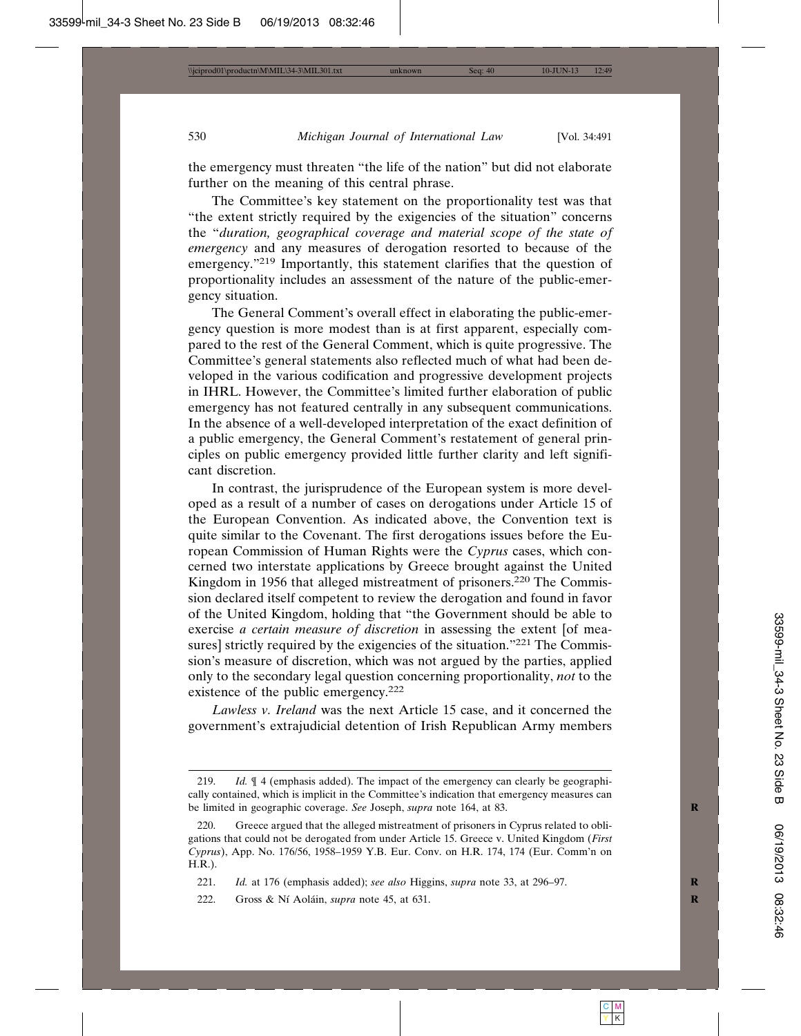the emergency must threaten "the life of the nation" but did not elaborate further on the meaning of this central phrase.

The Committee's key statement on the proportionality test was that "the extent strictly required by the exigencies of the situation" concerns the "*duration, geographical coverage and material scope of the state of emergency* and any measures of derogation resorted to because of the emergency."[219] Importantly, this statement clarifies that the question of proportionality includes an assessment of the nature of the public-emergency situation.

The General Comment's overall effect in elaborating the public-emergency question is more modest than is at first apparent, especially compared to the rest of the General Comment, which is quite progressive. The Committee's general statements also reflected much of what had been developed in the various codification and progressive development projects in IHRL. However, the Committee's limited further elaboration of public emergency has not featured centrally in any subsequent communications. In the absence of a well-developed interpretation of the exact definition of a public emergency, the General Comment's restatement of general principles on public emergency provided little further clarity and left significant discretion.

In contrast, the jurisprudence of the European system is more developed as a result of a number of cases on derogations under Article 15 of the European Convention. As indicated above, the Convention text is quite similar to the Covenant. The first derogations issues before the European Commission of Human Rights were the *Cyprus* cases, which concerned two interstate applications by Greece brought against the United Kingdom in 1956 that alleged mistreatment of prisoners.[220] The Commission declared itself competent to review the derogation and found in favor of the United Kingdom, holding that "the Government should be able to exercise *a certain measure of discretion* in assessing the extent [of measures] strictly required by the exigencies of the situation."[221] The Commission's measure of discretion, which was not argued by the parties, applied only to the secondary legal question concerning proportionality, *not* to the existence of the public emergency.[222]

*Lawless v. Ireland* was the next Article 15 case, and it concerned the government's extrajudicial detention of Irish Republican Army members

---

219. *Id.* ¶ 4 (emphasis added). The impact of the emergency can clearly be geographically contained, which is implicit in the Committee's indication that emergency measures can be limited in geographic coverage. *See* Joseph, *supra* note 164, at 83.

220. Greece argued that the alleged mistreatment of prisoners in Cyprus related to obligations that could not be derogated from under Article 15. Greece v. United Kingdom (*First Cyprus*), App. No. 176/56, 1958–1959 Y.B. Eur. Conv. on H.R. 174, 174 (Eur. Comm'n on H.R.).

221. *Id.* at 176 (emphasis added); *see also* Higgins, *supra* note 33, at 296–97.

222. Gross & Ní Aoláin, *supra* note 45, at 631.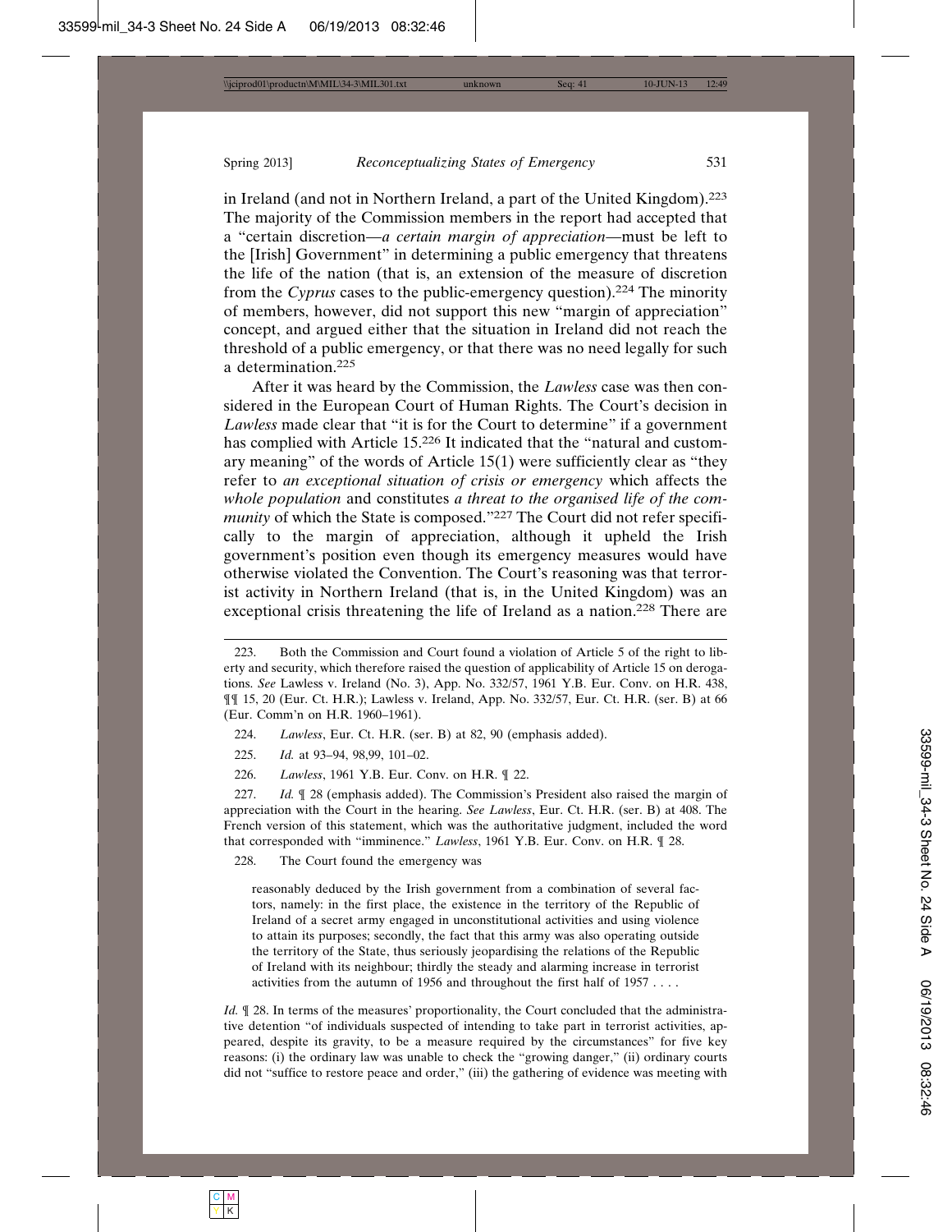in Ireland (and not in Northern Ireland, a part of the United Kingdom).[223] The majority of the Commission members in the report had accepted that a "certain discretion—*a certain margin of appreciation*—must be left to the [Irish] Government" in determining a public emergency that threatens the life of the nation (that is, an extension of the measure of discretion from the *Cyprus* cases to the public-emergency question).[224] The minority of members, however, did not support this new "margin of appreciation" concept, and argued either that the situation in Ireland did not reach the threshold of a public emergency, or that there was no need legally for such a determination.[225]

After it was heard by the Commission, the *Lawless* case was then considered in the European Court of Human Rights. The Court's decision in *Lawless* made clear that "it is for the Court to determine" if a government has complied with Article 15.[226] It indicated that the "natural and customary meaning" of the words of Article 15(1) were sufficiently clear as "they refer to *an exceptional situation of crisis or emergency* which affects the *whole population* and constitutes *a threat to the organised life of the community* of which the State is composed."[227] The Court did not refer specifically to the margin of appreciation, although it upheld the Irish government's position even though its emergency measures would have otherwise violated the Convention. The Court's reasoning was that terrorist activity in Northern Ireland (that is, in the United Kingdom) was an exceptional crisis threatening the life of Ireland as a nation.[228] There are

---

223. Both the Commission and Court found a violation of Article 5 of the right to liberty and security, which therefore raised the question of applicability of Article 15 on derogations. *See* Lawless v. Ireland (No. 3), App. No. 332/57, 1961 Y.B. Eur. Conv. on H.R. 438, ¶¶ 15, 20 (Eur. Ct. H.R.); Lawless v. Ireland, App. No. 332/57, Eur. Ct. H.R. (ser. B) at 66 (Eur. Comm'n on H.R. 1960–1961).

224. *Lawless*, Eur. Ct. H.R. (ser. B) at 82, 90 (emphasis added).

225. *Id.* at 93–94, 98,99, 101–02.

226. *Lawless*, 1961 Y.B. Eur. Conv. on H.R. ¶ 22.

227. *Id.* ¶ 28 (emphasis added). The Commission's President also raised the margin of appreciation with the Court in the hearing. *See Lawless*, Eur. Ct. H.R. (ser. B) at 408. The French version of this statement, which was the authoritative judgment, included the word that corresponded with "imminence." *Lawless*, 1961 Y.B. Eur. Conv. on H.R. ¶ 28.

228. The Court found the emergency was

> reasonably deduced by the Irish government from a combination of several factors, namely: in the first place, the existence in the territory of the Republic of Ireland of a secret army engaged in unconstitutional activities and using violence to attain its purposes; secondly, the fact that this army was also operating outside the territory of the State, thus seriously jeopardising the relations of the Republic of Ireland with its neighbour; thirdly the steady and alarming increase in terrorist activities from the autumn of 1956 and throughout the first half of 1957 . . . .

*Id.* ¶ 28. In terms of the measures' proportionality, the Court concluded that the administrative detention "of individuals suspected of intending to take part in terrorist activities, appeared, despite its gravity, to be a measure required by the circumstances" for five key reasons: (i) the ordinary law was unable to check the "growing danger," (ii) ordinary courts did not "suffice to restore peace and order," (iii) the gathering of evidence was meeting with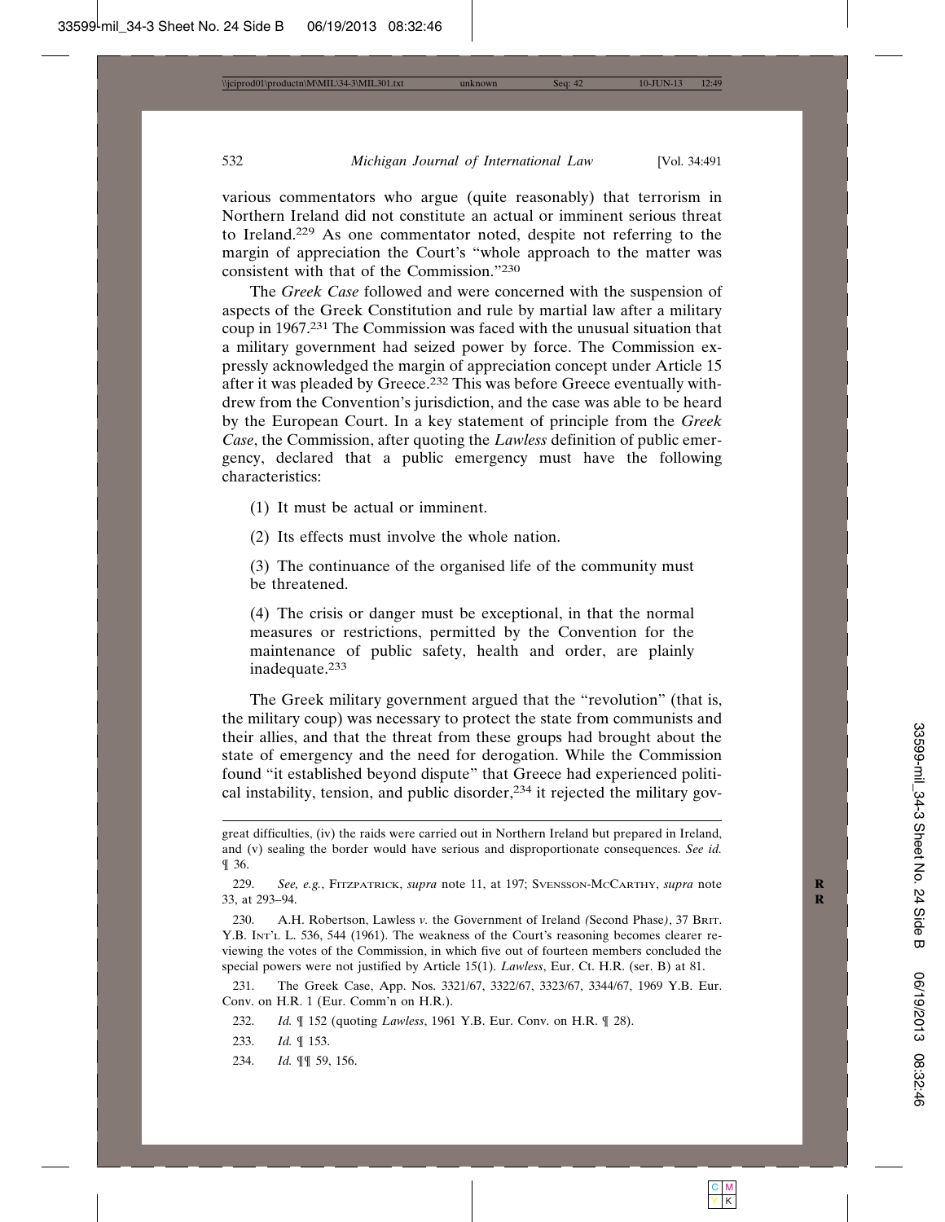various commentators who argue (quite reasonably) that terrorism in Northern Ireland did not constitute an actual or imminent serious threat to Ireland.[229] As one commentator noted, despite not referring to the margin of appreciation the Court's "whole approach to the matter was consistent with that of the Commission."[230]

The *Greek Case* followed and were concerned with the suspension of aspects of the Greek Constitution and rule by martial law after a military coup in 1967.[231] The Commission was faced with the unusual situation that a military government had seized power by force. The Commission expressly acknowledged the margin of appreciation concept under Article 15 after it was pleaded by Greece.[232] This was before Greece eventually withdrew from the Convention's jurisdiction, and the case was able to be heard by the European Court. In a key statement of principle from the *Greek Case*, the Commission, after quoting the *Lawless* definition of public emergency, declared that a public emergency must have the following characteristics:

> (1) It must be actual or imminent.
>
> (2) Its effects must involve the whole nation.
>
> (3) The continuance of the organised life of the community must be threatened.
>
> (4) The crisis or danger must be exceptional, in that the normal measures or restrictions, permitted by the Convention for the maintenance of public safety, health and order, are plainly inadequate.[233]

The Greek military government argued that the "revolution" (that is, the military coup) was necessary to protect the state from communists and their allies, and that the threat from these groups had brought about the state of emergency and the need for derogation. While the Commission found "it established beyond dispute" that Greece had experienced political instability, tension, and public disorder,[234] it rejected the military gov-

---

great difficulties, (iv) the raids were carried out in Northern Ireland but prepared in Ireland, and (v) sealing the border would have serious and disproportionate consequences. *See id.* ¶ 36.

229. *See, e.g.*, Fitzpatrick, *supra* note 11, at 197; Svensson-McCarthy, *supra* note 33, at 293–94.

230. A.H. Robertson, Lawless *v.* the Government of Ireland *(*Second Phase*)*, 37 Brit. Y.B. Int'l L. 536, 544 (1961). The weakness of the Court's reasoning becomes clearer reviewing the votes of the Commission, in which five out of fourteen members concluded the special powers were not justified by Article 15(1). *Lawless*, Eur. Ct. H.R. (ser. B) at 81.

231. The Greek Case, App. Nos. 3321/67, 3322/67, 3323/67, 3344/67, 1969 Y.B. Eur. Conv. on H.R. 1 (Eur. Comm'n on H.R.).

232. *Id.* ¶ 152 (quoting *Lawless*, 1961 Y.B. Eur. Conv. on H.R. ¶ 28).

233. *Id.* ¶ 153.

234. *Id.* ¶¶ 59, 156.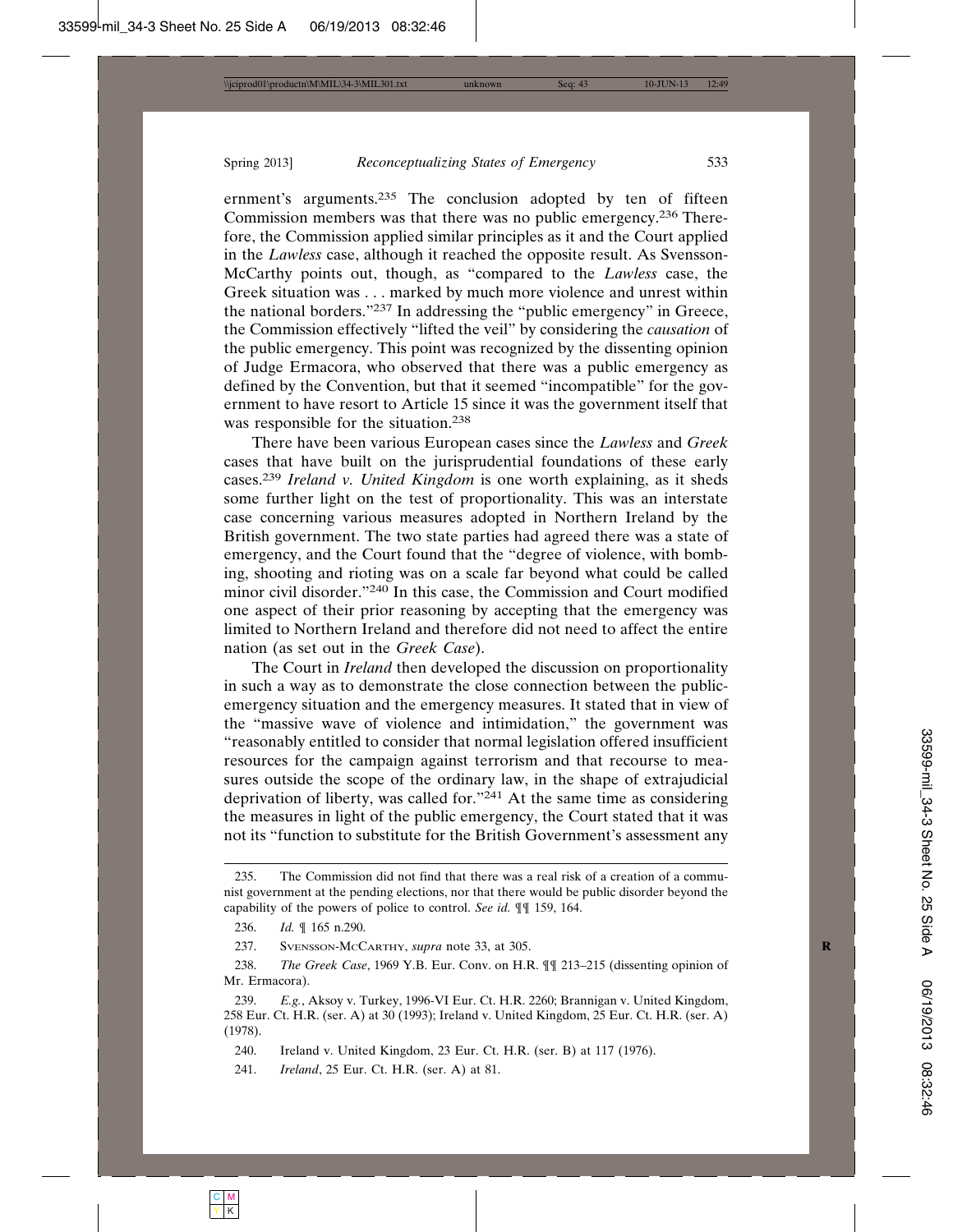ernment's arguments.[235] The conclusion adopted by ten of fifteen Commission members was that there was no public emergency.[236] Therefore, the Commission applied similar principles as it and the Court applied in the *Lawless* case, although it reached the opposite result. As Svensson-McCarthy points out, though, as "compared to the *Lawless* case, the Greek situation was . . . marked by much more violence and unrest within the national borders."[237] In addressing the "public emergency" in Greece, the Commission effectively "lifted the veil" by considering the *causation* of the public emergency. This point was recognized by the dissenting opinion of Judge Ermacora, who observed that there was a public emergency as defined by the Convention, but that it seemed "incompatible" for the government to have resort to Article 15 since it was the government itself that was responsible for the situation.[238]

There have been various European cases since the *Lawless* and *Greek* cases that have built on the jurisprudential foundations of these early cases.[239] *Ireland v. United Kingdom* is one worth explaining, as it sheds some further light on the test of proportionality. This was an interstate case concerning various measures adopted in Northern Ireland by the British government. The two state parties had agreed there was a state of emergency, and the Court found that the "degree of violence, with bombing, shooting and rioting was on a scale far beyond what could be called minor civil disorder."[240] In this case, the Commission and Court modified one aspect of their prior reasoning by accepting that the emergency was limited to Northern Ireland and therefore did not need to affect the entire nation (as set out in the *Greek Case*).

The Court in *Ireland* then developed the discussion on proportionality in such a way as to demonstrate the close connection between the public-emergency situation and the emergency measures. It stated that in view of the "massive wave of violence and intimidation," the government was "reasonably entitled to consider that normal legislation offered insufficient resources for the campaign against terrorism and that recourse to measures outside the scope of the ordinary law, in the shape of extrajudicial deprivation of liberty, was called for."[241] At the same time as considering the measures in light of the public emergency, the Court stated that it was not its "function to substitute for the British Government's assessment any

---

235. The Commission did not find that there was a real risk of a creation of a communist government at the pending elections, nor that there would be public disorder beyond the capability of the powers of police to control. *See id.* ¶¶ 159, 164.

236. *Id.* ¶ 165 n.290.

237. Svensson-McCarthy, *supra* note 33, at 305.

238. *The Greek Case*, 1969 Y.B. Eur. Conv. on H.R. ¶¶ 213–215 (dissenting opinion of Mr. Ermacora).

239. *E.g.*, Aksoy v. Turkey, 1996-VI Eur. Ct. H.R. 2260; Brannigan v. United Kingdom, 258 Eur. Ct. H.R. (ser. A) at 30 (1993); Ireland v. United Kingdom, 25 Eur. Ct. H.R. (ser. A) (1978).

240. Ireland v. United Kingdom, 23 Eur. Ct. H.R. (ser. B) at 117 (1976).

241. *Ireland*, 25 Eur. Ct. H.R. (ser. A) at 81.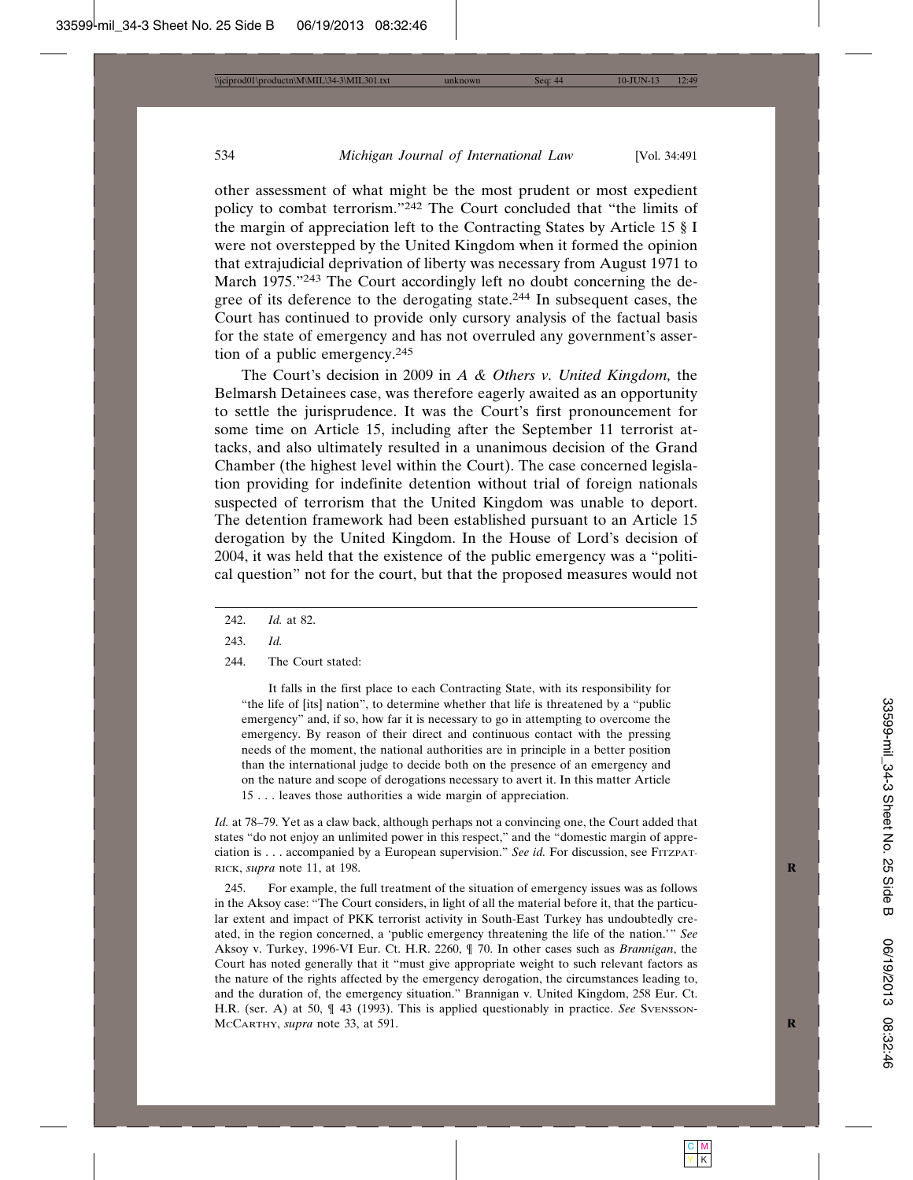other assessment of what might be the most prudent or most expedient policy to combat terrorism."[242] The Court concluded that "the limits of the margin of appreciation left to the Contracting States by Article 15 § I were not overstepped by the United Kingdom when it formed the opinion that extrajudicial deprivation of liberty was necessary from August 1971 to March 1975."[243] The Court accordingly left no doubt concerning the degree of its deference to the derogating state.[244] In subsequent cases, the Court has continued to provide only cursory analysis of the factual basis for the state of emergency and has not overruled any government's assertion of a public emergency.[245]

The Court's decision in 2009 in *A & Others v. United Kingdom,* the Belmarsh Detainees case, was therefore eagerly awaited as an opportunity to settle the jurisprudence. It was the Court's first pronouncement for some time on Article 15, including after the September 11 terrorist attacks, and also ultimately resulted in a unanimous decision of the Grand Chamber (the highest level within the Court). The case concerned legislation providing for indefinite detention without trial of foreign nationals suspected of terrorism that the United Kingdom was unable to deport. The detention framework had been established pursuant to an Article 15 derogation by the United Kingdom. In the House of Lord's decision of 2004, it was held that the existence of the public emergency was a "political question" not for the court, but that the proposed measures would not

---

242. *Id.* at 82.

243. *Id.*

244. The Court stated:

> It falls in the first place to each Contracting State, with its responsibility for "the life of [its] nation", to determine whether that life is threatened by a "public emergency" and, if so, how far it is necessary to go in attempting to overcome the emergency. By reason of their direct and continuous contact with the pressing needs of the moment, the national authorities are in principle in a better position than the international judge to decide both on the presence of an emergency and on the nature and scope of derogations necessary to avert it. In this matter Article 15 . . . leaves those authorities a wide margin of appreciation.

*Id.* at 78–79. Yet as a claw back, although perhaps not a convincing one, the Court added that states "do not enjoy an unlimited power in this respect," and the "domestic margin of appreciation is . . . accompanied by a European supervision." *See id.* For discussion, see FITZPATRICK, *supra* note 11, at 198.

245. For example, the full treatment of the situation of emergency issues was as follows in the Aksoy case: "The Court considers, in light of all the material before it, that the particular extent and impact of PKK terrorist activity in South-East Turkey has undoubtedly created, in the region concerned, a 'public emergency threatening the life of the nation.'" *See* Aksoy v. Turkey, 1996-VI Eur. Ct. H.R. 2260, ¶ 70. In other cases such as *Brannigan*, the Court has noted generally that it "must give appropriate weight to such relevant factors as the nature of the rights affected by the emergency derogation, the circumstances leading to, and the duration of, the emergency situation." Brannigan v. United Kingdom, 258 Eur. Ct. H.R. (ser. A) at 50, ¶ 43 (1993). This is applied questionably in practice. *See* SVENSSON-MCCARTHY, *supra* note 33, at 591.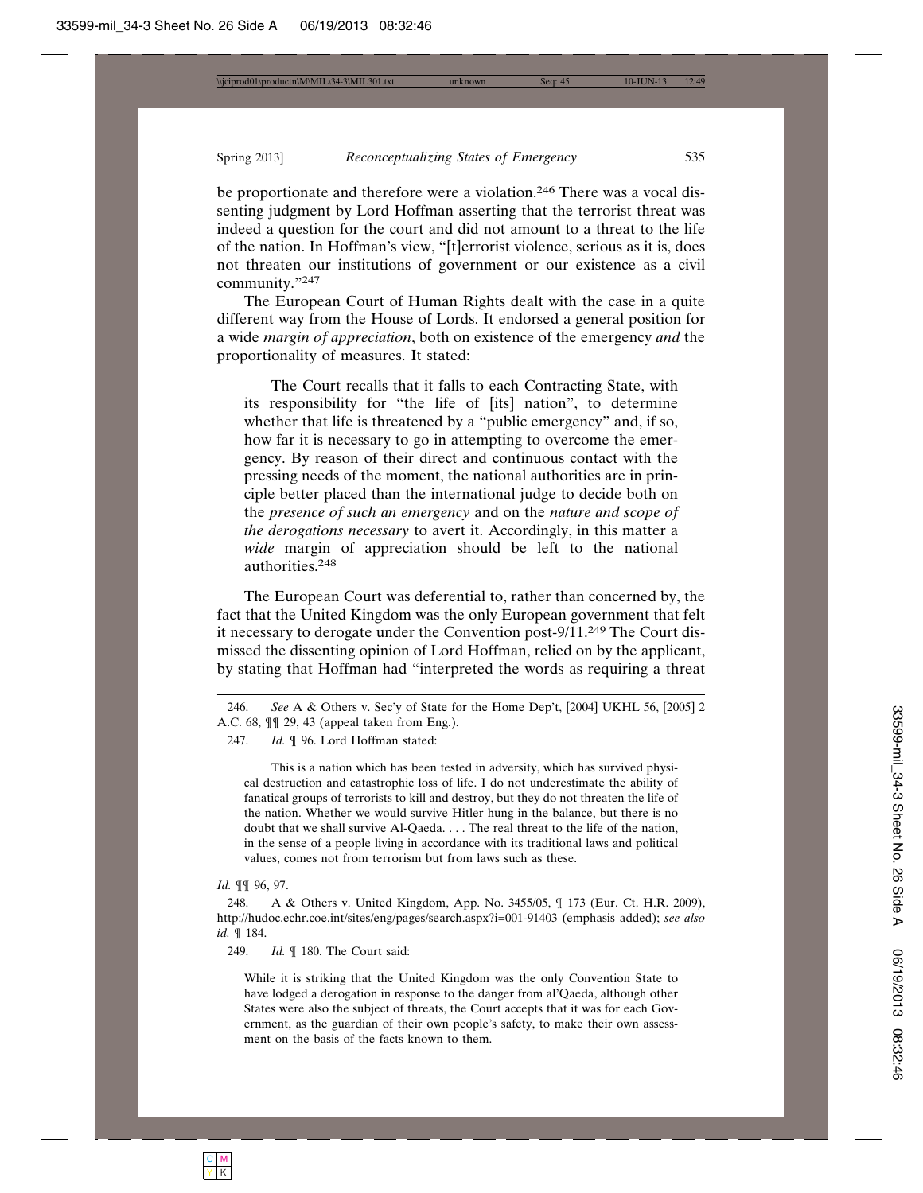be proportionate and therefore were a violation.[246] There was a vocal dissenting judgment by Lord Hoffman asserting that the terrorist threat was indeed a question for the court and did not amount to a threat to the life of the nation. In Hoffman's view, "[t]errorist violence, serious as it is, does not threaten our institutions of government or our existence as a civil community."[247]

The European Court of Human Rights dealt with the case in a quite different way from the House of Lords. It endorsed a general position for a wide *margin of appreciation*, both on existence of the emergency *and* the proportionality of measures. It stated:

> The Court recalls that it falls to each Contracting State, with its responsibility for "the life of [its] nation", to determine whether that life is threatened by a "public emergency" and, if so, how far it is necessary to go in attempting to overcome the emergency. By reason of their direct and continuous contact with the pressing needs of the moment, the national authorities are in principle better placed than the international judge to decide both on the *presence of such an emergency* and on the *nature and scope of the derogations necessary* to avert it. Accordingly, in this matter a *wide* margin of appreciation should be left to the national authorities.[248]

The European Court was deferential to, rather than concerned by, the fact that the United Kingdom was the only European government that felt it necessary to derogate under the Convention post-9/11.[249] The Court dismissed the dissenting opinion of Lord Hoffman, relied on by the applicant, by stating that Hoffman had "interpreted the words as requiring a threat

---

246. *See* A & Others v. Sec'y of State for the Home Dep't, [2004] UKHL 56, [2005] 2 A.C. 68, ¶¶ 29, 43 (appeal taken from Eng.).

247. *Id.* ¶ 96. Lord Hoffman stated:

> This is a nation which has been tested in adversity, which has survived physical destruction and catastrophic loss of life. I do not underestimate the ability of fanatical groups of terrorists to kill and destroy, but they do not threaten the life of the nation. Whether we would survive Hitler hung in the balance, but there is no doubt that we shall survive Al-Qaeda. . . . The real threat to the life of the nation, in the sense of a people living in accordance with its traditional laws and political values, comes not from terrorism but from laws such as these.

*Id.* ¶¶ 96, 97.

248. A & Others v. United Kingdom, App. No. 3455/05, ¶ 173 (Eur. Ct. H.R. 2009), http://hudoc.echr.coe.int/sites/eng/pages/search.aspx?i=001-91403 (emphasis added); *see also id.* ¶ 184.

249. *Id.* ¶ 180. The Court said:

> While it is striking that the United Kingdom was the only Convention State to have lodged a derogation in response to the danger from al'Qaeda, although other States were also the subject of threats, the Court accepts that it was for each Government, as the guardian of their own people's safety, to make their own assessment on the basis of the facts known to them.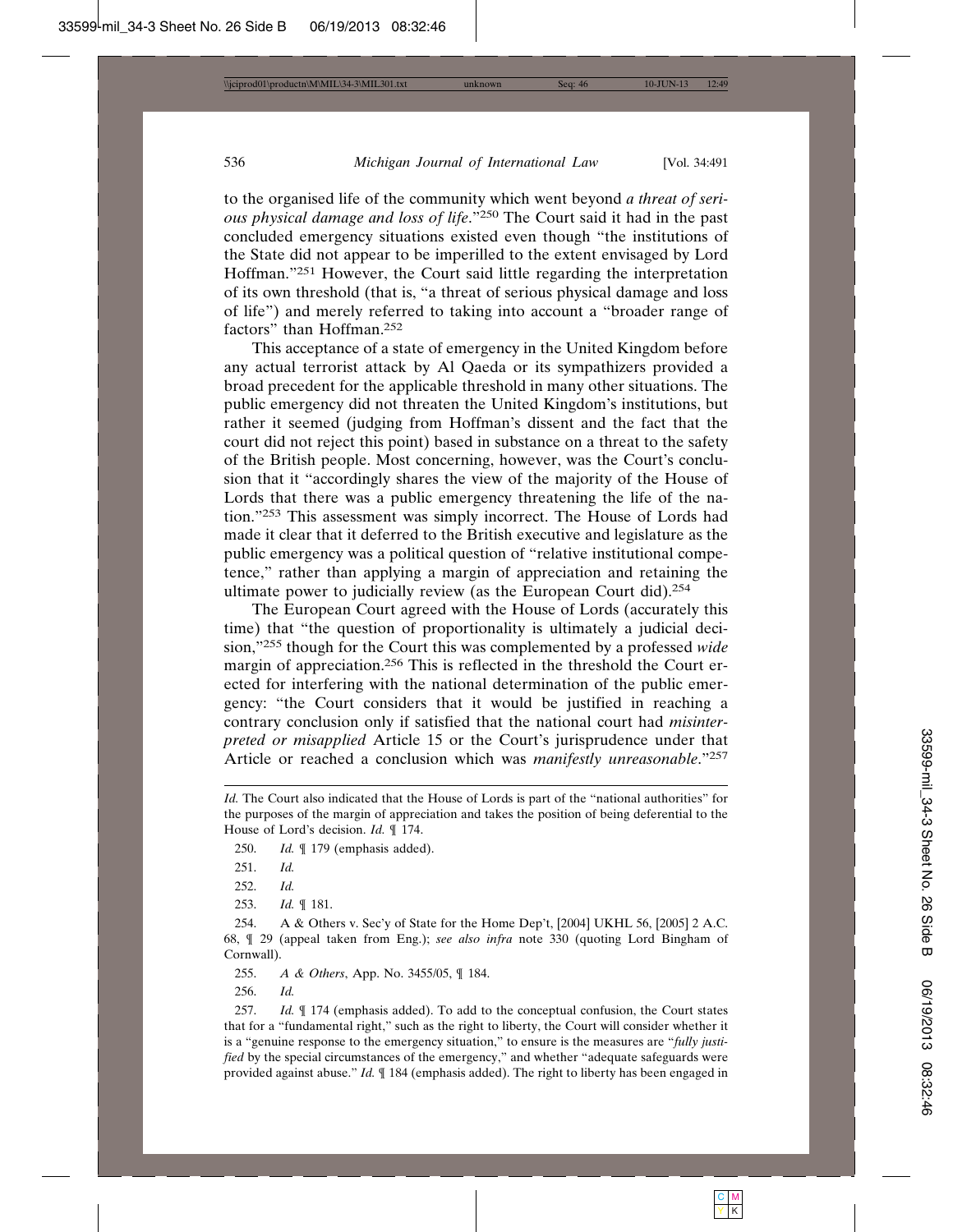to the organised life of the community which went beyond *a threat of serious physical damage and loss of life*."[250] The Court said it had in the past concluded emergency situations existed even though "the institutions of the State did not appear to be imperilled to the extent envisaged by Lord Hoffman."[251] However, the Court said little regarding the interpretation of its own threshold (that is, "a threat of serious physical damage and loss of life") and merely referred to taking into account a "broader range of factors" than Hoffman.[252]

This acceptance of a state of emergency in the United Kingdom before any actual terrorist attack by Al Qaeda or its sympathizers provided a broad precedent for the applicable threshold in many other situations. The public emergency did not threaten the United Kingdom's institutions, but rather it seemed (judging from Hoffman's dissent and the fact that the court did not reject this point) based in substance on a threat to the safety of the British people. Most concerning, however, was the Court's conclusion that it "accordingly shares the view of the majority of the House of Lords that there was a public emergency threatening the life of the nation."[253] This assessment was simply incorrect. The House of Lords had made it clear that it deferred to the British executive and legislature as the public emergency was a political question of "relative institutional competence," rather than applying a margin of appreciation and retaining the ultimate power to judicially review (as the European Court did).[254]

The European Court agreed with the House of Lords (accurately this time) that "the question of proportionality is ultimately a judicial decision,"[255] though for the Court this was complemented by a professed *wide* margin of appreciation.[256] This is reflected in the threshold the Court erected for interfering with the national determination of the public emergency: "the Court considers that it would be justified in reaching a contrary conclusion only if satisfied that the national court had *misinterpreted or misapplied* Article 15 or the Court's jurisprudence under that Article or reached a conclusion which was *manifestly unreasonable*."[257]

---

*Id.* The Court also indicated that the House of Lords is part of the "national authorities" for the purposes of the margin of appreciation and takes the position of being deferential to the House of Lord's decision. *Id.* ¶ 174.

250. *Id.* ¶ 179 (emphasis added).

251. *Id.*

252. *Id.*

253. *Id.* ¶ 181.

254. A & Others v. Sec'y of State for the Home Dep't, [2004] UKHL 56, [2005] 2 A.C. 68, ¶ 29 (appeal taken from Eng.); *see also infra* note 330 (quoting Lord Bingham of Cornwall).

255. *A & Others*, App. No. 3455/05, ¶ 184.

256. *Id.*

257. *Id.* ¶ 174 (emphasis added). To add to the conceptual confusion, the Court states that for a "fundamental right," such as the right to liberty, the Court will consider whether it is a "genuine response to the emergency situation," to ensure is the measures are "*fully justified* by the special circumstances of the emergency," and whether "adequate safeguards were provided against abuse." *Id.* ¶ 184 (emphasis added). The right to liberty has been engaged in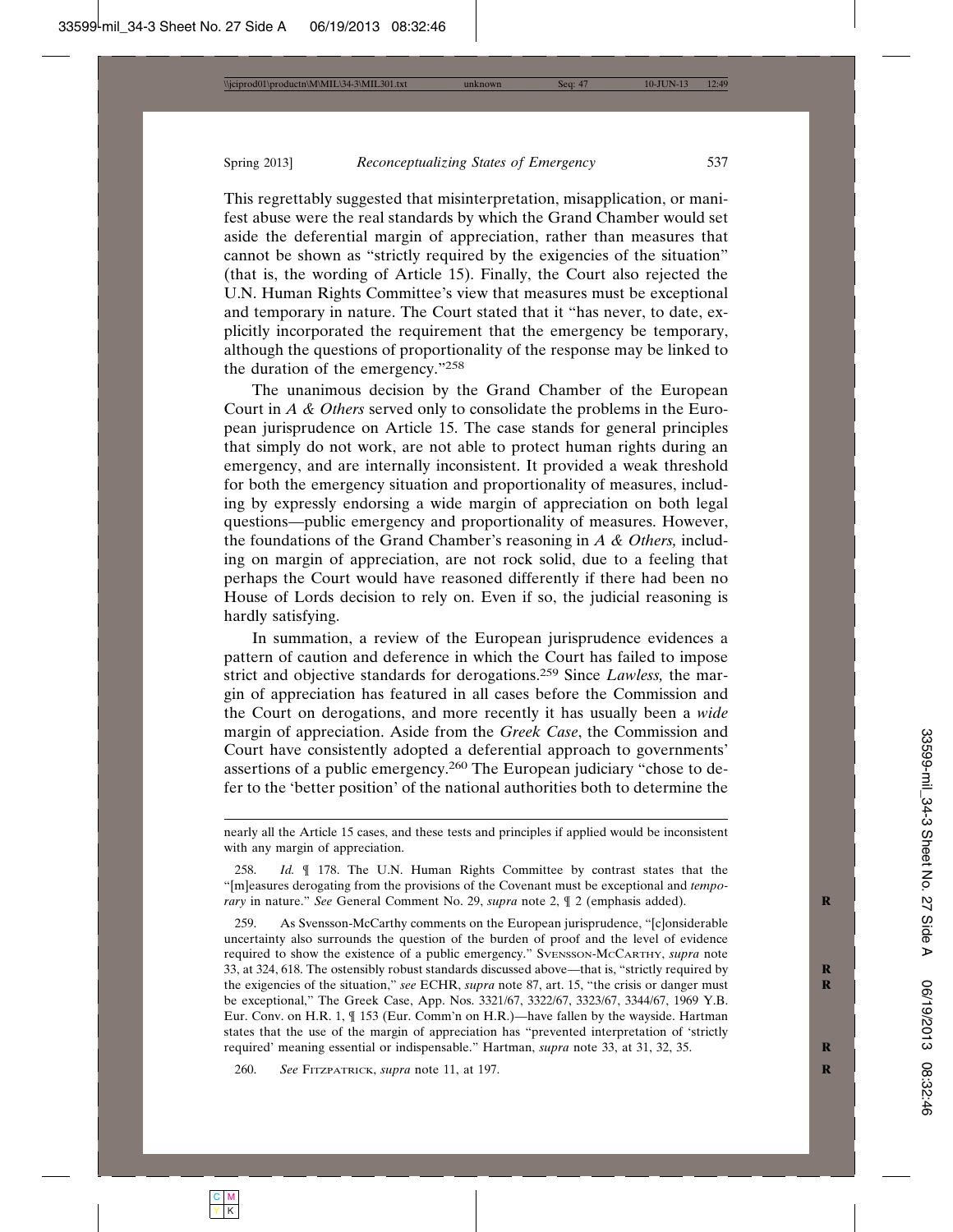This regrettably suggested that misinterpretation, misapplication, or manifest abuse were the real standards by which the Grand Chamber would set aside the deferential margin of appreciation, rather than measures that cannot be shown as "strictly required by the exigencies of the situation" (that is, the wording of Article 15). Finally, the Court also rejected the U.N. Human Rights Committee's view that measures must be exceptional and temporary in nature. The Court stated that it "has never, to date, explicitly incorporated the requirement that the emergency be temporary, although the questions of proportionality of the response may be linked to the duration of the emergency."[258]

The unanimous decision by the Grand Chamber of the European Court in *A & Others* served only to consolidate the problems in the European jurisprudence on Article 15. The case stands for general principles that simply do not work, are not able to protect human rights during an emergency, and are internally inconsistent. It provided a weak threshold for both the emergency situation and proportionality of measures, including by expressly endorsing a wide margin of appreciation on both legal questions—public emergency and proportionality of measures. However, the foundations of the Grand Chamber's reasoning in *A & Others,* including on margin of appreciation, are not rock solid, due to a feeling that perhaps the Court would have reasoned differently if there had been no House of Lords decision to rely on. Even if so, the judicial reasoning is hardly satisfying.

In summation, a review of the European jurisprudence evidences a pattern of caution and deference in which the Court has failed to impose strict and objective standards for derogations.[259] Since *Lawless,* the margin of appreciation has featured in all cases before the Commission and the Court on derogations, and more recently it has usually been a *wide* margin of appreciation. Aside from the *Greek Case*, the Commission and Court have consistently adopted a deferential approach to governments' assertions of a public emergency.[260] The European judiciary "chose to defer to the 'better position' of the national authorities both to determine the

---

nearly all the Article 15 cases, and these tests and principles if applied would be inconsistent with any margin of appreciation.

258. *Id.* ¶ 178. The U.N. Human Rights Committee by contrast states that the "[m]easures derogating from the provisions of the Covenant must be exceptional and *temporary* in nature." *See* General Comment No. 29, *supra* note 2, ¶ 2 (emphasis added).

259. As Svensson-McCarthy comments on the European jurisprudence, "[c]onsiderable uncertainty also surrounds the question of the burden of proof and the level of evidence required to show the existence of a public emergency." Svensson-McCarthy, *supra* note 33, at 324, 618. The ostensibly robust standards discussed above—that is, "strictly required by the exigencies of the situation," *see* ECHR, *supra* note 87, art. 15, "the crisis or danger must be exceptional," The Greek Case, App. Nos. 3321/67, 3322/67, 3323/67, 3344/67, 1969 Y.B. Eur. Conv. on H.R. 1, ¶ 153 (Eur. Comm'n on H.R.)—have fallen by the wayside. Hartman states that the use of the margin of appreciation has "prevented interpretation of 'strictly required' meaning essential or indispensable." Hartman, *supra* note 33, at 31, 32, 35.

260. *See* Fitzpatrick, *supra* note 11, at 197.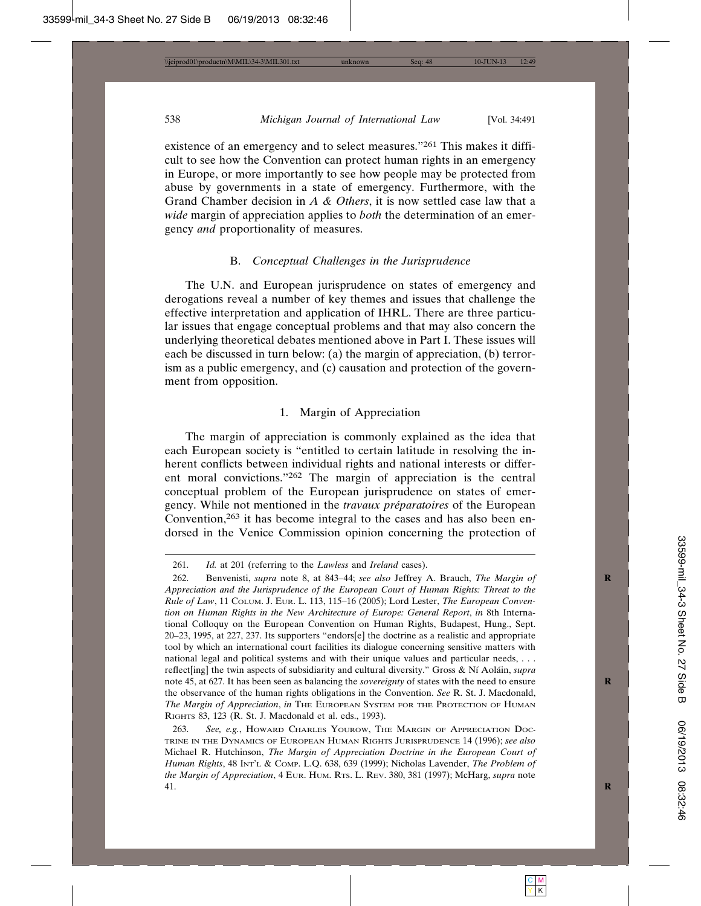existence of an emergency and to select measures."[261] This makes it difficult to see how the Convention can protect human rights in an emergency in Europe, or more importantly to see how people may be protected from abuse by governments in a state of emergency. Furthermore, with the Grand Chamber decision in *A & Others*, it is now settled case law that a *wide* margin of appreciation applies to *both* the determination of an emergency *and* proportionality of measures.

### B. *Conceptual Challenges in the Jurisprudence*

The U.N. and European jurisprudence on states of emergency and derogations reveal a number of key themes and issues that challenge the effective interpretation and application of IHRL. There are three particular issues that engage conceptual problems and that may also concern the underlying theoretical debates mentioned above in Part I. These issues will each be discussed in turn below: (a) the margin of appreciation, (b) terrorism as a public emergency, and (c) causation and protection of the government from opposition.

#### 1. Margin of Appreciation

The margin of appreciation is commonly explained as the idea that each European society is "entitled to certain latitude in resolving the inherent conflicts between individual rights and national interests or different moral convictions."[262] The margin of appreciation is the central conceptual problem of the European jurisprudence on states of emergency. While not mentioned in the *travaux préparatoires* of the European Convention,[263] it has become integral to the cases and has also been endorsed in the Venice Commission opinion concerning the protection of

---

261. *Id.* at 201 (referring to the *Lawless* and *Ireland* cases).

262. Benvenisti, *supra* note 8, at 843–44; *see also* Jeffrey A. Brauch, *The Margin of Appreciation and the Jurisprudence of the European Court of Human Rights: Threat to the Rule of Law*, 11 Colum. J. Eur. L. 113, 115–16 (2005); Lord Lester, *The European Convention on Human Rights in the New Architecture of Europe: General Report*, *in* 8th International Colloquy on the European Convention on Human Rights, Budapest, Hung., Sept. 20–23, 1995, at 227, 237. Its supporters "endors[e] the doctrine as a realistic and appropriate tool by which an international court facilities its dialogue concerning sensitive matters with national legal and political systems and with their unique values and particular needs, . . . reflect[ing] the twin aspects of subsidiarity and cultural diversity." Gross & Ní Aoláin, *supra* note 45, at 627. It has been seen as balancing the *sovereignty* of states with the need to ensure the observance of the human rights obligations in the Convention. *See* R. St. J. Macdonald, *The Margin of Appreciation*, *in* The European System for the Protection of Human Rights 83, 123 (R. St. J. Macdonald et al. eds., 1993).

263. *See, e.g.*, Howard Charles Yourow, The Margin of Appreciation Doctrine in the Dynamics of European Human Rights Jurisprudence 14 (1996); *see also* Michael R. Hutchinson, *The Margin of Appreciation Doctrine in the European Court of Human Rights*, 48 Int'l & Comp. L.Q. 638, 639 (1999); Nicholas Lavender, *The Problem of the Margin of Appreciation*, 4 Eur. Hum. Rts. L. Rev. 380, 381 (1997); McHarg, *supra* note 41.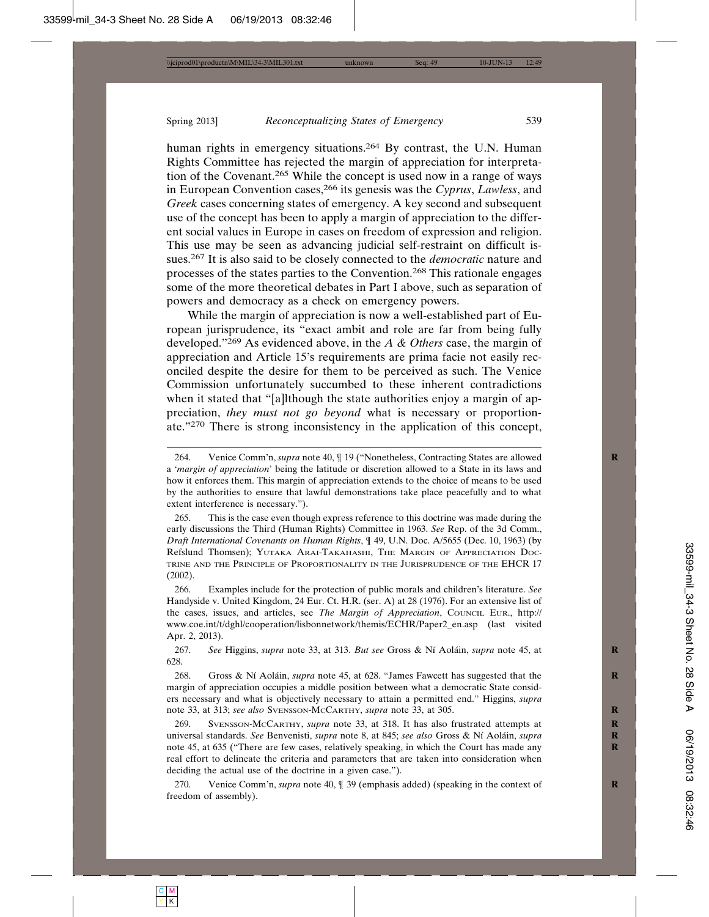human rights in emergency situations.[264] By contrast, the U.N. Human Rights Committee has rejected the margin of appreciation for interpretation of the Covenant.[265] While the concept is used now in a range of ways in European Convention cases,[266] its genesis was the *Cyprus*, *Lawless*, and *Greek* cases concerning states of emergency. A key second and subsequent use of the concept has been to apply a margin of appreciation to the different social values in Europe in cases on freedom of expression and religion. This use may be seen as advancing judicial self-restraint on difficult issues.[267] It is also said to be closely connected to the *democratic* nature and processes of the states parties to the Convention.[268] This rationale engages some of the more theoretical debates in Part I above, such as separation of powers and democracy as a check on emergency powers.

While the margin of appreciation is now a well-established part of European jurisprudence, its "exact ambit and role are far from being fully developed."[269] As evidenced above, in the *A & Others* case, the margin of appreciation and Article 15's requirements are prima facie not easily reconciled despite the desire for them to be perceived as such. The Venice Commission unfortunately succumbed to these inherent contradictions when it stated that "[a]lthough the state authorities enjoy a margin of appreciation, *they must not go beyond* what is necessary or proportionate."[270] There is strong inconsistency in the application of this concept,

---

264. Venice Comm'n, *supra* note 40, ¶ 19 ("Nonetheless, Contracting States are allowed a '*margin of appreciation*' being the latitude or discretion allowed to a State in its laws and how it enforces them. This margin of appreciation extends to the choice of means to be used by the authorities to ensure that lawful demonstrations take place peacefully and to what extent interference is necessary.").

265. This is the case even though express reference to this doctrine was made during the early discussions the Third (Human Rights) Committee in 1963. *See* Rep. of the 3d Comm., *Draft International Covenants on Human Rights*, ¶ 49, U.N. Doc. A/5655 (Dec. 10, 1963) (by Refslund Thomsen); Yutaka Arai-Takahashi, The Margin of Appreciation Doctrine and the Principle of Proportionality in the Jurisprudence of the EHCR 17 (2002).

266. Examples include for the protection of public morals and children's literature. *See* Handyside v. United Kingdom, 24 Eur. Ct. H.R. (ser. A) at 28 (1976). For an extensive list of the cases, issues, and articles, see *The Margin of Appreciation*, Council Eur., http://www.coe.int/t/dghl/cooperation/lisbonnetwork/themis/ECHR/Paper2_en.asp (last visited Apr. 2, 2013).

267. *See* Higgins, *supra* note 33, at 313. *But see* Gross & Ní Aoláin, *supra* note 45, at 628.

268. Gross & Ní Aoláin, *supra* note 45, at 628. "James Fawcett has suggested that the margin of appreciation occupies a middle position between what a democratic State considers necessary and what is objectively necessary to attain a permitted end." Higgins, *supra* note 33, at 313; *see also* Svensson-McCarthy, *supra* note 33, at 305.

269. Svensson-McCarthy, *supra* note 33, at 318. It has also frustrated attempts at universal standards. *See* Benvenisti, *supra* note 8, at 845; *see also* Gross & Ní Aoláin, *supra* note 45, at 635 ("There are few cases, relatively speaking, in which the Court has made any real effort to delineate the criteria and parameters that are taken into consideration when deciding the actual use of the doctrine in a given case.").

270. Venice Comm'n, *supra* note 40, ¶ 39 (emphasis added) (speaking in the context of freedom of assembly).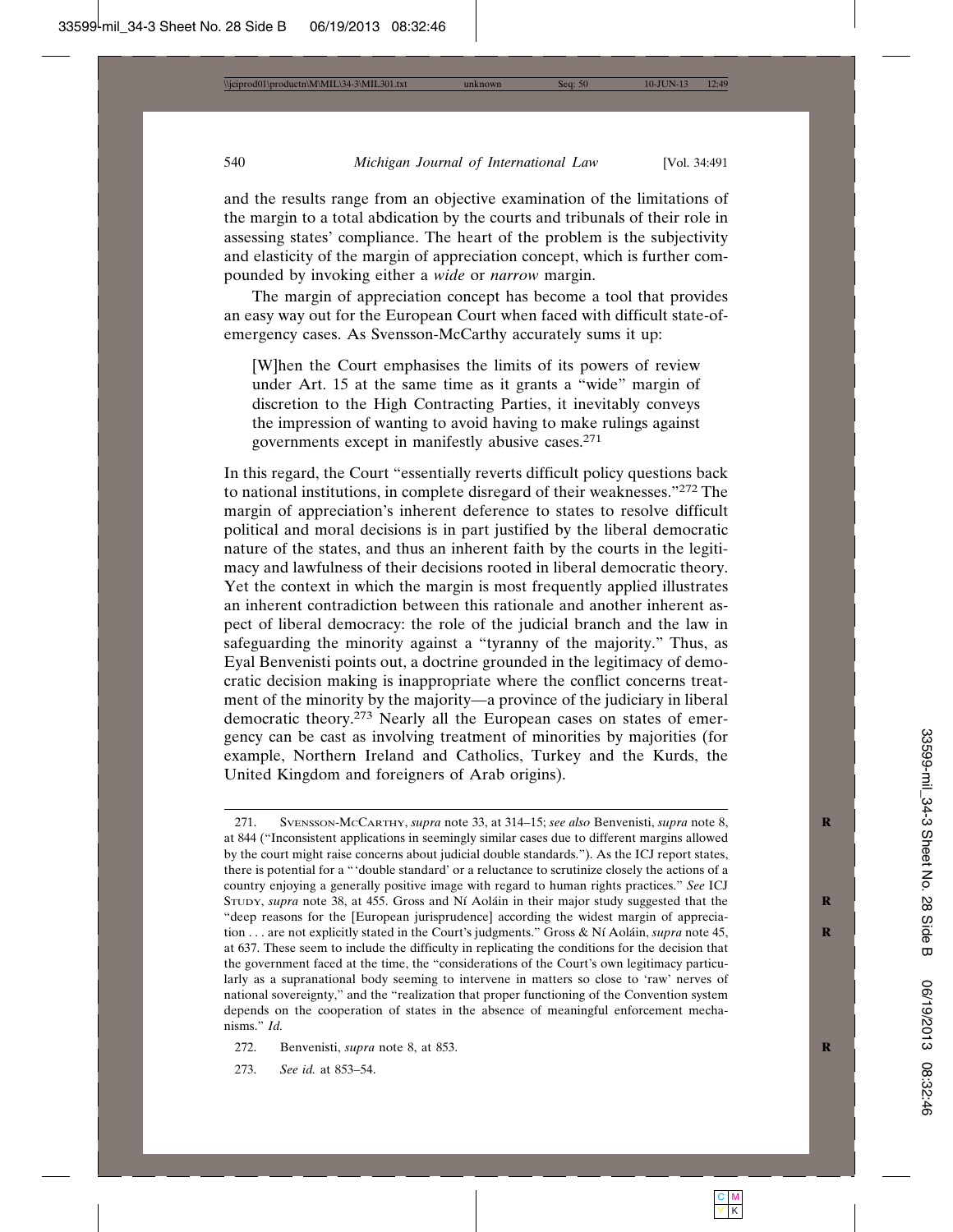and the results range from an objective examination of the limitations of the margin to a total abdication by the courts and tribunals of their role in assessing states' compliance. The heart of the problem is the subjectivity and elasticity of the margin of appreciation concept, which is further compounded by invoking either a *wide* or *narrow* margin.

The margin of appreciation concept has become a tool that provides an easy way out for the European Court when faced with difficult state-of-emergency cases. As Svensson-McCarthy accurately sums it up:

> [W]hen the Court emphasises the limits of its powers of review under Art. 15 at the same time as it grants a "wide" margin of discretion to the High Contracting Parties, it inevitably conveys the impression of wanting to avoid having to make rulings against governments except in manifestly abusive cases.[271]

In this regard, the Court "essentially reverts difficult policy questions back to national institutions, in complete disregard of their weaknesses."[272] The margin of appreciation's inherent deference to states to resolve difficult political and moral decisions is in part justified by the liberal democratic nature of the states, and thus an inherent faith by the courts in the legitimacy and lawfulness of their decisions rooted in liberal democratic theory. Yet the context in which the margin is most frequently applied illustrates an inherent contradiction between this rationale and another inherent aspect of liberal democracy: the role of the judicial branch and the law in safeguarding the minority against a "tyranny of the majority." Thus, as Eyal Benvenisti points out, a doctrine grounded in the legitimacy of democratic decision making is inappropriate where the conflict concerns treatment of the minority by the majority—a province of the judiciary in liberal democratic theory.[273] Nearly all the European cases on states of emergency can be cast as involving treatment of minorities by majorities (for example, Northern Ireland and Catholics, Turkey and the Kurds, the United Kingdom and foreigners of Arab origins).

---

271. Svensson-McCarthy, *supra* note 33, at 314–15; *see also* Benvenisti, *supra* note 8, at 844 ("Inconsistent applications in seemingly similar cases due to different margins allowed by the court might raise concerns about judicial double standards."). As the ICJ report states, there is potential for a "'double standard' or a reluctance to scrutinize closely the actions of a country enjoying a generally positive image with regard to human rights practices." *See* ICJ Study, *supra* note 38, at 455. Gross and Ní Aoláin in their major study suggested that the "deep reasons for the [European jurisprudence] according the widest margin of appreciation . . . are not explicitly stated in the Court's judgments." Gross & Ní Aoláin, *supra* note 45, at 637. These seem to include the difficulty in replicating the conditions for the decision that the government faced at the time, the "considerations of the Court's own legitimacy particularly as a supranational body seeming to intervene in matters so close to 'raw' nerves of national sovereignty," and the "realization that proper functioning of the Convention system depends on the cooperation of states in the absence of meaningful enforcement mechanisms." *Id.*

272. Benvenisti, *supra* note 8, at 853.

273. *See id.* at 853–54.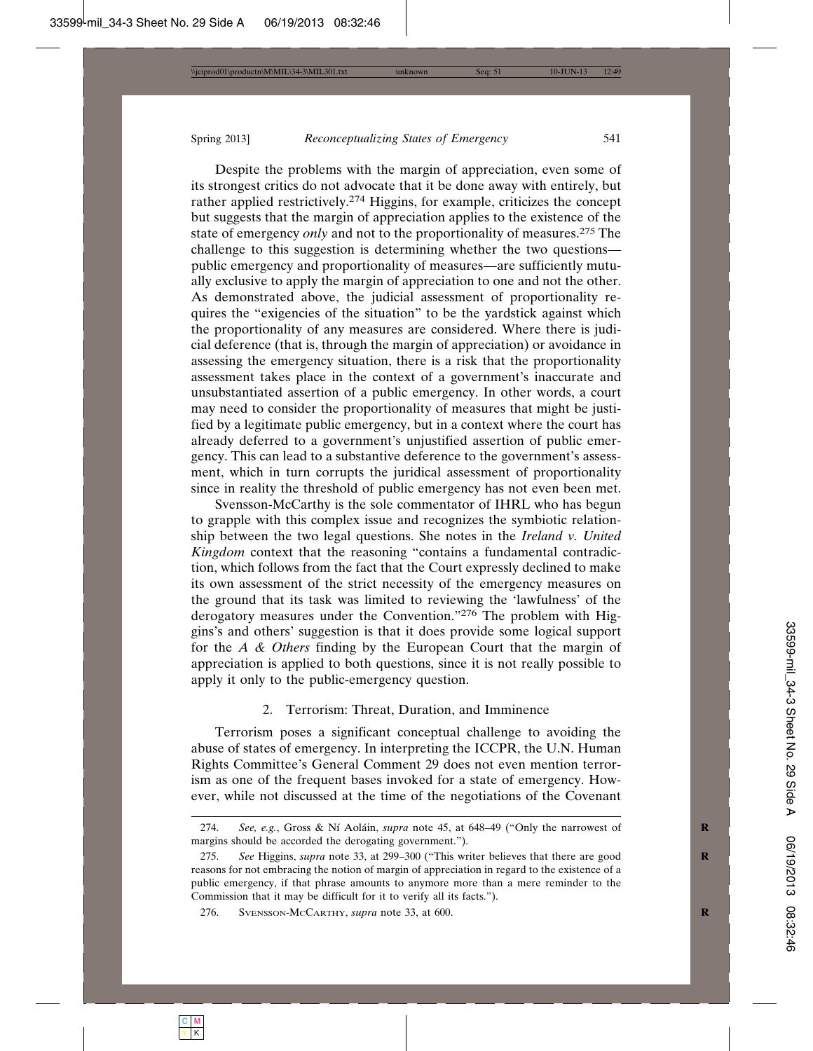Despite the problems with the margin of appreciation, even some of its strongest critics do not advocate that it be done away with entirely, but rather applied restrictively.[274] Higgins, for example, criticizes the concept but suggests that the margin of appreciation applies to the existence of the state of emergency *only* and not to the proportionality of measures.[275] The challenge to this suggestion is determining whether the two questions—public emergency and proportionality of measures—are sufficiently mutually exclusive to apply the margin of appreciation to one and not the other. As demonstrated above, the judicial assessment of proportionality requires the "exigencies of the situation" to be the yardstick against which the proportionality of any measures are considered. Where there is judicial deference (that is, through the margin of appreciation) or avoidance in assessing the emergency situation, there is a risk that the proportionality assessment takes place in the context of a government's inaccurate and unsubstantiated assertion of a public emergency. In other words, a court may need to consider the proportionality of measures that might be justified by a legitimate public emergency, but in a context where the court has already deferred to a government's unjustified assertion of public emergency. This can lead to a substantive deference to the government's assessment, which in turn corrupts the juridical assessment of proportionality since in reality the threshold of public emergency has not even been met.

Svensson-McCarthy is the sole commentator of IHRL who has begun to grapple with this complex issue and recognizes the symbiotic relationship between the two legal questions. She notes in the *Ireland v. United Kingdom* context that the reasoning "contains a fundamental contradiction, which follows from the fact that the Court expressly declined to make its own assessment of the strict necessity of the emergency measures on the ground that its task was limited to reviewing the 'lawfulness' of the derogatory measures under the Convention."[276] The problem with Higgins's and others' suggestion is that it does provide some logical support for the *A & Others* finding by the European Court that the margin of appreciation is applied to both questions, since it is not really possible to apply it only to the public-emergency question.

### 2. Terrorism: Threat, Duration, and Imminence

Terrorism poses a significant conceptual challenge to avoiding the abuse of states of emergency. In interpreting the ICCPR, the U.N. Human Rights Committee's General Comment 29 does not even mention terrorism as one of the frequent bases invoked for a state of emergency. However, while not discussed at the time of the negotiations of the Covenant

---

274. *See, e.g.*, Gross & Ní Aoláin, *supra* note 45, at 648–49 ("Only the narrowest of margins should be accorded the derogating government.").

275. *See* Higgins, *supra* note 33, at 299–300 ("This writer believes that there are good reasons for not embracing the notion of margin of appreciation in regard to the existence of a public emergency, if that phrase amounts to anymore more than a mere reminder to the Commission that it may be difficult for it to verify all its facts.").

276. Svensson-McCarthy, *supra* note 33, at 600.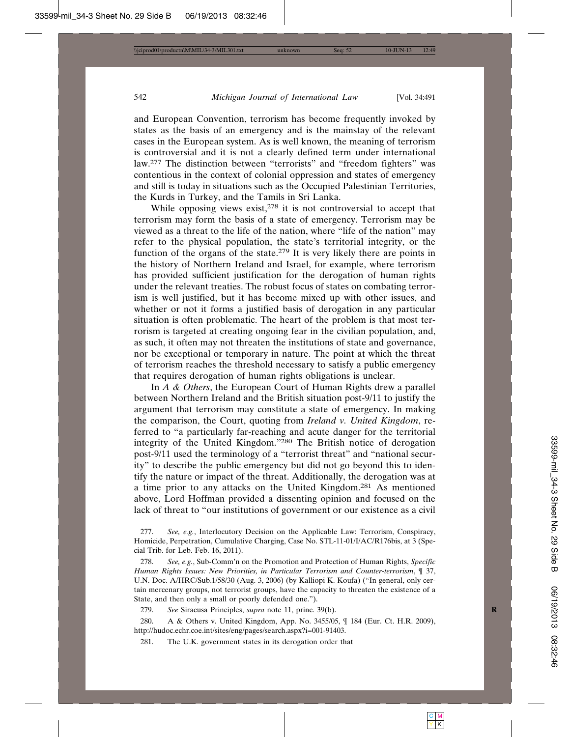and European Convention, terrorism has become frequently invoked by states as the basis of an emergency and is the mainstay of the relevant cases in the European system. As is well known, the meaning of terrorism is controversial and it is not a clearly defined term under international law.[277] The distinction between "terrorists" and "freedom fighters" was contentious in the context of colonial oppression and states of emergency and still is today in situations such as the Occupied Palestinian Territories, the Kurds in Turkey, and the Tamils in Sri Lanka.

While opposing views exist,[278] it is not controversial to accept that terrorism may form the basis of a state of emergency. Terrorism may be viewed as a threat to the life of the nation, where "life of the nation" may refer to the physical population, the state's territorial integrity, or the function of the organs of the state.[279] It is very likely there are points in the history of Northern Ireland and Israel, for example, where terrorism has provided sufficient justification for the derogation of human rights under the relevant treaties. The robust focus of states on combating terrorism is well justified, but it has become mixed up with other issues, and whether or not it forms a justified basis of derogation in any particular situation is often problematic. The heart of the problem is that most terrorism is targeted at creating ongoing fear in the civilian population, and, as such, it often may not threaten the institutions of state and governance, nor be exceptional or temporary in nature. The point at which the threat of terrorism reaches the threshold necessary to satisfy a public emergency that requires derogation of human rights obligations is unclear.

In *A & Others*, the European Court of Human Rights drew a parallel between Northern Ireland and the British situation post-9/11 to justify the argument that terrorism may constitute a state of emergency. In making the comparison, the Court, quoting from *Ireland v. United Kingdom*, referred to "a particularly far-reaching and acute danger for the territorial integrity of the United Kingdom."[280] The British notice of derogation post-9/11 used the terminology of a "terrorist threat" and "national security" to describe the public emergency but did not go beyond this to identify the nature or impact of the threat. Additionally, the derogation was at a time prior to any attacks on the United Kingdom.[281] As mentioned above, Lord Hoffman provided a dissenting opinion and focused on the lack of threat to "our institutions of government or our existence as a civil

---

277. *See, e.g.*, Interlocutory Decision on the Applicable Law: Terrorism, Conspiracy, Homicide, Perpetration, Cumulative Charging, Case No. STL-11-01/I/AC/R176bis, at 3 (Special Trib. for Leb. Feb. 16, 2011).

278. *See, e.g.*, Sub-Comm'n on the Promotion and Protection of Human Rights, *Specific Human Rights Issues: New Priorities, in Particular Terrorism and Counter-terrorism*, ¶ 37, U.N. Doc. A/HRC/Sub.1/58/30 (Aug. 3, 2006) (by Kalliopi K. Koufa) ("In general, only certain mercenary groups, not terrorist groups, have the capacity to threaten the existence of a State, and then only a small or poorly defended one.").

279. *See* Siracusa Principles, *supra* note 11, princ. 39(b).

280. A & Others v. United Kingdom, App. No. 3455/05, ¶ 184 (Eur. Ct. H.R. 2009), http://hudoc.echr.coe.int/sites/eng/pages/search.aspx?i=001-91403.

281. The U.K. government states in its derogation order that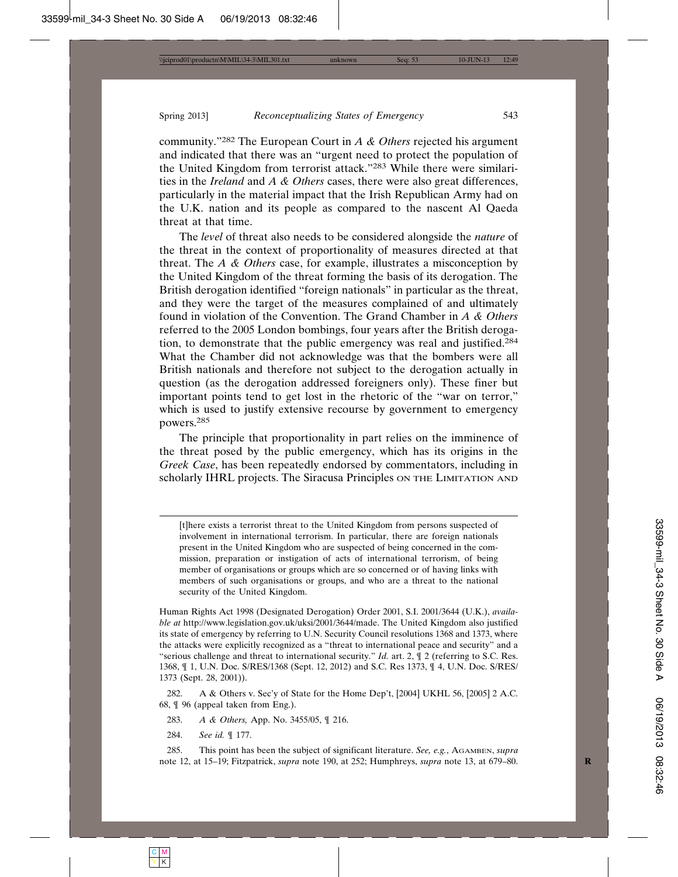community."[282] The European Court in *A & Others* rejected his argument and indicated that there was an "urgent need to protect the population of the United Kingdom from terrorist attack."[283] While there were similarities in the *Ireland* and *A & Others* cases, there were also great differences, particularly in the material impact that the Irish Republican Army had on the U.K. nation and its people as compared to the nascent Al Qaeda threat at that time.

The *level* of threat also needs to be considered alongside the *nature* of the threat in the context of proportionality of measures directed at that threat. The *A & Others* case, for example, illustrates a misconception by the United Kingdom of the threat forming the basis of its derogation. The British derogation identified "foreign nationals" in particular as the threat, and they were the target of the measures complained of and ultimately found in violation of the Convention. The Grand Chamber in *A & Others* referred to the 2005 London bombings, four years after the British derogation, to demonstrate that the public emergency was real and justified.[284] What the Chamber did not acknowledge was that the bombers were all British nationals and therefore not subject to the derogation actually in question (as the derogation addressed foreigners only). These finer but important points tend to get lost in the rhetoric of the "war on terror," which is used to justify extensive recourse by government to emergency powers.[285]

The principle that proportionality in part relies on the imminence of the threat posed by the public emergency, which has its origins in the *Greek Case*, has been repeatedly endorsed by commentators, including in scholarly IHRL projects. The Siracusa Principles ON THE LIMITATION AND

---

> [t]here exists a terrorist threat to the United Kingdom from persons suspected of involvement in international terrorism. In particular, there are foreign nationals present in the United Kingdom who are suspected of being concerned in the commission, preparation or instigation of acts of international terrorism, of being member of organisations or groups which are so concerned or of having links with members of such organisations or groups, and who are a threat to the national security of the United Kingdom.

Human Rights Act 1998 (Designated Derogation) Order 2001, S.I. 2001/3644 (U.K.), *available at* http://www.legislation.gov.uk/uksi/2001/3644/made. The United Kingdom also justified its state of emergency by referring to U.N. Security Council resolutions 1368 and 1373, where the attacks were explicitly recognized as a "threat to international peace and security" and a "serious challenge and threat to international security." *Id.* art. 2, ¶ 2 (referring to S.C. Res. 1368, ¶ 1, U.N. Doc. S/RES/1368 (Sept. 12, 2012) and S.C. Res 1373, ¶ 4, U.N. Doc. S/RES/1373 (Sept. 28, 2001)).

282. A & Others v. Sec'y of State for the Home Dep't, [2004] UKHL 56, [2005] 2 A.C. 68, ¶ 96 (appeal taken from Eng.).

283. *A & Others,* App. No. 3455/05, ¶ 216.

284. *See id.* ¶ 177.

285. This point has been the subject of significant literature. *See, e.g.*, AGAMBEN, *supra* note 12, at 15–19; Fitzpatrick, *supra* note 190, at 252; Humphreys, *supra* note 13, at 679–80.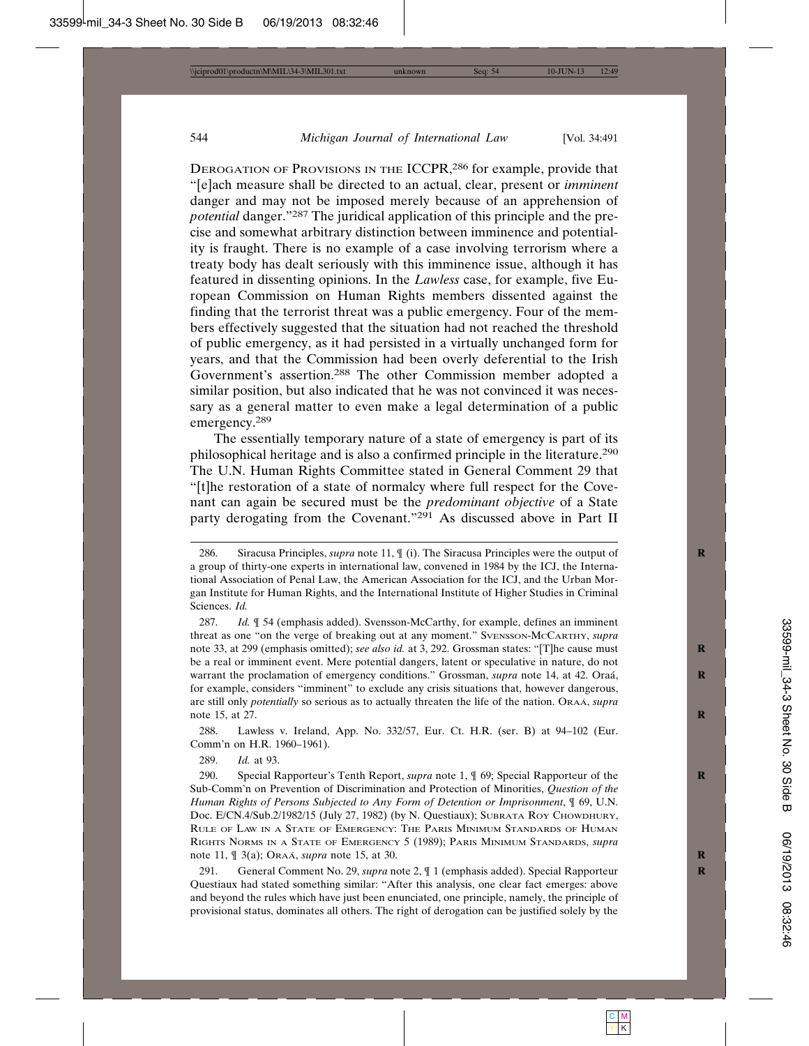Derogation of Provisions in the ICCPR,[286] for example, provide that "[e]ach measure shall be directed to an actual, clear, present or *imminent* danger and may not be imposed merely because of an apprehension of *potential* danger."[287] The juridical application of this principle and the precise and somewhat arbitrary distinction between imminence and potentiality is fraught. There is no example of a case involving terrorism where a treaty body has dealt seriously with this imminence issue, although it has featured in dissenting opinions. In the *Lawless* case, for example, five European Commission on Human Rights members dissented against the finding that the terrorist threat was a public emergency. Four of the members effectively suggested that the situation had not reached the threshold of public emergency, as it had persisted in a virtually unchanged form for years, and that the Commission had been overly deferential to the Irish Government's assertion.[288] The other Commission member adopted a similar position, but also indicated that he was not convinced it was necessary as a general matter to even make a legal determination of a public emergency.[289]

The essentially temporary nature of a state of emergency is part of its philosophical heritage and is also a confirmed principle in the literature.[290] The U.N. Human Rights Committee stated in General Comment 29 that "[t]he restoration of a state of normalcy where full respect for the Covenant can again be secured must be the *predominant objective* of a State party derogating from the Covenant."[291] As discussed above in Part II

---

286. Siracusa Principles, *supra* note 11, ¶ (i). The Siracusa Principles were the output of a group of thirty-one experts in international law, convened in 1984 by the ICJ, the International Association of Penal Law, the American Association for the ICJ, and the Urban Morgan Institute for Human Rights, and the International Institute of Higher Studies in Criminal Sciences. *Id.*

287. *Id.* ¶ 54 (emphasis added). Svensson-McCarthy, for example, defines an imminent threat as one "on the verge of breaking out at any moment." Svensson-McCarthy, *supra* note 33, at 299 (emphasis omitted); *see also id.* at 3, 292. Grossman states: "[T]he cause must be a real or imminent event. Mere potential dangers, latent or speculative in nature, do not warrant the proclamation of emergency conditions." Grossman, *supra* note 14, at 42. Oraá, for example, considers "imminent" to exclude any crisis situations that, however dangerous, are still only *potentially* so serious as to actually threaten the life of the nation. Oraá, *supra* note 15, at 27.

288. Lawless v. Ireland, App. No. 332/57, Eur. Ct. H.R. (ser. B) at 94–102 (Eur. Comm'n on H.R. 1960–1961).

289. *Id.* at 93.

290. Special Rapporteur's Tenth Report, *supra* note 1, ¶ 69; Special Rapporteur of the Sub-Comm'n on Prevention of Discrimination and Protection of Minorities, *Question of the Human Rights of Persons Subjected to Any Form of Detention or Imprisonment*, ¶ 69, U.N. Doc. E/CN.4/Sub.2/1982/15 (July 27, 1982) (by N. Questiaux); Subrata Roy Chowdhury, Rule of Law in a State of Emergency: The Paris Minimum Standards of Human Rights Norms in a State of Emergency 5 (1989); Paris Minimum Standards, *supra* note 11, ¶ 3(a); Oraá, *supra* note 15, at 30.

291. General Comment No. 29, *supra* note 2, ¶ 1 (emphasis added). Special Rapporteur Questiaux had stated something similar: "After this analysis, one clear fact emerges: above and beyond the rules which have just been enunciated, one principle, namely, the principle of provisional status, dominates all others. The right of derogation can be justified solely by the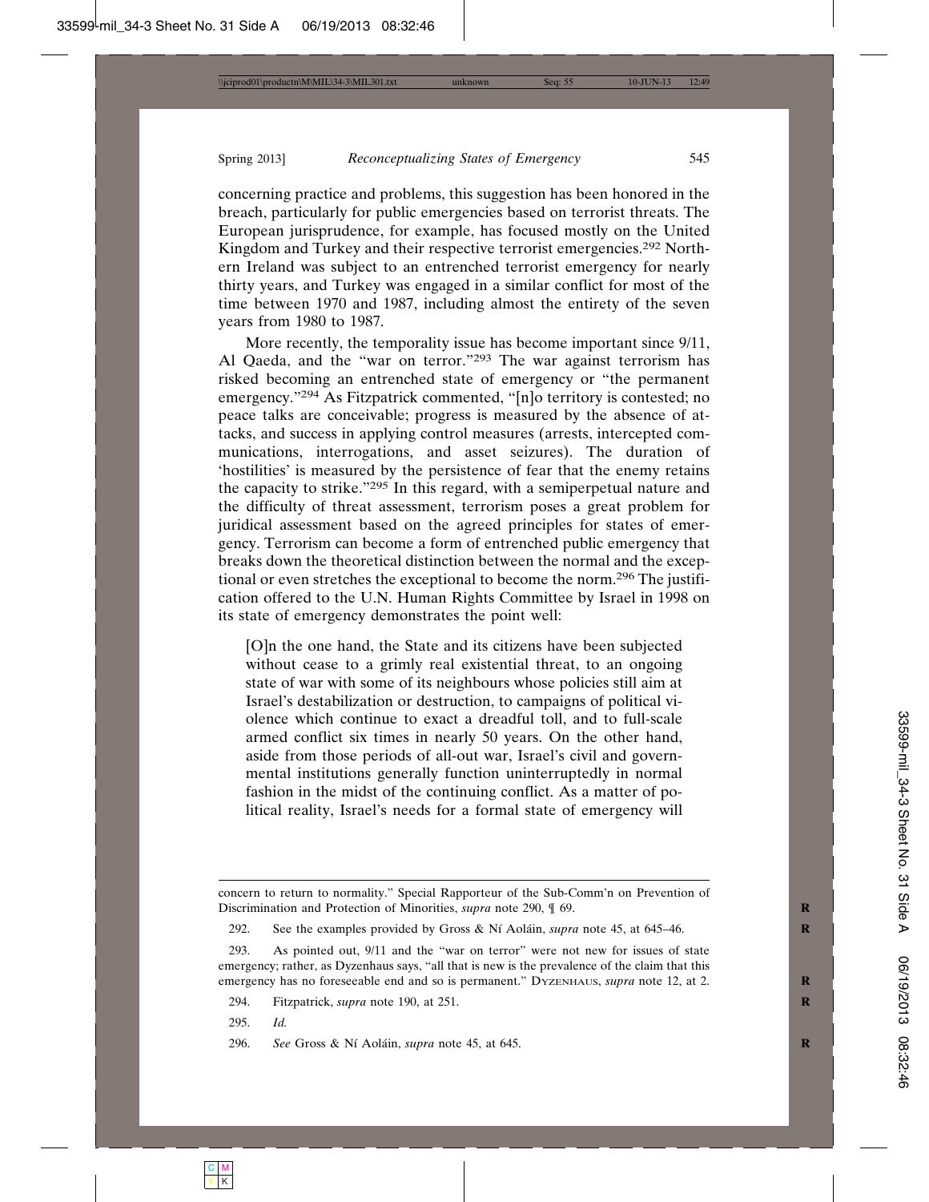concerning practice and problems, this suggestion has been honored in the breach, particularly for public emergencies based on terrorist threats. The European jurisprudence, for example, has focused mostly on the United Kingdom and Turkey and their respective terrorist emergencies.[292] Northern Ireland was subject to an entrenched terrorist emergency for nearly thirty years, and Turkey was engaged in a similar conflict for most of the time between 1970 and 1987, including almost the entirety of the seven years from 1980 to 1987.

More recently, the temporality issue has become important since 9/11, Al Qaeda, and the "war on terror."[293] The war against terrorism has risked becoming an entrenched state of emergency or "the permanent emergency."[294] As Fitzpatrick commented, "[n]o territory is contested; no peace talks are conceivable; progress is measured by the absence of attacks, and success in applying control measures (arrests, intercepted communications, interrogations, and asset seizures). The duration of 'hostilities' is measured by the persistence of fear that the enemy retains the capacity to strike."[295] In this regard, with a semiperpetual nature and the difficulty of threat assessment, terrorism poses a great problem for juridical assessment based on the agreed principles for states of emergency. Terrorism can become a form of entrenched public emergency that breaks down the theoretical distinction between the normal and the exceptional or even stretches the exceptional to become the norm.[296] The justification offered to the U.N. Human Rights Committee by Israel in 1998 on its state of emergency demonstrates the point well:

> [O]n the one hand, the State and its citizens have been subjected without cease to a grimly real existential threat, to an ongoing state of war with some of its neighbours whose policies still aim at Israel's destabilization or destruction, to campaigns of political violence which continue to exact a dreadful toll, and to full-scale armed conflict six times in nearly 50 years. On the other hand, aside from those periods of all-out war, Israel's civil and governmental institutions generally function uninterruptedly in normal fashion in the midst of the continuing conflict. As a matter of political reality, Israel's needs for a formal state of emergency will

---

concern to return to normality." Special Rapporteur of the Sub-Comm'n on Prevention of Discrimination and Protection of Minorities, *supra* note 290, ¶ 69.

292. See the examples provided by Gross & Ní Aoláin, *supra* note 45, at 645–46.

293. As pointed out, 9/11 and the "war on terror" were not new for issues of state emergency; rather, as Dyzenhaus says, "all that is new is the prevalence of the claim that this emergency has no foreseeable end and so is permanent." DYZENHAUS, *supra* note 12, at 2.

294. Fitzpatrick, *supra* note 190, at 251.

295. *Id.*

296. *See* Gross & Ní Aoláin, *supra* note 45, at 645.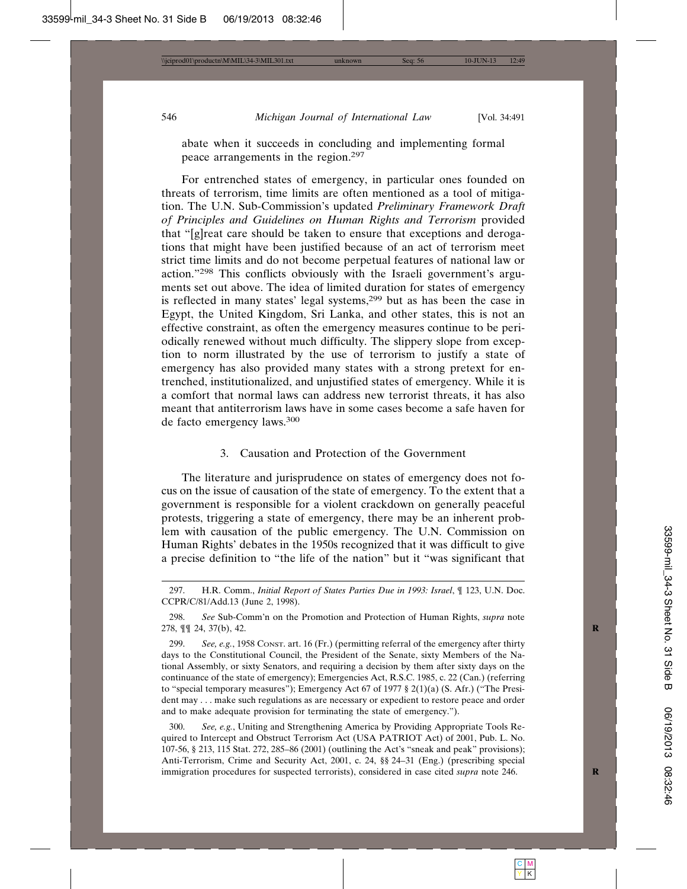abate when it succeeds in concluding and implementing formal peace arrangements in the region.[297]

For entrenched states of emergency, in particular ones founded on threats of terrorism, time limits are often mentioned as a tool of mitigation. The U.N. Sub-Commission's updated *Preliminary Framework Draft of Principles and Guidelines on Human Rights and Terrorism* provided that "[g]reat care should be taken to ensure that exceptions and derogations that might have been justified because of an act of terrorism meet strict time limits and do not become perpetual features of national law or action."[298] This conflicts obviously with the Israeli government's arguments set out above. The idea of limited duration for states of emergency is reflected in many states' legal systems,[299] but as has been the case in Egypt, the United Kingdom, Sri Lanka, and other states, this is not an effective constraint, as often the emergency measures continue to be periodically renewed without much difficulty. The slippery slope from exception to norm illustrated by the use of terrorism to justify a state of emergency has also provided many states with a strong pretext for entrenched, institutionalized, and unjustified states of emergency. While it is a comfort that normal laws can address new terrorist threats, it has also meant that antiterrorism laws have in some cases become a safe haven for de facto emergency laws.[300]

### 3. Causation and Protection of the Government

The literature and jurisprudence on states of emergency does not focus on the issue of causation of the state of emergency. To the extent that a government is responsible for a violent crackdown on generally peaceful protests, triggering a state of emergency, there may be an inherent problem with causation of the public emergency. The U.N. Commission on Human Rights' debates in the 1950s recognized that it was difficult to give a precise definition to "the life of the nation" but it "was significant that

---

297. H.R. Comm., *Initial Report of States Parties Due in 1993: Israel*, ¶ 123, U.N. Doc. CCPR/C/81/Add.13 (June 2, 1998).

298. *See* Sub-Comm'n on the Promotion and Protection of Human Rights, *supra* note 278, ¶¶ 24, 37(b), 42.

299. *See, e.g.*, 1958 Const. art. 16 (Fr.) (permitting referral of the emergency after thirty days to the Constitutional Council, the President of the Senate, sixty Members of the National Assembly, or sixty Senators, and requiring a decision by them after sixty days on the continuance of the state of emergency); Emergencies Act, R.S.C. 1985, c. 22 (Can.) (referring to "special temporary measures"); Emergency Act 67 of 1977 § 2(1)(a) (S. Afr.) ("The President may . . . make such regulations as are necessary or expedient to restore peace and order and to make adequate provision for terminating the state of emergency.").

300. *See, e.g.*, Uniting and Strengthening America by Providing Appropriate Tools Required to Intercept and Obstruct Terrorism Act (USA PATRIOT Act) of 2001, Pub. L. No. 107-56, § 213, 115 Stat. 272, 285–86 (2001) (outlining the Act's "sneak and peak" provisions); Anti-Terrorism, Crime and Security Act, 2001, c. 24, §§ 24–31 (Eng.) (prescribing special immigration procedures for suspected terrorists), considered in case cited *supra* note 246.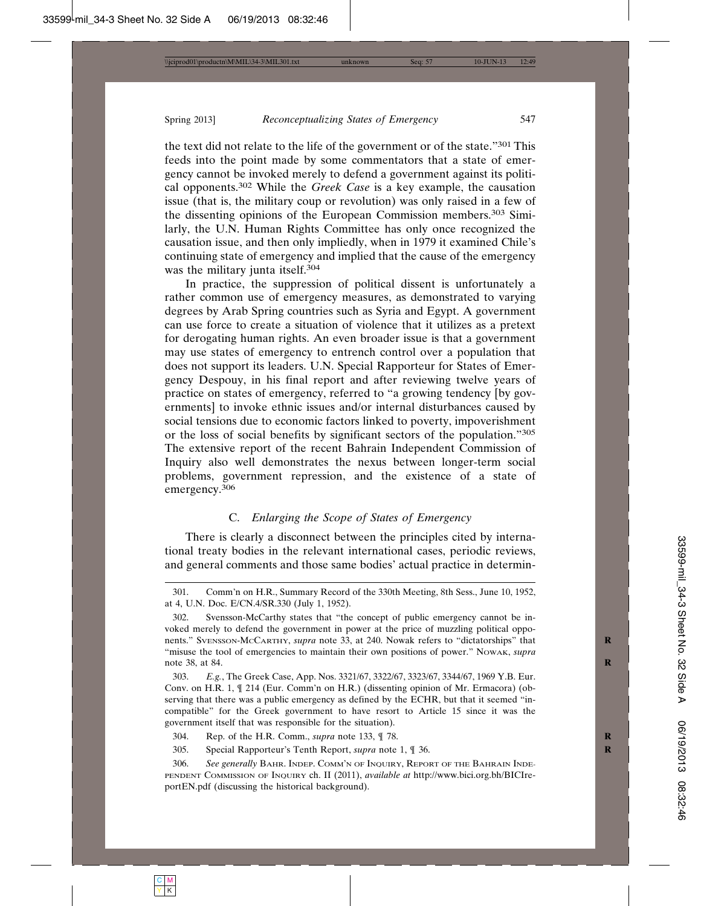the text did not relate to the life of the government or of the state."[301] This feeds into the point made by some commentators that a state of emergency cannot be invoked merely to defend a government against its political opponents.[302] While the *Greek Case* is a key example, the causation issue (that is, the military coup or revolution) was only raised in a few of the dissenting opinions of the European Commission members.[303] Similarly, the U.N. Human Rights Committee has only once recognized the causation issue, and then only impliedly, when in 1979 it examined Chile's continuing state of emergency and implied that the cause of the emergency was the military junta itself.[304]

In practice, the suppression of political dissent is unfortunately a rather common use of emergency measures, as demonstrated to varying degrees by Arab Spring countries such as Syria and Egypt. A government can use force to create a situation of violence that it utilizes as a pretext for derogating human rights. An even broader issue is that a government may use states of emergency to entrench control over a population that does not support its leaders. U.N. Special Rapporteur for States of Emergency Despouy, in his final report and after reviewing twelve years of practice on states of emergency, referred to "a growing tendency [by governments] to invoke ethnic issues and/or internal disturbances caused by social tensions due to economic factors linked to poverty, impoverishment or the loss of social benefits by significant sectors of the population."[305] The extensive report of the recent Bahrain Independent Commission of Inquiry also well demonstrates the nexus between longer-term social problems, government repression, and the existence of a state of emergency.[306]

### C. *Enlarging the Scope of States of Emergency*

There is clearly a disconnect between the principles cited by international treaty bodies in the relevant international cases, periodic reviews, and general comments and those same bodies' actual practice in determin-

---

301. Comm'n on H.R., Summary Record of the 330th Meeting, 8th Sess., June 10, 1952, at 4, U.N. Doc. E/CN.4/SR.330 (July 1, 1952).

302. Svensson-McCarthy states that "the concept of public emergency cannot be invoked merely to defend the government in power at the price of muzzling political opponents." SVENSSON-MCCARTHY, *supra* note 33, at 240. Nowak refers to "dictatorships" that "misuse the tool of emergencies to maintain their own positions of power." NOWAK, *supra* note 38, at 84.

303. *E.g.*, The Greek Case, App. Nos. 3321/67, 3322/67, 3323/67, 3344/67, 1969 Y.B. Eur. Conv. on H.R. 1, ¶ 214 (Eur. Comm'n on H.R.) (dissenting opinion of Mr. Ermacora) (observing that there was a public emergency as defined by the ECHR, but that it seemed "incompatible" for the Greek government to have resort to Article 15 since it was the government itself that was responsible for the situation).

304. Rep. of the H.R. Comm., *supra* note 133, ¶ 78.

305. Special Rapporteur's Tenth Report, *supra* note 1, ¶ 36.

306. *See generally* BAHR. INDEP. COMM'N OF INQUIRY, REPORT OF THE BAHRAIN INDEPENDENT COMMISSION OF INQUIRY ch. II (2011), *available at* http://www.bici.org.bh/BICIreportEN.pdf (discussing the historical background).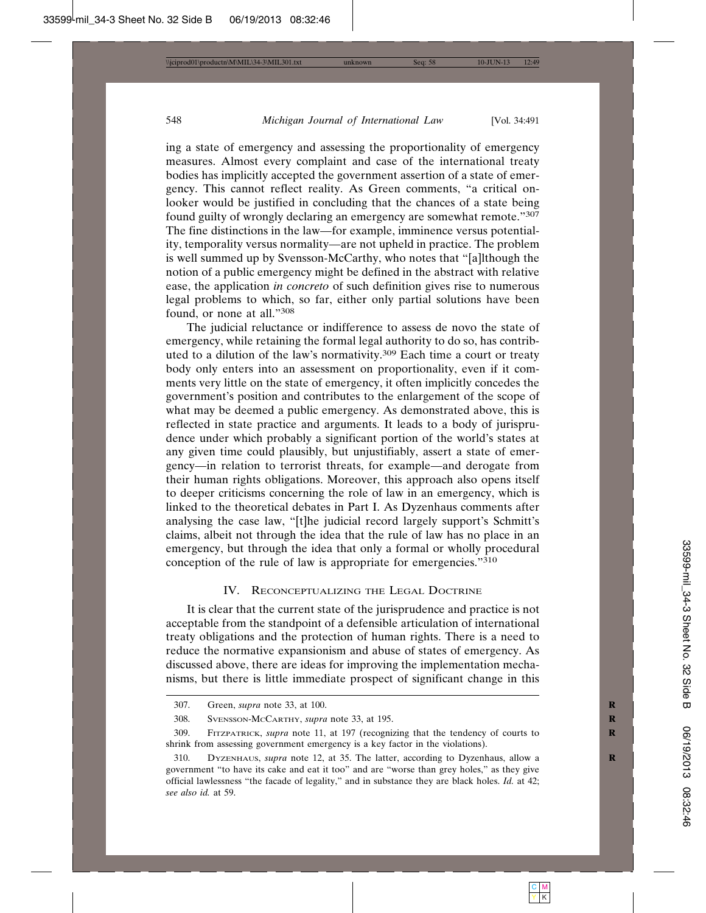ing a state of emergency and assessing the proportionality of emergency measures. Almost every complaint and case of the international treaty bodies has implicitly accepted the government assertion of a state of emergency. This cannot reflect reality. As Green comments, "a critical onlooker would be justified in concluding that the chances of a state being found guilty of wrongly declaring an emergency are somewhat remote."[307] The fine distinctions in the law—for example, imminence versus potentiality, temporality versus normality—are not upheld in practice. The problem is well summed up by Svensson-McCarthy, who notes that "[a]lthough the notion of a public emergency might be defined in the abstract with relative ease, the application *in concreto* of such definition gives rise to numerous legal problems to which, so far, either only partial solutions have been found, or none at all."[308]

The judicial reluctance or indifference to assess de novo the state of emergency, while retaining the formal legal authority to do so, has contributed to a dilution of the law's normativity.[309] Each time a court or treaty body only enters into an assessment on proportionality, even if it comments very little on the state of emergency, it often implicitly concedes the government's position and contributes to the enlargement of the scope of what may be deemed a public emergency. As demonstrated above, this is reflected in state practice and arguments. It leads to a body of jurisprudence under which probably a significant portion of the world's states at any given time could plausibly, but unjustifiably, assert a state of emergency—in relation to terrorist threats, for example—and derogate from their human rights obligations. Moreover, this approach also opens itself to deeper criticisms concerning the role of law in an emergency, which is linked to the theoretical debates in Part I. As Dyzenhaus comments after analysing the case law, "[t]he judicial record largely support's Schmitt's claims, albeit not through the idea that the rule of law has no place in an emergency, but through the idea that only a formal or wholly procedural conception of the rule of law is appropriate for emergencies."[310]

## IV. Reconceptualizing the Legal Doctrine

It is clear that the current state of the jurisprudence and practice is not acceptable from the standpoint of a defensible articulation of international treaty obligations and the protection of human rights. There is a need to reduce the normative expansionism and abuse of states of emergency. As discussed above, there are ideas for improving the implementation mechanisms, but there is little immediate prospect of significant change in this

---

307. Green, *supra* note 33, at 100.

308. Svensson-McCarthy, *supra* note 33, at 195.

309. Fitzpatrick, *supra* note 11, at 197 (recognizing that the tendency of courts to shrink from assessing government emergency is a key factor in the violations).

310. Dyzenhaus, *supra* note 12, at 35. The latter, according to Dyzenhaus, allow a government "to have its cake and eat it too" and are "worse than grey holes," as they give official lawlessness "the facade of legality," and in substance they are black holes. *Id.* at 42; *see also id.* at 59.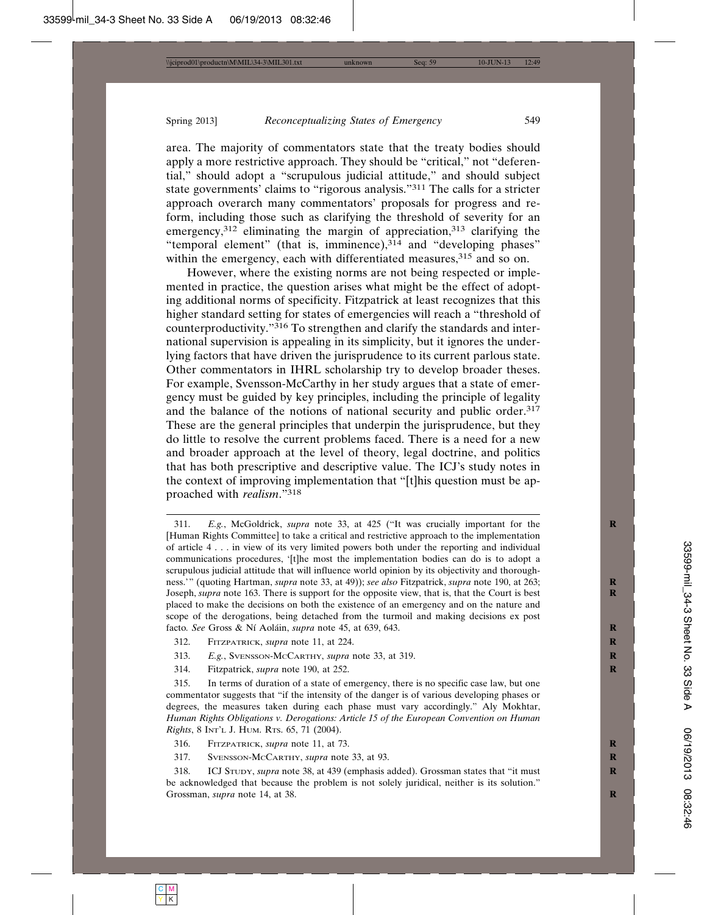area. The majority of commentators state that the treaty bodies should apply a more restrictive approach. They should be "critical," not "deferential," should adopt a "scrupulous judicial attitude," and should subject state governments' claims to "rigorous analysis."[311] The calls for a stricter approach overarch many commentators' proposals for progress and reform, including those such as clarifying the threshold of severity for an emergency,[312] eliminating the margin of appreciation,[313] clarifying the "temporal element" (that is, imminence),[314] and "developing phases" within the emergency, each with differentiated measures,[315] and so on.

However, where the existing norms are not being respected or implemented in practice, the question arises what might be the effect of adopting additional norms of specificity. Fitzpatrick at least recognizes that this higher standard setting for states of emergencies will reach a "threshold of counterproductivity."[316] To strengthen and clarify the standards and international supervision is appealing in its simplicity, but it ignores the underlying factors that have driven the jurisprudence to its current parlous state. Other commentators in IHRL scholarship try to develop broader theses. For example, Svensson-McCarthy in her study argues that a state of emergency must be guided by key principles, including the principle of legality and the balance of the notions of national security and public order.[317] These are the general principles that underpin the jurisprudence, but they do little to resolve the current problems faced. There is a need for a new and broader approach at the level of theory, legal doctrine, and politics that has both prescriptive and descriptive value. The ICJ's study notes in the context of improving implementation that "[t]his question must be approached with *realism*."[318]

---

311. *E.g.*, McGoldrick, *supra* note 33, at 425 ("It was crucially important for the [Human Rights Committee] to take a critical and restrictive approach to the implementation of article 4 . . . in view of its very limited powers both under the reporting and individual communications procedures, '[t]he most the implementation bodies can do is to adopt a scrupulous judicial attitude that will influence world opinion by its objectivity and thoroughness.'" (quoting Hartman, *supra* note 33, at 49)); *see also* Fitzpatrick, *supra* note 190, at 263; Joseph, *supra* note 163. There is support for the opposite view, that is, that the Court is best placed to make the decisions on both the existence of an emergency and on the nature and scope of the derogations, being detached from the turmoil and making decisions ex post facto. *See* Gross & Ní Aoláin, *supra* note 45, at 639, 643.

312. Fitzpatrick, *supra* note 11, at 224.

313. *E.g.*, Svensson-McCarthy, *supra* note 33, at 319.

314. Fitzpatrick, *supra* note 190, at 252.

315. In terms of duration of a state of emergency, there is no specific case law, but one commentator suggests that "if the intensity of the danger is of various developing phases or degrees, the measures taken during each phase must vary accordingly." Aly Mokhtar, *Human Rights Obligations v. Derogations: Article 15 of the European Convention on Human Rights*, 8 Int'l J. Hum. Rts. 65, 71 (2004).

316. Fitzpatrick, *supra* note 11, at 73.

317. Svensson-McCarthy, *supra* note 33, at 93.

318. ICJ Study, *supra* note 38, at 439 (emphasis added). Grossman states that "it must be acknowledged that because the problem is not solely juridical, neither is its solution." Grossman, *supra* note 14, at 38.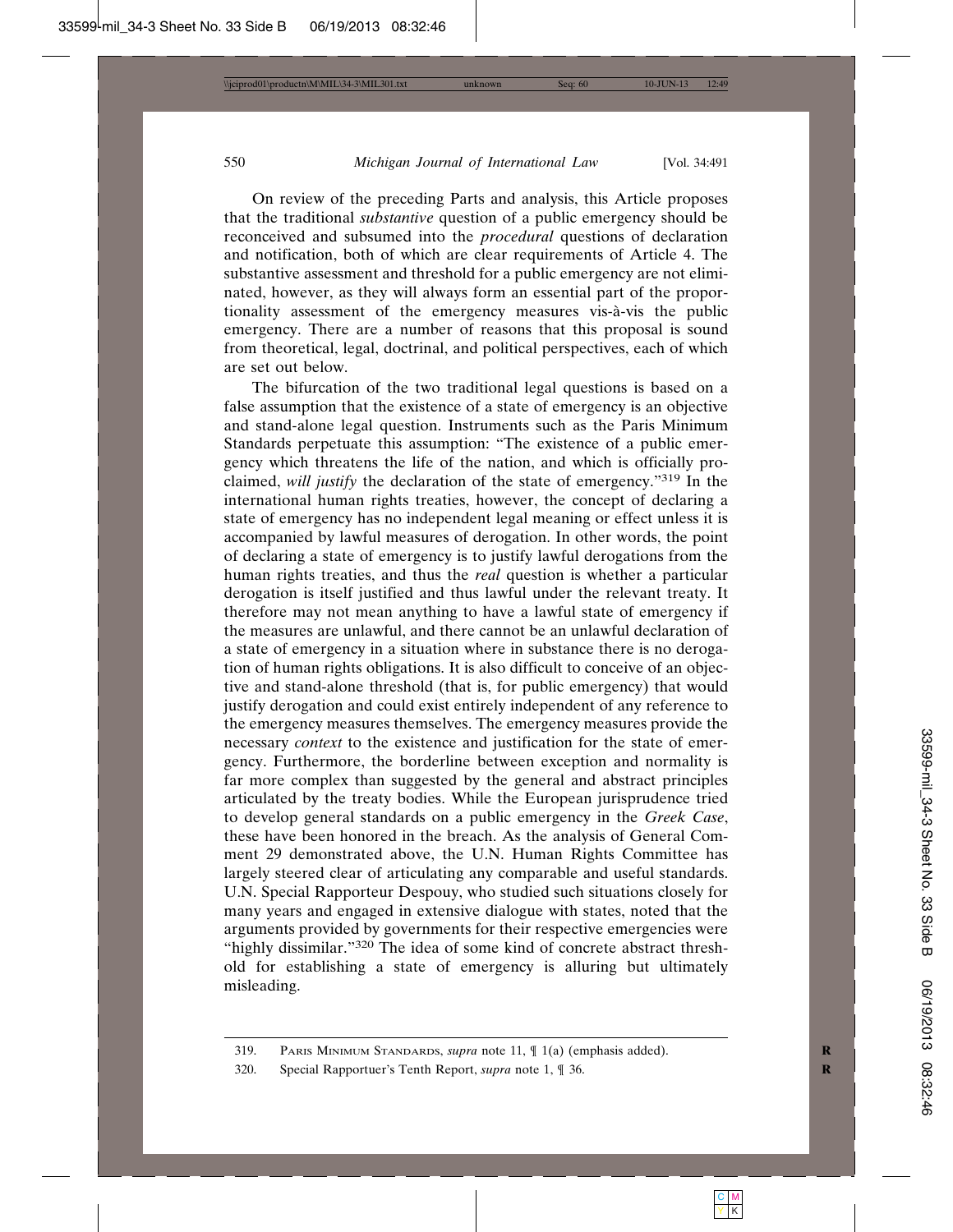On review of the preceding Parts and analysis, this Article proposes that the traditional *substantive* question of a public emergency should be reconceived and subsumed into the *procedural* questions of declaration and notification, both of which are clear requirements of Article 4. The substantive assessment and threshold for a public emergency are not eliminated, however, as they will always form an essential part of the proportionality assessment of the emergency measures vis-à-vis the public emergency. There are a number of reasons that this proposal is sound from theoretical, legal, doctrinal, and political perspectives, each of which are set out below.

The bifurcation of the two traditional legal questions is based on a false assumption that the existence of a state of emergency is an objective and stand-alone legal question. Instruments such as the Paris Minimum Standards perpetuate this assumption: "The existence of a public emergency which threatens the life of the nation, and which is officially proclaimed, *will justify* the declaration of the state of emergency."[319] In the international human rights treaties, however, the concept of declaring a state of emergency has no independent legal meaning or effect unless it is accompanied by lawful measures of derogation. In other words, the point of declaring a state of emergency is to justify lawful derogations from the human rights treaties, and thus the *real* question is whether a particular derogation is itself justified and thus lawful under the relevant treaty. It therefore may not mean anything to have a lawful state of emergency if the measures are unlawful, and there cannot be an unlawful declaration of a state of emergency in a situation where in substance there is no derogation of human rights obligations. It is also difficult to conceive of an objective and stand-alone threshold (that is, for public emergency) that would justify derogation and could exist entirely independent of any reference to the emergency measures themselves. The emergency measures provide the necessary *context* to the existence and justification for the state of emergency. Furthermore, the borderline between exception and normality is far more complex than suggested by the general and abstract principles articulated by the treaty bodies. While the European jurisprudence tried to develop general standards on a public emergency in the *Greek Case*, these have been honored in the breach. As the analysis of General Comment 29 demonstrated above, the U.N. Human Rights Committee has largely steered clear of articulating any comparable and useful standards. U.N. Special Rapporteur Despouy, who studied such situations closely for many years and engaged in extensive dialogue with states, noted that the arguments provided by governments for their respective emergencies were "highly dissimilar."[320] The idea of some kind of concrete abstract threshold for establishing a state of emergency is alluring but ultimately misleading.

---

319. Paris Minimum Standards, *supra* note 11, ¶ 1(a) (emphasis added).

320. Special Rapportuer's Tenth Report, *supra* note 1, ¶ 36.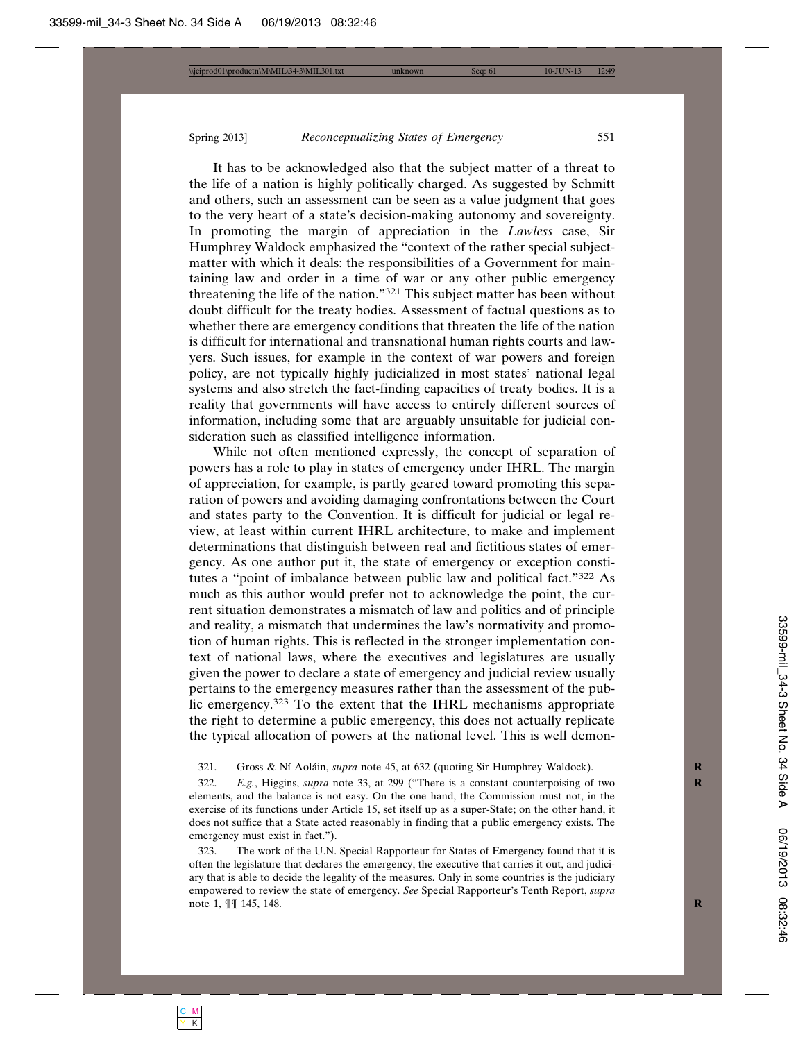It has to be acknowledged also that the subject matter of a threat to the life of a nation is highly politically charged. As suggested by Schmitt and others, such an assessment can be seen as a value judgment that goes to the very heart of a state's decision-making autonomy and sovereignty. In promoting the margin of appreciation in the *Lawless* case, Sir Humphrey Waldock emphasized the "context of the rather special subject-matter with which it deals: the responsibilities of a Government for maintaining law and order in a time of war or any other public emergency threatening the life of the nation."[321] This subject matter has been without doubt difficult for the treaty bodies. Assessment of factual questions as to whether there are emergency conditions that threaten the life of the nation is difficult for international and transnational human rights courts and lawyers. Such issues, for example in the context of war powers and foreign policy, are not typically highly judicialized in most states' national legal systems and also stretch the fact-finding capacities of treaty bodies. It is a reality that governments will have access to entirely different sources of information, including some that are arguably unsuitable for judicial consideration such as classified intelligence information.

While not often mentioned expressly, the concept of separation of powers has a role to play in states of emergency under IHRL. The margin of appreciation, for example, is partly geared toward promoting this separation of powers and avoiding damaging confrontations between the Court and states party to the Convention. It is difficult for judicial or legal review, at least within current IHRL architecture, to make and implement determinations that distinguish between real and fictitious states of emergency. As one author put it, the state of emergency or exception constitutes a "point of imbalance between public law and political fact."[322] As much as this author would prefer not to acknowledge the point, the current situation demonstrates a mismatch of law and politics and of principle and reality, a mismatch that undermines the law's normativity and promotion of human rights. This is reflected in the stronger implementation context of national laws, where the executives and legislatures are usually given the power to declare a state of emergency and judicial review usually pertains to the emergency measures rather than the assessment of the public emergency.[323] To the extent that the IHRL mechanisms appropriate the right to determine a public emergency, this does not actually replicate the typical allocation of powers at the national level. This is well demon-

---

321. Gross & Ní Aoláin, *supra* note 45, at 632 (quoting Sir Humphrey Waldock).

322. *E.g.*, Higgins, *supra* note 33, at 299 ("There is a constant counterpoising of two elements, and the balance is not easy. On the one hand, the Commission must not, in the exercise of its functions under Article 15, set itself up as a super-State; on the other hand, it does not suffice that a State acted reasonably in finding that a public emergency exists. The emergency must exist in fact.").

323. The work of the U.N. Special Rapporteur for States of Emergency found that it is often the legislature that declares the emergency, the executive that carries it out, and judiciary that is able to decide the legality of the measures. Only in some countries is the judiciary empowered to review the state of emergency. *See* Special Rapporteur's Tenth Report, *supra* note 1, ¶¶ 145, 148.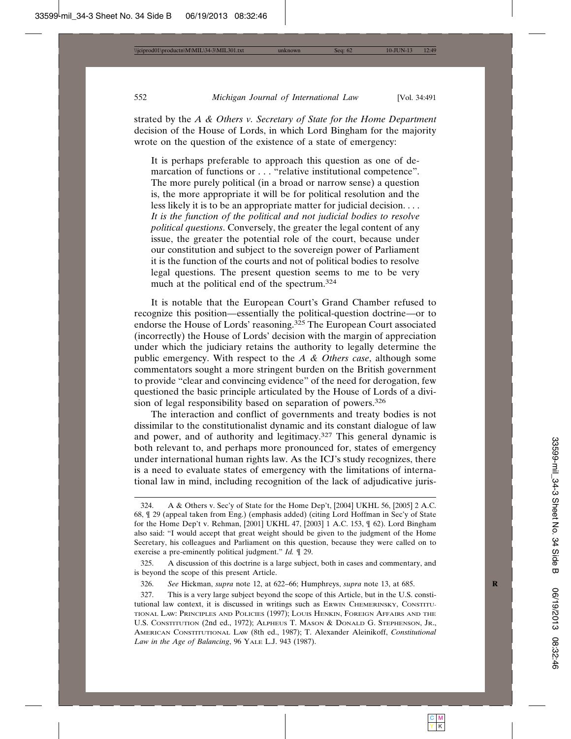strated by the *A & Others v. Secretary of State for the Home Department* decision of the House of Lords, in which Lord Bingham for the majority wrote on the question of the existence of a state of emergency:

> It is perhaps preferable to approach this question as one of demarcation of functions or . . . "relative institutional competence". The more purely political (in a broad or narrow sense) a question is, the more appropriate it will be for political resolution and the less likely it is to be an appropriate matter for judicial decision. . . . *It is the function of the political and not judicial bodies to resolve political questions*. Conversely, the greater the legal content of any issue, the greater the potential role of the court, because under our constitution and subject to the sovereign power of Parliament it is the function of the courts and not of political bodies to resolve legal questions. The present question seems to me to be very much at the political end of the spectrum.[324]

It is notable that the European Court's Grand Chamber refused to recognize this position—essentially the political-question doctrine—or to endorse the House of Lords' reasoning.[325] The European Court associated (incorrectly) the House of Lords' decision with the margin of appreciation under which the judiciary retains the authority to legally determine the public emergency. With respect to the *A & Others case*, although some commentators sought a more stringent burden on the British government to provide "clear and convincing evidence" of the need for derogation, few questioned the basic principle articulated by the House of Lords of a division of legal responsibility based on separation of powers.[326]

The interaction and conflict of governments and treaty bodies is not dissimilar to the constitutionalist dynamic and its constant dialogue of law and power, and of authority and legitimacy.[327] This general dynamic is both relevant to, and perhaps more pronounced for, states of emergency under international human rights law. As the ICJ's study recognizes, there is a need to evaluate states of emergency with the limitations of international law in mind, including recognition of the lack of adjudicative juris-

---

324. A & Others v. Sec'y of State for the Home Dep't, [2004] UKHL 56, [2005] 2 A.C. 68, ¶ 29 (appeal taken from Eng.) (emphasis added) (citing Lord Hoffman in Sec'y of State for the Home Dep't v. Rehman, [2001] UKHL 47, [2003] 1 A.C. 153, ¶ 62). Lord Bingham also said: "I would accept that great weight should be given to the judgment of the Home Secretary, his colleagues and Parliament on this question, because they were called on to exercise a pre-eminently political judgment." *Id.* ¶ 29.

325. A discussion of this doctrine is a large subject, both in cases and commentary, and is beyond the scope of this present Article.

326. *See* Hickman, *supra* note 12, at 622–66; Humphreys, *supra* note 13, at 685.

327. This is a very large subject beyond the scope of this Article, but in the U.S. constitutional law context, it is discussed in writings such as Erwin Chemerinsky, Constitutional Law: Principles and Policies (1997); Louis Henkin, Foreign Affairs and the U.S. Constitution (2nd ed., 1972); Alpheus T. Mason & Donald G. Stephenson, Jr., American Constitutional Law (8th ed., 1987); T. Alexander Aleinikoff, *Constitutional Law in the Age of Balancing*, 96 Yale L.J. 943 (1987).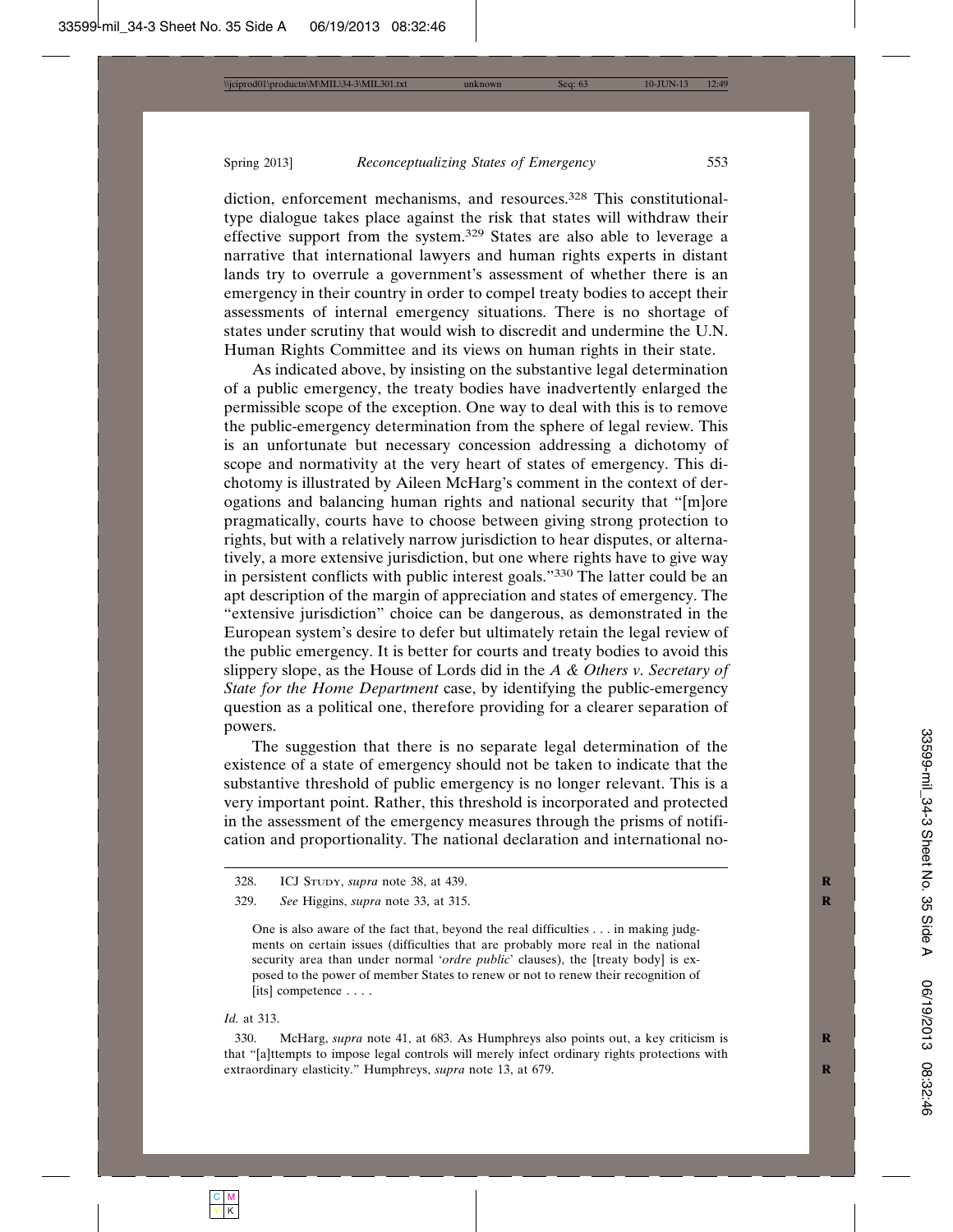diction, enforcement mechanisms, and resources.[328] This constitutional-type dialogue takes place against the risk that states will withdraw their effective support from the system.[329] States are also able to leverage a narrative that international lawyers and human rights experts in distant lands try to overrule a government's assessment of whether there is an emergency in their country in order to compel treaty bodies to accept their assessments of internal emergency situations. There is no shortage of states under scrutiny that would wish to discredit and undermine the U.N. Human Rights Committee and its views on human rights in their state.

As indicated above, by insisting on the substantive legal determination of a public emergency, the treaty bodies have inadvertently enlarged the permissible scope of the exception. One way to deal with this is to remove the public-emergency determination from the sphere of legal review. This is an unfortunate but necessary concession addressing a dichotomy of scope and normativity at the very heart of states of emergency. This dichotomy is illustrated by Aileen McHarg's comment in the context of derogations and balancing human rights and national security that "[m]ore pragmatically, courts have to choose between giving strong protection to rights, but with a relatively narrow jurisdiction to hear disputes, or alternatively, a more extensive jurisdiction, but one where rights have to give way in persistent conflicts with public interest goals."[330] The latter could be an apt description of the margin of appreciation and states of emergency. The "extensive jurisdiction" choice can be dangerous, as demonstrated in the European system's desire to defer but ultimately retain the legal review of the public emergency. It is better for courts and treaty bodies to avoid this slippery slope, as the House of Lords did in the *A & Others v. Secretary of State for the Home Department* case, by identifying the public-emergency question as a political one, therefore providing for a clearer separation of powers.

The suggestion that there is no separate legal determination of the existence of a state of emergency should not be taken to indicate that the substantive threshold of public emergency is no longer relevant. This is a very important point. Rather, this threshold is incorporated and protected in the assessment of the emergency measures through the prisms of notification and proportionality. The national declaration and international no-

---

328. ICJ Study, *supra* note 38, at 439.

329. *See* Higgins, *supra* note 33, at 315.

> One is also aware of the fact that, beyond the real difficulties . . . in making judgments on certain issues (difficulties that are probably more real in the national security area than under normal '*ordre public*' clauses), the [treaty body] is exposed to the power of member States to renew or not to renew their recognition of [its] competence . . . .

*Id.* at 313.

330. McHarg, *supra* note 41, at 683. As Humphreys also points out, a key criticism is that "[a]ttempts to impose legal controls will merely infect ordinary rights protections with extraordinary elasticity." Humphreys, *supra* note 13, at 679.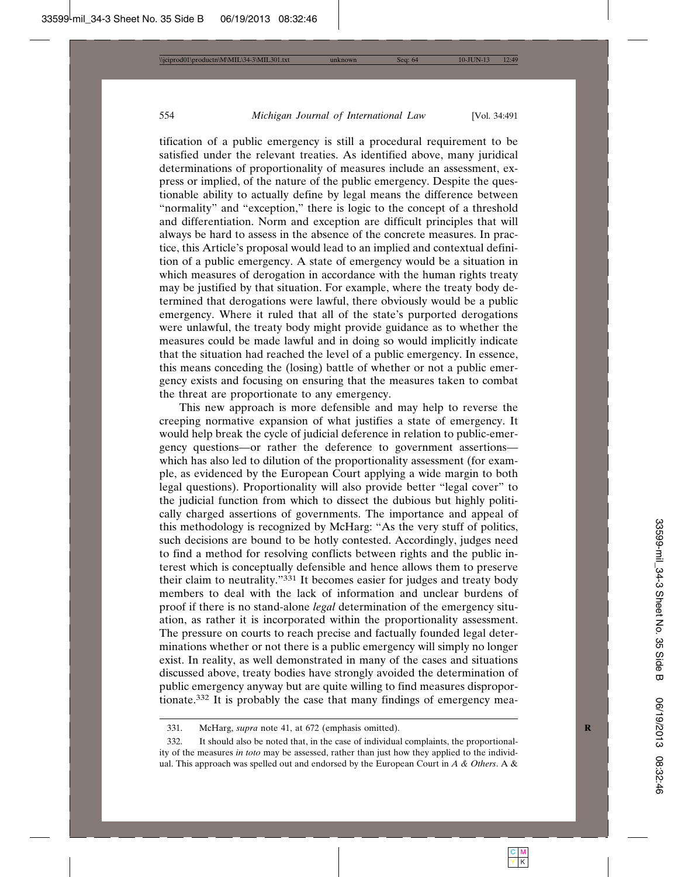tification of a public emergency is still a procedural requirement to be satisfied under the relevant treaties. As identified above, many juridical determinations of proportionality of measures include an assessment, express or implied, of the nature of the public emergency. Despite the questionable ability to actually define by legal means the difference between "normality" and "exception," there is logic to the concept of a threshold and differentiation. Norm and exception are difficult principles that will always be hard to assess in the absence of the concrete measures. In practice, this Article's proposal would lead to an implied and contextual definition of a public emergency. A state of emergency would be a situation in which measures of derogation in accordance with the human rights treaty may be justified by that situation. For example, where the treaty body determined that derogations were lawful, there obviously would be a public emergency. Where it ruled that all of the state's purported derogations were unlawful, the treaty body might provide guidance as to whether the measures could be made lawful and in doing so would implicitly indicate that the situation had reached the level of a public emergency. In essence, this means conceding the (losing) battle of whether or not a public emergency exists and focusing on ensuring that the measures taken to combat the threat are proportionate to any emergency.

This new approach is more defensible and may help to reverse the creeping normative expansion of what justifies a state of emergency. It would help break the cycle of judicial deference in relation to public-emergency questions—or rather the deference to government assertions—which has also led to dilution of the proportionality assessment (for example, as evidenced by the European Court applying a wide margin to both legal questions). Proportionality will also provide better "legal cover" to the judicial function from which to dissect the dubious but highly politically charged assertions of governments. The importance and appeal of this methodology is recognized by McHarg: "As the very stuff of politics, such decisions are bound to be hotly contested. Accordingly, judges need to find a method for resolving conflicts between rights and the public interest which is conceptually defensible and hence allows them to preserve their claim to neutrality."[331] It becomes easier for judges and treaty body members to deal with the lack of information and unclear burdens of proof if there is no stand-alone *legal* determination of the emergency situation, as rather it is incorporated within the proportionality assessment. The pressure on courts to reach precise and factually founded legal determinations whether or not there is a public emergency will simply no longer exist. In reality, as well demonstrated in many of the cases and situations discussed above, treaty bodies have strongly avoided the determination of public emergency anyway but are quite willing to find measures disproportionate.[332] It is probably the case that many findings of emergency mea-

---

331. McHarg, *supra* note 41, at 672 (emphasis omitted).

332. It should also be noted that, in the case of individual complaints, the proportionality of the measures *in toto* may be assessed, rather than just how they applied to the individual. This approach was spelled out and endorsed by the European Court in *A & Others*. A &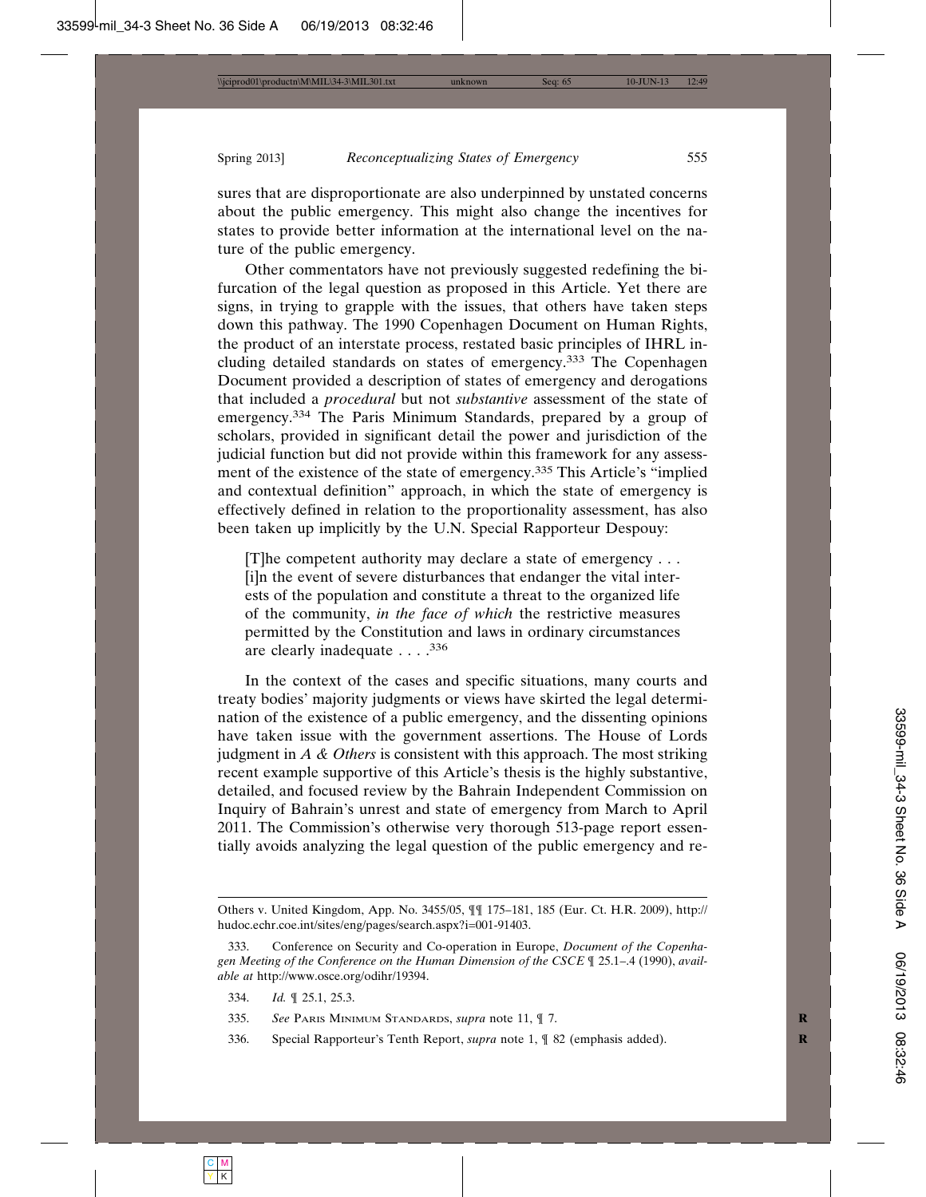sures that are disproportionate are also underpinned by unstated concerns about the public emergency. This might also change the incentives for states to provide better information at the international level on the nature of the public emergency.

Other commentators have not previously suggested redefining the bifurcation of the legal question as proposed in this Article. Yet there are signs, in trying to grapple with the issues, that others have taken steps down this pathway. The 1990 Copenhagen Document on Human Rights, the product of an interstate process, restated basic principles of IHRL including detailed standards on states of emergency.[333] The Copenhagen Document provided a description of states of emergency and derogations that included a *procedural* but not *substantive* assessment of the state of emergency.[334] The Paris Minimum Standards, prepared by a group of scholars, provided in significant detail the power and jurisdiction of the judicial function but did not provide within this framework for any assessment of the existence of the state of emergency.[335] This Article's "implied and contextual definition" approach, in which the state of emergency is effectively defined in relation to the proportionality assessment, has also been taken up implicitly by the U.N. Special Rapporteur Despouy:

> [T]he competent authority may declare a state of emergency . . . [i]n the event of severe disturbances that endanger the vital interests of the population and constitute a threat to the organized life of the community, *in the face of which* the restrictive measures permitted by the Constitution and laws in ordinary circumstances are clearly inadequate . . . .[336]

In the context of the cases and specific situations, many courts and treaty bodies' majority judgments or views have skirted the legal determination of the existence of a public emergency, and the dissenting opinions have taken issue with the government assertions. The House of Lords judgment in *A & Others* is consistent with this approach. The most striking recent example supportive of this Article's thesis is the highly substantive, detailed, and focused review by the Bahrain Independent Commission on Inquiry of Bahrain's unrest and state of emergency from March to April 2011. The Commission's otherwise very thorough 513-page report essentially avoids analyzing the legal question of the public emergency and re-

---

Others v. United Kingdom, App. No. 3455/05, ¶¶ 175–181, 185 (Eur. Ct. H.R. 2009), http://hudoc.echr.coe.int/sites/eng/pages/search.aspx?i=001-91403.

333. Conference on Security and Co-operation in Europe, *Document of the Copenhagen Meeting of the Conference on the Human Dimension of the CSCE* ¶ 25.1–.4 (1990), *available at* http://www.osce.org/odihr/19394.

334. *Id.* ¶ 25.1, 25.3.

335. *See* Paris Minimum Standards, *supra* note 11, ¶ 7.

336. Special Rapporteur's Tenth Report, *supra* note 1, ¶ 82 (emphasis added).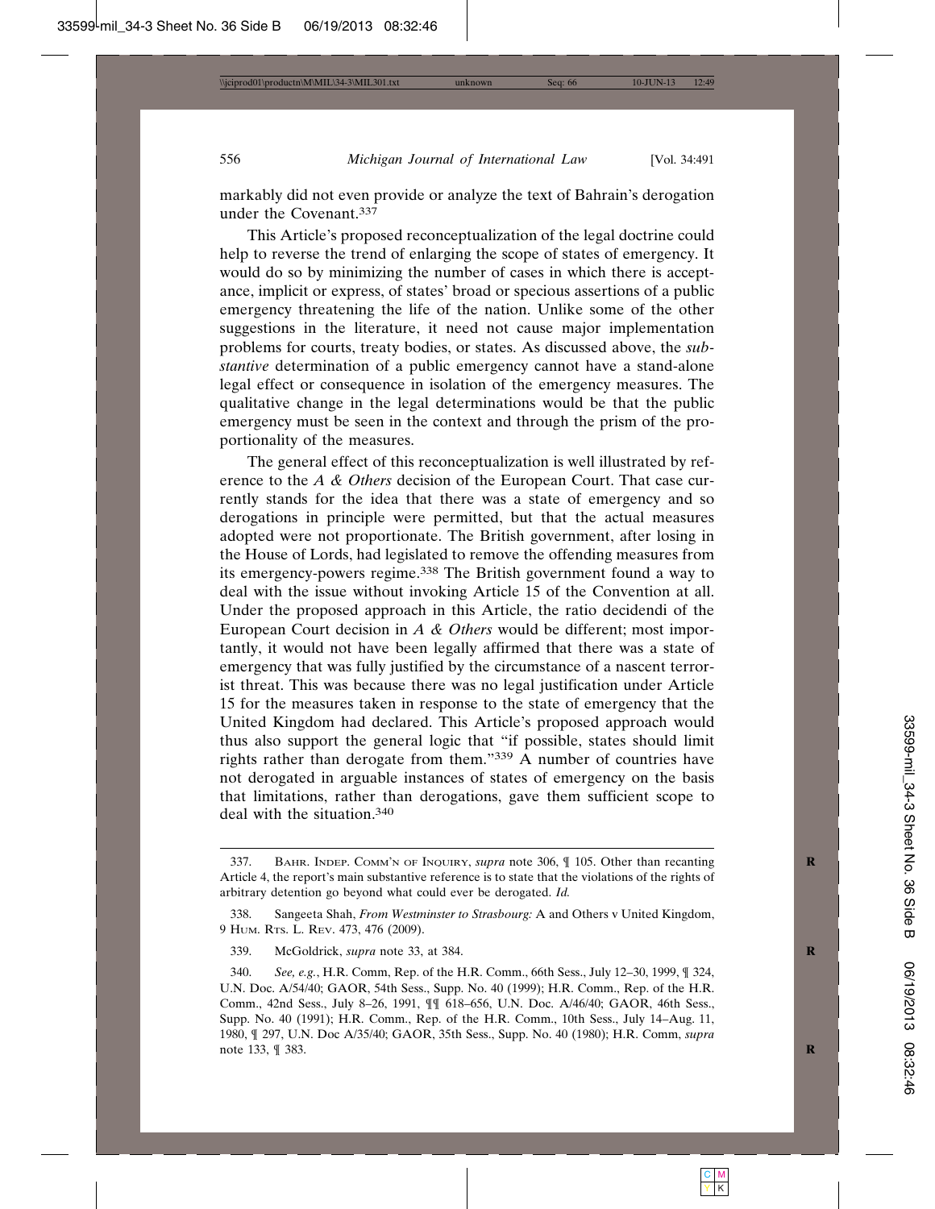markably did not even provide or analyze the text of Bahrain's derogation under the Covenant.[337]

This Article's proposed reconceptualization of the legal doctrine could help to reverse the trend of enlarging the scope of states of emergency. It would do so by minimizing the number of cases in which there is acceptance, implicit or express, of states' broad or specious assertions of a public emergency threatening the life of the nation. Unlike some of the other suggestions in the literature, it need not cause major implementation problems for courts, treaty bodies, or states. As discussed above, the *substantive* determination of a public emergency cannot have a stand-alone legal effect or consequence in isolation of the emergency measures. The qualitative change in the legal determinations would be that the public emergency must be seen in the context and through the prism of the proportionality of the measures.

The general effect of this reconceptualization is well illustrated by reference to the *A & Others* decision of the European Court. That case currently stands for the idea that there was a state of emergency and so derogations in principle were permitted, but that the actual measures adopted were not proportionate. The British government, after losing in the House of Lords, had legislated to remove the offending measures from its emergency-powers regime.[338] The British government found a way to deal with the issue without invoking Article 15 of the Convention at all. Under the proposed approach in this Article, the ratio decidendi of the European Court decision in *A & Others* would be different; most importantly, it would not have been legally affirmed that there was a state of emergency that was fully justified by the circumstance of a nascent terrorist threat. This was because there was no legal justification under Article 15 for the measures taken in response to the state of emergency that the United Kingdom had declared. This Article's proposed approach would thus also support the general logic that "if possible, states should limit rights rather than derogate from them."[339] A number of countries have not derogated in arguable instances of states of emergency on the basis that limitations, rather than derogations, gave them sufficient scope to deal with the situation.[340]

---

337. Bahr. Indep. Comm'n of Inquiry, *supra* note 306, ¶ 105. Other than recanting Article 4, the report's main substantive reference is to state that the violations of the rights of arbitrary detention go beyond what could ever be derogated. *Id.*

338. Sangeeta Shah, *From Westminster to Strasbourg:* A and Others v United Kingdom, 9 Hum. Rts. L. Rev. 473, 476 (2009).

339. McGoldrick, *supra* note 33, at 384.

340. *See, e.g.*, H.R. Comm, Rep. of the H.R. Comm., 66th Sess., July 12–30, 1999, ¶ 324, U.N. Doc. A/54/40; GAOR, 54th Sess., Supp. No. 40 (1999); H.R. Comm., Rep. of the H.R. Comm., 42nd Sess., July 8–26, 1991, ¶¶ 618–656, U.N. Doc. A/46/40; GAOR, 46th Sess., Supp. No. 40 (1991); H.R. Comm., Rep. of the H.R. Comm., 10th Sess., July 14–Aug. 11, 1980, ¶ 297, U.N. Doc A/35/40; GAOR, 35th Sess., Supp. No. 40 (1980); H.R. Comm, *supra* note 133, ¶ 383.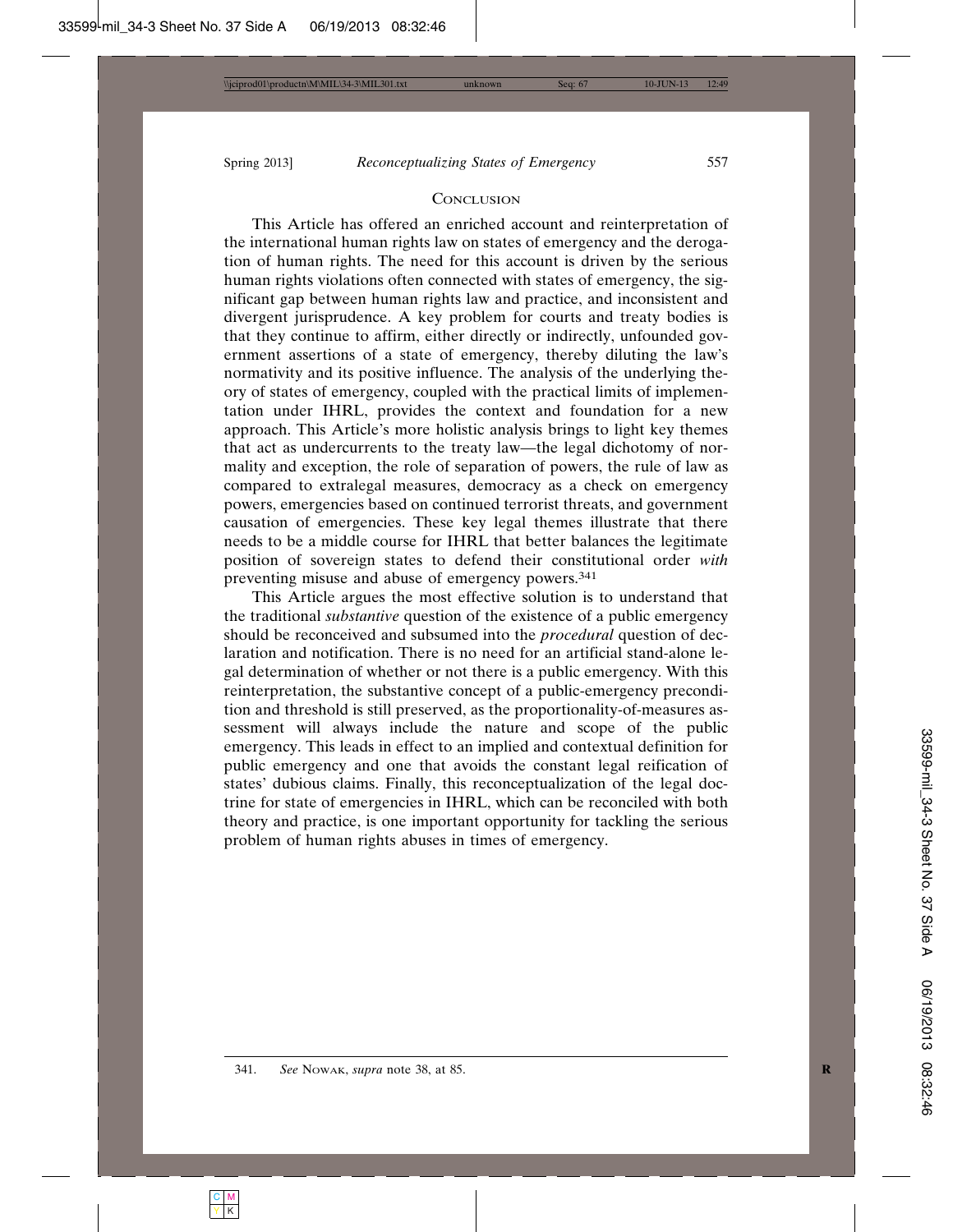## CONCLUSION

This Article has offered an enriched account and reinterpretation of the international human rights law on states of emergency and the derogation of human rights. The need for this account is driven by the serious human rights violations often connected with states of emergency, the significant gap between human rights law and practice, and inconsistent and divergent jurisprudence. A key problem for courts and treaty bodies is that they continue to affirm, either directly or indirectly, unfounded government assertions of a state of emergency, thereby diluting the law's normativity and its positive influence. The analysis of the underlying theory of states of emergency, coupled with the practical limits of implementation under IHRL, provides the context and foundation for a new approach. This Article's more holistic analysis brings to light key themes that act as undercurrents to the treaty law—the legal dichotomy of normality and exception, the role of separation of powers, the rule of law as compared to extralegal measures, democracy as a check on emergency powers, emergencies based on continued terrorist threats, and government causation of emergencies. These key legal themes illustrate that there needs to be a middle course for IHRL that better balances the legitimate position of sovereign states to defend their constitutional order *with* preventing misuse and abuse of emergency powers.[341]

This Article argues the most effective solution is to understand that the traditional *substantive* question of the existence of a public emergency should be reconceived and subsumed into the *procedural* question of declaration and notification. There is no need for an artificial stand-alone legal determination of whether or not there is a public emergency. With this reinterpretation, the substantive concept of a public-emergency precondition and threshold is still preserved, as the proportionality-of-measures assessment will always include the nature and scope of the public emergency. This leads in effect to an implied and contextual definition for public emergency and one that avoids the constant legal reification of states' dubious claims. Finally, this reconceptualization of the legal doctrine for state of emergencies in IHRL, which can be reconciled with both theory and practice, is one important opportunity for tackling the serious problem of human rights abuses in times of emergency.

---

341. *See* NOWAK, *supra* note 38, at 85.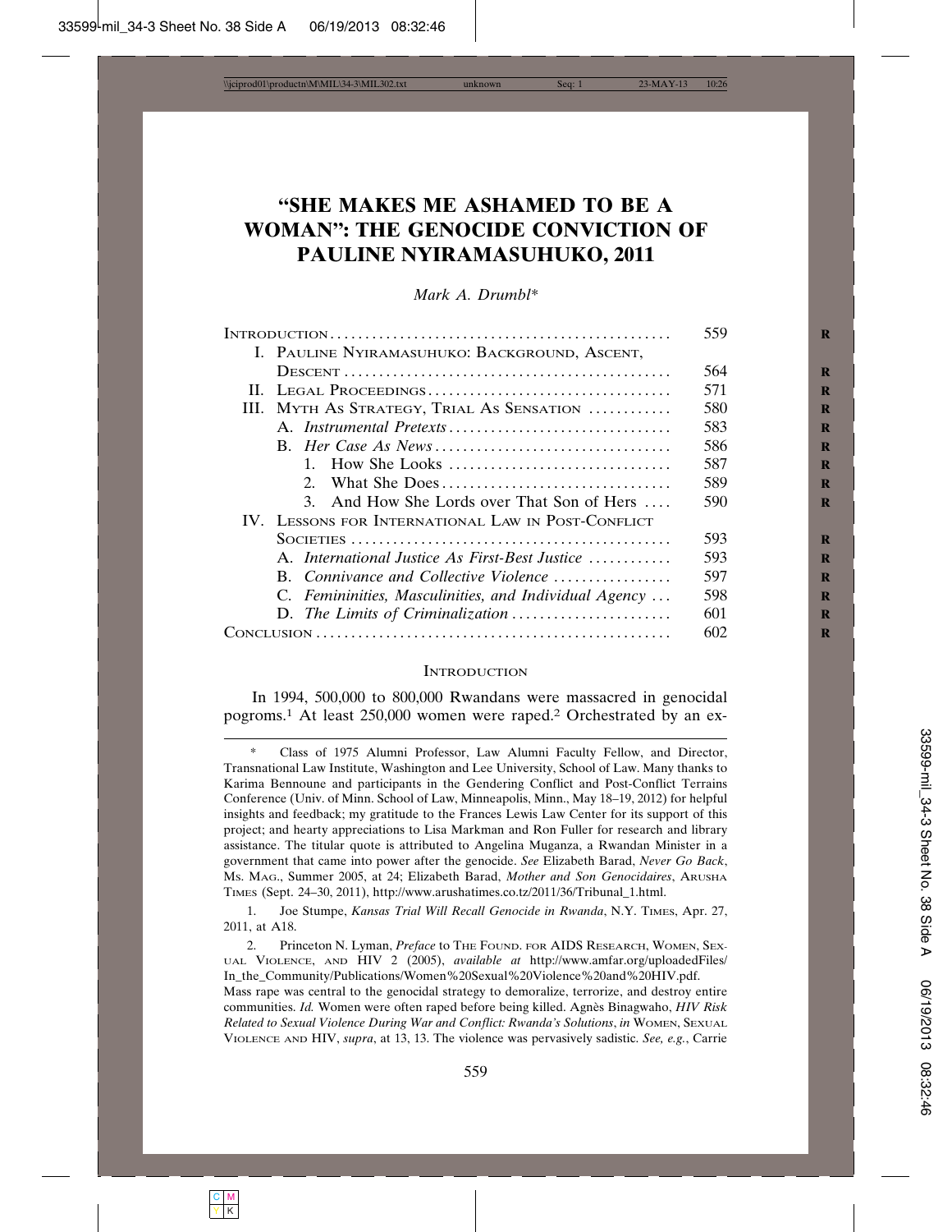# "SHE MAKES ME ASHAMED TO BE A WOMAN": THE GENOCIDE CONVICTION OF PAULINE NYIRAMASUHUKO, 2011

*Mark A. Drumbl**

| | |
|---|---|
| INTRODUCTION | 559 |
| I. PAULINE NYIRAMASUHUKO: BACKGROUND, ASCENT, DESCENT | 564 |
| II. LEGAL PROCEEDINGS | 571 |
| III. MYTH AS STRATEGY, TRIAL AS SENSATION | 580 |
| A. *Instrumental Pretexts* | 583 |
| B. *Her Case As News* | 586 |
| 1. How She Looks | 587 |
| 2. What She Does | 589 |
| 3. And How She Lords over That Son of Hers | 590 |
| IV. LESSONS FOR INTERNATIONAL LAW IN POST-CONFLICT SOCIETIES | 593 |
| A. *International Justice As First-Best Justice* | 593 |
| B. *Connivance and Collective Violence* | 597 |
| C. *Femininities, Masculinities, and Individual Agency* | 598 |
| D. *The Limits of Criminalization* | 601 |
| CONCLUSION | 602 |

## INTRODUCTION

In 1994, 500,000 to 800,000 Rwandans were massacred in genocidal pogroms.[1] At least 250,000 women were raped.[2] Orchestrated by an ex-

---

\* Class of 1975 Alumni Professor, Law Alumni Faculty Fellow, and Director, Transnational Law Institute, Washington and Lee University, School of Law. Many thanks to Karima Bennoune and participants in the Gendering Conflict and Post-Conflict Terrains Conference (Univ. of Minn. School of Law, Minneapolis, Minn., May 18–19, 2012) for helpful insights and feedback; my gratitude to the Frances Lewis Law Center for its support of this project; and hearty appreciations to Lisa Markman and Ron Fuller for research and library assistance. The titular quote is attributed to Angelina Muganza, a Rwandan Minister in a government that came into power after the genocide. *See* Elizabeth Barad, *Never Go Back*, MS. MAG., Summer 2005, at 24; Elizabeth Barad, *Mother and Son Genocidaires*, ARUSHA TIMES (Sept. 24–30, 2011), http://www.arushatimes.co.tz/2011/36/Tribunal_1.html.

1. Joe Stumpe, *Kansas Trial Will Recall Genocide in Rwanda*, N.Y. TIMES, Apr. 27, 2011, at A18.

2. Princeton N. Lyman, *Preface* to THE FOUND. FOR AIDS RESEARCH, WOMEN, SEXUAL VIOLENCE, AND HIV 2 (2005), *available at* http://www.amfar.org/uploadedFiles/In_the_Community/Publications/Women%20Sexual%20Violence%20and%20HIV.pdf. Mass rape was central to the genocidal strategy to demoralize, terrorize, and destroy entire communities. *Id.* Women were often raped before being killed. Agnès Binagwaho, *HIV Risk Related to Sexual Violence During War and Conflict: Rwanda's Solutions*, *in* WOMEN, SEXUAL VIOLENCE AND HIV, *supra*, at 13, 13. The violence was pervasively sadistic. *See, e.g.*, Carrie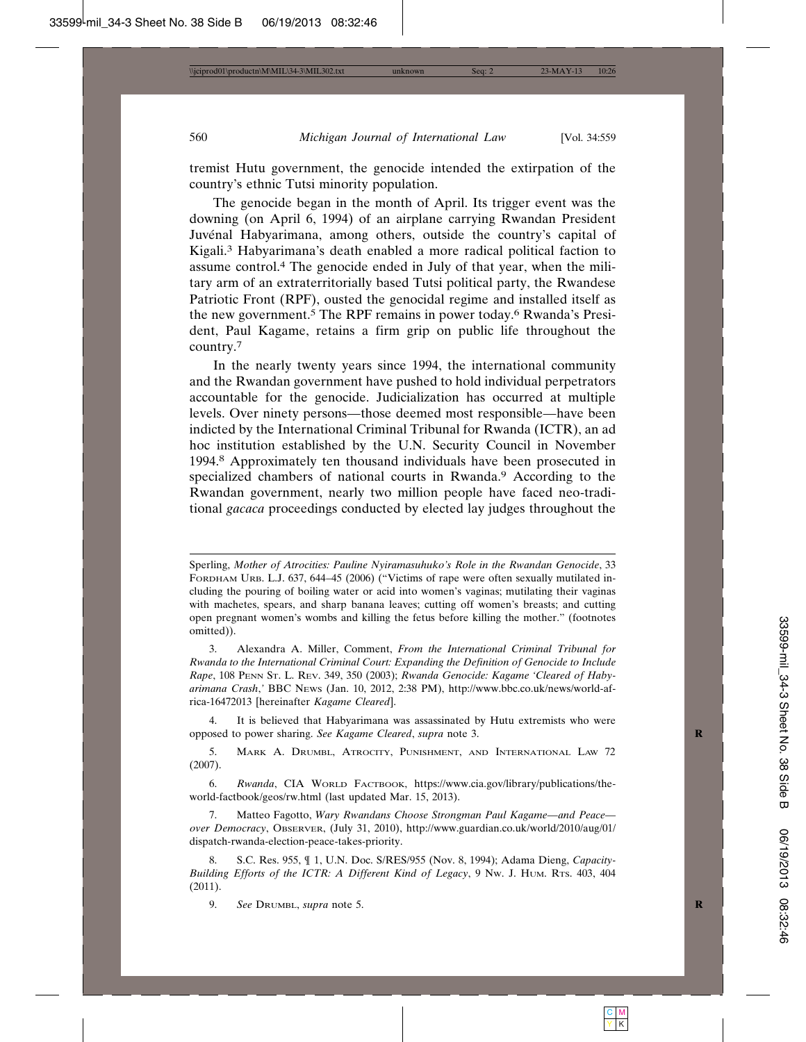tremist Hutu government, the genocide intended the extirpation of the country's ethnic Tutsi minority population.

The genocide began in the month of April. Its trigger event was the downing (on April 6, 1994) of an airplane carrying Rwandan President Juvénal Habyarimana, among others, outside the country's capital of Kigali.[3] Habyarimana's death enabled a more radical political faction to assume control.[4] The genocide ended in July of that year, when the military arm of an extraterritorially based Tutsi political party, the Rwandese Patriotic Front (RPF), ousted the genocidal regime and installed itself as the new government.[5] The RPF remains in power today.[6] Rwanda's President, Paul Kagame, retains a firm grip on public life throughout the country.[7]

In the nearly twenty years since 1994, the international community and the Rwandan government have pushed to hold individual perpetrators accountable for the genocide. Judicialization has occurred at multiple levels. Over ninety persons—those deemed most responsible—have been indicted by the International Criminal Tribunal for Rwanda (ICTR), an ad hoc institution established by the U.N. Security Council in November 1994.[8] Approximately ten thousand individuals have been prosecuted in specialized chambers of national courts in Rwanda.[9] According to the Rwandan government, nearly two million people have faced neo-traditional *gacaca* proceedings conducted by elected lay judges throughout the

---

Sperling, *Mother of Atrocities: Pauline Nyiramasuhuko's Role in the Rwandan Genocide*, 33 Fordham Urb. L.J. 637, 644–45 (2006) ("Victims of rape were often sexually mutilated including the pouring of boiling water or acid into women's vaginas; mutilating their vaginas with machetes, spears, and sharp banana leaves; cutting off women's breasts; and cutting open pregnant women's wombs and killing the fetus before killing the mother." (footnotes omitted)).

3. Alexandra A. Miller, Comment, *From the International Criminal Tribunal for Rwanda to the International Criminal Court: Expanding the Definition of Genocide to Include Rape*, 108 Penn St. L. Rev. 349, 350 (2003); *Rwanda Genocide: Kagame 'Cleared of Habyarimana Crash*,' BBC News (Jan. 10, 2012, 2:38 PM), http://www.bbc.co.uk/news/world-africa-16472013 [hereinafter *Kagame Cleared*].

4. It is believed that Habyarimana was assassinated by Hutu extremists who were opposed to power sharing. *See Kagame Cleared*, *supra* note 3.

5. Mark A. Drumbl, Atrocity, Punishment, and International Law 72 (2007).

6. *Rwanda*, CIA World Factbook, https://www.cia.gov/library/publications/the-world-factbook/geos/rw.html (last updated Mar. 15, 2013).

7. Matteo Fagotto, *Wary Rwandans Choose Strongman Paul Kagame—and Peace—over Democracy*, Observer, (July 31, 2010), http://www.guardian.co.uk/world/2010/aug/01/dispatch-rwanda-election-peace-takes-priority.

8. S.C. Res. 955, ¶ 1, U.N. Doc. S/RES/955 (Nov. 8, 1994); Adama Dieng, *Capacity-Building Efforts of the ICTR: A Different Kind of Legacy*, 9 Nw. J. Hum. Rts. 403, 404 (2011).

9. *See* Drumbl, *supra* note 5.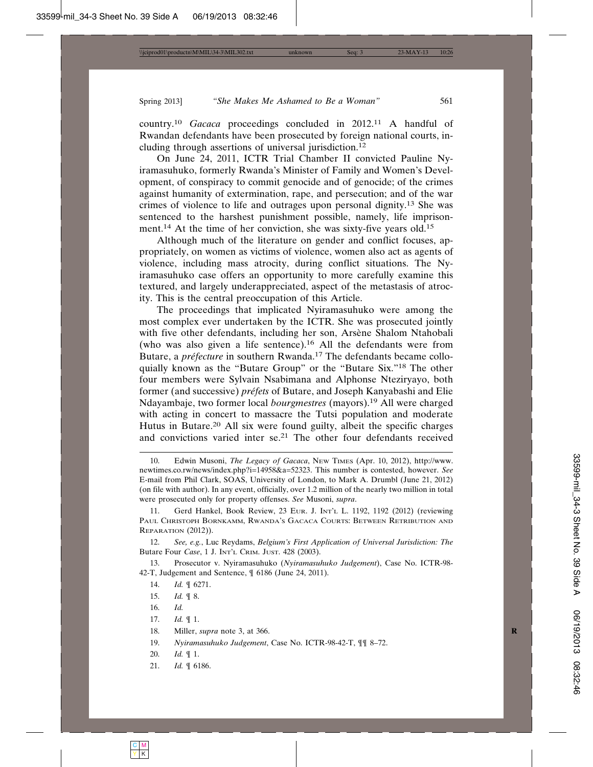country.[10] *Gacaca* proceedings concluded in 2012.[11] A handful of Rwandan defendants have been prosecuted by foreign national courts, including through assertions of universal jurisdiction.[12]

On June 24, 2011, ICTR Trial Chamber II convicted Pauline Nyiramasuhuko, formerly Rwanda's Minister of Family and Women's Development, of conspiracy to commit genocide and of genocide; of the crimes against humanity of extermination, rape, and persecution; and of the war crimes of violence to life and outrages upon personal dignity.[13] She was sentenced to the harshest punishment possible, namely, life imprisonment.[14] At the time of her conviction, she was sixty-five years old.[15]

Although much of the literature on gender and conflict focuses, appropriately, on women as victims of violence, women also act as agents of violence, including mass atrocity, during conflict situations. The Nyiramasuhuko case offers an opportunity to more carefully examine this textured, and largely underappreciated, aspect of the metastasis of atrocity. This is the central preoccupation of this Article.

The proceedings that implicated Nyiramasuhuko were among the most complex ever undertaken by the ICTR. She was prosecuted jointly with five other defendants, including her son, Arsène Shalom Ntahobali (who was also given a life sentence).[16] All the defendants were from Butare, a *préfecture* in southern Rwanda.[17] The defendants became colloquially known as the "Butare Group" or the "Butare Six."[18] The other four members were Sylvain Nsabimana and Alphonse Nteziryayo, both former (and successive) *préfets* of Butare, and Joseph Kanyabashi and Elie Ndayambaje, two former local *bourgmestres* (mayors).[19] All were charged with acting in concert to massacre the Tutsi population and moderate Hutus in Butare.[20] All six were found guilty, albeit the specific charges and convictions varied inter se.[21] The other four defendants received

---

10. Edwin Musoni, *The Legacy of Gacaca*, NEW TIMES (Apr. 10, 2012), http://www.newtimes.co.rw/news/index.php?i=14958&a=52323. This number is contested, however. *See* E-mail from Phil Clark, SOAS, University of London, to Mark A. Drumbl (June 21, 2012) (on file with author). In any event, officially, over 1.2 million of the nearly two million in total were prosecuted only for property offenses. *See* Musoni, *supra*.

11. Gerd Hankel, Book Review, 23 EUR. J. INT'L L. 1192, 1192 (2012) (reviewing PAUL CHRISTOPH BORNKAMM, RWANDA'S GACACA COURTS: BETWEEN RETRIBUTION AND REPARATION (2012)).

12. *See, e.g.*, Luc Reydams, *Belgium's First Application of Universal Jurisdiction: The* Butare Four *Case*, 1 J. INT'L CRIM. JUST. 428 (2003).

13. Prosecutor v. Nyiramasuhuko (*Nyiramasuhuko Judgement*), Case No. ICTR-98-42-T, Judgement and Sentence, ¶ 6186 (June 24, 2011).

14. *Id.* ¶ 6271.

15. *Id.* ¶ 8.

16. *Id.*

17. *Id.* ¶ 1.

18. Miller, *supra* note 3, at 366.

19. *Nyiramasuhuko Judgement*, Case No. ICTR-98-42-T, ¶¶ 8–72.

20. *Id.* ¶ 1.

21. *Id.* ¶ 6186.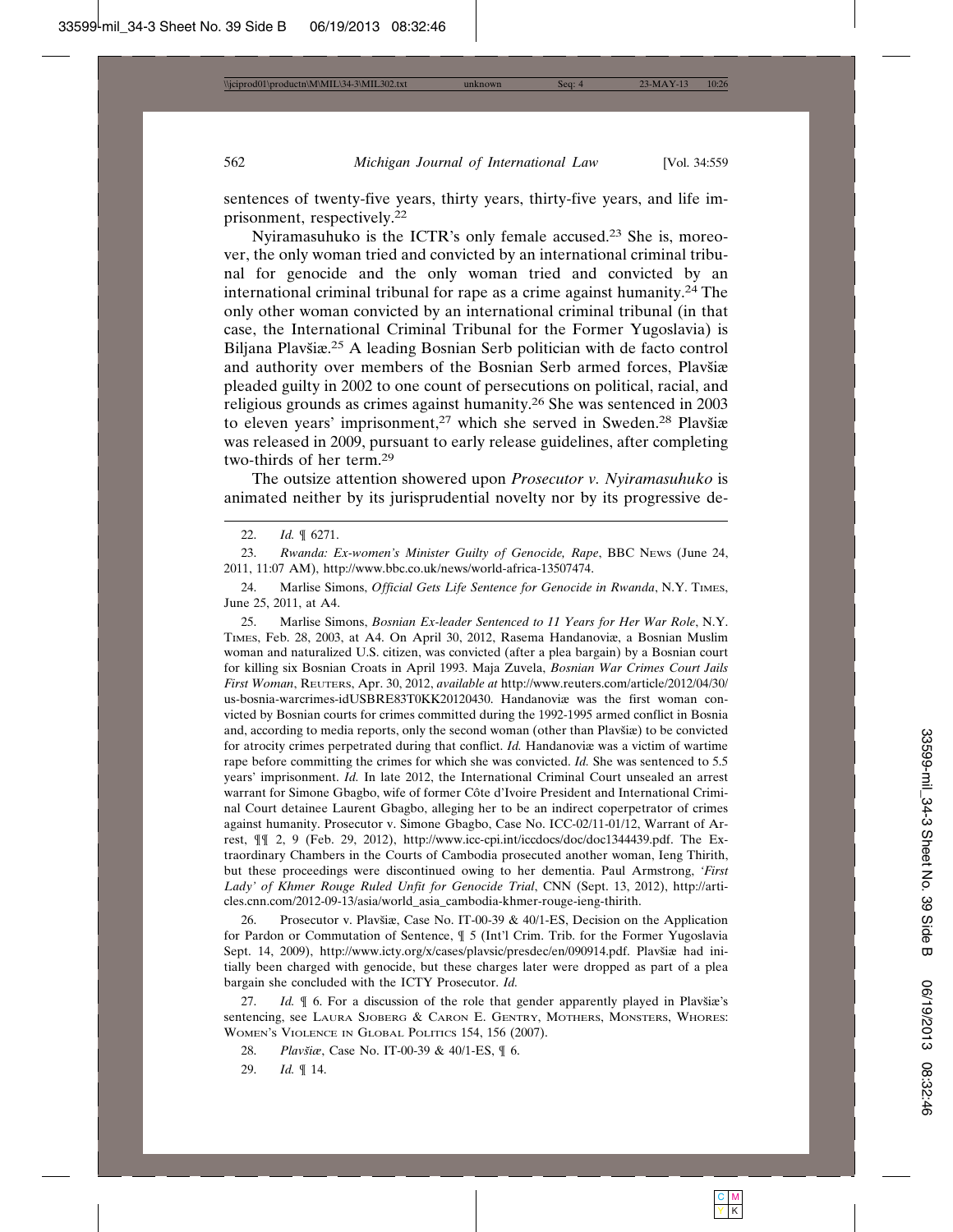sentences of twenty-five years, thirty years, thirty-five years, and life imprisonment, respectively.[22]

Nyiramasuhuko is the ICTR's only female accused.[23] She is, moreover, the only woman tried and convicted by an international criminal tribunal for genocide and the only woman tried and convicted by an international criminal tribunal for rape as a crime against humanity.[24] The only other woman convicted by an international criminal tribunal (in that case, the International Criminal Tribunal for the Former Yugoslavia) is Biljana Plavšiæ.[25] A leading Bosnian Serb politician with de facto control and authority over members of the Bosnian Serb armed forces, Plavšiæ pleaded guilty in 2002 to one count of persecutions on political, racial, and religious grounds as crimes against humanity.[26] She was sentenced in 2003 to eleven years' imprisonment,[27] which she served in Sweden.[28] Plavšiæ was released in 2009, pursuant to early release guidelines, after completing two-thirds of her term.[29]

The outsize attention showered upon *Prosecutor v. Nyiramasuhuko* is animated neither by its jurisprudential novelty nor by its progressive de-

---

22. *Id.* ¶ 6271.

23. *Rwanda: Ex-women's Minister Guilty of Genocide, Rape*, BBC News (June 24, 2011, 11:07 AM), http://www.bbc.co.uk/news/world-africa-13507474.

24. Marlise Simons, *Official Gets Life Sentence for Genocide in Rwanda*, N.Y. Times, June 25, 2011, at A4.

25. Marlise Simons, *Bosnian Ex-leader Sentenced to 11 Years for Her War Role*, N.Y. Times, Feb. 28, 2003, at A4. On April 30, 2012, Rasema Handanoviæ, a Bosnian Muslim woman and naturalized U.S. citizen, was convicted (after a plea bargain) by a Bosnian court for killing six Bosnian Croats in April 1993. Maja Zuvela, *Bosnian War Crimes Court Jails First Woman*, Reuters, Apr. 30, 2012, *available at* http://www.reuters.com/article/2012/04/30/us-bosnia-warcrimes-idUSBRE83T0KK20120430. Handanoviæ was the first woman convicted by Bosnian courts for crimes committed during the 1992-1995 armed conflict in Bosnia and, according to media reports, only the second woman (other than Plavšiæ) to be convicted for atrocity crimes perpetrated during that conflict. *Id.* Handanoviæ was a victim of wartime rape before committing the crimes for which she was convicted. *Id.* She was sentenced to 5.5 years' imprisonment. *Id.* In late 2012, the International Criminal Court unsealed an arrest warrant for Simone Gbagbo, wife of former Côte d'Ivoire President and International Criminal Court detainee Laurent Gbagbo, alleging her to be an indirect coperpetrator of crimes against humanity. Prosecutor v. Simone Gbagbo, Case No. ICC-02/11-01/12, Warrant of Arrest, ¶¶ 2, 9 (Feb. 29, 2012), http://www.icc-cpi.int/iccdocs/doc/doc1344439.pdf. The Extraordinary Chambers in the Courts of Cambodia prosecuted another woman, Ieng Thirith, but these proceedings were discontinued owing to her dementia. Paul Armstrong, *'First Lady' of Khmer Rouge Ruled Unfit for Genocide Trial*, CNN (Sept. 13, 2012), http://articles.cnn.com/2012-09-13/asia/world_asia_cambodia-khmer-rouge-ieng-thirith.

26. Prosecutor v. Plavšiæ, Case No. IT-00-39 & 40/1-ES, Decision on the Application for Pardon or Commutation of Sentence, ¶ 5 (Int'l Crim. Trib. for the Former Yugoslavia Sept. 14, 2009), http://www.icty.org/x/cases/plavsic/presdec/en/090914.pdf. Plavšiæ had initially been charged with genocide, but these charges later were dropped as part of a plea bargain she concluded with the ICTY Prosecutor. *Id.*

27. *Id.* ¶ 6. For a discussion of the role that gender apparently played in Plavšiæ's sentencing, see Laura Sjoberg & Caron E. Gentry, Mothers, Monsters, Whores: Women's Violence in Global Politics 154, 156 (2007).

28. *Plavšiæ*, Case No. IT-00-39 & 40/1-ES, ¶ 6.

29. *Id.* ¶ 14.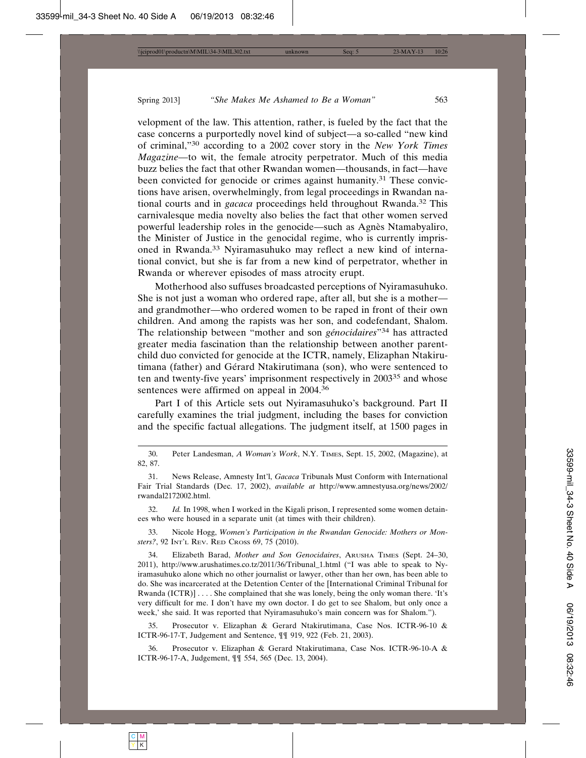velopment of the law. This attention, rather, is fueled by the fact that the case concerns a purportedly novel kind of subject—a so-called "new kind of criminal,"[30] according to a 2002 cover story in the *New York Times Magazine*—to wit, the female atrocity perpetrator. Much of this media buzz belies the fact that other Rwandan women—thousands, in fact—have been convicted for genocide or crimes against humanity.[31] These convictions have arisen, overwhelmingly, from legal proceedings in Rwandan national courts and in *gacaca* proceedings held throughout Rwanda.[32] This carnivalesque media novelty also belies the fact that other women served powerful leadership roles in the genocide—such as Agnès Ntamabyaliro, the Minister of Justice in the genocidal regime, who is currently imprisoned in Rwanda.[33] Nyiramasuhuko may reflect a new kind of international convict, but she is far from a new kind of perpetrator, whether in Rwanda or wherever episodes of mass atrocity erupt.

Motherhood also suffuses broadcasted perceptions of Nyiramasuhuko. She is not just a woman who ordered rape, after all, but she is a mother—and grandmother—who ordered women to be raped in front of their own children. And among the rapists was her son, and codefendant, Shalom. The relationship between "mother and son *génocidaires*"[34] has attracted greater media fascination than the relationship between another parent-child duo convicted for genocide at the ICTR, namely, Elizaphan Ntakirutimana (father) and Gérard Ntakirutimana (son), who were sentenced to ten and twenty-five years' imprisonment respectively in 2003[35] and whose sentences were affirmed on appeal in 2004.[36]

Part I of this Article sets out Nyiramasuhuko's background. Part II carefully examines the trial judgment, including the bases for conviction and the specific factual allegations. The judgment itself, at 1500 pages in

---

30. Peter Landesman, *A Woman's Work*, N.Y. Times, Sept. 15, 2002, (Magazine), at 82, 87.

31. News Release, Amnesty Int'l, *Gacaca* Tribunals Must Conform with International Fair Trial Standards (Dec. 17, 2002), *available at* http://www.amnestyusa.org/news/2002/rwandal2172002.html.

32. *Id.* In 1998, when I worked in the Kigali prison, I represented some women detainees who were housed in a separate unit (at times with their children).

33. Nicole Hogg, *Women's Participation in the Rwandan Genocide: Mothers or Monsters?*, 92 Int'l Rev. Red Cross 69, 75 (2010).

34. Elizabeth Barad, *Mother and Son Genocidaires*, Arusha Times (Sept. 24–30, 2011), http://www.arushatimes.co.tz/2011/36/Tribunal_1.html ("I was able to speak to Nyiramasuhuko alone which no other journalist or lawyer, other than her own, has been able to do. She was incarcerated at the Detention Center of the [International Criminal Tribunal for Rwanda (ICTR)] . . . . She complained that she was lonely, being the only woman there. 'It's very difficult for me. I don't have my own doctor. I do get to see Shalom, but only once a week,' she said. It was reported that Nyiramasuhuko's main concern was for Shalom.").

35. Prosecutor v. Elizaphan & Gerard Ntakirutimana, Case Nos. ICTR-96-10 & ICTR-96-17-T, Judgement and Sentence, ¶¶ 919, 922 (Feb. 21, 2003).

36. Prosecutor v. Elizaphan & Gerard Ntakirutimana, Case Nos. ICTR-96-10-A & ICTR-96-17-A, Judgement, ¶¶ 554, 565 (Dec. 13, 2004).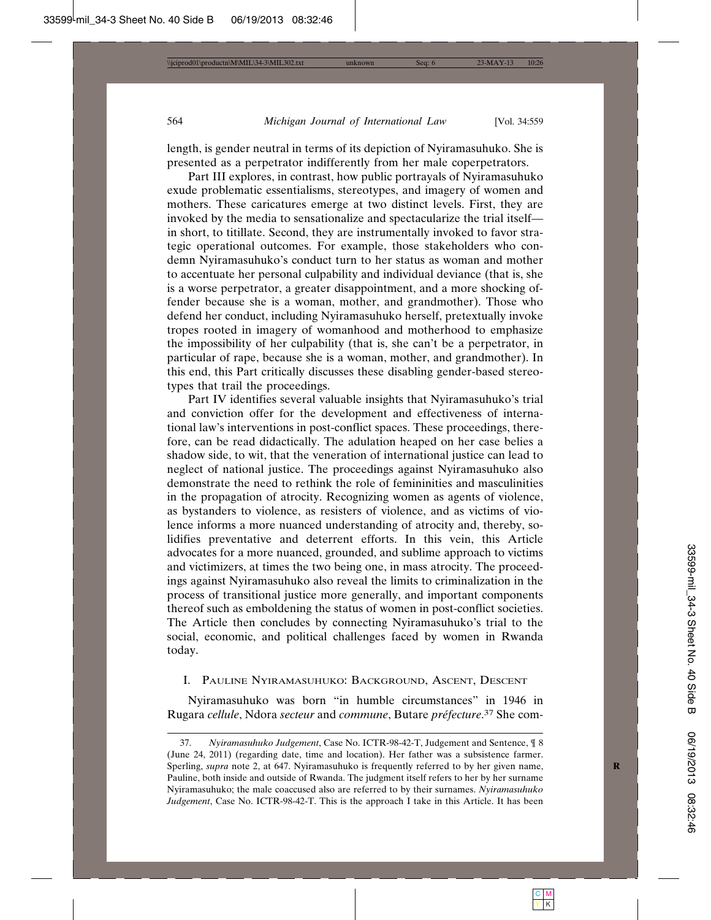length, is gender neutral in terms of its depiction of Nyiramasuhuko. She is presented as a perpetrator indifferently from her male coperpetrators.

Part III explores, in contrast, how public portrayals of Nyiramasuhuko exude problematic essentialisms, stereotypes, and imagery of women and mothers. These caricatures emerge at two distinct levels. First, they are invoked by the media to sensationalize and spectacularize the trial itself—in short, to titillate. Second, they are instrumentally invoked to favor strategic operational outcomes. For example, those stakeholders who condemn Nyiramasuhuko's conduct turn to her status as woman and mother to accentuate her personal culpability and individual deviance (that is, she is a worse perpetrator, a greater disappointment, and a more shocking offender because she is a woman, mother, and grandmother). Those who defend her conduct, including Nyiramasuhuko herself, pretextually invoke tropes rooted in imagery of womanhood and motherhood to emphasize the impossibility of her culpability (that is, she can't be a perpetrator, in particular of rape, because she is a woman, mother, and grandmother). In this end, this Part critically discusses these disabling gender-based stereotypes that trail the proceedings.

Part IV identifies several valuable insights that Nyiramasuhuko's trial and conviction offer for the development and effectiveness of international law's interventions in post-conflict spaces. These proceedings, therefore, can be read didactically. The adulation heaped on her case belies a shadow side, to wit, that the veneration of international justice can lead to neglect of national justice. The proceedings against Nyiramasuhuko also demonstrate the need to rethink the role of femininities and masculinities in the propagation of atrocity. Recognizing women as agents of violence, as bystanders to violence, as resisters of violence, and as victims of violence informs a more nuanced understanding of atrocity and, thereby, solidifies preventative and deterrent efforts. In this vein, this Article advocates for a more nuanced, grounded, and sublime approach to victims and victimizers, at times the two being one, in mass atrocity. The proceedings against Nyiramasuhuko also reveal the limits to criminalization in the process of transitional justice more generally, and important components thereof such as emboldening the status of women in post-conflict societies. The Article then concludes by connecting Nyiramasuhuko's trial to the social, economic, and political challenges faced by women in Rwanda today.

## I. Pauline Nyiramasuhuko: Background, Ascent, Descent

Nyiramasuhuko was born "in humble circumstances" in 1946 in Rugara *cellule*, Ndora *secteur* and *commune*, Butare *préfecture*.[37] She com-

37. *Nyiramasuhuko Judgement*, Case No. ICTR-98-42-T, Judgement and Sentence, ¶ 8 (June 24, 2011) (regarding date, time and location). Her father was a subsistence farmer. Sperling, *supra* note 2, at 647. Nyiramasuhuko is frequently referred to by her given name, Pauline, both inside and outside of Rwanda. The judgment itself refers to her by her surname Nyiramasuhuko; the male coaccused also are referred to by their surnames. *Nyiramasuhuko Judgement*, Case No. ICTR-98-42-T. This is the approach I take in this Article. It has been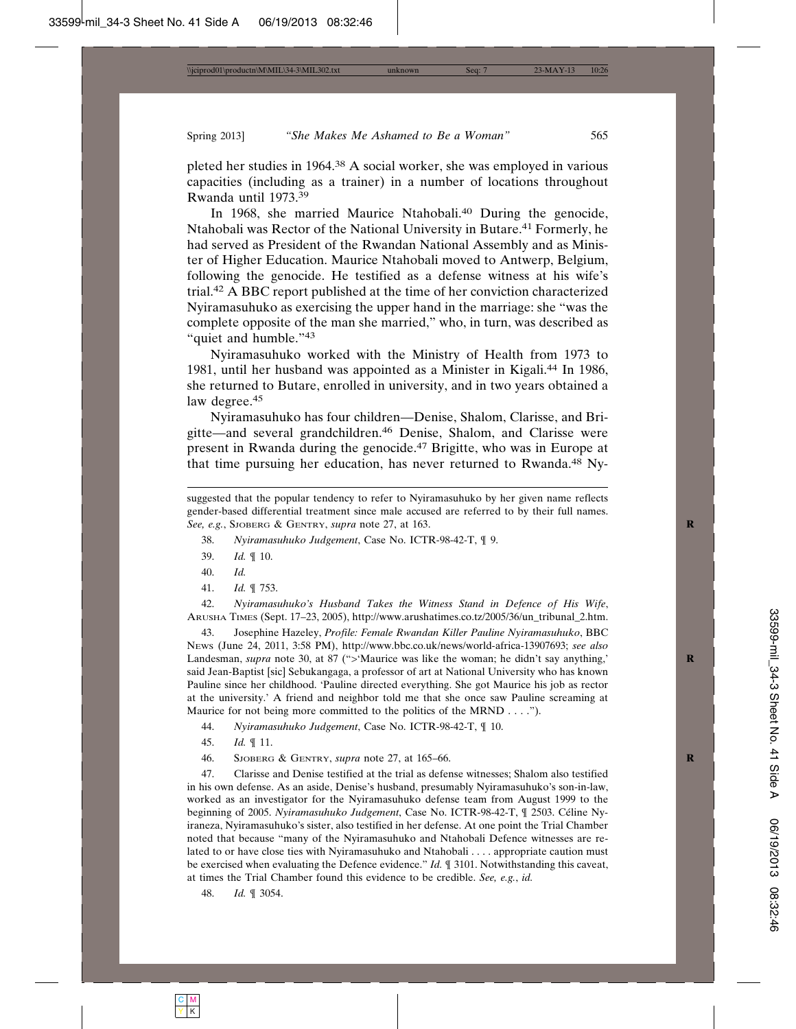pleted her studies in 1964.[38] A social worker, she was employed in various capacities (including as a trainer) in a number of locations throughout Rwanda until 1973.[39]

In 1968, she married Maurice Ntahobali.[40] During the genocide, Ntahobali was Rector of the National University in Butare.[41] Formerly, he had served as President of the Rwandan National Assembly and as Minister of Higher Education. Maurice Ntahobali moved to Antwerp, Belgium, following the genocide. He testified as a defense witness at his wife's trial.[42] A BBC report published at the time of her conviction characterized Nyiramasuhuko as exercising the upper hand in the marriage: she "was the complete opposite of the man she married," who, in turn, was described as "quiet and humble."[43]

Nyiramasuhuko worked with the Ministry of Health from 1973 to 1981, until her husband was appointed as a Minister in Kigali.[44] In 1986, she returned to Butare, enrolled in university, and in two years obtained a law degree.[45]

Nyiramasuhuko has four children—Denise, Shalom, Clarisse, and Brigitte—and several grandchildren.[46] Denise, Shalom, and Clarisse were present in Rwanda during the genocide.[47] Brigitte, who was in Europe at that time pursuing her education, has never returned to Rwanda.[48] Ny-

---

suggested that the popular tendency to refer to Nyiramasuhuko by her given name reflects gender-based differential treatment since male accused are referred to by their full names. *See, e.g.*, Sjoberg & Gentry, *supra* note 27, at 163.

38. *Nyiramasuhuko Judgement*, Case No. ICTR-98-42-T, ¶ 9.

39. *Id.* ¶ 10.

40. *Id.*

41. *Id.* ¶ 753.

42. *Nyiramasuhuko's Husband Takes the Witness Stand in Defence of His Wife*, Arusha Times (Sept. 17–23, 2005), http://www.arushatimes.co.tz/2005/36/un_tribunal_2.htm.

43. Josephine Hazeley, *Profile: Female Rwandan Killer Pauline Nyiramasuhuko*, BBC News (June 24, 2011, 3:58 PM), http://www.bbc.co.uk/news/world-africa-13907693; *see also* Landesman, *supra* note 30, at 87 (">'Maurice was like the woman; he didn't say anything,' said Jean-Baptist [sic] Sebukangaga, a professor of art at National University who has known Pauline since her childhood. 'Pauline directed everything. She got Maurice his job as rector at the university.' A friend and neighbor told me that she once saw Pauline screaming at Maurice for not being more committed to the politics of the MRND . . . .").

44. *Nyiramasuhuko Judgement*, Case No. ICTR-98-42-T, ¶ 10.

45. *Id.* ¶ 11.

46. Sjoberg & Gentry, *supra* note 27, at 165–66.

47. Clarisse and Denise testified at the trial as defense witnesses; Shalom also testified in his own defense. As an aside, Denise's husband, presumably Nyiramasuhuko's son-in-law, worked as an investigator for the Nyiramasuhuko defense team from August 1999 to the beginning of 2005. *Nyiramasuhuko Judgement*, Case No. ICTR-98-42-T, ¶ 2503. Céline Nyiraneza, Nyiramasuhuko's sister, also testified in her defense. At one point the Trial Chamber noted that because "many of the Nyiramasuhuko and Ntahobali Defence witnesses are related to or have close ties with Nyiramasuhuko and Ntahobali . . . . appropriate caution must be exercised when evaluating the Defence evidence." *Id.* ¶ 3101. Notwithstanding this caveat, at times the Trial Chamber found this evidence to be credible. *See, e.g.*, *id.*

48. *Id.* ¶ 3054.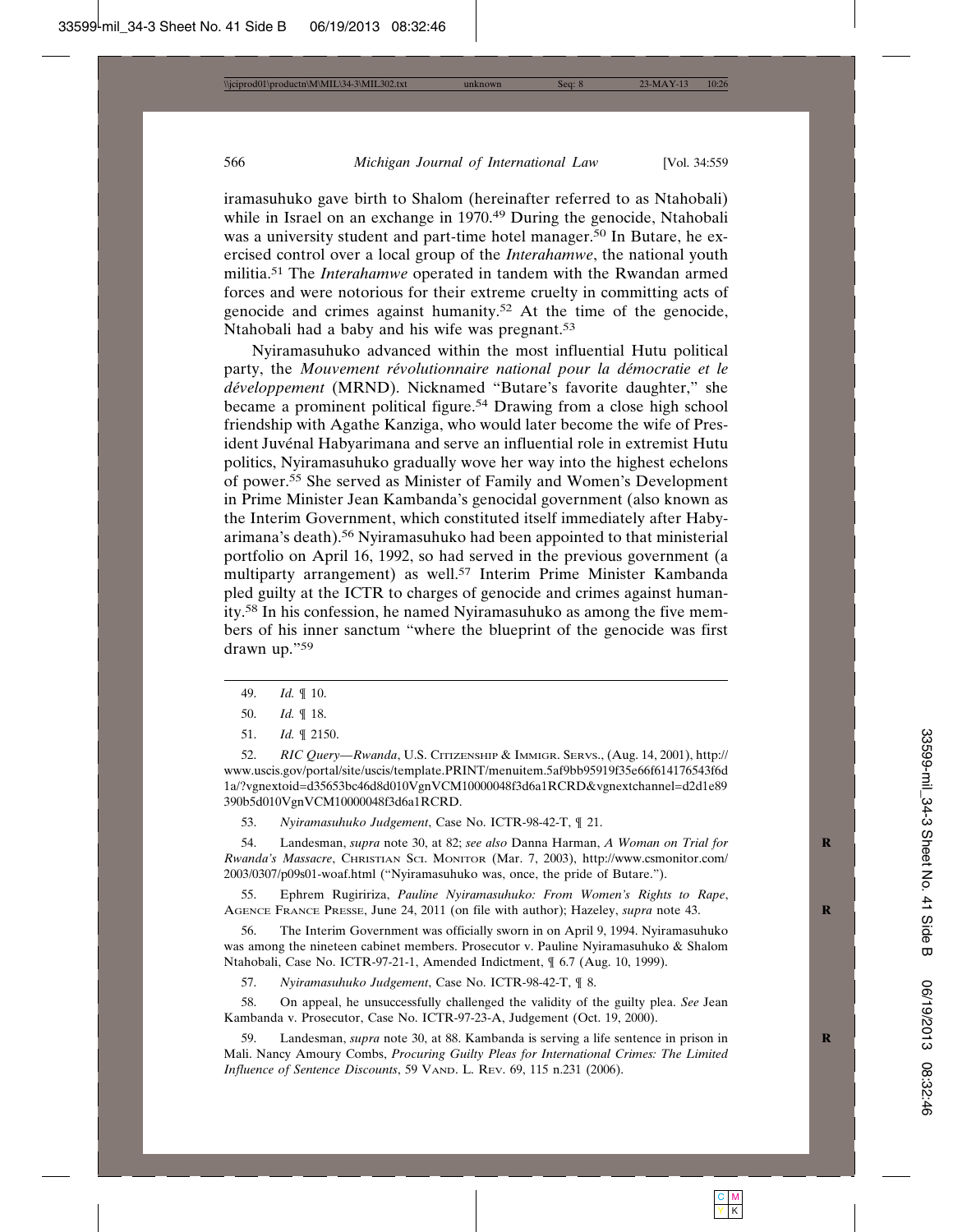iramasuhuko gave birth to Shalom (hereinafter referred to as Ntahobali) while in Israel on an exchange in 1970.[49] During the genocide, Ntahobali was a university student and part-time hotel manager.[50] In Butare, he exercised control over a local group of the *Interahamwe*, the national youth militia.[51] The *Interahamwe* operated in tandem with the Rwandan armed forces and were notorious for their extreme cruelty in committing acts of genocide and crimes against humanity.[52] At the time of the genocide, Ntahobali had a baby and his wife was pregnant.[53]

Nyiramasuhuko advanced within the most influential Hutu political party, the *Mouvement révolutionnaire national pour la démocratie et le développement* (MRND). Nicknamed "Butare's favorite daughter," she became a prominent political figure.[54] Drawing from a close high school friendship with Agathe Kanziga, who would later become the wife of President Juvénal Habyarimana and serve an influential role in extremist Hutu politics, Nyiramasuhuko gradually wove her way into the highest echelons of power.[55] She served as Minister of Family and Women's Development in Prime Minister Jean Kambanda's genocidal government (also known as the Interim Government, which constituted itself immediately after Habyarimana's death).[56] Nyiramasuhuko had been appointed to that ministerial portfolio on April 16, 1992, so had served in the previous government (a multiparty arrangement) as well.[57] Interim Prime Minister Kambanda pled guilty at the ICTR to charges of genocide and crimes against humanity.[58] In his confession, he named Nyiramasuhuko as among the five members of his inner sanctum "where the blueprint of the genocide was first drawn up."[59]

---

49. *Id.* ¶ 10.

50. *Id.* ¶ 18.

51. *Id.* ¶ 2150.

52. *RIC Query—Rwanda*, U.S. Citizenship & Immigr. Servs., (Aug. 14, 2001), http://www.uscis.gov/portal/site/uscis/template.PRINT/menuitem.5af9bb95919f35e66f614176543f6d1a/?vgnextoid=d35653bc46d8d010VgnVCM10000048f3d6a1RCRD&vgnextchannel=d2d1e89390b5d010VgnVCM10000048f3d6a1RCRD.

53. *Nyiramasuhuko Judgement*, Case No. ICTR-98-42-T, ¶ 21.

54. Landesman, *supra* note 30, at 82; *see also* Danna Harman, *A Woman on Trial for Rwanda's Massacre*, Christian Sci. Monitor (Mar. 7, 2003), http://www.csmonitor.com/2003/0307/p09s01-woaf.html ("Nyiramasuhuko was, once, the pride of Butare.").

55. Ephrem Rugiririza, *Pauline Nyiramasuhuko: From Women's Rights to Rape*, Agence France Presse, June 24, 2011 (on file with author); Hazeley, *supra* note 43.

56. The Interim Government was officially sworn in on April 9, 1994. Nyiramasuhuko was among the nineteen cabinet members. Prosecutor v. Pauline Nyiramasuhuko & Shalom Ntahobali, Case No. ICTR-97-21-1, Amended Indictment, ¶ 6.7 (Aug. 10, 1999).

57. *Nyiramasuhuko Judgement*, Case No. ICTR-98-42-T, ¶ 8.

58. On appeal, he unsuccessfully challenged the validity of the guilty plea. *See* Jean Kambanda v. Prosecutor, Case No. ICTR-97-23-A, Judgement (Oct. 19, 2000).

59. Landesman, *supra* note 30, at 88. Kambanda is serving a life sentence in prison in Mali. Nancy Amoury Combs, *Procuring Guilty Pleas for International Crimes: The Limited Influence of Sentence Discounts*, 59 Vand. L. Rev. 69, 115 n.231 (2006).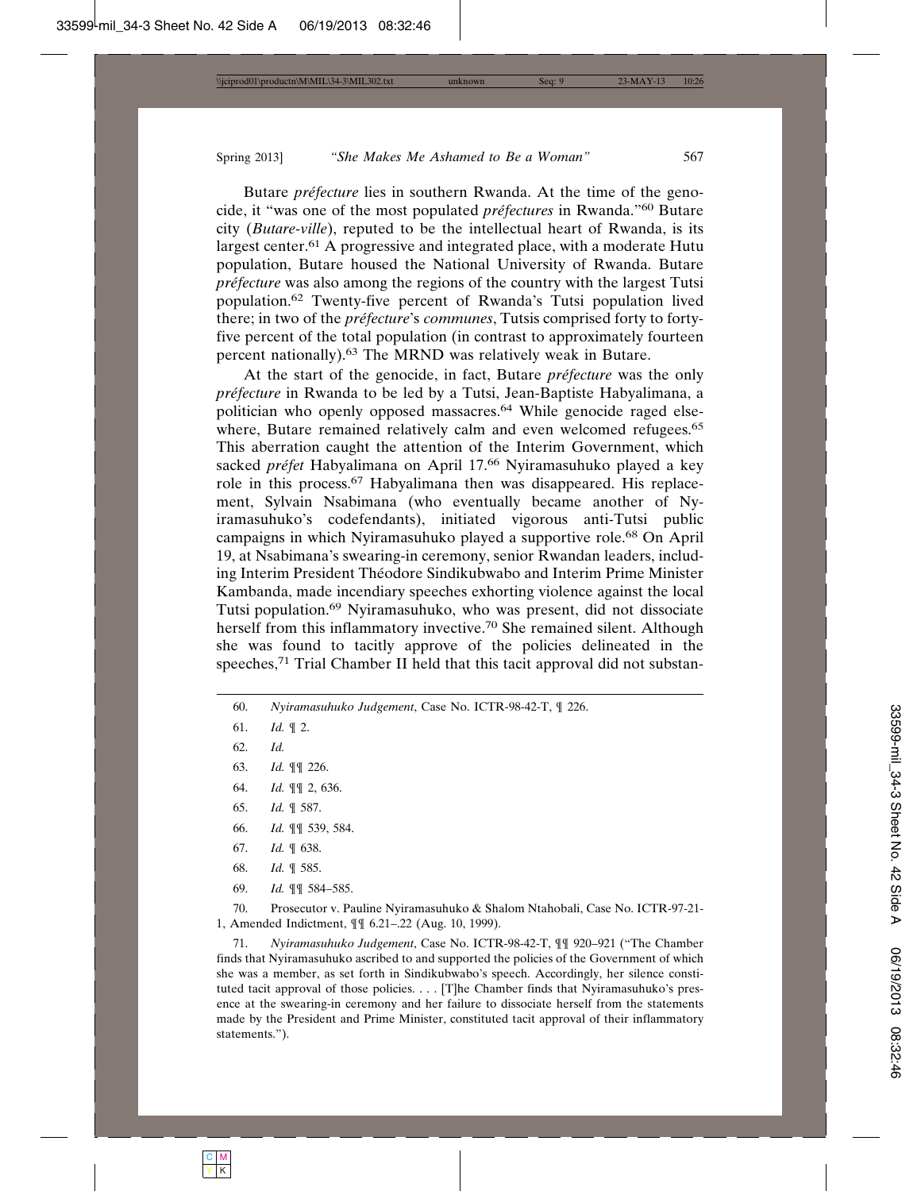Butare *préfecture* lies in southern Rwanda. At the time of the genocide, it "was one of the most populated *préfectures* in Rwanda."[60] Butare city (*Butare-ville*), reputed to be the intellectual heart of Rwanda, is its largest center.[61] A progressive and integrated place, with a moderate Hutu population, Butare housed the National University of Rwanda. Butare *préfecture* was also among the regions of the country with the largest Tutsi population.[62] Twenty-five percent of Rwanda's Tutsi population lived there; in two of the *préfecture*'s *communes*, Tutsis comprised forty to forty-five percent of the total population (in contrast to approximately fourteen percent nationally).[63] The MRND was relatively weak in Butare.

At the start of the genocide, in fact, Butare *préfecture* was the only *préfecture* in Rwanda to be led by a Tutsi, Jean-Baptiste Habyalimana, a politician who openly opposed massacres.[64] While genocide raged elsewhere, Butare remained relatively calm and even welcomed refugees.[65] This aberration caught the attention of the Interim Government, which sacked *préfet* Habyalimana on April 17.[66] Nyiramasuhuko played a key role in this process.[67] Habyalimana then was disappeared. His replacement, Sylvain Nsabimana (who eventually became another of Nyiramasuhuko's codefendants), initiated vigorous anti-Tutsi public campaigns in which Nyiramasuhuko played a supportive role.[68] On April 19, at Nsabimana's swearing-in ceremony, senior Rwandan leaders, including Interim President Théodore Sindikubwabo and Interim Prime Minister Kambanda, made incendiary speeches exhorting violence against the local Tutsi population.[69] Nyiramasuhuko, who was present, did not dissociate herself from this inflammatory invective.[70] She remained silent. Although she was found to tacitly approve of the policies delineated in the speeches,[71] Trial Chamber II held that this tacit approval did not substan-

---

60. *Nyiramasuhuko Judgement*, Case No. ICTR-98-42-T, ¶ 226.

61. *Id.* ¶ 2.

62. *Id.*

63. *Id.* ¶¶ 226.

64. *Id.* ¶¶ 2, 636.

65. *Id.* ¶ 587.

66. *Id.* ¶¶ 539, 584.

67. *Id.* ¶ 638.

68. *Id.* ¶ 585.

69. *Id.* ¶¶ 584–585.

70. Prosecutor v. Pauline Nyiramasuhuko & Shalom Ntahobali, Case No. ICTR-97-21-1, Amended Indictment, ¶¶ 6.21–.22 (Aug. 10, 1999).

71. *Nyiramasuhuko Judgement*, Case No. ICTR-98-42-T, ¶¶ 920–921 ("The Chamber finds that Nyiramasuhuko ascribed to and supported the policies of the Government of which she was a member, as set forth in Sindikubwabo's speech. Accordingly, her silence constituted tacit approval of those policies. . . . [T]he Chamber finds that Nyiramasuhuko's presence at the swearing-in ceremony and her failure to dissociate herself from the statements made by the President and Prime Minister, constituted tacit approval of their inflammatory statements.").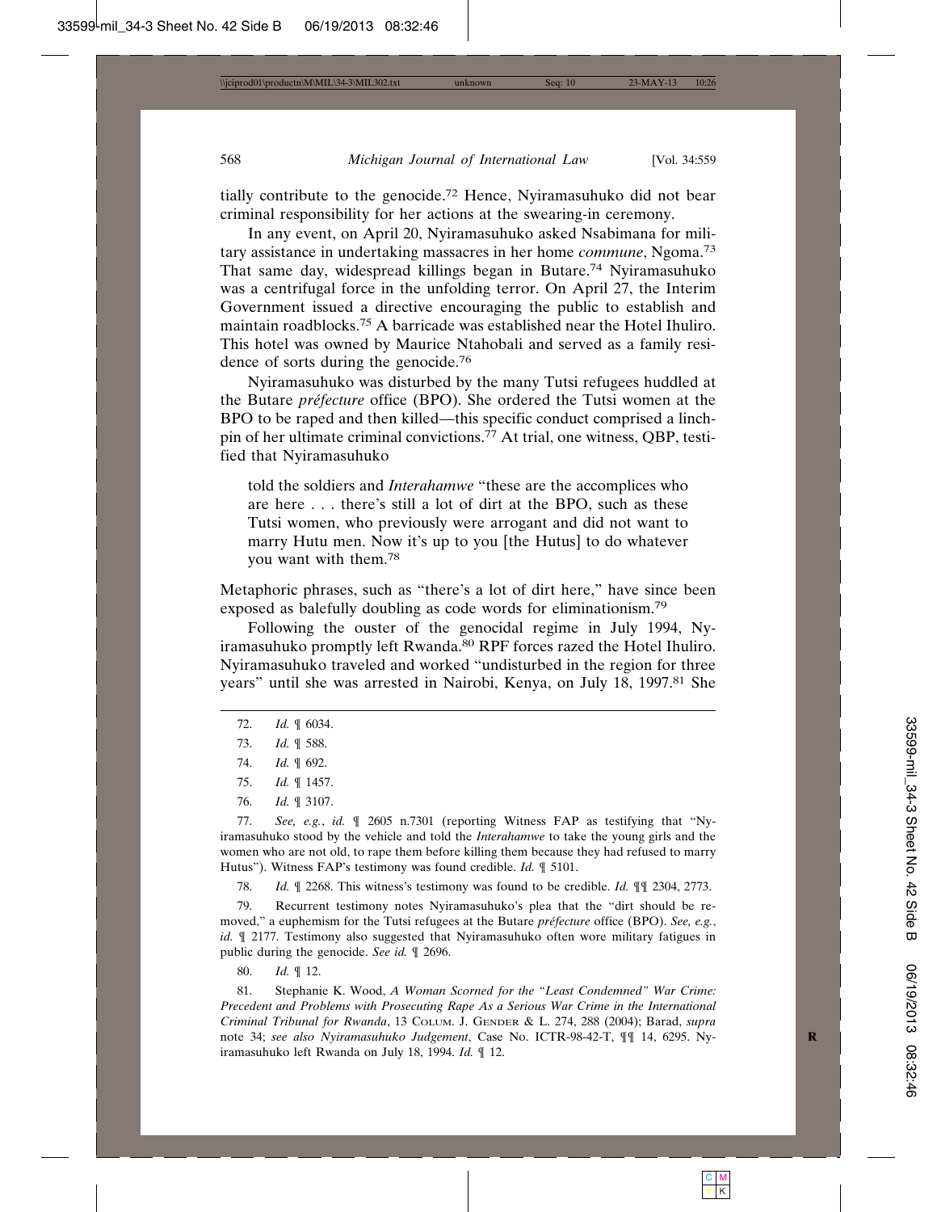tially contribute to the genocide.[72] Hence, Nyiramasuhuko did not bear criminal responsibility for her actions at the swearing-in ceremony.

In any event, on April 20, Nyiramasuhuko asked Nsabimana for military assistance in undertaking massacres in her home *commune*, Ngoma.[73] That same day, widespread killings began in Butare.[74] Nyiramasuhuko was a centrifugal force in the unfolding terror. On April 27, the Interim Government issued a directive encouraging the public to establish and maintain roadblocks.[75] A barricade was established near the Hotel Ihuliro. This hotel was owned by Maurice Ntahobali and served as a family residence of sorts during the genocide.[76]

Nyiramasuhuko was disturbed by the many Tutsi refugees huddled at the Butare *préfecture* office (BPO). She ordered the Tutsi women at the BPO to be raped and then killed—this specific conduct comprised a linchpin of her ultimate criminal convictions.[77] At trial, one witness, QBP, testified that Nyiramasuhuko

> told the soldiers and *Interahamwe* "these are the accomplices who are here . . . there's still a lot of dirt at the BPO, such as these Tutsi women, who previously were arrogant and did not want to marry Hutu men. Now it's up to you [the Hutus] to do whatever you want with them.[78]

Metaphoric phrases, such as "there's a lot of dirt here," have since been exposed as balefully doubling as code words for eliminationism.[79]

Following the ouster of the genocidal regime in July 1994, Nyiramasuhuko promptly left Rwanda.[80] RPF forces razed the Hotel Ihuliro. Nyiramasuhuko traveled and worked "undisturbed in the region for three years" until she was arrested in Nairobi, Kenya, on July 18, 1997.[81] She

---

72. *Id.* ¶ 6034.

73. *Id.* ¶ 588.

74. *Id.* ¶ 692.

75. *Id.* ¶ 1457.

76. *Id.* ¶ 3107.

77. *See, e.g.*, *id.* ¶ 2605 n.7301 (reporting Witness FAP as testifying that "Nyiramasuhuko stood by the vehicle and told the *Interahamwe* to take the young girls and the women who are not old, to rape them before killing them because they had refused to marry Hutus"). Witness FAP's testimony was found credible. *Id.* ¶ 5101.

78. *Id.* ¶ 2268. This witness's testimony was found to be credible. *Id.* ¶¶ 2304, 2773.

79. Recurrent testimony notes Nyiramasuhuko's plea that the "dirt should be removed," a euphemism for the Tutsi refugees at the Butare *préfecture* office (BPO). *See, e.g.*, *id.* ¶ 2177. Testimony also suggested that Nyiramasuhuko often wore military fatigues in public during the genocide. *See id.* ¶ 2696.

80. *Id.* ¶ 12.

81. Stephanie K. Wood, *A Woman Scorned for the "Least Condemned" War Crime: Precedent and Problems with Prosecuting Rape As a Serious War Crime in the International Criminal Tribunal for Rwanda*, 13 Colum. J. Gender & L. 274, 288 (2004); Barad, *supra* note 34; *see also Nyiramasuhuko Judgement*, Case No. ICTR-98-42-T, ¶¶ 14, 6295. Nyiramasuhuko left Rwanda on July 18, 1994. *Id.* ¶ 12.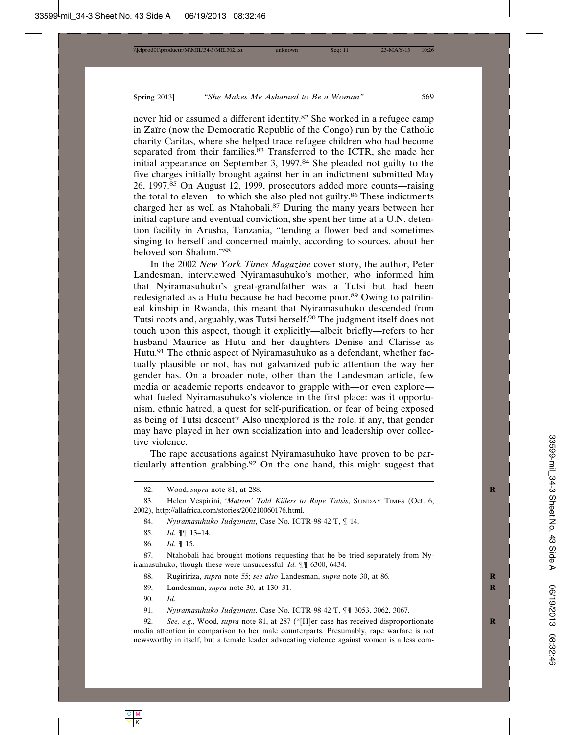never hid or assumed a different identity.[82] She worked in a refugee camp in Zaïre (now the Democratic Republic of the Congo) run by the Catholic charity Caritas, where she helped trace refugee children who had become separated from their families.[83] Transferred to the ICTR, she made her initial appearance on September 3, 1997.[84] She pleaded not guilty to the five charges initially brought against her in an indictment submitted May 26, 1997.[85] On August 12, 1999, prosecutors added more counts—raising the total to eleven—to which she also pled not guilty.[86] These indictments charged her as well as Ntahobali.[87] During the many years between her initial capture and eventual conviction, she spent her time at a U.N. detention facility in Arusha, Tanzania, "tending a flower bed and sometimes singing to herself and concerned mainly, according to sources, about her beloved son Shalom."[88]

In the 2002 *New York Times Magazine* cover story, the author, Peter Landesman, interviewed Nyiramasuhuko's mother, who informed him that Nyiramasuhuko's great-grandfather was a Tutsi but had been redesignated as a Hutu because he had become poor.[89] Owing to patrilineal kinship in Rwanda, this meant that Nyiramasuhuko descended from Tutsi roots and, arguably, was Tutsi herself.[90] The judgment itself does not touch upon this aspect, though it explicitly—albeit briefly—refers to her husband Maurice as Hutu and her daughters Denise and Clarisse as Hutu.[91] The ethnic aspect of Nyiramasuhuko as a defendant, whether factually plausible or not, has not galvanized public attention the way her gender has. On a broader note, other than the Landesman article, few media or academic reports endeavor to grapple with—or even explore—what fueled Nyiramasuhuko's violence in the first place: was it opportunism, ethnic hatred, a quest for self-purification, or fear of being exposed as being of Tutsi descent? Also unexplored is the role, if any, that gender may have played in her own socialization into and leadership over collective violence.

The rape accusations against Nyiramasuhuko have proven to be particularly attention grabbing.[92] On the one hand, this might suggest that

---

82. Wood, *supra* note 81, at 288.

83. Helen Vespirini, *'Matron' Told Killers to Rape Tutsis*, Sunday Times (Oct. 6, 2002), http://allafrica.com/stories/200210060176.html.

84. *Nyiramasuhuko Judgement*, Case No. ICTR-98-42-T, ¶ 14.

85. *Id.* ¶¶ 13–14.

86. *Id.* ¶ 15.

87. Ntahobali had brought motions requesting that he be tried separately from Nyiramasuhuko, though these were unsuccessful. *Id.* ¶¶ 6300, 6434.

88. Rugiririza, *supra* note 55; *see also* Landesman, *supra* note 30, at 86.

89. Landesman, *supra* note 30, at 130–31.

90. *Id.*

91. *Nyiramasuhuko Judgement*, Case No. ICTR-98-42-T, ¶¶ 3053, 3062, 3067.

92. *See, e.g.*, Wood, *supra* note 81, at 287 ("[H]er case has received disproportionate media attention in comparison to her male counterparts. Presumably, rape warfare is not newsworthy in itself, but a female leader advocating violence against women is a less com-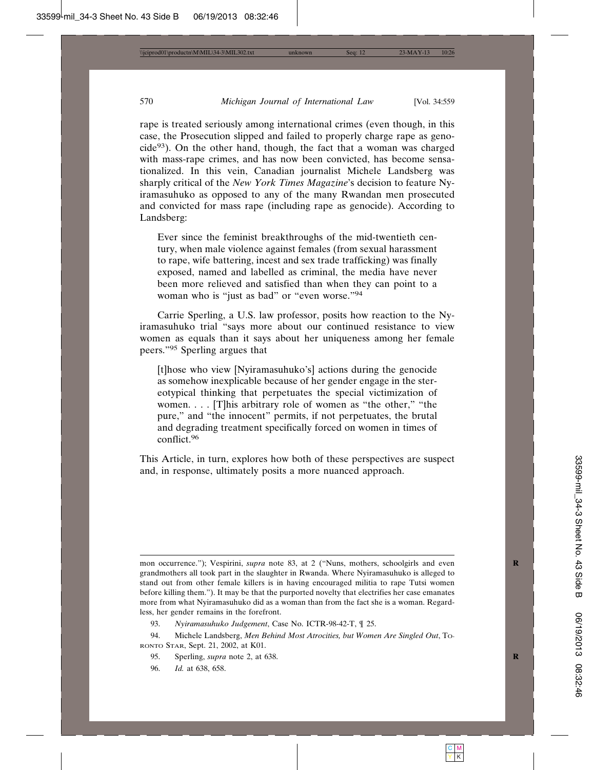rape is treated seriously among international crimes (even though, in this case, the Prosecution slipped and failed to properly charge rape as genocide[93]). On the other hand, though, the fact that a woman was charged with mass-rape crimes, and has now been convicted, has become sensationalized. In this vein, Canadian journalist Michele Landsberg was sharply critical of the *New York Times Magazine*'s decision to feature Nyiramasuhuko as opposed to any of the many Rwandan men prosecuted and convicted for mass rape (including rape as genocide). According to Landsberg:

> Ever since the feminist breakthroughs of the mid-twentieth century, when male violence against females (from sexual harassment to rape, wife battering, incest and sex trade trafficking) was finally exposed, named and labelled as criminal, the media have never been more relieved and satisfied than when they can point to a woman who is "just as bad" or "even worse."[94]

Carrie Sperling, a U.S. law professor, posits how reaction to the Nyiramasuhuko trial "says more about our continued resistance to view women as equals than it says about her uniqueness among her female peers."[95] Sperling argues that

> [t]hose who view [Nyiramasuhuko's] actions during the genocide as somehow inexplicable because of her gender engage in the stereotypical thinking that perpetuates the special victimization of women. . . . [T]his arbitrary role of women as "the other," "the pure," and "the innocent" permits, if not perpetuates, the brutal and degrading treatment specifically forced on women in times of conflict.[96]

This Article, in turn, explores how both of these perspectives are suspect and, in response, ultimately posits a more nuanced approach.

---

mon occurrence."); Vespirini, *supra* note 83, at 2 ("Nuns, mothers, schoolgirls and even grandmothers all took part in the slaughter in Rwanda. Where Nyiramasuhuko is alleged to stand out from other female killers is in having encouraged militia to rape Tutsi women before killing them."). It may be that the purported novelty that electrifies her case emanates more from what Nyiramasuhuko did as a woman than from the fact she is a woman. Regardless, her gender remains in the forefront.

93. *Nyiramasuhuko Judgement*, Case No. ICTR-98-42-T, ¶ 25.

94. Michele Landsberg, *Men Behind Most Atrocities, but Women Are Singled Out*, TORONTO STAR, Sept. 21, 2002, at K01.

95. Sperling, *supra* note 2, at 638.

96. *Id.* at 638, 658.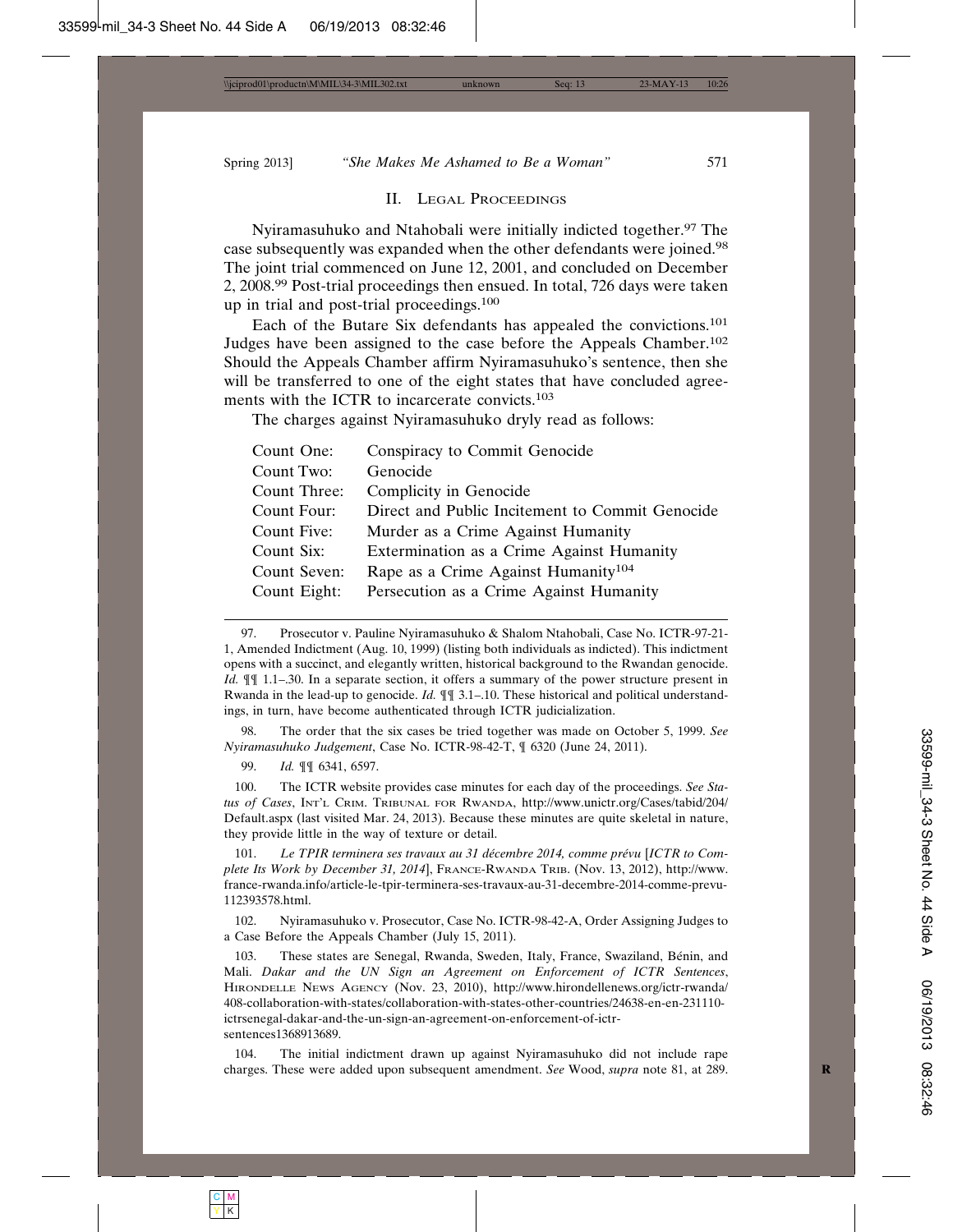## II. Legal Proceedings

Nyiramasuhuko and Ntahobali were initially indicted together.[97] The case subsequently was expanded when the other defendants were joined.[98] The joint trial commenced on June 12, 2001, and concluded on December 2, 2008.[99] Post-trial proceedings then ensued. In total, 726 days were taken up in trial and post-trial proceedings.[100]

Each of the Butare Six defendants has appealed the convictions.[101] Judges have been assigned to the case before the Appeals Chamber.[102] Should the Appeals Chamber affirm Nyiramasuhuko's sentence, then she will be transferred to one of the eight states that have concluded agreements with the ICTR to incarcerate convicts.[103]

The charges against Nyiramasuhuko dryly read as follows:

| | |
|---|---|
| Count One: | Conspiracy to Commit Genocide |
| Count Two: | Genocide |
| Count Three: | Complicity in Genocide |
| Count Four: | Direct and Public Incitement to Commit Genocide |
| Count Five: | Murder as a Crime Against Humanity |
| Count Six: | Extermination as a Crime Against Humanity |
| Count Seven: | Rape as a Crime Against Humanity[104] |
| Count Eight: | Persecution as a Crime Against Humanity |

---

97. Prosecutor v. Pauline Nyiramasuhuko & Shalom Ntahobali, Case No. ICTR-97-21-1, Amended Indictment (Aug. 10, 1999) (listing both individuals as indicted). This indictment opens with a succinct, and elegantly written, historical background to the Rwandan genocide. *Id.* ¶¶ 1.1–.30. In a separate section, it offers a summary of the power structure present in Rwanda in the lead-up to genocide. *Id.* ¶¶ 3.1–.10. These historical and political understandings, in turn, have become authenticated through ICTR judicialization.

98. The order that the six cases be tried together was made on October 5, 1999. *See Nyiramasuhuko Judgement*, Case No. ICTR-98-42-T, ¶ 6320 (June 24, 2011).

99. *Id.* ¶¶ 6341, 6597.

100. The ICTR website provides case minutes for each day of the proceedings. *See Status of Cases*, Int'l Crim. Tribunal for Rwanda, http://www.unictr.org/Cases/tabid/204/Default.aspx (last visited Mar. 24, 2013). Because these minutes are quite skeletal in nature, they provide little in the way of texture or detail.

101. *Le TPIR terminera ses travaux au 31 décembre 2014, comme prévu* [*ICTR to Complete Its Work by December 31, 2014*], France-Rwanda Trib. (Nov. 13, 2012), http://www.france-rwanda.info/article-le-tpir-terminera-ses-travaux-au-31-decembre-2014-comme-prevu-112393578.html.

102. Nyiramasuhuko v. Prosecutor, Case No. ICTR-98-42-A, Order Assigning Judges to a Case Before the Appeals Chamber (July 15, 2011).

103. These states are Senegal, Rwanda, Sweden, Italy, France, Swaziland, Bénin, and Mali. *Dakar and the UN Sign an Agreement on Enforcement of ICTR Sentences*, Hirondelle News Agency (Nov. 23, 2010), http://www.hirondellenews.org/ictr-rwanda/408-collaboration-with-states/collaboration-with-states-other-countries/24638-en-en-231110-ictrsenegal-dakar-and-the-un-sign-an-agreement-on-enforcement-of-ictr-sentences1368913689.

104. The initial indictment drawn up against Nyiramasuhuko did not include rape charges. These were added upon subsequent amendment. *See* Wood, *supra* note 81, at 289.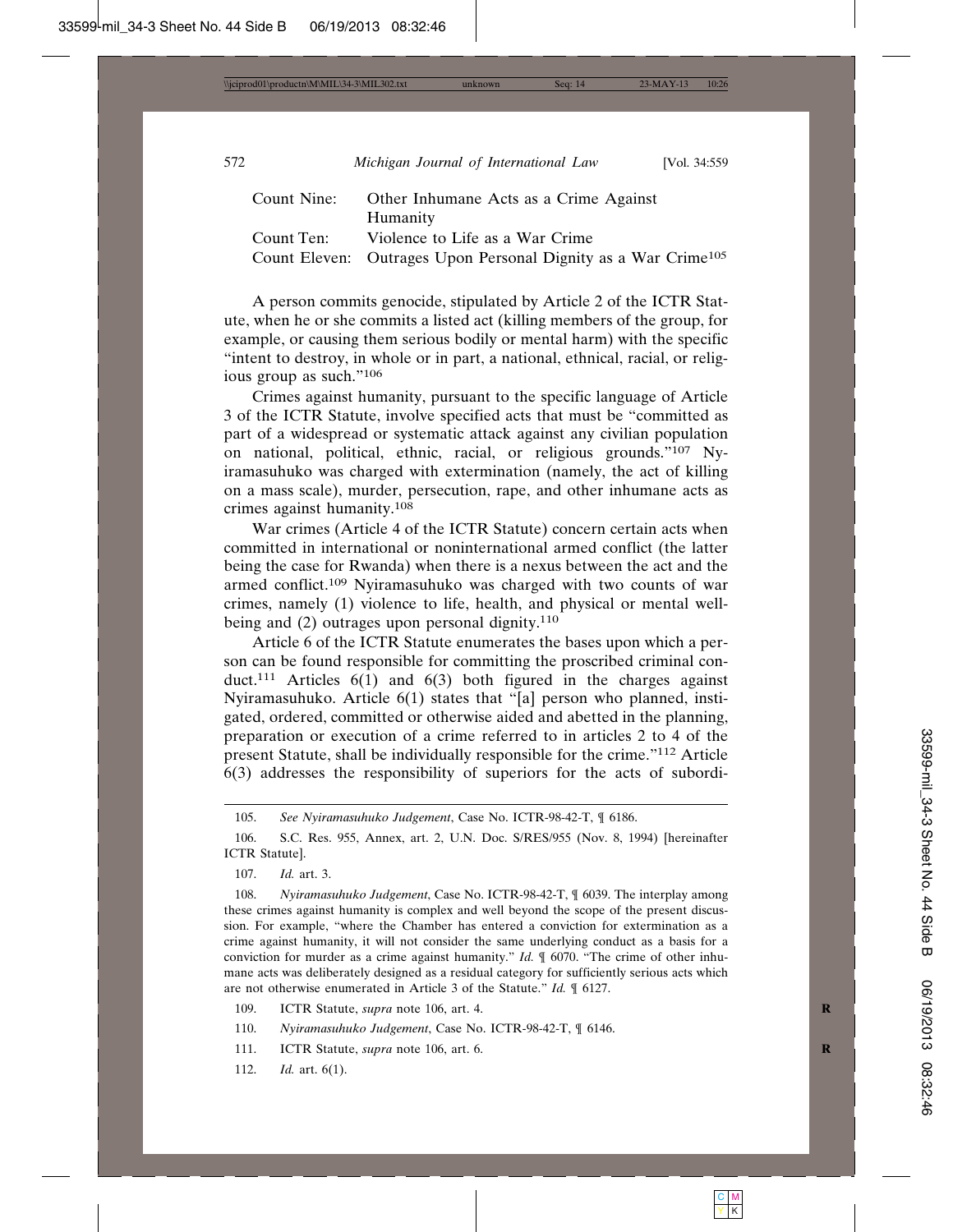| | |
|---|---|
| Count Nine: | Other Inhumane Acts as a Crime Against Humanity |
| Count Ten: | Violence to Life as a War Crime |
| Count Eleven: | Outrages Upon Personal Dignity as a War Crime[105] |

A person commits genocide, stipulated by Article 2 of the ICTR Statute, when he or she commits a listed act (killing members of the group, for example, or causing them serious bodily or mental harm) with the specific "intent to destroy, in whole or in part, a national, ethnical, racial, or religious group as such."[106]

Crimes against humanity, pursuant to the specific language of Article 3 of the ICTR Statute, involve specified acts that must be "committed as part of a widespread or systematic attack against any civilian population on national, political, ethnic, racial, or religious grounds."[107] Nyiramasuhuko was charged with extermination (namely, the act of killing on a mass scale), murder, persecution, rape, and other inhumane acts as crimes against humanity.[108]

War crimes (Article 4 of the ICTR Statute) concern certain acts when committed in international or noninternational armed conflict (the latter being the case for Rwanda) when there is a nexus between the act and the armed conflict.[109] Nyiramasuhuko was charged with two counts of war crimes, namely (1) violence to life, health, and physical or mental well-being and (2) outrages upon personal dignity.[110]

Article 6 of the ICTR Statute enumerates the bases upon which a person can be found responsible for committing the proscribed criminal conduct.[111] Articles 6(1) and 6(3) both figured in the charges against Nyiramasuhuko. Article 6(1) states that "[a] person who planned, instigated, ordered, committed or otherwise aided and abetted in the planning, preparation or execution of a crime referred to in articles 2 to 4 of the present Statute, shall be individually responsible for the crime."[112] Article 6(3) addresses the responsibility of superiors for the acts of subordi-

---

105. *See Nyiramasuhuko Judgement*, Case No. ICTR-98-42-T, ¶ 6186.

106. S.C. Res. 955, Annex, art. 2, U.N. Doc. S/RES/955 (Nov. 8, 1994) [hereinafter ICTR Statute].

107. *Id.* art. 3.

108. *Nyiramasuhuko Judgement*, Case No. ICTR-98-42-T, ¶ 6039. The interplay among these crimes against humanity is complex and well beyond the scope of the present discussion. For example, "where the Chamber has entered a conviction for extermination as a crime against humanity, it will not consider the same underlying conduct as a basis for a conviction for murder as a crime against humanity." *Id.* ¶ 6070. "The crime of other inhumane acts was deliberately designed as a residual category for sufficiently serious acts which are not otherwise enumerated in Article 3 of the Statute." *Id.* ¶ 6127.

109. ICTR Statute, *supra* note 106, art. 4.

110. *Nyiramasuhuko Judgement*, Case No. ICTR-98-42-T, ¶ 6146.

111. ICTR Statute, *supra* note 106, art. 6.

112. *Id.* art. 6(1).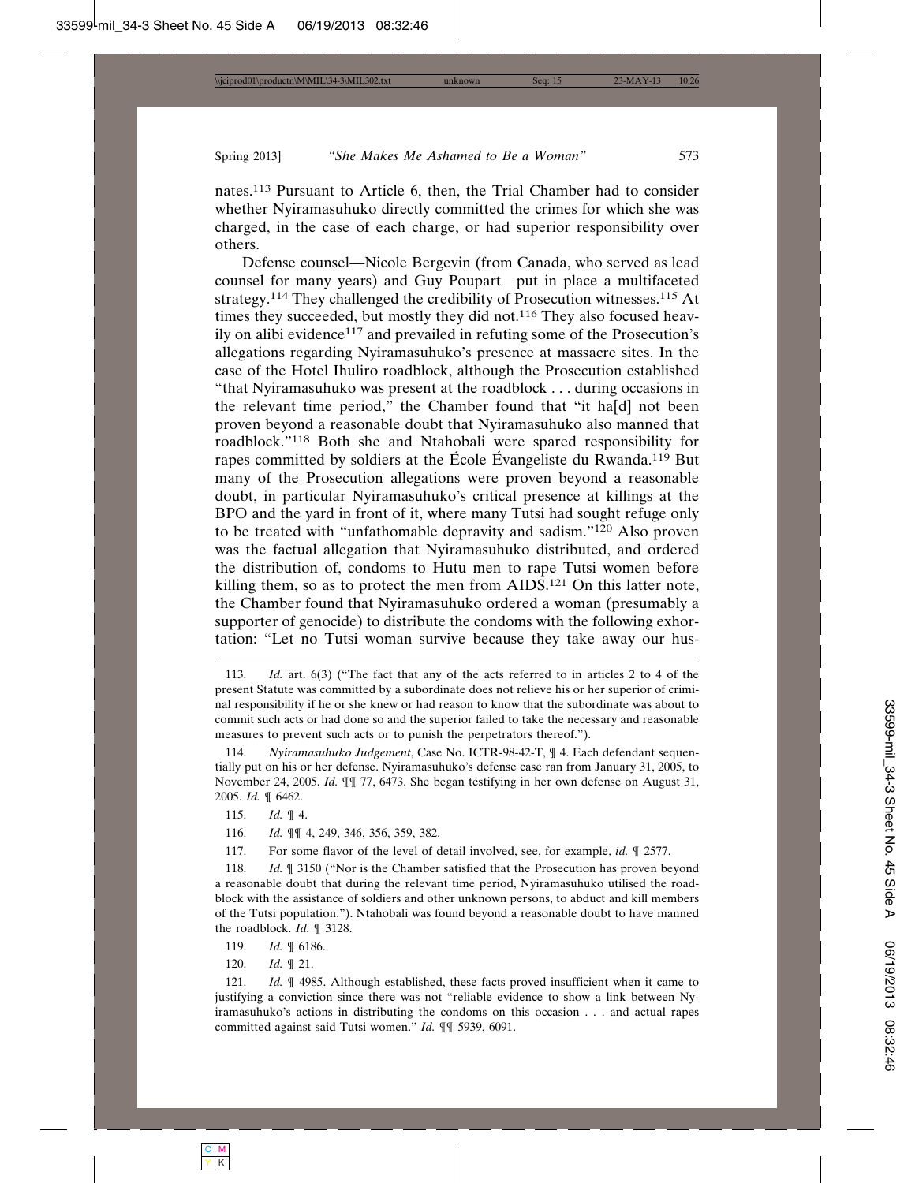nates.[113] Pursuant to Article 6, then, the Trial Chamber had to consider whether Nyiramasuhuko directly committed the crimes for which she was charged, in the case of each charge, or had superior responsibility over others.

Defense counsel—Nicole Bergevin (from Canada, who served as lead counsel for many years) and Guy Poupart—put in place a multifaceted strategy.[114] They challenged the credibility of Prosecution witnesses.[115] At times they succeeded, but mostly they did not.[116] They also focused heavily on alibi evidence[117] and prevailed in refuting some of the Prosecution's allegations regarding Nyiramasuhuko's presence at massacre sites. In the case of the Hotel Ihuliro roadblock, although the Prosecution established "that Nyiramasuhuko was present at the roadblock . . . during occasions in the relevant time period," the Chamber found that "it ha[d] not been proven beyond a reasonable doubt that Nyiramasuhuko also manned that roadblock."[118] Both she and Ntahobali were spared responsibility for rapes committed by soldiers at the École Évangeliste du Rwanda.[119] But many of the Prosecution allegations were proven beyond a reasonable doubt, in particular Nyiramasuhuko's critical presence at killings at the BPO and the yard in front of it, where many Tutsi had sought refuge only to be treated with "unfathomable depravity and sadism."[120] Also proven was the factual allegation that Nyiramasuhuko distributed, and ordered the distribution of, condoms to Hutu men to rape Tutsi women before killing them, so as to protect the men from AIDS.[121] On this latter note, the Chamber found that Nyiramasuhuko ordered a woman (presumably a supporter of genocide) to distribute the condoms with the following exhortation: "Let no Tutsi woman survive because they take away our hus-

---

113. *Id.* art. 6(3) ("The fact that any of the acts referred to in articles 2 to 4 of the present Statute was committed by a subordinate does not relieve his or her superior of criminal responsibility if he or she knew or had reason to know that the subordinate was about to commit such acts or had done so and the superior failed to take the necessary and reasonable measures to prevent such acts or to punish the perpetrators thereof.").

114. *Nyiramasuhuko Judgement*, Case No. ICTR-98-42-T, ¶ 4. Each defendant sequentially put on his or her defense. Nyiramasuhuko's defense case ran from January 31, 2005, to November 24, 2005. *Id.* ¶¶ 77, 6473. She began testifying in her own defense on August 31, 2005. *Id.* ¶ 6462.

115. *Id.* ¶ 4.

116. *Id.* ¶¶ 4, 249, 346, 356, 359, 382.

117. For some flavor of the level of detail involved, see, for example, *id.* ¶ 2577.

118. *Id.* ¶ 3150 ("Nor is the Chamber satisfied that the Prosecution has proven beyond a reasonable doubt that during the relevant time period, Nyiramasuhuko utilised the roadblock with the assistance of soldiers and other unknown persons, to abduct and kill members of the Tutsi population."). Ntahobali was found beyond a reasonable doubt to have manned the roadblock. *Id.* ¶ 3128.

119. *Id.* ¶ 6186.

120. *Id.* ¶ 21.

121. *Id.* ¶ 4985. Although established, these facts proved insufficient when it came to justifying a conviction since there was not "reliable evidence to show a link between Nyiramasuhuko's actions in distributing the condoms on this occasion . . . and actual rapes committed against said Tutsi women." *Id.* ¶¶ 5939, 6091.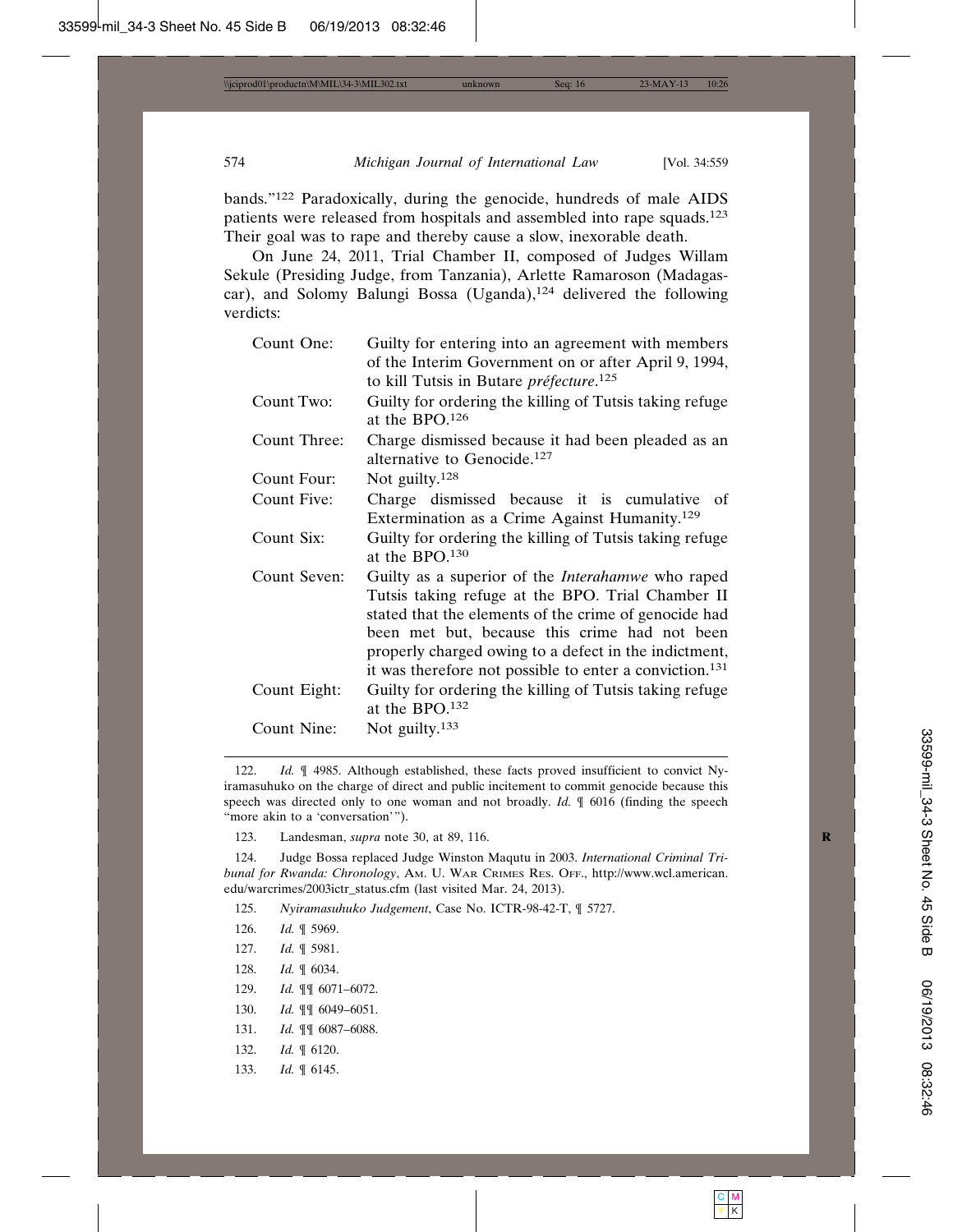bands."[122] Paradoxically, during the genocide, hundreds of male AIDS patients were released from hospitals and assembled into rape squads.[123] Their goal was to rape and thereby cause a slow, inexorable death.

On June 24, 2011, Trial Chamber II, composed of Judges Willam Sekule (Presiding Judge, from Tanzania), Arlette Ramaroson (Madagascar), and Solomy Balungi Bossa (Uganda),[124] delivered the following verdicts:

| | |
|---|---|
| Count One: | Guilty for entering into an agreement with members of the Interim Government on or after April 9, 1994, to kill Tutsis in Butare *préfecture*.[125] |
| Count Two: | Guilty for ordering the killing of Tutsis taking refuge at the BPO.[126] |
| Count Three: | Charge dismissed because it had been pleaded as an alternative to Genocide.[127] |
| Count Four: | Not guilty.[128] |
| Count Five: | Charge dismissed because it is cumulative of Extermination as a Crime Against Humanity.[129] |
| Count Six: | Guilty for ordering the killing of Tutsis taking refuge at the BPO.[130] |
| Count Seven: | Guilty as a superior of the *Interahamwe* who raped Tutsis taking refuge at the BPO. Trial Chamber II stated that the elements of the crime of genocide had been met but, because this crime had not been properly charged owing to a defect in the indictment, it was therefore not possible to enter a conviction.[131] |
| Count Eight: | Guilty for ordering the killing of Tutsis taking refuge at the BPO.[132] |
| Count Nine: | Not guilty.[133] |

---

122. *Id.* ¶ 4985. Although established, these facts proved insufficient to convict Nyiramasuhuko on the charge of direct and public incitement to commit genocide because this speech was directed only to one woman and not broadly. *Id.* ¶ 6016 (finding the speech "more akin to a 'conversation'").

123. Landesman, *supra* note 30, at 89, 116.

124. Judge Bossa replaced Judge Winston Maqutu in 2003. *International Criminal Tribunal for Rwanda: Chronology*, Am. U. War Crimes Res. Off., http://www.wcl.american.edu/warcrimes/2003ictr_status.cfm (last visited Mar. 24, 2013).

125. *Nyiramasuhuko Judgement*, Case No. ICTR-98-42-T, ¶ 5727.

126. *Id.* ¶ 5969.

127. *Id.* ¶ 5981.

128. *Id.* ¶ 6034.

129. *Id.* ¶¶ 6071–6072.

130. *Id.* ¶¶ 6049–6051.

131. *Id.* ¶¶ 6087–6088.

132. *Id.* ¶ 6120.

133. *Id.* ¶ 6145.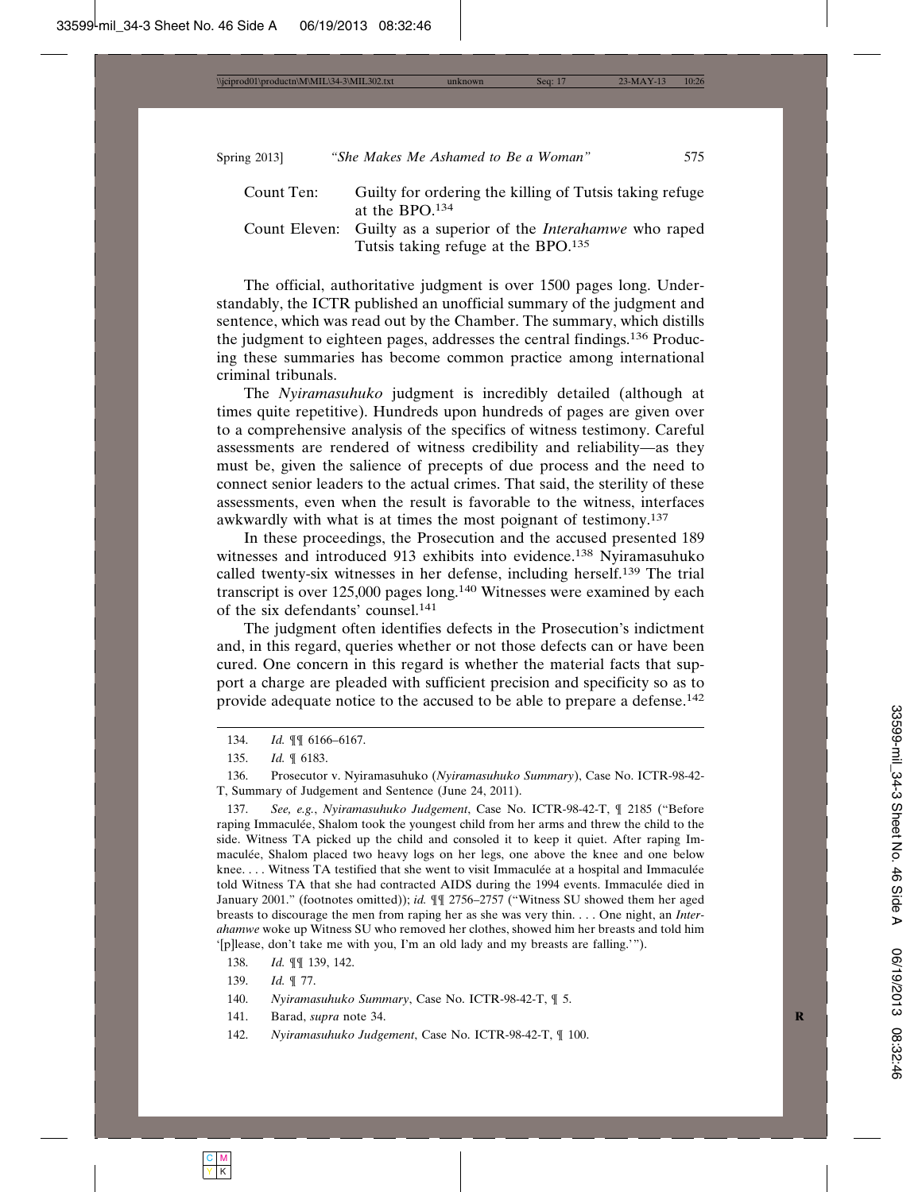| | |
|---|---|
| Count Ten: | Guilty for ordering the killing of Tutsis taking refuge at the BPO.[134] |
| Count Eleven: | Guilty as a superior of the *Interahamwe* who raped Tutsis taking refuge at the BPO.[135] |

The official, authoritative judgment is over 1500 pages long. Understandably, the ICTR published an unofficial summary of the judgment and sentence, which was read out by the Chamber. The summary, which distills the judgment to eighteen pages, addresses the central findings.[136] Producing these summaries has become common practice among international criminal tribunals.

The *Nyiramasuhuko* judgment is incredibly detailed (although at times quite repetitive). Hundreds upon hundreds of pages are given over to a comprehensive analysis of the specifics of witness testimony. Careful assessments are rendered of witness credibility and reliability—as they must be, given the salience of precepts of due process and the need to connect senior leaders to the actual crimes. That said, the sterility of these assessments, even when the result is favorable to the witness, interfaces awkwardly with what is at times the most poignant of testimony.[137]

In these proceedings, the Prosecution and the accused presented 189 witnesses and introduced 913 exhibits into evidence.[138] Nyiramasuhuko called twenty-six witnesses in her defense, including herself.[139] The trial transcript is over 125,000 pages long.[140] Witnesses were examined by each of the six defendants' counsel.[141]

The judgment often identifies defects in the Prosecution's indictment and, in this regard, queries whether or not those defects can or have been cured. One concern in this regard is whether the material facts that support a charge are pleaded with sufficient precision and specificity so as to provide adequate notice to the accused to be able to prepare a defense.[142]

---

134. *Id.* ¶¶ 6166–6167.

135. *Id.* ¶ 6183.

136. Prosecutor v. Nyiramasuhuko (*Nyiramasuhuko Summary*), Case No. ICTR-98-42-T, Summary of Judgement and Sentence (June 24, 2011).

137. *See, e.g.*, *Nyiramasuhuko Judgement*, Case No. ICTR-98-42-T, ¶ 2185 ("Before raping Immaculée, Shalom took the youngest child from her arms and threw the child to the side. Witness TA picked up the child and consoled it to keep it quiet. After raping Immaculée, Shalom placed two heavy logs on her legs, one above the knee and one below knee. . . . Witness TA testified that she went to visit Immaculée at a hospital and Immaculée told Witness TA that she had contracted AIDS during the 1994 events. Immaculée died in January 2001." (footnotes omitted)); *id.* ¶¶ 2756–2757 ("Witness SU showed them her aged breasts to discourage the men from raping her as she was very thin. . . . One night, an *Interahamwe* woke up Witness SU who removed her clothes, showed him her breasts and told him '[p]lease, don't take me with you, I'm an old lady and my breasts are falling.'").

138. *Id.* ¶¶ 139, 142.

139. *Id.* ¶ 77.

140. *Nyiramasuhuko Summary*, Case No. ICTR-98-42-T, ¶ 5.

141. Barad, *supra* note 34.

142. *Nyiramasuhuko Judgement*, Case No. ICTR-98-42-T, ¶ 100.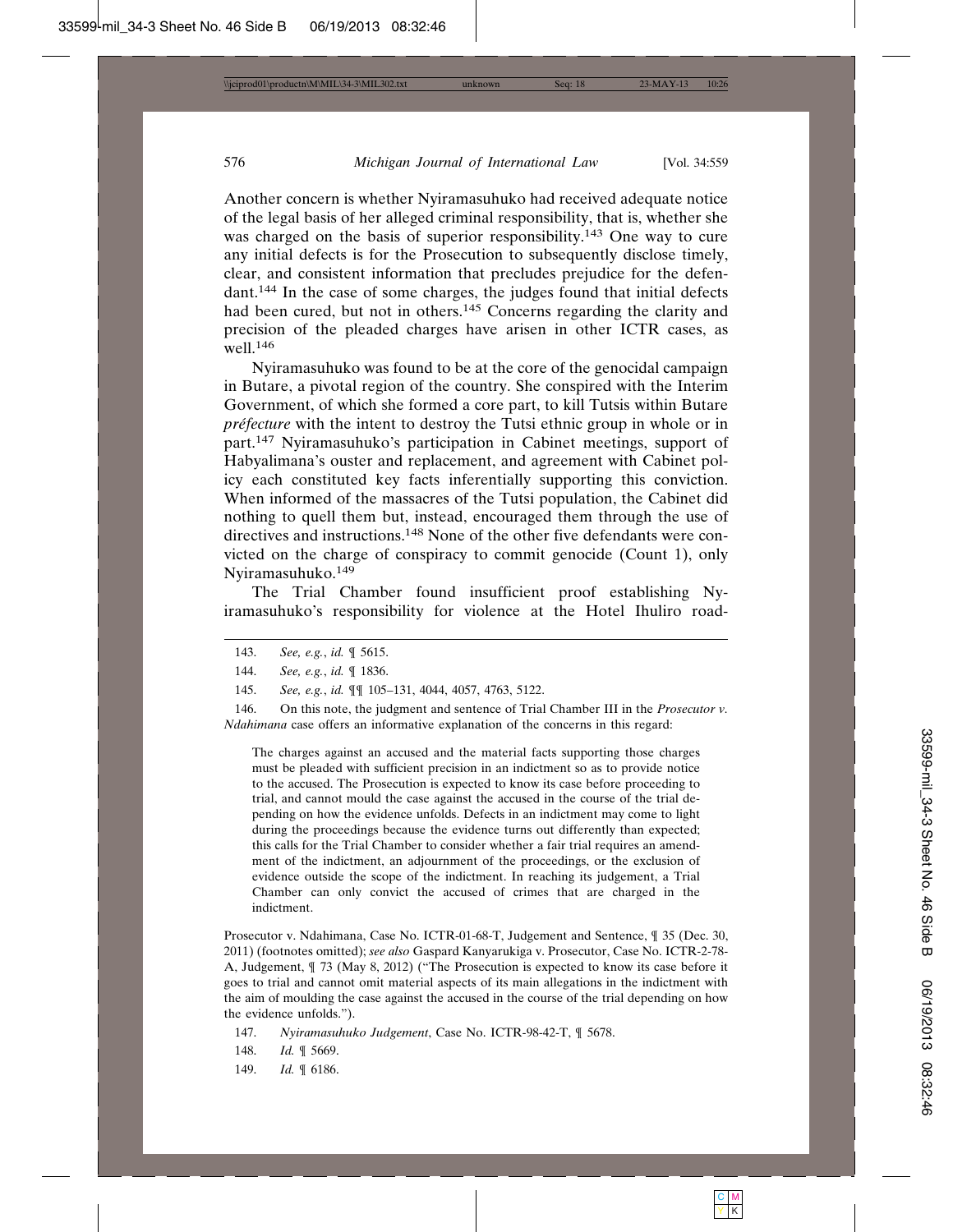Another concern is whether Nyiramasuhuko had received adequate notice of the legal basis of her alleged criminal responsibility, that is, whether she was charged on the basis of superior responsibility.[143] One way to cure any initial defects is for the Prosecution to subsequently disclose timely, clear, and consistent information that precludes prejudice for the defendant.[144] In the case of some charges, the judges found that initial defects had been cured, but not in others.[145] Concerns regarding the clarity and precision of the pleaded charges have arisen in other ICTR cases, as well.[146]

Nyiramasuhuko was found to be at the core of the genocidal campaign in Butare, a pivotal region of the country. She conspired with the Interim Government, of which she formed a core part, to kill Tutsis within Butare *préfecture* with the intent to destroy the Tutsi ethnic group in whole or in part.[147] Nyiramasuhuko's participation in Cabinet meetings, support of Habyalimana's ouster and replacement, and agreement with Cabinet policy each constituted key facts inferentially supporting this conviction. When informed of the massacres of the Tutsi population, the Cabinet did nothing to quell them but, instead, encouraged them through the use of directives and instructions.[148] None of the other five defendants were convicted on the charge of conspiracy to commit genocide (Count 1), only Nyiramasuhuko.[149]

The Trial Chamber found insufficient proof establishing Nyiramasuhuko's responsibility for violence at the Hotel Ihuliro road-

---

143. *See, e.g.*, *id.* ¶ 5615.

144. *See, e.g.*, *id.* ¶ 1836.

145. *See, e.g.*, *id.* ¶¶ 105–131, 4044, 4057, 4763, 5122.

146. On this note, the judgment and sentence of Trial Chamber III in the *Prosecutor v. Ndahimana* case offers an informative explanation of the concerns in this regard:

> The charges against an accused and the material facts supporting those charges must be pleaded with sufficient precision in an indictment so as to provide notice to the accused. The Prosecution is expected to know its case before proceeding to trial, and cannot mould the case against the accused in the course of the trial depending on how the evidence unfolds. Defects in an indictment may come to light during the proceedings because the evidence turns out differently than expected; this calls for the Trial Chamber to consider whether a fair trial requires an amendment of the indictment, an adjournment of the proceedings, or the exclusion of evidence outside the scope of the indictment. In reaching its judgement, a Trial Chamber can only convict the accused of crimes that are charged in the indictment.

Prosecutor v. Ndahimana, Case No. ICTR-01-68-T, Judgement and Sentence, ¶ 35 (Dec. 30, 2011) (footnotes omitted); *see also* Gaspard Kanyarukiga v. Prosecutor, Case No. ICTR-2-78-A, Judgement, ¶ 73 (May 8, 2012) ("The Prosecution is expected to know its case before it goes to trial and cannot omit material aspects of its main allegations in the indictment with the aim of moulding the case against the accused in the course of the trial depending on how the evidence unfolds.").

147. *Nyiramasuhuko Judgement*, Case No. ICTR-98-42-T, ¶ 5678.

148. *Id.* ¶ 5669.

149. *Id.* ¶ 6186.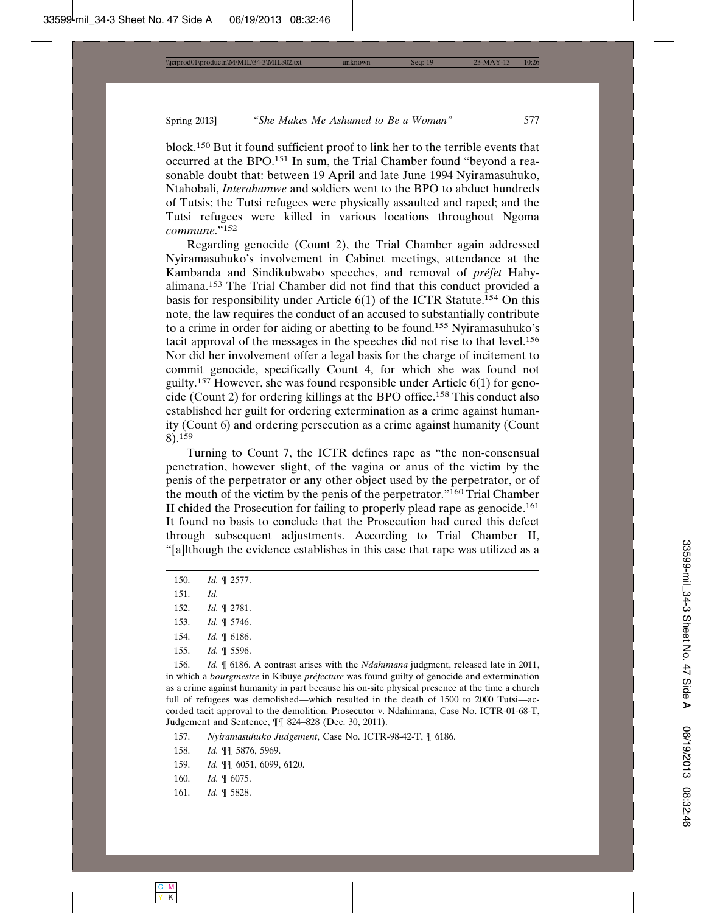block.[150] But it found sufficient proof to link her to the terrible events that occurred at the BPO.[151] In sum, the Trial Chamber found "beyond a reasonable doubt that: between 19 April and late June 1994 Nyiramasuhuko, Ntahobali, *Interahamwe* and soldiers went to the BPO to abduct hundreds of Tutsis; the Tutsi refugees were physically assaulted and raped; and the Tutsi refugees were killed in various locations throughout Ngoma *commune*."[152]

Regarding genocide (Count 2), the Trial Chamber again addressed Nyiramasuhuko's involvement in Cabinet meetings, attendance at the Kambanda and Sindikubwabo speeches, and removal of *préfet* Habyalimana.[153] The Trial Chamber did not find that this conduct provided a basis for responsibility under Article 6(1) of the ICTR Statute.[154] On this note, the law requires the conduct of an accused to substantially contribute to a crime in order for aiding or abetting to be found.[155] Nyiramasuhuko's tacit approval of the messages in the speeches did not rise to that level.[156] Nor did her involvement offer a legal basis for the charge of incitement to commit genocide, specifically Count 4, for which she was found not guilty.[157] However, she was found responsible under Article 6(1) for genocide (Count 2) for ordering killings at the BPO office.[158] This conduct also established her guilt for ordering extermination as a crime against humanity (Count 6) and ordering persecution as a crime against humanity (Count 8).[159]

Turning to Count 7, the ICTR defines rape as "the non-consensual penetration, however slight, of the vagina or anus of the victim by the penis of the perpetrator or any other object used by the perpetrator, or of the mouth of the victim by the penis of the perpetrator."[160] Trial Chamber II chided the Prosecution for failing to properly plead rape as genocide.[161] It found no basis to conclude that the Prosecution had cured this defect through subsequent adjustments. According to Trial Chamber II, "[a]lthough the evidence establishes in this case that rape was utilized as a

---

150. *Id.* ¶ 2577.

151. *Id.*

152. *Id.* ¶ 2781.

153. *Id.* ¶ 5746.

154. *Id.* ¶ 6186.

155. *Id.* ¶ 5596.

156. *Id.* ¶ 6186. A contrast arises with the *Ndahimana* judgment, released late in 2011, in which a *bourgmestre* in Kibuye *préfecture* was found guilty of genocide and extermination as a crime against humanity in part because his on-site physical presence at the time a church full of refugees was demolished—which resulted in the death of 1500 to 2000 Tutsi—accorded tacit approval to the demolition. Prosecutor v. Ndahimana, Case No. ICTR-01-68-T, Judgement and Sentence, ¶¶ 824–828 (Dec. 30, 2011).

157. *Nyiramasuhuko Judgement*, Case No. ICTR-98-42-T, ¶ 6186.

158. *Id.* ¶¶ 5876, 5969.

159. *Id.* ¶¶ 6051, 6099, 6120.

160. *Id.* ¶ 6075.

161. *Id.* ¶ 5828.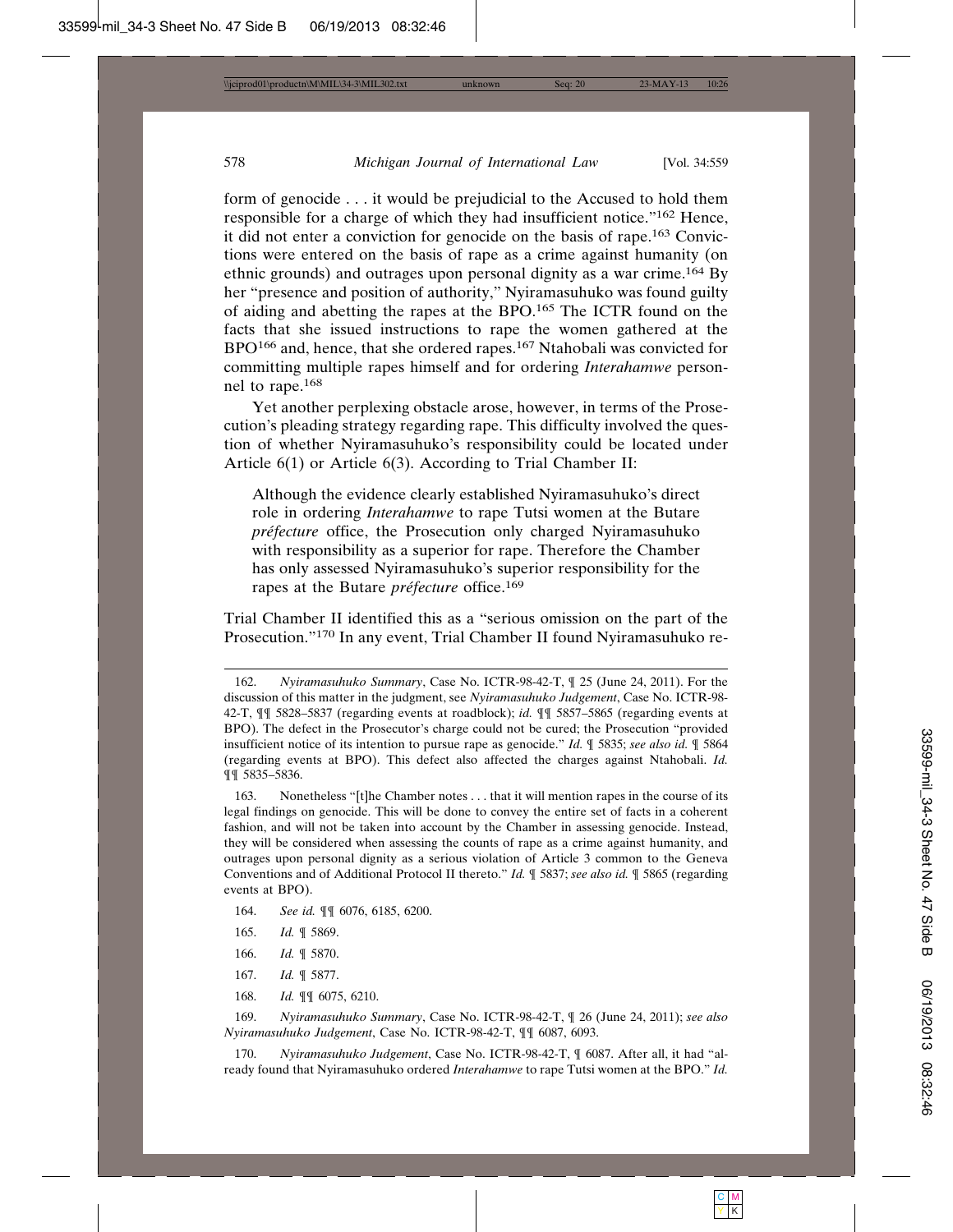form of genocide . . . it would be prejudicial to the Accused to hold them responsible for a charge of which they had insufficient notice."[162] Hence, it did not enter a conviction for genocide on the basis of rape.[163] Convictions were entered on the basis of rape as a crime against humanity (on ethnic grounds) and outrages upon personal dignity as a war crime.[164] By her "presence and position of authority," Nyiramasuhuko was found guilty of aiding and abetting the rapes at the BPO.[165] The ICTR found on the facts that she issued instructions to rape the women gathered at the BPO[166] and, hence, that she ordered rapes.[167] Ntahobali was convicted for committing multiple rapes himself and for ordering *Interahamwe* personnel to rape.[168]

Yet another perplexing obstacle arose, however, in terms of the Prosecution's pleading strategy regarding rape. This difficulty involved the question of whether Nyiramasuhuko's responsibility could be located under Article 6(1) or Article 6(3). According to Trial Chamber II:

> Although the evidence clearly established Nyiramasuhuko's direct role in ordering *Interahamwe* to rape Tutsi women at the Butare *préfecture* office, the Prosecution only charged Nyiramasuhuko with responsibility as a superior for rape. Therefore the Chamber has only assessed Nyiramasuhuko's superior responsibility for the rapes at the Butare *préfecture* office.[169]

Trial Chamber II identified this as a "serious omission on the part of the Prosecution."[170] In any event, Trial Chamber II found Nyiramasuhuko re-

---

162. *Nyiramasuhuko Summary*, Case No. ICTR-98-42-T, ¶ 25 (June 24, 2011). For the discussion of this matter in the judgment, see *Nyiramasuhuko Judgement*, Case No. ICTR-98-42-T, ¶¶ 5828–5837 (regarding events at roadblock); *id.* ¶¶ 5857–5865 (regarding events at BPO). The defect in the Prosecutor's charge could not be cured; the Prosecution "provided insufficient notice of its intention to pursue rape as genocide." *Id.* ¶ 5835; *see also id.* ¶ 5864 (regarding events at BPO). This defect also affected the charges against Ntahobali. *Id.* ¶¶ 5835–5836.

163. Nonetheless "[t]he Chamber notes . . . that it will mention rapes in the course of its legal findings on genocide. This will be done to convey the entire set of facts in a coherent fashion, and will not be taken into account by the Chamber in assessing genocide. Instead, they will be considered when assessing the counts of rape as a crime against humanity, and outrages upon personal dignity as a serious violation of Article 3 common to the Geneva Conventions and of Additional Protocol II thereto." *Id.* ¶ 5837; *see also id.* ¶ 5865 (regarding events at BPO).

164. *See id.* ¶¶ 6076, 6185, 6200.

165. *Id.* ¶ 5869.

166. *Id.* ¶ 5870.

167. *Id.* ¶ 5877.

168. *Id.* ¶¶ 6075, 6210.

169. *Nyiramasuhuko Summary*, Case No. ICTR-98-42-T, ¶ 26 (June 24, 2011); *see also Nyiramasuhuko Judgement*, Case No. ICTR-98-42-T, ¶¶ 6087, 6093.

170. *Nyiramasuhuko Judgement*, Case No. ICTR-98-42-T, ¶ 6087. After all, it had "already found that Nyiramasuhuko ordered *Interahamwe* to rape Tutsi women at the BPO." *Id.*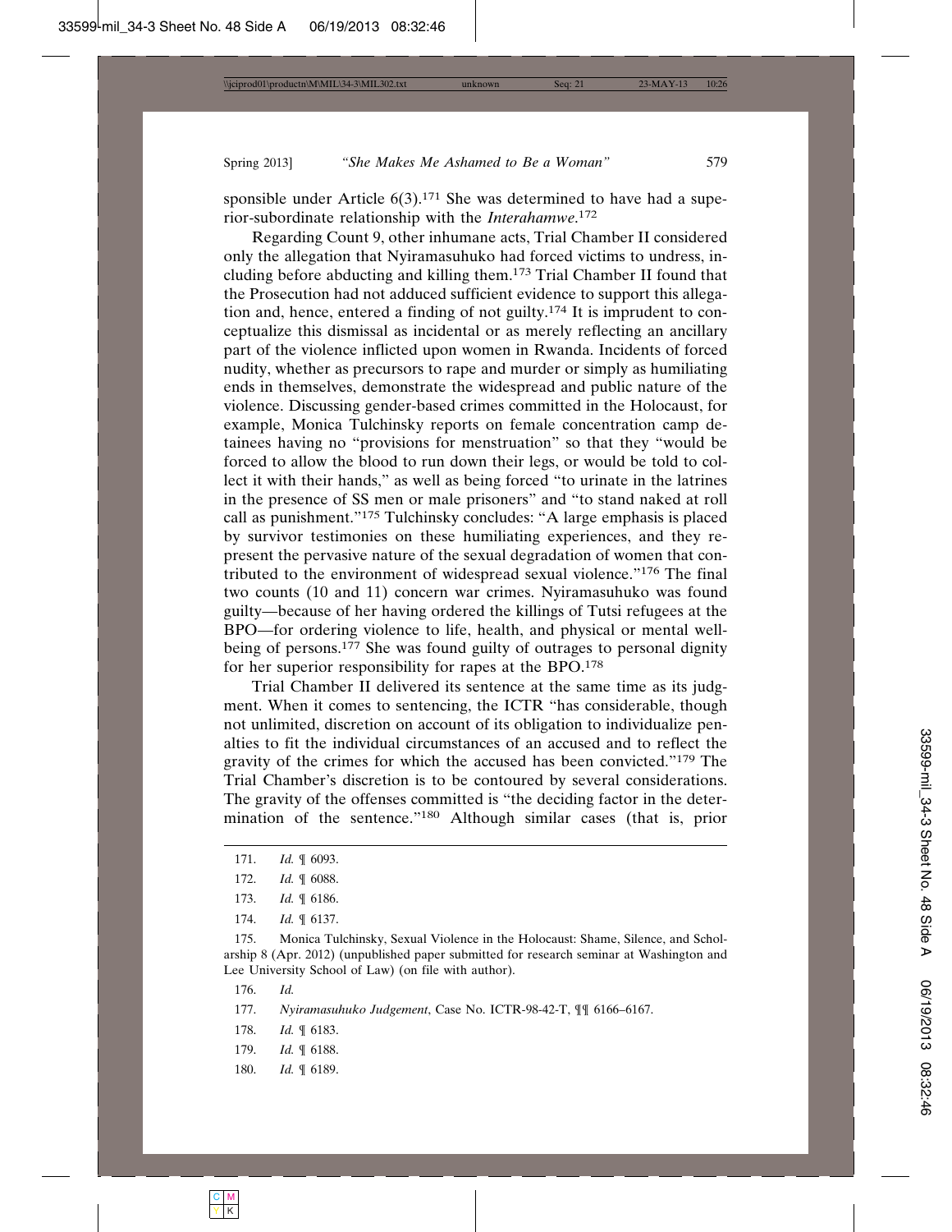sponsible under Article 6(3).[171] She was determined to have had a superior-subordinate relationship with the *Interahamwe*.[172]

Regarding Count 9, other inhumane acts, Trial Chamber II considered only the allegation that Nyiramasuhuko had forced victims to undress, including before abducting and killing them.[173] Trial Chamber II found that the Prosecution had not adduced sufficient evidence to support this allegation and, hence, entered a finding of not guilty.[174] It is imprudent to conceptualize this dismissal as incidental or as merely reflecting an ancillary part of the violence inflicted upon women in Rwanda. Incidents of forced nudity, whether as precursors to rape and murder or simply as humiliating ends in themselves, demonstrate the widespread and public nature of the violence. Discussing gender-based crimes committed in the Holocaust, for example, Monica Tulchinsky reports on female concentration camp detainees having no "provisions for menstruation" so that they "would be forced to allow the blood to run down their legs, or would be told to collect it with their hands," as well as being forced "to urinate in the latrines in the presence of SS men or male prisoners" and "to stand naked at roll call as punishment."[175] Tulchinsky concludes: "A large emphasis is placed by survivor testimonies on these humiliating experiences, and they represent the pervasive nature of the sexual degradation of women that contributed to the environment of widespread sexual violence."[176] The final two counts (10 and 11) concern war crimes. Nyiramasuhuko was found guilty—because of her having ordered the killings of Tutsi refugees at the BPO—for ordering violence to life, health, and physical or mental wellbeing of persons.[177] She was found guilty of outrages to personal dignity for her superior responsibility for rapes at the BPO.[178]

Trial Chamber II delivered its sentence at the same time as its judgment. When it comes to sentencing, the ICTR "has considerable, though not unlimited, discretion on account of its obligation to individualize penalties to fit the individual circumstances of an accused and to reflect the gravity of the crimes for which the accused has been convicted."[179] The Trial Chamber's discretion is to be contoured by several considerations. The gravity of the offenses committed is "the deciding factor in the determination of the sentence."[180] Although similar cases (that is, prior

---

171. *Id.* ¶ 6093.

172. *Id.* ¶ 6088.

173. *Id.* ¶ 6186.

174. *Id.* ¶ 6137.

175. Monica Tulchinsky, Sexual Violence in the Holocaust: Shame, Silence, and Scholarship 8 (Apr. 2012) (unpublished paper submitted for research seminar at Washington and Lee University School of Law) (on file with author).

176. *Id.*

177. *Nyiramasuhuko Judgement*, Case No. ICTR-98-42-T, ¶¶ 6166–6167.

178. *Id.* ¶ 6183.

179. *Id.* ¶ 6188.

180. *Id.* ¶ 6189.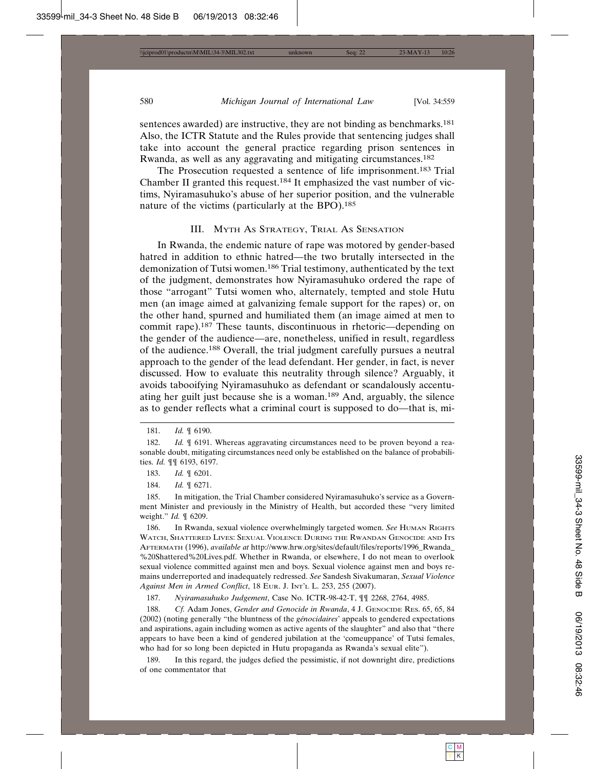sentences awarded) are instructive, they are not binding as benchmarks.[181] Also, the ICTR Statute and the Rules provide that sentencing judges shall take into account the general practice regarding prison sentences in Rwanda, as well as any aggravating and mitigating circumstances.[182]

The Prosecution requested a sentence of life imprisonment.[183] Trial Chamber II granted this request.[184] It emphasized the vast number of victims, Nyiramasuhuko's abuse of her superior position, and the vulnerable nature of the victims (particularly at the BPO).[185]

### III. Myth As Strategy, Trial As Sensation

In Rwanda, the endemic nature of rape was motored by gender-based hatred in addition to ethnic hatred—the two brutally intersected in the demonization of Tutsi women.[186] Trial testimony, authenticated by the text of the judgment, demonstrates how Nyiramasuhuko ordered the rape of those "arrogant" Tutsi women who, alternately, tempted and stole Hutu men (an image aimed at galvanizing female support for the rapes) or, on the other hand, spurned and humiliated them (an image aimed at men to commit rape).[187] These taunts, discontinuous in rhetoric—depending on the gender of the audience—are, nonetheless, unified in result, regardless of the audience.[188] Overall, the trial judgment carefully pursues a neutral approach to the gender of the lead defendant. Her gender, in fact, is never discussed. How to evaluate this neutrality through silence? Arguably, it avoids tabooifying Nyiramasuhuko as defendant or scandalously accentuating her guilt just because she is a woman.[189] And, arguably, the silence as to gender reflects what a criminal court is supposed to do—that is, mi-

---

181. *Id.* ¶ 6190.

182. *Id.* ¶ 6191. Whereas aggravating circumstances need to be proven beyond a reasonable doubt, mitigating circumstances need only be established on the balance of probabilities. *Id.* ¶¶ 6193, 6197.

183. *Id.* ¶ 6201.

184. *Id.* ¶ 6271.

185. In mitigation, the Trial Chamber considered Nyiramasuhuko's service as a Government Minister and previously in the Ministry of Health, but accorded these "very limited weight." *Id.* ¶ 6209.

186. In Rwanda, sexual violence overwhelmingly targeted women. *See* Human Rights Watch, Shattered Lives: Sexual Violence During the Rwandan Genocide and Its Aftermath (1996), *available at* http://www.hrw.org/sites/default/files/reports/1996_Rwanda_%20Shattered%20Lives.pdf. Whether in Rwanda, or elsewhere, I do not mean to overlook sexual violence committed against men and boys. Sexual violence against men and boys remains underreported and inadequately redressed. *See* Sandesh Sivakumaran, *Sexual Violence Against Men in Armed Conflict*, 18 Eur. J. Int'l L. 253, 255 (2007).

187. *Nyiramasuhuko Judgement*, Case No. ICTR-98-42-T, ¶¶ 2268, 2764, 4985.

188. *Cf.* Adam Jones, *Gender and Genocide in Rwanda*, 4 J. Genocide Res. 65, 65, 84 (2002) (noting generally "the bluntness of the *génocidaires*' appeals to gendered expectations and aspirations, again including women as active agents of the slaughter" and also that "there appears to have been a kind of gendered jubilation at the 'comeuppance' of Tutsi females, who had for so long been depicted in Hutu propaganda as Rwanda's sexual elite").

189. In this regard, the judges defied the pessimistic, if not downright dire, predictions of one commentator that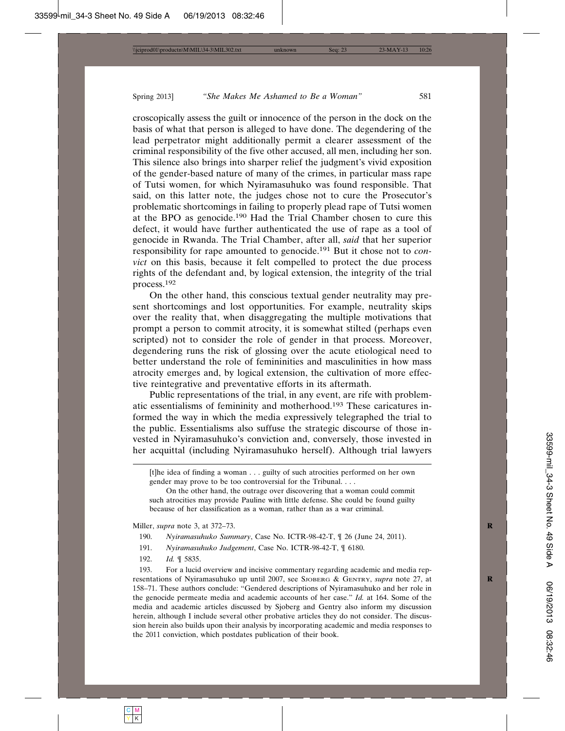croscopically assess the guilt or innocence of the person in the dock on the basis of what that person is alleged to have done. The degendering of the lead perpetrator might additionally permit a clearer assessment of the criminal responsibility of the five other accused, all men, including her son. This silence also brings into sharper relief the judgment's vivid exposition of the gender-based nature of many of the crimes, in particular mass rape of Tutsi women, for which Nyiramasuhuko was found responsible. That said, on this latter note, the judges chose not to cure the Prosecutor's problematic shortcomings in failing to properly plead rape of Tutsi women at the BPO as genocide.[190] Had the Trial Chamber chosen to cure this defect, it would have further authenticated the use of rape as a tool of genocide in Rwanda. The Trial Chamber, after all, *said* that her superior responsibility for rape amounted to genocide.[191] But it chose not to *convict* on this basis, because it felt compelled to protect the due process rights of the defendant and, by logical extension, the integrity of the trial process.[192]

On the other hand, this conscious textual gender neutrality may present shortcomings and lost opportunities. For example, neutrality skips over the reality that, when disaggregating the multiple motivations that prompt a person to commit atrocity, it is somewhat stilted (perhaps even scripted) not to consider the role of gender in that process. Moreover, degendering runs the risk of glossing over the acute etiological need to better understand the role of femininities and masculinities in how mass atrocity emerges and, by logical extension, the cultivation of more effective reintegrative and preventative efforts in its aftermath.

Public representations of the trial, in any event, are rife with problematic essentialisms of femininity and motherhood.[193] These caricatures informed the way in which the media expressively telegraphed the trial to the public. Essentialisms also suffuse the strategic discourse of those invested in Nyiramasuhuko's conviction and, conversely, those invested in her acquittal (including Nyiramasuhuko herself). Although trial lawyers

---

> [t]he idea of finding a woman . . . guilty of such atrocities performed on her own gender may prove to be too controversial for the Tribunal. . . .
>
> On the other hand, the outrage over discovering that a woman could commit such atrocities may provide Pauline with little defense. She could be found guilty because of her classification as a woman, rather than as a war criminal.

Miller, *supra* note 3, at 372–73.

190. *Nyiramasuhuko Summary*, Case No. ICTR-98-42-T, ¶ 26 (June 24, 2011).

191. *Nyiramasuhuko Judgement*, Case No. ICTR-98-42-T, ¶ 6180.

192. *Id.* ¶ 5835.

193. For a lucid overview and incisive commentary regarding academic and media representations of Nyiramasuhuko up until 2007, see Sjoberg & Gentry, *supra* note 27, at 158–71. These authors conclude: "Gendered descriptions of Nyiramasuhuko and her role in the genocide permeate media and academic accounts of her case." *Id.* at 164. Some of the media and academic articles discussed by Sjoberg and Gentry also inform my discussion herein, although I include several other probative articles they do not consider. The discussion herein also builds upon their analysis by incorporating academic and media responses to the 2011 conviction, which postdates publication of their book.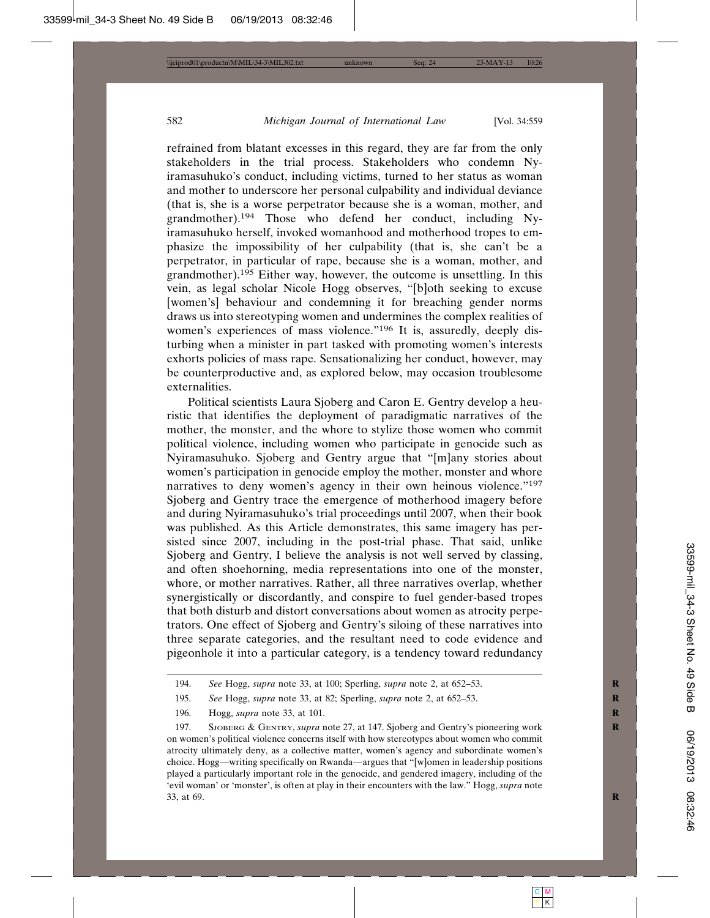refrained from blatant excesses in this regard, they are far from the only stakeholders in the trial process. Stakeholders who condemn Nyiramasuhuko's conduct, including victims, turned to her status as woman and mother to underscore her personal culpability and individual deviance (that is, she is a worse perpetrator because she is a woman, mother, and grandmother).[194] Those who defend her conduct, including Nyiramasuhuko herself, invoked womanhood and motherhood tropes to emphasize the impossibility of her culpability (that is, she can't be a perpetrator, in particular of rape, because she is a woman, mother, and grandmother).[195] Either way, however, the outcome is unsettling. In this vein, as legal scholar Nicole Hogg observes, "[b]oth seeking to excuse [women's] behaviour and condemning it for breaching gender norms draws us into stereotyping women and undermines the complex realities of women's experiences of mass violence."[196] It is, assuredly, deeply disturbing when a minister in part tasked with promoting women's interests exhorts policies of mass rape. Sensationalizing her conduct, however, may be counterproductive and, as explored below, may occasion troublesome externalities.

Political scientists Laura Sjoberg and Caron E. Gentry develop a heuristic that identifies the deployment of paradigmatic narratives of the mother, the monster, and the whore to stylize those women who commit political violence, including women who participate in genocide such as Nyiramasuhuko. Sjoberg and Gentry argue that "[m]any stories about women's participation in genocide employ the mother, monster and whore narratives to deny women's agency in their own heinous violence."[197] Sjoberg and Gentry trace the emergence of motherhood imagery before and during Nyiramasuhuko's trial proceedings until 2007, when their book was published. As this Article demonstrates, this same imagery has persisted since 2007, including in the post-trial phase. That said, unlike Sjoberg and Gentry, I believe the analysis is not well served by classing, and often shoehorning, media representations into one of the monster, whore, or mother narratives. Rather, all three narratives overlap, whether synergistically or discordantly, and conspire to fuel gender-based tropes that both disturb and distort conversations about women as atrocity perpetrators. One effect of Sjoberg and Gentry's siloing of these narratives into three separate categories, and the resultant need to code evidence and pigeonhole it into a particular category, is a tendency toward redundancy

---

194. *See* Hogg, *supra* note 33, at 100; Sperling, *supra* note 2, at 652–53.

195. *See* Hogg, *supra* note 33, at 82; Sperling, *supra* note 2, at 652–53.

196. Hogg, *supra* note 33, at 101.

197. Sjoberg & Gentry, *supra* note 27, at 147. Sjoberg and Gentry's pioneering work on women's political violence concerns itself with how stereotypes about women who commit atrocity ultimately deny, as a collective matter, women's agency and subordinate women's choice. Hogg—writing specifically on Rwanda—argues that "[w]omen in leadership positions played a particularly important role in the genocide, and gendered imagery, including of the 'evil woman' or 'monster', is often at play in their encounters with the law." Hogg, *supra* note 33, at 69.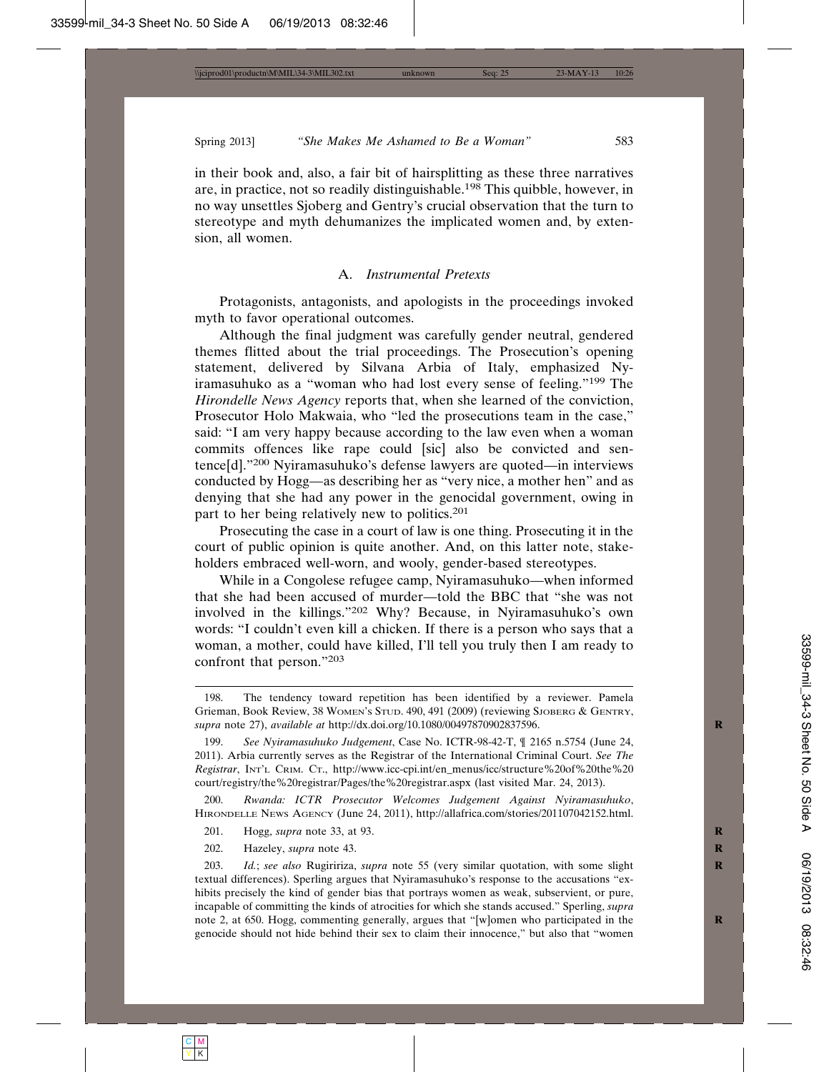in their book and, also, a fair bit of hairsplitting as these three narratives are, in practice, not so readily distinguishable.[198] This quibble, however, in no way unsettles Sjoberg and Gentry's crucial observation that the turn to stereotype and myth dehumanizes the implicated women and, by extension, all women.

### A. *Instrumental Pretexts*

Protagonists, antagonists, and apologists in the proceedings invoked myth to favor operational outcomes.

Although the final judgment was carefully gender neutral, gendered themes flitted about the trial proceedings. The Prosecution's opening statement, delivered by Silvana Arbia of Italy, emphasized Nyiramasuhuko as a "woman who had lost every sense of feeling."[199] The *Hirondelle News Agency* reports that, when she learned of the conviction, Prosecutor Holo Makwaia, who "led the prosecutions team in the case," said: "I am very happy because according to the law even when a woman commits offences like rape could [sic] also be convicted and sentence[d]."[200] Nyiramasuhuko's defense lawyers are quoted—in interviews conducted by Hogg—as describing her as "very nice, a mother hen" and as denying that she had any power in the genocidal government, owing in part to her being relatively new to politics.[201]

Prosecuting the case in a court of law is one thing. Prosecuting it in the court of public opinion is quite another. And, on this latter note, stakeholders embraced well-worn, and wooly, gender-based stereotypes.

While in a Congolese refugee camp, Nyiramasuhuko—when informed that she had been accused of murder—told the BBC that "she was not involved in the killings."[202] Why? Because, in Nyiramasuhuko's own words: "I couldn't even kill a chicken. If there is a person who says that a woman, a mother, could have killed, I'll tell you truly then I am ready to confront that person."[203]

---

198. The tendency toward repetition has been identified by a reviewer. Pamela Grieman, Book Review, 38 Women's Stud. 490, 491 (2009) (reviewing Sjoberg & Gentry, *supra* note 27), *available at* http://dx.doi.org/10.1080/00497870902837596.

199. *See Nyiramasuhuko Judgement*, Case No. ICTR-98-42-T, ¶ 2165 n.5754 (June 24, 2011). Arbia currently serves as the Registrar of the International Criminal Court. *See The Registrar*, Int'l Crim. Ct., http://www.icc-cpi.int/en_menus/icc/structure%20of%20the%20court/registry/the%20registrar/Pages/the%20registrar.aspx (last visited Mar. 24, 2013).

200. *Rwanda: ICTR Prosecutor Welcomes Judgement Against Nyiramasuhuko*, Hirondelle News Agency (June 24, 2011), http://allafrica.com/stories/201107042152.html.

201. Hogg, *supra* note 33, at 93.

202. Hazeley, *supra* note 43.

203. *Id.*; *see also* Rugiririza, *supra* note 55 (very similar quotation, with some slight textual differences). Sperling argues that Nyiramasuhuko's response to the accusations "exhibits precisely the kind of gender bias that portrays women as weak, subservient, or pure, incapable of committing the kinds of atrocities for which she stands accused." Sperling, *supra* note 2, at 650. Hogg, commenting generally, argues that "[w]omen who participated in the genocide should not hide behind their sex to claim their innocence," but also that "women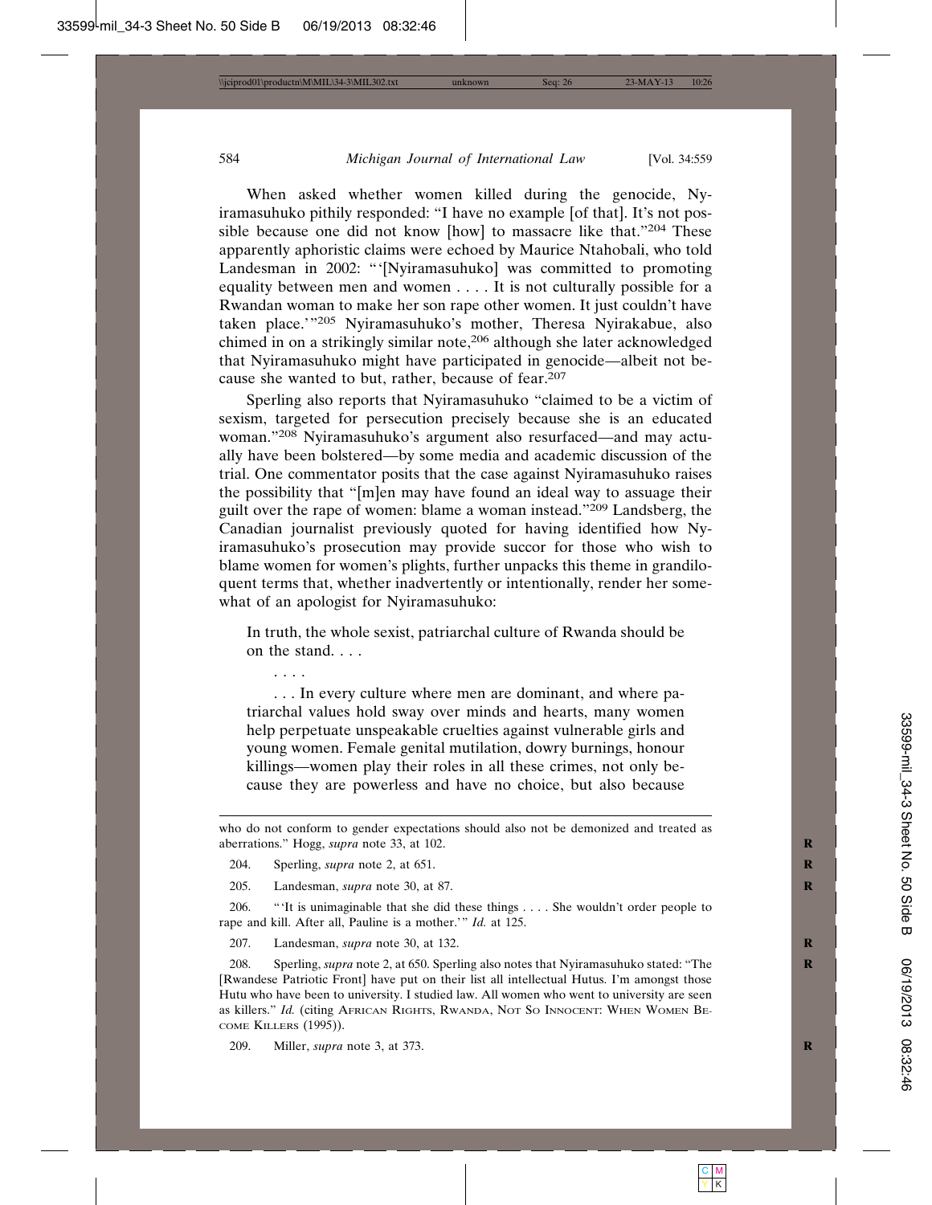When asked whether women killed during the genocide, Nyiramasuhuko pithily responded: "I have no example [of that]. It's not possible because one did not know [how] to massacre like that."[204] These apparently aphoristic claims were echoed by Maurice Ntahobali, who told Landesman in 2002: "'[Nyiramasuhuko] was committed to promoting equality between men and women . . . . It is not culturally possible for a Rwandan woman to make her son rape other women. It just couldn't have taken place.'"[205] Nyiramasuhuko's mother, Theresa Nyirakabue, also chimed in on a strikingly similar note,[206] although she later acknowledged that Nyiramasuhuko might have participated in genocide—albeit not because she wanted to but, rather, because of fear.[207]

Sperling also reports that Nyiramasuhuko "claimed to be a victim of sexism, targeted for persecution precisely because she is an educated woman."[208] Nyiramasuhuko's argument also resurfaced—and may actually have been bolstered—by some media and academic discussion of the trial. One commentator posits that the case against Nyiramasuhuko raises the possibility that "[m]en may have found an ideal way to assuage their guilt over the rape of women: blame a woman instead."[209] Landsberg, the Canadian journalist previously quoted for having identified how Nyiramasuhuko's prosecution may provide succor for those who wish to blame women for women's plights, further unpacks this theme in grandiloquent terms that, whether inadvertently or intentionally, render her somewhat of an apologist for Nyiramasuhuko:

> In truth, the whole sexist, patriarchal culture of Rwanda should be on the stand. . . .
>
> . . . .
>
> . . . In every culture where men are dominant, and where patriarchal values hold sway over minds and hearts, many women help perpetuate unspeakable cruelties against vulnerable girls and young women. Female genital mutilation, dowry burnings, honour killings—women play their roles in all these crimes, not only because they are powerless and have no choice, but also because

---

who do not conform to gender expectations should also not be demonized and treated as aberrations." Hogg, *supra* note 33, at 102.

204. Sperling, *supra* note 2, at 651.

205. Landesman, *supra* note 30, at 87.

206. "'It is unimaginable that she did these things . . . . She wouldn't order people to rape and kill. After all, Pauline is a mother.'" *Id.* at 125.

207. Landesman, *supra* note 30, at 132.

208. Sperling, *supra* note 2, at 650. Sperling also notes that Nyiramasuhuko stated: "The [Rwandese Patriotic Front] have put on their list all intellectual Hutus. I'm amongst those Hutu who have been to university. I studied law. All women who went to university are seen as killers." *Id.* (citing African Rights, Rwanda, Not So Innocent: When Women Become Killers (1995)).

209. Miller, *supra* note 3, at 373.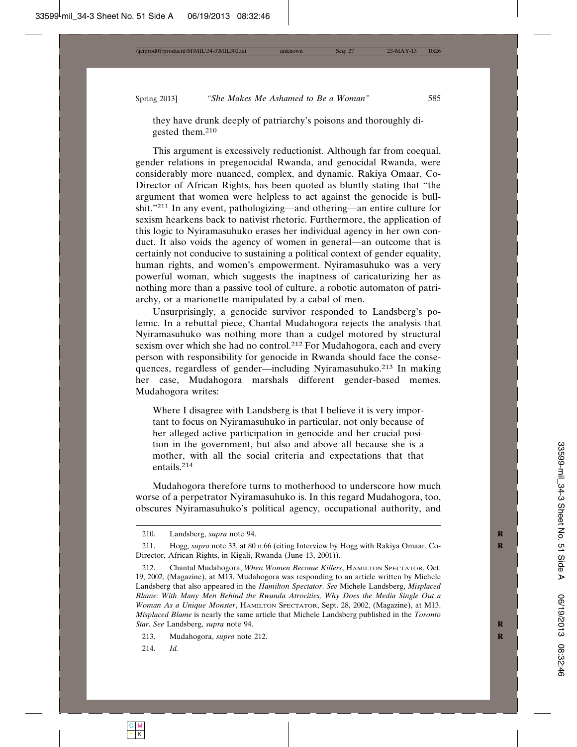they have drunk deeply of patriarchy's poisons and thoroughly digested them.[210]

This argument is excessively reductionist. Although far from coequal, gender relations in pregenocidal Rwanda, and genocidal Rwanda, were considerably more nuanced, complex, and dynamic. Rakiya Omaar, Co-Director of African Rights, has been quoted as bluntly stating that "the argument that women were helpless to act against the genocide is bullshit."[211] In any event, pathologizing—and othering—an entire culture for sexism hearkens back to nativist rhetoric. Furthermore, the application of this logic to Nyiramasuhuko erases her individual agency in her own conduct. It also voids the agency of women in general—an outcome that is certainly not conducive to sustaining a political context of gender equality, human rights, and women's empowerment. Nyiramasuhuko was a very powerful woman, which suggests the inaptness of caricaturizing her as nothing more than a passive tool of culture, a robotic automaton of patriarchy, or a marionette manipulated by a cabal of men.

Unsurprisingly, a genocide survivor responded to Landsberg's polemic. In a rebuttal piece, Chantal Mudahogora rejects the analysis that Nyiramasuhuko was nothing more than a cudgel motored by structural sexism over which she had no control.[212] For Mudahogora, each and every person with responsibility for genocide in Rwanda should face the consequences, regardless of gender—including Nyiramasuhuko.[213] In making her case, Mudahogora marshals different gender-based memes. Mudahogora writes:

> Where I disagree with Landsberg is that I believe it is very important to focus on Nyiramasuhuko in particular, not only because of her alleged active participation in genocide and her crucial position in the government, but also and above all because she is a mother, with all the social criteria and expectations that that entails.[214]

Mudahogora therefore turns to motherhood to underscore how much worse of a perpetrator Nyiramasuhuko is. In this regard Mudahogora, too, obscures Nyiramasuhuko's political agency, occupational authority, and

---

210. Landsberg, *supra* note 94.

211. Hogg, *supra* note 33, at 80 n.66 (citing Interview by Hogg with Rakiya Omaar, Co-Director, African Rights, in Kigali, Rwanda (June 13, 2001)).

212. Chantal Mudahogora, *When Women Become Killers*, HAMILTON SPECTATOR, Oct. 19, 2002, (Magazine), at M13. Mudahogora was responding to an article written by Michele Landsberg that also appeared in the *Hamilton Spectator*. *See* Michele Landsberg, *Misplaced Blame: With Many Men Behind the Rwanda Atrocities, Why Does the Media Single Out a Woman As a Unique Monster*, HAMILTON SPECTATOR, Sept. 28, 2002, (Magazine), at M13. *Misplaced Blame* is nearly the same article that Michele Landsberg published in the *Toronto Star*. *See* Landsberg, *supra* note 94.

213. Mudahogora, *supra* note 212.

214. *Id.*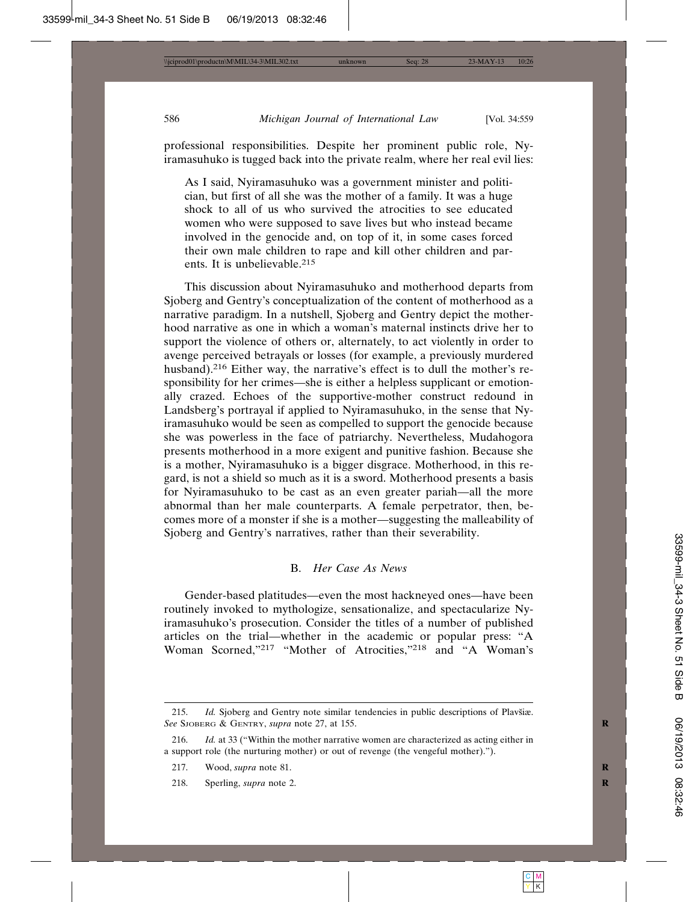professional responsibilities. Despite her prominent public role, Nyiramasuhuko is tugged back into the private realm, where her real evil lies:

> As I said, Nyiramasuhuko was a government minister and politician, but first of all she was the mother of a family. It was a huge shock to all of us who survived the atrocities to see educated women who were supposed to save lives but who instead became involved in the genocide and, on top of it, in some cases forced their own male children to rape and kill other children and parents. It is unbelievable.[215]

This discussion about Nyiramasuhuko and motherhood departs from Sjoberg and Gentry's conceptualization of the content of motherhood as a narrative paradigm. In a nutshell, Sjoberg and Gentry depict the motherhood narrative as one in which a woman's maternal instincts drive her to support the violence of others or, alternately, to act violently in order to avenge perceived betrayals or losses (for example, a previously murdered husband).[216] Either way, the narrative's effect is to dull the mother's responsibility for her crimes—she is either a helpless supplicant or emotionally crazed. Echoes of the supportive-mother construct redound in Landsberg's portrayal if applied to Nyiramasuhuko, in the sense that Nyiramasuhuko would be seen as compelled to support the genocide because she was powerless in the face of patriarchy. Nevertheless, Mudahogora presents motherhood in a more exigent and punitive fashion. Because she is a mother, Nyiramasuhuko is a bigger disgrace. Motherhood, in this regard, is not a shield so much as it is a sword. Motherhood presents a basis for Nyiramasuhuko to be cast as an even greater pariah—all the more abnormal than her male counterparts. A female perpetrator, then, becomes more of a monster if she is a mother—suggesting the malleability of Sjoberg and Gentry's narratives, rather than their severability.

### B. *Her Case As News*

Gender-based platitudes—even the most hackneyed ones—have been routinely invoked to mythologize, sensationalize, and spectacularize Nyiramasuhuko's prosecution. Consider the titles of a number of published articles on the trial—whether in the academic or popular press: "A Woman Scorned,"[217] "Mother of Atrocities,"[218] and "A Woman's

---

215. *Id.* Sjoberg and Gentry note similar tendencies in public descriptions of Plavšiæ. *See* Sjoberg & Gentry, *supra* note 27, at 155.

216. *Id.* at 33 ("Within the mother narrative women are characterized as acting either in a support role (the nurturing mother) or out of revenge (the vengeful mother).").

217. Wood, *supra* note 81.

218. Sperling, *supra* note 2.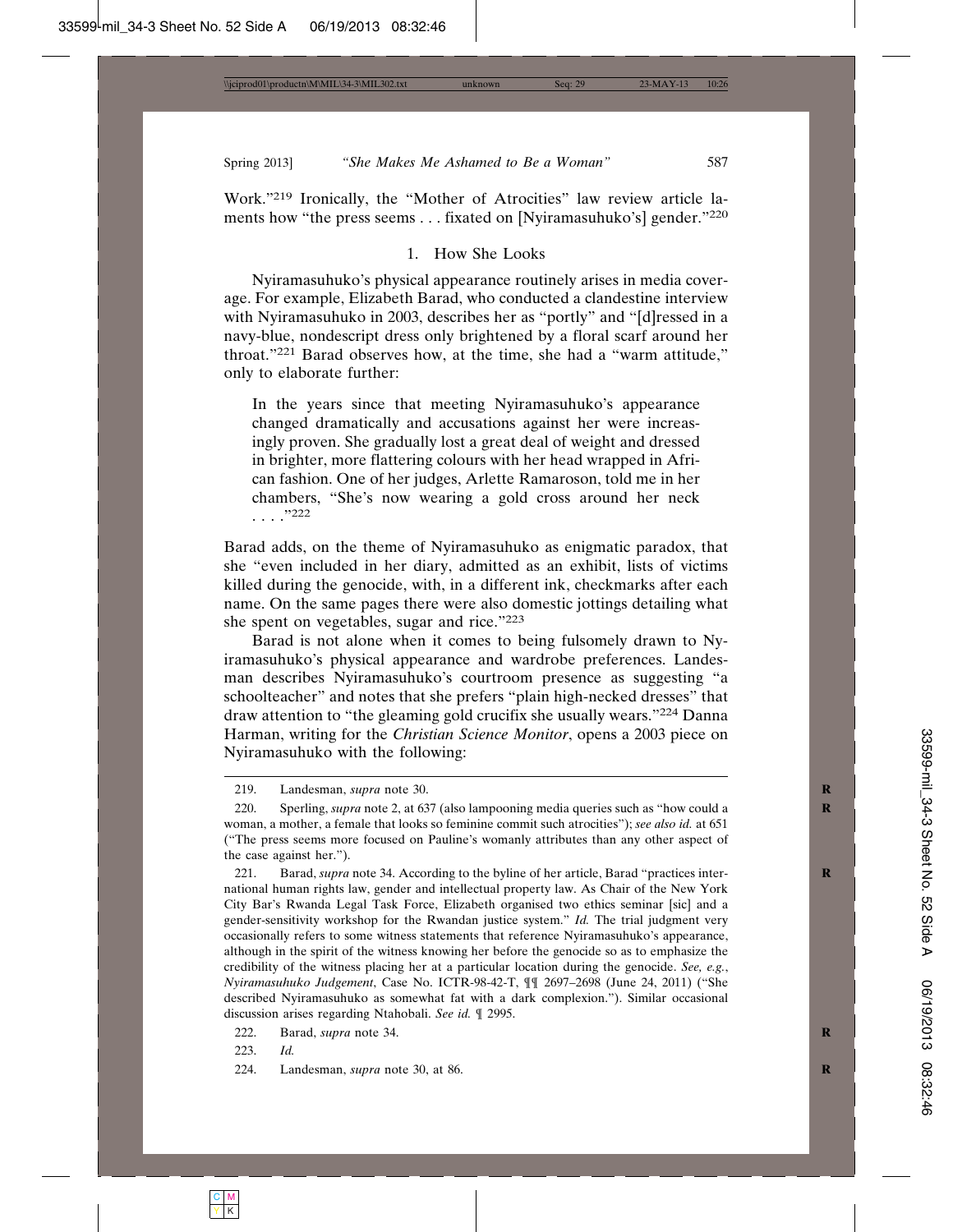Work."[219] Ironically, the "Mother of Atrocities" law review article laments how "the press seems . . . fixated on [Nyiramasuhuko's] gender."[220]

### 1. How She Looks

Nyiramasuhuko's physical appearance routinely arises in media coverage. For example, Elizabeth Barad, who conducted a clandestine interview with Nyiramasuhuko in 2003, describes her as "portly" and "[d]ressed in a navy-blue, nondescript dress only brightened by a floral scarf around her throat."[221] Barad observes how, at the time, she had a "warm attitude," only to elaborate further:

> In the years since that meeting Nyiramasuhuko's appearance changed dramatically and accusations against her were increasingly proven. She gradually lost a great deal of weight and dressed in brighter, more flattering colours with her head wrapped in African fashion. One of her judges, Arlette Ramaroson, told me in her chambers, "She's now wearing a gold cross around her neck . . . ."[222]

Barad adds, on the theme of Nyiramasuhuko as enigmatic paradox, that she "even included in her diary, admitted as an exhibit, lists of victims killed during the genocide, with, in a different ink, checkmarks after each name. On the same pages there were also domestic jottings detailing what she spent on vegetables, sugar and rice."[223]

Barad is not alone when it comes to being fulsomely drawn to Nyiramasuhuko's physical appearance and wardrobe preferences. Landesman describes Nyiramasuhuko's courtroom presence as suggesting "a schoolteacher" and notes that she prefers "plain high-necked dresses" that draw attention to "the gleaming gold crucifix she usually wears."[224] Danna Harman, writing for the *Christian Science Monitor*, opens a 2003 piece on Nyiramasuhuko with the following:

---

219. Landesman, *supra* note 30.

220. Sperling, *supra* note 2, at 637 (also lampooning media queries such as "how could a woman, a mother, a female that looks so feminine commit such atrocities"); *see also id.* at 651 ("The press seems more focused on Pauline's womanly attributes than any other aspect of the case against her.").

221. Barad, *supra* note 34. According to the byline of her article, Barad "practices international human rights law, gender and intellectual property law. As Chair of the New York City Bar's Rwanda Legal Task Force, Elizabeth organised two ethics seminar [sic] and a gender-sensitivity workshop for the Rwandan justice system." *Id.* The trial judgment very occasionally refers to some witness statements that reference Nyiramasuhuko's appearance, although in the spirit of the witness knowing her before the genocide so as to emphasize the credibility of the witness placing her at a particular location during the genocide. *See, e.g.*, *Nyiramasuhuko Judgement*, Case No. ICTR-98-42-T, ¶¶ 2697–2698 (June 24, 2011) ("She described Nyiramasuhuko as somewhat fat with a dark complexion."). Similar occasional discussion arises regarding Ntahobali. *See id.* ¶ 2995.

222. Barad, *supra* note 34.

223. *Id.*

224. Landesman, *supra* note 30, at 86.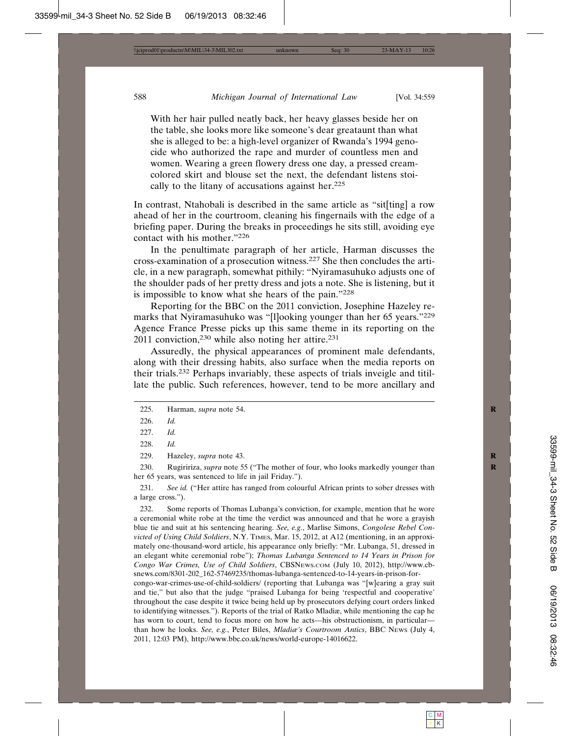With her hair pulled neatly back, her heavy glasses beside her on the table, she looks more like someone's dear greataunt than what she is alleged to be: a high-level organizer of Rwanda's 1994 genocide who authorized the rape and murder of countless men and women. Wearing a green flowery dress one day, a pressed cream-colored skirt and blouse set the next, the defendant listens stoically to the litany of accusations against her.[225]

In contrast, Ntahobali is described in the same article as "sit[ting] a row ahead of her in the courtroom, cleaning his fingernails with the edge of a briefing paper. During the breaks in proceedings he sits still, avoiding eye contact with his mother."[226]

In the penultimate paragraph of her article, Harman discusses the cross-examination of a prosecution witness.[227] She then concludes the article, in a new paragraph, somewhat pithily: "Nyiramasuhuko adjusts one of the shoulder pads of her pretty dress and jots a note. She is listening, but it is impossible to know what she hears of the pain."[228]

Reporting for the BBC on the 2011 conviction, Josephine Hazeley remarks that Nyiramasuhuko was "[l]ooking younger than her 65 years."[229] Agence France Presse picks up this same theme in its reporting on the 2011 conviction,[230] while also noting her attire.[231]

Assuredly, the physical appearances of prominent male defendants, along with their dressing habits, also surface when the media reports on their trials.[232] Perhaps invariably, these aspects of trials inveigle and titillate the public. Such references, however, tend to be more ancillary and

---

225. Harman, *supra* note 54.

226. *Id.*

227. *Id.*

228. *Id.*

229. Hazeley, *supra* note 43.

230. Rugiririza, *supra* note 55 ("The mother of four, who looks markedly younger than her 65 years, was sentenced to life in jail Friday.").

231. *See id.* ("Her attire has ranged from colourful African prints to sober dresses with a large cross.").

232. Some reports of Thomas Lubanga's conviction, for example, mention that he wore a ceremonial white robe at the time the verdict was announced and that he wore a grayish blue tie and suit at his sentencing hearing. *See, e.g.*, Marlise Simons, *Congolese Rebel Convicted of Using Child Soldiers*, N.Y. TIMES, Mar. 15, 2012, at A12 (mentioning, in an approximately one-thousand-word article, his appearance only briefly: "Mr. Lubanga, 51, dressed in an elegant white ceremonial robe"); *Thomas Lubanga Sentenced to 14 Years in Prison for Congo War Crimes, Use of Child Soldiers*, CBSNEWS.COM (July 10, 2012), http://www.cbsnews.com/8301-202_162-57469235/thomas-lubanga-sentenced-to-14-years-in-prison-for-congo-war-crimes-use-of-child-soldiers/ (reporting that Lubanga was "[w]earing a gray suit and tie," but also that the judge "praised Lubanga for being 'respectful and cooperative' throughout the case despite it twice being held up by prosecutors defying court orders linked to identifying witnesses."). Reports of the trial of Ratko Mladiæ, while mentioning the cap he has worn to court, tend to focus more on how he acts—his obstructionism, in particular—than how he looks. *See, e.g.*, Peter Biles, *Mladiæ's Courtroom Antics*, BBC NEWS (July 4, 2011, 12:03 PM), http://www.bbc.co.uk/news/world-europe-14016622.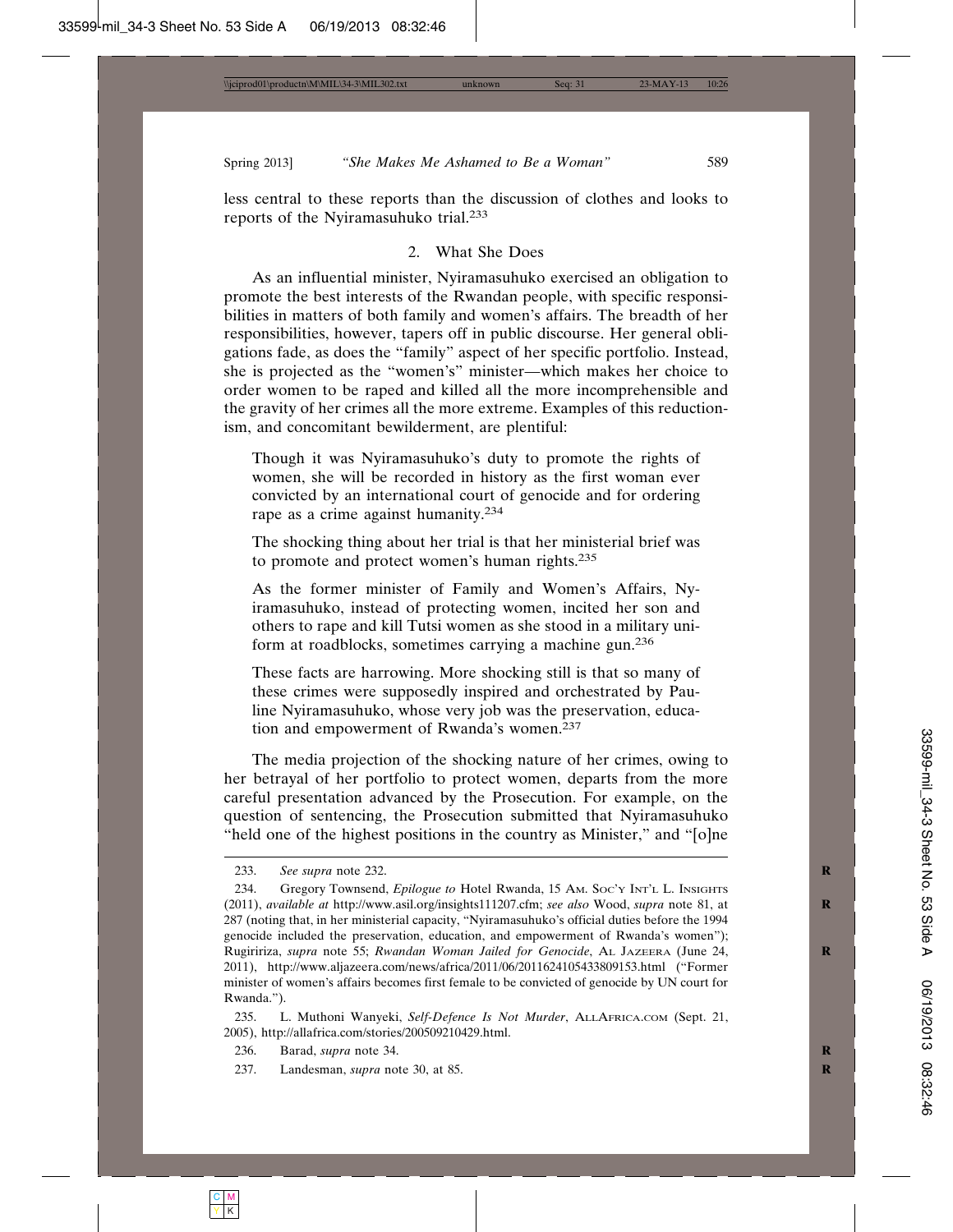less central to these reports than the discussion of clothes and looks to reports of the Nyiramasuhuko trial.[233]

### 2. What She Does

As an influential minister, Nyiramasuhuko exercised an obligation to promote the best interests of the Rwandan people, with specific responsibilities in matters of both family and women's affairs. The breadth of her responsibilities, however, tapers off in public discourse. Her general obligations fade, as does the "family" aspect of her specific portfolio. Instead, she is projected as the "women's" minister—which makes her choice to order women to be raped and killed all the more incomprehensible and the gravity of her crimes all the more extreme. Examples of this reductionism, and concomitant bewilderment, are plentiful:

> Though it was Nyiramasuhuko's duty to promote the rights of women, she will be recorded in history as the first woman ever convicted by an international court of genocide and for ordering rape as a crime against humanity.[234]
>
> The shocking thing about her trial is that her ministerial brief was to promote and protect women's human rights.[235]
>
> As the former minister of Family and Women's Affairs, Nyiramasuhuko, instead of protecting women, incited her son and others to rape and kill Tutsi women as she stood in a military uniform at roadblocks, sometimes carrying a machine gun.[236]
>
> These facts are harrowing. More shocking still is that so many of these crimes were supposedly inspired and orchestrated by Pauline Nyiramasuhuko, whose very job was the preservation, education and empowerment of Rwanda's women.[237]

The media projection of the shocking nature of her crimes, owing to her betrayal of her portfolio to protect women, departs from the more careful presentation advanced by the Prosecution. For example, on the question of sentencing, the Prosecution submitted that Nyiramasuhuko "held one of the highest positions in the country as Minister," and "[o]ne

---

233. *See supra* note 232.

234. Gregory Townsend, *Epilogue to* Hotel Rwanda, 15 Am. Soc'y Int'l L. Insights (2011), *available at* http://www.asil.org/insights111207.cfm; *see also* Wood, *supra* note 81, at 287 (noting that, in her ministerial capacity, "Nyiramasuhuko's official duties before the 1994 genocide included the preservation, education, and empowerment of Rwanda's women"); Rugiririza, *supra* note 55; *Rwandan Woman Jailed for Genocide*, Al Jazeera (June 24, 2011), http://www.aljazeera.com/news/africa/2011/06/2011624105433809153.html ("Former minister of women's affairs becomes first female to be convicted of genocide by UN court for Rwanda.").

235. L. Muthoni Wanyeki, *Self-Defence Is Not Murder*, AllAfrica.com (Sept. 21, 2005), http://allafrica.com/stories/200509210429.html.

236. Barad, *supra* note 34.

237. Landesman, *supra* note 30, at 85.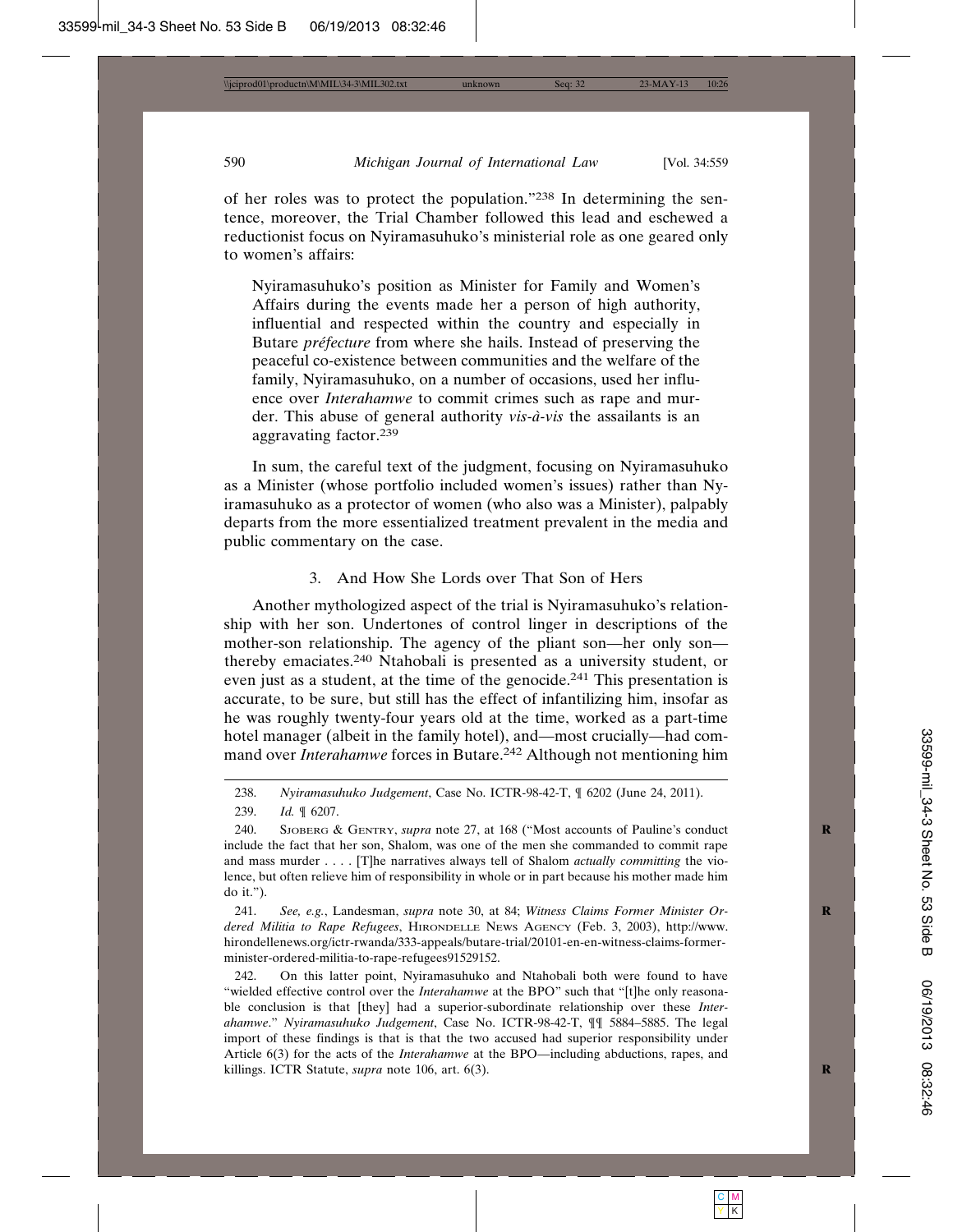of her roles was to protect the population."[238] In determining the sentence, moreover, the Trial Chamber followed this lead and eschewed a reductionist focus on Nyiramasuhuko's ministerial role as one geared only to women's affairs:

> Nyiramasuhuko's position as Minister for Family and Women's Affairs during the events made her a person of high authority, influential and respected within the country and especially in Butare *préfecture* from where she hails. Instead of preserving the peaceful co-existence between communities and the welfare of the family, Nyiramasuhuko, on a number of occasions, used her influence over *Interahamwe* to commit crimes such as rape and murder. This abuse of general authority *vis-à-vis* the assailants is an aggravating factor.[239]

In sum, the careful text of the judgment, focusing on Nyiramasuhuko as a Minister (whose portfolio included women's issues) rather than Nyiramasuhuko as a protector of women (who also was a Minister), palpably departs from the more essentialized treatment prevalent in the media and public commentary on the case.

### 3. And How She Lords over That Son of Hers

Another mythologized aspect of the trial is Nyiramasuhuko's relationship with her son. Undertones of control linger in descriptions of the mother-son relationship. The agency of the pliant son—her only son—thereby emaciates.[240] Ntahobali is presented as a university student, or even just as a student, at the time of the genocide.[241] This presentation is accurate, to be sure, but still has the effect of infantilizing him, insofar as he was roughly twenty-four years old at the time, worked as a part-time hotel manager (albeit in the family hotel), and—most crucially—had command over *Interahamwe* forces in Butare.[242] Although not mentioning him

---

238. *Nyiramasuhuko Judgement*, Case No. ICTR-98-42-T, ¶ 6202 (June 24, 2011).

239. *Id.* ¶ 6207.

240. Sjoberg & Gentry, *supra* note 27, at 168 ("Most accounts of Pauline's conduct include the fact that her son, Shalom, was one of the men she commanded to commit rape and mass murder . . . . [T]he narratives always tell of Shalom *actually committing* the violence, but often relieve him of responsibility in whole or in part because his mother made him do it.").

241. *See, e.g.*, Landesman, *supra* note 30, at 84; *Witness Claims Former Minister Ordered Militia to Rape Refugees*, Hirondelle News Agency (Feb. 3, 2003), http://www.hirondellenews.org/ictr-rwanda/333-appeals/butare-trial/20101-en-en-witness-claims-former-minister-ordered-militia-to-rape-refugees91529152.

242. On this latter point, Nyiramasuhuko and Ntahobali both were found to have "wielded effective control over the *Interahamwe* at the BPO" such that "[t]he only reasonable conclusion is that [they] had a superior-subordinate relationship over these *Interahamwe*." *Nyiramasuhuko Judgement*, Case No. ICTR-98-42-T, ¶¶ 5884–5885. The legal import of these findings is that is that the two accused had superior responsibility under Article 6(3) for the acts of the *Interahamwe* at the BPO—including abductions, rapes, and killings. ICTR Statute, *supra* note 106, art. 6(3).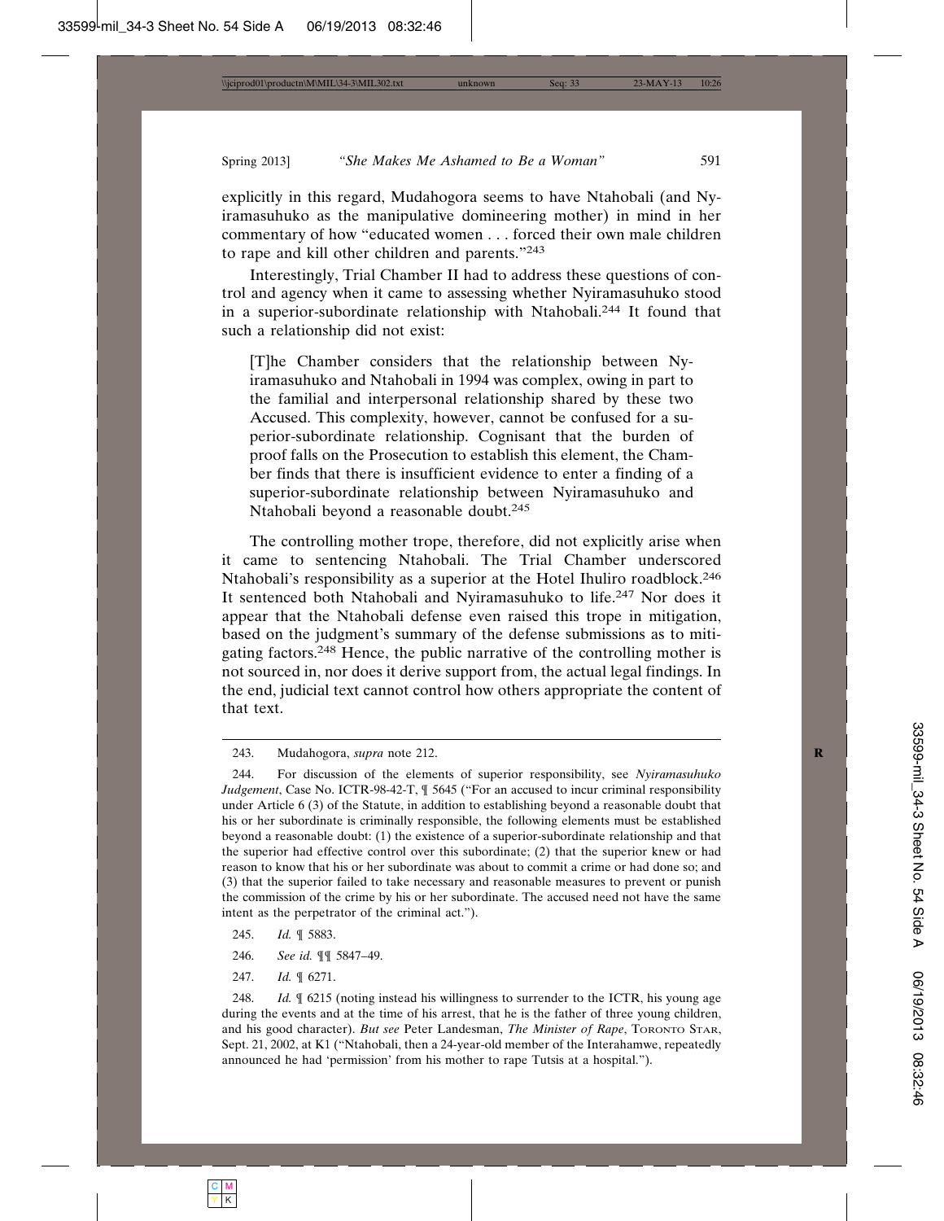explicitly in this regard, Mudahogora seems to have Ntahobali (and Nyiramasuhuko as the manipulative domineering mother) in mind in her commentary of how "educated women . . . forced their own male children to rape and kill other children and parents."[243]

Interestingly, Trial Chamber II had to address these questions of control and agency when it came to assessing whether Nyiramasuhuko stood in a superior-subordinate relationship with Ntahobali.[244] It found that such a relationship did not exist:

> [T]he Chamber considers that the relationship between Nyiramasuhuko and Ntahobali in 1994 was complex, owing in part to the familial and interpersonal relationship shared by these two Accused. This complexity, however, cannot be confused for a superior-subordinate relationship. Cognisant that the burden of proof falls on the Prosecution to establish this element, the Chamber finds that there is insufficient evidence to enter a finding of a superior-subordinate relationship between Nyiramasuhuko and Ntahobali beyond a reasonable doubt.[245]

The controlling mother trope, therefore, did not explicitly arise when it came to sentencing Ntahobali. The Trial Chamber underscored Ntahobali's responsibility as a superior at the Hotel Ihuliro roadblock.[246] It sentenced both Ntahobali and Nyiramasuhuko to life.[247] Nor does it appear that the Ntahobali defense even raised this trope in mitigation, based on the judgment's summary of the defense submissions as to mitigating factors.[248] Hence, the public narrative of the controlling mother is not sourced in, nor does it derive support from, the actual legal findings. In the end, judicial text cannot control how others appropriate the content of that text.

---

243. Mudahogora, *supra* note 212.

244. For discussion of the elements of superior responsibility, see *Nyiramasuhuko Judgement*, Case No. ICTR-98-42-T, ¶ 5645 ("For an accused to incur criminal responsibility under Article 6 (3) of the Statute, in addition to establishing beyond a reasonable doubt that his or her subordinate is criminally responsible, the following elements must be established beyond a reasonable doubt: (1) the existence of a superior-subordinate relationship and that the superior had effective control over this subordinate; (2) that the superior knew or had reason to know that his or her subordinate was about to commit a crime or had done so; and (3) that the superior failed to take necessary and reasonable measures to prevent or punish the commission of the crime by his or her subordinate. The accused need not have the same intent as the perpetrator of the criminal act.").

245. *Id.* ¶ 5883.

246. *See id.* ¶¶ 5847–49.

247. *Id.* ¶ 6271.

248. *Id.* ¶ 6215 (noting instead his willingness to surrender to the ICTR, his young age during the events and at the time of his arrest, that he is the father of three young children, and his good character). *But see* Peter Landesman, *The Minister of Rape*, TORONTO STAR, Sept. 21, 2002, at K1 ("Ntahobali, then a 24-year-old member of the Interahamwe, repeatedly announced he had 'permission' from his mother to rape Tutsis at a hospital.").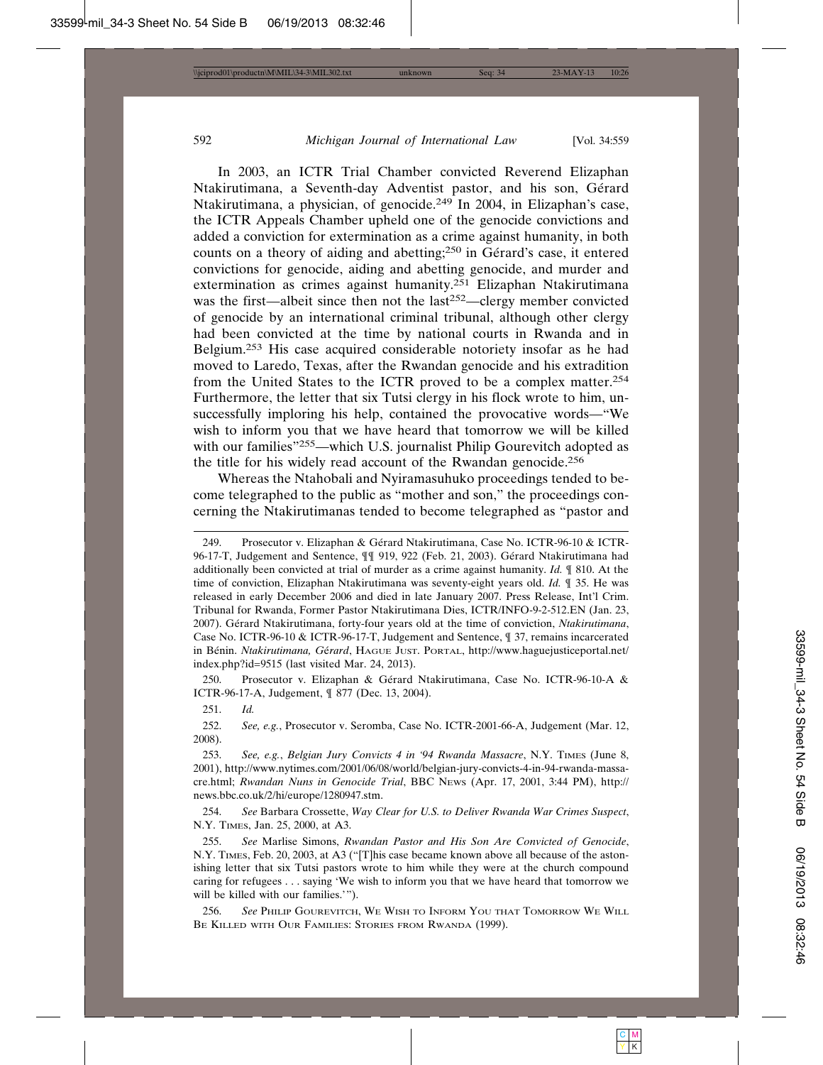In 2003, an ICTR Trial Chamber convicted Reverend Elizaphan Ntakirutimana, a Seventh-day Adventist pastor, and his son, Gérard Ntakirutimana, a physician, of genocide.[249] In 2004, in Elizaphan's case, the ICTR Appeals Chamber upheld one of the genocide convictions and added a conviction for extermination as a crime against humanity, in both counts on a theory of aiding and abetting;[250] in Gérard's case, it entered convictions for genocide, aiding and abetting genocide, and murder and extermination as crimes against humanity.[251] Elizaphan Ntakirutimana was the first—albeit since then not the last[252]—clergy member convicted of genocide by an international criminal tribunal, although other clergy had been convicted at the time by national courts in Rwanda and in Belgium.[253] His case acquired considerable notoriety insofar as he had moved to Laredo, Texas, after the Rwandan genocide and his extradition from the United States to the ICTR proved to be a complex matter.[254] Furthermore, the letter that six Tutsi clergy in his flock wrote to him, unsuccessfully imploring his help, contained the provocative words—"We wish to inform you that we have heard that tomorrow we will be killed with our families"[255]—which U.S. journalist Philip Gourevitch adopted as the title for his widely read account of the Rwandan genocide.[256]

Whereas the Ntahobali and Nyiramasuhuko proceedings tended to become telegraphed to the public as "mother and son," the proceedings concerning the Ntakirutimanas tended to become telegraphed as "pastor and

---

249. Prosecutor v. Elizaphan & Gérard Ntakirutimana, Case No. ICTR-96-10 & ICTR-96-17-T, Judgement and Sentence, ¶¶ 919, 922 (Feb. 21, 2003). Gérard Ntakirutimana had additionally been convicted at trial of murder as a crime against humanity. *Id.* ¶ 810. At the time of conviction, Elizaphan Ntakirutimana was seventy-eight years old. *Id.* ¶ 35. He was released in early December 2006 and died in late January 2007. Press Release, Int'l Crim. Tribunal for Rwanda, Former Pastor Ntakirutimana Dies, ICTR/INFO-9-2-512.EN (Jan. 23, 2007). Gérard Ntakirutimana, forty-four years old at the time of conviction, *Ntakirutimana*, Case No. ICTR-96-10 & ICTR-96-17-T, Judgement and Sentence, ¶ 37, remains incarcerated in Bénin. *Ntakirutimana, Gérard*, Hague Just. Portal, http://www.haguejusticeportal.net/index.php?id=9515 (last visited Mar. 24, 2013).

250. Prosecutor v. Elizaphan & Gérard Ntakirutimana, Case No. ICTR-96-10-A & ICTR-96-17-A, Judgement, ¶ 877 (Dec. 13, 2004).

251. *Id.*

252. *See, e.g.*, Prosecutor v. Seromba, Case No. ICTR-2001-66-A, Judgement (Mar. 12, 2008).

253. *See, e.g.*, *Belgian Jury Convicts 4 in '94 Rwanda Massacre*, N.Y. Times (June 8, 2001), http://www.nytimes.com/2001/06/08/world/belgian-jury-convicts-4-in-94-rwanda-massacre.html; *Rwandan Nuns in Genocide Trial*, BBC News (Apr. 17, 2001, 3:44 PM), http://news.bbc.co.uk/2/hi/europe/1280947.stm.

254. *See* Barbara Crossette, *Way Clear for U.S. to Deliver Rwanda War Crimes Suspect*, N.Y. Times, Jan. 25, 2000, at A3.

255. *See* Marlise Simons, *Rwandan Pastor and His Son Are Convicted of Genocide*, N.Y. Times, Feb. 20, 2003, at A3 ("[T]his case became known above all because of the astonishing letter that six Tutsi pastors wrote to him while they were at the church compound caring for refugees . . . saying 'We wish to inform you that we have heard that tomorrow we will be killed with our families.'").

256. *See* Philip Gourevitch, We Wish to Inform You that Tomorrow We Will Be Killed with Our Families: Stories from Rwanda (1999).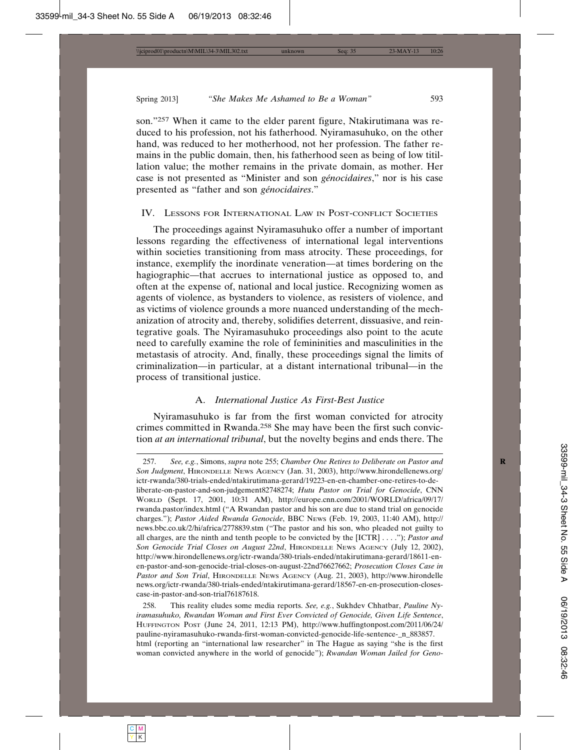son."[257] When it came to the elder parent figure, Ntakirutimana was reduced to his profession, not his fatherhood. Nyiramasuhuko, on the other hand, was reduced to her motherhood, not her profession. The father remains in the public domain, then, his fatherhood seen as being of low titillation value; the mother remains in the private domain, as mother. Her case is not presented as "Minister and son *génocidaires*," nor is his case presented as "father and son *génocidaires*."

## IV. Lessons for International Law in Post-conflict Societies

The proceedings against Nyiramasuhuko offer a number of important lessons regarding the effectiveness of international legal interventions within societies transitioning from mass atrocity. These proceedings, for instance, exemplify the inordinate veneration—at times bordering on the hagiographic—that accrues to international justice as opposed to, and often at the expense of, national and local justice. Recognizing women as agents of violence, as bystanders to violence, as resisters of violence, and as victims of violence grounds a more nuanced understanding of the mechanization of atrocity and, thereby, solidifies deterrent, dissuasive, and reintegrative goals. The Nyiramasuhuko proceedings also point to the acute need to carefully examine the role of femininities and masculinities in the metastasis of atrocity. And, finally, these proceedings signal the limits of criminalization—in particular, at a distant international tribunal—in the process of transitional justice.

### A. *International Justice As First-Best Justice*

Nyiramasuhuko is far from the first woman convicted for atrocity crimes committed in Rwanda.[258] She may have been the first such conviction *at an international tribunal*, but the novelty begins and ends there. The

---

257. *See, e.g.*, Simons, *supra* note 255; *Chamber One Retires to Deliberate on Pastor and Son Judgment*, Hirondelle News Agency (Jan. 31, 2003), http://www.hirondellenews.org/ictr-rwanda/380-trials-ended/ntakirutimana-gerard/19223-en-en-chamber-one-retires-to-deliberate-on-pastor-and-son-judgement82748274; *Hutu Pastor on Trial for Genocide*, CNN World (Sept. 17, 2001, 10:31 AM), http://europe.cnn.com/2001/WORLD/africa/09/17/rwanda.pastor/index.html ("A Rwandan pastor and his son are due to stand trial on genocide charges."); *Pastor Aided Rwanda Genocide*, BBC News (Feb. 19, 2003, 11:40 AM), http://news.bbc.co.uk/2/hi/africa/2778839.stm ("The pastor and his son, who pleaded not guilty to all charges, are the ninth and tenth people to be convicted by the [ICTR] . . . ."); *Pastor and Son Genocide Trial Closes on August 22nd*, Hirondelle News Agency (July 12, 2002), http://www.hirondellenews.org/ictr-rwanda/380-trials-ended/ntakirutimana-gerard/18611-en-en-pastor-and-son-genocide-trial-closes-on-august-22nd76627662; *Prosecution Closes Case in Pastor and Son Trial*, Hirondelle News Agency (Aug. 21, 2003), http://www.hirondellenews.org/ictr-rwanda/380-trials-ended/ntakirutimana-gerard/18567-en-en-prosecution-closes-case-in-pastor-and-son-trial76187618.

258. This reality eludes some media reports. *See, e.g.*, Sukhdev Chhatbar, *Pauline Nyiramasuhuko, Rwandan Woman and First Ever Convicted of Genocide, Given Life Sentence*, Huffington Post (June 24, 2011, 12:13 PM), http://www.huffingtonpost.com/2011/06/24/pauline-nyiramasuhuko-rwanda-first-woman-convicted-genocide-life-sentence-_n_883857.html (reporting an "international law researcher" in The Hague as saying "she is the first woman convicted anywhere in the world of genocide"); *Rwandan Woman Jailed for Geno-*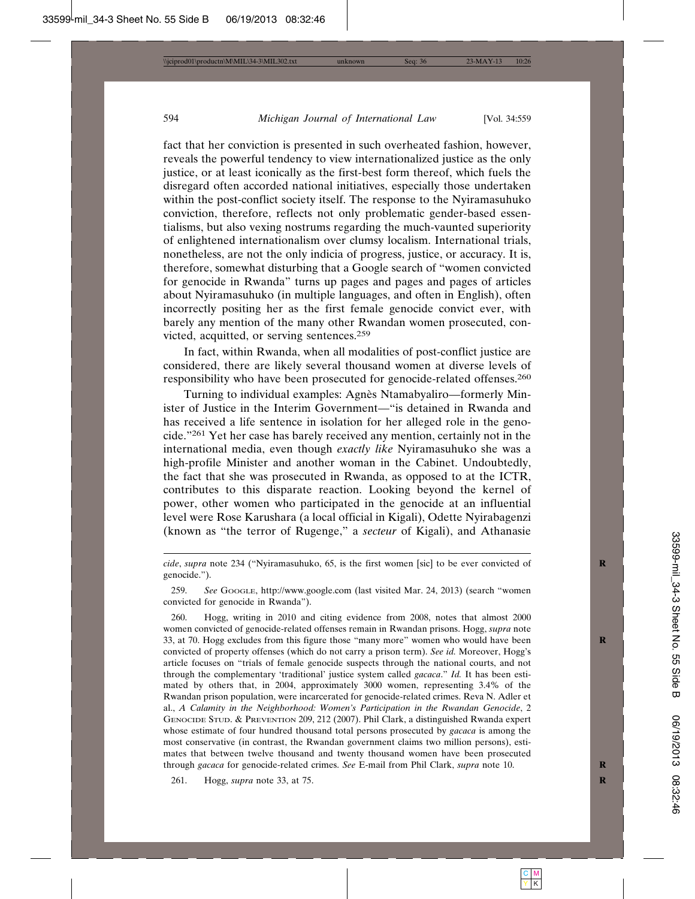fact that her conviction is presented in such overheated fashion, however, reveals the powerful tendency to view internationalized justice as the only justice, or at least iconically as the first-best form thereof, which fuels the disregard often accorded national initiatives, especially those undertaken within the post-conflict society itself. The response to the Nyiramasuhuko conviction, therefore, reflects not only problematic gender-based essentialisms, but also vexing nostrums regarding the much-vaunted superiority of enlightened internationalism over clumsy localism. International trials, nonetheless, are not the only indicia of progress, justice, or accuracy. It is, therefore, somewhat disturbing that a Google search of "women convicted for genocide in Rwanda" turns up pages and pages and pages of articles about Nyiramasuhuko (in multiple languages, and often in English), often incorrectly positing her as the first female genocide convict ever, with barely any mention of the many other Rwandan women prosecuted, convicted, acquitted, or serving sentences.[259]

In fact, within Rwanda, when all modalities of post-conflict justice are considered, there are likely several thousand women at diverse levels of responsibility who have been prosecuted for genocide-related offenses.[260]

Turning to individual examples: Agnès Ntamabyaliro—formerly Minister of Justice in the Interim Government—"is detained in Rwanda and has received a life sentence in isolation for her alleged role in the genocide."[261] Yet her case has barely received any mention, certainly not in the international media, even though *exactly like* Nyiramasuhuko she was a high-profile Minister and another woman in the Cabinet. Undoubtedly, the fact that she was prosecuted in Rwanda, as opposed to at the ICTR, contributes to this disparate reaction. Looking beyond the kernel of power, other women who participated in the genocide at an influential level were Rose Karushara (a local official in Kigali), Odette Nyirabagenzi (known as "the terror of Rugenge," a *secteur* of Kigali), and Athanasie

---

*cide*, *supra* note 234 ("Nyiramasuhuko, 65, is the first women [sic] to be ever convicted of genocide.").

259. *See* Google, http://www.google.com (last visited Mar. 24, 2013) (search "women convicted for genocide in Rwanda").

260. Hogg, writing in 2010 and citing evidence from 2008, notes that almost 2000 women convicted of genocide-related offenses remain in Rwandan prisons. Hogg, *supra* note 33, at 70. Hogg excludes from this figure those "many more" women who would have been convicted of property offenses (which do not carry a prison term). *See id.* Moreover, Hogg's article focuses on "trials of female genocide suspects through the national courts, and not through the complementary 'traditional' justice system called *gacaca*." *Id.* It has been estimated by others that, in 2004, approximately 3000 women, representing 3.4% of the Rwandan prison population, were incarcerated for genocide-related crimes. Reva N. Adler et al., *A Calamity in the Neighborhood: Women's Participation in the Rwandan Genocide*, 2 Genocide Stud. & Prevention 209, 212 (2007). Phil Clark, a distinguished Rwanda expert whose estimate of four hundred thousand total persons prosecuted by *gacaca* is among the most conservative (in contrast, the Rwandan government claims two million persons), estimates that between twelve thousand and twenty thousand women have been prosecuted through *gacaca* for genocide-related crimes. *See* E-mail from Phil Clark, *supra* note 10.

261. Hogg, *supra* note 33, at 75.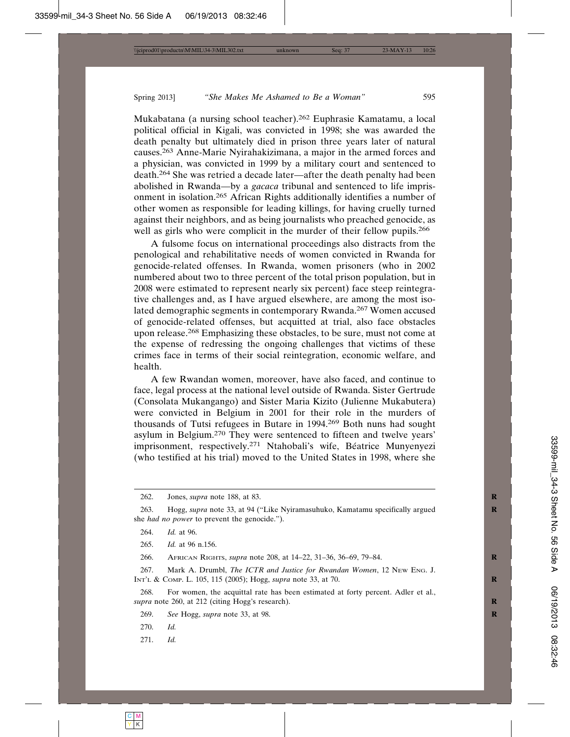Mukabatana (a nursing school teacher).[262] Euphrasie Kamatamu, a local political official in Kigali, was convicted in 1998; she was awarded the death penalty but ultimately died in prison three years later of natural causes.[263] Anne-Marie Nyirahakizimana, a major in the armed forces and a physician, was convicted in 1999 by a military court and sentenced to death.[264] She was retried a decade later—after the death penalty had been abolished in Rwanda—by a *gacaca* tribunal and sentenced to life imprisonment in isolation.[265] African Rights additionally identifies a number of other women as responsible for leading killings, for having cruelly turned against their neighbors, and as being journalists who preached genocide, as well as girls who were complicit in the murder of their fellow pupils.[266]

A fulsome focus on international proceedings also distracts from the penological and rehabilitative needs of women convicted in Rwanda for genocide-related offenses. In Rwanda, women prisoners (who in 2002 numbered about two to three percent of the total prison population, but in 2008 were estimated to represent nearly six percent) face steep reintegrative challenges and, as I have argued elsewhere, are among the most isolated demographic segments in contemporary Rwanda.[267] Women accused of genocide-related offenses, but acquitted at trial, also face obstacles upon release.[268] Emphasizing these obstacles, to be sure, must not come at the expense of redressing the ongoing challenges that victims of these crimes face in terms of their social reintegration, economic welfare, and health.

A few Rwandan women, moreover, have also faced, and continue to face, legal process at the national level outside of Rwanda. Sister Gertrude (Consolata Mukangango) and Sister Maria Kizito (Julienne Mukabutera) were convicted in Belgium in 2001 for their role in the murders of thousands of Tutsi refugees in Butare in 1994.[269] Both nuns had sought asylum in Belgium.[270] They were sentenced to fifteen and twelve years' imprisonment, respectively.[271] Ntahobali's wife, Béatrice Munyenyezi (who testified at his trial) moved to the United States in 1998, where she

---

262. Jones, *supra* note 188, at 83.

263. Hogg, *supra* note 33, at 94 ("Like Nyiramasuhuko, Kamatamu specifically argued she *had no power* to prevent the genocide.").

264. *Id.* at 96.

265. *Id.* at 96 n.156.

266. African Rights, *supra* note 208, at 14–22, 31–36, 36–69, 79–84.

267. Mark A. Drumbl, *The ICTR and Justice for Rwandan Women*, 12 New Eng. J. Int'l & Comp. L. 105, 115 (2005); Hogg, *supra* note 33, at 70.

268. For women, the acquittal rate has been estimated at forty percent. Adler et al., *supra* note 260, at 212 (citing Hogg's research).

269. *See* Hogg, *supra* note 33, at 98.

270. *Id.*

271. *Id.*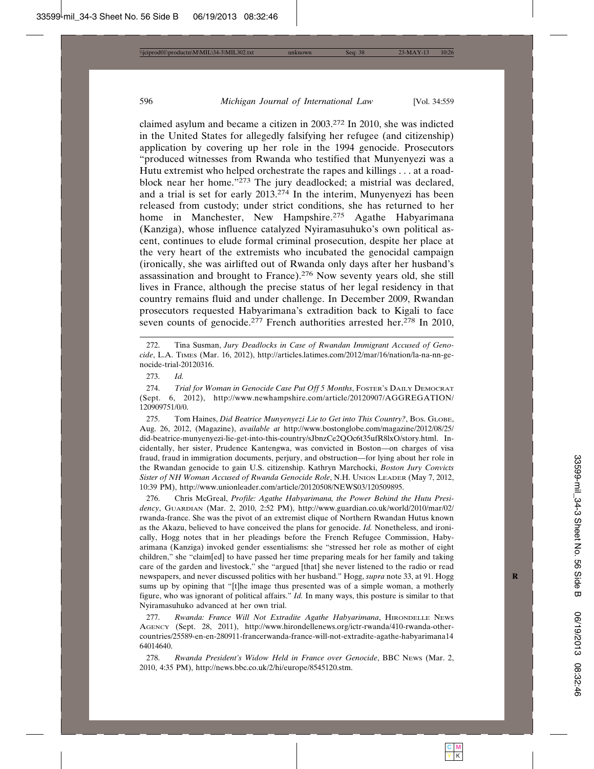claimed asylum and became a citizen in 2003.[272] In 2010, she was indicted in the United States for allegedly falsifying her refugee (and citizenship) application by covering up her role in the 1994 genocide. Prosecutors "produced witnesses from Rwanda who testified that Munyenyezi was a Hutu extremist who helped orchestrate the rapes and killings . . . at a roadblock near her home."[273] The jury deadlocked; a mistrial was declared, and a trial is set for early 2013.[274] In the interim, Munyenyezi has been released from custody; under strict conditions, she has returned to her home in Manchester, New Hampshire.[275] Agathe Habyarimana (Kanziga), whose influence catalyzed Nyiramasuhuko's own political ascent, continues to elude formal criminal prosecution, despite her place at the very heart of the extremists who incubated the genocidal campaign (ironically, she was airlifted out of Rwanda only days after her husband's assassination and brought to France).[276] Now seventy years old, she still lives in France, although the precise status of her legal residency in that country remains fluid and under challenge. In December 2009, Rwandan prosecutors requested Habyarimana's extradition back to Kigali to face seven counts of genocide.[277] French authorities arrested her.[278] In 2010,

---

272. Tina Susman, *Jury Deadlocks in Case of Rwandan Immigrant Accused of Genocide*, L.A. Times (Mar. 16, 2012), http://articles.latimes.com/2012/mar/16/nation/la-na-nn-genocide-trial-20120316.

273. *Id.*

274. *Trial for Woman in Genocide Case Put Off 5 Months*, Foster's Daily Democrat (Sept. 6, 2012), http://www.newhampshire.com/article/20120907/AGGREGATION/120909751/0/0.

275. Tom Haines, *Did Beatrice Munyenyezi Lie to Get into This Country?*, Bos. Globe, Aug. 26, 2012, (Magazine), *available at* http://www.bostonglobe.com/magazine/2012/08/25/did-beatrice-munyenyezi-lie-get-into-this-country/sJbnzCe2QOc6t35ufR8lxO/story.html. Incidentally, her sister, Prudence Kantengwa, was convicted in Boston—on charges of visa fraud, fraud in immigration documents, perjury, and obstruction—for lying about her role in the Rwandan genocide to gain U.S. citizenship. Kathryn Marchocki, *Boston Jury Convicts Sister of NH Woman Accused of Rwanda Genocide Role*, N.H. Union Leader (May 7, 2012, 10:39 PM), http://www.unionleader.com/article/20120508/NEWS03/120509895.

276. Chris McGreal, *Profile: Agathe Habyarimana, the Power Behind the Hutu Presidency*, Guardian (Mar. 2, 2010, 2:52 PM), http://www.guardian.co.uk/world/2010/mar/02/rwanda-france. She was the pivot of an extremist clique of Northern Rwandan Hutus known as the Akazu, believed to have conceived the plans for genocide. *Id.* Nonetheless, and ironically, Hogg notes that in her pleadings before the French Refugee Commission, Habyarimana (Kanziga) invoked gender essentialisms: she "stressed her role as mother of eight children," she "claim[ed] to have passed her time preparing meals for her family and taking care of the garden and livestock," she "argued [that] she never listened to the radio or read newspapers, and never discussed politics with her husband." Hogg, *supra* note 33, at 91. Hogg sums up by opining that "[t]he image thus presented was of a simple woman, a motherly figure, who was ignorant of political affairs." *Id.* In many ways, this posture is similar to that Nyiramasuhuko advanced at her own trial.

277. *Rwanda: France Will Not Extradite Agathe Habyarimana*, Hirondelle News Agency (Sept. 28, 2011), http://www.hirondellenews.org/ictr-rwanda/410-rwanda-other-countries/25589-en-en-280911-francerwanda-france-will-not-extradite-agathe-habyarimana1464014640.

278. *Rwanda President's Widow Held in France over Genocide*, BBC News (Mar. 2, 2010, 4:35 PM), http://news.bbc.co.uk/2/hi/europe/8545120.stm.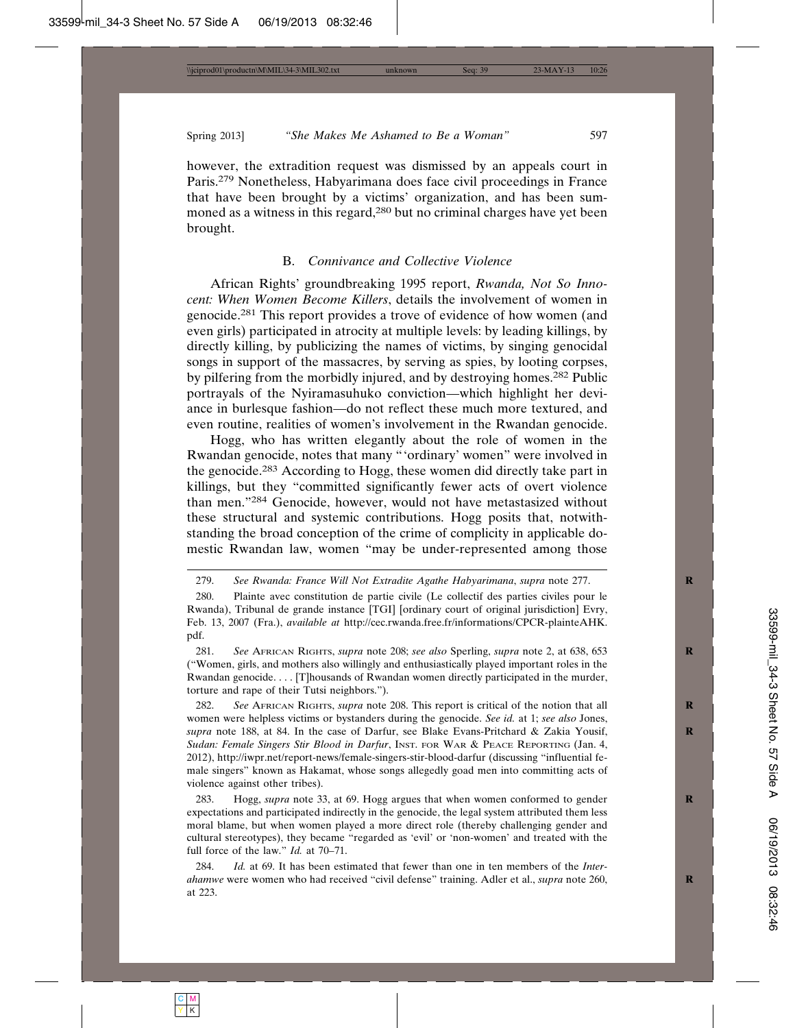however, the extradition request was dismissed by an appeals court in Paris.[279] Nonetheless, Habyarimana does face civil proceedings in France that have been brought by a victims' organization, and has been summoned as a witness in this regard,[280] but no criminal charges have yet been brought.

### B. *Connivance and Collective Violence*

African Rights' groundbreaking 1995 report, *Rwanda, Not So Innocent: When Women Become Killers*, details the involvement of women in genocide.[281] This report provides a trove of evidence of how women (and even girls) participated in atrocity at multiple levels: by leading killings, by directly killing, by publicizing the names of victims, by singing genocidal songs in support of the massacres, by serving as spies, by looting corpses, by pilfering from the morbidly injured, and by destroying homes.[282] Public portrayals of the Nyiramasuhuko conviction—which highlight her deviance in burlesque fashion—do not reflect these much more textured, and even routine, realities of women's involvement in the Rwandan genocide.

Hogg, who has written elegantly about the role of women in the Rwandan genocide, notes that many "'ordinary' women" were involved in the genocide.[283] According to Hogg, these women did directly take part in killings, but they "committed significantly fewer acts of overt violence than men."[284] Genocide, however, would not have metastasized without these structural and systemic contributions. Hogg posits that, notwithstanding the broad conception of the crime of complicity in applicable domestic Rwandan law, women "may be under-represented among those

---

279. *See Rwanda: France Will Not Extradite Agathe Habyarimana*, *supra* note 277.

280. Plainte avec constitution de partie civile (Le collectif des parties civiles pour le Rwanda), Tribunal de grande instance [TGI] [ordinary court of original jurisdiction] Evry, Feb. 13, 2007 (Fra.), *available at* http://cec.rwanda.free.fr/informations/CPCR-plainteAHK.pdf.

281. *See* African Rights, *supra* note 208; *see also* Sperling, *supra* note 2, at 638, 653 ("Women, girls, and mothers also willingly and enthusiastically played important roles in the Rwandan genocide. . . . [T]housands of Rwandan women directly participated in the murder, torture and rape of their Tutsi neighbors.").

282. *See* African Rights, *supra* note 208. This report is critical of the notion that all women were helpless victims or bystanders during the genocide. *See id.* at 1; *see also* Jones, *supra* note 188, at 84. In the case of Darfur, see Blake Evans-Pritchard & Zakia Yousif, *Sudan: Female Singers Stir Blood in Darfur*, Inst. for War & Peace Reporting (Jan. 4, 2012), http://iwpr.net/report-news/female-singers-stir-blood-darfur (discussing "influential female singers" known as Hakamat, whose songs allegedly goad men into committing acts of violence against other tribes).

283. Hogg, *supra* note 33, at 69. Hogg argues that when women conformed to gender expectations and participated indirectly in the genocide, the legal system attributed them less moral blame, but when women played a more direct role (thereby challenging gender and cultural stereotypes), they became "regarded as 'evil' or 'non-women' and treated with the full force of the law." *Id.* at 70–71.

284. *Id.* at 69. It has been estimated that fewer than one in ten members of the *Interahamwe* were women who had received "civil defense" training. Adler et al., *supra* note 260, at 223.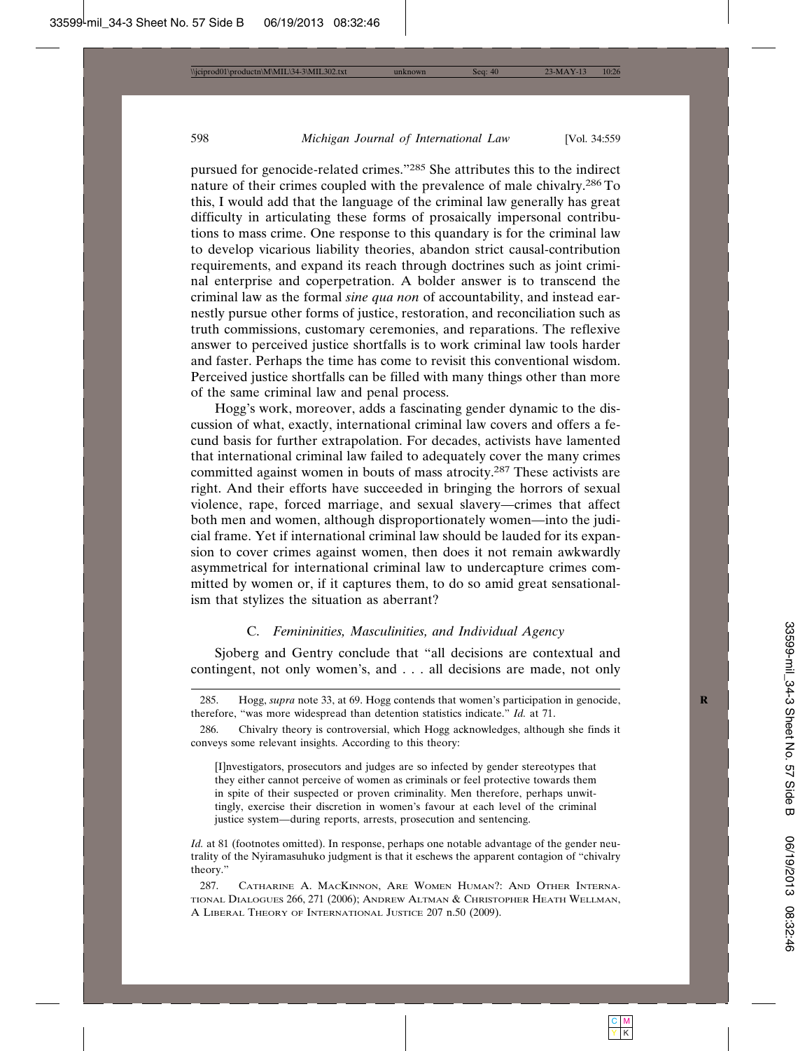pursued for genocide-related crimes."[285] She attributes this to the indirect nature of their crimes coupled with the prevalence of male chivalry.[286] To this, I would add that the language of the criminal law generally has great difficulty in articulating these forms of prosaically impersonal contributions to mass crime. One response to this quandary is for the criminal law to develop vicarious liability theories, abandon strict causal-contribution requirements, and expand its reach through doctrines such as joint criminal enterprise and coperpetration. A bolder answer is to transcend the criminal law as the formal *sine qua non* of accountability, and instead earnestly pursue other forms of justice, restoration, and reconciliation such as truth commissions, customary ceremonies, and reparations. The reflexive answer to perceived justice shortfalls is to work criminal law tools harder and faster. Perhaps the time has come to revisit this conventional wisdom. Perceived justice shortfalls can be filled with many things other than more of the same criminal law and penal process.

Hogg's work, moreover, adds a fascinating gender dynamic to the discussion of what, exactly, international criminal law covers and offers a fecund basis for further extrapolation. For decades, activists have lamented that international criminal law failed to adequately cover the many crimes committed against women in bouts of mass atrocity.[287] These activists are right. And their efforts have succeeded in bringing the horrors of sexual violence, rape, forced marriage, and sexual slavery—crimes that affect both men and women, although disproportionately women—into the judicial frame. Yet if international criminal law should be lauded for its expansion to cover crimes against women, then does it not remain awkwardly asymmetrical for international criminal law to undercapture crimes committed by women or, if it captures them, to do so amid great sensationalism that stylizes the situation as aberrant?

### C. *Femininities, Masculinities, and Individual Agency*

Sjoberg and Gentry conclude that "all decisions are contextual and contingent, not only women's, and . . . all decisions are made, not only

---

285. Hogg, *supra* note 33, at 69. Hogg contends that women's participation in genocide, therefore, "was more widespread than detention statistics indicate." *Id.* at 71.

286. Chivalry theory is controversial, which Hogg acknowledges, although she finds it conveys some relevant insights. According to this theory:

> [I]nvestigators, prosecutors and judges are so infected by gender stereotypes that they either cannot perceive of women as criminals or feel protective towards them in spite of their suspected or proven criminality. Men therefore, perhaps unwittingly, exercise their discretion in women's favour at each level of the criminal justice system—during reports, arrests, prosecution and sentencing.

*Id.* at 81 (footnotes omitted). In response, perhaps one notable advantage of the gender neutrality of the Nyiramasuhuko judgment is that it eschews the apparent contagion of "chivalry theory."

287. Catharine A. MacKinnon, Are Women Human?: And Other International Dialogues 266, 271 (2006); Andrew Altman & Christopher Heath Wellman, A Liberal Theory of International Justice 207 n.50 (2009).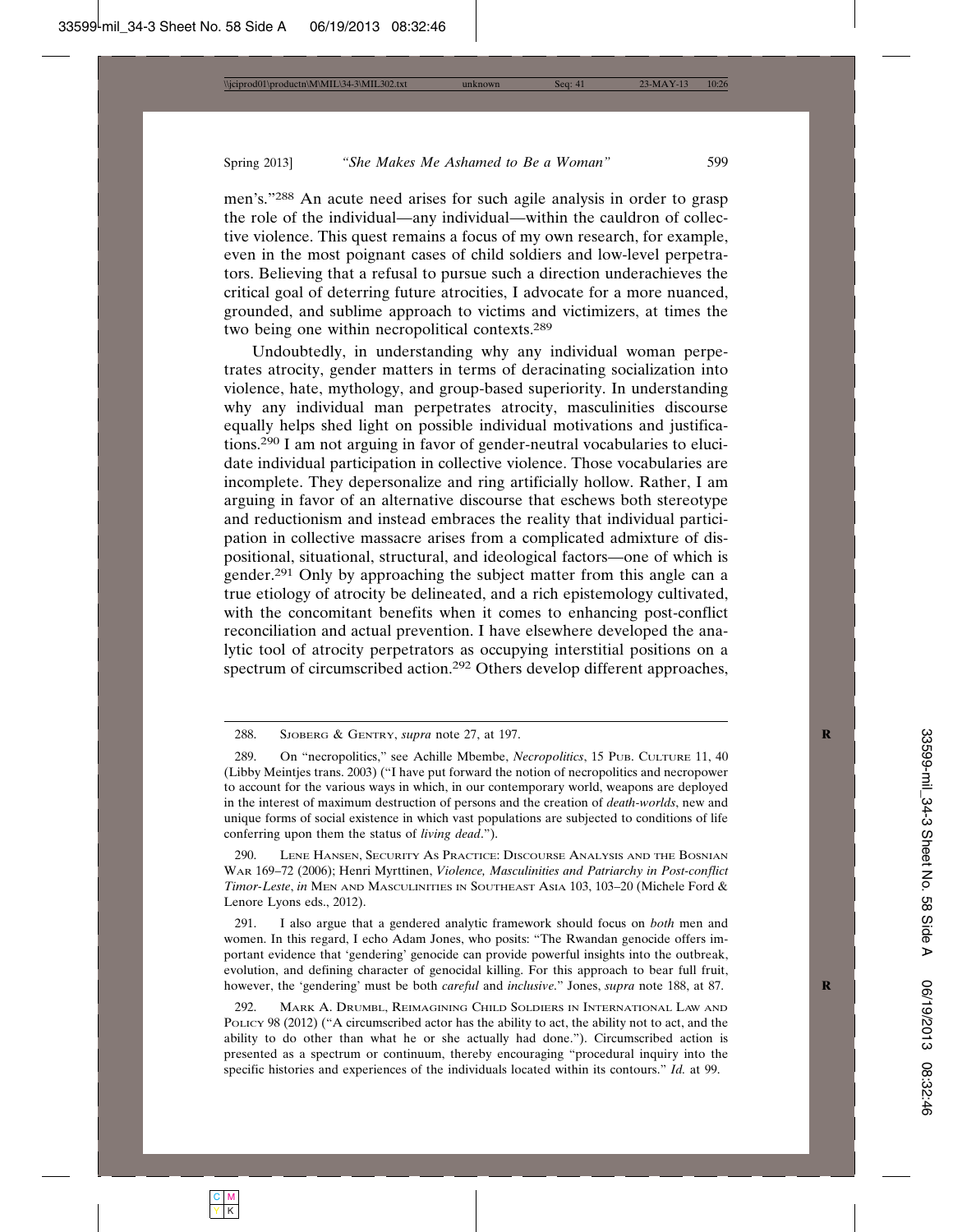men's."[288] An acute need arises for such agile analysis in order to grasp the role of the individual—any individual—within the cauldron of collective violence. This quest remains a focus of my own research, for example, even in the most poignant cases of child soldiers and low-level perpetrators. Believing that a refusal to pursue such a direction underachieves the critical goal of deterring future atrocities, I advocate for a more nuanced, grounded, and sublime approach to victims and victimizers, at times the two being one within necropolitical contexts.[289]

Undoubtedly, in understanding why any individual woman perpetrates atrocity, gender matters in terms of deracinating socialization into violence, hate, mythology, and group-based superiority. In understanding why any individual man perpetrates atrocity, masculinities discourse equally helps shed light on possible individual motivations and justifications.[290] I am not arguing in favor of gender-neutral vocabularies to elucidate individual participation in collective violence. Those vocabularies are incomplete. They depersonalize and ring artificially hollow. Rather, I am arguing in favor of an alternative discourse that eschews both stereotype and reductionism and instead embraces the reality that individual participation in collective massacre arises from a complicated admixture of dispositional, situational, structural, and ideological factors—one of which is gender.[291] Only by approaching the subject matter from this angle can a true etiology of atrocity be delineated, and a rich epistemology cultivated, with the concomitant benefits when it comes to enhancing post-conflict reconciliation and actual prevention. I have elsewhere developed the analytic tool of atrocity perpetrators as occupying interstitial positions on a spectrum of circumscribed action.[292] Others develop different approaches,

---

288. Sjoberg & Gentry, *supra* note 27, at 197.

289. On "necropolitics," see Achille Mbembe, *Necropolitics*, 15 Pub. Culture 11, 40 (Libby Meintjes trans. 2003) ("I have put forward the notion of necropolitics and necropower to account for the various ways in which, in our contemporary world, weapons are deployed in the interest of maximum destruction of persons and the creation of *death-worlds*, new and unique forms of social existence in which vast populations are subjected to conditions of life conferring upon them the status of *living dead*.").

290. Lene Hansen, Security As Practice: Discourse Analysis and the Bosnian War 169–72 (2006); Henri Myrttinen, *Violence, Masculinities and Patriarchy in Post-conflict Timor-Leste*, *in* Men and Masculinities in Southeast Asia 103, 103–20 (Michele Ford & Lenore Lyons eds., 2012).

291. I also argue that a gendered analytic framework should focus on *both* men and women. In this regard, I echo Adam Jones, who posits: "The Rwandan genocide offers important evidence that 'gendering' genocide can provide powerful insights into the outbreak, evolution, and defining character of genocidal killing. For this approach to bear full fruit, however, the 'gendering' must be both *careful* and *inclusive*." Jones, *supra* note 188, at 87.

292. Mark A. Drumbl, Reimagining Child Soldiers in International Law and Policy 98 (2012) ("A circumscribed actor has the ability to act, the ability not to act, and the ability to do other than what he or she actually had done."). Circumscribed action is presented as a spectrum or continuum, thereby encouraging "procedural inquiry into the specific histories and experiences of the individuals located within its contours." *Id.* at 99.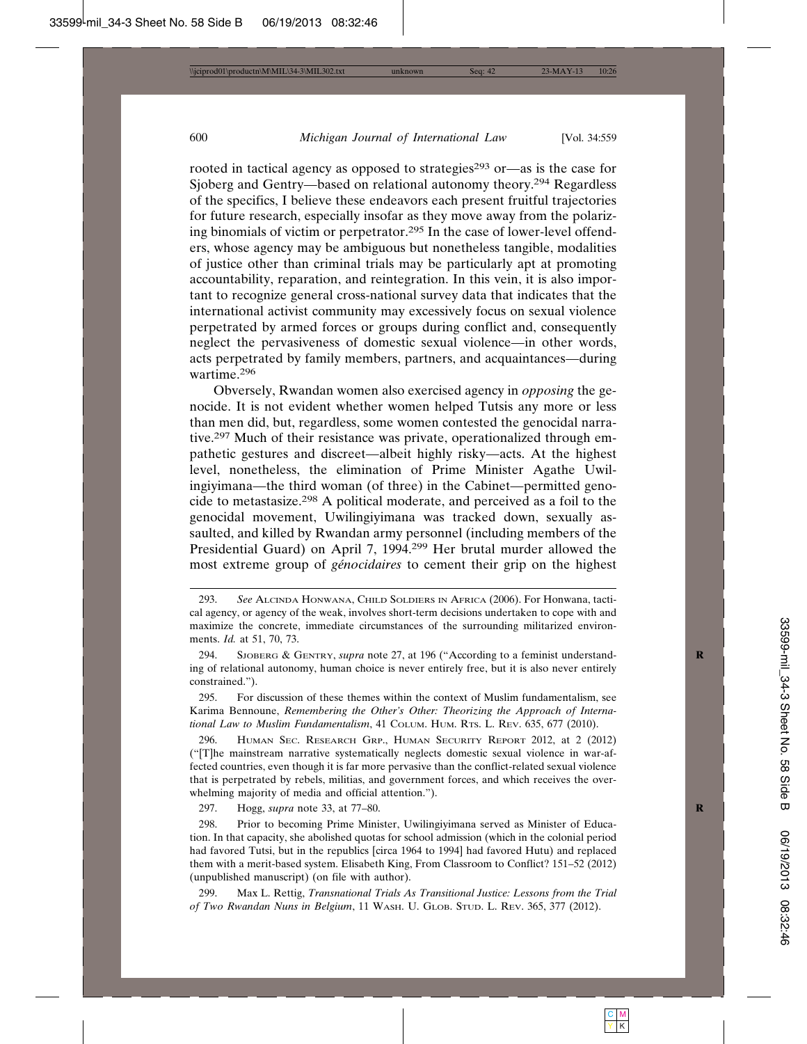rooted in tactical agency as opposed to strategies[293] or—as is the case for Sjoberg and Gentry—based on relational autonomy theory.[294] Regardless of the specifics, I believe these endeavors each present fruitful trajectories for future research, especially insofar as they move away from the polarizing binomials of victim or perpetrator.[295] In the case of lower-level offenders, whose agency may be ambiguous but nonetheless tangible, modalities of justice other than criminal trials may be particularly apt at promoting accountability, reparation, and reintegration. In this vein, it is also important to recognize general cross-national survey data that indicates that the international activist community may excessively focus on sexual violence perpetrated by armed forces or groups during conflict and, consequently neglect the pervasiveness of domestic sexual violence—in other words, acts perpetrated by family members, partners, and acquaintances—during wartime.[296]

Obversely, Rwandan women also exercised agency in *opposing* the genocide. It is not evident whether women helped Tutsis any more or less than men did, but, regardless, some women contested the genocidal narrative.[297] Much of their resistance was private, operationalized through empathetic gestures and discreet—albeit highly risky—acts. At the highest level, nonetheless, the elimination of Prime Minister Agathe Uwilingiyimana—the third woman (of three) in the Cabinet—permitted genocide to metastasize.[298] A political moderate, and perceived as a foil to the genocidal movement, Uwilingiyimana was tracked down, sexually assaulted, and killed by Rwandan army personnel (including members of the Presidential Guard) on April 7, 1994.[299] Her brutal murder allowed the most extreme group of *génocidaires* to cement their grip on the highest

---

293. *See* Alcinda Honwana, Child Soldiers in Africa (2006). For Honwana, tactical agency, or agency of the weak, involves short-term decisions undertaken to cope with and maximize the concrete, immediate circumstances of the surrounding militarized environments. *Id.* at 51, 70, 73.

294. Sjoberg & Gentry, *supra* note 27, at 196 ("According to a feminist understanding of relational autonomy, human choice is never entirely free, but it is also never entirely constrained.").

295. For discussion of these themes within the context of Muslim fundamentalism, see Karima Bennoune, *Remembering the Other's Other: Theorizing the Approach of International Law to Muslim Fundamentalism*, 41 Colum. Hum. Rts. L. Rev. 635, 677 (2010).

296. Human Sec. Research Grp., Human Security Report 2012, at 2 (2012) ("[T]he mainstream narrative systematically neglects domestic sexual violence in war-affected countries, even though it is far more pervasive than the conflict-related sexual violence that is perpetrated by rebels, militias, and government forces, and which receives the overwhelming majority of media and official attention.").

297. Hogg, *supra* note 33, at 77–80.

298. Prior to becoming Prime Minister, Uwilingiyimana served as Minister of Education. In that capacity, she abolished quotas for school admission (which in the colonial period had favored Tutsi, but in the republics [circa 1964 to 1994] had favored Hutu) and replaced them with a merit-based system. Elisabeth King, From Classroom to Conflict? 151–52 (2012) (unpublished manuscript) (on file with author).

299. Max L. Rettig, *Transnational Trials As Transitional Justice: Lessons from the Trial of Two Rwandan Nuns in Belgium*, 11 Wash. U. Glob. Stud. L. Rev. 365, 377 (2012).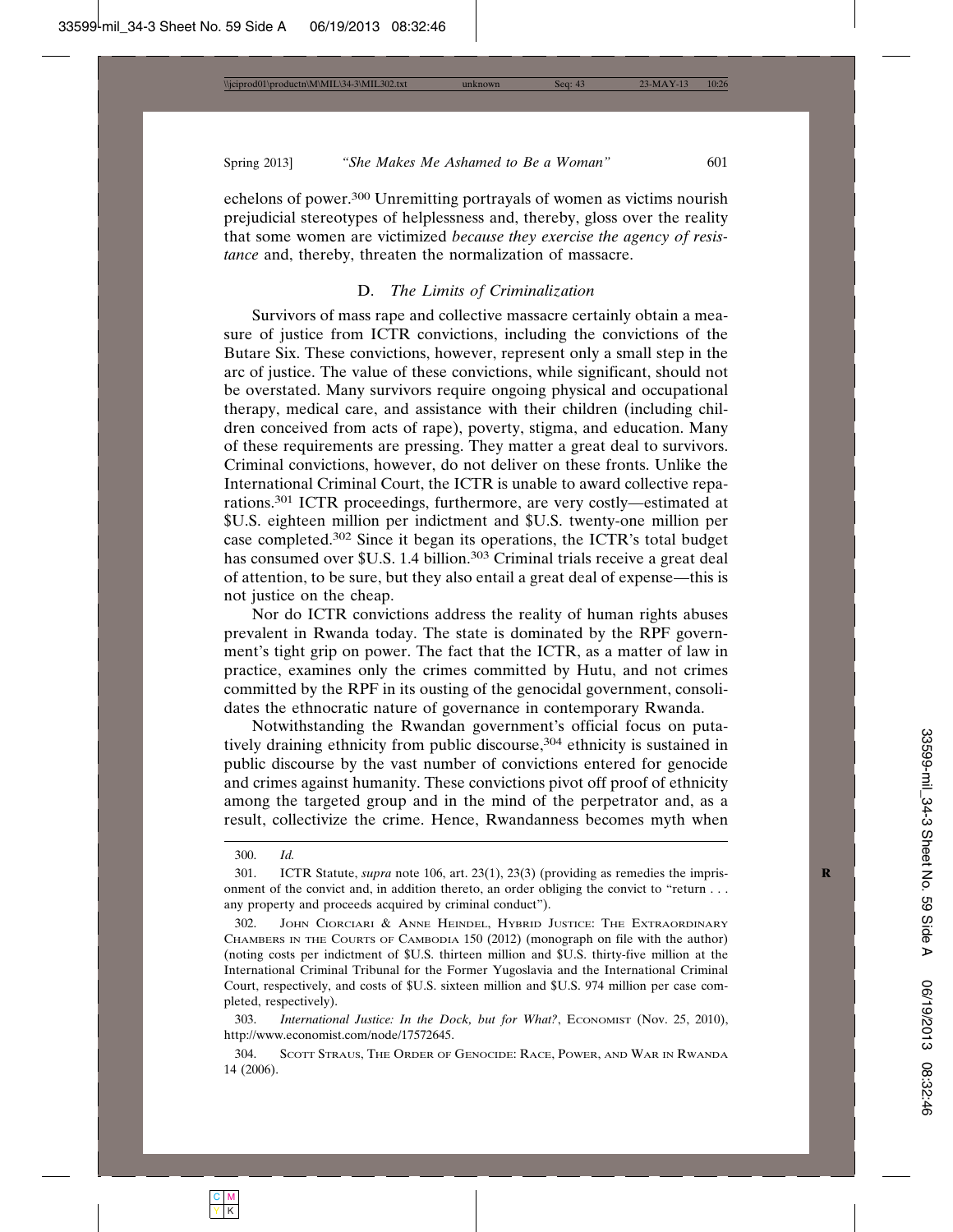echelons of power.[300] Unremitting portrayals of women as victims nourish prejudicial stereotypes of helplessness and, thereby, gloss over the reality that some women are victimized *because they exercise the agency of resistance* and, thereby, threaten the normalization of massacre.

### D. *The Limits of Criminalization*

Survivors of mass rape and collective massacre certainly obtain a measure of justice from ICTR convictions, including the convictions of the Butare Six. These convictions, however, represent only a small step in the arc of justice. The value of these convictions, while significant, should not be overstated. Many survivors require ongoing physical and occupational therapy, medical care, and assistance with their children (including children conceived from acts of rape), poverty, stigma, and education. Many of these requirements are pressing. They matter a great deal to survivors. Criminal convictions, however, do not deliver on these fronts. Unlike the International Criminal Court, the ICTR is unable to award collective reparations.[301] ICTR proceedings, furthermore, are very costly—estimated at $U.S. eighteen million per indictment and $U.S. twenty-one million per case completed.[302] Since it began its operations, the ICTR's total budget has consumed over $U.S. 1.4 billion.[303] Criminal trials receive a great deal of attention, to be sure, but they also entail a great deal of expense—this is not justice on the cheap.

Nor do ICTR convictions address the reality of human rights abuses prevalent in Rwanda today. The state is dominated by the RPF government's tight grip on power. The fact that the ICTR, as a matter of law in practice, examines only the crimes committed by Hutu, and not crimes committed by the RPF in its ousting of the genocidal government, consolidates the ethnocratic nature of governance in contemporary Rwanda.

Notwithstanding the Rwandan government's official focus on putatively draining ethnicity from public discourse,[304] ethnicity is sustained in public discourse by the vast number of convictions entered for genocide and crimes against humanity. These convictions pivot off proof of ethnicity among the targeted group and in the mind of the perpetrator and, as a result, collectivize the crime. Hence, Rwandanness becomes myth when

---

300. *Id.*

301. ICTR Statute, *supra* note 106, art. 23(1), 23(3) (providing as remedies the imprisonment of the convict and, in addition thereto, an order obliging the convict to "return . . . any property and proceeds acquired by criminal conduct").

302. John Ciorciari & Anne Heindel, Hybrid Justice: The Extraordinary Chambers in the Courts of Cambodia 150 (2012) (monograph on file with the author) (noting costs per indictment of $U.S. thirteen million and $U.S. thirty-five million at the International Criminal Tribunal for the Former Yugoslavia and the International Criminal Court, respectively, and costs of $U.S. sixteen million and $U.S. 974 million per case completed, respectively).

303. *International Justice: In the Dock, but for What?*, Economist (Nov. 25, 2010), http://www.economist.com/node/17572645.

304. Scott Straus, The Order of Genocide: Race, Power, and War in Rwanda 14 (2006).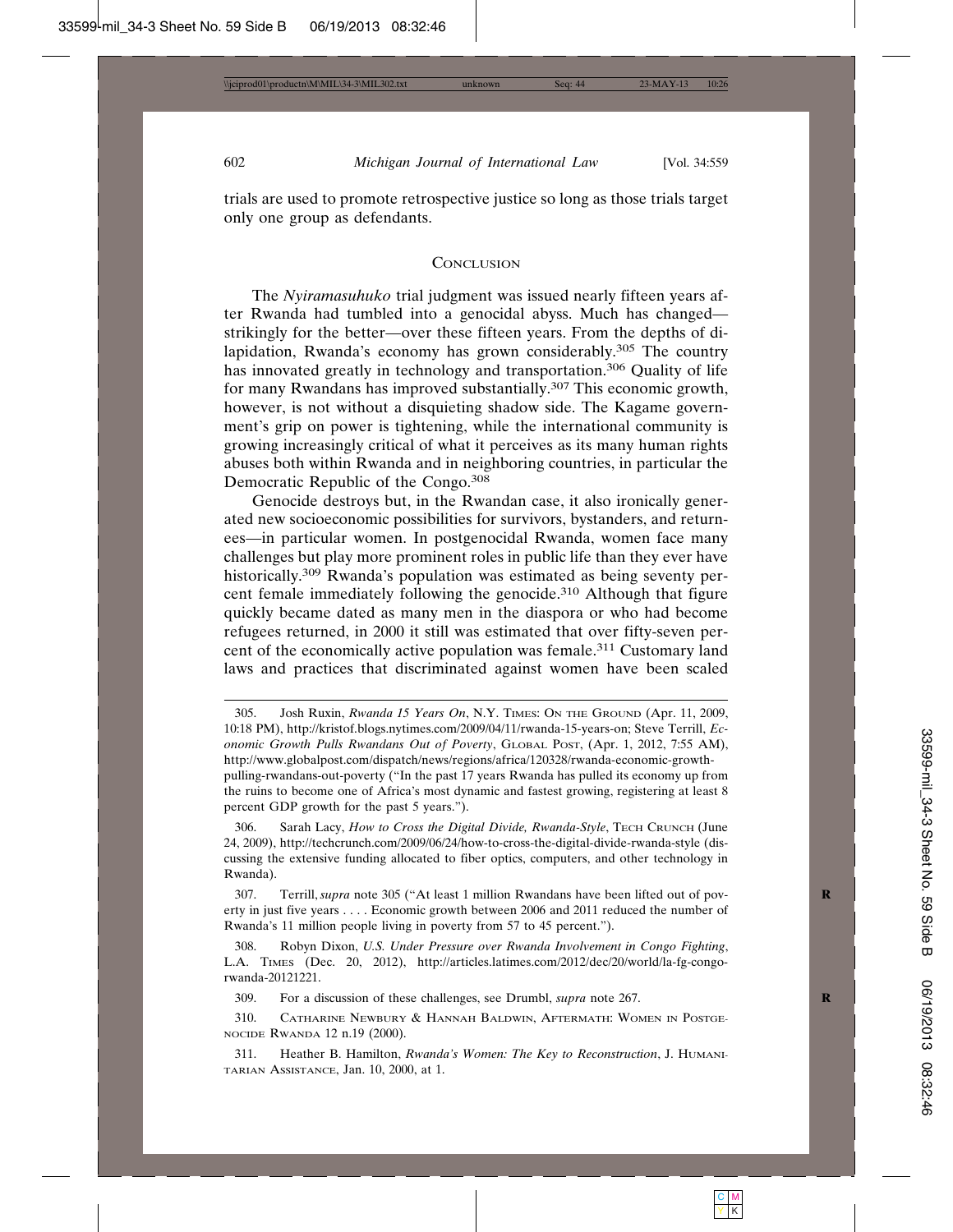trials are used to promote retrospective justice so long as those trials target only one group as defendants.

## Conclusion

The *Nyiramasuhuko* trial judgment was issued nearly fifteen years after Rwanda had tumbled into a genocidal abyss. Much has changed—strikingly for the better—over these fifteen years. From the depths of dilapidation, Rwanda's economy has grown considerably.[305] The country has innovated greatly in technology and transportation.[306] Quality of life for many Rwandans has improved substantially.[307] This economic growth, however, is not without a disquieting shadow side. The Kagame government's grip on power is tightening, while the international community is growing increasingly critical of what it perceives as its many human rights abuses both within Rwanda and in neighboring countries, in particular the Democratic Republic of the Congo.[308]

Genocide destroys but, in the Rwandan case, it also ironically generated new socioeconomic possibilities for survivors, bystanders, and returnees—in particular women. In postgenocidal Rwanda, women face many challenges but play more prominent roles in public life than they ever have historically.[309] Rwanda's population was estimated as being seventy percent female immediately following the genocide.[310] Although that figure quickly became dated as many men in the diaspora or who had become refugees returned, in 2000 it still was estimated that over fifty-seven percent of the economically active population was female.[311] Customary land laws and practices that discriminated against women have been scaled

---

305. Josh Ruxin, *Rwanda 15 Years On*, N.Y. Times: On the Ground (Apr. 11, 2009, 10:18 PM), http://kristof.blogs.nytimes.com/2009/04/11/rwanda-15-years-on; Steve Terrill, *Economic Growth Pulls Rwandans Out of Poverty*, Global Post, (Apr. 1, 2012, 7:55 AM), http://www.globalpost.com/dispatch/news/regions/africa/120328/rwanda-economic-growth-pulling-rwandans-out-poverty ("In the past 17 years Rwanda has pulled its economy up from the ruins to become one of Africa's most dynamic and fastest growing, registering at least 8 percent GDP growth for the past 5 years.").

306. Sarah Lacy, *How to Cross the Digital Divide, Rwanda-Style*, Tech Crunch (June 24, 2009), http://techcrunch.com/2009/06/24/how-to-cross-the-digital-divide-rwanda-style (discussing the extensive funding allocated to fiber optics, computers, and other technology in Rwanda).

307. Terrill, *supra* note 305 ("At least 1 million Rwandans have been lifted out of poverty in just five years . . . . Economic growth between 2006 and 2011 reduced the number of Rwanda's 11 million people living in poverty from 57 to 45 percent.").

308. Robyn Dixon, *U.S. Under Pressure over Rwanda Involvement in Congo Fighting*, L.A. Times (Dec. 20, 2012), http://articles.latimes.com/2012/dec/20/world/la-fg-congo-rwanda-20121221.

309. For a discussion of these challenges, see Drumbl, *supra* note 267.

310. Catharine Newbury & Hannah Baldwin, Aftermath: Women in Postgenocide Rwanda 12 n.19 (2000).

311. Heather B. Hamilton, *Rwanda's Women: The Key to Reconstruction*, J. Humanitarian Assistance, Jan. 10, 2000, at 1.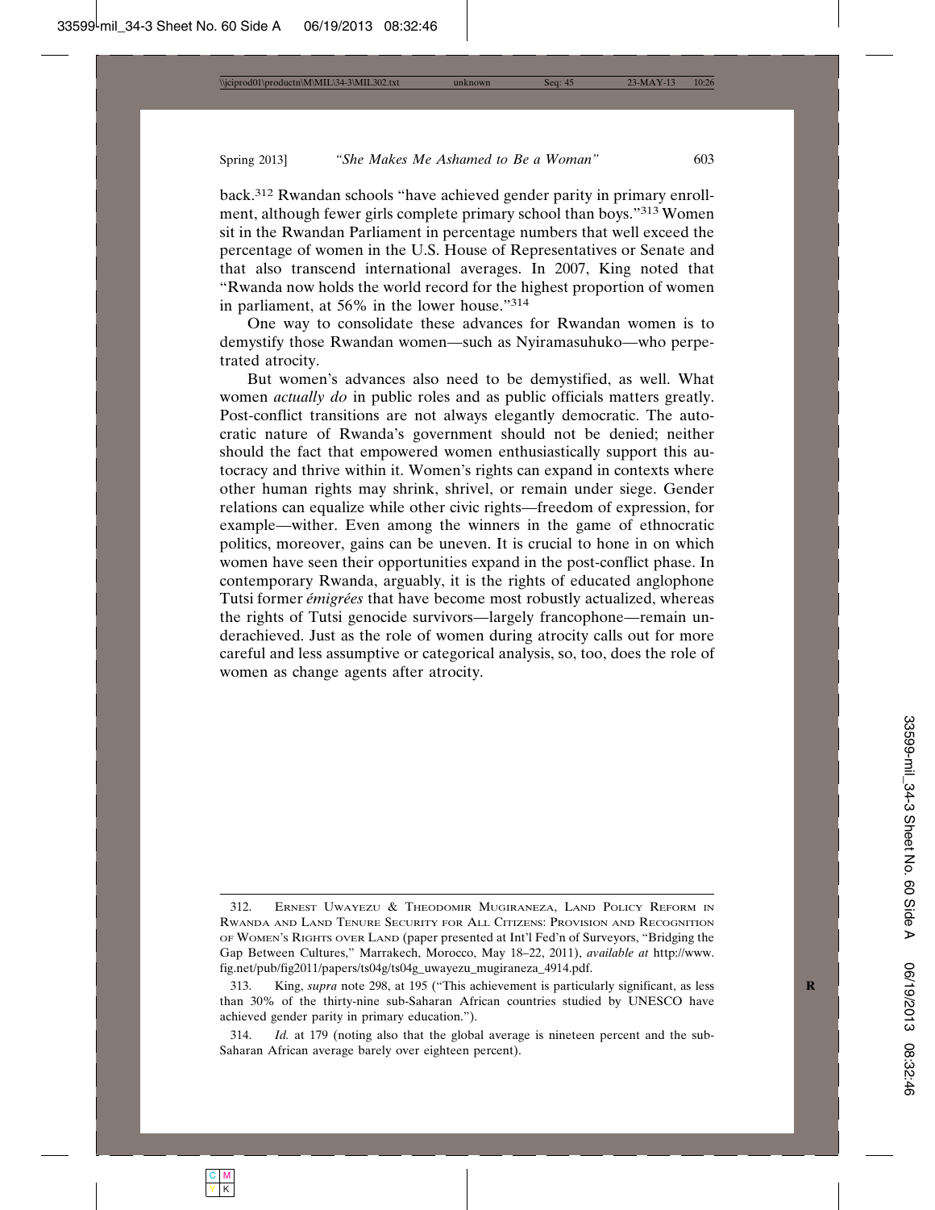back.[312] Rwandan schools "have achieved gender parity in primary enrollment, although fewer girls complete primary school than boys."[313] Women sit in the Rwandan Parliament in percentage numbers that well exceed the percentage of women in the U.S. House of Representatives or Senate and that also transcend international averages. In 2007, King noted that "Rwanda now holds the world record for the highest proportion of women in parliament, at 56% in the lower house."[314]

One way to consolidate these advances for Rwandan women is to demystify those Rwandan women—such as Nyiramasuhuko—who perpetrated atrocity.

But women's advances also need to be demystified, as well. What women *actually do* in public roles and as public officials matters greatly. Post-conflict transitions are not always elegantly democratic. The autocratic nature of Rwanda's government should not be denied; neither should the fact that empowered women enthusiastically support this autocracy and thrive within it. Women's rights can expand in contexts where other human rights may shrink, shrivel, or remain under siege. Gender relations can equalize while other civic rights—freedom of expression, for example—wither. Even among the winners in the game of ethnocratic politics, moreover, gains can be uneven. It is crucial to hone in on which women have seen their opportunities expand in the post-conflict phase. In contemporary Rwanda, arguably, it is the rights of educated anglophone Tutsi former *émigrées* that have become most robustly actualized, whereas the rights of Tutsi genocide survivors—largely francophone—remain underachieved. Just as the role of women during atrocity calls out for more careful and less assumptive or categorical analysis, so, too, does the role of women as change agents after atrocity.

---

312. Ernest Uwayezu & Theodomir Mugiraneza, Land Policy Reform in Rwanda and Land Tenure Security for All Citizens: Provision and Recognition of Women's Rights over Land (paper presented at Int'l Fed'n of Surveyors, "Bridging the Gap Between Cultures," Marrakech, Morocco, May 18–22, 2011), *available at* http://www.fig.net/pub/fig2011/papers/ts04g/ts04g_uwayezu_mugiraneza_4914.pdf.

313. King, *supra* note 298, at 195 ("This achievement is particularly significant, as less than 30% of the thirty-nine sub-Saharan African countries studied by UNESCO have achieved gender parity in primary education.").

314. *Id.* at 179 (noting also that the global average is nineteen percent and the sub-Saharan African average barely over eighteen percent).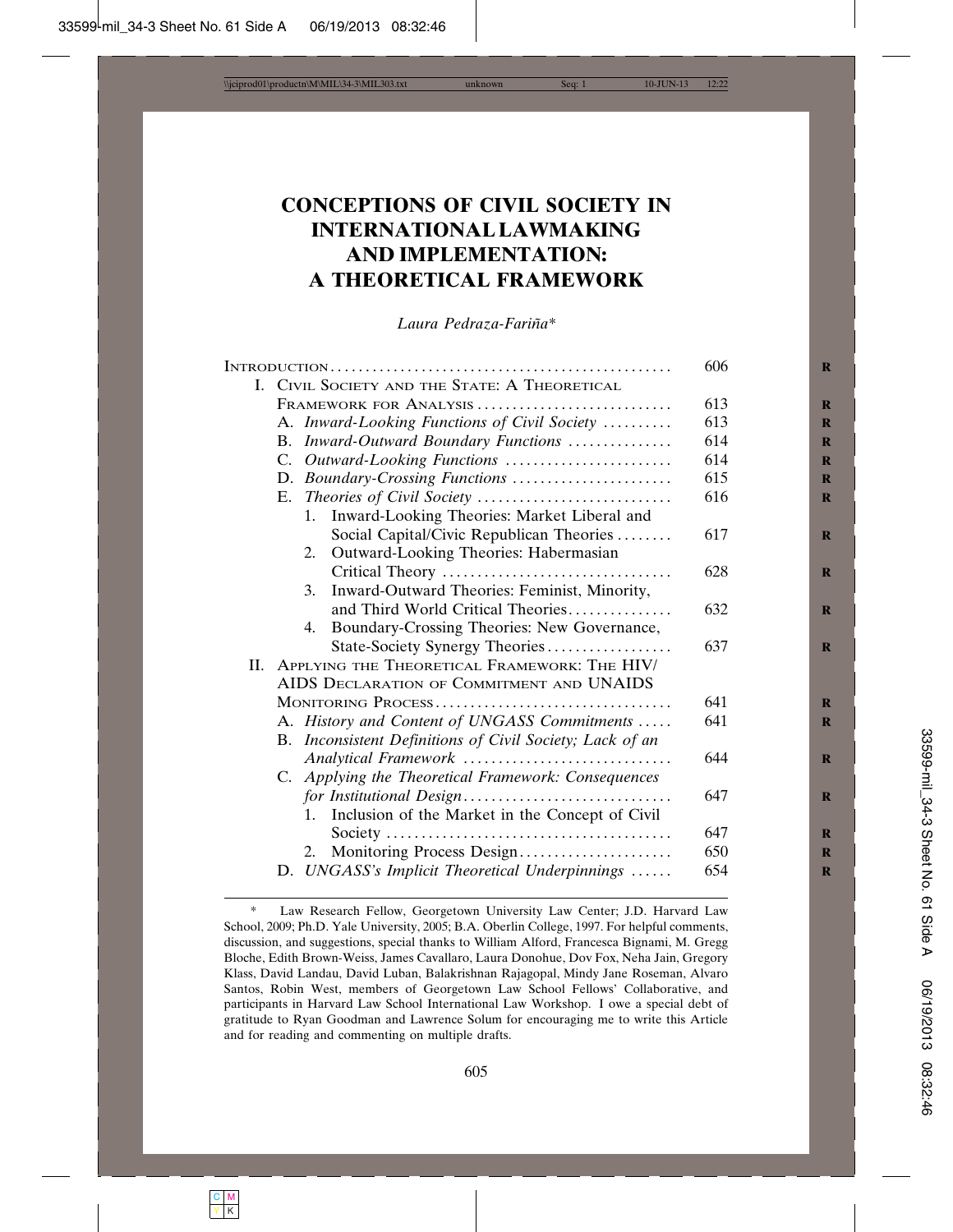# CONCEPTIONS OF CIVIL SOCIETY IN INTERNATIONAL LAWMAKING AND IMPLEMENTATION: A THEORETICAL FRAMEWORK

*Laura Pedraza-Fariña\**

| | |
|---|---|
| INTRODUCTION | 606 |
| I. CIVIL SOCIETY AND THE STATE: A THEORETICAL FRAMEWORK FOR ANALYSIS | 613 |
| A. *Inward-Looking Functions of Civil Society* | 613 |
| B. *Inward-Outward Boundary Functions* | 614 |
| C. *Outward-Looking Functions* | 614 |
| D. *Boundary-Crossing Functions* | 615 |
| E. *Theories of Civil Society* | 616 |
| 1. Inward-Looking Theories: Market Liberal and Social Capital/Civic Republican Theories | 617 |
| 2. Outward-Looking Theories: Habermasian Critical Theory | 628 |
| 3. Inward-Outward Theories: Feminist, Minority, and Third World Critical Theories | 632 |
| 4. Boundary-Crossing Theories: New Governance, State-Society Synergy Theories | 637 |
| II. APPLYING THE THEORETICAL FRAMEWORK: THE HIV/AIDS DECLARATION OF COMMITMENT AND UNAIDS MONITORING PROCESS | 641 |
| A. *History and Content of UNGASS Commitments* | 641 |
| B. *Inconsistent Definitions of Civil Society; Lack of an Analytical Framework* | 644 |
| C. *Applying the Theoretical Framework: Consequences for Institutional Design* | 647 |
| 1. Inclusion of the Market in the Concept of Civil Society | 647 |
| 2. Monitoring Process Design | 650 |
| D. *UNGASS's Implicit Theoretical Underpinnings* | 654 |

\* Law Research Fellow, Georgetown University Law Center; J.D. Harvard Law School, 2009; Ph.D. Yale University, 2005; B.A. Oberlin College, 1997. For helpful comments, discussion, and suggestions, special thanks to William Alford, Francesca Bignami, M. Gregg Bloche, Edith Brown-Weiss, James Cavallaro, Laura Donohue, Dov Fox, Neha Jain, Gregory Klass, David Landau, David Luban, Balakrishnan Rajagopal, Mindy Jane Roseman, Alvaro Santos, Robin West, members of Georgetown Law School Fellows' Collaborative, and participants in Harvard Law School International Law Workshop. I owe a special debt of gratitude to Ryan Goodman and Lawrence Solum for encouraging me to write this Article and for reading and commenting on multiple drafts.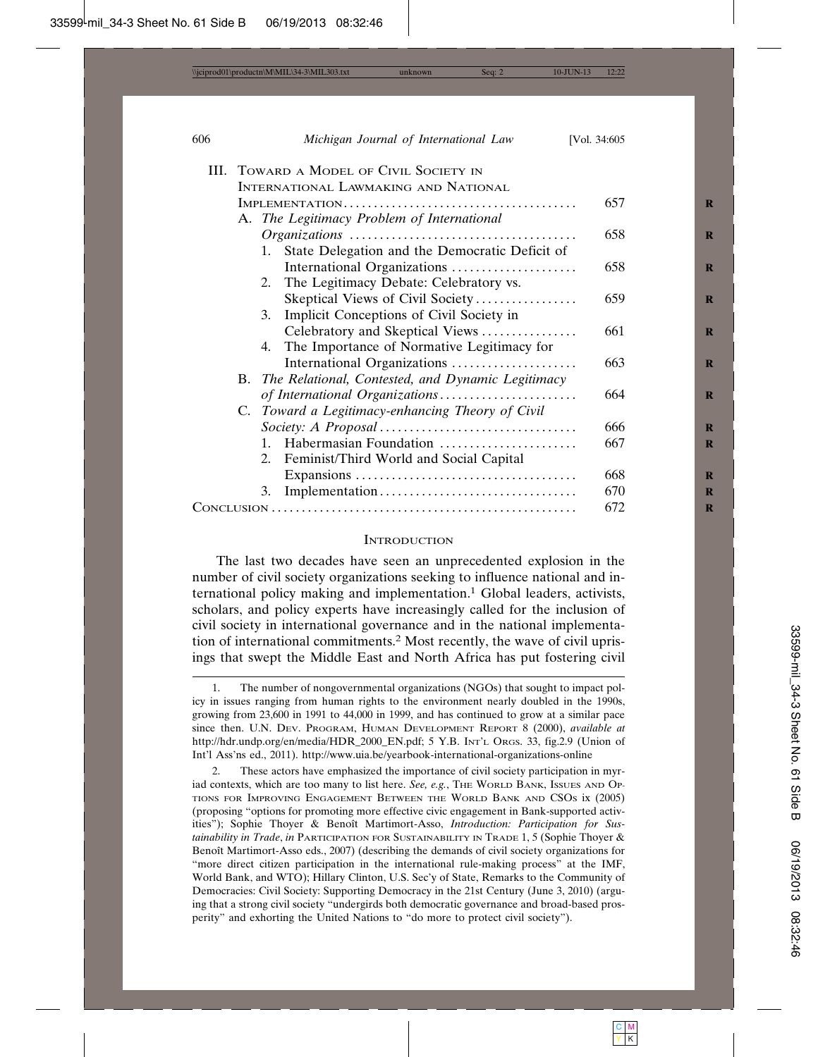III. Toward a Model of Civil Society in International Lawmaking and National Implementation ....... 657
   A. *The Legitimacy Problem of International Organizations* ....... 658
      1. State Delegation and the Democratic Deficit of International Organizations ....... 658
      2. The Legitimacy Debate: Celebratory vs. Skeptical Views of Civil Society ....... 659
      3. Implicit Conceptions of Civil Society in Celebratory and Skeptical Views ....... 661
      4. The Importance of Normative Legitimacy for International Organizations ....... 663
   B. *The Relational, Contested, and Dynamic Legitimacy of International Organizations* ....... 664
   C. *Toward a Legitimacy-enhancing Theory of Civil Society: A Proposal* ....... 666
      1. Habermasian Foundation ....... 667
      2. Feminist/Third World and Social Capital Expansions ....... 668
      3. Implementation ....... 670

Conclusion ....... 672

## Introduction

The last two decades have seen an unprecedented explosion in the number of civil society organizations seeking to influence national and international policy making and implementation.[1] Global leaders, activists, scholars, and policy experts have increasingly called for the inclusion of civil society in international governance and in the national implementation of international commitments.[2] Most recently, the wave of civil uprisings that swept the Middle East and North Africa has put fostering civil

---

1. The number of nongovernmental organizations (NGOs) that sought to impact policy in issues ranging from human rights to the environment nearly doubled in the 1990s, growing from 23,600 in 1991 to 44,000 in 1999, and has continued to grow at a similar pace since then. U.N. Dev. Program, Human Development Report 8 (2000), *available at* http://hdr.undp.org/en/media/HDR_2000_EN.pdf; 5 Y.B. Int'l Orgs. 33, fig.2.9 (Union of Int'l Ass'ns ed., 2011). http://www.uia.be/yearbook-international-organizations-online

2. These actors have emphasized the importance of civil society participation in myriad contexts, which are too many to list here. *See, e.g.*, The World Bank, Issues and Options for Improving Engagement Between the World Bank and CSOs ix (2005) (proposing "options for promoting more effective civic engagement in Bank-supported activities"); Sophie Thoyer & Benoît Martimort-Asso, *Introduction: Participation for Sustainability in Trade*, *in* Participation for Sustainability in Trade 1, 5 (Sophie Thoyer & Benoît Martimort-Asso eds., 2007) (describing the demands of civil society organizations for "more direct citizen participation in the international rule-making process" at the IMF, World Bank, and WTO); Hillary Clinton, U.S. Sec'y of State, Remarks to the Community of Democracies: Civil Society: Supporting Democracy in the 21st Century (June 3, 2010) (arguing that a strong civil society "undergirds both democratic governance and broad-based prosperity" and exhorting the United Nations to "do more to protect civil society").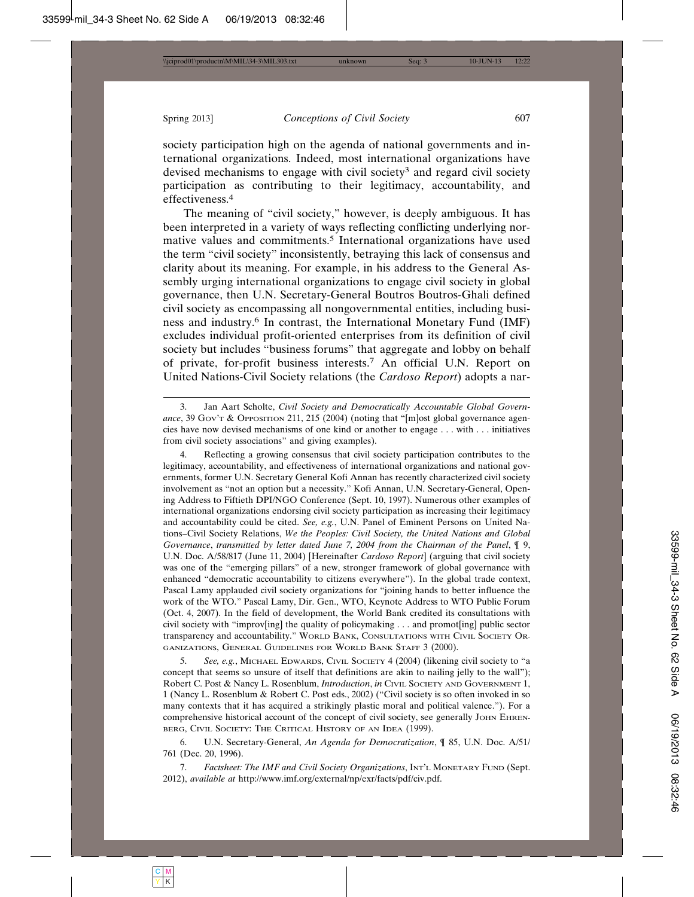society participation high on the agenda of national governments and international organizations. Indeed, most international organizations have devised mechanisms to engage with civil society[3] and regard civil society participation as contributing to their legitimacy, accountability, and effectiveness.[4]

The meaning of "civil society," however, is deeply ambiguous. It has been interpreted in a variety of ways reflecting conflicting underlying normative values and commitments.[5] International organizations have used the term "civil society" inconsistently, betraying this lack of consensus and clarity about its meaning. For example, in his address to the General Assembly urging international organizations to engage civil society in global governance, then U.N. Secretary-General Boutros Boutros-Ghali defined civil society as encompassing all nongovernmental entities, including business and industry.[6] In contrast, the International Monetary Fund (IMF) excludes individual profit-oriented enterprises from its definition of civil society but includes "business forums" that aggregate and lobby on behalf of private, for-profit business interests.[7] An official U.N. Report on United Nations-Civil Society relations (the *Cardoso Report*) adopts a nar-

---

3. Jan Aart Scholte, *Civil Society and Democratically Accountable Global Governance*, 39 GOV'T & OPPOSITION 211, 215 (2004) (noting that "[m]ost global governance agencies have now devised mechanisms of one kind or another to engage . . . with . . . initiatives from civil society associations" and giving examples).

4. Reflecting a growing consensus that civil society participation contributes to the legitimacy, accountability, and effectiveness of international organizations and national governments, former U.N. Secretary General Kofi Annan has recently characterized civil society involvement as "not an option but a necessity." Kofi Annan, U.N. Secretary-General, Opening Address to Fiftieth DPI/NGO Conference (Sept. 10, 1997). Numerous other examples of international organizations endorsing civil society participation as increasing their legitimacy and accountability could be cited. *See, e.g.*, U.N. Panel of Eminent Persons on United Nations–Civil Society Relations, *We the Peoples: Civil Society, the United Nations and Global Governance*, *transmitted by letter dated June 7, 2004 from the Chairman of the Panel*, ¶ 9, U.N. Doc. A/58/817 (June 11, 2004) [Hereinafter *Cardoso Report*] (arguing that civil society was one of the "emerging pillars" of a new, stronger framework of global governance with enhanced "democratic accountability to citizens everywhere"). In the global trade context, Pascal Lamy applauded civil society organizations for "joining hands to better influence the work of the WTO." Pascal Lamy, Dir. Gen., WTO, Keynote Address to WTO Public Forum (Oct. 4, 2007). In the field of development, the World Bank credited its consultations with civil society with "improv[ing] the quality of policymaking . . . and promot[ing] public sector transparency and accountability." WORLD BANK, CONSULTATIONS WITH CIVIL SOCIETY ORGANIZATIONS, GENERAL GUIDELINES FOR WORLD BANK STAFF 3 (2000).

5. *See, e.g.*, MICHAEL EDWARDS, CIVIL SOCIETY 4 (2004) (likening civil society to "a concept that seems so unsure of itself that definitions are akin to nailing jelly to the wall"); Robert C. Post & Nancy L. Rosenblum, *Introduction*, *in* CIVIL SOCIETY AND GOVERNMENT 1, 1 (Nancy L. Rosenblum & Robert C. Post eds., 2002) ("Civil society is so often invoked in so many contexts that it has acquired a strikingly plastic moral and political valence."). For a comprehensive historical account of the concept of civil society, see generally JOHN EHRENBERG, CIVIL SOCIETY: THE CRITICAL HISTORY OF AN IDEA (1999).

6. U.N. Secretary-General, *An Agenda for Democratization*, ¶ 85, U.N. Doc. A/51/761 (Dec. 20, 1996).

7. *Factsheet: The IMF and Civil Society Organizations*, INT'L MONETARY FUND (Sept. 2012), *available at* http://www.imf.org/external/np/exr/facts/pdf/civ.pdf.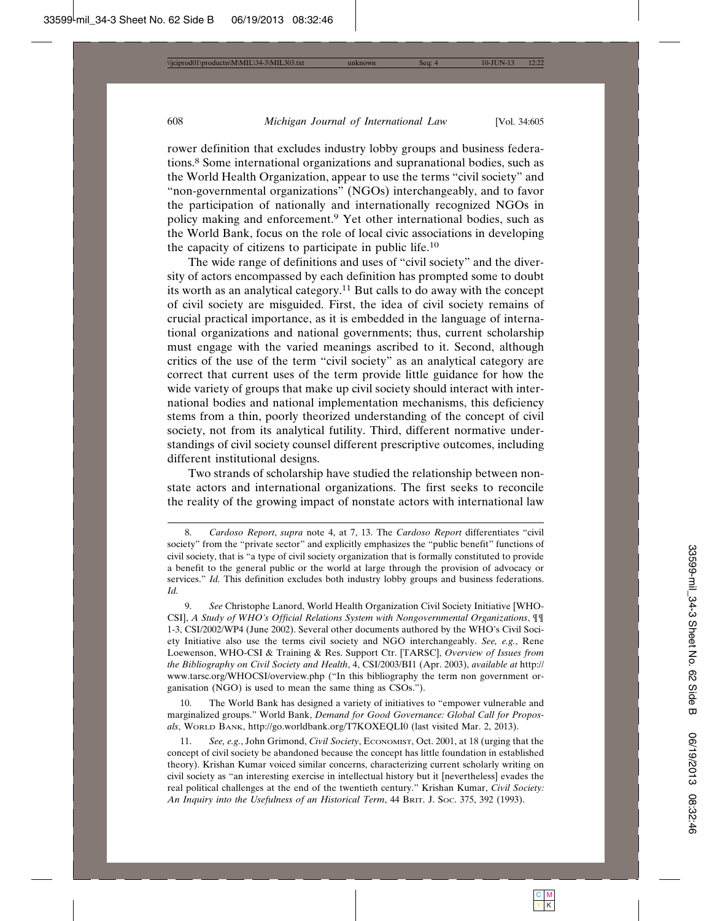rower definition that excludes industry lobby groups and business federations.[8] Some international organizations and supranational bodies, such as the World Health Organization, appear to use the terms "civil society" and "non-governmental organizations" (NGOs) interchangeably, and to favor the participation of nationally and internationally recognized NGOs in policy making and enforcement.[9] Yet other international bodies, such as the World Bank, focus on the role of local civic associations in developing the capacity of citizens to participate in public life.[10]

The wide range of definitions and uses of "civil society" and the diversity of actors encompassed by each definition has prompted some to doubt its worth as an analytical category.[11] But calls to do away with the concept of civil society are misguided. First, the idea of civil society remains of crucial practical importance, as it is embedded in the language of international organizations and national governments; thus, current scholarship must engage with the varied meanings ascribed to it. Second, although critics of the use of the term "civil society" as an analytical category are correct that current uses of the term provide little guidance for how the wide variety of groups that make up civil society should interact with international bodies and national implementation mechanisms, this deficiency stems from a thin, poorly theorized understanding of the concept of civil society, not from its analytical futility. Third, different normative understandings of civil society counsel different prescriptive outcomes, including different institutional designs.

Two strands of scholarship have studied the relationship between nonstate actors and international organizations. The first seeks to reconcile the reality of the growing impact of nonstate actors with international law

---

8. *Cardoso Report*, *supra* note 4, at 7, 13. The *Cardoso Report* differentiates "civil society" from the "private sector" and explicitly emphasizes the "public benefit" functions of civil society, that is "a type of civil society organization that is formally constituted to provide a benefit to the general public or the world at large through the provision of advocacy or services." *Id.* This definition excludes both industry lobby groups and business federations. *Id.*

9. *See* Christophe Lanord, World Health Organization Civil Society Initiative [WHO-CSI], *A Study of WHO's Official Relations System with Nongovernmental Organizations*, ¶¶ 1-3, CSI/2002/WP4 (June 2002). Several other documents authored by the WHO's Civil Society Initiative also use the terms civil society and NGO interchangeably. *See, e.g.*, Rene Loewenson, WHO-CSI & Training & Res. Support Ctr. [TARSC], *Overview of Issues from the Bibliography on Civil Society and Health*, 4, CSI/2003/BI1 (Apr. 2003), *available at* http://www.tarsc.org/WHOCSI/overview.php ("In this bibliography the term non government organisation (NGO) is used to mean the same thing as CSOs.").

10. The World Bank has designed a variety of initiatives to "empower vulnerable and marginalized groups." World Bank, *Demand for Good Governance: Global Call for Proposals*, World Bank, http://go.worldbank.org/T7KOXEQLI0 (last visited Mar. 2, 2013).

11. *See, e.g.*, John Grimond, *Civil Society*, Economist, Oct. 2001, at 18 (urging that the concept of civil society be abandoned because the concept has little foundation in established theory). Krishan Kumar voiced similar concerns, characterizing current scholarly writing on civil society as "an interesting exercise in intellectual history but it [nevertheless] evades the real political challenges at the end of the twentieth century." Krishan Kumar, *Civil Society: An Inquiry into the Usefulness of an Historical Term*, 44 Brit. J. Soc. 375, 392 (1993).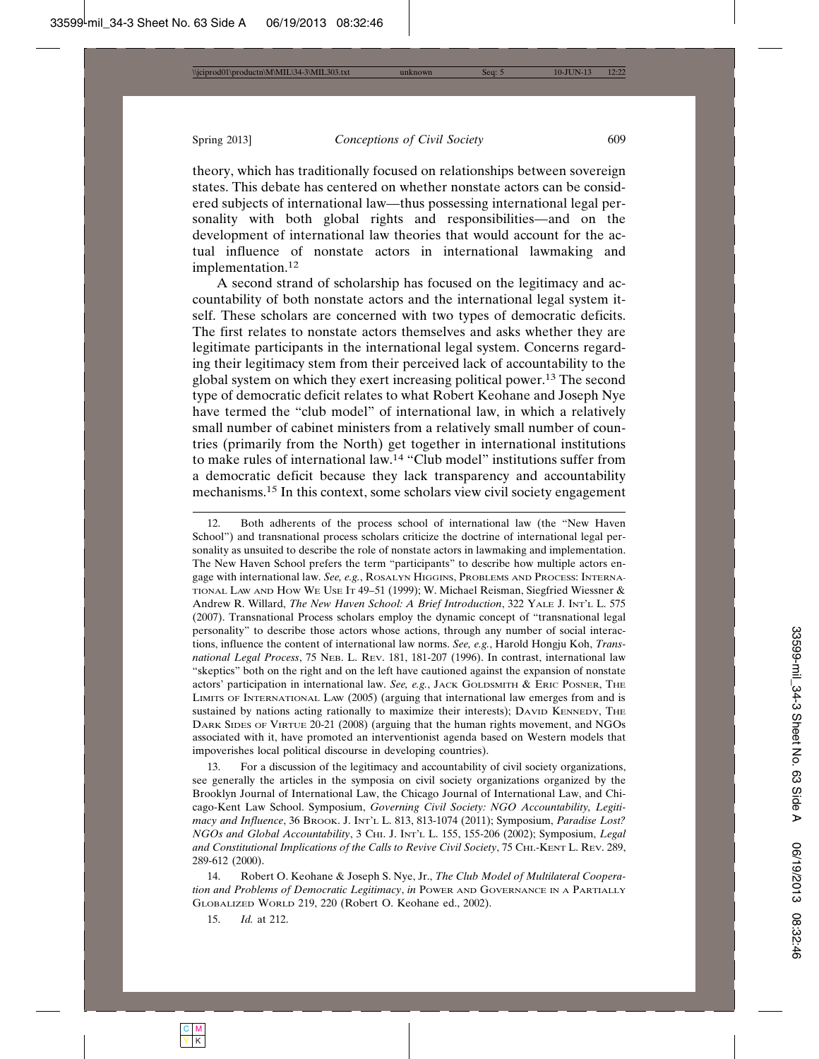theory, which has traditionally focused on relationships between sovereign states. This debate has centered on whether nonstate actors can be considered subjects of international law—thus possessing international legal personality with both global rights and responsibilities—and on the development of international law theories that would account for the actual influence of nonstate actors in international lawmaking and implementation.[12]

A second strand of scholarship has focused on the legitimacy and accountability of both nonstate actors and the international legal system itself. These scholars are concerned with two types of democratic deficits. The first relates to nonstate actors themselves and asks whether they are legitimate participants in the international legal system. Concerns regarding their legitimacy stem from their perceived lack of accountability to the global system on which they exert increasing political power.[13] The second type of democratic deficit relates to what Robert Keohane and Joseph Nye have termed the "club model" of international law, in which a relatively small number of cabinet ministers from a relatively small number of countries (primarily from the North) get together in international institutions to make rules of international law.[14] "Club model" institutions suffer from a democratic deficit because they lack transparency and accountability mechanisms.[15] In this context, some scholars view civil society engagement

---

12. Both adherents of the process school of international law (the "New Haven School") and transnational process scholars criticize the doctrine of international legal personality as unsuited to describe the role of nonstate actors in lawmaking and implementation. The New Haven School prefers the term "participants" to describe how multiple actors engage with international law. *See, e.g.*, Rosalyn Higgins, Problems and Process: International Law and How We Use It 49–51 (1999); W. Michael Reisman, Siegfried Wiessner & Andrew R. Willard, *The New Haven School: A Brief Introduction*, 322 Yale J. Int'l L. 575 (2007). Transnational Process scholars employ the dynamic concept of "transnational legal personality" to describe those actors whose actions, through any number of social interactions, influence the content of international law norms. *See, e.g.*, Harold Hongju Koh, *Transnational Legal Process*, 75 Neb. L. Rev. 181, 181-207 (1996). In contrast, international law "skeptics" both on the right and on the left have cautioned against the expansion of nonstate actors' participation in international law. *See, e.g.*, Jack Goldsmith & Eric Posner, The Limits of International Law (2005) (arguing that international law emerges from and is sustained by nations acting rationally to maximize their interests); David Kennedy, The Dark Sides of Virtue 20-21 (2008) (arguing that the human rights movement, and NGOs associated with it, have promoted an interventionist agenda based on Western models that impoverishes local political discourse in developing countries).

13. For a discussion of the legitimacy and accountability of civil society organizations, see generally the articles in the symposia on civil society organizations organized by the Brooklyn Journal of International Law, the Chicago Journal of International Law, and Chicago-Kent Law School. Symposium, *Governing Civil Society: NGO Accountability, Legitimacy and Influence*, 36 Brook. J. Int'l L. 813, 813-1074 (2011); Symposium, *Paradise Lost? NGOs and Global Accountability*, 3 Chi. J. Int'l L. 155, 155-206 (2002); Symposium, *Legal and Constitutional Implications of the Calls to Revive Civil Society*, 75 Chi.-Kent L. Rev. 289, 289-612 (2000).

14. Robert O. Keohane & Joseph S. Nye, Jr., *The Club Model of Multilateral Cooperation and Problems of Democratic Legitimacy*, *in* Power and Governance in a Partially Globalized World 219, 220 (Robert O. Keohane ed., 2002).

15. *Id.* at 212.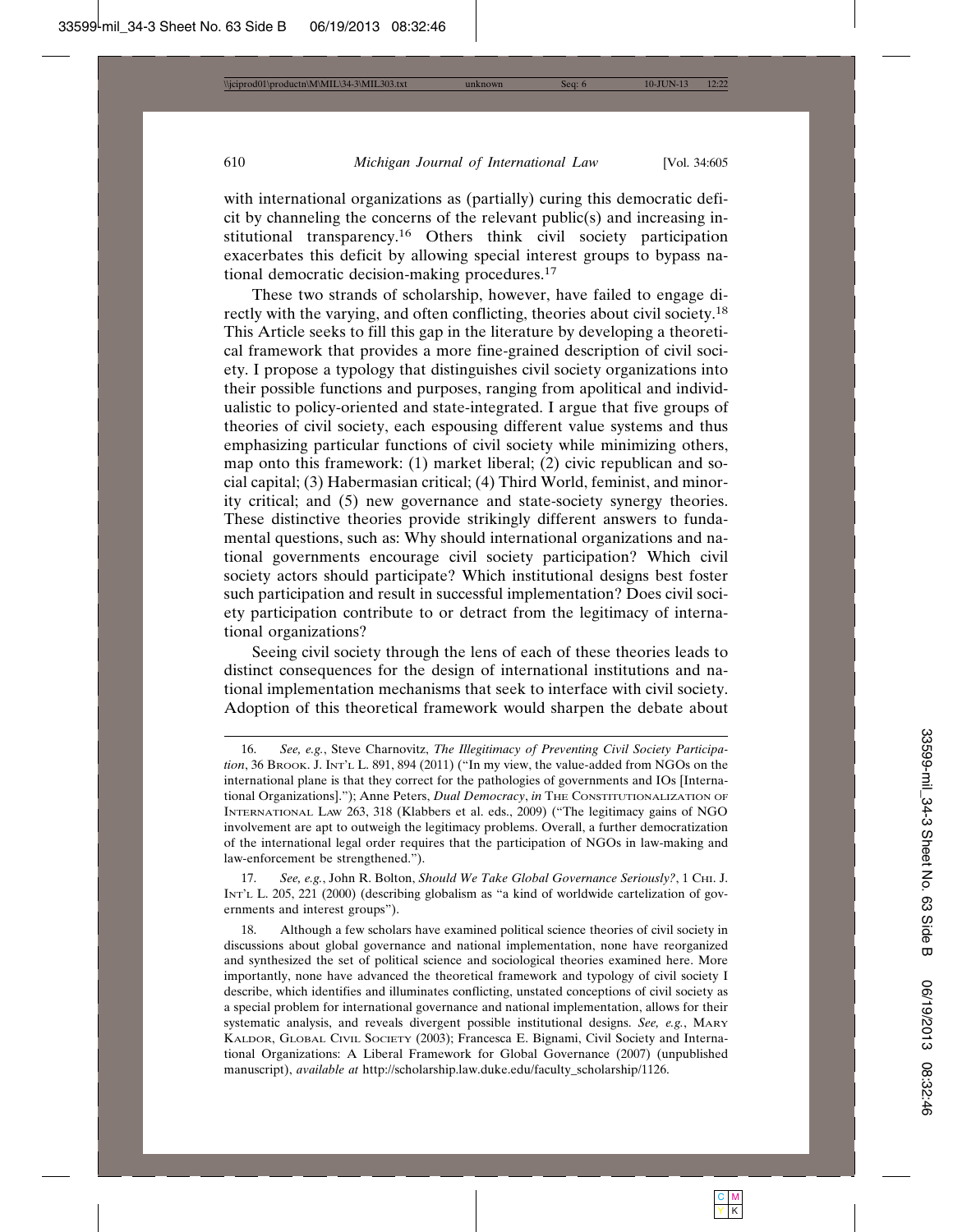with international organizations as (partially) curing this democratic deficit by channeling the concerns of the relevant public(s) and increasing institutional transparency.[16] Others think civil society participation exacerbates this deficit by allowing special interest groups to bypass national democratic decision-making procedures.[17]

These two strands of scholarship, however, have failed to engage directly with the varying, and often conflicting, theories about civil society.[18] This Article seeks to fill this gap in the literature by developing a theoretical framework that provides a more fine-grained description of civil society. I propose a typology that distinguishes civil society organizations into their possible functions and purposes, ranging from apolitical and individualistic to policy-oriented and state-integrated. I argue that five groups of theories of civil society, each espousing different value systems and thus emphasizing particular functions of civil society while minimizing others, map onto this framework: (1) market liberal; (2) civic republican and social capital; (3) Habermasian critical; (4) Third World, feminist, and minority critical; and (5) new governance and state-society synergy theories. These distinctive theories provide strikingly different answers to fundamental questions, such as: Why should international organizations and national governments encourage civil society participation? Which civil society actors should participate? Which institutional designs best foster such participation and result in successful implementation? Does civil society participation contribute to or detract from the legitimacy of international organizations?

Seeing civil society through the lens of each of these theories leads to distinct consequences for the design of international institutions and national implementation mechanisms that seek to interface with civil society. Adoption of this theoretical framework would sharpen the debate about

---

16. *See, e.g.*, Steve Charnovitz, *The Illegitimacy of Preventing Civil Society Participation*, 36 Brook. J. Int'l L. 891, 894 (2011) ("In my view, the value-added from NGOs on the international plane is that they correct for the pathologies of governments and IOs [International Organizations]."); Anne Peters, *Dual Democracy*, *in* The Constitutionalization of International Law 263, 318 (Klabbers et al. eds., 2009) ("The legitimacy gains of NGO involvement are apt to outweigh the legitimacy problems. Overall, a further democratization of the international legal order requires that the participation of NGOs in law-making and law-enforcement be strengthened.").

17. *See, e.g.*, John R. Bolton, *Should We Take Global Governance Seriously?*, 1 Chi. J. Int'l L. 205, 221 (2000) (describing globalism as "a kind of worldwide cartelization of governments and interest groups").

18. Although a few scholars have examined political science theories of civil society in discussions about global governance and national implementation, none have reorganized and synthesized the set of political science and sociological theories examined here. More importantly, none have advanced the theoretical framework and typology of civil society I describe, which identifies and illuminates conflicting, unstated conceptions of civil society as a special problem for international governance and national implementation, allows for their systematic analysis, and reveals divergent possible institutional designs. *See, e.g.*, Mary Kaldor, Global Civil Society (2003); Francesca E. Bignami, Civil Society and International Organizations: A Liberal Framework for Global Governance (2007) (unpublished manuscript), *available at* http://scholarship.law.duke.edu/faculty_scholarship/1126.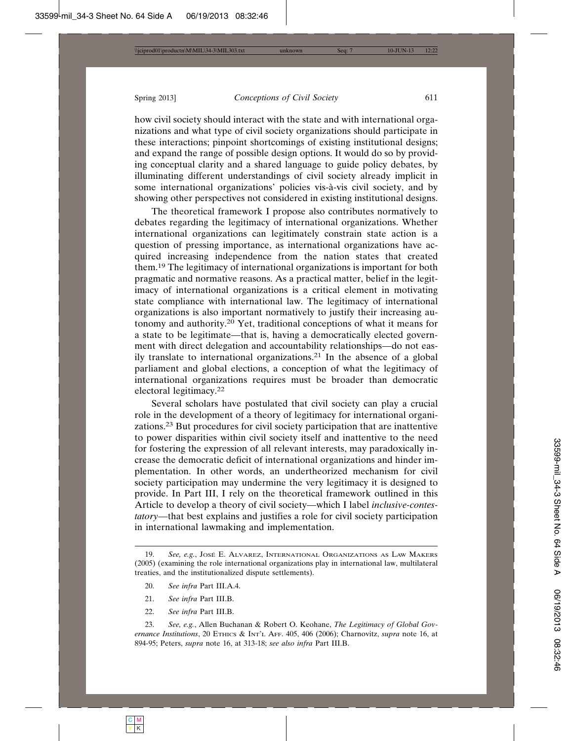how civil society should interact with the state and with international organizations and what type of civil society organizations should participate in these interactions; pinpoint shortcomings of existing institutional designs; and expand the range of possible design options. It would do so by providing conceptual clarity and a shared language to guide policy debates, by illuminating different understandings of civil society already implicit in some international organizations' policies vis-à-vis civil society, and by showing other perspectives not considered in existing institutional designs.

The theoretical framework I propose also contributes normatively to debates regarding the legitimacy of international organizations. Whether international organizations can legitimately constrain state action is a question of pressing importance, as international organizations have acquired increasing independence from the nation states that created them.[19] The legitimacy of international organizations is important for both pragmatic and normative reasons. As a practical matter, belief in the legitimacy of international organizations is a critical element in motivating state compliance with international law. The legitimacy of international organizations is also important normatively to justify their increasing autonomy and authority.[20] Yet, traditional conceptions of what it means for a state to be legitimate—that is, having a democratically elected government with direct delegation and accountability relationships—do not easily translate to international organizations.[21] In the absence of a global parliament and global elections, a conception of what the legitimacy of international organizations requires must be broader than democratic electoral legitimacy.[22]

Several scholars have postulated that civil society can play a crucial role in the development of a theory of legitimacy for international organizations.[23] But procedures for civil society participation that are inattentive to power disparities within civil society itself and inattentive to the need for fostering the expression of all relevant interests, may paradoxically increase the democratic deficit of international organizations and hinder implementation. In other words, an undertheorized mechanism for civil society participation may undermine the very legitimacy it is designed to provide. In Part III, I rely on the theoretical framework outlined in this Article to develop a theory of civil society—which I label *inclusive-contestatory*—that best explains and justifies a role for civil society participation in international lawmaking and implementation.

---

19. *See, e.g.*, José E. Alvarez, International Organizations as Law Makers (2005) (examining the role international organizations play in international law, multilateral treaties, and the institutionalized dispute settlements).

20. *See infra* Part III.A.4.

21. *See infra* Part III.B.

22. *See infra* Part III.B.

23. *See, e.g.*, Allen Buchanan & Robert O. Keohane, *The Legitimacy of Global Governance Institutions*, 20 Ethics & Int'l Aff. 405, 406 (2006); Charnovitz, *supra* note 16, at 894-95; Peters, *supra* note 16, at 313-18; *see also infra* Part III.B.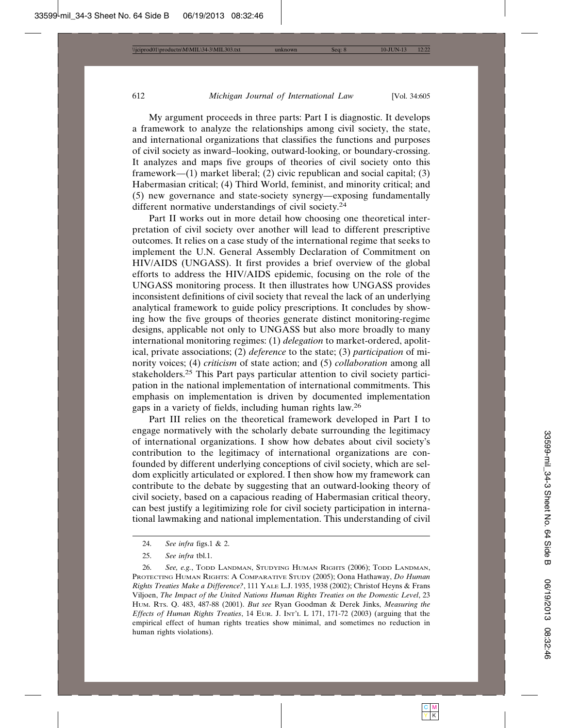My argument proceeds in three parts: Part I is diagnostic. It develops a framework to analyze the relationships among civil society, the state, and international organizations that classifies the functions and purposes of civil society as inward–looking, outward-looking, or boundary-crossing. It analyzes and maps five groups of theories of civil society onto this framework—(1) market liberal; (2) civic republican and social capital; (3) Habermasian critical; (4) Third World, feminist, and minority critical; and (5) new governance and state-society synergy—exposing fundamentally different normative understandings of civil society.[24]

Part II works out in more detail how choosing one theoretical interpretation of civil society over another will lead to different prescriptive outcomes. It relies on a case study of the international regime that seeks to implement the U.N. General Assembly Declaration of Commitment on HIV/AIDS (UNGASS). It first provides a brief overview of the global efforts to address the HIV/AIDS epidemic, focusing on the role of the UNGASS monitoring process. It then illustrates how UNGASS provides inconsistent definitions of civil society that reveal the lack of an underlying analytical framework to guide policy prescriptions. It concludes by showing how the five groups of theories generate distinct monitoring-regime designs, applicable not only to UNGASS but also more broadly to many international monitoring regimes: (1) *delegation* to market-ordered, apolitical, private associations; (2) *deference* to the state; (3) *participation* of minority voices; (4) *criticism* of state action; and (5) *collaboration* among all stakeholders.[25] This Part pays particular attention to civil society participation in the national implementation of international commitments. This emphasis on implementation is driven by documented implementation gaps in a variety of fields, including human rights law.[26]

Part III relies on the theoretical framework developed in Part I to engage normatively with the scholarly debate surrounding the legitimacy of international organizations. I show how debates about civil society's contribution to the legitimacy of international organizations are confounded by different underlying conceptions of civil society, which are seldom explicitly articulated or explored. I then show how my framework can contribute to the debate by suggesting that an outward-looking theory of civil society, based on a capacious reading of Habermasian critical theory, can best justify a legitimizing role for civil society participation in international lawmaking and national implementation. This understanding of civil

24. *See infra* figs.1 & 2.

25. *See infra* tbl.1.

26. *See, e.g.*, Todd Landman, Studying Human Rights (2006); Todd Landman, Protecting Human Rights: A Comparative Study (2005); Oona Hathaway, *Do Human Rights Treaties Make a Difference?*, 111 Yale L.J. 1935, 1938 (2002); Christof Heyns & Frans Viljoen, *The Impact of the United Nations Human Rights Treaties on the Domestic Level*, 23 Hum. Rts. Q. 483, 487-88 (2001). *But see* Ryan Goodman & Derek Jinks, *Measuring the Effects of Human Rights Treaties*, 14 Eur. J. Int'l L 171, 171-72 (2003) (arguing that the empirical effect of human rights treaties show minimal, and sometimes no reduction in human rights violations).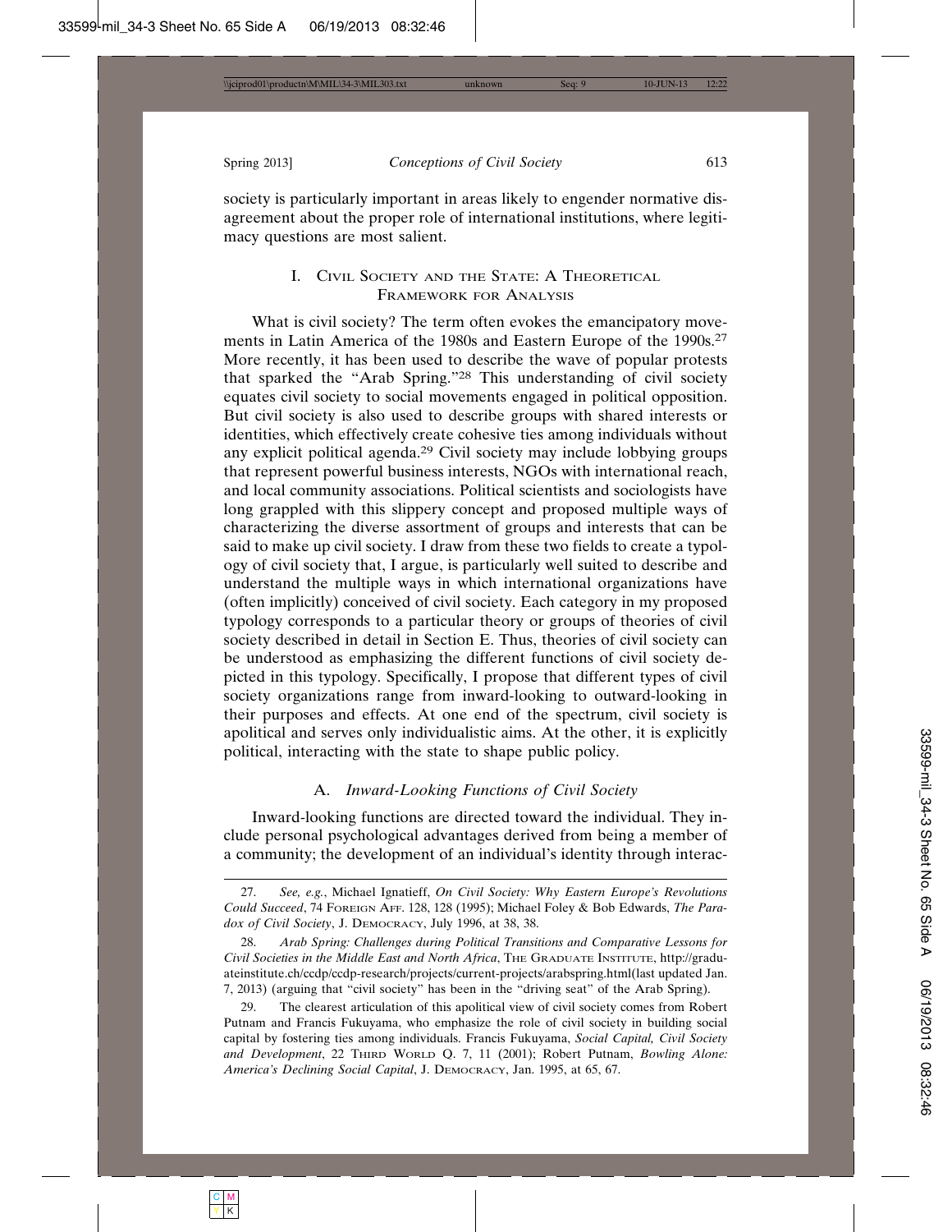society is particularly important in areas likely to engender normative disagreement about the proper role of international institutions, where legitimacy questions are most salient.

## I. Civil Society and the State: A Theoretical Framework for Analysis

What is civil society? The term often evokes the emancipatory movements in Latin America of the 1980s and Eastern Europe of the 1990s.[27] More recently, it has been used to describe the wave of popular protests that sparked the "Arab Spring."[28] This understanding of civil society equates civil society to social movements engaged in political opposition. But civil society is also used to describe groups with shared interests or identities, which effectively create cohesive ties among individuals without any explicit political agenda.[29] Civil society may include lobbying groups that represent powerful business interests, NGOs with international reach, and local community associations. Political scientists and sociologists have long grappled with this slippery concept and proposed multiple ways of characterizing the diverse assortment of groups and interests that can be said to make up civil society. I draw from these two fields to create a typology of civil society that, I argue, is particularly well suited to describe and understand the multiple ways in which international organizations have (often implicitly) conceived of civil society. Each category in my proposed typology corresponds to a particular theory or groups of theories of civil society described in detail in Section E. Thus, theories of civil society can be understood as emphasizing the different functions of civil society depicted in this typology. Specifically, I propose that different types of civil society organizations range from inward-looking to outward-looking in their purposes and effects. At one end of the spectrum, civil society is apolitical and serves only individualistic aims. At the other, it is explicitly political, interacting with the state to shape public policy.

### A. *Inward-Looking Functions of Civil Society*

Inward-looking functions are directed toward the individual. They include personal psychological advantages derived from being a member of a community; the development of an individual's identity through interac-

---

27. *See, e.g.*, Michael Ignatieff, *On Civil Society: Why Eastern Europe's Revolutions Could Succeed*, 74 Foreign Aff. 128, 128 (1995); Michael Foley & Bob Edwards, *The Paradox of Civil Society*, J. Democracy, July 1996, at 38, 38.

28. *Arab Spring: Challenges during Political Transitions and Comparative Lessons for Civil Societies in the Middle East and North Africa*, The Graduate Institute, http://graduateinstitute.ch/ccdp/ccdp-research/projects/current-projects/arabspring.html(last updated Jan. 7, 2013) (arguing that "civil society" has been in the "driving seat" of the Arab Spring).

29. The clearest articulation of this apolitical view of civil society comes from Robert Putnam and Francis Fukuyama, who emphasize the role of civil society in building social capital by fostering ties among individuals. Francis Fukuyama, *Social Capital, Civil Society and Development*, 22 Third World Q. 7, 11 (2001); Robert Putnam, *Bowling Alone: America's Declining Social Capital*, J. Democracy, Jan. 1995, at 65, 67.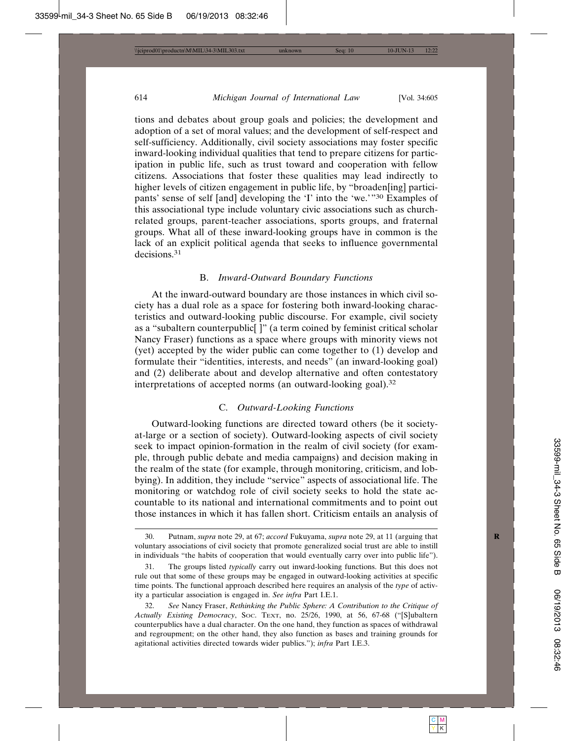tions and debates about group goals and policies; the development and adoption of a set of moral values; and the development of self-respect and self-sufficiency. Additionally, civil society associations may foster specific inward-looking individual qualities that tend to prepare citizens for participation in public life, such as trust toward and cooperation with fellow citizens. Associations that foster these qualities may lead indirectly to higher levels of citizen engagement in public life, by "broaden[ing] participants' sense of self [and] developing the 'I' into the 'we.'"[30] Examples of this associational type include voluntary civic associations such as church-related groups, parent-teacher associations, sports groups, and fraternal groups. What all of these inward-looking groups have in common is the lack of an explicit political agenda that seeks to influence governmental decisions.[31]

### B. *Inward-Outward Boundary Functions*

At the inward-outward boundary are those instances in which civil society has a dual role as a space for fostering both inward-looking characteristics and outward-looking public discourse. For example, civil society as a "subaltern counterpublic[ ]" (a term coined by feminist critical scholar Nancy Fraser) functions as a space where groups with minority views not (yet) accepted by the wider public can come together to (1) develop and formulate their "identities, interests, and needs" (an inward-looking goal) and (2) deliberate about and develop alternative and often contestatory interpretations of accepted norms (an outward-looking goal).[32]

### C. *Outward-Looking Functions*

Outward-looking functions are directed toward others (be it society-at-large or a section of society). Outward-looking aspects of civil society seek to impact opinion-formation in the realm of civil society (for example, through public debate and media campaigns) and decision making in the realm of the state (for example, through monitoring, criticism, and lobbying). In addition, they include "service" aspects of associational life. The monitoring or watchdog role of civil society seeks to hold the state accountable to its national and international commitments and to point out those instances in which it has fallen short. Criticism entails an analysis of

---

30. Putnam, *supra* note 29, at 67; *accord* Fukuyama, *supra* note 29, at 11 (arguing that voluntary associations of civil society that promote generalized social trust are able to instill in individuals "the habits of cooperation that would eventually carry over into public life").

31. The groups listed *typically* carry out inward-looking functions. But this does not rule out that some of these groups may be engaged in outward-looking activities at specific time points. The functional approach described here requires an analysis of the *type* of activity a particular association is engaged in. *See infra* Part I.E.1.

32. *See* Nancy Fraser, *Rethinking the Public Sphere: A Contribution to the Critique of Actually Existing Democracy*, Soc. Text, no. 25/26, 1990, at 56, 67-68 ("[S]ubaltern counterpublics have a dual character. On the one hand, they function as spaces of withdrawal and regroupment; on the other hand, they also function as bases and training grounds for agitational activities directed towards wider publics."); *infra* Part I.E.3.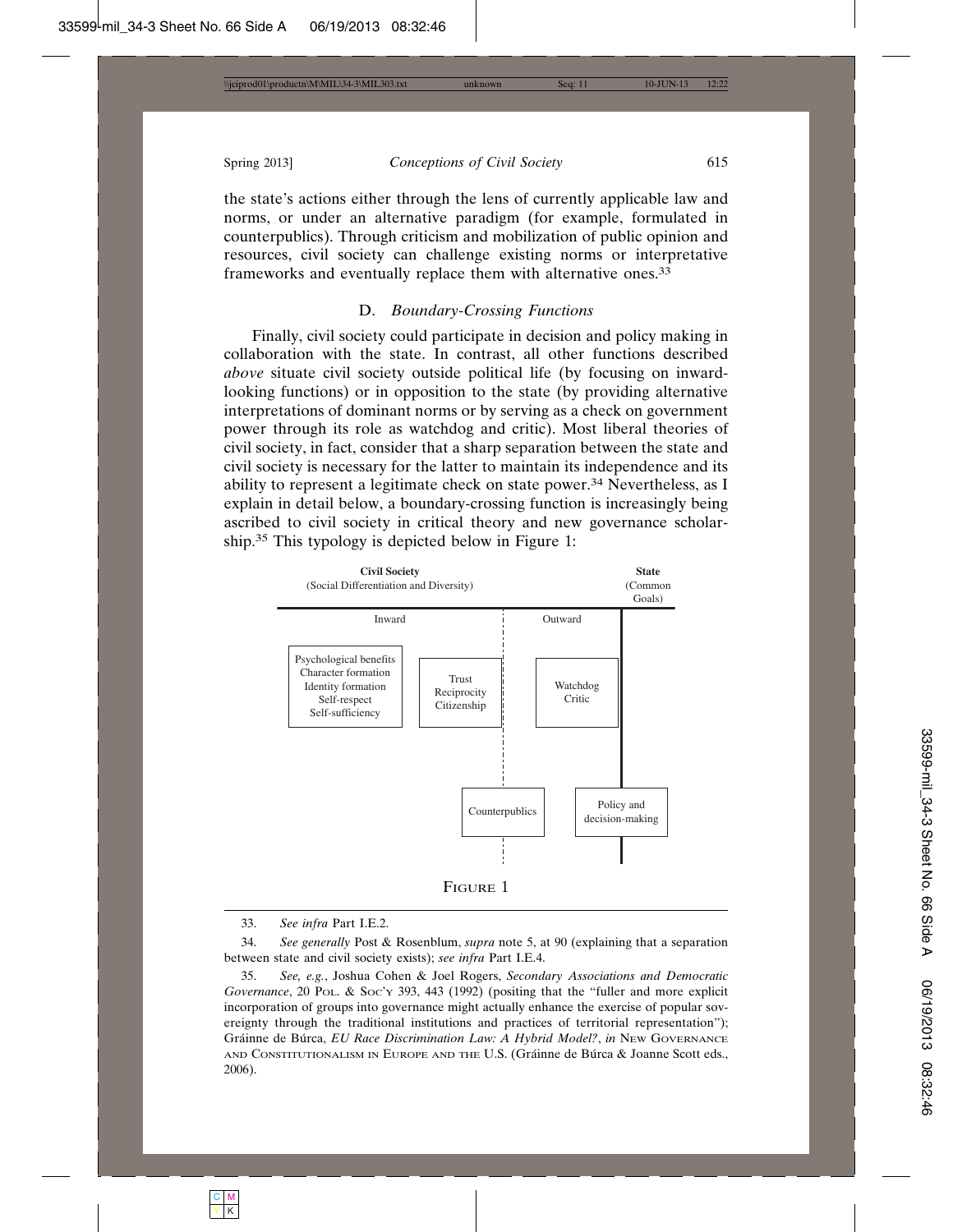the state's actions either through the lens of currently applicable law and norms, or under an alternative paradigm (for example, formulated in counterpublics). Through criticism and mobilization of public opinion and resources, civil society can challenge existing norms or interpretative frameworks and eventually replace them with alternative ones.[33]

### D. *Boundary-Crossing Functions*

Finally, civil society could participate in decision and policy making in collaboration with the state. In contrast, all other functions described *above* situate civil society outside political life (by focusing on inward-looking functions) or in opposition to the state (by providing alternative interpretations of dominant norms or by serving as a check on government power through its role as watchdog and critic). Most liberal theories of civil society, in fact, consider that a sharp separation between the state and civil society is necessary for the latter to maintain its independence and its ability to represent a legitimate check on state power.[34] Nevertheless, as I explain in detail below, a boundary-crossing function is increasingly being ascribed to civil society in critical theory and new governance scholarship.[35] This typology is depicted below in Figure 1:

FIGURE 1

---

33. *See infra* Part I.E.2.

34. *See generally* Post & Rosenblum, *supra* note 5, at 90 (explaining that a separation between state and civil society exists); *see infra* Part I.E.4.

35. *See, e.g.*, Joshua Cohen & Joel Rogers, *Secondary Associations and Democratic Governance*, 20 POL. & SOC'Y 393, 443 (1992) (positing that the "fuller and more explicit incorporation of groups into governance might actually enhance the exercise of popular sovereignty through the traditional institutions and practices of territorial representation"); Gráinne de Búrca, *EU Race Discrimination Law: A Hybrid Model?*, *in* NEW GOVERNANCE AND CONSTITUTIONALISM IN EUROPE AND THE U.S. (Gráinne de Búrca & Joanne Scott eds., 2006).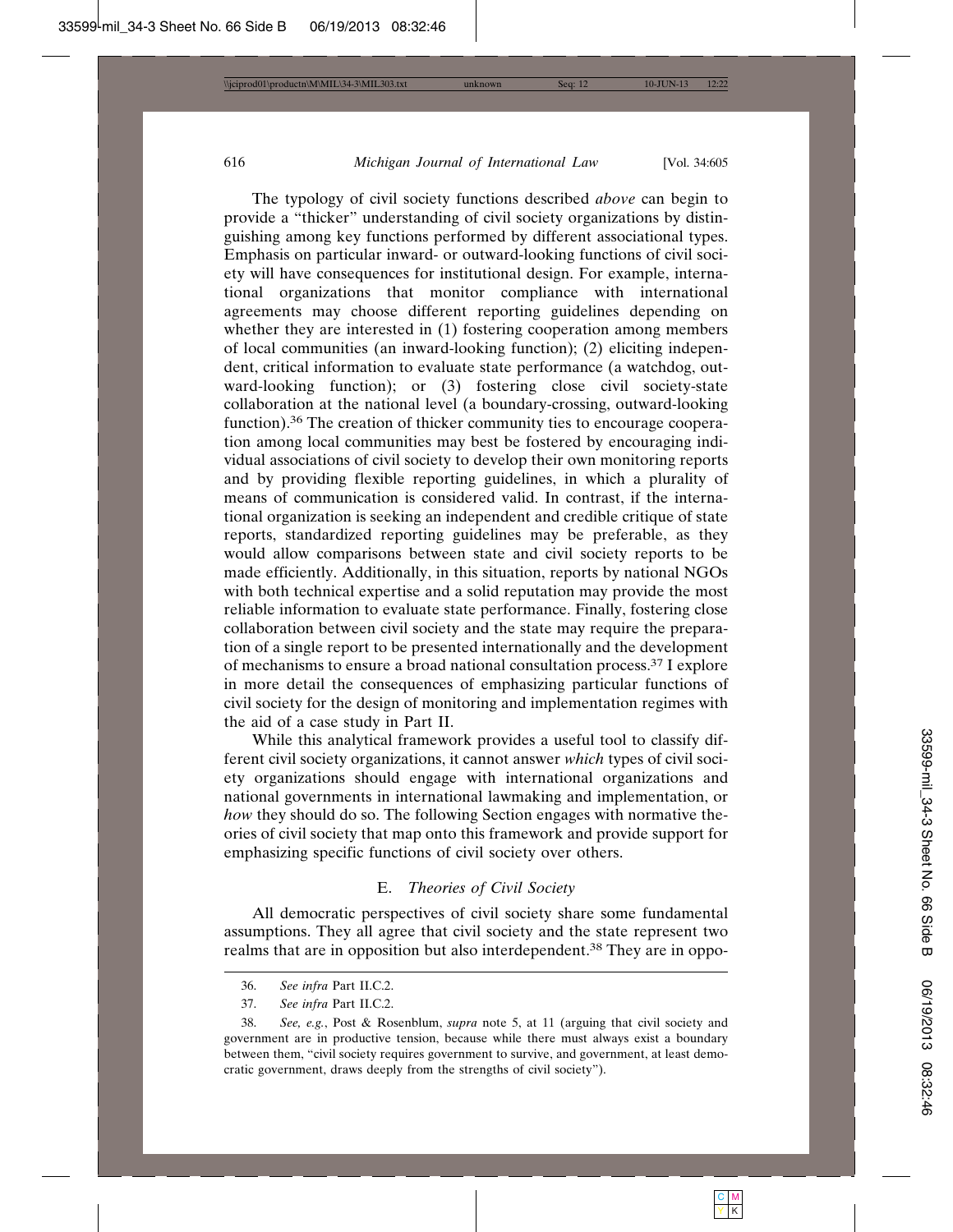The typology of civil society functions described *above* can begin to provide a "thicker" understanding of civil society organizations by distinguishing among key functions performed by different associational types. Emphasis on particular inward- or outward-looking functions of civil society will have consequences for institutional design. For example, international organizations that monitor compliance with international agreements may choose different reporting guidelines depending on whether they are interested in (1) fostering cooperation among members of local communities (an inward-looking function); (2) eliciting independent, critical information to evaluate state performance (a watchdog, outward-looking function); or (3) fostering close civil society-state collaboration at the national level (a boundary-crossing, outward-looking function).[36] The creation of thicker community ties to encourage cooperation among local communities may best be fostered by encouraging individual associations of civil society to develop their own monitoring reports and by providing flexible reporting guidelines, in which a plurality of means of communication is considered valid. In contrast, if the international organization is seeking an independent and credible critique of state reports, standardized reporting guidelines may be preferable, as they would allow comparisons between state and civil society reports to be made efficiently. Additionally, in this situation, reports by national NGOs with both technical expertise and a solid reputation may provide the most reliable information to evaluate state performance. Finally, fostering close collaboration between civil society and the state may require the preparation of a single report to be presented internationally and the development of mechanisms to ensure a broad national consultation process.[37] I explore in more detail the consequences of emphasizing particular functions of civil society for the design of monitoring and implementation regimes with the aid of a case study in Part II.

While this analytical framework provides a useful tool to classify different civil society organizations, it cannot answer *which* types of civil society organizations should engage with international organizations and national governments in international lawmaking and implementation, or *how* they should do so. The following Section engages with normative theories of civil society that map onto this framework and provide support for emphasizing specific functions of civil society over others.

### E. *Theories of Civil Society*

All democratic perspectives of civil society share some fundamental assumptions. They all agree that civil society and the state represent two realms that are in opposition but also interdependent.[38] They are in oppo-

---

36. *See infra* Part II.C.2.

37. *See infra* Part II.C.2.

38. *See, e.g.*, Post & Rosenblum, *supra* note 5, at 11 (arguing that civil society and government are in productive tension, because while there must always exist a boundary between them, "civil society requires government to survive, and government, at least democratic government, draws deeply from the strengths of civil society").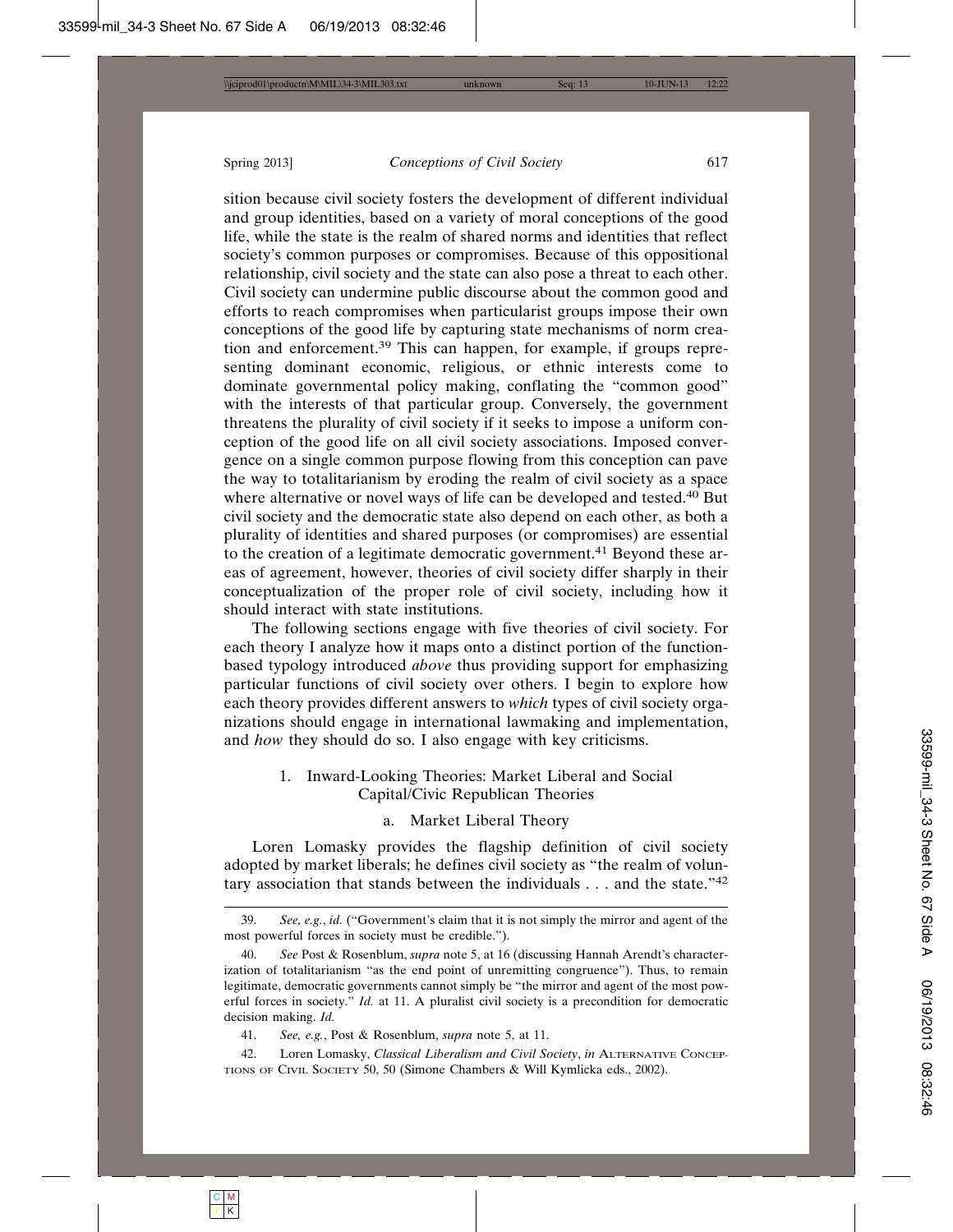sition because civil society fosters the development of different individual and group identities, based on a variety of moral conceptions of the good life, while the state is the realm of shared norms and identities that reflect society's common purposes or compromises. Because of this oppositional relationship, civil society and the state can also pose a threat to each other. Civil society can undermine public discourse about the common good and efforts to reach compromises when particularist groups impose their own conceptions of the good life by capturing state mechanisms of norm creation and enforcement.[39] This can happen, for example, if groups representing dominant economic, religious, or ethnic interests come to dominate governmental policy making, conflating the "common good" with the interests of that particular group. Conversely, the government threatens the plurality of civil society if it seeks to impose a uniform conception of the good life on all civil society associations. Imposed convergence on a single common purpose flowing from this conception can pave the way to totalitarianism by eroding the realm of civil society as a space where alternative or novel ways of life can be developed and tested.[40] But civil society and the democratic state also depend on each other, as both a plurality of identities and shared purposes (or compromises) are essential to the creation of a legitimate democratic government.[41] Beyond these areas of agreement, however, theories of civil society differ sharply in their conceptualization of the proper role of civil society, including how it should interact with state institutions.

The following sections engage with five theories of civil society. For each theory I analyze how it maps onto a distinct portion of the function-based typology introduced *above* thus providing support for emphasizing particular functions of civil society over others. I begin to explore how each theory provides different answers to *which* types of civil society organizations should engage in international lawmaking and implementation, and *how* they should do so. I also engage with key criticisms.

### 1. Inward-Looking Theories: Market Liberal and Social Capital/Civic Republican Theories

#### a. Market Liberal Theory

Loren Lomasky provides the flagship definition of civil society adopted by market liberals; he defines civil society as "the realm of voluntary association that stands between the individuals . . . and the state."[42]

---

39. *See, e.g.*, *id.* ("Government's claim that it is not simply the mirror and agent of the most powerful forces in society must be credible.").

40. *See* Post & Rosenblum, *supra* note 5, at 16 (discussing Hannah Arendt's characterization of totalitarianism "as the end point of unremitting congruence"). Thus, to remain legitimate, democratic governments cannot simply be "the mirror and agent of the most powerful forces in society." *Id.* at 11. A pluralist civil society is a precondition for democratic decision making. *Id.*

41. *See, e.g.*, Post & Rosenblum, *supra* note 5, at 11.

42. Loren Lomasky, *Classical Liberalism and Civil Society*, *in* Alternative Conceptions of Civil Society 50, 50 (Simone Chambers & Will Kymlicka eds., 2002).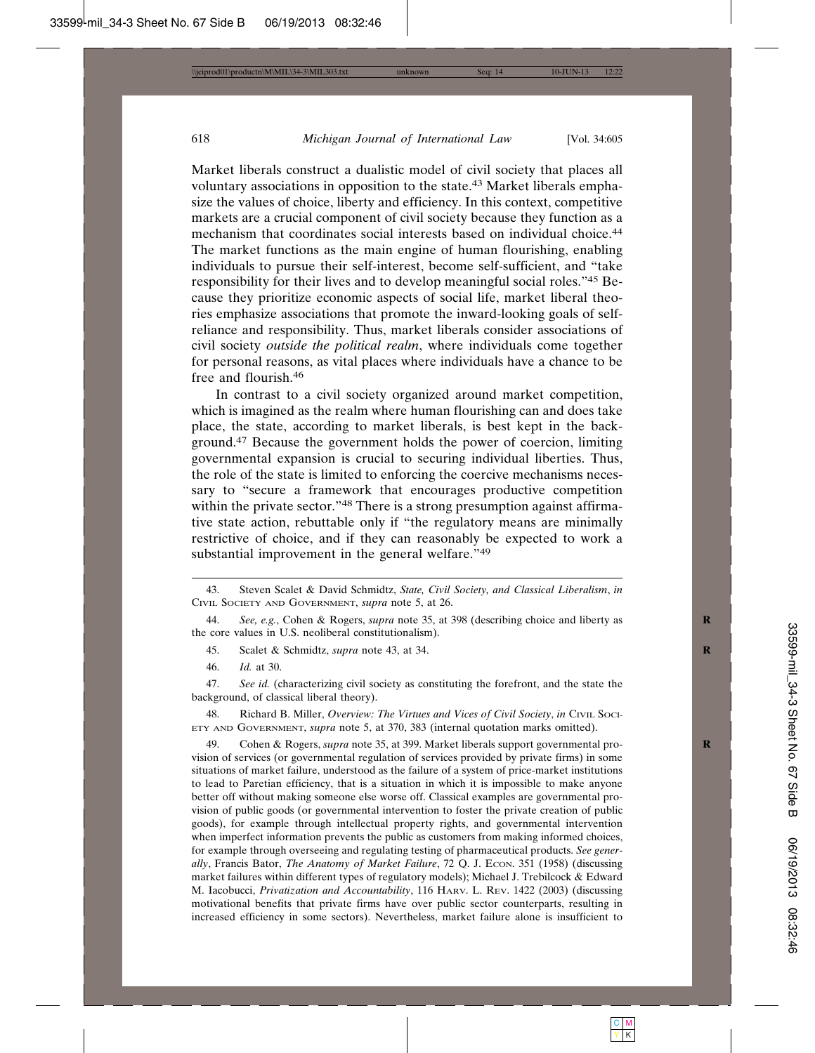Market liberals construct a dualistic model of civil society that places all voluntary associations in opposition to the state.[43] Market liberals emphasize the values of choice, liberty and efficiency. In this context, competitive markets are a crucial component of civil society because they function as a mechanism that coordinates social interests based on individual choice.[44] The market functions as the main engine of human flourishing, enabling individuals to pursue their self-interest, become self-sufficient, and "take responsibility for their lives and to develop meaningful social roles."[45] Because they prioritize economic aspects of social life, market liberal theories emphasize associations that promote the inward-looking goals of self-reliance and responsibility. Thus, market liberals consider associations of civil society *outside the political realm*, where individuals come together for personal reasons, as vital places where individuals have a chance to be free and flourish.[46]

In contrast to a civil society organized around market competition, which is imagined as the realm where human flourishing can and does take place, the state, according to market liberals, is best kept in the background.[47] Because the government holds the power of coercion, limiting governmental expansion is crucial to securing individual liberties. Thus, the role of the state is limited to enforcing the coercive mechanisms necessary to "secure a framework that encourages productive competition within the private sector."[48] There is a strong presumption against affirmative state action, rebuttable only if "the regulatory means are minimally restrictive of choice, and if they can reasonably be expected to work a substantial improvement in the general welfare."[49]

---

43. Steven Scalet & David Schmidtz, *State, Civil Society, and Classical Liberalism*, *in* Civil Society and Government, *supra* note 5, at 26.

44. *See, e.g.*, Cohen & Rogers, *supra* note 35, at 398 (describing choice and liberty as the core values in U.S. neoliberal constitutionalism).

45. Scalet & Schmidtz, *supra* note 43, at 34.

46. *Id.* at 30.

47. *See id.* (characterizing civil society as constituting the forefront, and the state the background, of classical liberal theory).

48. Richard B. Miller, *Overview: The Virtues and Vices of Civil Society*, *in* Civil Society and Government, *supra* note 5, at 370, 383 (internal quotation marks omitted).

49. Cohen & Rogers, *supra* note 35, at 399. Market liberals support governmental provision of services (or governmental regulation of services provided by private firms) in some situations of market failure, understood as the failure of a system of price-market institutions to lead to Paretian efficiency, that is a situation in which it is impossible to make anyone better off without making someone else worse off. Classical examples are governmental provision of public goods (or governmental intervention to foster the private creation of public goods), for example through intellectual property rights, and governmental intervention when imperfect information prevents the public as customers from making informed choices, for example through overseeing and regulating testing of pharmaceutical products. *See generally*, Francis Bator, *The Anatomy of Market Failure*, 72 Q. J. Econ. 351 (1958) (discussing market failures within different types of regulatory models); Michael J. Trebilcock & Edward M. Iacobucci, *Privatization and Accountability*, 116 Harv. L. Rev. 1422 (2003) (discussing motivational benefits that private firms have over public sector counterparts, resulting in increased efficiency in some sectors). Nevertheless, market failure alone is insufficient to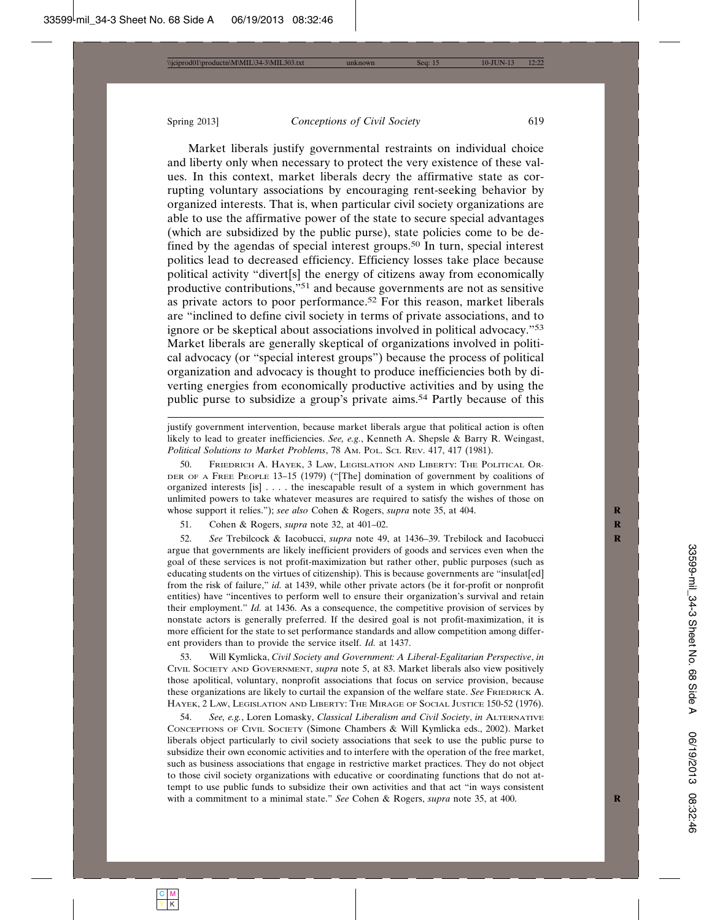Market liberals justify governmental restraints on individual choice and liberty only when necessary to protect the very existence of these values. In this context, market liberals decry the affirmative state as corrupting voluntary associations by encouraging rent-seeking behavior by organized interests. That is, when particular civil society organizations are able to use the affirmative power of the state to secure special advantages (which are subsidized by the public purse), state policies come to be defined by the agendas of special interest groups.[50] In turn, special interest politics lead to decreased efficiency. Efficiency losses take place because political activity "divert[s] the energy of citizens away from economically productive contributions,"[51] and because governments are not as sensitive as private actors to poor performance.[52] For this reason, market liberals are "inclined to define civil society in terms of private associations, and to ignore or be skeptical about associations involved in political advocacy."[53] Market liberals are generally skeptical of organizations involved in political advocacy (or "special interest groups") because the process of political organization and advocacy is thought to produce inefficiencies both by diverting energies from economically productive activities and by using the public purse to subsidize a group's private aims.[54] Partly because of this

---

justify government intervention, because market liberals argue that political action is often likely to lead to greater inefficiencies. *See, e.g.*, Kenneth A. Shepsle & Barry R. Weingast, *Political Solutions to Market Problems*, 78 Am. Pol. Sci. Rev. 417, 417 (1981).

50. Friedrich A. Hayek, 3 Law, Legislation and Liberty: The Political Order of a Free People 13–15 (1979) ("[The] domination of government by coalitions of organized interests [is] . . . . the inescapable result of a system in which government has unlimited powers to take whatever measures are required to satisfy the wishes of those on whose support it relies."); *see also* Cohen & Rogers, *supra* note 35, at 404.

51. Cohen & Rogers, *supra* note 32, at 401–02.

52. *See* Trebilcock & Iacobucci, *supra* note 49, at 1436–39. Trebilock and Iacobucci argue that governments are likely inefficient providers of goods and services even when the goal of these services is not profit-maximization but rather other, public purposes (such as educating students on the virtues of citizenship). This is because governments are "insulat[ed] from the risk of failure," *id.* at 1439, while other private actors (be it for-profit or nonprofit entities) have "incentives to perform well to ensure their organization's survival and retain their employment." *Id.* at 1436. As a consequence, the competitive provision of services by nonstate actors is generally preferred. If the desired goal is not profit-maximization, it is more efficient for the state to set performance standards and allow competition among different providers than to provide the service itself. *Id.* at 1437.

53. Will Kymlicka, *Civil Society and Government: A Liberal-Egalitarian Perspective*, *in* Civil Society and Government, *supra* note 5, at 83. Market liberals also view positively those apolitical, voluntary, nonprofit associations that focus on service provision, because these organizations are likely to curtail the expansion of the welfare state. *See* Friedrick A. Hayek, 2 Law, Legislation and Liberty: The Mirage of Social Justice 150-52 (1976).

54. *See, e.g.*, Loren Lomasky, *Classical Liberalism and Civil Society*, *in* Alternative Conceptions of Civil Society (Simone Chambers & Will Kymlicka eds., 2002). Market liberals object particularly to civil society associations that seek to use the public purse to subsidize their own economic activities and to interfere with the operation of the free market, such as business associations that engage in restrictive market practices. They do not object to those civil society organizations with educative or coordinating functions that do not attempt to use public funds to subsidize their own activities and that act "in ways consistent with a commitment to a minimal state." *See* Cohen & Rogers, *supra* note 35, at 400.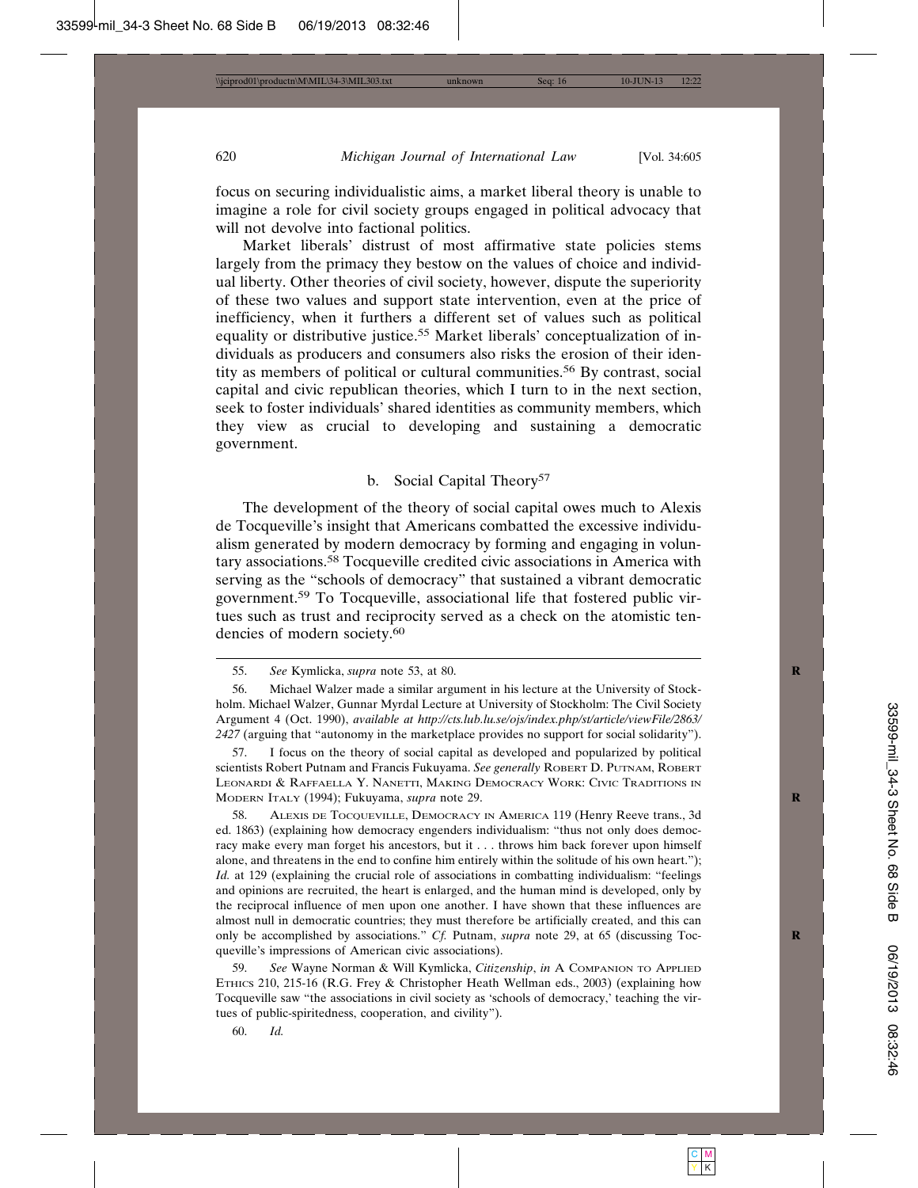focus on securing individualistic aims, a market liberal theory is unable to imagine a role for civil society groups engaged in political advocacy that will not devolve into factional politics.

Market liberals' distrust of most affirmative state policies stems largely from the primacy they bestow on the values of choice and individual liberty. Other theories of civil society, however, dispute the superiority of these two values and support state intervention, even at the price of inefficiency, when it furthers a different set of values such as political equality or distributive justice.[55] Market liberals' conceptualization of individuals as producers and consumers also risks the erosion of their identity as members of political or cultural communities.[56] By contrast, social capital and civic republican theories, which I turn to in the next section, seek to foster individuals' shared identities as community members, which they view as crucial to developing and sustaining a democratic government.

### b. Social Capital Theory[57]

The development of the theory of social capital owes much to Alexis de Tocqueville's insight that Americans combatted the excessive individualism generated by modern democracy by forming and engaging in voluntary associations.[58] Tocqueville credited civic associations in America with serving as the "schools of democracy" that sustained a vibrant democratic government.[59] To Tocqueville, associational life that fostered public virtues such as trust and reciprocity served as a check on the atomistic tendencies of modern society.[60]

---

55. *See* Kymlicka, *supra* note 53, at 80.

56. Michael Walzer made a similar argument in his lecture at the University of Stockholm. Michael Walzer, Gunnar Myrdal Lecture at University of Stockholm: The Civil Society Argument 4 (Oct. 1990), *available at http://cts.lub.lu.se/ojs/index.php/st/article/viewFile/2863/2427* (arguing that "autonomy in the marketplace provides no support for social solidarity").

57. I focus on the theory of social capital as developed and popularized by political scientists Robert Putnam and Francis Fukuyama. *See generally* Robert D. Putnam, Robert Leonardi & Raffaella Y. Nanetti, Making Democracy Work: Civic Traditions in Modern Italy (1994); Fukuyama, *supra* note 29.

58. Alexis de Tocqueville, Democracy in America 119 (Henry Reeve trans., 3d ed. 1863) (explaining how democracy engenders individualism: "thus not only does democracy make every man forget his ancestors, but it . . . throws him back forever upon himself alone, and threatens in the end to confine him entirely within the solitude of his own heart."); *Id.* at 129 (explaining the crucial role of associations in combatting individualism: "feelings and opinions are recruited, the heart is enlarged, and the human mind is developed, only by the reciprocal influence of men upon one another. I have shown that these influences are almost null in democratic countries; they must therefore be artificially created, and this can only be accomplished by associations." *Cf.* Putnam, *supra* note 29, at 65 (discussing Tocqueville's impressions of American civic associations).

59. *See* Wayne Norman & Will Kymlicka, *Citizenship*, *in* A Companion to Applied Ethics 210, 215-16 (R.G. Frey & Christopher Heath Wellman eds., 2003) (explaining how Tocqueville saw "the associations in civil society as 'schools of democracy,' teaching the virtues of public-spiritedness, cooperation, and civility").

60. *Id.*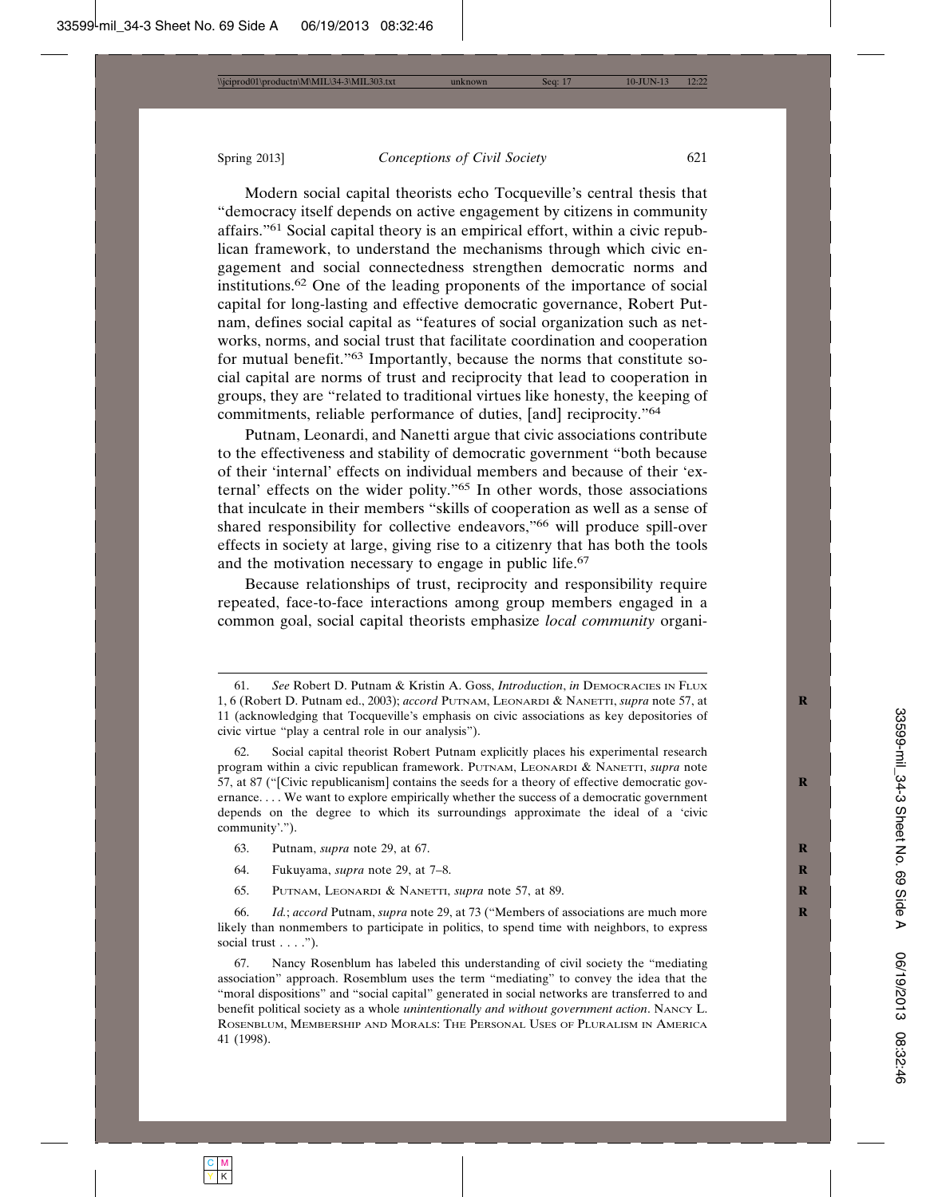Modern social capital theorists echo Tocqueville's central thesis that "democracy itself depends on active engagement by citizens in community affairs."[61] Social capital theory is an empirical effort, within a civic republican framework, to understand the mechanisms through which civic engagement and social connectedness strengthen democratic norms and institutions.[62] One of the leading proponents of the importance of social capital for long-lasting and effective democratic governance, Robert Putnam, defines social capital as "features of social organization such as networks, norms, and social trust that facilitate coordination and cooperation for mutual benefit."[63] Importantly, because the norms that constitute social capital are norms of trust and reciprocity that lead to cooperation in groups, they are "related to traditional virtues like honesty, the keeping of commitments, reliable performance of duties, [and] reciprocity."[64]

Putnam, Leonardi, and Nanetti argue that civic associations contribute to the effectiveness and stability of democratic government "both because of their 'internal' effects on individual members and because of their 'external' effects on the wider polity."[65] In other words, those associations that inculcate in their members "skills of cooperation as well as a sense of shared responsibility for collective endeavors,"[66] will produce spill-over effects in society at large, giving rise to a citizenry that has both the tools and the motivation necessary to engage in public life.[67]

Because relationships of trust, reciprocity and responsibility require repeated, face-to-face interactions among group members engaged in a common goal, social capital theorists emphasize *local community* organi-

---

61. *See* Robert D. Putnam & Kristin A. Goss, *Introduction*, *in* Democracies in Flux 1, 6 (Robert D. Putnam ed., 2003); *accord* Putnam, Leonardi & Nanetti, *supra* note 57, at 11 (acknowledging that Tocqueville's emphasis on civic associations as key depositories of civic virtue "play a central role in our analysis").

62. Social capital theorist Robert Putnam explicitly places his experimental research program within a civic republican framework. Putnam, Leonardi & Nanetti, *supra* note 57, at 87 ("[Civic republicanism] contains the seeds for a theory of effective democratic governance. . . . We want to explore empirically whether the success of a democratic government depends on the degree to which its surroundings approximate the ideal of a 'civic community'.").

63. Putnam, *supra* note 29, at 67.

64. Fukuyama, *supra* note 29, at 7–8.

65. Putnam, Leonardi & Nanetti, *supra* note 57, at 89.

66. *Id.*; *accord* Putnam, *supra* note 29, at 73 ("Members of associations are much more likely than nonmembers to participate in politics, to spend time with neighbors, to express social trust . . . .").

67. Nancy Rosenblum has labeled this understanding of civil society the "mediating association" approach. Rosemblum uses the term "mediating" to convey the idea that the "moral dispositions" and "social capital" generated in social networks are transferred to and benefit political society as a whole *unintentionally and without government action*. Nancy L. Rosenblum, Membership and Morals: The Personal Uses of Pluralism in America 41 (1998).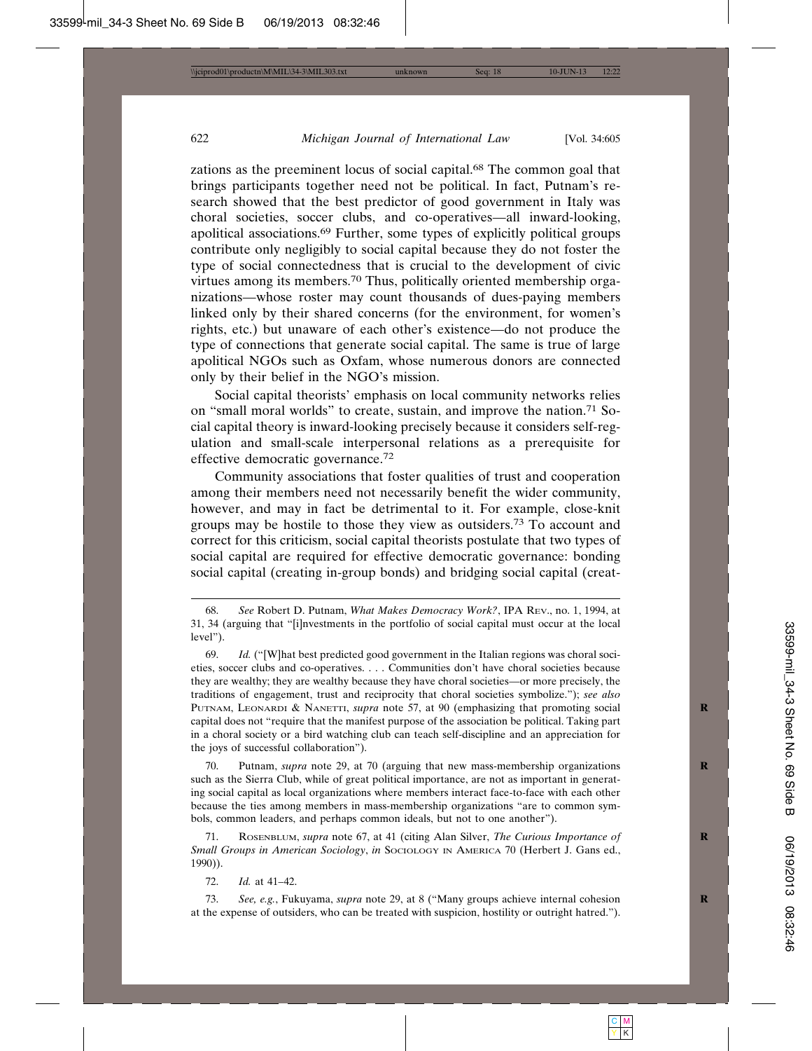zations as the preeminent locus of social capital.[68] The common goal that brings participants together need not be political. In fact, Putnam's research showed that the best predictor of good government in Italy was choral societies, soccer clubs, and co-operatives—all inward-looking, apolitical associations.[69] Further, some types of explicitly political groups contribute only negligibly to social capital because they do not foster the type of social connectedness that is crucial to the development of civic virtues among its members.[70] Thus, politically oriented membership organizations—whose roster may count thousands of dues-paying members linked only by their shared concerns (for the environment, for women's rights, etc.) but unaware of each other's existence—do not produce the type of connections that generate social capital. The same is true of large apolitical NGOs such as Oxfam, whose numerous donors are connected only by their belief in the NGO's mission.

Social capital theorists' emphasis on local community networks relies on "small moral worlds" to create, sustain, and improve the nation.[71] Social capital theory is inward-looking precisely because it considers self-regulation and small-scale interpersonal relations as a prerequisite for effective democratic governance.[72]

Community associations that foster qualities of trust and cooperation among their members need not necessarily benefit the wider community, however, and may in fact be detrimental to it. For example, close-knit groups may be hostile to those they view as outsiders.[73] To account and correct for this criticism, social capital theorists postulate that two types of social capital are required for effective democratic governance: bonding social capital (creating in-group bonds) and bridging social capital (creat-

---

68. *See* Robert D. Putnam, *What Makes Democracy Work?*, IPA Rev., no. 1, 1994, at 31, 34 (arguing that "[i]nvestments in the portfolio of social capital must occur at the local level").

69. *Id.* ("[W]hat best predicted good government in the Italian regions was choral societies, soccer clubs and co-operatives. . . . Communities don't have choral societies because they are wealthy; they are wealthy because they have choral societies—or more precisely, the traditions of engagement, trust and reciprocity that choral societies symbolize."); *see also* Putnam, Leonardi & Nanetti, *supra* note 57, at 90 (emphasizing that promoting social capital does not "require that the manifest purpose of the association be political. Taking part in a choral society or a bird watching club can teach self-discipline and an appreciation for the joys of successful collaboration").

70. Putnam, *supra* note 29, at 70 (arguing that new mass-membership organizations such as the Sierra Club, while of great political importance, are not as important in generating social capital as local organizations where members interact face-to-face with each other because the ties among members in mass-membership organizations "are to common symbols, common leaders, and perhaps common ideals, but not to one another").

71. Rosenblum, *supra* note 67, at 41 (citing Alan Silver, *The Curious Importance of Small Groups in American Sociology*, *in* Sociology in America 70 (Herbert J. Gans ed., 1990)).

72. *Id.* at 41–42.

73. *See, e.g.*, Fukuyama, *supra* note 29, at 8 ("Many groups achieve internal cohesion at the expense of outsiders, who can be treated with suspicion, hostility or outright hatred.").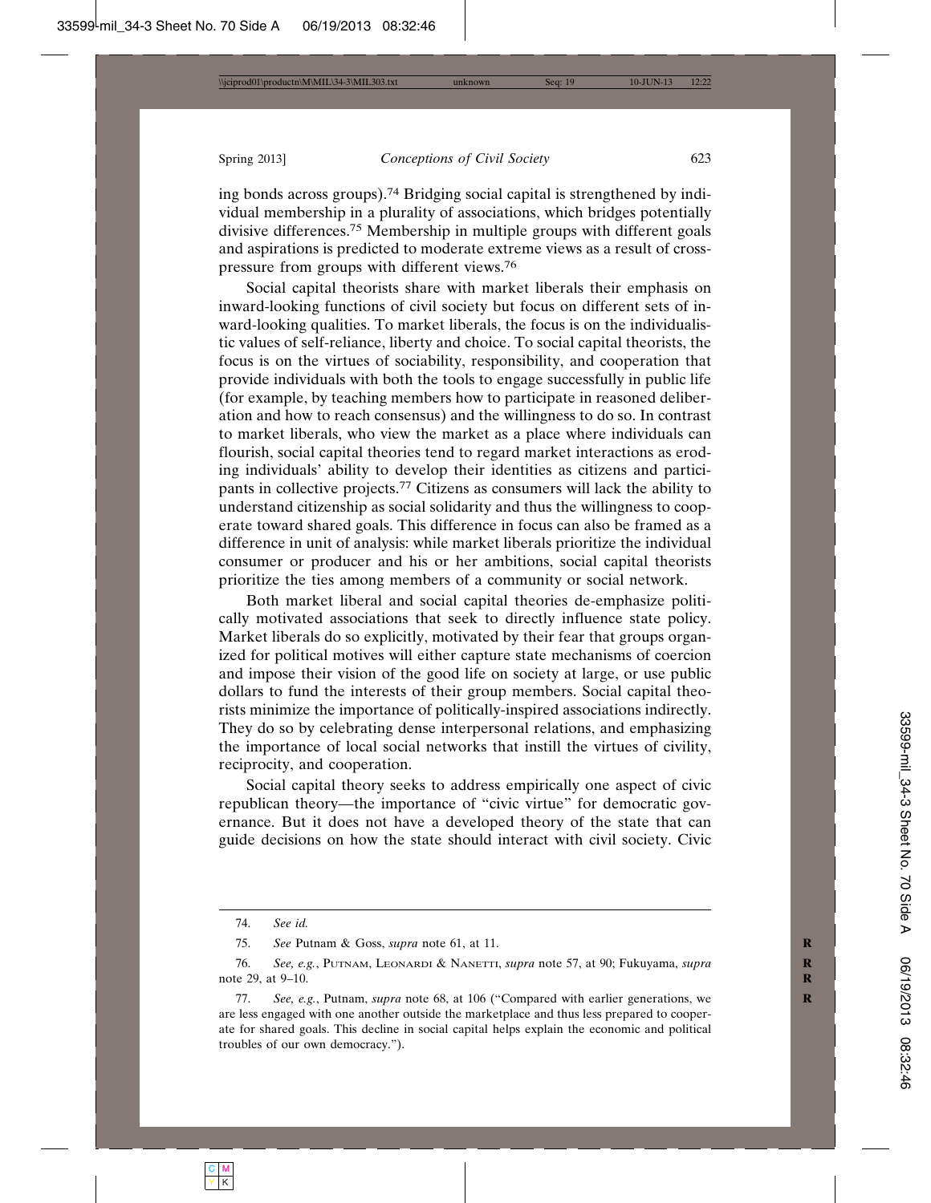ing bonds across groups).[74] Bridging social capital is strengthened by individual membership in a plurality of associations, which bridges potentially divisive differences.[75] Membership in multiple groups with different goals and aspirations is predicted to moderate extreme views as a result of cross-pressure from groups with different views.[76]

Social capital theorists share with market liberals their emphasis on inward-looking functions of civil society but focus on different sets of inward-looking qualities. To market liberals, the focus is on the individualistic values of self-reliance, liberty and choice. To social capital theorists, the focus is on the virtues of sociability, responsibility, and cooperation that provide individuals with both the tools to engage successfully in public life (for example, by teaching members how to participate in reasoned deliberation and how to reach consensus) and the willingness to do so. In contrast to market liberals, who view the market as a place where individuals can flourish, social capital theories tend to regard market interactions as eroding individuals' ability to develop their identities as citizens and participants in collective projects.[77] Citizens as consumers will lack the ability to understand citizenship as social solidarity and thus the willingness to cooperate toward shared goals. This difference in focus can also be framed as a difference in unit of analysis: while market liberals prioritize the individual consumer or producer and his or her ambitions, social capital theorists prioritize the ties among members of a community or social network.

Both market liberal and social capital theories de-emphasize politically motivated associations that seek to directly influence state policy. Market liberals do so explicitly, motivated by their fear that groups organized for political motives will either capture state mechanisms of coercion and impose their vision of the good life on society at large, or use public dollars to fund the interests of their group members. Social capital theorists minimize the importance of politically-inspired associations indirectly. They do so by celebrating dense interpersonal relations, and emphasizing the importance of local social networks that instill the virtues of civility, reciprocity, and cooperation.

Social capital theory seeks to address empirically one aspect of civic republican theory—the importance of "civic virtue" for democratic governance. But it does not have a developed theory of the state that can guide decisions on how the state should interact with civil society. Civic

---

74. *See id.*

75. *See* Putnam & Goss, *supra* note 61, at 11.

76. *See, e.g.*, Putnam, Leonardi & Nanetti, *supra* note 57, at 90; Fukuyama, *supra* note 29, at 9–10.

77. *See, e.g.*, Putnam, *supra* note 68, at 106 ("Compared with earlier generations, we are less engaged with one another outside the marketplace and thus less prepared to cooperate for shared goals. This decline in social capital helps explain the economic and political troubles of our own democracy.").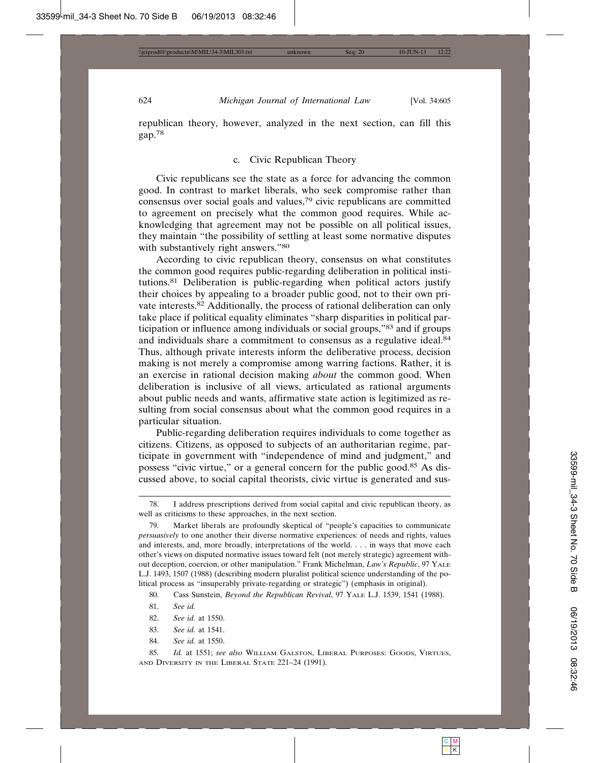republican theory, however, analyzed in the next section, can fill this gap.[78]

### c. Civic Republican Theory

Civic republicans see the state as a force for advancing the common good. In contrast to market liberals, who seek compromise rather than consensus over social goals and values,[79] civic republicans are committed to agreement on precisely what the common good requires. While acknowledging that agreement may not be possible on all political issues, they maintain "the possibility of settling at least some normative disputes with substantively right answers."[80]

According to civic republican theory, consensus on what constitutes the common good requires public-regarding deliberation in political institutions.[81] Deliberation is public-regarding when political actors justify their choices by appealing to a broader public good, not to their own private interests.[82] Additionally, the process of rational deliberation can only take place if political equality eliminates "sharp disparities in political participation or influence among individuals or social groups,"[83] and if groups and individuals share a commitment to consensus as a regulative ideal.[84] Thus, although private interests inform the deliberative process, decision making is not merely a compromise among warring factions. Rather, it is an exercise in rational decision making *about* the common good. When deliberation is inclusive of all views, articulated as rational arguments about public needs and wants, affirmative state action is legitimized as resulting from social consensus about what the common good requires in a particular situation.

Public-regarding deliberation requires individuals to come together as citizens. Citizens, as opposed to subjects of an authoritarian regime, participate in government with "independence of mind and judgment," and possess "civic virtue," or a general concern for the public good.[85] As discussed above, to social capital theorists, civic virtue is generated and sus-

---

78. I address prescriptions derived from social capital and civic republican theory, as well as criticisms to these approaches, in the next section.

79. Market liberals are profoundly skeptical of "people's capacities to communicate *persuasively* to one another their diverse normative experiences: of needs and rights, values and interests, and, more broadly, interpretations of the world. . . . in ways that move each other's views on disputed normative issues toward felt (not merely strategic) agreement without deception, coercion, or other manipulation." Frank Michelman, *Law's Republic*, 97 YALE L.J. 1493, 1507 (1988) (describing modern pluralist political science understanding of the political process as "insuperably private-regarding or strategic") (emphasis in original).

80. Cass Sunstein, *Beyond the Republican Revival*, 97 YALE L.J. 1539, 1541 (1988).

81. *See id.*

82. *See id.* at 1550.

83. *See id.* at 1541.

84. *See id.* at 1550.

85. *Id.* at 1551; *see also* WILLIAM GALSTON, LIBERAL PURPOSES: GOODS, VIRTUES, AND DIVERSITY IN THE LIBERAL STATE 221–24 (1991).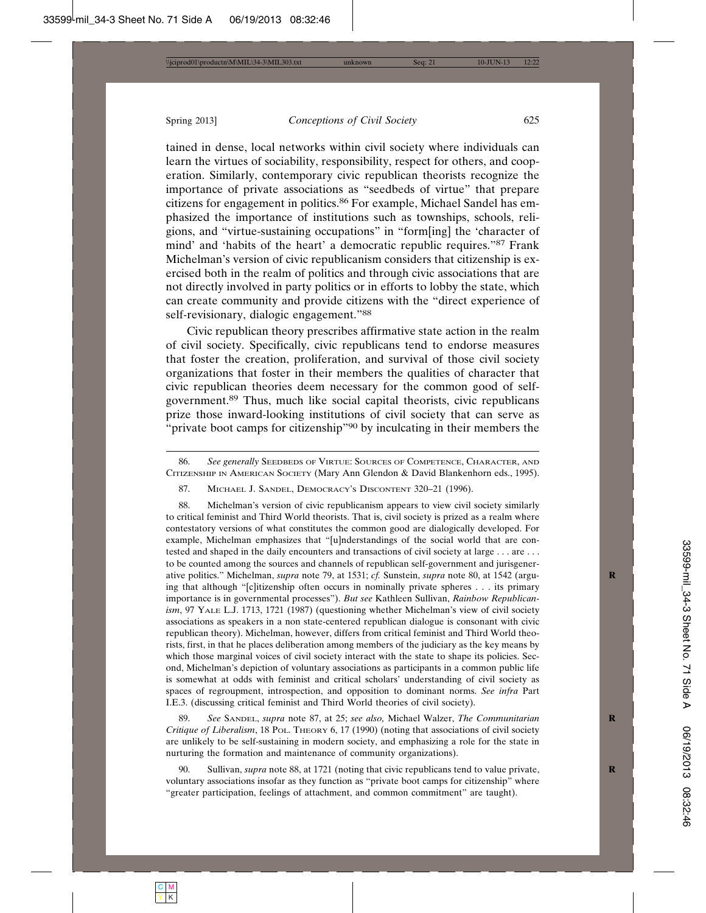tained in dense, local networks within civil society where individuals can learn the virtues of sociability, responsibility, respect for others, and cooperation. Similarly, contemporary civic republican theorists recognize the importance of private associations as "seedbeds of virtue" that prepare citizens for engagement in politics.[86] For example, Michael Sandel has emphasized the importance of institutions such as townships, schools, religions, and "virtue-sustaining occupations" in "form[ing] the 'character of mind' and 'habits of the heart' a democratic republic requires."[87] Frank Michelman's version of civic republicanism considers that citizenship is exercised both in the realm of politics and through civic associations that are not directly involved in party politics or in efforts to lobby the state, which can create community and provide citizens with the "direct experience of self-revisionary, dialogic engagement."[88]

Civic republican theory prescribes affirmative state action in the realm of civil society. Specifically, civic republicans tend to endorse measures that foster the creation, proliferation, and survival of those civil society organizations that foster in their members the qualities of character that civic republican theories deem necessary for the common good of self-government.[89] Thus, much like social capital theorists, civic republicans prize those inward-looking institutions of civil society that can serve as "private boot camps for citizenship"[90] by inculcating in their members the

---

86. *See generally* Seedbeds of Virtue: Sources of Competence, Character, and Citizenship in American Society (Mary Ann Glendon & David Blankenhorn eds., 1995).

87. Michael J. Sandel, Democracy's Discontent 320–21 (1996).

88. Michelman's version of civic republicanism appears to view civil society similarly to critical feminist and Third World theorists. That is, civil society is prized as a realm where contestatory versions of what constitutes the common good are dialogically developed. For example, Michelman emphasizes that "[u]nderstandings of the social world that are contested and shaped in the daily encounters and transactions of civil society at large . . . are . . . to be counted among the sources and channels of republican self-government and jurisgenerative politics." Michelman, *supra* note 79, at 1531; *cf.* Sunstein, *supra* note 80, at 1542 (arguing that although "[c]itizenship often occurs in nominally private spheres . . . its primary importance is in governmental processes"). *But see* Kathleen Sullivan, *Rainbow Republicanism*, 97 Yale L.J. 1713, 1721 (1987) (questioning whether Michelman's view of civil society associations as speakers in a non state-centered republican dialogue is consonant with civic republican theory). Michelman, however, differs from critical feminist and Third World theorists, first, in that he places deliberation among members of the judiciary as the key means by which those marginal voices of civil society interact with the state to shape its policies. Second, Michelman's depiction of voluntary associations as participants in a common public life is somewhat at odds with feminist and critical scholars' understanding of civil society as spaces of regroupment, introspection, and opposition to dominant norms. *See infra* Part I.E.3. (discussing critical feminist and Third World theories of civil society).

89. *See* Sandel, *supra* note 87, at 25; *see also,* Michael Walzer, *The Communitarian Critique of Liberalism*, 18 Pol. Theory 6, 17 (1990) (noting that associations of civil society are unlikely to be self-sustaining in modern society, and emphasizing a role for the state in nurturing the formation and maintenance of community organizations).

90. Sullivan, *supra* note 88, at 1721 (noting that civic republicans tend to value private, voluntary associations insofar as they function as "private boot camps for citizenship" where "greater participation, feelings of attachment, and common commitment" are taught).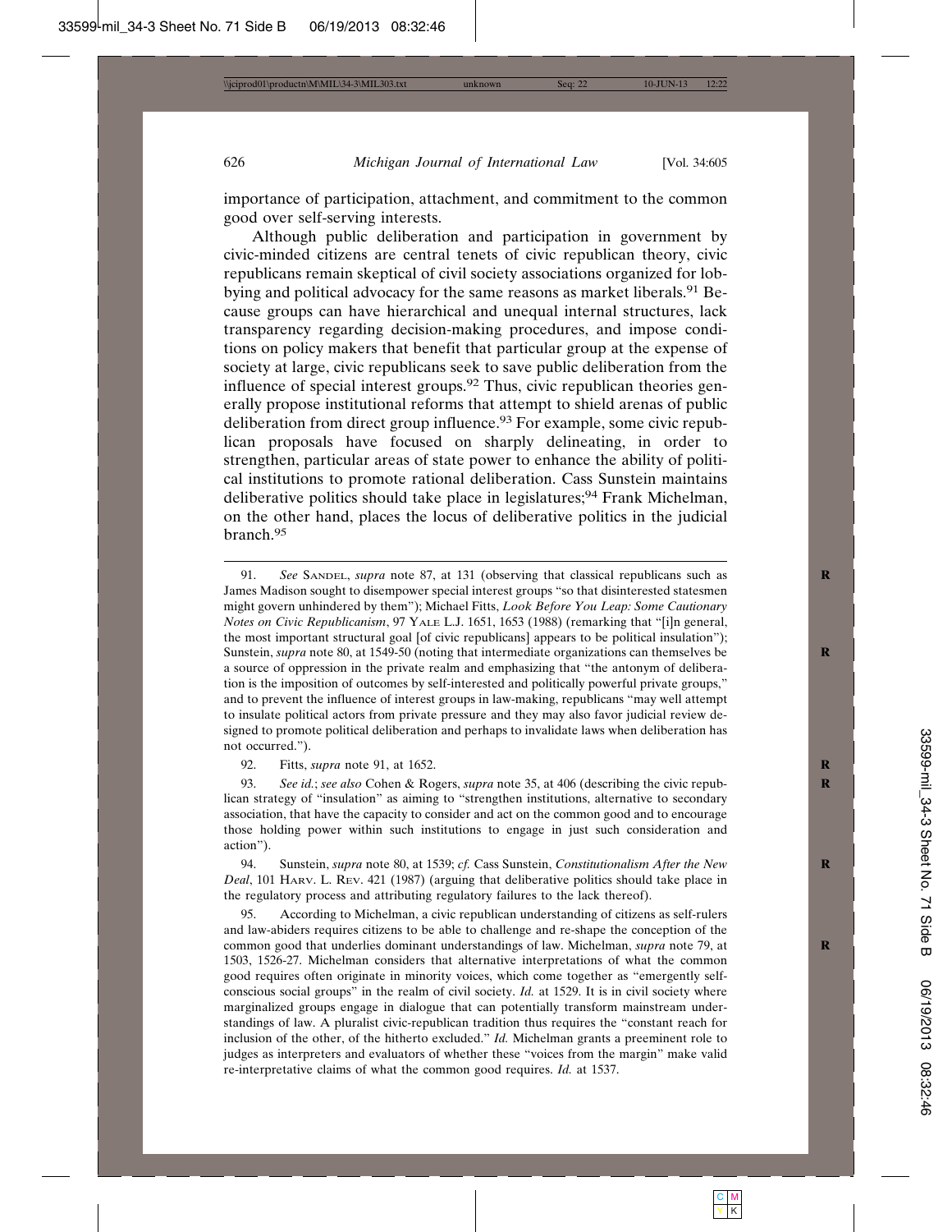importance of participation, attachment, and commitment to the common good over self-serving interests.

Although public deliberation and participation in government by civic-minded citizens are central tenets of civic republican theory, civic republicans remain skeptical of civil society associations organized for lobbying and political advocacy for the same reasons as market liberals.[91] Because groups can have hierarchical and unequal internal structures, lack transparency regarding decision-making procedures, and impose conditions on policy makers that benefit that particular group at the expense of society at large, civic republicans seek to save public deliberation from the influence of special interest groups.[92] Thus, civic republican theories generally propose institutional reforms that attempt to shield arenas of public deliberation from direct group influence.[93] For example, some civic republican proposals have focused on sharply delineating, in order to strengthen, particular areas of state power to enhance the ability of political institutions to promote rational deliberation. Cass Sunstein maintains deliberative politics should take place in legislatures;[94] Frank Michelman, on the other hand, places the locus of deliberative politics in the judicial branch.[95]

---

91. *See* SANDEL, *supra* note 87, at 131 (observing that classical republicans such as James Madison sought to disempower special interest groups "so that disinterested statesmen might govern unhindered by them"); Michael Fitts, *Look Before You Leap: Some Cautionary Notes on Civic Republicanism*, 97 YALE L.J. 1651, 1653 (1988) (remarking that "[i]n general, the most important structural goal [of civic republicans] appears to be political insulation"); Sunstein, *supra* note 80, at 1549-50 (noting that intermediate organizations can themselves be a source of oppression in the private realm and emphasizing that "the antonym of deliberation is the imposition of outcomes by self-interested and politically powerful private groups," and to prevent the influence of interest groups in law-making, republicans "may well attempt to insulate political actors from private pressure and they may also favor judicial review designed to promote political deliberation and perhaps to invalidate laws when deliberation has not occurred.").

92. Fitts, *supra* note 91, at 1652.

93. *See id.*; *see also* Cohen & Rogers, *supra* note 35, at 406 (describing the civic republican strategy of "insulation" as aiming to "strengthen institutions, alternative to secondary association, that have the capacity to consider and act on the common good and to encourage those holding power within such institutions to engage in just such consideration and action").

94. Sunstein, *supra* note 80, at 1539; *cf.* Cass Sunstein, *Constitutionalism After the New Deal*, 101 HARV. L. REV. 421 (1987) (arguing that deliberative politics should take place in the regulatory process and attributing regulatory failures to the lack thereof).

95. According to Michelman, a civic republican understanding of citizens as self-rulers and law-abiders requires citizens to be able to challenge and re-shape the conception of the common good that underlies dominant understandings of law. Michelman, *supra* note 79, at 1503, 1526-27. Michelman considers that alternative interpretations of what the common good requires often originate in minority voices, which come together as "emergently self-conscious social groups" in the realm of civil society. *Id.* at 1529. It is in civil society where marginalized groups engage in dialogue that can potentially transform mainstream understandings of law. A pluralist civic-republican tradition thus requires the "constant reach for inclusion of the other, of the hitherto excluded." *Id.* Michelman grants a preeminent role to judges as interpreters and evaluators of whether these "voices from the margin" make valid re-interpretative claims of what the common good requires. *Id.* at 1537.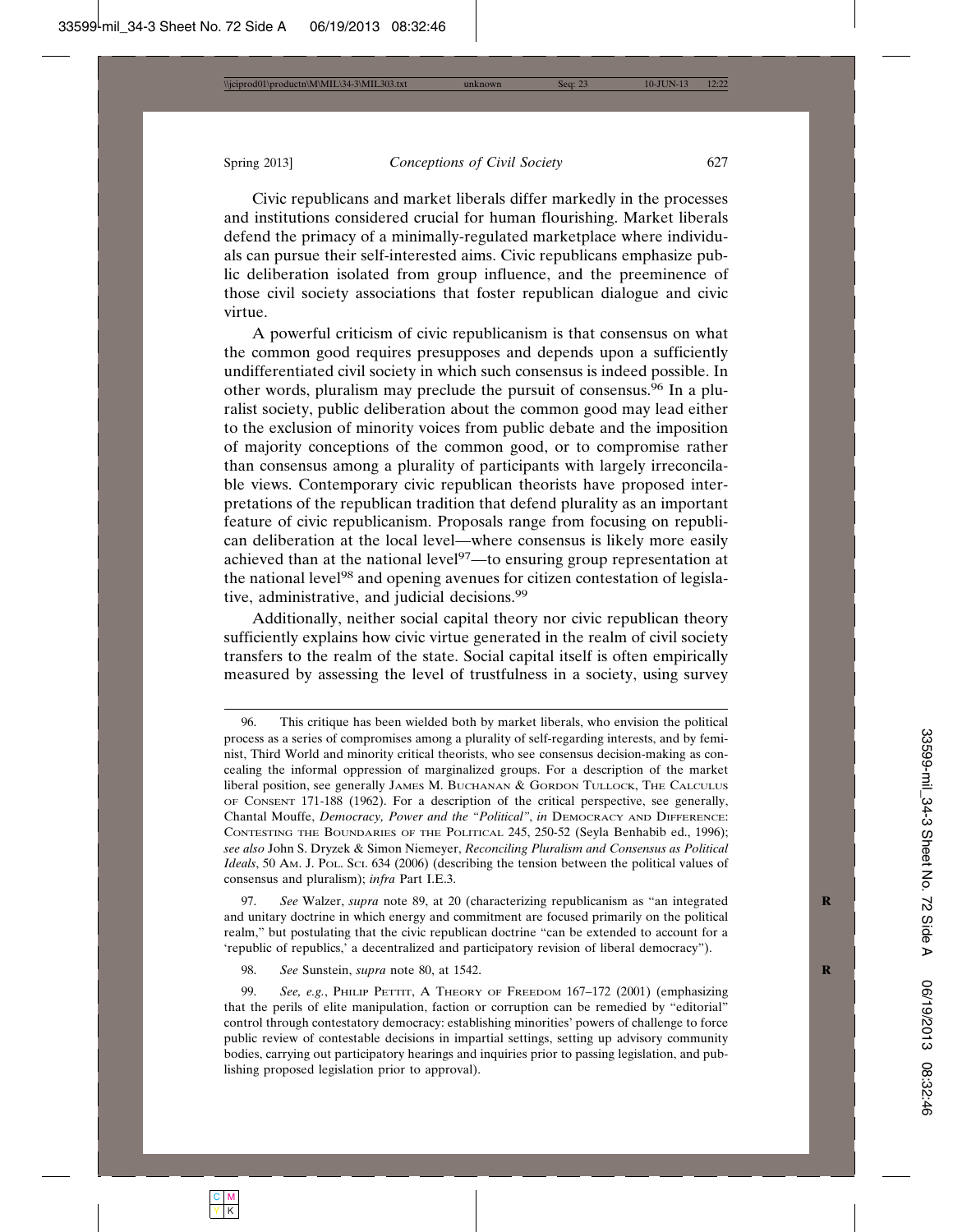Civic republicans and market liberals differ markedly in the processes and institutions considered crucial for human flourishing. Market liberals defend the primacy of a minimally-regulated marketplace where individuals can pursue their self-interested aims. Civic republicans emphasize public deliberation isolated from group influence, and the preeminence of those civil society associations that foster republican dialogue and civic virtue.

A powerful criticism of civic republicanism is that consensus on what the common good requires presupposes and depends upon a sufficiently undifferentiated civil society in which such consensus is indeed possible. In other words, pluralism may preclude the pursuit of consensus.[96] In a pluralist society, public deliberation about the common good may lead either to the exclusion of minority voices from public debate and the imposition of majority conceptions of the common good, or to compromise rather than consensus among a plurality of participants with largely irreconcilable views. Contemporary civic republican theorists have proposed interpretations of the republican tradition that defend plurality as an important feature of civic republicanism. Proposals range from focusing on republican deliberation at the local level—where consensus is likely more easily achieved than at the national level[97]—to ensuring group representation at the national level[98] and opening avenues for citizen contestation of legislative, administrative, and judicial decisions.[99]

Additionally, neither social capital theory nor civic republican theory sufficiently explains how civic virtue generated in the realm of civil society transfers to the realm of the state. Social capital itself is often empirically measured by assessing the level of trustfulness in a society, using survey

---

96. This critique has been wielded both by market liberals, who envision the political process as a series of compromises among a plurality of self-regarding interests, and by feminist, Third World and minority critical theorists, who see consensus decision-making as concealing the informal oppression of marginalized groups. For a description of the market liberal position, see generally JAMES M. BUCHANAN & GORDON TULLOCK, THE CALCULUS OF CONSENT 171-188 (1962). For a description of the critical perspective, see generally, Chantal Mouffe, *Democracy, Power and the "Political"*, *in* DEMOCRACY AND DIFFERENCE: CONTESTING THE BOUNDARIES OF THE POLITICAL 245, 250-52 (Seyla Benhabib ed., 1996); *see also* John S. Dryzek & Simon Niemeyer, *Reconciling Pluralism and Consensus as Political Ideals*, 50 AM. J. POL. SCI. 634 (2006) (describing the tension between the political values of consensus and pluralism); *infra* Part I.E.3.

97. *See* Walzer, *supra* note 89, at 20 (characterizing republicanism as "an integrated and unitary doctrine in which energy and commitment are focused primarily on the political realm," but postulating that the civic republican doctrine "can be extended to account for a 'republic of republics,' a decentralized and participatory revision of liberal democracy").

98. *See* Sunstein, *supra* note 80, at 1542.

99. *See, e.g.*, PHILIP PETTIT, A THEORY OF FREEDOM 167–172 (2001) (emphasizing that the perils of elite manipulation, faction or corruption can be remedied by "editorial" control through contestatory democracy: establishing minorities' powers of challenge to force public review of contestable decisions in impartial settings, setting up advisory community bodies, carrying out participatory hearings and inquiries prior to passing legislation, and publishing proposed legislation prior to approval).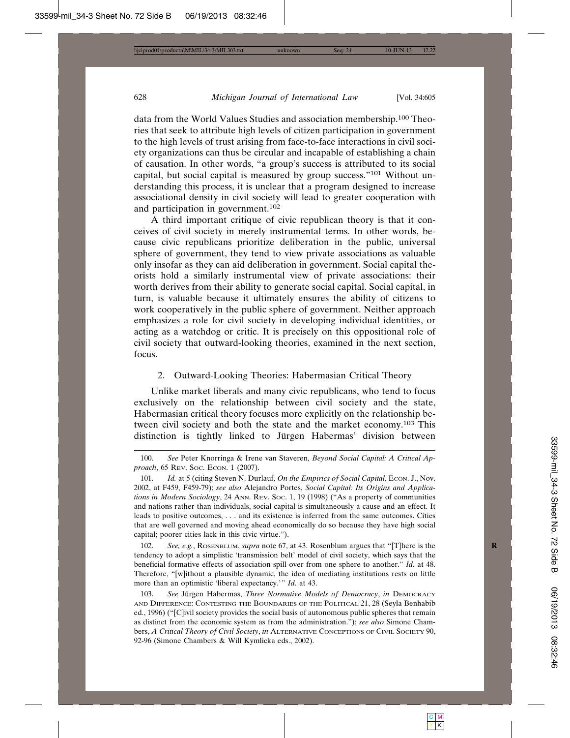data from the World Values Studies and association membership.[100] Theories that seek to attribute high levels of citizen participation in government to the high levels of trust arising from face-to-face interactions in civil society organizations can thus be circular and incapable of establishing a chain of causation. In other words, "a group's success is attributed to its social capital, but social capital is measured by group success."[101] Without understanding this process, it is unclear that a program designed to increase associational density in civil society will lead to greater cooperation with and participation in government.[102]

A third important critique of civic republican theory is that it conceives of civil society in merely instrumental terms. In other words, because civic republicans prioritize deliberation in the public, universal sphere of government, they tend to view private associations as valuable only insofar as they can aid deliberation in government. Social capital theorists hold a similarly instrumental view of private associations: their worth derives from their ability to generate social capital. Social capital, in turn, is valuable because it ultimately ensures the ability of citizens to work cooperatively in the public sphere of government. Neither approach emphasizes a role for civil society in developing individual identities, or acting as a watchdog or critic. It is precisely on this oppositional role of civil society that outward-looking theories, examined in the next section, focus.

### 2. Outward-Looking Theories: Habermasian Critical Theory

Unlike market liberals and many civic republicans, who tend to focus exclusively on the relationship between civil society and the state, Habermasian critical theory focuses more explicitly on the relationship between civil society and both the state and the market economy.[103] This distinction is tightly linked to Jürgen Habermas' division between

---

100. *See* Peter Knorringa & Irene van Staveren, *Beyond Social Capital: A Critical Approach*, 65 Rev. Soc. Econ. 1 (2007).

101. *Id.* at 5 (citing Steven N. Durlauf, *On the Empirics of Social Capital*, Econ. J., Nov. 2002, at F459, F459-79); *see also* Alejandro Portes, *Social Capital: Its Origins and Applications in Modern Sociology*, 24 Ann. Rev. Soc. 1, 19 (1998) ("As a property of communities and nations rather than individuals, social capital is simultaneously a cause and an effect. It leads to positive outcomes, . . . and its existence is inferred from the same outcomes. Cities that are well governed and moving ahead economically do so because they have high social capital; poorer cities lack in this civic virtue.").

102. *See, e.g.*, Rosenblum, *supra* note 67, at 43. Rosenblum argues that "[T]here is the tendency to adopt a simplistic 'transmission belt' model of civil society, which says that the beneficial formative effects of association spill over from one sphere to another." *Id.* at 48. Therefore, "[w]ithout a plausible dynamic, the idea of mediating institutions rests on little more than an optimistic 'liberal expectancy.'" *Id.* at 43.

103. *See* Jürgen Habermas, *Three Normative Models of Democracy*, *in* Democracy and Difference: Contesting the Boundaries of the Political 21, 28 (Seyla Benhabib ed., 1996) ("[C]ivil society provides the social basis of autonomous public spheres that remain as distinct from the economic system as from the administration."); *see also* Simone Chambers, *A Critical Theory of Civil Society*, *in* Alternative Conceptions of Civil Society 90, 92-96 (Simone Chambers & Will Kymlicka eds., 2002).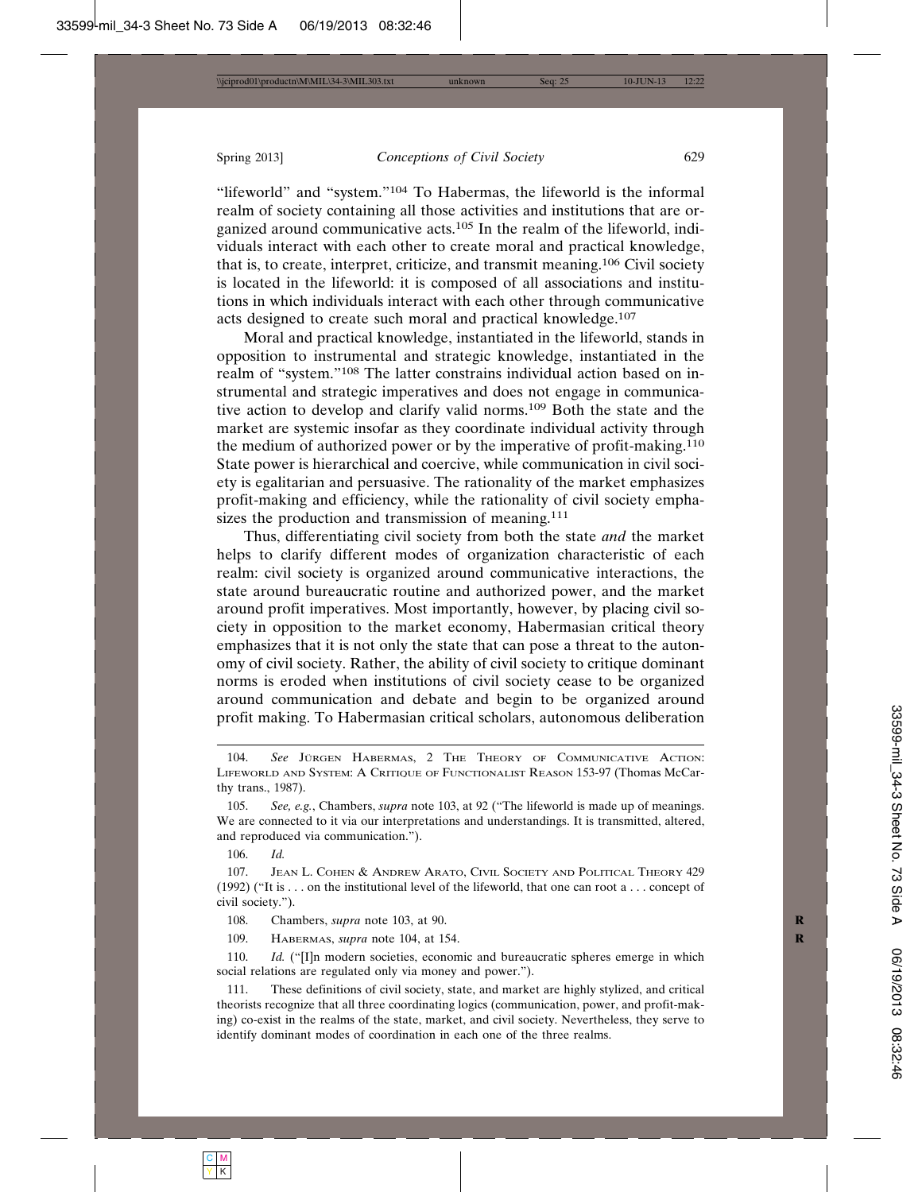"lifeworld" and "system."[104] To Habermas, the lifeworld is the informal realm of society containing all those activities and institutions that are organized around communicative acts.[105] In the realm of the lifeworld, individuals interact with each other to create moral and practical knowledge, that is, to create, interpret, criticize, and transmit meaning.[106] Civil society is located in the lifeworld: it is composed of all associations and institutions in which individuals interact with each other through communicative acts designed to create such moral and practical knowledge.[107]

Moral and practical knowledge, instantiated in the lifeworld, stands in opposition to instrumental and strategic knowledge, instantiated in the realm of "system."[108] The latter constrains individual action based on instrumental and strategic imperatives and does not engage in communicative action to develop and clarify valid norms.[109] Both the state and the market are systemic insofar as they coordinate individual activity through the medium of authorized power or by the imperative of profit-making.[110] State power is hierarchical and coercive, while communication in civil society is egalitarian and persuasive. The rationality of the market emphasizes profit-making and efficiency, while the rationality of civil society emphasizes the production and transmission of meaning.[111]

Thus, differentiating civil society from both the state *and* the market helps to clarify different modes of organization characteristic of each realm: civil society is organized around communicative interactions, the state around bureaucratic routine and authorized power, and the market around profit imperatives. Most importantly, however, by placing civil society in opposition to the market economy, Habermasian critical theory emphasizes that it is not only the state that can pose a threat to the autonomy of civil society. Rather, the ability of civil society to critique dominant norms is eroded when institutions of civil society cease to be organized around communication and debate and begin to be organized around profit making. To Habermasian critical scholars, autonomous deliberation

---

104. *See* Jürgen Habermas, 2 The Theory of Communicative Action: Lifeworld and System: A Critique of Functionalist Reason 153-97 (Thomas McCarthy trans., 1987).

105. *See, e.g.*, Chambers, *supra* note 103, at 92 ("The lifeworld is made up of meanings. We are connected to it via our interpretations and understandings. It is transmitted, altered, and reproduced via communication.").

106. *Id.*

107. Jean L. Cohen & Andrew Arato, Civil Society and Political Theory 429 (1992) ("It is . . . on the institutional level of the lifeworld, that one can root a . . . concept of civil society.").

108. Chambers, *supra* note 103, at 90.

109. Habermas, *supra* note 104, at 154.

110. *Id.* ("[I]n modern societies, economic and bureaucratic spheres emerge in which social relations are regulated only via money and power.").

111. These definitions of civil society, state, and market are highly stylized, and critical theorists recognize that all three coordinating logics (communication, power, and profit-making) co-exist in the realms of the state, market, and civil society. Nevertheless, they serve to identify dominant modes of coordination in each one of the three realms.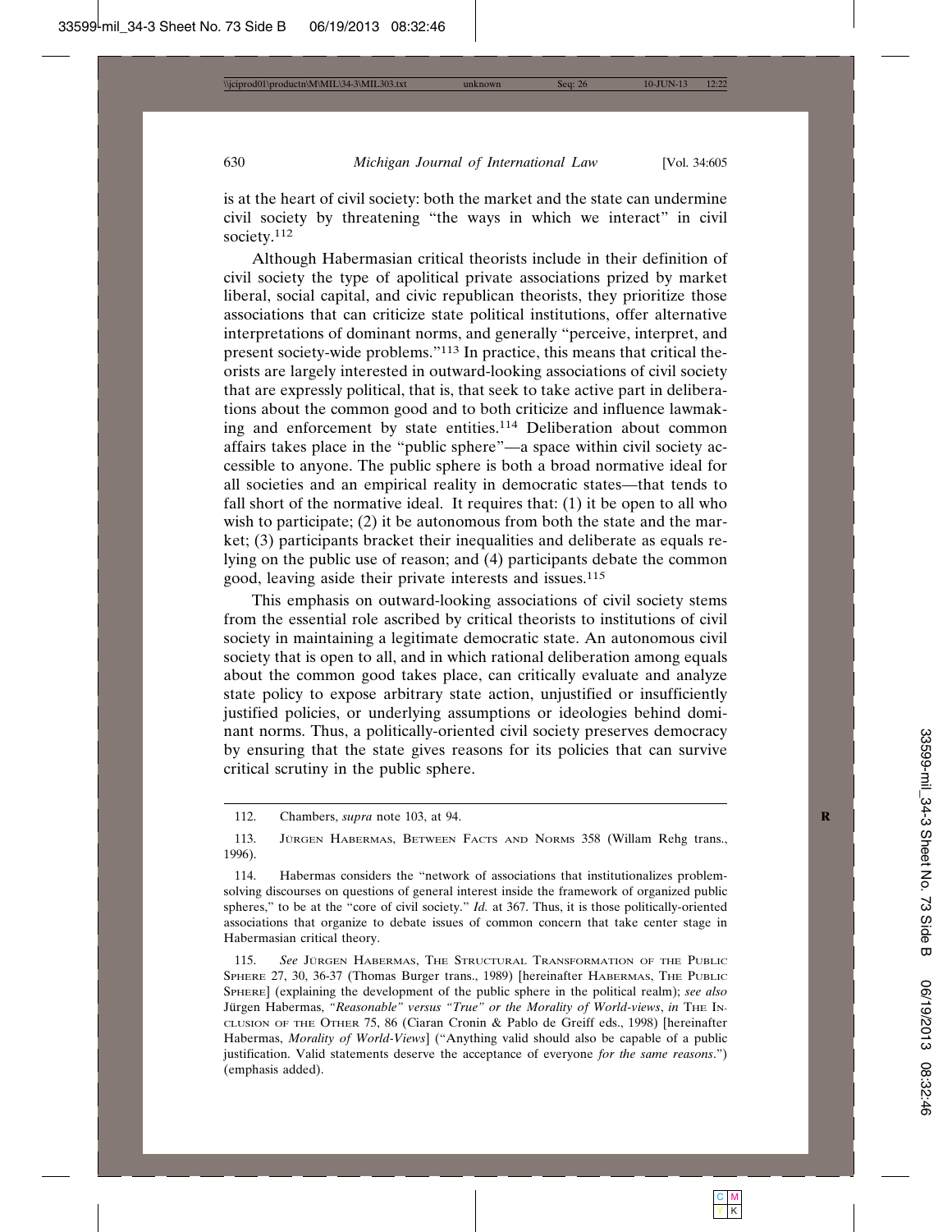is at the heart of civil society: both the market and the state can undermine civil society by threatening "the ways in which we interact" in civil society.[112]

Although Habermasian critical theorists include in their definition of civil society the type of apolitical private associations prized by market liberal, social capital, and civic republican theorists, they prioritize those associations that can criticize state political institutions, offer alternative interpretations of dominant norms, and generally "perceive, interpret, and present society-wide problems."[113] In practice, this means that critical theorists are largely interested in outward-looking associations of civil society that are expressly political, that is, that seek to take active part in deliberations about the common good and to both criticize and influence lawmaking and enforcement by state entities.[114] Deliberation about common affairs takes place in the "public sphere"—a space within civil society accessible to anyone. The public sphere is both a broad normative ideal for all societies and an empirical reality in democratic states—that tends to fall short of the normative ideal. It requires that: (1) it be open to all who wish to participate; (2) it be autonomous from both the state and the market; (3) participants bracket their inequalities and deliberate as equals relying on the public use of reason; and (4) participants debate the common good, leaving aside their private interests and issues.[115]

This emphasis on outward-looking associations of civil society stems from the essential role ascribed by critical theorists to institutions of civil society in maintaining a legitimate democratic state. An autonomous civil society that is open to all, and in which rational deliberation among equals about the common good takes place, can critically evaluate and analyze state policy to expose arbitrary state action, unjustified or insufficiently justified policies, or underlying assumptions or ideologies behind dominant norms. Thus, a politically-oriented civil society preserves democracy by ensuring that the state gives reasons for its policies that can survive critical scrutiny in the public sphere.

---

112. Chambers, *supra* note 103, at 94.

113. Jürgen Habermas, Between Facts and Norms 358 (Willam Rehg trans., 1996).

114. Habermas considers the "network of associations that institutionalizes problem-solving discourses on questions of general interest inside the framework of organized public spheres," to be at the "core of civil society." *Id.* at 367. Thus, it is those politically-oriented associations that organize to debate issues of common concern that take center stage in Habermasian critical theory.

115. *See* Jürgen Habermas, The Structural Transformation of the Public Sphere 27, 30, 36-37 (Thomas Burger trans., 1989) [hereinafter Habermas, The Public Sphere] (explaining the development of the public sphere in the political realm); *see also* Jürgen Habermas, *"Reasonable" versus "True" or the Morality of World-views*, *in* The Inclusion of the Other 75, 86 (Ciaran Cronin & Pablo de Greiff eds., 1998) [hereinafter Habermas, *Morality of World-Views*] ("Anything valid should also be capable of a public justification. Valid statements deserve the acceptance of everyone *for the same reasons*.") (emphasis added).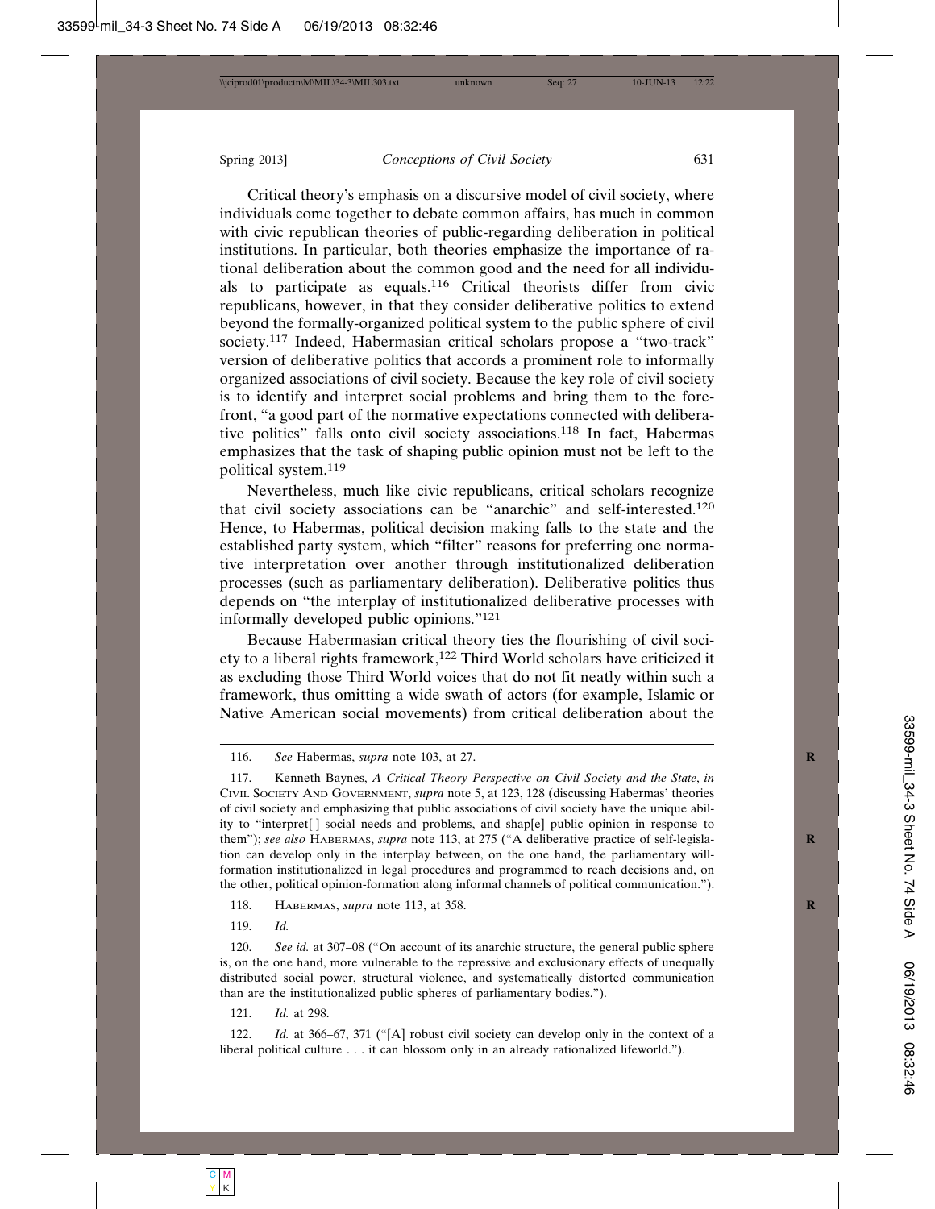Critical theory's emphasis on a discursive model of civil society, where individuals come together to debate common affairs, has much in common with civic republican theories of public-regarding deliberation in political institutions. In particular, both theories emphasize the importance of rational deliberation about the common good and the need for all individuals to participate as equals.[116] Critical theorists differ from civic republicans, however, in that they consider deliberative politics to extend beyond the formally-organized political system to the public sphere of civil society.[117] Indeed, Habermasian critical scholars propose a "two-track" version of deliberative politics that accords a prominent role to informally organized associations of civil society. Because the key role of civil society is to identify and interpret social problems and bring them to the forefront, "a good part of the normative expectations connected with deliberative politics" falls onto civil society associations.[118] In fact, Habermas emphasizes that the task of shaping public opinion must not be left to the political system.[119]

Nevertheless, much like civic republicans, critical scholars recognize that civil society associations can be "anarchic" and self-interested.[120] Hence, to Habermas, political decision making falls to the state and the established party system, which "filter" reasons for preferring one normative interpretation over another through institutionalized deliberation processes (such as parliamentary deliberation). Deliberative politics thus depends on "the interplay of institutionalized deliberative processes with informally developed public opinions."[121]

Because Habermasian critical theory ties the flourishing of civil society to a liberal rights framework,[122] Third World scholars have criticized it as excluding those Third World voices that do not fit neatly within such a framework, thus omitting a wide swath of actors (for example, Islamic or Native American social movements) from critical deliberation about the

---

116. *See* Habermas, *supra* note 103, at 27.

117. Kenneth Baynes, *A Critical Theory Perspective on Civil Society and the State*, *in* Civil Society And Government, *supra* note 5, at 123, 128 (discussing Habermas' theories of civil society and emphasizing that public associations of civil society have the unique ability to "interpret[ ] social needs and problems, and shap[e] public opinion in response to them"); *see also* Habermas, *supra* note 113, at 275 ("A deliberative practice of self-legislation can develop only in the interplay between, on the one hand, the parliamentary will-formation institutionalized in legal procedures and programmed to reach decisions and, on the other, political opinion-formation along informal channels of political communication.").

118. Habermas, *supra* note 113, at 358.

119. *Id.*

120. *See id.* at 307–08 ("On account of its anarchic structure, the general public sphere is, on the one hand, more vulnerable to the repressive and exclusionary effects of unequally distributed social power, structural violence, and systematically distorted communication than are the institutionalized public spheres of parliamentary bodies.").

121. *Id.* at 298.

122. *Id.* at 366–67, 371 ("[A] robust civil society can develop only in the context of a liberal political culture . . . it can blossom only in an already rationalized lifeworld.").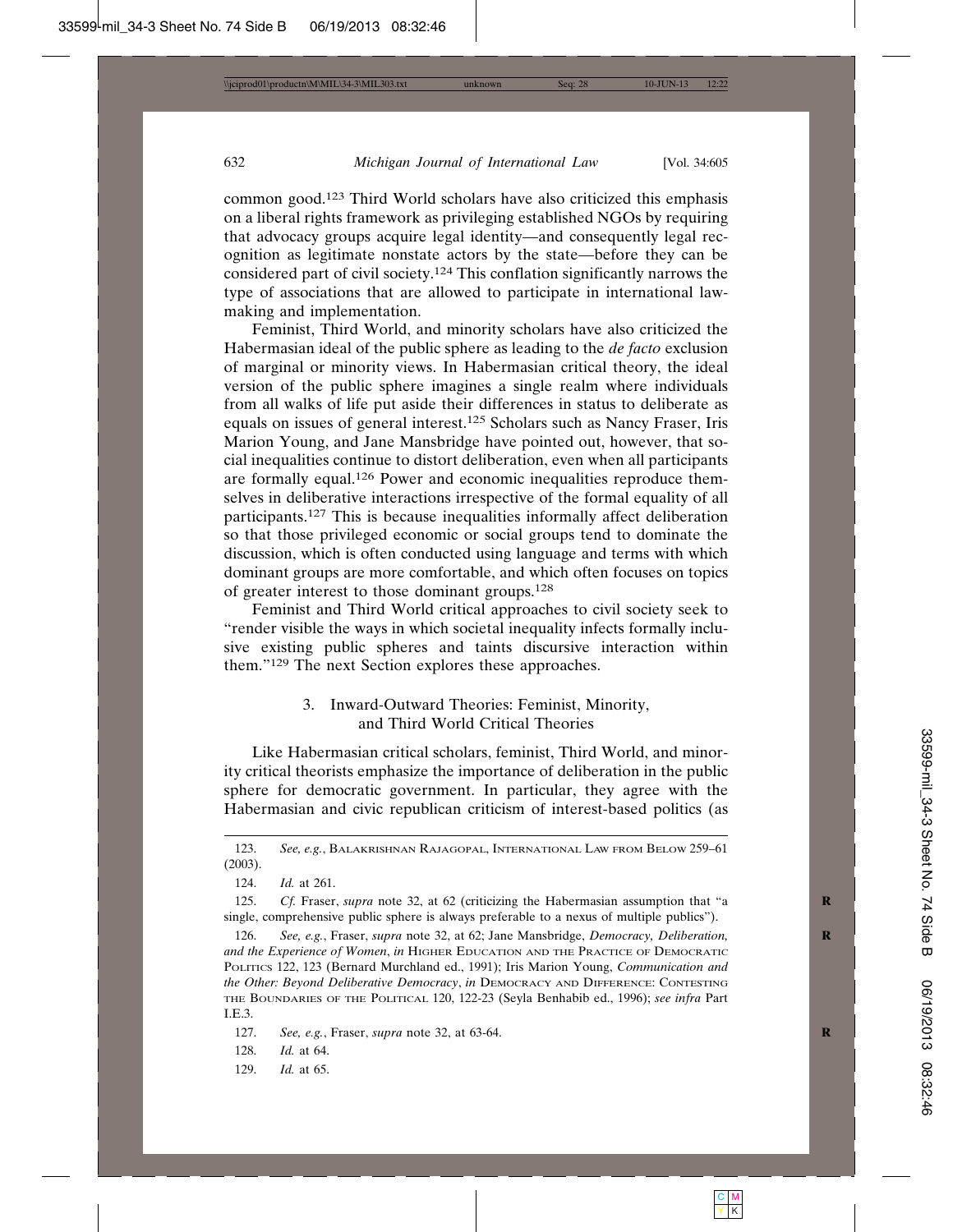common good.[123] Third World scholars have also criticized this emphasis on a liberal rights framework as privileging established NGOs by requiring that advocacy groups acquire legal identity—and consequently legal recognition as legitimate nonstate actors by the state—before they can be considered part of civil society.[124] This conflation significantly narrows the type of associations that are allowed to participate in international lawmaking and implementation.

Feminist, Third World, and minority scholars have also criticized the Habermasian ideal of the public sphere as leading to the *de facto* exclusion of marginal or minority views. In Habermasian critical theory, the ideal version of the public sphere imagines a single realm where individuals from all walks of life put aside their differences in status to deliberate as equals on issues of general interest.[125] Scholars such as Nancy Fraser, Iris Marion Young, and Jane Mansbridge have pointed out, however, that social inequalities continue to distort deliberation, even when all participants are formally equal.[126] Power and economic inequalities reproduce themselves in deliberative interactions irrespective of the formal equality of all participants.[127] This is because inequalities informally affect deliberation so that those privileged economic or social groups tend to dominate the discussion, which is often conducted using language and terms with which dominant groups are more comfortable, and which often focuses on topics of greater interest to those dominant groups.[128]

Feminist and Third World critical approaches to civil society seek to "render visible the ways in which societal inequality infects formally inclusive existing public spheres and taints discursive interaction within them."[129] The next Section explores these approaches.

### 3. Inward-Outward Theories: Feminist, Minority, and Third World Critical Theories

Like Habermasian critical scholars, feminist, Third World, and minority critical theorists emphasize the importance of deliberation in the public sphere for democratic government. In particular, they agree with the Habermasian and civic republican criticism of interest-based politics (as

---

123. *See, e.g.*, Balakrishnan Rajagopal, International Law from Below 259–61 (2003).

124. *Id.* at 261.

125. *Cf.* Fraser, *supra* note 32, at 62 (criticizing the Habermasian assumption that "a single, comprehensive public sphere is always preferable to a nexus of multiple publics").

126. *See, e.g.*, Fraser, *supra* note 32, at 62; Jane Mansbridge, *Democracy, Deliberation, and the Experience of Women*, *in* Higher Education and the Practice of Democratic Politics 122, 123 (Bernard Murchland ed., 1991); Iris Marion Young, *Communication and the Other: Beyond Deliberative Democracy*, *in* Democracy and Difference: Contesting the Boundaries of the Political 120, 122-23 (Seyla Benhabib ed., 1996); *see infra* Part I.E.3.

127. *See, e.g.*, Fraser, *supra* note 32, at 63-64.

128. *Id.* at 64.

129. *Id.* at 65.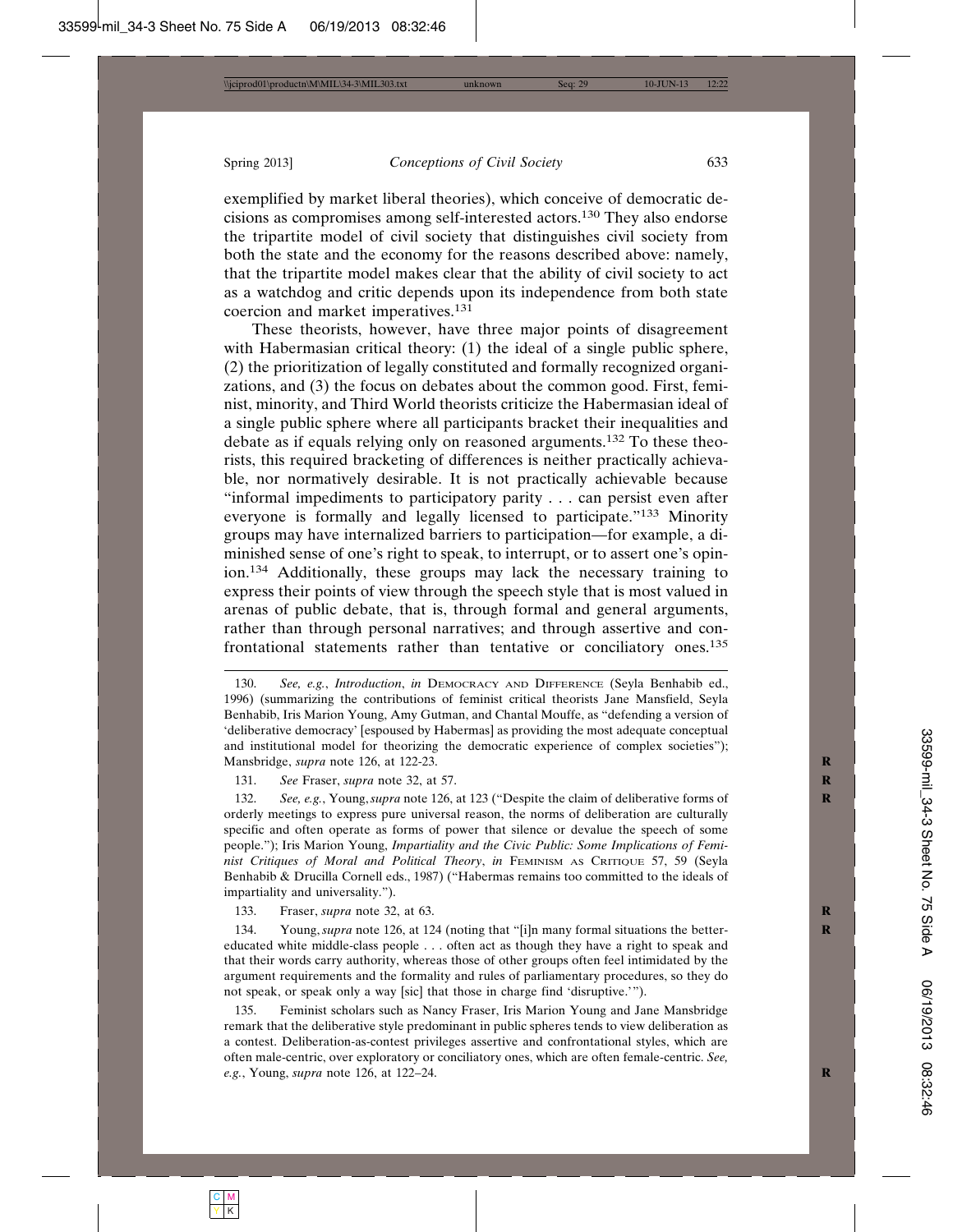exemplified by market liberal theories), which conceive of democratic decisions as compromises among self-interested actors.[130] They also endorse the tripartite model of civil society that distinguishes civil society from both the state and the economy for the reasons described above: namely, that the tripartite model makes clear that the ability of civil society to act as a watchdog and critic depends upon its independence from both state coercion and market imperatives.[131]

These theorists, however, have three major points of disagreement with Habermasian critical theory: (1) the ideal of a single public sphere, (2) the prioritization of legally constituted and formally recognized organizations, and (3) the focus on debates about the common good. First, feminist, minority, and Third World theorists criticize the Habermasian ideal of a single public sphere where all participants bracket their inequalities and debate as if equals relying only on reasoned arguments.[132] To these theorists, this required bracketing of differences is neither practically achievable, nor normatively desirable. It is not practically achievable because "informal impediments to participatory parity . . . can persist even after everyone is formally and legally licensed to participate."[133] Minority groups may have internalized barriers to participation—for example, a diminished sense of one's right to speak, to interrupt, or to assert one's opinion.[134] Additionally, these groups may lack the necessary training to express their points of view through the speech style that is most valued in arenas of public debate, that is, through formal and general arguments, rather than through personal narratives; and through assertive and confrontational statements rather than tentative or conciliatory ones.[135]

---

130. *See, e.g.*, *Introduction*, *in* DEMOCRACY AND DIFFERENCE (Seyla Benhabib ed., 1996) (summarizing the contributions of feminist critical theorists Jane Mansfield, Seyla Benhabib, Iris Marion Young, Amy Gutman, and Chantal Mouffe, as "defending a version of 'deliberative democracy' [espoused by Habermas] as providing the most adequate conceptual and institutional model for theorizing the democratic experience of complex societies"); Mansbridge, *supra* note 126, at 122-23.

131. *See* Fraser, *supra* note 32, at 57.

132. *See, e.g.*, Young, *supra* note 126, at 123 ("Despite the claim of deliberative forms of orderly meetings to express pure universal reason, the norms of deliberation are culturally specific and often operate as forms of power that silence or devalue the speech of some people."); Iris Marion Young, *Impartiality and the Civic Public: Some Implications of Feminist Critiques of Moral and Political Theory*, *in* FEMINISM AS CRITIQUE 57, 59 (Seyla Benhabib & Drucilla Cornell eds., 1987) ("Habermas remains too committed to the ideals of impartiality and universality.").

133. Fraser, *supra* note 32, at 63.

134. Young, *supra* note 126, at 124 (noting that "[i]n many formal situations the better-educated white middle-class people . . . often act as though they have a right to speak and that their words carry authority, whereas those of other groups often feel intimidated by the argument requirements and the formality and rules of parliamentary procedures, so they do not speak, or speak only a way [sic] that those in charge find 'disruptive.'").

135. Feminist scholars such as Nancy Fraser, Iris Marion Young and Jane Mansbridge remark that the deliberative style predominant in public spheres tends to view deliberation as a contest. Deliberation-as-contest privileges assertive and confrontational styles, which are often male-centric, over exploratory or conciliatory ones, which are often female-centric. *See, e.g.*, Young, *supra* note 126, at 122–24.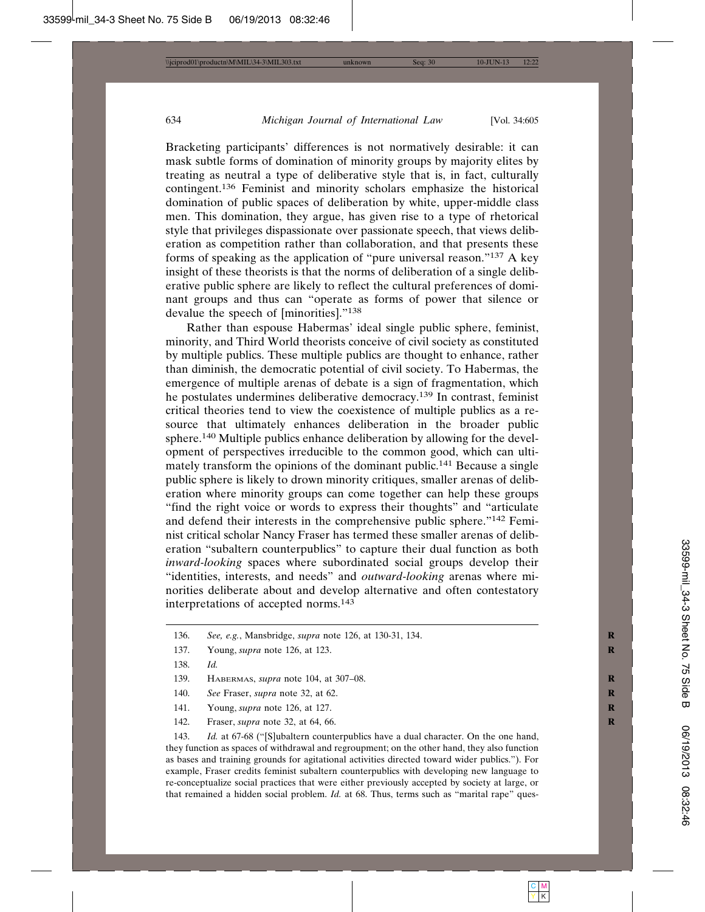Bracketing participants' differences is not normatively desirable: it can mask subtle forms of domination of minority groups by majority elites by treating as neutral a type of deliberative style that is, in fact, culturally contingent.[136] Feminist and minority scholars emphasize the historical domination of public spaces of deliberation by white, upper-middle class men. This domination, they argue, has given rise to a type of rhetorical style that privileges dispassionate over passionate speech, that views deliberation as competition rather than collaboration, and that presents these forms of speaking as the application of "pure universal reason."[137] A key insight of these theorists is that the norms of deliberation of a single deliberative public sphere are likely to reflect the cultural preferences of dominant groups and thus can "operate as forms of power that silence or devalue the speech of [minorities]."[138]

Rather than espouse Habermas' ideal single public sphere, feminist, minority, and Third World theorists conceive of civil society as constituted by multiple publics. These multiple publics are thought to enhance, rather than diminish, the democratic potential of civil society. To Habermas, the emergence of multiple arenas of debate is a sign of fragmentation, which he postulates undermines deliberative democracy.[139] In contrast, feminist critical theories tend to view the coexistence of multiple publics as a resource that ultimately enhances deliberation in the broader public sphere.[140] Multiple publics enhance deliberation by allowing for the development of perspectives irreducible to the common good, which can ultimately transform the opinions of the dominant public.[141] Because a single public sphere is likely to drown minority critiques, smaller arenas of deliberation where minority groups can come together can help these groups "find the right voice or words to express their thoughts" and "articulate and defend their interests in the comprehensive public sphere."[142] Feminist critical scholar Nancy Fraser has termed these smaller arenas of deliberation "subaltern counterpublics" to capture their dual function as both *inward-looking* spaces where subordinated social groups develop their "identities, interests, and needs" and *outward-looking* arenas where minorities deliberate about and develop alternative and often contestatory interpretations of accepted norms.[143]

---

136. *See, e.g.*, Mansbridge, *supra* note 126, at 130-31, 134.

137. Young, *supra* note 126, at 123.

138. *Id.*

139. Habermas, *supra* note 104, at 307–08.

140. *See* Fraser, *supra* note 32, at 62.

141. Young, *supra* note 126, at 127.

142. Fraser, *supra* note 32, at 64, 66.

143. *Id.* at 67-68 ("[S]ubaltern counterpublics have a dual character. On the one hand, they function as spaces of withdrawal and regroupment; on the other hand, they also function as bases and training grounds for agitational activities directed toward wider publics."). For example, Fraser credits feminist subaltern counterpublics with developing new language to re-conceptualize social practices that were either previously accepted by society at large, or that remained a hidden social problem. *Id.* at 68. Thus, terms such as "marital rape" ques-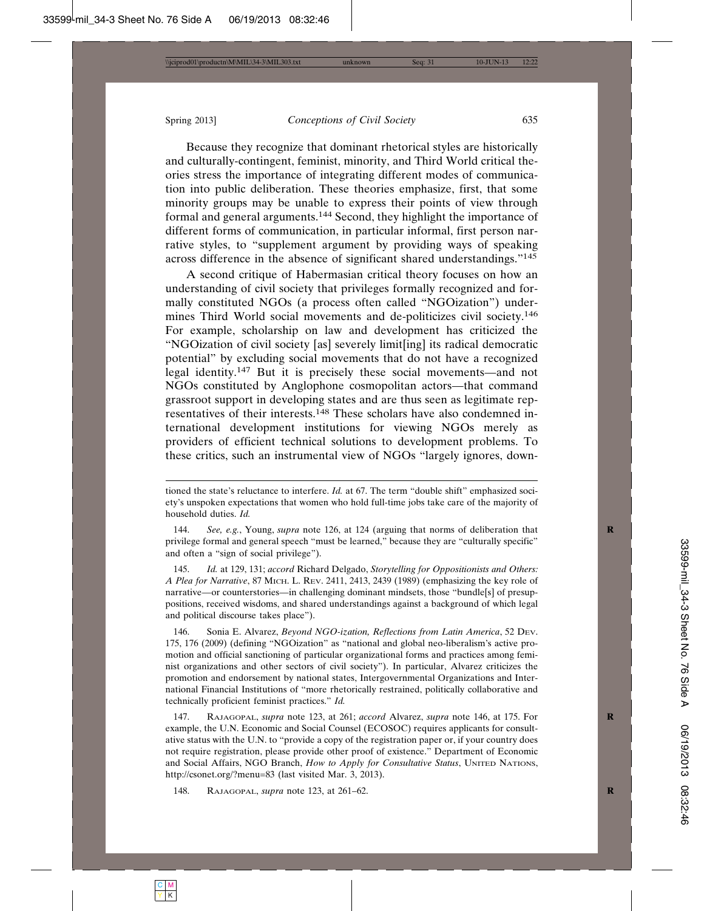Because they recognize that dominant rhetorical styles are historically and culturally-contingent, feminist, minority, and Third World critical theories stress the importance of integrating different modes of communication into public deliberation. These theories emphasize, first, that some minority groups may be unable to express their points of view through formal and general arguments.[144] Second, they highlight the importance of different forms of communication, in particular informal, first person narrative styles, to "supplement argument by providing ways of speaking across difference in the absence of significant shared understandings."[145]

A second critique of Habermasian critical theory focuses on how an understanding of civil society that privileges formally recognized and formally constituted NGOs (a process often called "NGOization") undermines Third World social movements and de-politicizes civil society.[146] For example, scholarship on law and development has criticized the "NGOization of civil society [as] severely limit[ing] its radical democratic potential" by excluding social movements that do not have a recognized legal identity.[147] But it is precisely these social movements—and not NGOs constituted by Anglophone cosmopolitan actors—that command grassroot support in developing states and are thus seen as legitimate representatives of their interests.[148] These scholars have also condemned international development institutions for viewing NGOs merely as providers of efficient technical solutions to development problems. To these critics, such an instrumental view of NGOs "largely ignores, down-

---

tioned the state's reluctance to interfere. *Id.* at 67. The term "double shift" emphasized society's unspoken expectations that women who hold full-time jobs take care of the majority of household duties. *Id.*

144. *See, e.g.*, Young, *supra* note 126, at 124 (arguing that norms of deliberation that privilege formal and general speech "must be learned," because they are "culturally specific" and often a "sign of social privilege").

145. *Id.* at 129, 131; *accord* Richard Delgado, *Storytelling for Oppositionists and Others: A Plea for Narrative*, 87 MICH. L. REV. 2411, 2413, 2439 (1989) (emphasizing the key role of narrative—or counterstories—in challenging dominant mindsets, those "bundle[s] of presuppositions, received wisdoms, and shared understandings against a background of which legal and political discourse takes place").

146. Sonia E. Alvarez, *Beyond NGO-ization, Reflections from Latin America*, 52 DEV. 175, 176 (2009) (defining "NGOization" as "national and global neo-liberalism's active promotion and official sanctioning of particular organizational forms and practices among feminist organizations and other sectors of civil society"). In particular, Alvarez criticizes the promotion and endorsement by national states, Intergovernmental Organizations and International Financial Institutions of "more rhetorically restrained, politically collaborative and technically proficient feminist practices." *Id.*

147. RAJAGOPAL, *supra* note 123, at 261; *accord* Alvarez, *supra* note 146, at 175. For example, the U.N. Economic and Social Counsel (ECOSOC) requires applicants for consultative status with the U.N. to "provide a copy of the registration paper or, if your country does not require registration, please provide other proof of existence." Department of Economic and Social Affairs, NGO Branch, *How to Apply for Consultative Status*, UNITED NATIONS, http://csonet.org/?menu=83 (last visited Mar. 3, 2013).

148. RAJAGOPAL, *supra* note 123, at 261–62.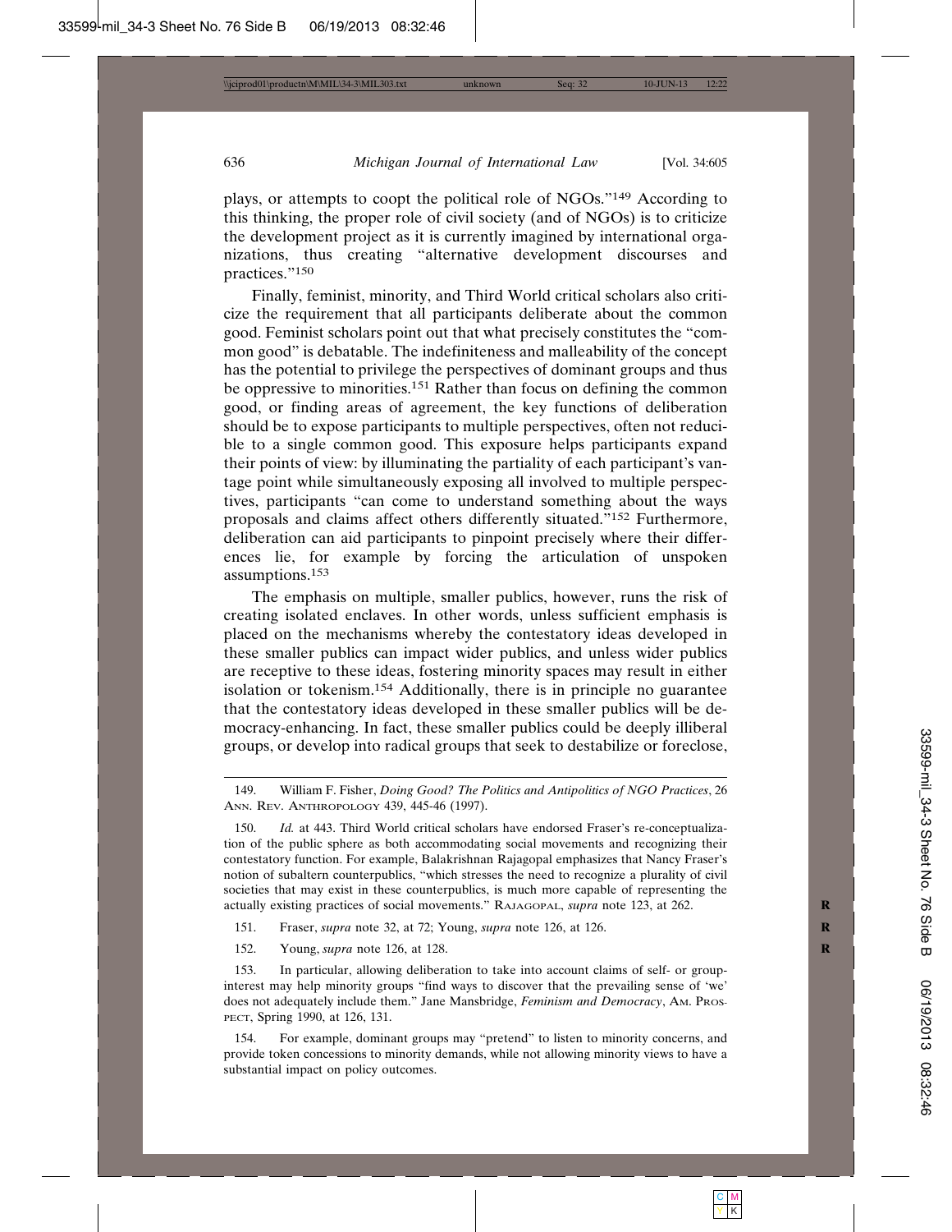plays, or attempts to coopt the political role of NGOs."[149] According to this thinking, the proper role of civil society (and of NGOs) is to criticize the development project as it is currently imagined by international organizations, thus creating "alternative development discourses and practices."[150]

Finally, feminist, minority, and Third World critical scholars also criticize the requirement that all participants deliberate about the common good. Feminist scholars point out that what precisely constitutes the "common good" is debatable. The indefiniteness and malleability of the concept has the potential to privilege the perspectives of dominant groups and thus be oppressive to minorities.[151] Rather than focus on defining the common good, or finding areas of agreement, the key functions of deliberation should be to expose participants to multiple perspectives, often not reducible to a single common good. This exposure helps participants expand their points of view: by illuminating the partiality of each participant's vantage point while simultaneously exposing all involved to multiple perspectives, participants "can come to understand something about the ways proposals and claims affect others differently situated."[152] Furthermore, deliberation can aid participants to pinpoint precisely where their differences lie, for example by forcing the articulation of unspoken assumptions.[153]

The emphasis on multiple, smaller publics, however, runs the risk of creating isolated enclaves. In other words, unless sufficient emphasis is placed on the mechanisms whereby the contestatory ideas developed in these smaller publics can impact wider publics, and unless wider publics are receptive to these ideas, fostering minority spaces may result in either isolation or tokenism.[154] Additionally, there is in principle no guarantee that the contestatory ideas developed in these smaller publics will be democracy-enhancing. In fact, these smaller publics could be deeply illiberal groups, or develop into radical groups that seek to destabilize or foreclose,

---

149. William F. Fisher, *Doing Good? The Politics and Antipolitics of NGO Practices*, 26 ANN. REV. ANTHROPOLOGY 439, 445-46 (1997).

150. *Id.* at 443. Third World critical scholars have endorsed Fraser's re-conceptualization of the public sphere as both accommodating social movements and recognizing their contestatory function. For example, Balakrishnan Rajagopal emphasizes that Nancy Fraser's notion of subaltern counterpublics, "which stresses the need to recognize a plurality of civil societies that may exist in these counterpublics, is much more capable of representing the actually existing practices of social movements." RAJAGOPAL, *supra* note 123, at 262.

151. Fraser, *supra* note 32, at 72; Young, *supra* note 126, at 126.

152. Young, *supra* note 126, at 128.

153. In particular, allowing deliberation to take into account claims of self- or group-interest may help minority groups "find ways to discover that the prevailing sense of 'we' does not adequately include them." Jane Mansbridge, *Feminism and Democracy*, AM. PROSPECT, Spring 1990, at 126, 131.

154. For example, dominant groups may "pretend" to listen to minority concerns, and provide token concessions to minority demands, while not allowing minority views to have a substantial impact on policy outcomes.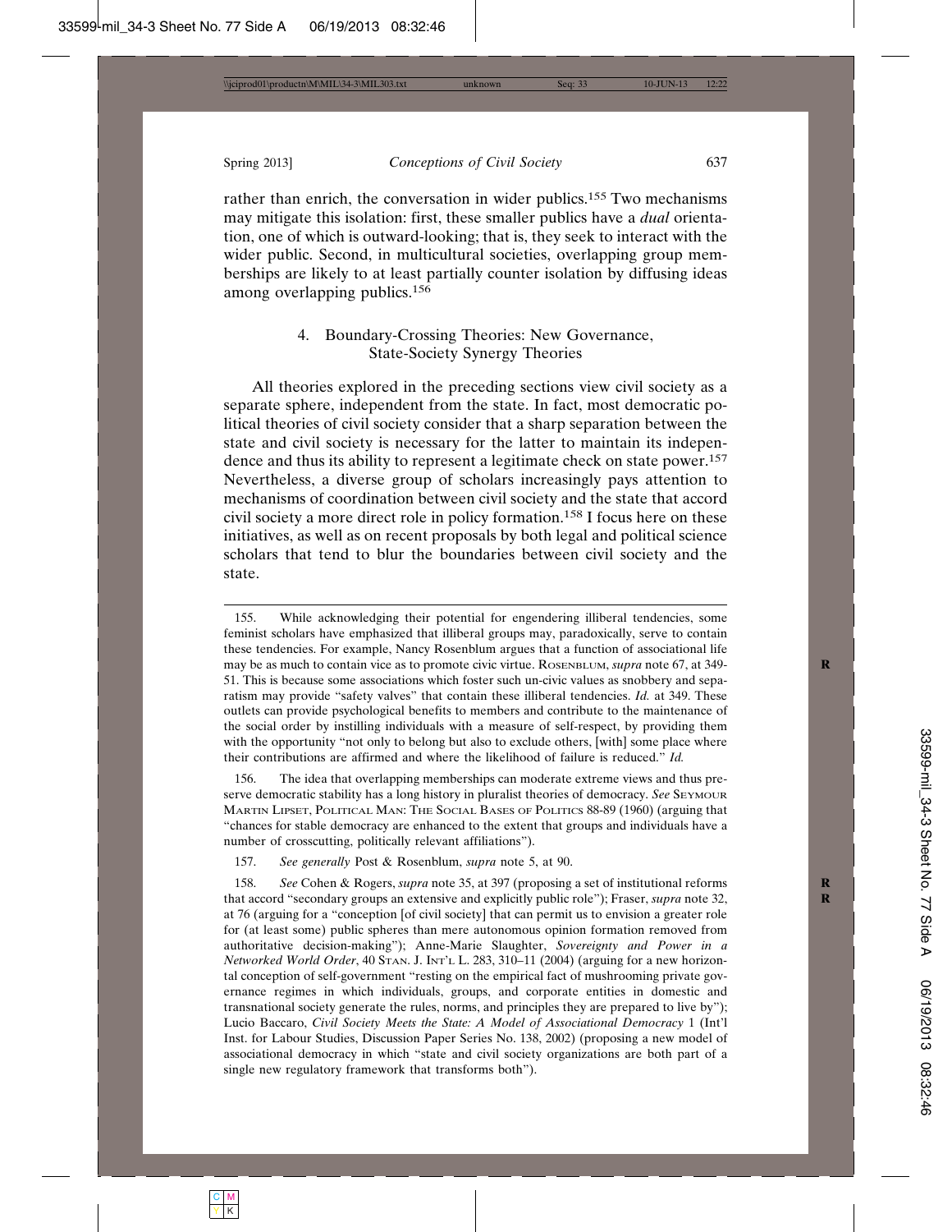rather than enrich, the conversation in wider publics.[155] Two mechanisms may mitigate this isolation: first, these smaller publics have a *dual* orientation, one of which is outward-looking; that is, they seek to interact with the wider public. Second, in multicultural societies, overlapping group memberships are likely to at least partially counter isolation by diffusing ideas among overlapping publics.[156]

#### 4. Boundary-Crossing Theories: New Governance, State-Society Synergy Theories

All theories explored in the preceding sections view civil society as a separate sphere, independent from the state. In fact, most democratic political theories of civil society consider that a sharp separation between the state and civil society is necessary for the latter to maintain its independence and thus its ability to represent a legitimate check on state power.[157] Nevertheless, a diverse group of scholars increasingly pays attention to mechanisms of coordination between civil society and the state that accord civil society a more direct role in policy formation.[158] I focus here on these initiatives, as well as on recent proposals by both legal and political science scholars that tend to blur the boundaries between civil society and the state.

---

155. While acknowledging their potential for engendering illiberal tendencies, some feminist scholars have emphasized that illiberal groups may, paradoxically, serve to contain these tendencies. For example, Nancy Rosenblum argues that a function of associational life may be as much to contain vice as to promote civic virtue. ROSENBLUM, *supra* note 67, at 349-51. This is because some associations which foster such un-civic values as snobbery and separatism may provide "safety valves" that contain these illiberal tendencies. *Id.* at 349. These outlets can provide psychological benefits to members and contribute to the maintenance of the social order by instilling individuals with a measure of self-respect, by providing them with the opportunity "not only to belong but also to exclude others, [with] some place where their contributions are affirmed and where the likelihood of failure is reduced." *Id.*

156. The idea that overlapping memberships can moderate extreme views and thus preserve democratic stability has a long history in pluralist theories of democracy. *See* SEYMOUR MARTIN LIPSET, POLITICAL MAN: THE SOCIAL BASES OF POLITICS 88-89 (1960) (arguing that "chances for stable democracy are enhanced to the extent that groups and individuals have a number of crosscutting, politically relevant affiliations").

157. *See generally* Post & Rosenblum, *supra* note 5, at 90.

158. *See* Cohen & Rogers, *supra* note 35, at 397 (proposing a set of institutional reforms that accord "secondary groups an extensive and explicitly public role"); Fraser, *supra* note 32, at 76 (arguing for a "conception [of civil society] that can permit us to envision a greater role for (at least some) public spheres than mere autonomous opinion formation removed from authoritative decision-making"); Anne-Marie Slaughter, *Sovereignty and Power in a Networked World Order*, 40 STAN. J. INT'L L. 283, 310–11 (2004) (arguing for a new horizontal conception of self-government "resting on the empirical fact of mushrooming private governance regimes in which individuals, groups, and corporate entities in domestic and transnational society generate the rules, norms, and principles they are prepared to live by"); Lucio Baccaro, *Civil Society Meets the State: A Model of Associational Democracy* 1 (Int'l Inst. for Labour Studies, Discussion Paper Series No. 138, 2002) (proposing a new model of associational democracy in which "state and civil society organizations are both part of a single new regulatory framework that transforms both").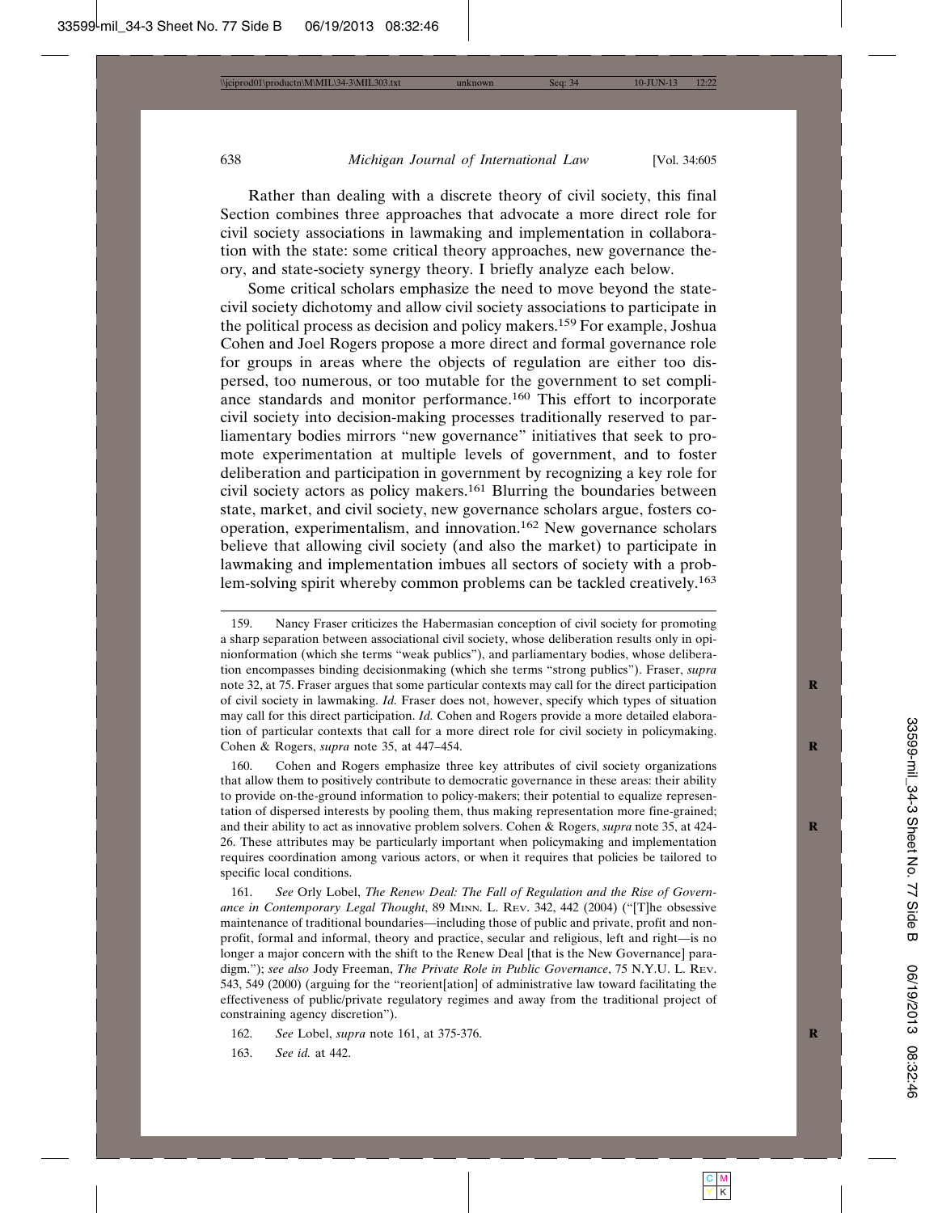Rather than dealing with a discrete theory of civil society, this final Section combines three approaches that advocate a more direct role for civil society associations in lawmaking and implementation in collaboration with the state: some critical theory approaches, new governance theory, and state-society synergy theory. I briefly analyze each below.

Some critical scholars emphasize the need to move beyond the state-civil society dichotomy and allow civil society associations to participate in the political process as decision and policy makers.[159] For example, Joshua Cohen and Joel Rogers propose a more direct and formal governance role for groups in areas where the objects of regulation are either too dispersed, too numerous, or too mutable for the government to set compliance standards and monitor performance.[160] This effort to incorporate civil society into decision-making processes traditionally reserved to parliamentary bodies mirrors "new governance" initiatives that seek to promote experimentation at multiple levels of government, and to foster deliberation and participation in government by recognizing a key role for civil society actors as policy makers.[161] Blurring the boundaries between state, market, and civil society, new governance scholars argue, fosters cooperation, experimentalism, and innovation.[162] New governance scholars believe that allowing civil society (and also the market) to participate in lawmaking and implementation imbues all sectors of society with a problem-solving spirit whereby common problems can be tackled creatively.[163]

---

159. Nancy Fraser criticizes the Habermasian conception of civil society for promoting a sharp separation between associational civil society, whose deliberation results only in opinionformation (which she terms "weak publics"), and parliamentary bodies, whose deliberation encompasses binding decisionmaking (which she terms "strong publics"). Fraser, *supra* note 32, at 75. Fraser argues that some particular contexts may call for the direct participation of civil society in lawmaking. *Id.* Fraser does not, however, specify which types of situation may call for this direct participation. *Id.* Cohen and Rogers provide a more detailed elaboration of particular contexts that call for a more direct role for civil society in policymaking. Cohen & Rogers, *supra* note 35, at 447–454.

160. Cohen and Rogers emphasize three key attributes of civil society organizations that allow them to positively contribute to democratic governance in these areas: their ability to provide on-the-ground information to policy-makers; their potential to equalize representation of dispersed interests by pooling them, thus making representation more fine-grained; and their ability to act as innovative problem solvers. Cohen & Rogers, *supra* note 35, at 424-26. These attributes may be particularly important when policymaking and implementation requires coordination among various actors, or when it requires that policies be tailored to specific local conditions.

161. *See* Orly Lobel, *The Renew Deal: The Fall of Regulation and the Rise of Governance in Contemporary Legal Thought*, 89 MINN. L. REV. 342, 442 (2004) ("[T]he obsessive maintenance of traditional boundaries—including those of public and private, profit and nonprofit, formal and informal, theory and practice, secular and religious, left and right—is no longer a major concern with the shift to the Renew Deal [that is the New Governance] paradigm."); *see also* Jody Freeman, *The Private Role in Public Governance*, 75 N.Y.U. L. REV. 543, 549 (2000) (arguing for the "reorient[ation] of administrative law toward facilitating the effectiveness of public/private regulatory regimes and away from the traditional project of constraining agency discretion").

162. *See* Lobel, *supra* note 161, at 375-376.

163. *See id.* at 442.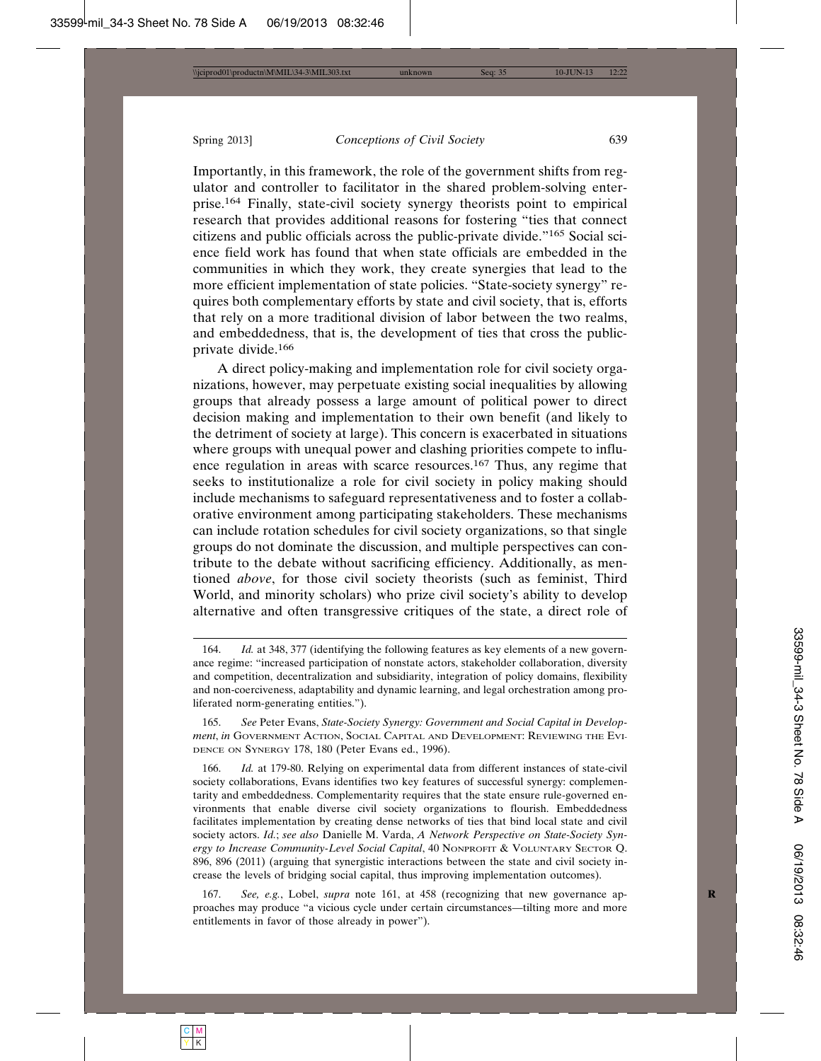Importantly, in this framework, the role of the government shifts from regulator and controller to facilitator in the shared problem-solving enterprise.[164] Finally, state-civil society synergy theorists point to empirical research that provides additional reasons for fostering "ties that connect citizens and public officials across the public-private divide."[165] Social science field work has found that when state officials are embedded in the communities in which they work, they create synergies that lead to the more efficient implementation of state policies. "State-society synergy" requires both complementary efforts by state and civil society, that is, efforts that rely on a more traditional division of labor between the two realms, and embeddedness, that is, the development of ties that cross the public-private divide.[166]

A direct policy-making and implementation role for civil society organizations, however, may perpetuate existing social inequalities by allowing groups that already possess a large amount of political power to direct decision making and implementation to their own benefit (and likely to the detriment of society at large). This concern is exacerbated in situations where groups with unequal power and clashing priorities compete to influence regulation in areas with scarce resources.[167] Thus, any regime that seeks to institutionalize a role for civil society in policy making should include mechanisms to safeguard representativeness and to foster a collaborative environment among participating stakeholders. These mechanisms can include rotation schedules for civil society organizations, so that single groups do not dominate the discussion, and multiple perspectives can contribute to the debate without sacrificing efficiency. Additionally, as mentioned *above*, for those civil society theorists (such as feminist, Third World, and minority scholars) who prize civil society's ability to develop alternative and often transgressive critiques of the state, a direct role of

---

164. *Id.* at 348, 377 (identifying the following features as key elements of a new governance regime: "increased participation of nonstate actors, stakeholder collaboration, diversity and competition, decentralization and subsidiarity, integration of policy domains, flexibility and non-coerciveness, adaptability and dynamic learning, and legal orchestration among proliferated norm-generating entities.").

165. *See* Peter Evans, *State-Society Synergy: Government and Social Capital in Development*, *in* GOVERNMENT ACTION, SOCIAL CAPITAL AND DEVELOPMENT: REVIEWING THE EVIDENCE ON SYNERGY 178, 180 (Peter Evans ed., 1996).

166. *Id.* at 179-80. Relying on experimental data from different instances of state-civil society collaborations, Evans identifies two key features of successful synergy: complementarity and embeddedness. Complementarity requires that the state ensure rule-governed environments that enable diverse civil society organizations to flourish. Embeddedness facilitates implementation by creating dense networks of ties that bind local state and civil society actors. *Id.*; *see also* Danielle M. Varda, *A Network Perspective on State-Society Synergy to Increase Community-Level Social Capital*, 40 NONPROFIT & VOLUNTARY SECTOR Q. 896, 896 (2011) (arguing that synergistic interactions between the state and civil society increase the levels of bridging social capital, thus improving implementation outcomes).

167. *See, e.g.*, Lobel, *supra* note 161, at 458 (recognizing that new governance approaches may produce "a vicious cycle under certain circumstances—tilting more and more entitlements in favor of those already in power").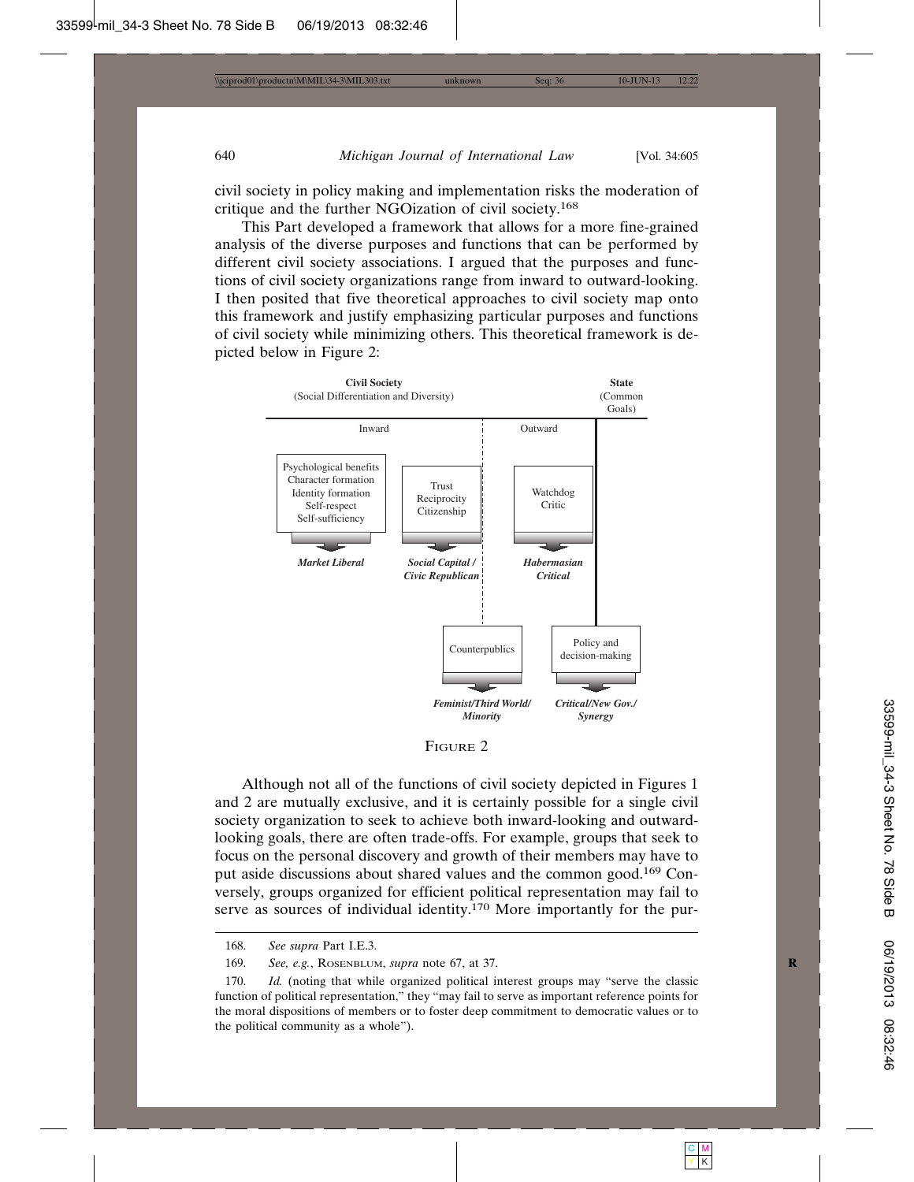civil society in policy making and implementation risks the moderation of critique and the further NGOization of civil society.[168]

This Part developed a framework that allows for a more fine-grained analysis of the diverse purposes and functions that can be performed by different civil society associations. I argued that the purposes and functions of civil society organizations range from inward to outward-looking. I then posited that five theoretical approaches to civil society map onto this framework and justify emphasizing particular purposes and functions of civil society while minimizing others. This theoretical framework is depicted below in Figure 2:

**Civil Society** (Social Differentiation and Diversity) — **State** (Common Goals)

Inward | Outward

Psychological benefits, Character formation, Identity formation, Self-respect, Self-sufficiency → ***Market Liberal***

Trust, Reciprocity, Citizenship → ***Social Capital / Civic Republican***

Watchdog, Critic → ***Habermasian Critical***

Counterpublics → ***Feminist/Third World/ Minority***

Policy and decision-making → ***Critical/New Gov./ Synergy***

FIGURE 2

Although not all of the functions of civil society depicted in Figures 1 and 2 are mutually exclusive, and it is certainly possible for a single civil society organization to seek to achieve both inward-looking and outward-looking goals, there are often trade-offs. For example, groups that seek to focus on the personal discovery and growth of their members may have to put aside discussions about shared values and the common good.[169] Conversely, groups organized for efficient political representation may fail to serve as sources of individual identity.[170] More importantly for the pur-

---

168. *See supra* Part I.E.3.

169. *See, e.g.*, ROSENBLUM, *supra* note 67, at 37.

170. *Id.* (noting that while organized political interest groups may "serve the classic function of political representation," they "may fail to serve as important reference points for the moral dispositions of members or to foster deep commitment to democratic values or to the political community as a whole").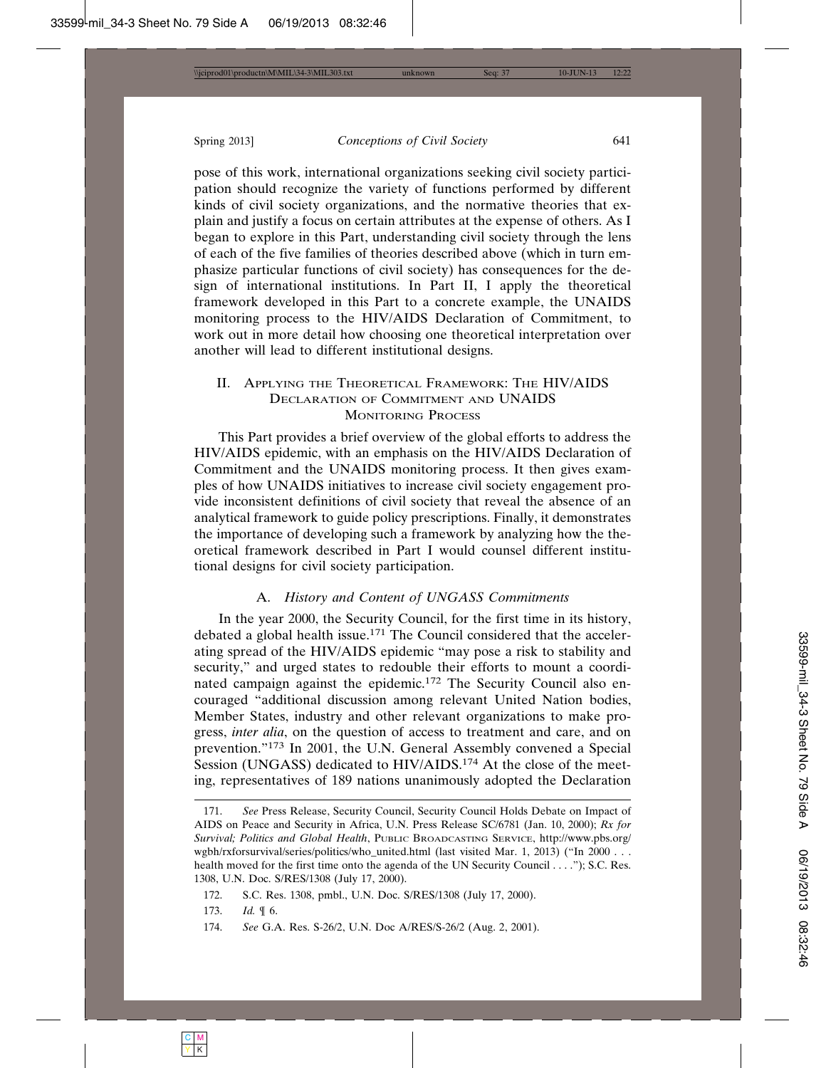pose of this work, international organizations seeking civil society participation should recognize the variety of functions performed by different kinds of civil society organizations, and the normative theories that explain and justify a focus on certain attributes at the expense of others. As I began to explore in this Part, understanding civil society through the lens of each of the five families of theories described above (which in turn emphasize particular functions of civil society) has consequences for the design of international institutions. In Part II, I apply the theoretical framework developed in this Part to a concrete example, the UNAIDS monitoring process to the HIV/AIDS Declaration of Commitment, to work out in more detail how choosing one theoretical interpretation over another will lead to different institutional designs.

## II. Applying the Theoretical Framework: The HIV/AIDS Declaration of Commitment and UNAIDS Monitoring Process

This Part provides a brief overview of the global efforts to address the HIV/AIDS epidemic, with an emphasis on the HIV/AIDS Declaration of Commitment and the UNAIDS monitoring process. It then gives examples of how UNAIDS initiatives to increase civil society engagement provide inconsistent definitions of civil society that reveal the absence of an analytical framework to guide policy prescriptions. Finally, it demonstrates the importance of developing such a framework by analyzing how the theoretical framework described in Part I would counsel different institutional designs for civil society participation.

### A. *History and Content of UNGASS Commitments*

In the year 2000, the Security Council, for the first time in its history, debated a global health issue.[171] The Council considered that the accelerating spread of the HIV/AIDS epidemic "may pose a risk to stability and security," and urged states to redouble their efforts to mount a coordinated campaign against the epidemic.[172] The Security Council also encouraged "additional discussion among relevant United Nation bodies, Member States, industry and other relevant organizations to make progress, *inter alia*, on the question of access to treatment and care, and on prevention."[173] In 2001, the U.N. General Assembly convened a Special Session (UNGASS) dedicated to HIV/AIDS.[174] At the close of the meeting, representatives of 189 nations unanimously adopted the Declaration

---

171. *See* Press Release, Security Council, Security Council Holds Debate on Impact of AIDS on Peace and Security in Africa, U.N. Press Release SC/6781 (Jan. 10, 2000); *Rx for Survival; Politics and Global Health*, Public Broadcasting Service, http://www.pbs.org/wgbh/rxforsurvival/series/politics/who_united.html (last visited Mar. 1, 2013) ("In 2000 . . . health moved for the first time onto the agenda of the UN Security Council . . . ."); S.C. Res. 1308, U.N. Doc. S/RES/1308 (July 17, 2000).

172. S.C. Res. 1308, pmbl., U.N. Doc. S/RES/1308 (July 17, 2000).

173. *Id.* ¶ 6.

174. *See* G.A. Res. S-26/2, U.N. Doc A/RES/S-26/2 (Aug. 2, 2001).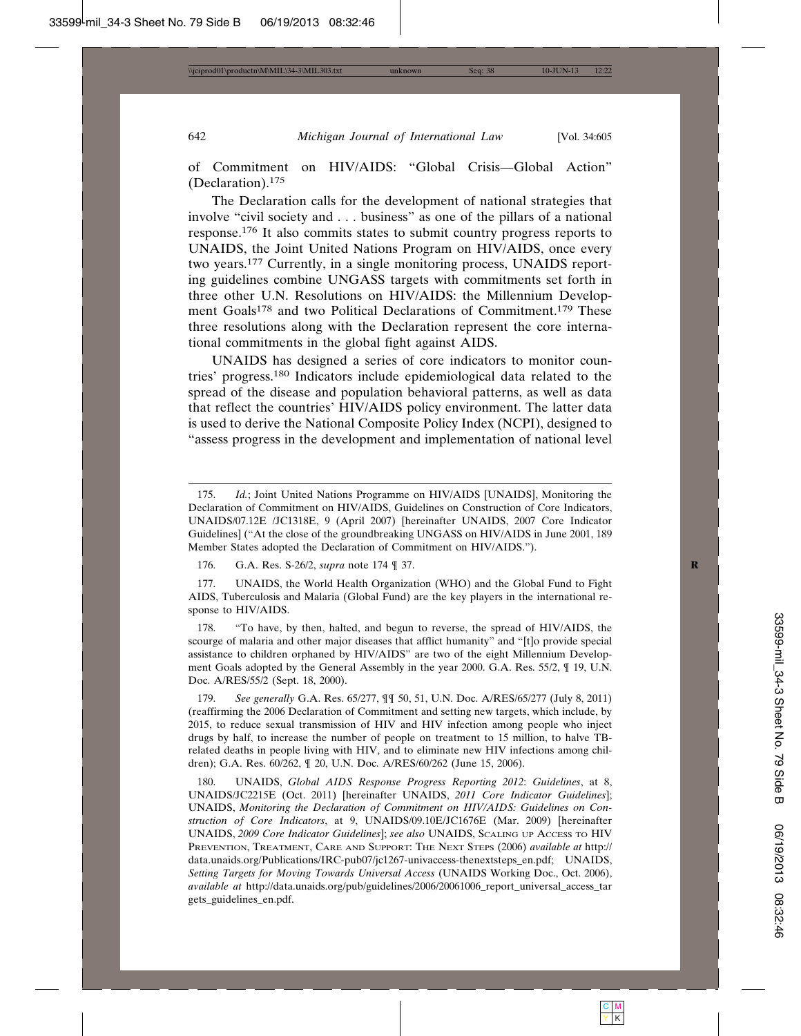of Commitment on HIV/AIDS: "Global Crisis—Global Action" (Declaration).[175]

The Declaration calls for the development of national strategies that involve "civil society and . . . business" as one of the pillars of a national response.[176] It also commits states to submit country progress reports to UNAIDS, the Joint United Nations Program on HIV/AIDS, once every two years.[177] Currently, in a single monitoring process, UNAIDS reporting guidelines combine UNGASS targets with commitments set forth in three other U.N. Resolutions on HIV/AIDS: the Millennium Development Goals[178] and two Political Declarations of Commitment.[179] These three resolutions along with the Declaration represent the core international commitments in the global fight against AIDS.

UNAIDS has designed a series of core indicators to monitor countries' progress.[180] Indicators include epidemiological data related to the spread of the disease and population behavioral patterns, as well as data that reflect the countries' HIV/AIDS policy environment. The latter data is used to derive the National Composite Policy Index (NCPI), designed to "assess progress in the development and implementation of national level

---

175. *Id.*; Joint United Nations Programme on HIV/AIDS [UNAIDS], Monitoring the Declaration of Commitment on HIV/AIDS, Guidelines on Construction of Core Indicators, UNAIDS/07.12E /JC1318E, 9 (April 2007) [hereinafter UNAIDS, 2007 Core Indicator Guidelines] ("At the close of the groundbreaking UNGASS on HIV/AIDS in June 2001, 189 Member States adopted the Declaration of Commitment on HIV/AIDS.").

176. G.A. Res. S-26/2, *supra* note 174 ¶ 37.

177. UNAIDS, the World Health Organization (WHO) and the Global Fund to Fight AIDS, Tuberculosis and Malaria (Global Fund) are the key players in the international response to HIV/AIDS.

178. "To have, by then, halted, and begun to reverse, the spread of HIV/AIDS, the scourge of malaria and other major diseases that afflict humanity" and "[t]o provide special assistance to children orphaned by HIV/AIDS" are two of the eight Millennium Development Goals adopted by the General Assembly in the year 2000. G.A. Res. 55/2, ¶ 19, U.N. Doc. A/RES/55/2 (Sept. 18, 2000).

179. *See generally* G.A. Res. 65/277, ¶¶ 50, 51, U.N. Doc. A/RES/65/277 (July 8, 2011) (reaffirming the 2006 Declaration of Commitment and setting new targets, which include, by 2015, to reduce sexual transmission of HIV and HIV infection among people who inject drugs by half, to increase the number of people on treatment to 15 million, to halve TB-related deaths in people living with HIV, and to eliminate new HIV infections among children); G.A. Res. 60/262, ¶ 20, U.N. Doc. A/RES/60/262 (June 15, 2006).

180. UNAIDS, *Global AIDS Response Progress Reporting 2012*: *Guidelines*, at 8, UNAIDS/JC2215E (Oct. 2011) [hereinafter UNAIDS, *2011 Core Indicator Guidelines*]; UNAIDS, *Monitoring the Declaration of Commitment on HIV/AIDS: Guidelines on Construction of Core Indicators*, at 9, UNAIDS/09.10E/JC1676E (Mar. 2009) [hereinafter UNAIDS, *2009 Core Indicator Guidelines*]; *see also* UNAIDS, Scaling up Access to HIV Prevention, Treatment, Care and Support: The Next Steps (2006) *available at* http://data.unaids.org/Publications/IRC-pub07/jc1267-univaccess-thenextsteps_en.pdf; UNAIDS, *Setting Targets for Moving Towards Universal Access* (UNAIDS Working Doc., Oct. 2006), *available at* http://data.unaids.org/pub/guidelines/2006/20061006_report_universal_access_targets_guidelines_en.pdf.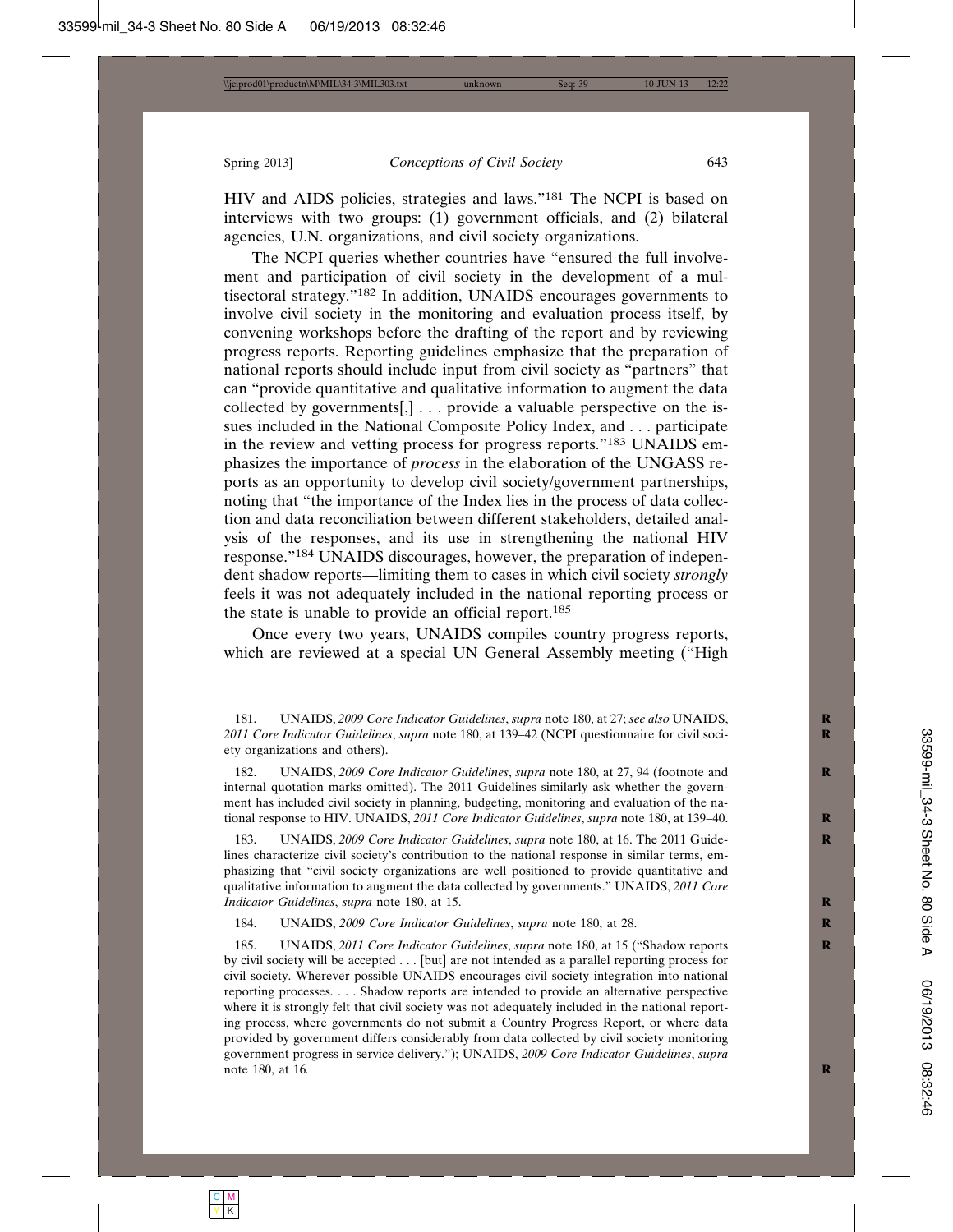HIV and AIDS policies, strategies and laws."[181] The NCPI is based on interviews with two groups: (1) government officials, and (2) bilateral agencies, U.N. organizations, and civil society organizations.

The NCPI queries whether countries have "ensured the full involvement and participation of civil society in the development of a multisectoral strategy."[182] In addition, UNAIDS encourages governments to involve civil society in the monitoring and evaluation process itself, by convening workshops before the drafting of the report and by reviewing progress reports. Reporting guidelines emphasize that the preparation of national reports should include input from civil society as "partners" that can "provide quantitative and qualitative information to augment the data collected by governments[,] . . . provide a valuable perspective on the issues included in the National Composite Policy Index, and . . . participate in the review and vetting process for progress reports."[183] UNAIDS emphasizes the importance of *process* in the elaboration of the UNGASS reports as an opportunity to develop civil society/government partnerships, noting that "the importance of the Index lies in the process of data collection and data reconciliation between different stakeholders, detailed analysis of the responses, and its use in strengthening the national HIV response."[184] UNAIDS discourages, however, the preparation of independent shadow reports—limiting them to cases in which civil society *strongly* feels it was not adequately included in the national reporting process or the state is unable to provide an official report.[185]

Once every two years, UNAIDS compiles country progress reports, which are reviewed at a special UN General Assembly meeting ("High

---

181. UNAIDS, *2009 Core Indicator Guidelines*, *supra* note 180, at 27; *see also* UNAIDS, *2011 Core Indicator Guidelines*, *supra* note 180, at 139–42 (NCPI questionnaire for civil society organizations and others).

182. UNAIDS, *2009 Core Indicator Guidelines*, *supra* note 180, at 27, 94 (footnote and internal quotation marks omitted). The 2011 Guidelines similarly ask whether the government has included civil society in planning, budgeting, monitoring and evaluation of the national response to HIV. UNAIDS, *2011 Core Indicator Guidelines*, *supra* note 180, at 139–40.

183. UNAIDS, *2009 Core Indicator Guidelines*, *supra* note 180, at 16. The 2011 Guidelines characterize civil society's contribution to the national response in similar terms, emphasizing that "civil society organizations are well positioned to provide quantitative and qualitative information to augment the data collected by governments." UNAIDS, *2011 Core Indicator Guidelines*, *supra* note 180, at 15.

184. UNAIDS, *2009 Core Indicator Guidelines*, *supra* note 180, at 28.

185. UNAIDS, *2011 Core Indicator Guidelines*, *supra* note 180, at 15 ("Shadow reports by civil society will be accepted . . . [but] are not intended as a parallel reporting process for civil society. Wherever possible UNAIDS encourages civil society integration into national reporting processes. . . . Shadow reports are intended to provide an alternative perspective where it is strongly felt that civil society was not adequately included in the national reporting process, where governments do not submit a Country Progress Report, or where data provided by government differs considerably from data collected by civil society monitoring government progress in service delivery."); UNAIDS, *2009 Core Indicator Guidelines*, *supra* note 180, at 16.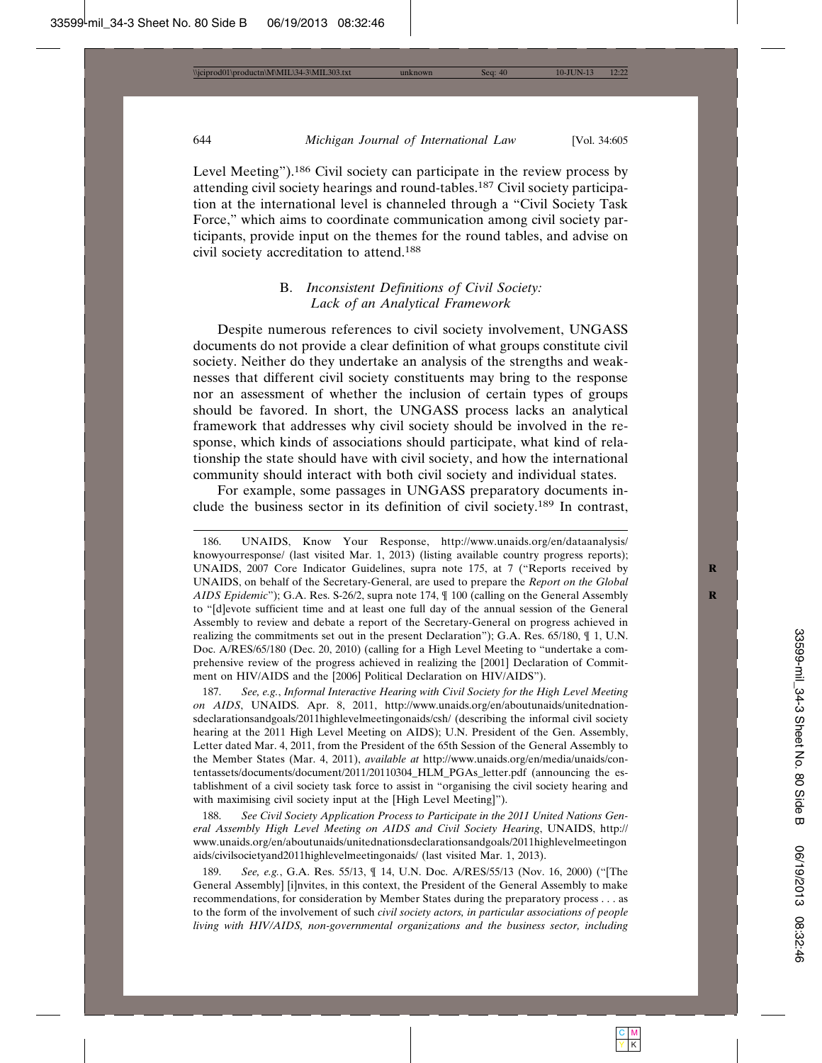Level Meeting").[186] Civil society can participate in the review process by attending civil society hearings and round-tables.[187] Civil society participation at the international level is channeled through a "Civil Society Task Force," which aims to coordinate communication among civil society participants, provide input on the themes for the round tables, and advise on civil society accreditation to attend.[188]

### B. *Inconsistent Definitions of Civil Society: Lack of an Analytical Framework*

Despite numerous references to civil society involvement, UNGASS documents do not provide a clear definition of what groups constitute civil society. Neither do they undertake an analysis of the strengths and weaknesses that different civil society constituents may bring to the response nor an assessment of whether the inclusion of certain types of groups should be favored. In short, the UNGASS process lacks an analytical framework that addresses why civil society should be involved in the response, which kinds of associations should participate, what kind of relationship the state should have with civil society, and how the international community should interact with both civil society and individual states.

For example, some passages in UNGASS preparatory documents include the business sector in its definition of civil society.[189] In contrast,

---

186. UNAIDS, Know Your Response, http://www.unaids.org/en/dataanalysis/knowyourresponse/ (last visited Mar. 1, 2013) (listing available country progress reports); UNAIDS, 2007 Core Indicator Guidelines, supra note 175, at 7 ("Reports received by UNAIDS, on behalf of the Secretary-General, are used to prepare the *Report on the Global AIDS Epidemic*"); G.A. Res. S-26/2, supra note 174, ¶ 100 (calling on the General Assembly to "[d]evote sufficient time and at least one full day of the annual session of the General Assembly to review and debate a report of the Secretary-General on progress achieved in realizing the commitments set out in the present Declaration"); G.A. Res. 65/180, ¶ 1, U.N. Doc. A/RES/65/180 (Dec. 20, 2010) (calling for a High Level Meeting to "undertake a comprehensive review of the progress achieved in realizing the [2001] Declaration of Commitment on HIV/AIDS and the [2006] Political Declaration on HIV/AIDS").

187. *See, e.g.*, *Informal Interactive Hearing with Civil Society for the High Level Meeting on AIDS*, UNAIDS. Apr. 8, 2011, http://www.unaids.org/en/aboutunaids/unitednationsdeclarationsandgoals/2011highlevelmeetingonaids/csh/ (describing the informal civil society hearing at the 2011 High Level Meeting on AIDS); U.N. President of the Gen. Assembly, Letter dated Mar. 4, 2011, from the President of the 65th Session of the General Assembly to the Member States (Mar. 4, 2011), *available at* http://www.unaids.org/en/media/unaids/contentassets/documents/document/2011/20110304_HLM_PGAs_letter.pdf (announcing the establishment of a civil society task force to assist in "organising the civil society hearing and with maximising civil society input at the [High Level Meeting]").

188. *See Civil Society Application Process to Participate in the 2011 United Nations General Assembly High Level Meeting on AIDS and Civil Society Hearing*, UNAIDS, http://www.unaids.org/en/aboutunaids/unitednationsdeclarationsandgoals/2011highlevelmeetingonaids/civilsocietyand2011highlevelmeetingonaids/ (last visited Mar. 1, 2013).

189. *See, e.g.*, G.A. Res. 55/13, ¶ 14, U.N. Doc. A/RES/55/13 (Nov. 16, 2000) ("[The General Assembly] [i]nvites, in this context, the President of the General Assembly to make recommendations, for consideration by Member States during the preparatory process . . . as to the form of the involvement of such *civil society actors, in particular associations of people living with HIV/AIDS, non-governmental organizations and the business sector, including*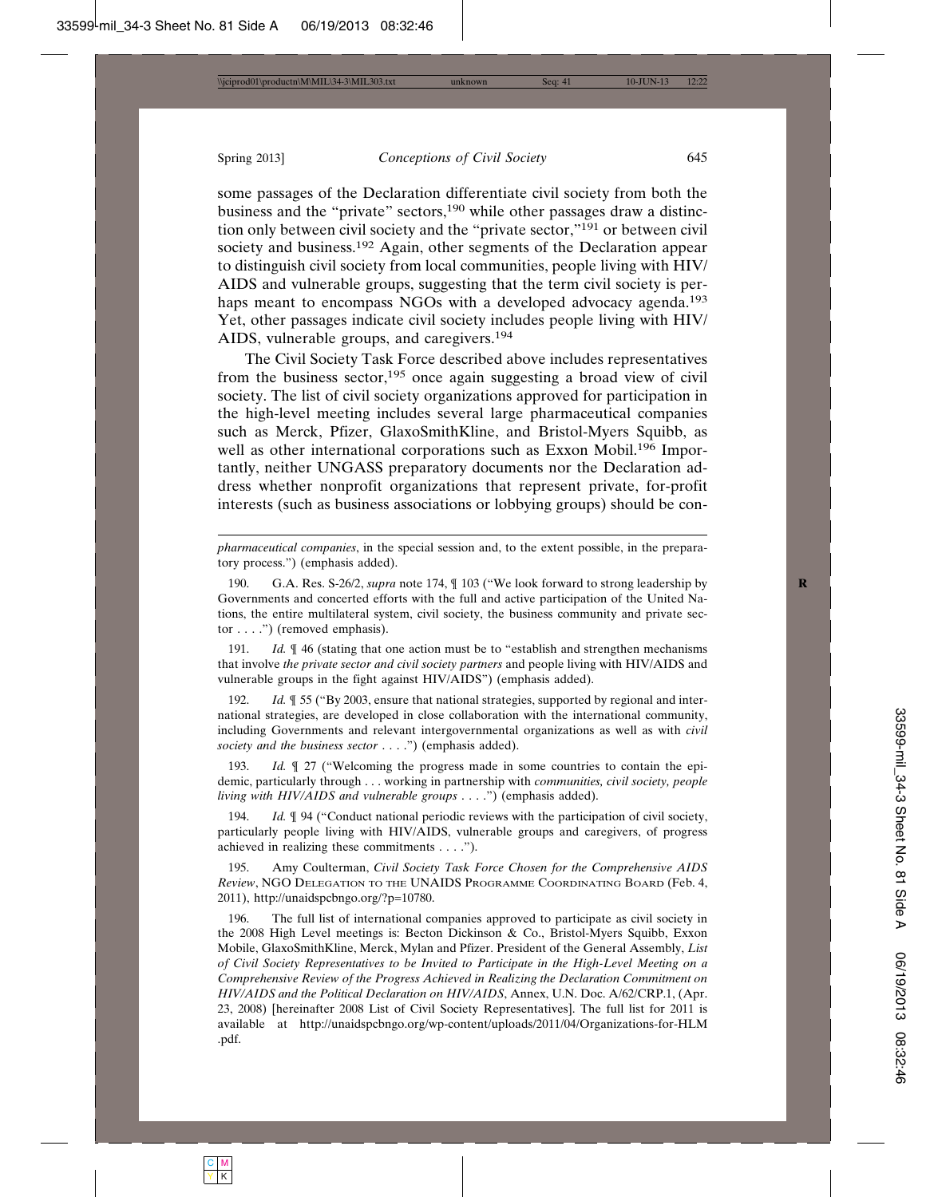some passages of the Declaration differentiate civil society from both the business and the "private" sectors,[190] while other passages draw a distinction only between civil society and the "private sector,"[191] or between civil society and business.[192] Again, other segments of the Declaration appear to distinguish civil society from local communities, people living with HIV/AIDS and vulnerable groups, suggesting that the term civil society is perhaps meant to encompass NGOs with a developed advocacy agenda.[193] Yet, other passages indicate civil society includes people living with HIV/AIDS, vulnerable groups, and caregivers.[194]

The Civil Society Task Force described above includes representatives from the business sector,[195] once again suggesting a broad view of civil society. The list of civil society organizations approved for participation in the high-level meeting includes several large pharmaceutical companies such as Merck, Pfizer, GlaxoSmithKline, and Bristol-Myers Squibb, as well as other international corporations such as Exxon Mobil.[196] Importantly, neither UNGASS preparatory documents nor the Declaration address whether nonprofit organizations that represent private, for-profit interests (such as business associations or lobbying groups) should be con-

---

*pharmaceutical companies*, in the special session and, to the extent possible, in the preparatory process.") (emphasis added).

190. G.A. Res. S-26/2, *supra* note 174, ¶ 103 ("We look forward to strong leadership by Governments and concerted efforts with the full and active participation of the United Nations, the entire multilateral system, civil society, the business community and private sector . . . .") (removed emphasis).

191. *Id.* ¶ 46 (stating that one action must be to "establish and strengthen mechanisms that involve *the private sector and civil society partners* and people living with HIV/AIDS and vulnerable groups in the fight against HIV/AIDS") (emphasis added).

192. *Id.* ¶ 55 ("By 2003, ensure that national strategies, supported by regional and international strategies, are developed in close collaboration with the international community, including Governments and relevant intergovernmental organizations as well as with *civil society and the business sector* . . . .") (emphasis added).

193. *Id.* ¶ 27 ("Welcoming the progress made in some countries to contain the epidemic, particularly through . . . working in partnership with *communities, civil society, people living with HIV/AIDS and vulnerable groups* . . . .") (emphasis added).

194. *Id.* ¶ 94 ("Conduct national periodic reviews with the participation of civil society, particularly people living with HIV/AIDS, vulnerable groups and caregivers, of progress achieved in realizing these commitments . . . .").

195. Amy Coulterman, *Civil Society Task Force Chosen for the Comprehensive AIDS Review*, NGO DELEGATION TO THE UNAIDS PROGRAMME COORDINATING BOARD (Feb. 4, 2011), http://unaidspcbngo.org/?p=10780.

196. The full list of international companies approved to participate as civil society in the 2008 High Level meetings is: Becton Dickinson & Co., Bristol-Myers Squibb, Exxon Mobile, GlaxoSmithKline, Merck, Mylan and Pfizer. President of the General Assembly, *List of Civil Society Representatives to be Invited to Participate in the High-Level Meeting on a Comprehensive Review of the Progress Achieved in Realizing the Declaration Commitment on HIV/AIDS and the Political Declaration on HIV/AIDS*, Annex, U.N. Doc. A/62/CRP.1, (Apr. 23, 2008) [hereinafter 2008 List of Civil Society Representatives]. The full list for 2011 is available at http://unaidspcbngo.org/wp-content/uploads/2011/04/Organizations-for-HLM.pdf.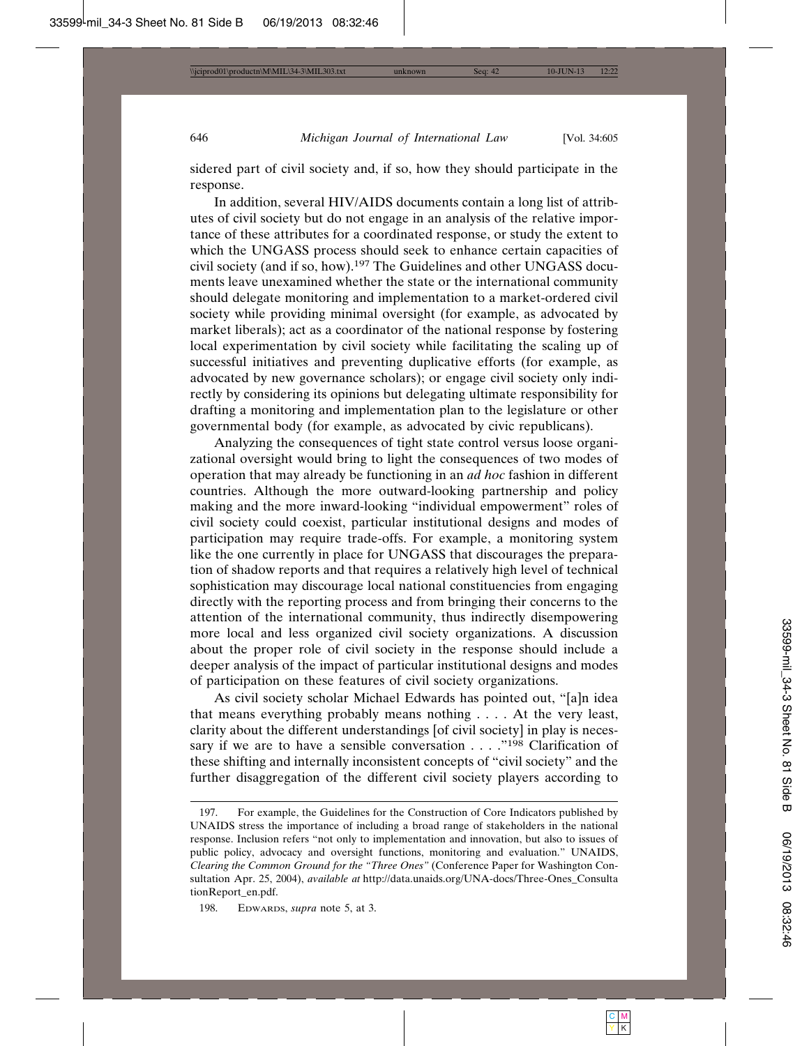sidered part of civil society and, if so, how they should participate in the response.

In addition, several HIV/AIDS documents contain a long list of attributes of civil society but do not engage in an analysis of the relative importance of these attributes for a coordinated response, or study the extent to which the UNGASS process should seek to enhance certain capacities of civil society (and if so, how).[197] The Guidelines and other UNGASS documents leave unexamined whether the state or the international community should delegate monitoring and implementation to a market-ordered civil society while providing minimal oversight (for example, as advocated by market liberals); act as a coordinator of the national response by fostering local experimentation by civil society while facilitating the scaling up of successful initiatives and preventing duplicative efforts (for example, as advocated by new governance scholars); or engage civil society only indirectly by considering its opinions but delegating ultimate responsibility for drafting a monitoring and implementation plan to the legislature or other governmental body (for example, as advocated by civic republicans).

Analyzing the consequences of tight state control versus loose organizational oversight would bring to light the consequences of two modes of operation that may already be functioning in an *ad hoc* fashion in different countries. Although the more outward-looking partnership and policy making and the more inward-looking "individual empowerment" roles of civil society could coexist, particular institutional designs and modes of participation may require trade-offs. For example, a monitoring system like the one currently in place for UNGASS that discourages the preparation of shadow reports and that requires a relatively high level of technical sophistication may discourage local national constituencies from engaging directly with the reporting process and from bringing their concerns to the attention of the international community, thus indirectly disempowering more local and less organized civil society organizations. A discussion about the proper role of civil society in the response should include a deeper analysis of the impact of particular institutional designs and modes of participation on these features of civil society organizations.

As civil society scholar Michael Edwards has pointed out, "[a]n idea that means everything probably means nothing . . . . At the very least, clarity about the different understandings [of civil society] in play is necessary if we are to have a sensible conversation . . . ."[198] Clarification of these shifting and internally inconsistent concepts of "civil society" and the further disaggregation of the different civil society players according to

---

197. For example, the Guidelines for the Construction of Core Indicators published by UNAIDS stress the importance of including a broad range of stakeholders in the national response. Inclusion refers "not only to implementation and innovation, but also to issues of public policy, advocacy and oversight functions, monitoring and evaluation." UNAIDS, *Clearing the Common Ground for the "Three Ones"* (Conference Paper for Washington Consultation Apr. 25, 2004), *available at* http://data.unaids.org/UNA-docs/Three-Ones_ConsultationReport_en.pdf.

198. Edwards, *supra* note 5, at 3.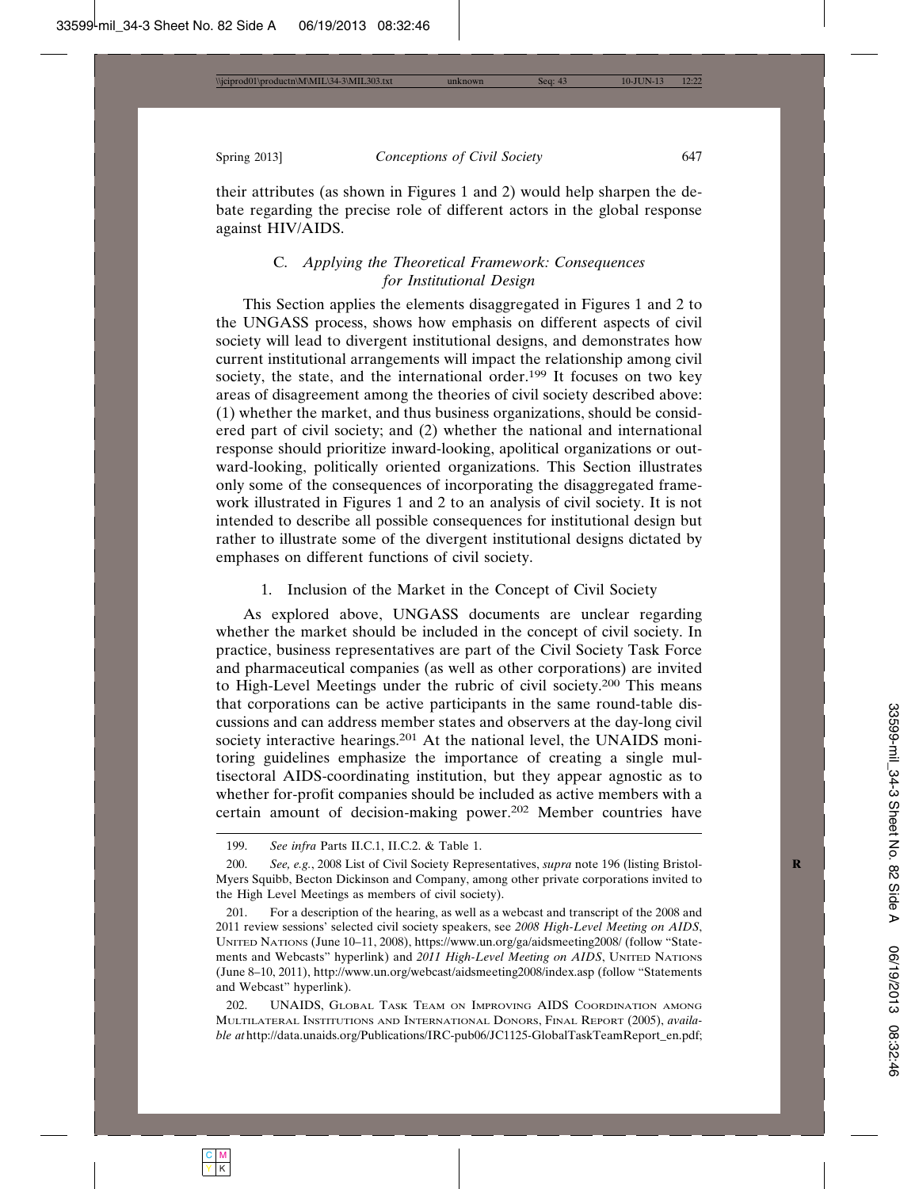their attributes (as shown in Figures 1 and 2) would help sharpen the debate regarding the precise role of different actors in the global response against HIV/AIDS.

### C. *Applying the Theoretical Framework: Consequences for Institutional Design*

This Section applies the elements disaggregated in Figures 1 and 2 to the UNGASS process, shows how emphasis on different aspects of civil society will lead to divergent institutional designs, and demonstrates how current institutional arrangements will impact the relationship among civil society, the state, and the international order.[199] It focuses on two key areas of disagreement among the theories of civil society described above: (1) whether the market, and thus business organizations, should be considered part of civil society; and (2) whether the national and international response should prioritize inward-looking, apolitical organizations or outward-looking, politically oriented organizations. This Section illustrates only some of the consequences of incorporating the disaggregated framework illustrated in Figures 1 and 2 to an analysis of civil society. It is not intended to describe all possible consequences for institutional design but rather to illustrate some of the divergent institutional designs dictated by emphases on different functions of civil society.

#### 1. Inclusion of the Market in the Concept of Civil Society

As explored above, UNGASS documents are unclear regarding whether the market should be included in the concept of civil society. In practice, business representatives are part of the Civil Society Task Force and pharmaceutical companies (as well as other corporations) are invited to High-Level Meetings under the rubric of civil society.[200] This means that corporations can be active participants in the same round-table discussions and can address member states and observers at the day-long civil society interactive hearings.[201] At the national level, the UNAIDS monitoring guidelines emphasize the importance of creating a single multisectoral AIDS-coordinating institution, but they appear agnostic as to whether for-profit companies should be included as active members with a certain amount of decision-making power.[202] Member countries have

---

199. *See infra* Parts II.C.1, II.C.2. & Table 1.

200. *See, e.g.*, 2008 List of Civil Society Representatives, *supra* note 196 (listing Bristol-Myers Squibb, Becton Dickinson and Company, among other private corporations invited to the High Level Meetings as members of civil society).

201. For a description of the hearing, as well as a webcast and transcript of the 2008 and 2011 review sessions' selected civil society speakers, see *2008 High-Level Meeting on AIDS*, United Nations (June 10–11, 2008), https://www.un.org/ga/aidsmeeting2008/ (follow "Statements and Webcasts" hyperlink) and *2011 High-Level Meeting on AIDS*, United Nations (June 8–10, 2011), http://www.un.org/webcast/aidsmeeting2008/index.asp (follow "Statements and Webcast" hyperlink).

202. UNAIDS, Global Task Team on Improving AIDS Coordination Among Multilateral Institutions and International Donors, Final Report (2005), *available at* http://data.unaids.org/Publications/IRC-pub06/JC1125-GlobalTaskTeamReport_en.pdf;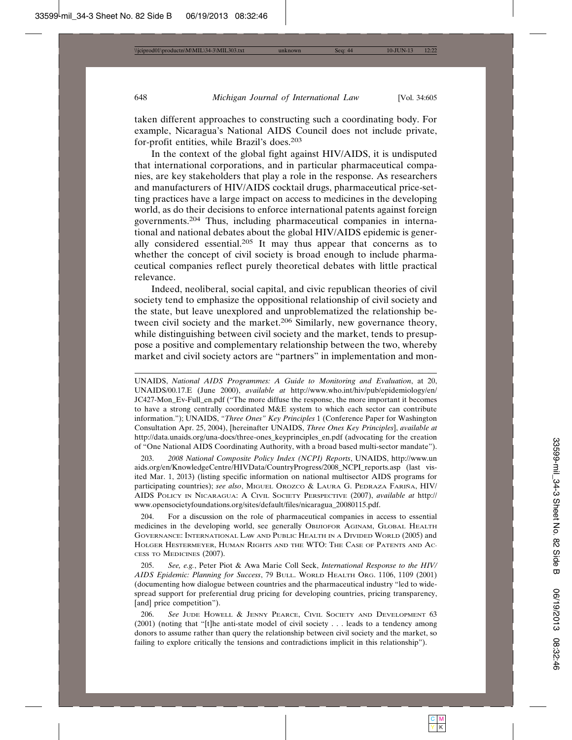taken different approaches to constructing such a coordinating body. For example, Nicaragua's National AIDS Council does not include private, for-profit entities, while Brazil's does.[203]

In the context of the global fight against HIV/AIDS, it is undisputed that international corporations, and in particular pharmaceutical companies, are key stakeholders that play a role in the response. As researchers and manufacturers of HIV/AIDS cocktail drugs, pharmaceutical price-setting practices have a large impact on access to medicines in the developing world, as do their decisions to enforce international patents against foreign governments.[204] Thus, including pharmaceutical companies in international and national debates about the global HIV/AIDS epidemic is generally considered essential.[205] It may thus appear that concerns as to whether the concept of civil society is broad enough to include pharmaceutical companies reflect purely theoretical debates with little practical relevance.

Indeed, neoliberal, social capital, and civic republican theories of civil society tend to emphasize the oppositional relationship of civil society and the state, but leave unexplored and unproblematized the relationship between civil society and the market.[206] Similarly, new governance theory, while distinguishing between civil society and the market, tends to presuppose a positive and complementary relationship between the two, whereby market and civil society actors are "partners" in implementation and mon-

---

UNAIDS, *National AIDS Programmes: A Guide to Monitoring and Evaluation*, at 20, UNAIDS/00.17.E (June 2000), *available at* http://www.who.int/hiv/pub/epidemiology/en/JC427-Mon_Ev-Full_en.pdf ("The more diffuse the response, the more important it becomes to have a strong centrally coordinated M&E system to which each sector can contribute information."); UNAIDS, *"Three Ones" Key Principles* 1 (Conference Paper for Washington Consultation Apr. 25, 2004), [hereinafter UNAIDS, *Three Ones Key Principles*], *available at* http://data.unaids.org/una-docs/three-ones_keyprinciples_en.pdf (advocating for the creation of "One National AIDS Coordinating Authority, with a broad based multi-sector mandate").

203. *2008 National Composite Policy Index (NCPI) Reports*, UNAIDS, http://www.unaids.org/en/KnowledgeCentre/HIVData/CountryProgress/2008_NCPI_reports.asp (last visited Mar. 1, 2013) (listing specific information on national multisector AIDS programs for participating countries); *see also*, Miguel Orozco & Laura G. Pedraza Fariña, HIV/AIDS Policy in Nicaragua: A Civil Society Perspective (2007), *available at* http://www.opensocietyfoundations.org/sites/default/files/nicaragua_20080115.pdf.

204. For a discussion on the role of pharmaceutical companies in access to essential medicines in the developing world, see generally Obijiofor Aginam, Global Health Governance: International Law and Public Health in a Divided World (2005) and Holger Hestermeyer, Human Rights and the WTO: The Case of Patents and Access to Medicines (2007).

205. *See, e.g.*, Peter Piot & Awa Marie Coll Seck, *International Response to the HIV/AIDS Epidemic: Planning for Success*, 79 Bull. World Health Org. 1106, 1109 (2001) (documenting how dialogue between countries and the pharmaceutical industry "led to widespread support for preferential drug pricing for developing countries, pricing transparency, [and] price competition").

206. *See* Jude Howell & Jenny Pearce, Civil Society and Development 63 (2001) (noting that "[t]he anti-state model of civil society . . . leads to a tendency among donors to assume rather than query the relationship between civil society and the market, so failing to explore critically the tensions and contradictions implicit in this relationship").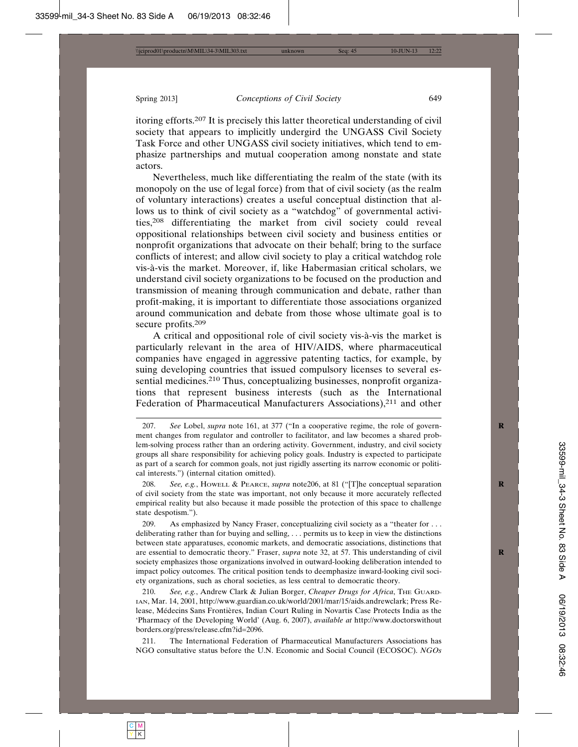itoring efforts.[207] It is precisely this latter theoretical understanding of civil society that appears to implicitly undergird the UNGASS Civil Society Task Force and other UNGASS civil society initiatives, which tend to emphasize partnerships and mutual cooperation among nonstate and state actors.

Nevertheless, much like differentiating the realm of the state (with its monopoly on the use of legal force) from that of civil society (as the realm of voluntary interactions) creates a useful conceptual distinction that allows us to think of civil society as a "watchdog" of governmental activities,[208] differentiating the market from civil society could reveal oppositional relationships between civil society and business entities or nonprofit organizations that advocate on their behalf; bring to the surface conflicts of interest; and allow civil society to play a critical watchdog role vis-à-vis the market. Moreover, if, like Habermasian critical scholars, we understand civil society organizations to be focused on the production and transmission of meaning through communication and debate, rather than profit-making, it is important to differentiate those associations organized around communication and debate from those whose ultimate goal is to secure profits.[209]

A critical and oppositional role of civil society vis-à-vis the market is particularly relevant in the area of HIV/AIDS, where pharmaceutical companies have engaged in aggressive patenting tactics, for example, by suing developing countries that issued compulsory licenses to several essential medicines.[210] Thus, conceptualizing businesses, nonprofit organizations that represent business interests (such as the International Federation of Pharmaceutical Manufacturers Associations),[211] and other

---

207. *See* Lobel, *supra* note 161, at 377 ("In a cooperative regime, the role of government changes from regulator and controller to facilitator, and law becomes a shared problem-solving process rather than an ordering activity. Government, industry, and civil society groups all share responsibility for achieving policy goals. Industry is expected to participate as part of a search for common goals, not just rigidly asserting its narrow economic or political interests.") (internal citation omitted).

208. *See, e.g.*, Howell & Pearce, *supra* note206, at 81 ("[T]he conceptual separation of civil society from the state was important, not only because it more accurately reflected empirical reality but also because it made possible the protection of this space to challenge state despotism.").

209. As emphasized by Nancy Fraser, conceptualizing civil society as a "theater for . . . deliberating rather than for buying and selling, . . . permits us to keep in view the distinctions between state apparatuses, economic markets, and democratic associations, distinctions that are essential to democratic theory." Fraser, *supra* note 32, at 57. This understanding of civil society emphasizes those organizations involved in outward-looking deliberation intended to impact policy outcomes. The critical position tends to deemphasize inward-looking civil society organizations, such as choral societies, as less central to democratic theory.

210. *See, e.g.*, Andrew Clark & Julian Borger, *Cheaper Drugs for Africa*, The Guardian, Mar. 14, 2001, http://www.guardian.co.uk/world/2001/mar/15/aids.andrewclark; Press Release, Médecins Sans Frontières, Indian Court Ruling in Novartis Case Protects India as the 'Pharmacy of the Developing World' (Aug. 6, 2007), *available at* http://www.doctorswithoutborders.org/press/release.cfm?id=2096.

211. The International Federation of Pharmaceutical Manufacturers Associations has NGO consultative status before the U.N. Economic and Social Council (ECOSOC). *NGOs*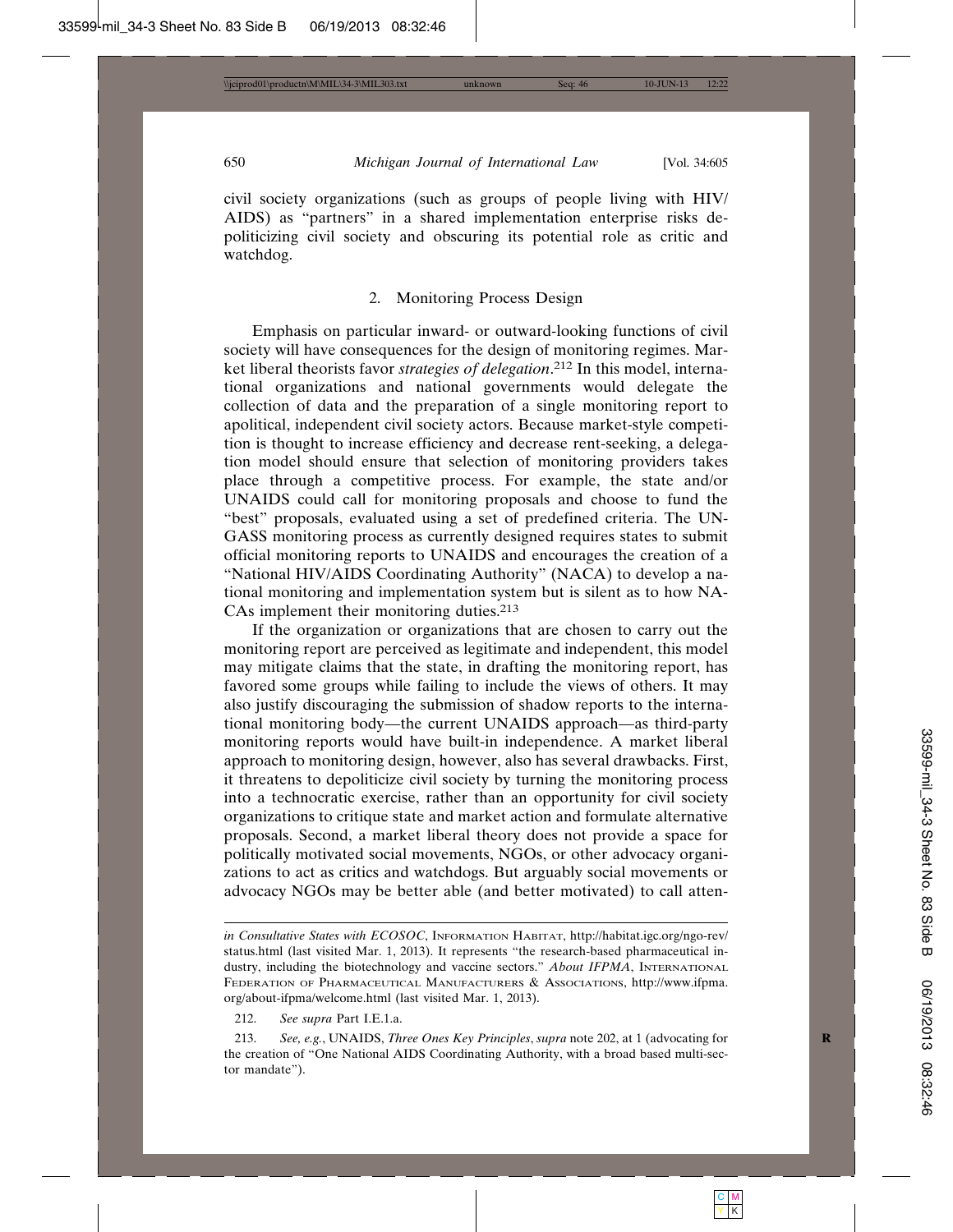civil society organizations (such as groups of people living with HIV/AIDS) as "partners" in a shared implementation enterprise risks depoliticizing civil society and obscuring its potential role as critic and watchdog.

### 2. Monitoring Process Design

Emphasis on particular inward- or outward-looking functions of civil society will have consequences for the design of monitoring regimes. Market liberal theorists favor *strategies of delegation*.[212] In this model, international organizations and national governments would delegate the collection of data and the preparation of a single monitoring report to apolitical, independent civil society actors. Because market-style competition is thought to increase efficiency and decrease rent-seeking, a delegation model should ensure that selection of monitoring providers takes place through a competitive process. For example, the state and/or UNAIDS could call for monitoring proposals and choose to fund the "best" proposals, evaluated using a set of predefined criteria. The UNGASS monitoring process as currently designed requires states to submit official monitoring reports to UNAIDS and encourages the creation of a "National HIV/AIDS Coordinating Authority" (NACA) to develop a national monitoring and implementation system but is silent as to how NACAs implement their monitoring duties.[213]

If the organization or organizations that are chosen to carry out the monitoring report are perceived as legitimate and independent, this model may mitigate claims that the state, in drafting the monitoring report, has favored some groups while failing to include the views of others. It may also justify discouraging the submission of shadow reports to the international monitoring body—the current UNAIDS approach—as third-party monitoring reports would have built-in independence. A market liberal approach to monitoring design, however, also has several drawbacks. First, it threatens to depoliticize civil society by turning the monitoring process into a technocratic exercise, rather than an opportunity for civil society organizations to critique state and market action and formulate alternative proposals. Second, a market liberal theory does not provide a space for politically motivated social movements, NGOs, or other advocacy organizations to act as critics and watchdogs. But arguably social movements or advocacy NGOs may be better able (and better motivated) to call atten-

---

*in Consultative States with ECOSOC*, Information Habitat, http://habitat.igc.org/ngo-rev/status.html (last visited Mar. 1, 2013). It represents "the research-based pharmaceutical industry, including the biotechnology and vaccine sectors." *About IFPMA*, International Federation of Pharmaceutical Manufacturers & Associations, http://www.ifpma.org/about-ifpma/welcome.html (last visited Mar. 1, 2013).

212. *See supra* Part I.E.1.a.

213. *See, e.g.*, UNAIDS, *Three Ones Key Principles*, *supra* note 202, at 1 (advocating for the creation of "One National AIDS Coordinating Authority, with a broad based multi-sector mandate").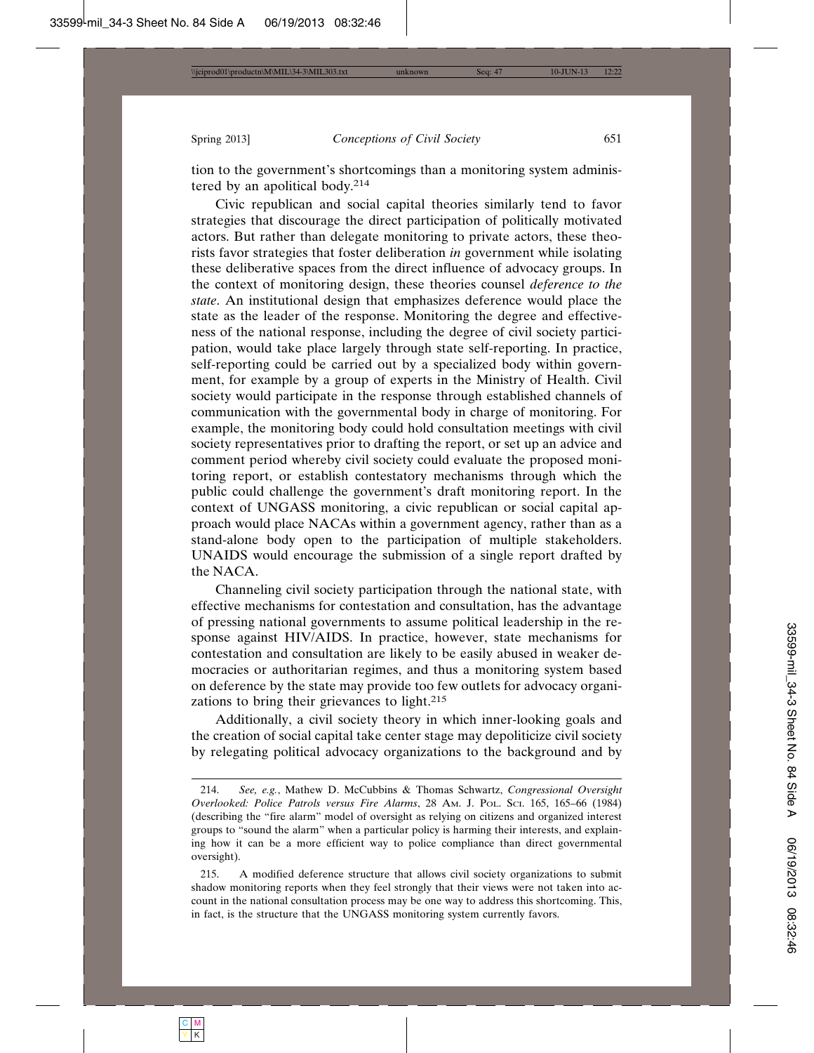tion to the government's shortcomings than a monitoring system administered by an apolitical body.[214]

Civic republican and social capital theories similarly tend to favor strategies that discourage the direct participation of politically motivated actors. But rather than delegate monitoring to private actors, these theorists favor strategies that foster deliberation *in* government while isolating these deliberative spaces from the direct influence of advocacy groups. In the context of monitoring design, these theories counsel *deference to the state*. An institutional design that emphasizes deference would place the state as the leader of the response. Monitoring the degree and effectiveness of the national response, including the degree of civil society participation, would take place largely through state self-reporting. In practice, self-reporting could be carried out by a specialized body within government, for example by a group of experts in the Ministry of Health. Civil society would participate in the response through established channels of communication with the governmental body in charge of monitoring. For example, the monitoring body could hold consultation meetings with civil society representatives prior to drafting the report, or set up an advice and comment period whereby civil society could evaluate the proposed monitoring report, or establish contestatory mechanisms through which the public could challenge the government's draft monitoring report. In the context of UNGASS monitoring, a civic republican or social capital approach would place NACAs within a government agency, rather than as a stand-alone body open to the participation of multiple stakeholders. UNAIDS would encourage the submission of a single report drafted by the NACA.

Channeling civil society participation through the national state, with effective mechanisms for contestation and consultation, has the advantage of pressing national governments to assume political leadership in the response against HIV/AIDS. In practice, however, state mechanisms for contestation and consultation are likely to be easily abused in weaker democracies or authoritarian regimes, and thus a monitoring system based on deference by the state may provide too few outlets for advocacy organizations to bring their grievances to light.[215]

Additionally, a civil society theory in which inner-looking goals and the creation of social capital take center stage may depoliticize civil society by relegating political advocacy organizations to the background and by

---

214. *See, e.g.*, Mathew D. McCubbins & Thomas Schwartz, *Congressional Oversight Overlooked: Police Patrols versus Fire Alarms*, 28 Am. J. Pol. Sci. 165, 165–66 (1984) (describing the "fire alarm" model of oversight as relying on citizens and organized interest groups to "sound the alarm" when a particular policy is harming their interests, and explaining how it can be a more efficient way to police compliance than direct governmental oversight).

215. A modified deference structure that allows civil society organizations to submit shadow monitoring reports when they feel strongly that their views were not taken into account in the national consultation process may be one way to address this shortcoming. This, in fact, is the structure that the UNGASS monitoring system currently favors.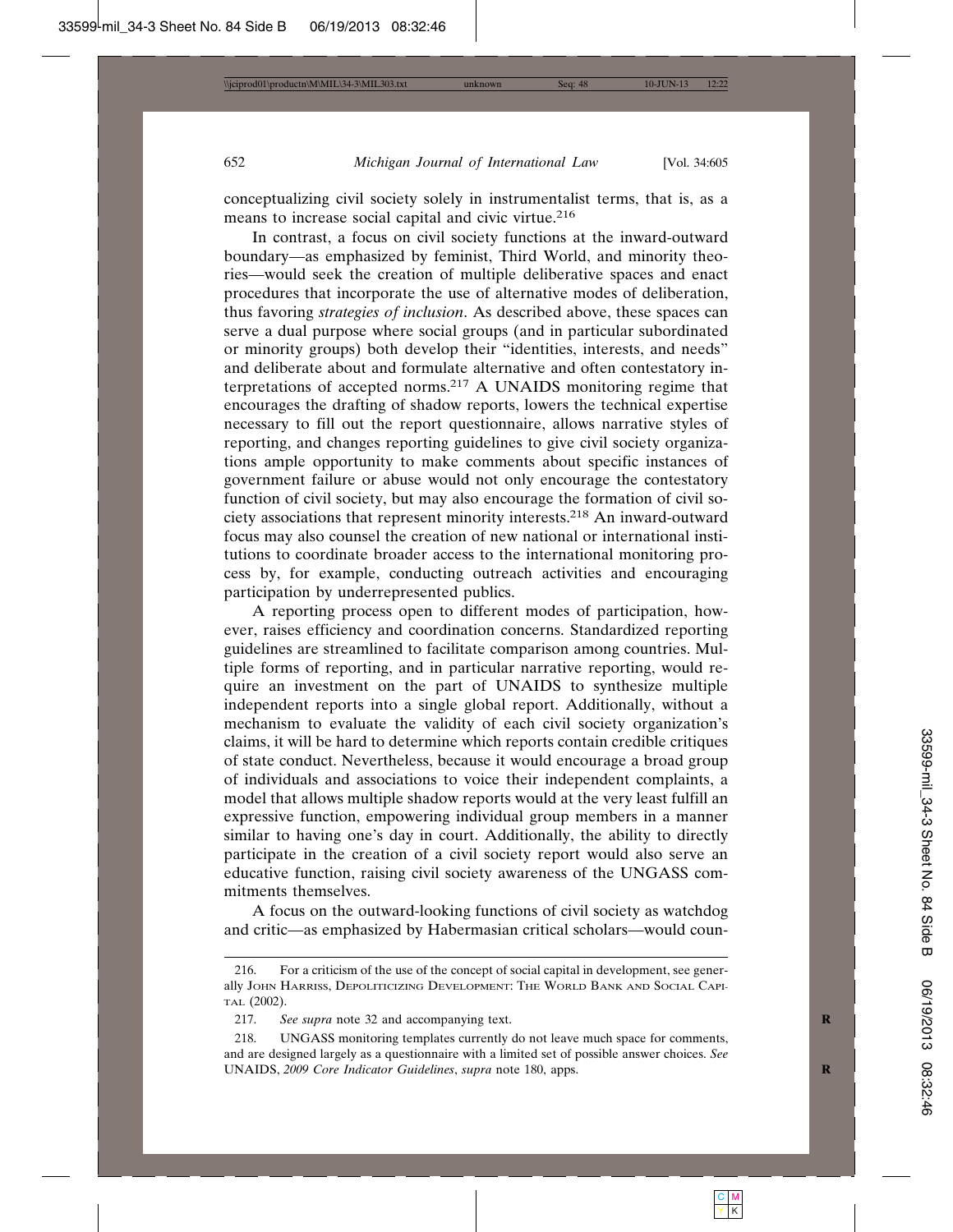conceptualizing civil society solely in instrumentalist terms, that is, as a means to increase social capital and civic virtue.[216]

In contrast, a focus on civil society functions at the inward-outward boundary—as emphasized by feminist, Third World, and minority theories—would seek the creation of multiple deliberative spaces and enact procedures that incorporate the use of alternative modes of deliberation, thus favoring *strategies of inclusion*. As described above, these spaces can serve a dual purpose where social groups (and in particular subordinated or minority groups) both develop their "identities, interests, and needs" and deliberate about and formulate alternative and often contestatory interpretations of accepted norms.[217] A UNAIDS monitoring regime that encourages the drafting of shadow reports, lowers the technical expertise necessary to fill out the report questionnaire, allows narrative styles of reporting, and changes reporting guidelines to give civil society organizations ample opportunity to make comments about specific instances of government failure or abuse would not only encourage the contestatory function of civil society, but may also encourage the formation of civil society associations that represent minority interests.[218] An inward-outward focus may also counsel the creation of new national or international institutions to coordinate broader access to the international monitoring process by, for example, conducting outreach activities and encouraging participation by underrepresented publics.

A reporting process open to different modes of participation, however, raises efficiency and coordination concerns. Standardized reporting guidelines are streamlined to facilitate comparison among countries. Multiple forms of reporting, and in particular narrative reporting, would require an investment on the part of UNAIDS to synthesize multiple independent reports into a single global report. Additionally, without a mechanism to evaluate the validity of each civil society organization's claims, it will be hard to determine which reports contain credible critiques of state conduct. Nevertheless, because it would encourage a broad group of individuals and associations to voice their independent complaints, a model that allows multiple shadow reports would at the very least fulfill an expressive function, empowering individual group members in a manner similar to having one's day in court. Additionally, the ability to directly participate in the creation of a civil society report would also serve an educative function, raising civil society awareness of the UNGASS commitments themselves.

A focus on the outward-looking functions of civil society as watchdog and critic—as emphasized by Habermasian critical scholars—would coun-

---

216. For a criticism of the use of the concept of social capital in development, see generally John Harriss, Depoliticizing Development: The World Bank and Social Capital (2002).

217. *See supra* note 32 and accompanying text.

218. UNGASS monitoring templates currently do not leave much space for comments, and are designed largely as a questionnaire with a limited set of possible answer choices. *See* UNAIDS, *2009 Core Indicator Guidelines*, *supra* note 180, apps.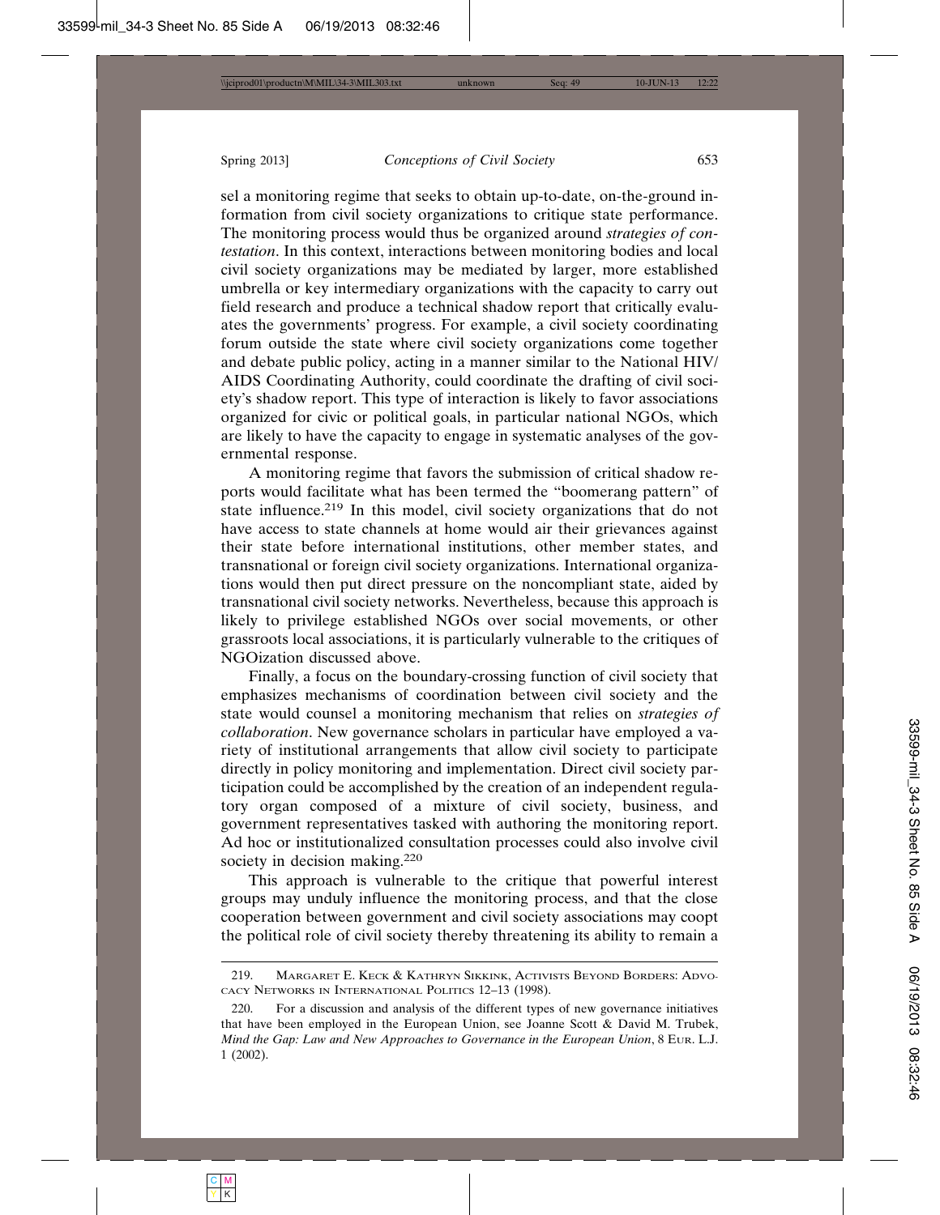sel a monitoring regime that seeks to obtain up-to-date, on-the-ground information from civil society organizations to critique state performance. The monitoring process would thus be organized around *strategies of contestation*. In this context, interactions between monitoring bodies and local civil society organizations may be mediated by larger, more established umbrella or key intermediary organizations with the capacity to carry out field research and produce a technical shadow report that critically evaluates the governments' progress. For example, a civil society coordinating forum outside the state where civil society organizations come together and debate public policy, acting in a manner similar to the National HIV/AIDS Coordinating Authority, could coordinate the drafting of civil society's shadow report. This type of interaction is likely to favor associations organized for civic or political goals, in particular national NGOs, which are likely to have the capacity to engage in systematic analyses of the governmental response.

A monitoring regime that favors the submission of critical shadow reports would facilitate what has been termed the "boomerang pattern" of state influence.[219] In this model, civil society organizations that do not have access to state channels at home would air their grievances against their state before international institutions, other member states, and transnational or foreign civil society organizations. International organizations would then put direct pressure on the noncompliant state, aided by transnational civil society networks. Nevertheless, because this approach is likely to privilege established NGOs over social movements, or other grassroots local associations, it is particularly vulnerable to the critiques of NGOization discussed above.

Finally, a focus on the boundary-crossing function of civil society that emphasizes mechanisms of coordination between civil society and the state would counsel a monitoring mechanism that relies on *strategies of collaboration*. New governance scholars in particular have employed a variety of institutional arrangements that allow civil society to participate directly in policy monitoring and implementation. Direct civil society participation could be accomplished by the creation of an independent regulatory organ composed of a mixture of civil society, business, and government representatives tasked with authoring the monitoring report. Ad hoc or institutionalized consultation processes could also involve civil society in decision making.[220]

This approach is vulnerable to the critique that powerful interest groups may unduly influence the monitoring process, and that the close cooperation between government and civil society associations may coopt the political role of civil society thereby threatening its ability to remain a

---

219. Margaret E. Keck & Kathryn Sikkink, Activists Beyond Borders: Advocacy Networks in International Politics 12–13 (1998).

220. For a discussion and analysis of the different types of new governance initiatives that have been employed in the European Union, see Joanne Scott & David M. Trubek, *Mind the Gap: Law and New Approaches to Governance in the European Union*, 8 Eur. L.J. 1 (2002).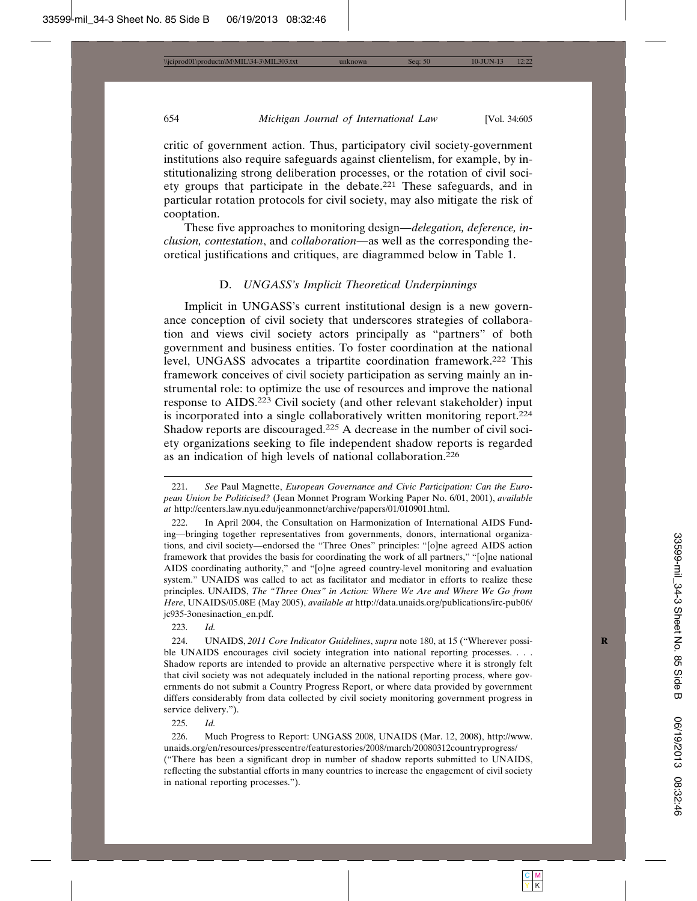critic of government action. Thus, participatory civil society-government institutions also require safeguards against clientelism, for example, by institutionalizing strong deliberation processes, or the rotation of civil society groups that participate in the debate.[221] These safeguards, and in particular rotation protocols for civil society, may also mitigate the risk of cooptation.

These five approaches to monitoring design—*delegation, deference, inclusion, contestation*, and *collaboration*—as well as the corresponding theoretical justifications and critiques, are diagrammed below in Table 1.

### D. *UNGASS's Implicit Theoretical Underpinnings*

Implicit in UNGASS's current institutional design is a new governance conception of civil society that underscores strategies of collaboration and views civil society actors principally as "partners" of both government and business entities. To foster coordination at the national level, UNGASS advocates a tripartite coordination framework.[222] This framework conceives of civil society participation as serving mainly an instrumental role: to optimize the use of resources and improve the national response to AIDS.[223] Civil society (and other relevant stakeholder) input is incorporated into a single collaboratively written monitoring report.[224] Shadow reports are discouraged.[225] A decrease in the number of civil society organizations seeking to file independent shadow reports is regarded as an indication of high levels of national collaboration.[226]

---

221. *See* Paul Magnette, *European Governance and Civic Participation: Can the European Union be Politicised?* (Jean Monnet Program Working Paper No. 6/01, 2001), *available at* http://centers.law.nyu.edu/jeanmonnet/archive/papers/01/010901.html.

222. In April 2004, the Consultation on Harmonization of International AIDS Funding—bringing together representatives from governments, donors, international organizations, and civil society—endorsed the "Three Ones" principles: "[o]ne agreed AIDS action framework that provides the basis for coordinating the work of all partners," "[o]ne national AIDS coordinating authority," and "[o]ne agreed country-level monitoring and evaluation system." UNAIDS was called to act as facilitator and mediator in efforts to realize these principles. UNAIDS, *The "Three Ones" in Action: Where We Are and Where We Go from Here*, UNAIDS/05.08E (May 2005), *available at* http://data.unaids.org/publications/irc-pub06/jc935-3onesinaction_en.pdf.

223. *Id.*

224. UNAIDS, *2011 Core Indicator Guidelines*, *supra* note 180, at 15 ("Wherever possible UNAIDS encourages civil society integration into national reporting processes. . . . Shadow reports are intended to provide an alternative perspective where it is strongly felt that civil society was not adequately included in the national reporting process, where governments do not submit a Country Progress Report, or where data provided by government differs considerably from data collected by civil society monitoring government progress in service delivery.").

225. *Id.*

226. Much Progress to Report: UNGASS 2008, UNAIDS (Mar. 12, 2008), http://www.unaids.org/en/resources/presscentre/featurestories/2008/march/20080312countryprogress/ ("There has been a significant drop in number of shadow reports submitted to UNAIDS, reflecting the substantial efforts in many countries to increase the engagement of civil society in national reporting processes.").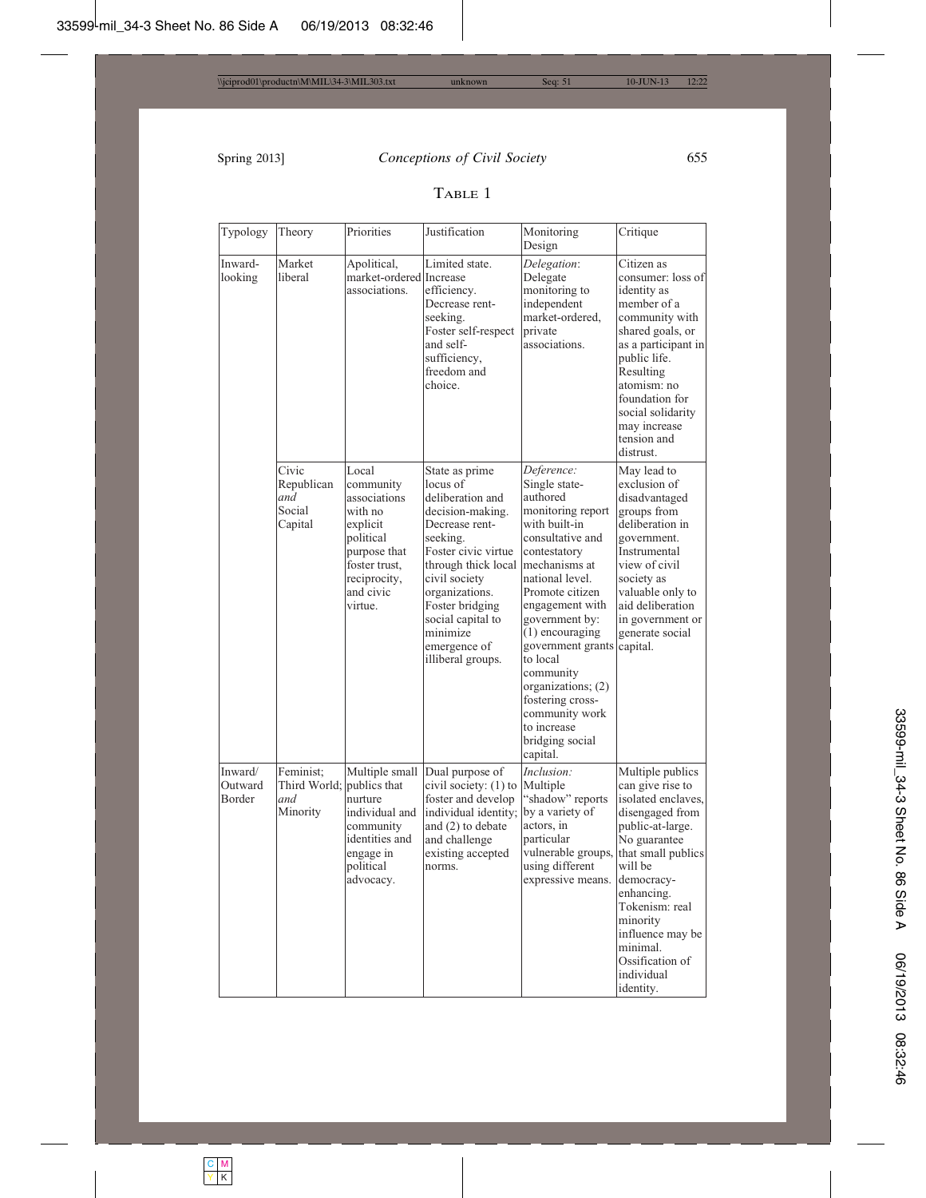TABLE 1

| Typology | Theory | Priorities | Justification | Monitoring Design | Critique |
|---|---|---|---|---|---|
| Inward-looking | Market liberal | Apolitical, market-ordered associations. | Limited state. Increase efficiency. Decrease rent-seeking. Foster self-respect and self-sufficiency, freedom and choice. | *Delegation*: Delegate monitoring to independent market-ordered, private associations. | Citizen as consumer: loss of identity as member of a community with shared goals, or as a participant in public life. Resulting atomism: no foundation for social solidarity may increase tension and distrust. |
| | Civic Republican *and* Social Capital | Local community associations with no explicit political purpose that foster trust, reciprocity, and civic virtue. | State as prime locus of deliberation and decision-making. Decrease rent-seeking. Foster civic virtue through thick local civil society organizations. Foster bridging social capital to minimize emergence of illiberal groups. | *Deference:* Single state-authored monitoring report with built-in consultative and contestatory mechanisms at national level. Promote citizen engagement with government by: (1) encouraging government grants to local community organizations; (2) fostering cross-community work to increase bridging social capital. | May lead to exclusion of disadvantaged groups from deliberation in government. Instrumental view of civil society as valuable only to aid deliberation in government or generate social capital. |
| Inward/ Outward Border | Feminist; Third World; *and* Minority | Multiple small publics that nurture individual and community identities and engage in political advocacy. | Dual purpose of civil society: (1) to foster and develop individual identity; and (2) to debate and challenge existing accepted norms. | *Inclusion:* Multiple "shadow" reports by a variety of actors, in particular vulnerable groups, using different expressive means. | Multiple publics can give rise to isolated enclaves, disengaged from public-at-large. No guarantee that small publics will be democracy-enhancing. Tokenism: real minority influence may be minimal. Ossification of individual identity. |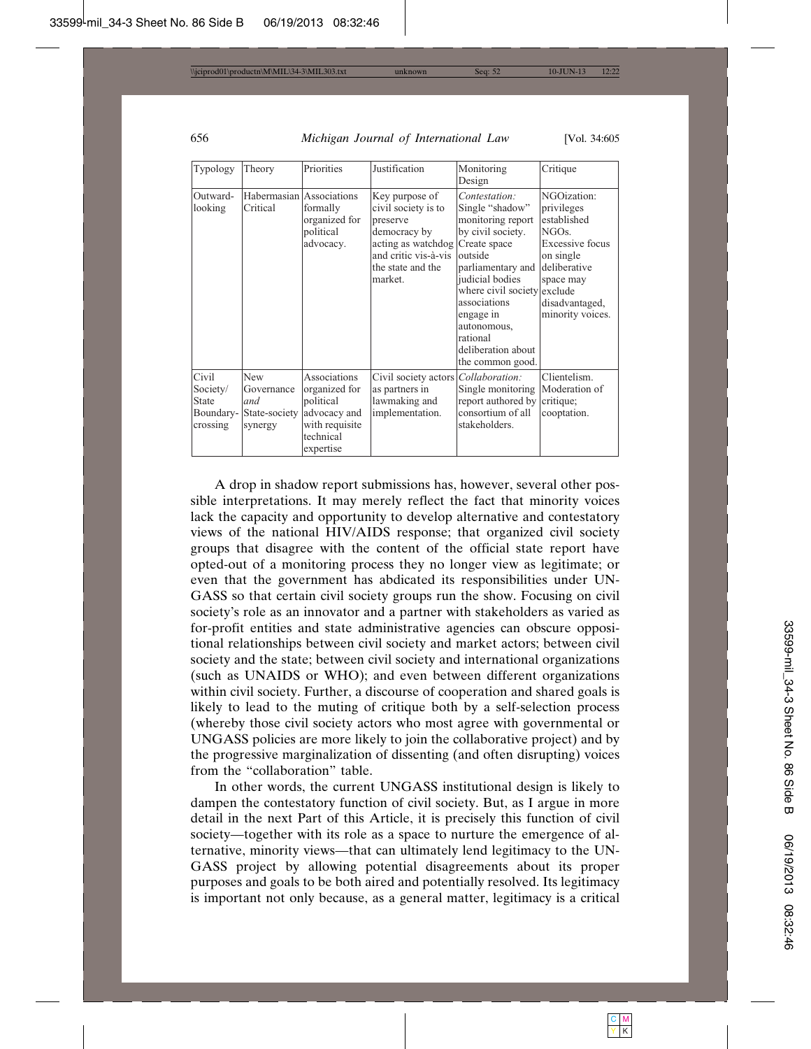| Typology | Theory | Priorities | Justification | Monitoring Design | Critique |
|---|---|---|---|---|---|
| Outward-looking | Habermasian Critical | Associations formally organized for political advocacy. | Key purpose of civil society is to preserve democracy by acting as watchdog and critic vis-à-vis the state and the market. | *Contestation:* Single "shadow" monitoring report by civil society. Create space outside parliamentary and judicial bodies where civil society associations engage in autonomous, rational deliberation about the common good. | NGOization: privileges established NGOs. Excessive focus on single deliberative space may exclude disadvantaged, minority voices. |
| Civil Society/ State Boundary-crossing | New Governance *and* State-society synergy | Associations organized for political advocacy and with requisite technical expertise | Civil society actors as partners in lawmaking and implementation. | *Collaboration:* Single monitoring report authored by consortium of all stakeholders. | Clientelism. Moderation of critique; cooptation. |

A drop in shadow report submissions has, however, several other possible interpretations. It may merely reflect the fact that minority voices lack the capacity and opportunity to develop alternative and contestatory views of the national HIV/AIDS response; that organized civil society groups that disagree with the content of the official state report have opted-out of a monitoring process they no longer view as legitimate; or even that the government has abdicated its responsibilities under UNGASS so that certain civil society groups run the show. Focusing on civil society's role as an innovator and a partner with stakeholders as varied as for-profit entities and state administrative agencies can obscure oppositional relationships between civil society and market actors; between civil society and the state; between civil society and international organizations (such as UNAIDS or WHO); and even between different organizations within civil society. Further, a discourse of cooperation and shared goals is likely to lead to the muting of critique both by a self-selection process (whereby those civil society actors who most agree with governmental or UNGASS policies are more likely to join the collaborative project) and by the progressive marginalization of dissenting (and often disrupting) voices from the "collaboration" table.

In other words, the current UNGASS institutional design is likely to dampen the contestatory function of civil society. But, as I argue in more detail in the next Part of this Article, it is precisely this function of civil society—together with its role as a space to nurture the emergence of alternative, minority views—that can ultimately lend legitimacy to the UNGASS project by allowing potential disagreements about its proper purposes and goals to be both aired and potentially resolved. Its legitimacy is important not only because, as a general matter, legitimacy is a critical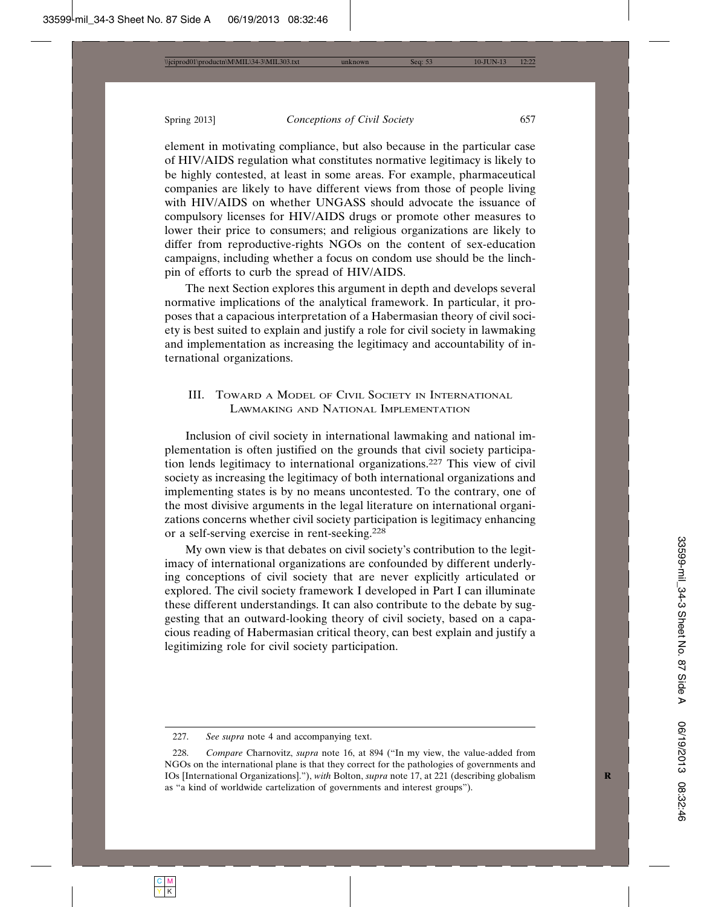element in motivating compliance, but also because in the particular case of HIV/AIDS regulation what constitutes normative legitimacy is likely to be highly contested, at least in some areas. For example, pharmaceutical companies are likely to have different views from those of people living with HIV/AIDS on whether UNGASS should advocate the issuance of compulsory licenses for HIV/AIDS drugs or promote other measures to lower their price to consumers; and religious organizations are likely to differ from reproductive-rights NGOs on the content of sex-education campaigns, including whether a focus on condom use should be the linchpin of efforts to curb the spread of HIV/AIDS.

The next Section explores this argument in depth and develops several normative implications of the analytical framework. In particular, it proposes that a capacious interpretation of a Habermasian theory of civil society is best suited to explain and justify a role for civil society in lawmaking and implementation as increasing the legitimacy and accountability of international organizations.

## III. Toward a Model of Civil Society in International Lawmaking and National Implementation

Inclusion of civil society in international lawmaking and national implementation is often justified on the grounds that civil society participation lends legitimacy to international organizations.[227] This view of civil society as increasing the legitimacy of both international organizations and implementing states is by no means uncontested. To the contrary, one of the most divisive arguments in the legal literature on international organizations concerns whether civil society participation is legitimacy enhancing or a self-serving exercise in rent-seeking.[228]

My own view is that debates on civil society's contribution to the legitimacy of international organizations are confounded by different underlying conceptions of civil society that are never explicitly articulated or explored. The civil society framework I developed in Part I can illuminate these different understandings. It can also contribute to the debate by suggesting that an outward-looking theory of civil society, based on a capacious reading of Habermasian critical theory, can best explain and justify a legitimizing role for civil society participation.

---

227. *See supra* note 4 and accompanying text.

228. *Compare* Charnovitz, *supra* note 16, at 894 ("In my view, the value-added from NGOs on the international plane is that they correct for the pathologies of governments and IOs [International Organizations]."), *with* Bolton, *supra* note 17, at 221 (describing globalism as "a kind of worldwide cartelization of governments and interest groups").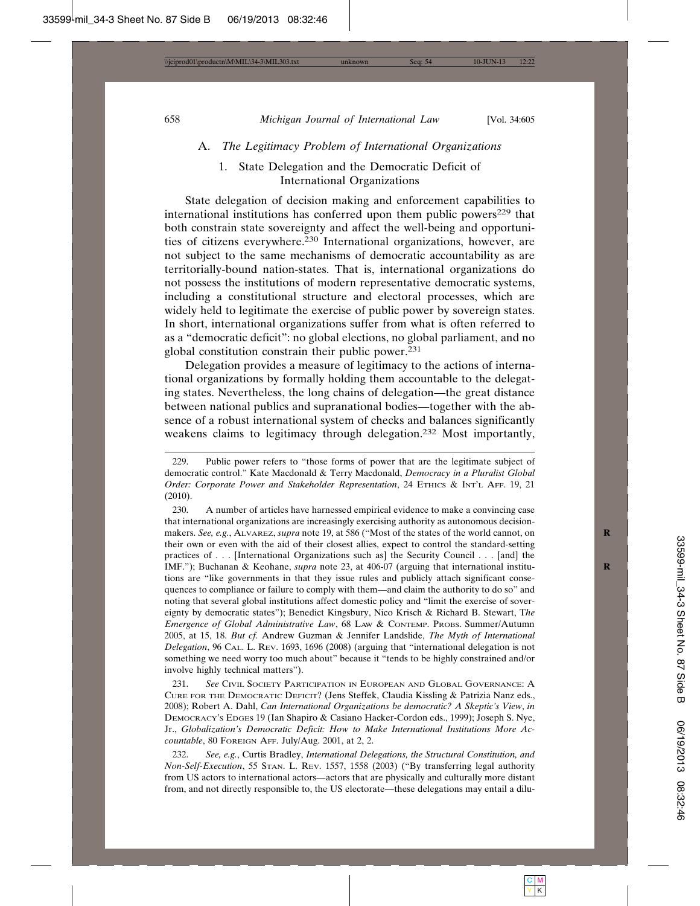### A. *The Legitimacy Problem of International Organizations*

#### 1. State Delegation and the Democratic Deficit of International Organizations

State delegation of decision making and enforcement capabilities to international institutions has conferred upon them public powers[229] that both constrain state sovereignty and affect the well-being and opportunities of citizens everywhere.[230] International organizations, however, are not subject to the same mechanisms of democratic accountability as are territorially-bound nation-states. That is, international organizations do not possess the institutions of modern representative democratic systems, including a constitutional structure and electoral processes, which are widely held to legitimate the exercise of public power by sovereign states. In short, international organizations suffer from what is often referred to as a "democratic deficit": no global elections, no global parliament, and no global constitution constrain their public power.[231]

Delegation provides a measure of legitimacy to the actions of international organizations by formally holding them accountable to the delegating states. Nevertheless, the long chains of delegation—the great distance between national publics and supranational bodies—together with the absence of a robust international system of checks and balances significantly weakens claims to legitimacy through delegation.[232] Most importantly,

---

229. Public power refers to "those forms of power that are the legitimate subject of democratic control." Kate Macdonald & Terry Macdonald, *Democracy in a Pluralist Global Order: Corporate Power and Stakeholder Representation*, 24 Ethics & Int'l Aff. 19, 21 (2010).

230. A number of articles have harnessed empirical evidence to make a convincing case that international organizations are increasingly exercising authority as autonomous decision-makers. *See, e.g.*, Alvarez, *supra* note 19, at 586 ("Most of the states of the world cannot, on their own or even with the aid of their closest allies, expect to control the standard-setting practices of . . . [International Organizations such as] the Security Council . . . [and] the IMF."); Buchanan & Keohane, *supra* note 23, at 406-07 (arguing that international institutions are "like governments in that they issue rules and publicly attach significant consequences to compliance or failure to comply with them—and claim the authority to do so" and noting that several global institutions affect domestic policy and "limit the exercise of sovereignty by democratic states"); Benedict Kingsbury, Nico Krisch & Richard B. Stewart, *The Emergence of Global Administrative Law*, 68 Law & Contemp. Probs. Summer/Autumn 2005, at 15, 18. *But cf.* Andrew Guzman & Jennifer Landslide, *The Myth of International Delegation*, 96 Cal. L. Rev. 1693, 1696 (2008) (arguing that "international delegation is not something we need worry too much about" because it "tends to be highly constrained and/or involve highly technical matters").

231. *See* Civil Society Participation in European and Global Governance: A Cure for the Democratic Deficit? (Jens Steffek, Claudia Kissling & Patrizia Nanz eds., 2008); Robert A. Dahl, *Can International Organizations be democratic? A Skeptic's View*, *in* Democracy's Edges 19 (Ian Shapiro & Casiano Hacker-Cordon eds., 1999); Joseph S. Nye, Jr., *Globalization's Democratic Deficit: How to Make International Institutions More Accountable*, 80 Foreign Aff. July/Aug. 2001, at 2, 2.

232. *See, e.g.*, Curtis Bradley, *International Delegations, the Structural Constitution, and Non-Self-Execution*, 55 Stan. L. Rev. 1557, 1558 (2003) ("By transferring legal authority from US actors to international actors—actors that are physically and culturally more distant from, and not directly responsible to, the US electorate—these delegations may entail a dilu-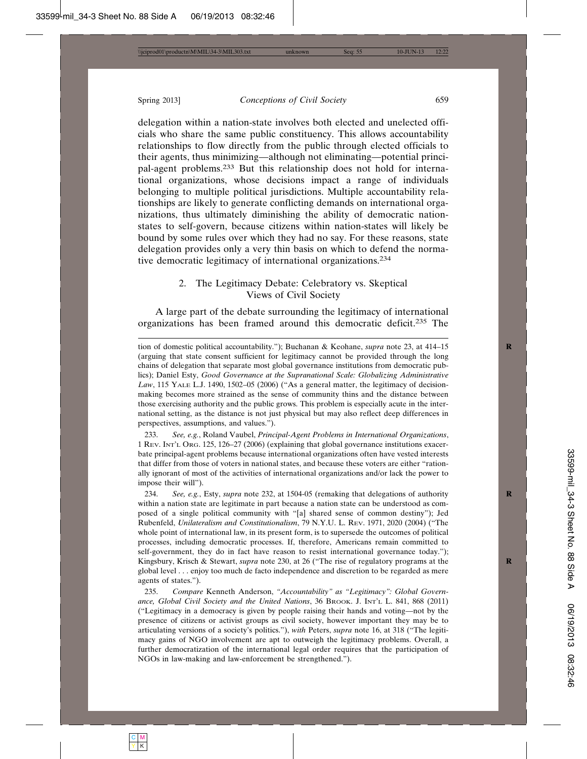delegation within a nation-state involves both elected and unelected officials who share the same public constituency. This allows accountability relationships to flow directly from the public through elected officials to their agents, thus minimizing—although not eliminating—potential principal-agent problems.[233] But this relationship does not hold for international organizations, whose decisions impact a range of individuals belonging to multiple political jurisdictions. Multiple accountability relationships are likely to generate conflicting demands on international organizations, thus ultimately diminishing the ability of democratic nation-states to self-govern, because citizens within nation-states will likely be bound by some rules over which they had no say. For these reasons, state delegation provides only a very thin basis on which to defend the normative democratic legitimacy of international organizations.[234]

### 2. The Legitimacy Debate: Celebratory vs. Skeptical Views of Civil Society

A large part of the debate surrounding the legitimacy of international organizations has been framed around this democratic deficit.[235] The

---

tion of domestic political accountability."); Buchanan & Keohane, *supra* note 23, at 414–15 (arguing that state consent sufficient for legitimacy cannot be provided through the long chains of delegation that separate most global governance institutions from democratic publics); Daniel Esty, *Good Governance at the Supranational Scale: Globalizing Administrative Law*, 115 YALE L.J. 1490, 1502–05 (2006) ("As a general matter, the legitimacy of decision-making becomes more strained as the sense of community thins and the distance between those exercising authority and the public grows. This problem is especially acute in the international setting, as the distance is not just physical but may also reflect deep differences in perspectives, assumptions, and values.").

233. *See, e.g.*, Roland Vaubel, *Principal-Agent Problems in International Organizations*, 1 REV. INT'L ORG. 125, 126–27 (2006) (explaining that global governance institutions exacerbate principal-agent problems because international organizations often have vested interests that differ from those of voters in national states, and because these voters are either "rationally ignorant of most of the activities of international organizations and/or lack the power to impose their will").

234. *See, e.g.*, Esty, *supra* note 232, at 1504-05 (remaking that delegations of authority within a nation state are legitimate in part because a nation state can be understood as composed of a single political community with "[a] shared sense of common destiny"); Jed Rubenfeld, *Unilateralism and Constitutionalism*, 79 N.Y.U. L. REV. 1971, 2020 (2004) ("The whole point of international law, in its present form, is to supersede the outcomes of political processes, including democratic processes. If, therefore, Americans remain committed to self-government, they do in fact have reason to resist international governance today."); Kingsbury, Krisch & Stewart, *supra* note 230, at 26 ("The rise of regulatory programs at the global level . . . enjoy too much de facto independence and discretion to be regarded as mere agents of states.").

235. *Compare* Kenneth Anderson, *"Accountability" as "Legitimacy": Global Governance, Global Civil Society and the United Nations*, 36 BROOK. J. INT'L L. 841, 868 (2011) ("Legitimacy in a democracy is given by people raising their hands and voting—not by the presence of citizens or activist groups as civil society, however important they may be to articulating versions of a society's politics."), *with* Peters, *supra* note 16, at 318 ("The legitimacy gains of NGO involvement are apt to outweigh the legitimacy problems. Overall, a further democratization of the international legal order requires that the participation of NGOs in law-making and law-enforcement be strengthened.").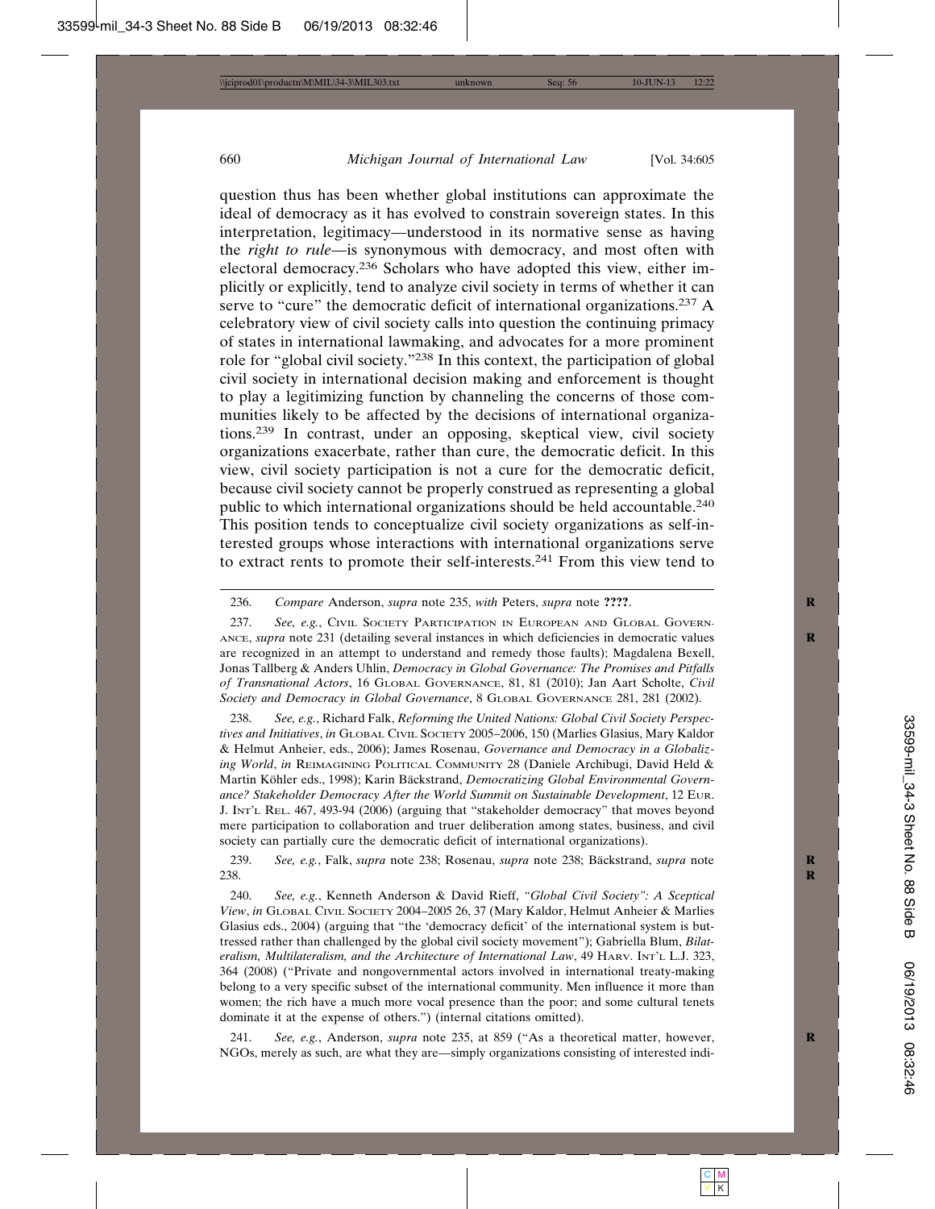question thus has been whether global institutions can approximate the ideal of democracy as it has evolved to constrain sovereign states. In this interpretation, legitimacy—understood in its normative sense as having the *right to rule*—is synonymous with democracy, and most often with electoral democracy.[236] Scholars who have adopted this view, either implicitly or explicitly, tend to analyze civil society in terms of whether it can serve to "cure" the democratic deficit of international organizations.[237] A celebratory view of civil society calls into question the continuing primacy of states in international lawmaking, and advocates for a more prominent role for "global civil society."[238] In this context, the participation of global civil society in international decision making and enforcement is thought to play a legitimizing function by channeling the concerns of those communities likely to be affected by the decisions of international organizations.[239] In contrast, under an opposing, skeptical view, civil society organizations exacerbate, rather than cure, the democratic deficit. In this view, civil society participation is not a cure for the democratic deficit, because civil society cannot be properly construed as representing a global public to which international organizations should be held accountable.[240] This position tends to conceptualize civil society organizations as self-interested groups whose interactions with international organizations serve to extract rents to promote their self-interests.[241] From this view tend to

---

236. *Compare* Anderson, *supra* note 235, *with* Peters, *supra* note **????**.

237. *See, e.g.*, Civil Society Participation in European and Global Governance, *supra* note 231 (detailing several instances in which deficiencies in democratic values are recognized in an attempt to understand and remedy those faults); Magdalena Bexell, Jonas Tallberg & Anders Uhlin, *Democracy in Global Governance: The Promises and Pitfalls of Transnational Actors*, 16 Global Governance, 81, 81 (2010); Jan Aart Scholte, *Civil Society and Democracy in Global Governance*, 8 Global Governance 281, 281 (2002).

238. *See, e.g.*, Richard Falk, *Reforming the United Nations: Global Civil Society Perspectives and Initiatives*, *in* Global Civil Society 2005–2006, 150 (Marlies Glasius, Mary Kaldor & Helmut Anheier, eds., 2006); James Rosenau, *Governance and Democracy in a Globalizing World*, *in* Reimagining Political Community 28 (Daniele Archibugi, David Held & Martin Köhler eds., 1998); Karin Bäckstrand, *Democratizing Global Environmental Governance? Stakeholder Democracy After the World Summit on Sustainable Development*, 12 Eur. J. Int'l Rel. 467, 493-94 (2006) (arguing that "stakeholder democracy" that moves beyond mere participation to collaboration and truer deliberation among states, business, and civil society can partially cure the democratic deficit of international organizations).

239. *See, e.g.*, Falk, *supra* note 238; Rosenau, *supra* note 238; Bäckstrand, *supra* note 238.

240. *See, e.g.*, Kenneth Anderson & David Rieff, *"Global Civil Society": A Sceptical View*, *in* Global Civil Society 2004–2005 26, 37 (Mary Kaldor, Helmut Anheier & Marlies Glasius eds., 2004) (arguing that "the 'democracy deficit' of the international system is buttressed rather than challenged by the global civil society movement"); Gabriella Blum, *Bilateralism, Multilateralism, and the Architecture of International Law*, 49 Harv. Int'l L.J. 323, 364 (2008) ("Private and nongovernmental actors involved in international treaty-making belong to a very specific subset of the international community. Men influence it more than women; the rich have a much more vocal presence than the poor; and some cultural tenets dominate it at the expense of others.") (internal citations omitted).

241. *See, e.g.*, Anderson, *supra* note 235, at 859 ("As a theoretical matter, however, NGOs, merely as such, are what they are—simply organizations consisting of interested indi-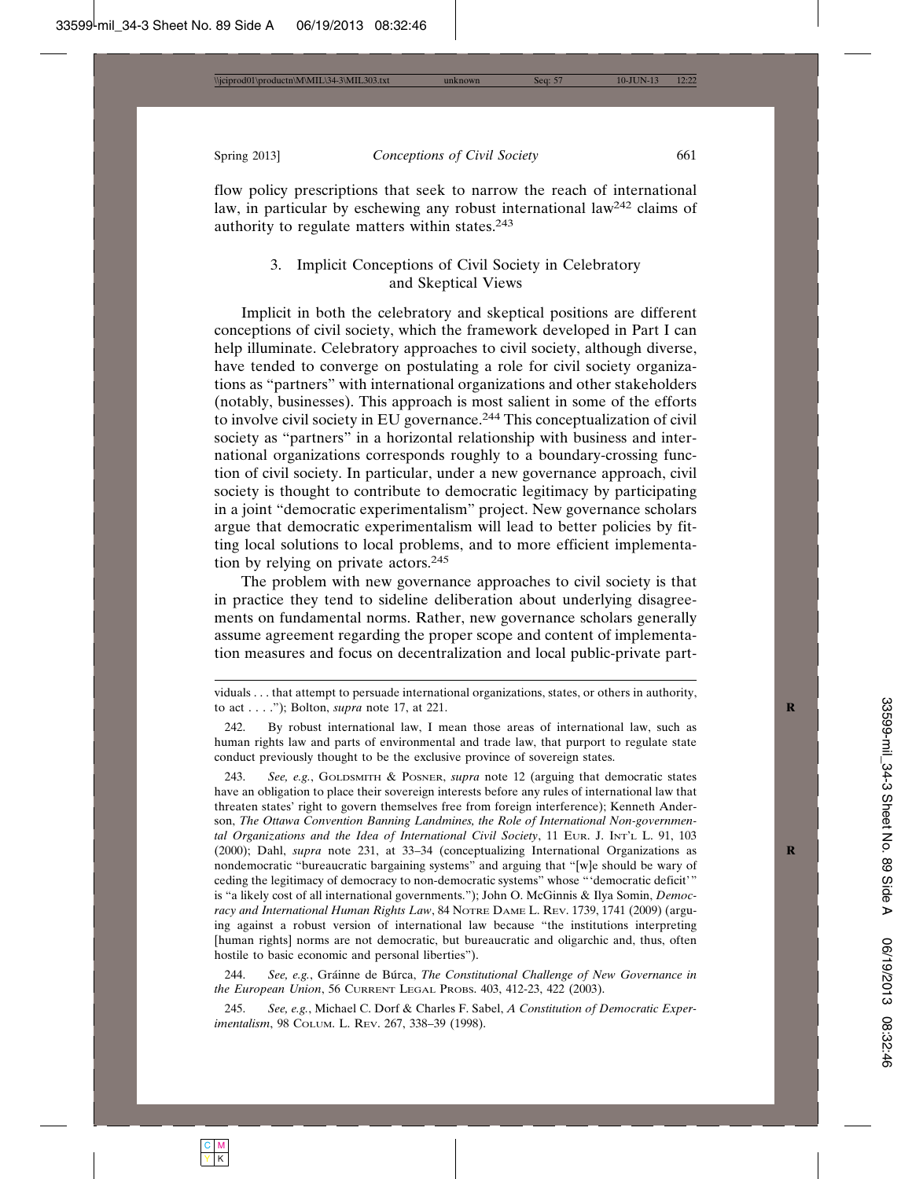flow policy prescriptions that seek to narrow the reach of international law, in particular by eschewing any robust international law[242] claims of authority to regulate matters within states.[243]

### 3. Implicit Conceptions of Civil Society in Celebratory and Skeptical Views

Implicit in both the celebratory and skeptical positions are different conceptions of civil society, which the framework developed in Part I can help illuminate. Celebratory approaches to civil society, although diverse, have tended to converge on postulating a role for civil society organizations as "partners" with international organizations and other stakeholders (notably, businesses). This approach is most salient in some of the efforts to involve civil society in EU governance.[244] This conceptualization of civil society as "partners" in a horizontal relationship with business and international organizations corresponds roughly to a boundary-crossing function of civil society. In particular, under a new governance approach, civil society is thought to contribute to democratic legitimacy by participating in a joint "democratic experimentalism" project. New governance scholars argue that democratic experimentalism will lead to better policies by fitting local solutions to local problems, and to more efficient implementation by relying on private actors.[245]

The problem with new governance approaches to civil society is that in practice they tend to sideline deliberation about underlying disagreements on fundamental norms. Rather, new governance scholars generally assume agreement regarding the proper scope and content of implementation measures and focus on decentralization and local public-private part-

---

viduals . . . that attempt to persuade international organizations, states, or others in authority, to act . . . ."); Bolton, *supra* note 17, at 221.

242. By robust international law, I mean those areas of international law, such as human rights law and parts of environmental and trade law, that purport to regulate state conduct previously thought to be the exclusive province of sovereign states.

243. *See, e.g.*, Goldsmith & Posner, *supra* note 12 (arguing that democratic states have an obligation to place their sovereign interests before any rules of international law that threaten states' right to govern themselves free from foreign interference); Kenneth Anderson, *The Ottawa Convention Banning Landmines, the Role of International Non-governmental Organizations and the Idea of International Civil Society*, 11 Eur. J. Int'l L. 91, 103 (2000); Dahl, *supra* note 231, at 33–34 (conceptualizing International Organizations as nondemocratic "bureaucratic bargaining systems" and arguing that "[w]e should be wary of ceding the legitimacy of democracy to non-democratic systems" whose "'democratic deficit'" is "a likely cost of all international governments."); John O. McGinnis & Ilya Somin, *Democracy and International Human Rights Law*, 84 Notre Dame L. Rev. 1739, 1741 (2009) (arguing against a robust version of international law because "the institutions interpreting [human rights] norms are not democratic, but bureaucratic and oligarchic and, thus, often hostile to basic economic and personal liberties").

244. *See, e.g.*, Gráinne de Búrca, *The Constitutional Challenge of New Governance in the European Union*, 56 Current Legal Probs. 403, 412-23, 422 (2003).

245. *See, e.g.*, Michael C. Dorf & Charles F. Sabel, *A Constitution of Democratic Experimentalism*, 98 Colum. L. Rev. 267, 338–39 (1998).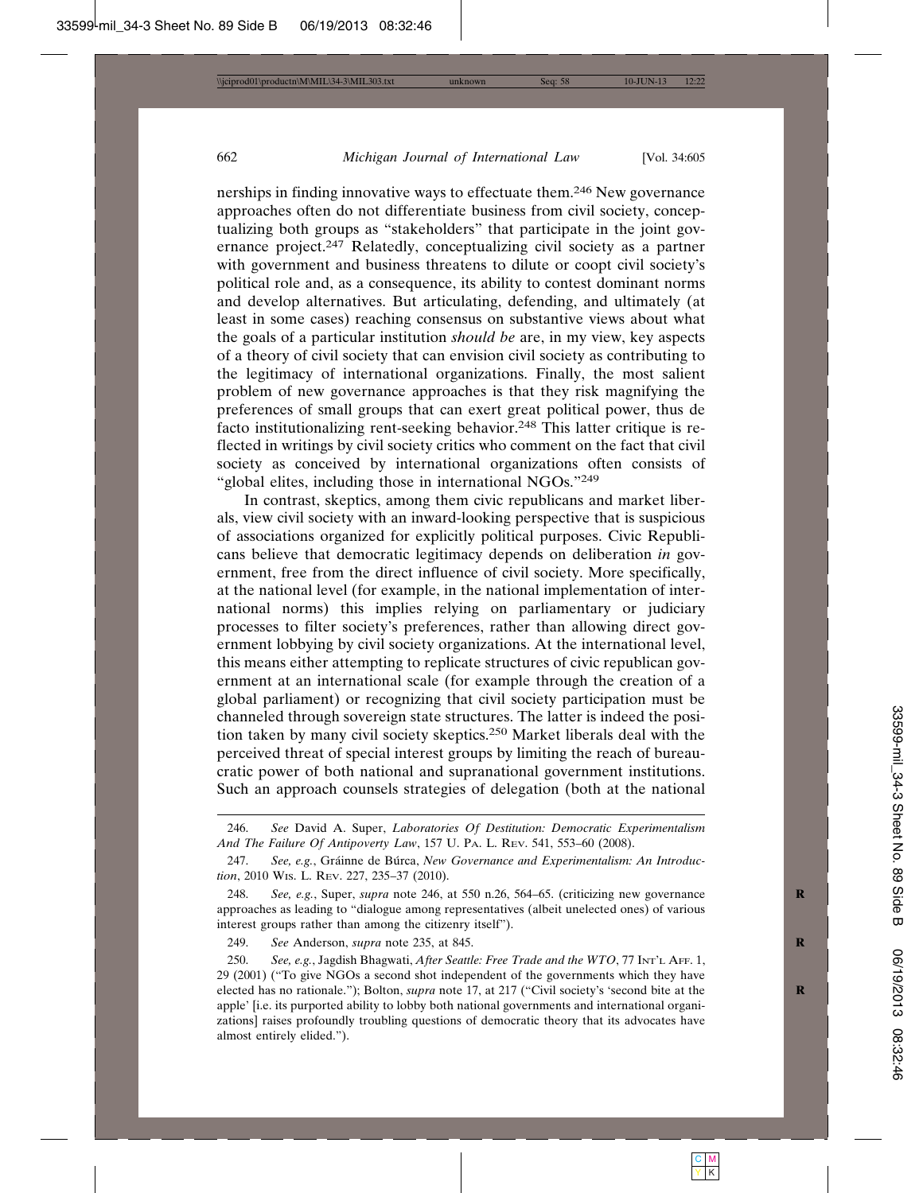nerships in finding innovative ways to effectuate them.[246] New governance approaches often do not differentiate business from civil society, conceptualizing both groups as "stakeholders" that participate in the joint governance project.[247] Relatedly, conceptualizing civil society as a partner with government and business threatens to dilute or coopt civil society's political role and, as a consequence, its ability to contest dominant norms and develop alternatives. But articulating, defending, and ultimately (at least in some cases) reaching consensus on substantive views about what the goals of a particular institution *should be* are, in my view, key aspects of a theory of civil society that can envision civil society as contributing to the legitimacy of international organizations. Finally, the most salient problem of new governance approaches is that they risk magnifying the preferences of small groups that can exert great political power, thus de facto institutionalizing rent-seeking behavior.[248] This latter critique is reflected in writings by civil society critics who comment on the fact that civil society as conceived by international organizations often consists of "global elites, including those in international NGOs."[249]

In contrast, skeptics, among them civic republicans and market liberals, view civil society with an inward-looking perspective that is suspicious of associations organized for explicitly political purposes. Civic Republicans believe that democratic legitimacy depends on deliberation *in* government, free from the direct influence of civil society. More specifically, at the national level (for example, in the national implementation of international norms) this implies relying on parliamentary or judiciary processes to filter society's preferences, rather than allowing direct government lobbying by civil society organizations. At the international level, this means either attempting to replicate structures of civic republican government at an international scale (for example through the creation of a global parliament) or recognizing that civil society participation must be channeled through sovereign state structures. The latter is indeed the position taken by many civil society skeptics.[250] Market liberals deal with the perceived threat of special interest groups by limiting the reach of bureaucratic power of both national and supranational government institutions. Such an approach counsels strategies of delegation (both at the national

---

246. *See* David A. Super, *Laboratories Of Destitution: Democratic Experimentalism And The Failure Of Antipoverty Law*, 157 U. Pa. L. Rev. 541, 553–60 (2008).

247. *See, e.g.*, Gráinne de Búrca, *New Governance and Experimentalism: An Introduction*, 2010 Wis. L. Rev. 227, 235–37 (2010).

248. *See, e.g.*, Super, *supra* note 246, at 550 n.26, 564–65. (criticizing new governance approaches as leading to "dialogue among representatives (albeit unelected ones) of various interest groups rather than among the citizenry itself").

249. *See* Anderson, *supra* note 235, at 845.

250. *See, e.g.*, Jagdish Bhagwati, *After Seattle: Free Trade and the WTO*, 77 Int'l Aff. 1, 29 (2001) ("To give NGOs a second shot independent of the governments which they have elected has no rationale."); Bolton, *supra* note 17, at 217 ("Civil society's 'second bite at the apple' [i.e. its purported ability to lobby both national governments and international organizations] raises profoundly troubling questions of democratic theory that its advocates have almost entirely elided.").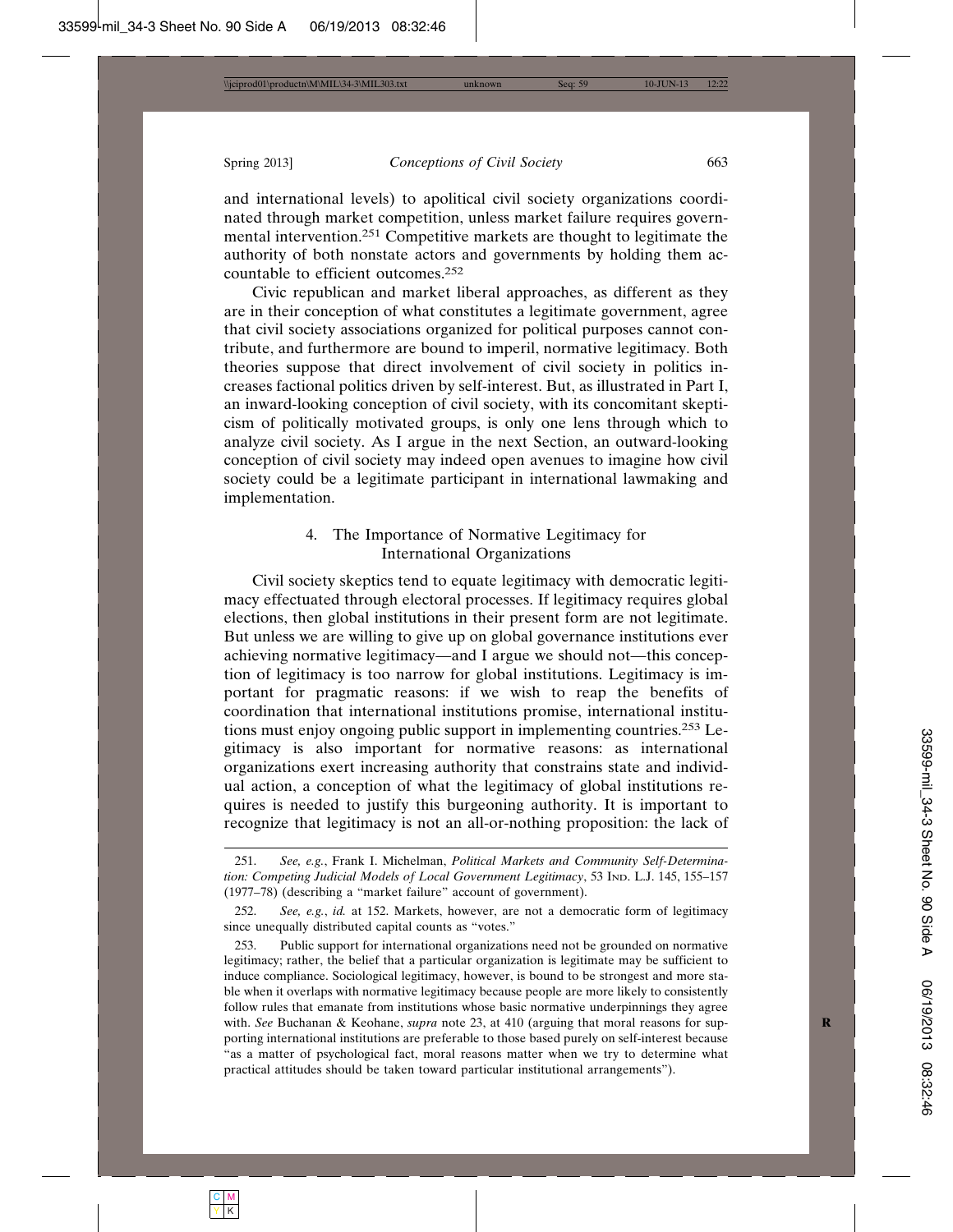and international levels) to apolitical civil society organizations coordinated through market competition, unless market failure requires governmental intervention.[251] Competitive markets are thought to legitimate the authority of both nonstate actors and governments by holding them accountable to efficient outcomes.[252]

Civic republican and market liberal approaches, as different as they are in their conception of what constitutes a legitimate government, agree that civil society associations organized for political purposes cannot contribute, and furthermore are bound to imperil, normative legitimacy. Both theories suppose that direct involvement of civil society in politics increases factional politics driven by self-interest. But, as illustrated in Part I, an inward-looking conception of civil society, with its concomitant skepticism of politically motivated groups, is only one lens through which to analyze civil society. As I argue in the next Section, an outward-looking conception of civil society may indeed open avenues to imagine how civil society could be a legitimate participant in international lawmaking and implementation.

### 4. The Importance of Normative Legitimacy for International Organizations

Civil society skeptics tend to equate legitimacy with democratic legitimacy effectuated through electoral processes. If legitimacy requires global elections, then global institutions in their present form are not legitimate. But unless we are willing to give up on global governance institutions ever achieving normative legitimacy—and I argue we should not—this conception of legitimacy is too narrow for global institutions. Legitimacy is important for pragmatic reasons: if we wish to reap the benefits of coordination that international institutions promise, international institutions must enjoy ongoing public support in implementing countries.[253] Legitimacy is also important for normative reasons: as international organizations exert increasing authority that constrains state and individual action, a conception of what the legitimacy of global institutions requires is needed to justify this burgeoning authority. It is important to recognize that legitimacy is not an all-or-nothing proposition: the lack of

---

251. *See, e.g.*, Frank I. Michelman, *Political Markets and Community Self-Determination: Competing Judicial Models of Local Government Legitimacy*, 53 IND. L.J. 145, 155–157 (1977–78) (describing a "market failure" account of government).

252. *See, e.g.*, *id.* at 152. Markets, however, are not a democratic form of legitimacy since unequally distributed capital counts as "votes."

253. Public support for international organizations need not be grounded on normative legitimacy; rather, the belief that a particular organization is legitimate may be sufficient to induce compliance. Sociological legitimacy, however, is bound to be strongest and more stable when it overlaps with normative legitimacy because people are more likely to consistently follow rules that emanate from institutions whose basic normative underpinnings they agree with. *See* Buchanan & Keohane, *supra* note 23, at 410 (arguing that moral reasons for supporting international institutions are preferable to those based purely on self-interest because "as a matter of psychological fact, moral reasons matter when we try to determine what practical attitudes should be taken toward particular institutional arrangements").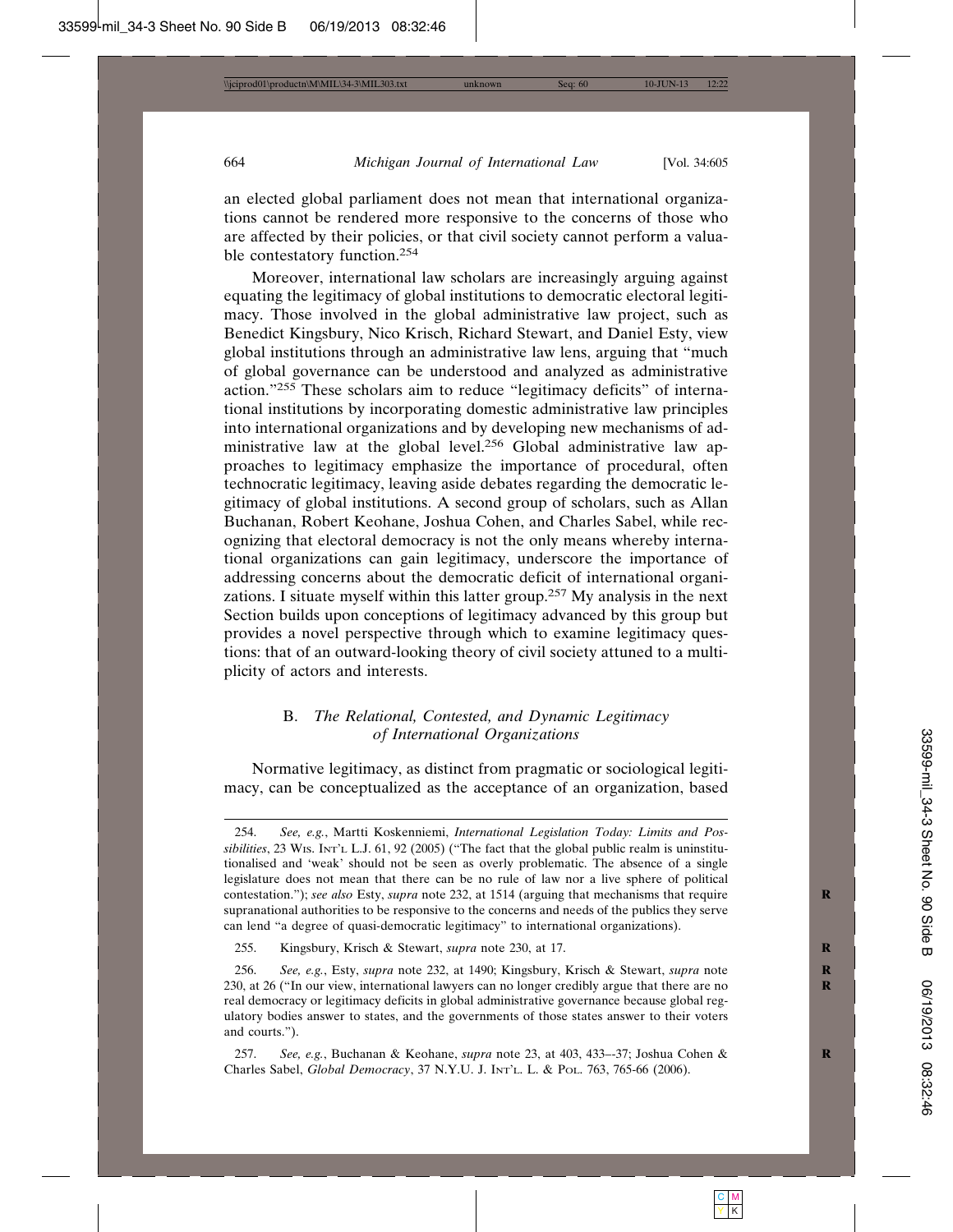an elected global parliament does not mean that international organizations cannot be rendered more responsive to the concerns of those who are affected by their policies, or that civil society cannot perform a valuable contestatory function.[254]

Moreover, international law scholars are increasingly arguing against equating the legitimacy of global institutions to democratic electoral legitimacy. Those involved in the global administrative law project, such as Benedict Kingsbury, Nico Krisch, Richard Stewart, and Daniel Esty, view global institutions through an administrative law lens, arguing that "much of global governance can be understood and analyzed as administrative action."[255] These scholars aim to reduce "legitimacy deficits" of international institutions by incorporating domestic administrative law principles into international organizations and by developing new mechanisms of administrative law at the global level.[256] Global administrative law approaches to legitimacy emphasize the importance of procedural, often technocratic legitimacy, leaving aside debates regarding the democratic legitimacy of global institutions. A second group of scholars, such as Allan Buchanan, Robert Keohane, Joshua Cohen, and Charles Sabel, while recognizing that electoral democracy is not the only means whereby international organizations can gain legitimacy, underscore the importance of addressing concerns about the democratic deficit of international organizations. I situate myself within this latter group.[257] My analysis in the next Section builds upon conceptions of legitimacy advanced by this group but provides a novel perspective through which to examine legitimacy questions: that of an outward-looking theory of civil society attuned to a multiplicity of actors and interests.

### B. *The Relational, Contested, and Dynamic Legitimacy of International Organizations*

Normative legitimacy, as distinct from pragmatic or sociological legitimacy, can be conceptualized as the acceptance of an organization, based

---

254. *See, e.g.*, Martti Koskenniemi, *International Legislation Today: Limits and Possibilities*, 23 WIS. INT'L L.J. 61, 92 (2005) ("The fact that the global public realm is uninstitutionalised and 'weak' should not be seen as overly problematic. The absence of a single legislature does not mean that there can be no rule of law nor a live sphere of political contestation."); *see also* Esty, *supra* note 232, at 1514 (arguing that mechanisms that require supranational authorities to be responsive to the concerns and needs of the publics they serve can lend "a degree of quasi-democratic legitimacy" to international organizations).

255. Kingsbury, Krisch & Stewart, *supra* note 230, at 17.

256. *See, e.g.*, Esty, *supra* note 232, at 1490; Kingsbury, Krisch & Stewart, *supra* note 230, at 26 ("In our view, international lawyers can no longer credibly argue that there are no real democracy or legitimacy deficits in global administrative governance because global regulatory bodies answer to states, and the governments of those states answer to their voters and courts.").

257. *See, e.g.*, Buchanan & Keohane, *supra* note 23, at 403, 433–-37; Joshua Cohen & Charles Sabel, *Global Democracy*, 37 N.Y.U. J. INT'L L. & POL. 763, 765-66 (2006).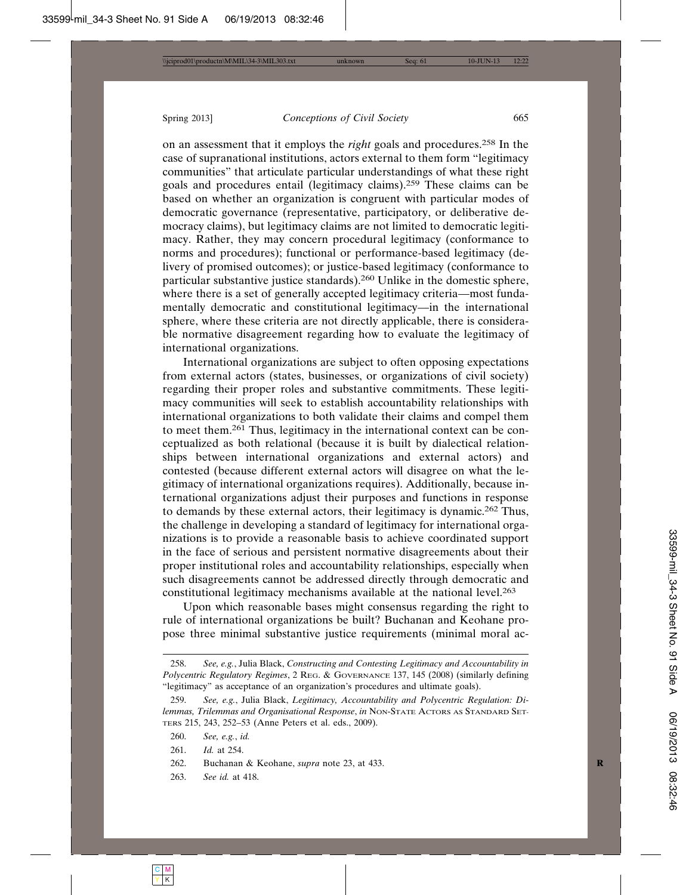on an assessment that it employs the *right* goals and procedures.[258] In the case of supranational institutions, actors external to them form "legitimacy communities" that articulate particular understandings of what these right goals and procedures entail (legitimacy claims).[259] These claims can be based on whether an organization is congruent with particular modes of democratic governance (representative, participatory, or deliberative democracy claims), but legitimacy claims are not limited to democratic legitimacy. Rather, they may concern procedural legitimacy (conformance to norms and procedures); functional or performance-based legitimacy (delivery of promised outcomes); or justice-based legitimacy (conformance to particular substantive justice standards).[260] Unlike in the domestic sphere, where there is a set of generally accepted legitimacy criteria—most fundamentally democratic and constitutional legitimacy—in the international sphere, where these criteria are not directly applicable, there is considerable normative disagreement regarding how to evaluate the legitimacy of international organizations.

International organizations are subject to often opposing expectations from external actors (states, businesses, or organizations of civil society) regarding their proper roles and substantive commitments. These legitimacy communities will seek to establish accountability relationships with international organizations to both validate their claims and compel them to meet them.[261] Thus, legitimacy in the international context can be conceptualized as both relational (because it is built by dialectical relationships between international organizations and external actors) and contested (because different external actors will disagree on what the legitimacy of international organizations requires). Additionally, because international organizations adjust their purposes and functions in response to demands by these external actors, their legitimacy is dynamic.[262] Thus, the challenge in developing a standard of legitimacy for international organizations is to provide a reasonable basis to achieve coordinated support in the face of serious and persistent normative disagreements about their proper institutional roles and accountability relationships, especially when such disagreements cannot be addressed directly through democratic and constitutional legitimacy mechanisms available at the national level.[263]

Upon which reasonable bases might consensus regarding the right to rule of international organizations be built? Buchanan and Keohane propose three minimal substantive justice requirements (minimal moral ac-

---

258. *See, e.g.*, Julia Black, *Constructing and Contesting Legitimacy and Accountability in Polycentric Regulatory Regimes*, 2 REG. & GOVERNANCE 137, 145 (2008) (similarly defining "legitimacy" as acceptance of an organization's procedures and ultimate goals).

259. *See, e.g.*, Julia Black, *Legitimacy, Accountability and Polycentric Regulation: Dilemmas, Trilemmas and Organisational Response*, *in* NON-STATE ACTORS AS STANDARD SETTERS 215, 243, 252–53 (Anne Peters et al. eds., 2009).

260. *See, e.g.*, *id.*

261. *Id.* at 254.

262. Buchanan & Keohane, *supra* note 23, at 433.

263. *See id.* at 418.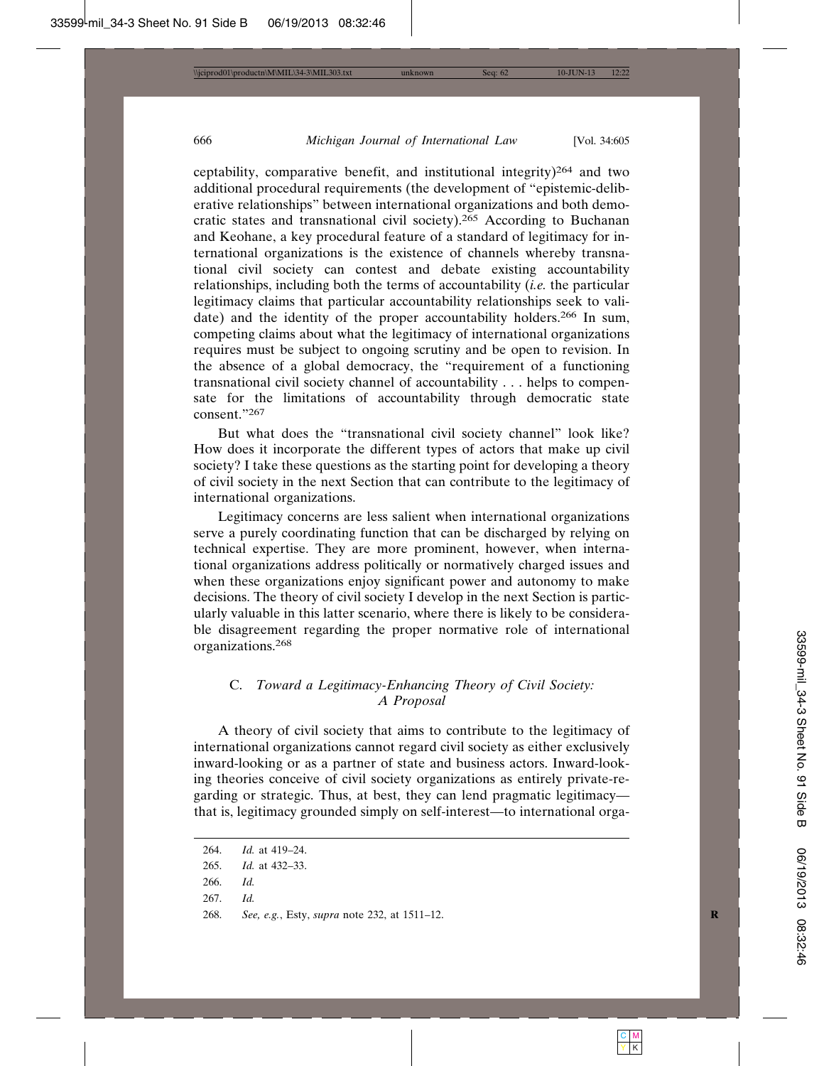ceptability, comparative benefit, and institutional integrity)[264] and two additional procedural requirements (the development of "epistemic-deliberative relationships" between international organizations and both democratic states and transnational civil society).[265] According to Buchanan and Keohane, a key procedural feature of a standard of legitimacy for international organizations is the existence of channels whereby transnational civil society can contest and debate existing accountability relationships, including both the terms of accountability (*i.e.* the particular legitimacy claims that particular accountability relationships seek to validate) and the identity of the proper accountability holders.[266] In sum, competing claims about what the legitimacy of international organizations requires must be subject to ongoing scrutiny and be open to revision. In the absence of a global democracy, the "requirement of a functioning transnational civil society channel of accountability . . . helps to compensate for the limitations of accountability through democratic state consent."[267]

But what does the "transnational civil society channel" look like? How does it incorporate the different types of actors that make up civil society? I take these questions as the starting point for developing a theory of civil society in the next Section that can contribute to the legitimacy of international organizations.

Legitimacy concerns are less salient when international organizations serve a purely coordinating function that can be discharged by relying on technical expertise. They are more prominent, however, when international organizations address politically or normatively charged issues and when these organizations enjoy significant power and autonomy to make decisions. The theory of civil society I develop in the next Section is particularly valuable in this latter scenario, where there is likely to be considerable disagreement regarding the proper normative role of international organizations.[268]

### C. *Toward a Legitimacy-Enhancing Theory of Civil Society: A Proposal*

A theory of civil society that aims to contribute to the legitimacy of international organizations cannot regard civil society as either exclusively inward-looking or as a partner of state and business actors. Inward-looking theories conceive of civil society organizations as entirely private-regarding or strategic. Thus, at best, they can lend pragmatic legitimacy—that is, legitimacy grounded simply on self-interest—to international orga-

---

264. *Id.* at 419–24.

265. *Id.* at 432–33.

266. *Id.*

267. *Id.*

268. *See, e.g.*, Esty, *supra* note 232, at 1511–12.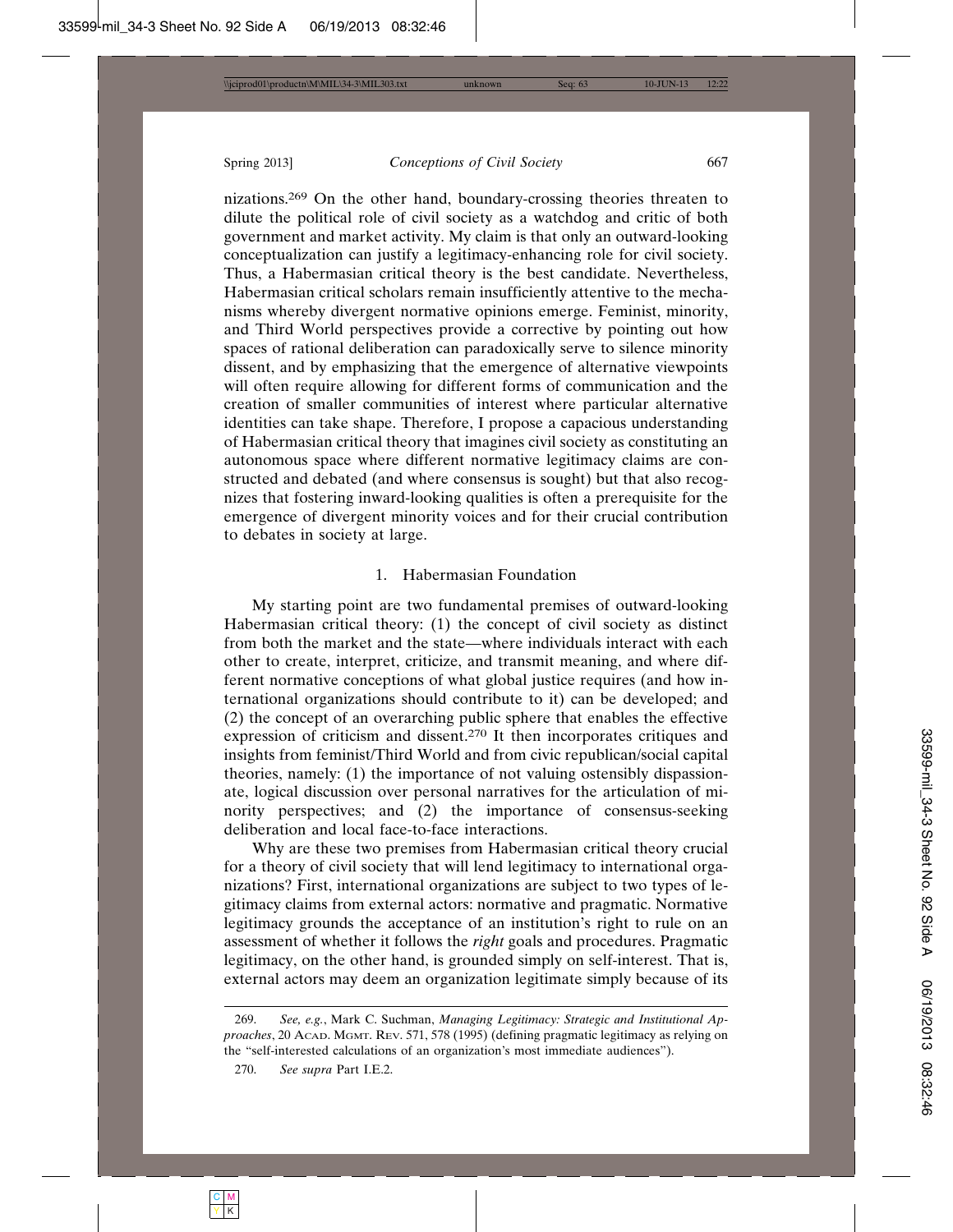nizations.[269] On the other hand, boundary-crossing theories threaten to dilute the political role of civil society as a watchdog and critic of both government and market activity. My claim is that only an outward-looking conceptualization can justify a legitimacy-enhancing role for civil society. Thus, a Habermasian critical theory is the best candidate. Nevertheless, Habermasian critical scholars remain insufficiently attentive to the mechanisms whereby divergent normative opinions emerge. Feminist, minority, and Third World perspectives provide a corrective by pointing out how spaces of rational deliberation can paradoxically serve to silence minority dissent, and by emphasizing that the emergence of alternative viewpoints will often require allowing for different forms of communication and the creation of smaller communities of interest where particular alternative identities can take shape. Therefore, I propose a capacious understanding of Habermasian critical theory that imagines civil society as constituting an autonomous space where different normative legitimacy claims are constructed and debated (and where consensus is sought) but that also recognizes that fostering inward-looking qualities is often a prerequisite for the emergence of divergent minority voices and for their crucial contribution to debates in society at large.

### 1. Habermasian Foundation

My starting point are two fundamental premises of outward-looking Habermasian critical theory: (1) the concept of civil society as distinct from both the market and the state—where individuals interact with each other to create, interpret, criticize, and transmit meaning, and where different normative conceptions of what global justice requires (and how international organizations should contribute to it) can be developed; and (2) the concept of an overarching public sphere that enables the effective expression of criticism and dissent.[270] It then incorporates critiques and insights from feminist/Third World and from civic republican/social capital theories, namely: (1) the importance of not valuing ostensibly dispassionate, logical discussion over personal narratives for the articulation of minority perspectives; and (2) the importance of consensus-seeking deliberation and local face-to-face interactions.

Why are these two premises from Habermasian critical theory crucial for a theory of civil society that will lend legitimacy to international organizations? First, international organizations are subject to two types of legitimacy claims from external actors: normative and pragmatic. Normative legitimacy grounds the acceptance of an institution's right to rule on an assessment of whether it follows the *right* goals and procedures. Pragmatic legitimacy, on the other hand, is grounded simply on self-interest. That is, external actors may deem an organization legitimate simply because of its

---

269. *See, e.g.*, Mark C. Suchman, *Managing Legitimacy: Strategic and Institutional Approaches*, 20 Acad. Mgmt. Rev. 571, 578 (1995) (defining pragmatic legitimacy as relying on the "self-interested calculations of an organization's most immediate audiences").

270. *See supra* Part I.E.2.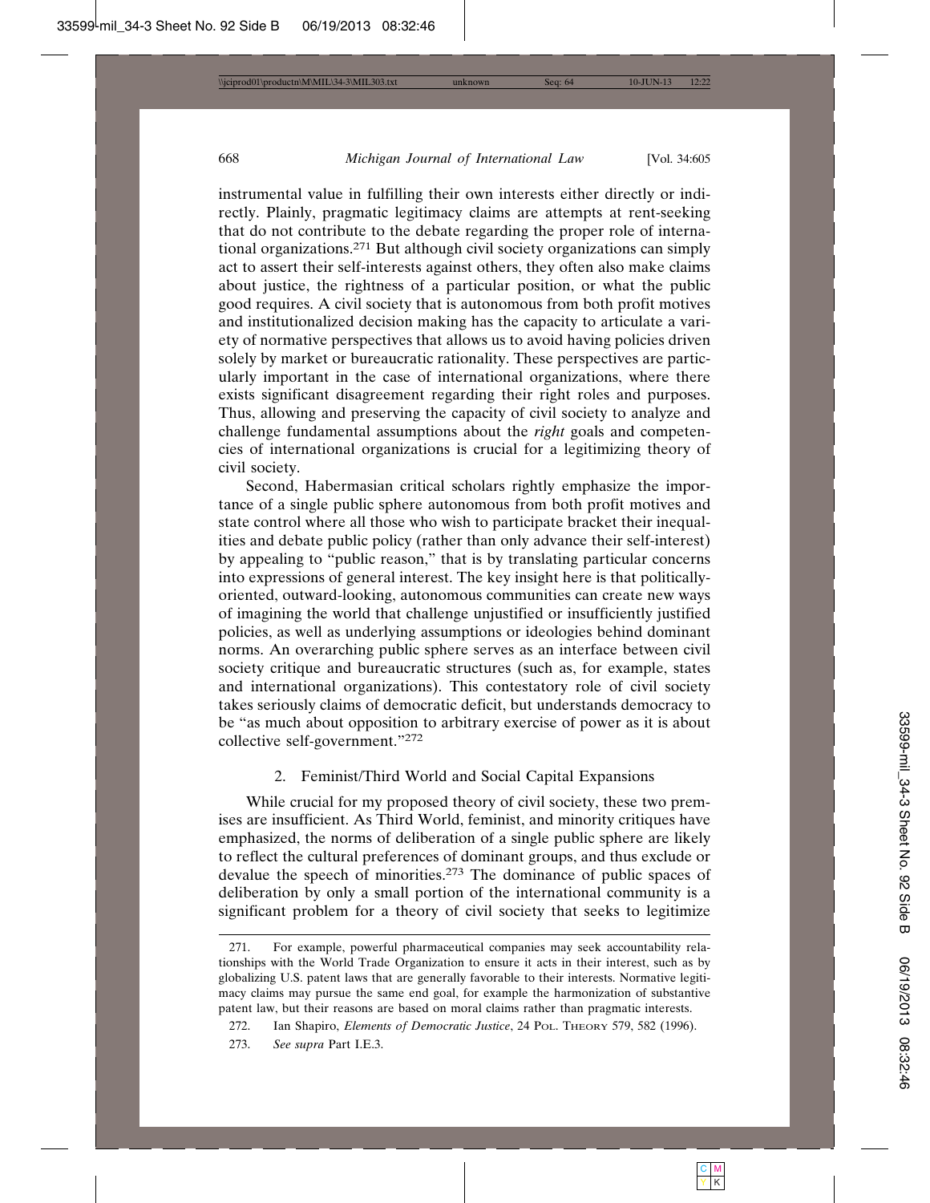instrumental value in fulfilling their own interests either directly or indirectly. Plainly, pragmatic legitimacy claims are attempts at rent-seeking that do not contribute to the debate regarding the proper role of international organizations.[271] But although civil society organizations can simply act to assert their self-interests against others, they often also make claims about justice, the rightness of a particular position, or what the public good requires. A civil society that is autonomous from both profit motives and institutionalized decision making has the capacity to articulate a variety of normative perspectives that allows us to avoid having policies driven solely by market or bureaucratic rationality. These perspectives are particularly important in the case of international organizations, where there exists significant disagreement regarding their right roles and purposes. Thus, allowing and preserving the capacity of civil society to analyze and challenge fundamental assumptions about the *right* goals and competencies of international organizations is crucial for a legitimizing theory of civil society.

Second, Habermasian critical scholars rightly emphasize the importance of a single public sphere autonomous from both profit motives and state control where all those who wish to participate bracket their inequalities and debate public policy (rather than only advance their self-interest) by appealing to "public reason," that is by translating particular concerns into expressions of general interest. The key insight here is that politically-oriented, outward-looking, autonomous communities can create new ways of imagining the world that challenge unjustified or insufficiently justified policies, as well as underlying assumptions or ideologies behind dominant norms. An overarching public sphere serves as an interface between civil society critique and bureaucratic structures (such as, for example, states and international organizations). This contestatory role of civil society takes seriously claims of democratic deficit, but understands democracy to be "as much about opposition to arbitrary exercise of power as it is about collective self-government."[272]

### 2. Feminist/Third World and Social Capital Expansions

While crucial for my proposed theory of civil society, these two premises are insufficient. As Third World, feminist, and minority critiques have emphasized, the norms of deliberation of a single public sphere are likely to reflect the cultural preferences of dominant groups, and thus exclude or devalue the speech of minorities.[273] The dominance of public spaces of deliberation by only a small portion of the international community is a significant problem for a theory of civil society that seeks to legitimize

---

271. For example, powerful pharmaceutical companies may seek accountability relationships with the World Trade Organization to ensure it acts in their interest, such as by globalizing U.S. patent laws that are generally favorable to their interests. Normative legitimacy claims may pursue the same end goal, for example the harmonization of substantive patent law, but their reasons are based on moral claims rather than pragmatic interests.

272. Ian Shapiro, *Elements of Democratic Justice*, 24 POL. THEORY 579, 582 (1996).

273. *See supra* Part I.E.3.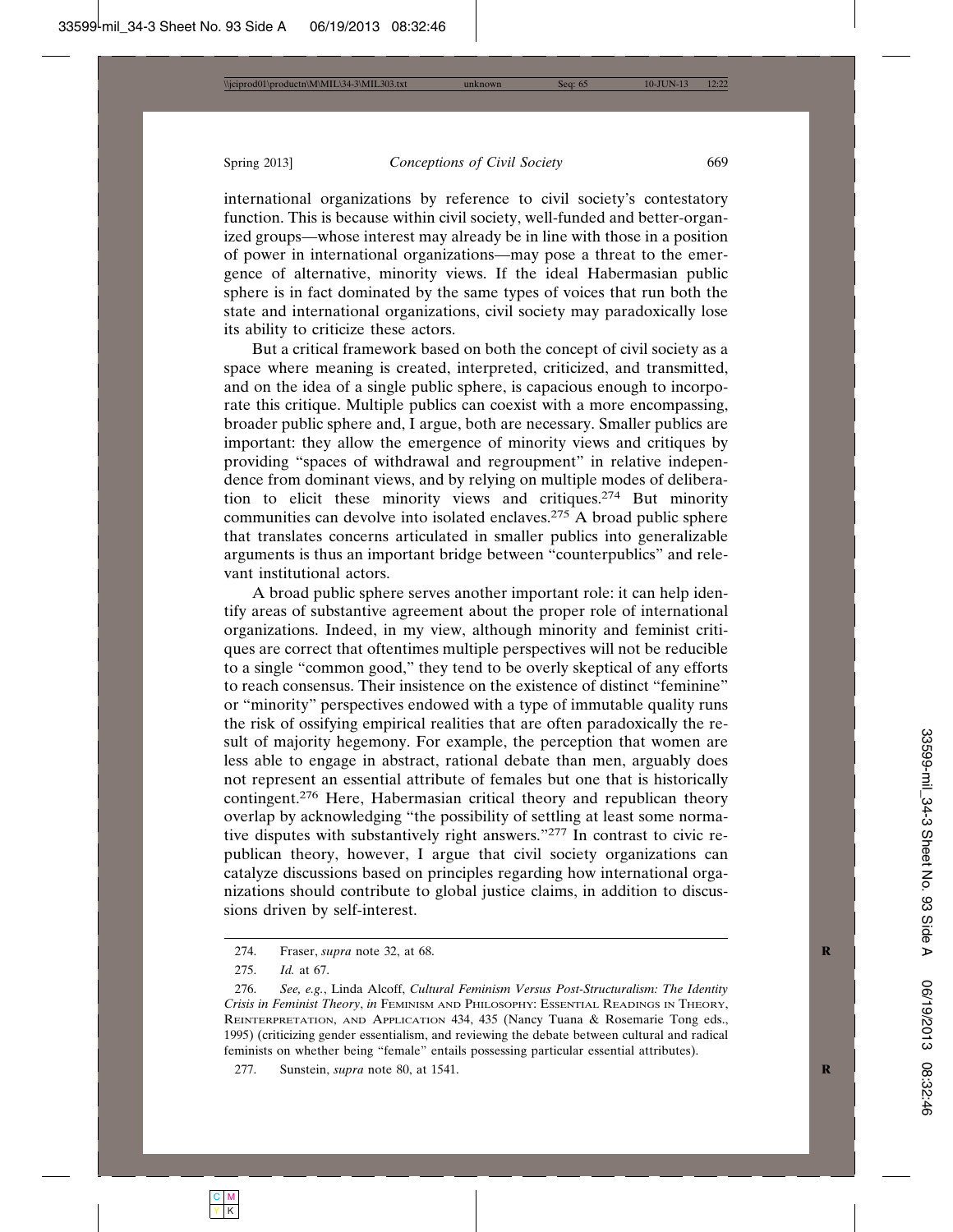international organizations by reference to civil society's contestatory function. This is because within civil society, well-funded and better-organized groups—whose interest may already be in line with those in a position of power in international organizations—may pose a threat to the emergence of alternative, minority views. If the ideal Habermasian public sphere is in fact dominated by the same types of voices that run both the state and international organizations, civil society may paradoxically lose its ability to criticize these actors.

But a critical framework based on both the concept of civil society as a space where meaning is created, interpreted, criticized, and transmitted, and on the idea of a single public sphere, is capacious enough to incorporate this critique. Multiple publics can coexist with a more encompassing, broader public sphere and, I argue, both are necessary. Smaller publics are important: they allow the emergence of minority views and critiques by providing "spaces of withdrawal and regroupment" in relative independence from dominant views, and by relying on multiple modes of deliberation to elicit these minority views and critiques.[274] But minority communities can devolve into isolated enclaves.[275] A broad public sphere that translates concerns articulated in smaller publics into generalizable arguments is thus an important bridge between "counterpublics" and relevant institutional actors.

A broad public sphere serves another important role: it can help identify areas of substantive agreement about the proper role of international organizations. Indeed, in my view, although minority and feminist critiques are correct that oftentimes multiple perspectives will not be reducible to a single "common good," they tend to be overly skeptical of any efforts to reach consensus. Their insistence on the existence of distinct "feminine" or "minority" perspectives endowed with a type of immutable quality runs the risk of ossifying empirical realities that are often paradoxically the result of majority hegemony. For example, the perception that women are less able to engage in abstract, rational debate than men, arguably does not represent an essential attribute of females but one that is historically contingent.[276] Here, Habermasian critical theory and republican theory overlap by acknowledging "the possibility of settling at least some normative disputes with substantively right answers."[277] In contrast to civic republican theory, however, I argue that civil society organizations can catalyze discussions based on principles regarding how international organizations should contribute to global justice claims, in addition to discussions driven by self-interest.

274. Fraser, *supra* note 32, at 68.

275. *Id.* at 67.

276. *See, e.g.*, Linda Alcoff, *Cultural Feminism Versus Post-Structuralism: The Identity Crisis in Feminist Theory*, *in* Feminism and Philosophy: Essential Readings in Theory, Reinterpretation, and Application 434, 435 (Nancy Tuana & Rosemarie Tong eds., 1995) (criticizing gender essentialism, and reviewing the debate between cultural and radical feminists on whether being "female" entails possessing particular essential attributes).

277. Sunstein, *supra* note 80, at 1541.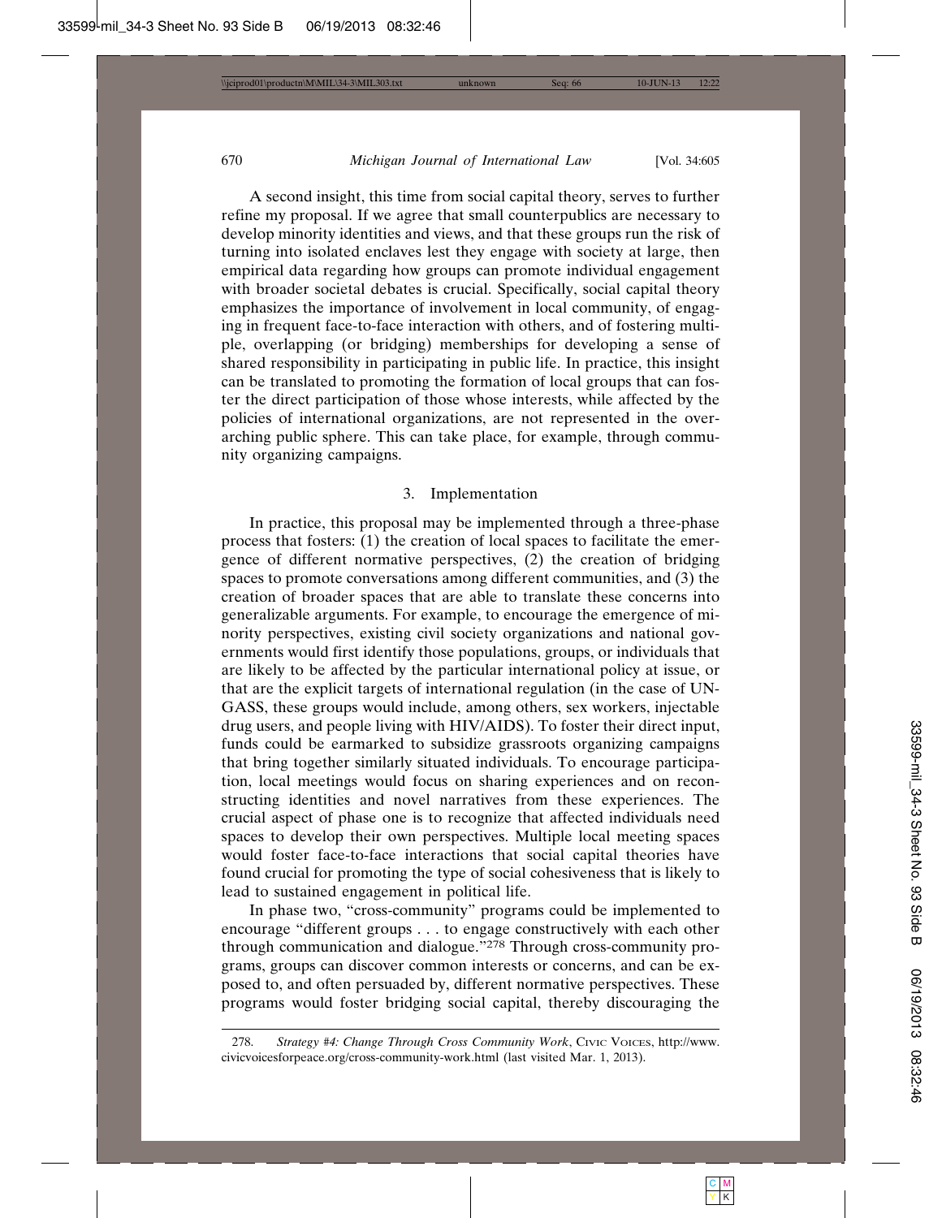A second insight, this time from social capital theory, serves to further refine my proposal. If we agree that small counterpublics are necessary to develop minority identities and views, and that these groups run the risk of turning into isolated enclaves lest they engage with society at large, then empirical data regarding how groups can promote individual engagement with broader societal debates is crucial. Specifically, social capital theory emphasizes the importance of involvement in local community, of engaging in frequent face-to-face interaction with others, and of fostering multiple, overlapping (or bridging) memberships for developing a sense of shared responsibility in participating in public life. In practice, this insight can be translated to promoting the formation of local groups that can foster the direct participation of those whose interests, while affected by the policies of international organizations, are not represented in the overarching public sphere. This can take place, for example, through community organizing campaigns.

### 3. Implementation

In practice, this proposal may be implemented through a three-phase process that fosters: (1) the creation of local spaces to facilitate the emergence of different normative perspectives, (2) the creation of bridging spaces to promote conversations among different communities, and (3) the creation of broader spaces that are able to translate these concerns into generalizable arguments. For example, to encourage the emergence of minority perspectives, existing civil society organizations and national governments would first identify those populations, groups, or individuals that are likely to be affected by the particular international policy at issue, or that are the explicit targets of international regulation (in the case of UNGASS, these groups would include, among others, sex workers, injectable drug users, and people living with HIV/AIDS). To foster their direct input, funds could be earmarked to subsidize grassroots organizing campaigns that bring together similarly situated individuals. To encourage participation, local meetings would focus on sharing experiences and on reconstructing identities and novel narratives from these experiences. The crucial aspect of phase one is to recognize that affected individuals need spaces to develop their own perspectives. Multiple local meeting spaces would foster face-to-face interactions that social capital theories have found crucial for promoting the type of social cohesiveness that is likely to lead to sustained engagement in political life.

In phase two, "cross-community" programs could be implemented to encourage "different groups . . . to engage constructively with each other through communication and dialogue."[278] Through cross-community programs, groups can discover common interests or concerns, and can be exposed to, and often persuaded by, different normative perspectives. These programs would foster bridging social capital, thereby discouraging the

---

278. *Strategy #4: Change Through Cross Community Work*, Civic Voices, http://www.civicvoicesforpeace.org/cross-community-work.html (last visited Mar. 1, 2013).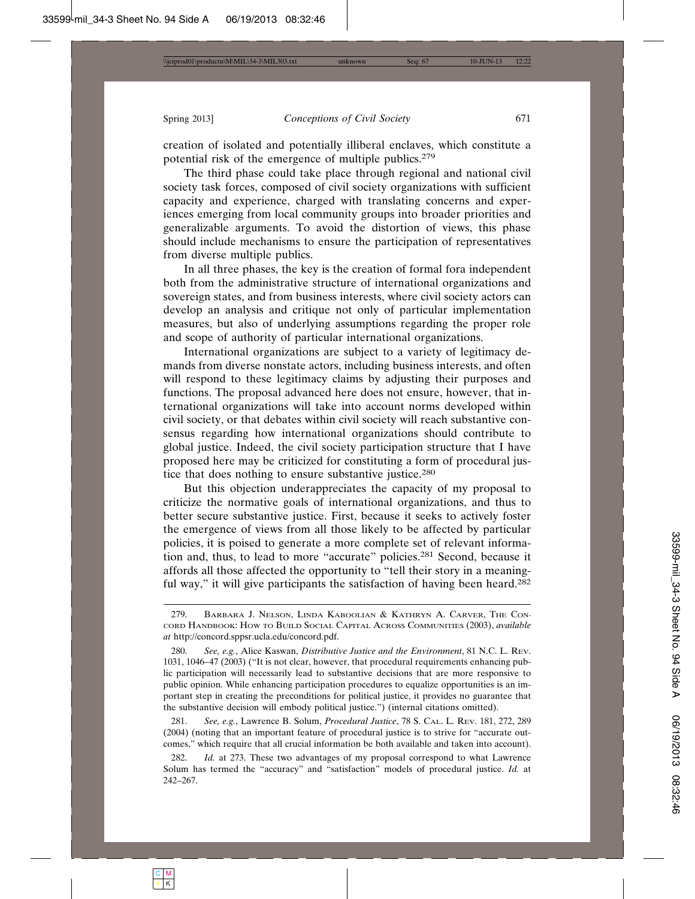creation of isolated and potentially illiberal enclaves, which constitute a potential risk of the emergence of multiple publics.[279]

The third phase could take place through regional and national civil society task forces, composed of civil society organizations with sufficient capacity and experience, charged with translating concerns and experiences emerging from local community groups into broader priorities and generalizable arguments. To avoid the distortion of views, this phase should include mechanisms to ensure the participation of representatives from diverse multiple publics.

In all three phases, the key is the creation of formal fora independent both from the administrative structure of international organizations and sovereign states, and from business interests, where civil society actors can develop an analysis and critique not only of particular implementation measures, but also of underlying assumptions regarding the proper role and scope of authority of particular international organizations.

International organizations are subject to a variety of legitimacy demands from diverse nonstate actors, including business interests, and often will respond to these legitimacy claims by adjusting their purposes and functions. The proposal advanced here does not ensure, however, that international organizations will take into account norms developed within civil society, or that debates within civil society will reach substantive consensus regarding how international organizations should contribute to global justice. Indeed, the civil society participation structure that I have proposed here may be criticized for constituting a form of procedural justice that does nothing to ensure substantive justice.[280]

But this objection underappreciates the capacity of my proposal to criticize the normative goals of international organizations, and thus to better secure substantive justice. First, because it seeks to actively foster the emergence of views from all those likely to be affected by particular policies, it is poised to generate a more complete set of relevant information and, thus, to lead to more "accurate" policies.[281] Second, because it affords all those affected the opportunity to "tell their story in a meaningful way," it will give participants the satisfaction of having been heard.[282]

---

279. Barbara J. Nelson, Linda Kaboolian & Kathryn A. Carver, The Concord Handbook: How to Build Social Capital Across Communities (2003), *available at* http://concord.sppsr.ucla.edu/concord.pdf.

280. *See, e.g.*, Alice Kaswan, *Distributive Justice and the Environment*, 81 N.C. L. Rev. 1031, 1046–47 (2003) ("It is not clear, however, that procedural requirements enhancing public participation will necessarily lead to substantive decisions that are more responsive to public opinion. While enhancing participation procedures to equalize opportunities is an important step in creating the preconditions for political justice, it provides no guarantee that the substantive decision will embody political justice.") (internal citations omitted).

281. *See, e.g.*, Lawrence B. Solum, *Procedural Justice*, 78 S. Cal. L. Rev. 181, 272, 289 (2004) (noting that an important feature of procedural justice is to strive for "accurate outcomes," which require that all crucial information be both available and taken into account).

282. *Id.* at 273. These two advantages of my proposal correspond to what Lawrence Solum has termed the "accuracy" and "satisfaction" models of procedural justice. *Id.* at 242–267.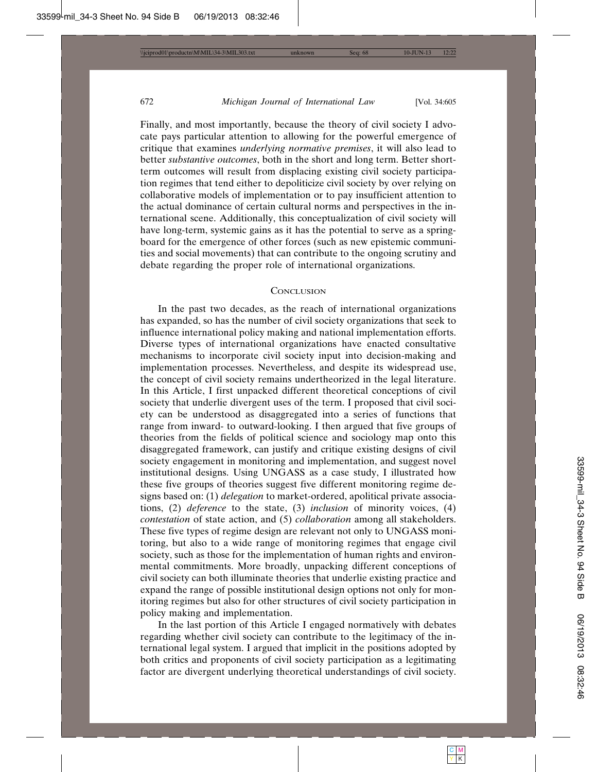Finally, and most importantly, because the theory of civil society I advocate pays particular attention to allowing for the powerful emergence of critique that examines *underlying normative premises*, it will also lead to better *substantive outcomes*, both in the short and long term. Better short-term outcomes will result from displacing existing civil society participation regimes that tend either to depoliticize civil society by over relying on collaborative models of implementation or to pay insufficient attention to the actual dominance of certain cultural norms and perspectives in the international scene. Additionally, this conceptualization of civil society will have long-term, systemic gains as it has the potential to serve as a springboard for the emergence of other forces (such as new epistemic communities and social movements) that can contribute to the ongoing scrutiny and debate regarding the proper role of international organizations.

## Conclusion

In the past two decades, as the reach of international organizations has expanded, so has the number of civil society organizations that seek to influence international policy making and national implementation efforts. Diverse types of international organizations have enacted consultative mechanisms to incorporate civil society input into decision-making and implementation processes. Nevertheless, and despite its widespread use, the concept of civil society remains undertheorized in the legal literature. In this Article, I first unpacked different theoretical conceptions of civil society that underlie divergent uses of the term. I proposed that civil society can be understood as disaggregated into a series of functions that range from inward- to outward-looking. I then argued that five groups of theories from the fields of political science and sociology map onto this disaggregated framework, can justify and critique existing designs of civil society engagement in monitoring and implementation, and suggest novel institutional designs. Using UNGASS as a case study, I illustrated how these five groups of theories suggest five different monitoring regime designs based on: (1) *delegation* to market-ordered, apolitical private associations, (2) *deference* to the state, (3) *inclusion* of minority voices, (4) *contestation* of state action, and (5) *collaboration* among all stakeholders. These five types of regime design are relevant not only to UNGASS monitoring, but also to a wide range of monitoring regimes that engage civil society, such as those for the implementation of human rights and environmental commitments. More broadly, unpacking different conceptions of civil society can both illuminate theories that underlie existing practice and expand the range of possible institutional design options not only for monitoring regimes but also for other structures of civil society participation in policy making and implementation.

In the last portion of this Article I engaged normatively with debates regarding whether civil society can contribute to the legitimacy of the international legal system. I argued that implicit in the positions adopted by both critics and proponents of civil society participation as a legitimating factor are divergent underlying theoretical understandings of civil society.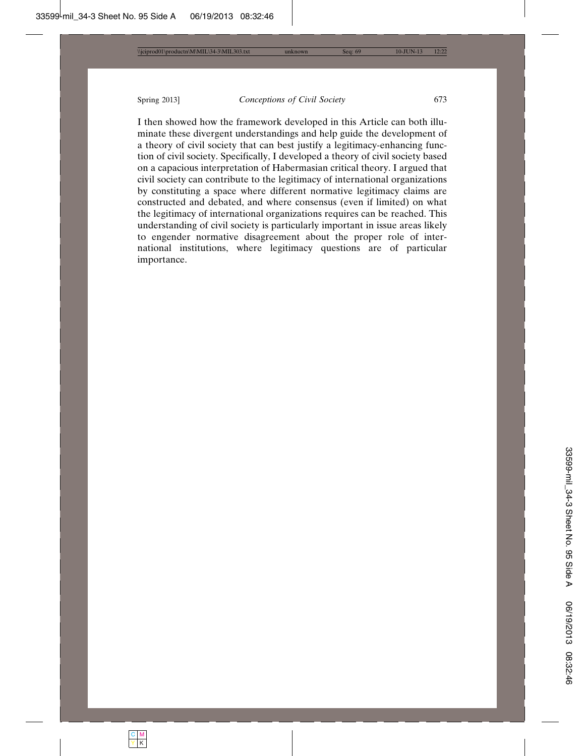I then showed how the framework developed in this Article can both illuminate these divergent understandings and help guide the development of a theory of civil society that can best justify a legitimacy-enhancing function of civil society. Specifically, I developed a theory of civil society based on a capacious interpretation of Habermasian critical theory. I argued that civil society can contribute to the legitimacy of international organizations by constituting a space where different normative legitimacy claims are constructed and debated, and where consensus (even if limited) on what the legitimacy of international organizations requires can be reached. This understanding of civil society is particularly important in issue areas likely to engender normative disagreement about the proper role of international institutions, where legitimacy questions are of particular importance.